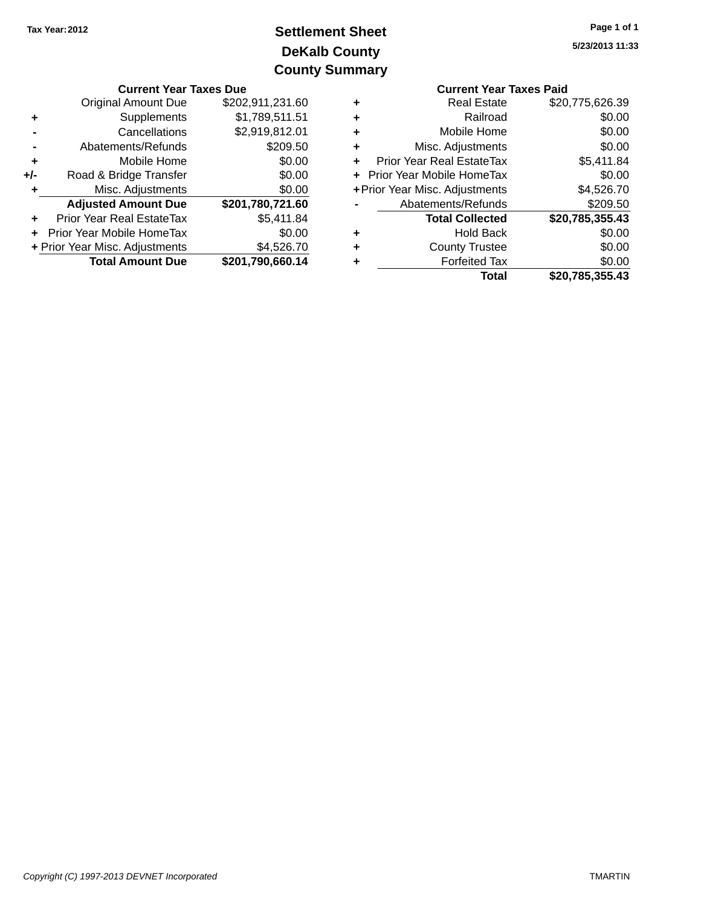Tax Year: 2012

# Settlement Sheet
## DeKalb County
## County Summary

5/23/2013 11:33

**Current Year Taxes Due**

| | | |
|---|---|---|
| | Original Amount Due | $202,911,231.60 |
| + | Supplements | $1,789,511.51 |
| - | Cancellations | $2,919,812.01 |
| - | Abatements/Refunds | $209.50 |
| + | Mobile Home | $0.00 |
| +/- | Road & Bridge Transfer | $0.00 |
| + | Misc. Adjustments | $0.00 |
| | **Adjusted Amount Due** | **$201,780,721.60** |
| + | Prior Year Real EstateTax | $5,411.84 |
| + | Prior Year Mobile HomeTax | $0.00 |
| + | Prior Year Misc. Adjustments | $4,526.70 |
| | **Total Amount Due** | **$201,790,660.14** |

**Current Year Taxes Paid**

| | | |
|---|---|---|
| + | Real Estate | $20,775,626.39 |
| + | Railroad | $0.00 |
| + | Mobile Home | $0.00 |
| + | Misc. Adjustments | $0.00 |
| + | Prior Year Real EstateTax | $5,411.84 |
| + | Prior Year Mobile HomeTax | $0.00 |
| + | Prior Year Misc. Adjustments | $4,526.70 |
| - | Abatements/Refunds | $209.50 |
| | **Total Collected** | **$20,785,355.43** |
| + | Hold Back | $0.00 |
| + | County Trustee | $0.00 |
| + | Forfeited Tax | $0.00 |
| | **Total** | **$20,785,355.43** |

*Copyright (C) 1997-2013 DEVNET Incorporated*

TMARTIN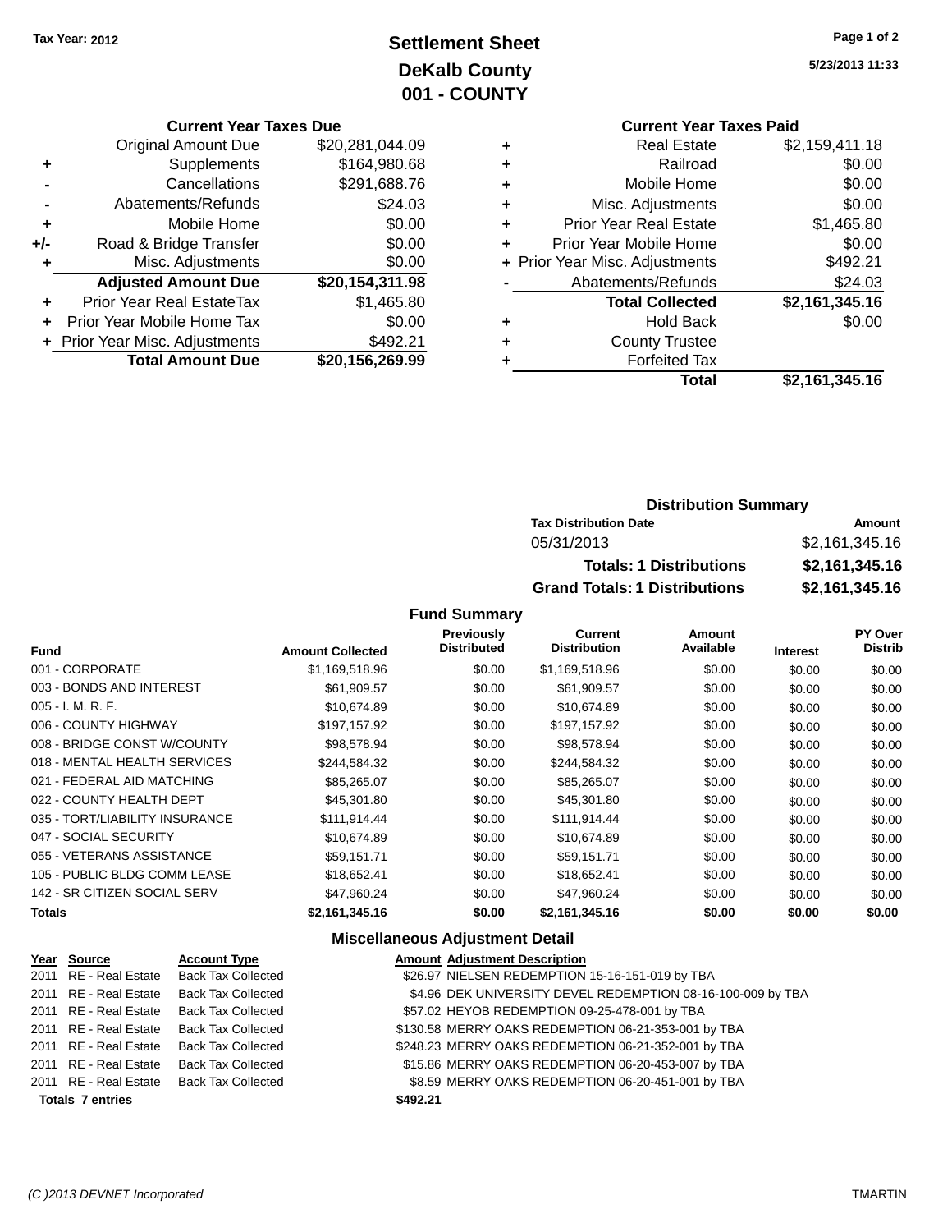Tax Year: 2012

# Settlement Sheet
## DeKalb County
## 001 - COUNTY

5/23/2013 11:33

### Current Year Taxes Due

| | | |
|---|---|---|
| | Original Amount Due | $20,281,044.09 |
| + | Supplements | $164,980.68 |
| - | Cancellations | $291,688.76 |
| - | Abatements/Refunds | $24.03 |
| + | Mobile Home | $0.00 |
| +/- | Road & Bridge Transfer | $0.00 |
| + | Misc. Adjustments | $0.00 |
| | **Adjusted Amount Due** | **$20,154,311.98** |
| + | Prior Year Real EstateTax | $1,465.80 |
| + | Prior Year Mobile Home Tax | $0.00 |
| + | Prior Year Misc. Adjustments | $492.21 |
| | **Total Amount Due** | **$20,156,269.99** |

### Current Year Taxes Paid

| | | |
|---|---|---|
| + | Real Estate | $2,159,411.18 |
| + | Railroad | $0.00 |
| + | Mobile Home | $0.00 |
| + | Misc. Adjustments | $0.00 |
| + | Prior Year Real Estate | $1,465.80 |
| + | Prior Year Mobile Home | $0.00 |
| + | Prior Year Misc. Adjustments | $492.21 |
| - | Abatements/Refunds | $24.03 |
| | **Total Collected** | **$2,161,345.16** |
| + | Hold Back | $0.00 |
| + | County Trustee | |
| + | Forfeited Tax | |
| | **Total** | **$2,161,345.16** |

### Distribution Summary

| Tax Distribution Date | Amount |
|---|---|
| 05/31/2013 | $2,161,345.16 |
| **Totals: 1 Distributions** | **$2,161,345.16** |
| **Grand Totals: 1 Distributions** | **$2,161,345.16** |

### Fund Summary

| Fund | Amount Collected | Previously Distributed | Current Distribution | Amount Available | Interest | PY Over Distrib |
|---|---|---|---|---|---|---|
| 001 - CORPORATE | $1,169,518.96 | $0.00 | $1,169,518.96 | $0.00 | $0.00 | $0.00 |
| 003 - BONDS AND INTEREST | $61,909.57 | $0.00 | $61,909.57 | $0.00 | $0.00 | $0.00 |
| 005 - I. M. R. F. | $10,674.89 | $0.00 | $10,674.89 | $0.00 | $0.00 | $0.00 |
| 006 - COUNTY HIGHWAY | $197,157.92 | $0.00 | $197,157.92 | $0.00 | $0.00 | $0.00 |
| 008 - BRIDGE CONST W/COUNTY | $98,578.94 | $0.00 | $98,578.94 | $0.00 | $0.00 | $0.00 |
| 018 - MENTAL HEALTH SERVICES | $244,584.32 | $0.00 | $244,584.32 | $0.00 | $0.00 | $0.00 |
| 021 - FEDERAL AID MATCHING | $85,265.07 | $0.00 | $85,265.07 | $0.00 | $0.00 | $0.00 |
| 022 - COUNTY HEALTH DEPT | $45,301.80 | $0.00 | $45,301.80 | $0.00 | $0.00 | $0.00 |
| 035 - TORT/LIABILITY INSURANCE | $111,914.44 | $0.00 | $111,914.44 | $0.00 | $0.00 | $0.00 |
| 047 - SOCIAL SECURITY | $10,674.89 | $0.00 | $10,674.89 | $0.00 | $0.00 | $0.00 |
| 055 - VETERANS ASSISTANCE | $59,151.71 | $0.00 | $59,151.71 | $0.00 | $0.00 | $0.00 |
| 105 - PUBLIC BLDG COMM LEASE | $18,652.41 | $0.00 | $18,652.41 | $0.00 | $0.00 | $0.00 |
| 142 - SR CITIZEN SOCIAL SERV | $47,960.24 | $0.00 | $47,960.24 | $0.00 | $0.00 | $0.00 |
| **Totals** | **$2,161,345.16** | **$0.00** | **$2,161,345.16** | **$0.00** | **$0.00** | **$0.00** |

### Miscellaneous Adjustment Detail

| Year | Source | Account Type | Amount | Adjustment Description |
|---|---|---|---|---|
| 2011 | RE - Real Estate | Back Tax Collected | $26.97 | NIELSEN REDEMPTION 15-16-151-019 by TBA |
| 2011 | RE - Real Estate | Back Tax Collected | $4.96 | DEK UNIVERSITY DEVEL REDEMPTION 08-16-100-009 by TBA |
| 2011 | RE - Real Estate | Back Tax Collected | $57.02 | HEYOB REDEMPTION 09-25-478-001 by TBA |
| 2011 | RE - Real Estate | Back Tax Collected | $130.58 | MERRY OAKS REDEMPTION 06-21-353-001 by TBA |
| 2011 | RE - Real Estate | Back Tax Collected | $248.23 | MERRY OAKS REDEMPTION 06-21-352-001 by TBA |
| 2011 | RE - Real Estate | Back Tax Collected | $15.86 | MERRY OAKS REDEMPTION 06-20-453-007 by TBA |
| 2011 | RE - Real Estate | Back Tax Collected | $8.59 | MERRY OAKS REDEMPTION 06-20-451-001 by TBA |
| **Totals 7 entries** | | | **$492.21** | |

(C )2013 DEVNET Incorporated TMARTIN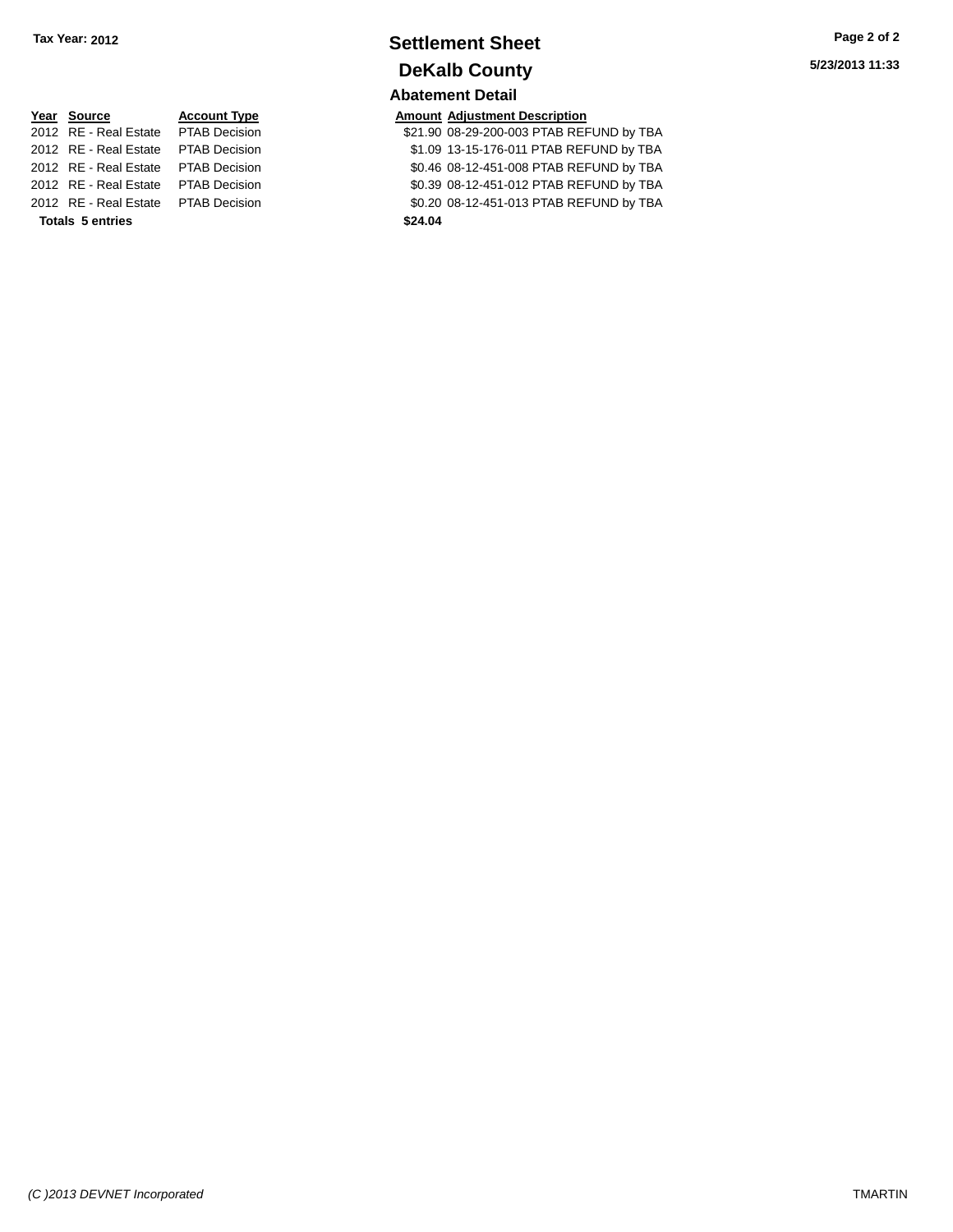Tax Year: 2012

# Settlement Sheet

## DeKalb County

5/23/2013 11:33

### Abatement Detail

| Year | Source | Account Type | Amount | Adjustment Description |
|---|---|---|---|---|
| 2012 | RE - Real Estate | PTAB Decision | $21.90 | 08-29-200-003 PTAB REFUND by TBA |
| 2012 | RE - Real Estate | PTAB Decision | $1.09 | 13-15-176-011 PTAB REFUND by TBA |
| 2012 | RE - Real Estate | PTAB Decision | $0.46 | 08-12-451-008 PTAB REFUND by TBA |
| 2012 | RE - Real Estate | PTAB Decision | $0.39 | 08-12-451-012 PTAB REFUND by TBA |
| 2012 | RE - Real Estate | PTAB Decision | $0.20 | 08-12-451-013 PTAB REFUND by TBA |
| **Totals** | **5 entries** | | **$24.04** | |

*(C )2013 DEVNET Incorporated*

TMARTIN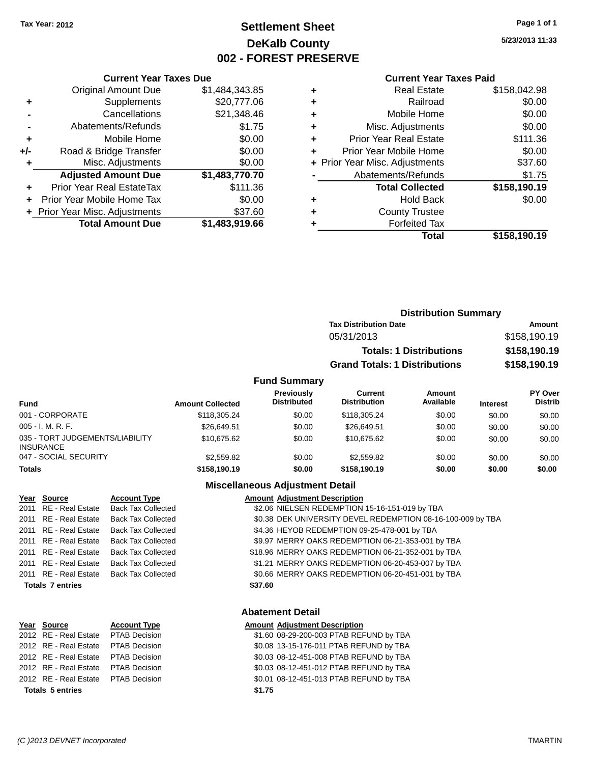Tax Year: 2012

# Settlement Sheet

## DeKalb County

## 002 - FOREST PRESERVE

5/23/2013 11:33

### Current Year Taxes Due

| | | |
|---|---|---|
| | Original Amount Due | $1,484,343.85 |
| + | Supplements | $20,777.06 |
| - | Cancellations | $21,348.46 |
| - | Abatements/Refunds | $1.75 |
| + | Mobile Home | $0.00 |
| +/- | Road & Bridge Transfer | $0.00 |
| + | Misc. Adjustments | $0.00 |
| | **Adjusted Amount Due** | **$1,483,770.70** |
| + | Prior Year Real EstateTax | $111.36 |
| + | Prior Year Mobile Home Tax | $0.00 |
| + | Prior Year Misc. Adjustments | $37.60 |
| | **Total Amount Due** | **$1,483,919.66** |

### Current Year Taxes Paid

| | | |
|---|---|---|
| + | Real Estate | $158,042.98 |
| + | Railroad | $0.00 |
| + | Mobile Home | $0.00 |
| + | Misc. Adjustments | $0.00 |
| + | Prior Year Real Estate | $111.36 |
| + | Prior Year Mobile Home | $0.00 |
| + | Prior Year Misc. Adjustments | $37.60 |
| - | Abatements/Refunds | $1.75 |
| | **Total Collected** | **$158,190.19** |
| + | Hold Back | $0.00 |
| + | County Trustee | |
| + | Forfeited Tax | |
| | **Total** | **$158,190.19** |

### Distribution Summary

| Tax Distribution Date | Amount |
|---|---|
| 05/31/2013 | $158,190.19 |
| **Totals: 1 Distributions** | **$158,190.19** |
| **Grand Totals: 1 Distributions** | **$158,190.19** |

### Fund Summary

| Fund | Amount Collected | Previously Distributed | Current Distribution | Amount Available | Interest | PY Over Distrib |
|---|---|---|---|---|---|---|
| 001 - CORPORATE | $118,305.24 | $0.00 | $118,305.24 | $0.00 | $0.00 | $0.00 |
| 005 - I. M. R. F. | $26,649.51 | $0.00 | $26,649.51 | $0.00 | $0.00 | $0.00 |
| 035 - TORT JUDGEMENTS/LIABILITY INSURANCE | $10,675.62 | $0.00 | $10,675.62 | $0.00 | $0.00 | $0.00 |
| 047 - SOCIAL SECURITY | $2,559.82 | $0.00 | $2,559.82 | $0.00 | $0.00 | $0.00 |
| **Totals** | **$158,190.19** | **$0.00** | **$158,190.19** | **$0.00** | **$0.00** | **$0.00** |

### Miscellaneous Adjustment Detail

| Year | Source | Account Type | Amount | Adjustment Description |
|---|---|---|---|---|
| 2011 | RE - Real Estate | Back Tax Collected | $2.06 | NIELSEN REDEMPTION 15-16-151-019 by TBA |
| 2011 | RE - Real Estate | Back Tax Collected | $0.38 | DEK UNIVERSITY DEVEL REDEMPTION 08-16-100-009 by TBA |
| 2011 | RE - Real Estate | Back Tax Collected | $4.36 | HEYOB REDEMPTION 09-25-478-001 by TBA |
| 2011 | RE - Real Estate | Back Tax Collected | $9.97 | MERRY OAKS REDEMPTION 06-21-353-001 by TBA |
| 2011 | RE - Real Estate | Back Tax Collected | $18.96 | MERRY OAKS REDEMPTION 06-21-352-001 by TBA |
| 2011 | RE - Real Estate | Back Tax Collected | $1.21 | MERRY OAKS REDEMPTION 06-20-453-007 by TBA |
| 2011 | RE - Real Estate | Back Tax Collected | $0.66 | MERRY OAKS REDEMPTION 06-20-451-001 by TBA |
| **Totals 7 entries** | | | **$37.60** | |

### Abatement Detail

| Year | Source | Account Type | Amount | Adjustment Description |
|---|---|---|---|---|
| 2012 | RE - Real Estate | PTAB Decision | $1.60 | 08-29-200-003 PTAB REFUND by TBA |
| 2012 | RE - Real Estate | PTAB Decision | $0.08 | 13-15-176-011 PTAB REFUND by TBA |
| 2012 | RE - Real Estate | PTAB Decision | $0.03 | 08-12-451-008 PTAB REFUND by TBA |
| 2012 | RE - Real Estate | PTAB Decision | $0.03 | 08-12-451-012 PTAB REFUND by TBA |
| 2012 | RE - Real Estate | PTAB Decision | $0.01 | 08-12-451-013 PTAB REFUND by TBA |
| **Totals 5 entries** | | | **$1.75** | |

(C )2013 DEVNET Incorporated — TMARTIN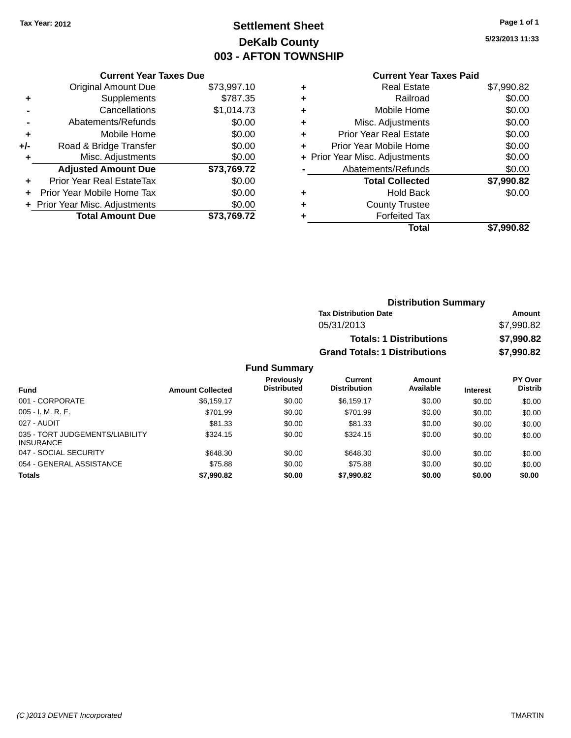Tax Year: 2012

# Settlement Sheet
## DeKalb County
## 003 - AFTON TOWNSHIP

5/23/2013 11:33

### Current Year Taxes Due

| | | |
|---|---|---|
| | Original Amount Due | $73,997.10 |
| + | Supplements | $787.35 |
| - | Cancellations | $1,014.73 |
| - | Abatements/Refunds | $0.00 |
| + | Mobile Home | $0.00 |
| +/- | Road & Bridge Transfer | $0.00 |
| + | Misc. Adjustments | $0.00 |
| | **Adjusted Amount Due** | **$73,769.72** |
| + | Prior Year Real EstateTax | $0.00 |
| + | Prior Year Mobile Home Tax | $0.00 |
| + | Prior Year Misc. Adjustments | $0.00 |
| | **Total Amount Due** | **$73,769.72** |

### Current Year Taxes Paid

| | | |
|---|---|---|
| + | Real Estate | $7,990.82 |
| + | Railroad | $0.00 |
| + | Mobile Home | $0.00 |
| + | Misc. Adjustments | $0.00 |
| + | Prior Year Real Estate | $0.00 |
| + | Prior Year Mobile Home | $0.00 |
| + | Prior Year Misc. Adjustments | $0.00 |
| - | Abatements/Refunds | $0.00 |
| | **Total Collected** | **$7,990.82** |
| + | Hold Back | $0.00 |
| + | County Trustee | |
| + | Forfeited Tax | |
| | **Total** | **$7,990.82** |

### Distribution Summary

| Tax Distribution Date | Amount |
|---|---|
| 05/31/2013 | $7,990.82 |
| **Totals: 1 Distributions** | **$7,990.82** |
| **Grand Totals: 1 Distributions** | **$7,990.82** |

### Fund Summary

| Fund | Amount Collected | Previously Distributed | Current Distribution | Amount Available | Interest | PY Over Distrib |
|---|---|---|---|---|---|---|
| 001 - CORPORATE | $6,159.17 | $0.00 | $6,159.17 | $0.00 | $0.00 | $0.00 |
| 005 - I. M. R. F. | $701.99 | $0.00 | $701.99 | $0.00 | $0.00 | $0.00 |
| 027 - AUDIT | $81.33 | $0.00 | $81.33 | $0.00 | $0.00 | $0.00 |
| 035 - TORT JUDGEMENTS/LIABILITY INSURANCE | $324.15 | $0.00 | $324.15 | $0.00 | $0.00 | $0.00 |
| 047 - SOCIAL SECURITY | $648.30 | $0.00 | $648.30 | $0.00 | $0.00 | $0.00 |
| 054 - GENERAL ASSISTANCE | $75.88 | $0.00 | $75.88 | $0.00 | $0.00 | $0.00 |
| **Totals** | **$7,990.82** | **$0.00** | **$7,990.82** | **$0.00** | **$0.00** | **$0.00** |

(C )2013 DEVNET Incorporated TMARTIN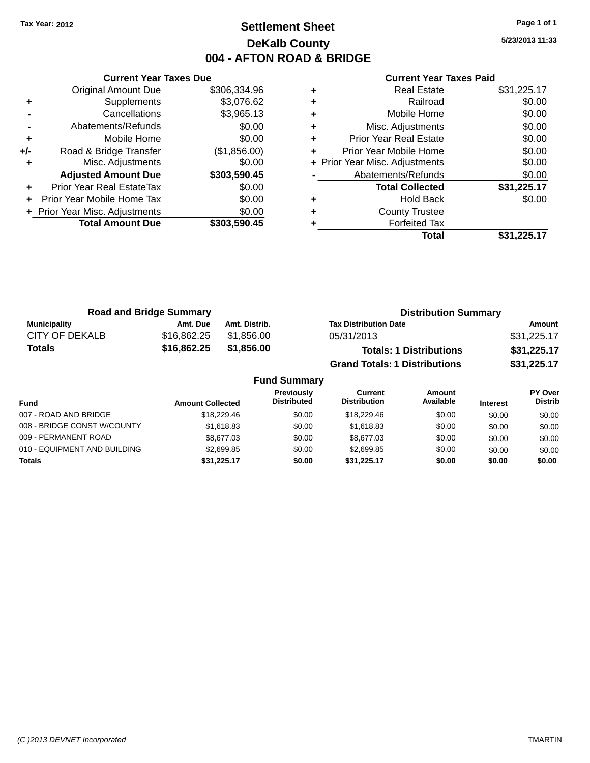Tax Year: 2012

# Settlement Sheet
## DeKalb County
## 004 - AFTON ROAD & BRIDGE

5/23/2013 11:33

### Current Year Taxes Due

| | | |
|---|---|---|
| | Original Amount Due | $306,334.96 |
| + | Supplements | $3,076.62 |
| - | Cancellations | $3,965.13 |
| - | Abatements/Refunds | $0.00 |
| + | Mobile Home | $0.00 |
| +/- | Road & Bridge Transfer | ($1,856.00) |
| + | Misc. Adjustments | $0.00 |
| | **Adjusted Amount Due** | **$303,590.45** |
| + | Prior Year Real EstateTax | $0.00 |
| + | Prior Year Mobile Home Tax | $0.00 |
| + | Prior Year Misc. Adjustments | $0.00 |
| | **Total Amount Due** | **$303,590.45** |

### Current Year Taxes Paid

| | | |
|---|---|---|
| + | Real Estate | $31,225.17 |
| + | Railroad | $0.00 |
| + | Mobile Home | $0.00 |
| + | Misc. Adjustments | $0.00 |
| + | Prior Year Real Estate | $0.00 |
| + | Prior Year Mobile Home | $0.00 |
| + | Prior Year Misc. Adjustments | $0.00 |
| - | Abatements/Refunds | $0.00 |
| | **Total Collected** | **$31,225.17** |
| + | Hold Back | $0.00 |
| + | County Trustee | |
| + | Forfeited Tax | |
| | **Total** | **$31,225.17** |

### Road and Bridge Summary

| Municipality | Amt. Due | Amt. Distrib. |
|---|---|---|
| CITY OF DEKALB | $16,862.25 | $1,856.00 |
| **Totals** | **$16,862.25** | **$1,856.00** |

### Distribution Summary

| Tax Distribution Date | Amount |
|---|---|
| 05/31/2013 | $31,225.17 |
| **Totals: 1 Distributions** | **$31,225.17** |
| **Grand Totals: 1 Distributions** | **$31,225.17** |

### Fund Summary

| Fund | Amount Collected | Previously Distributed | Current Distribution | Amount Available | Interest | PY Over Distrib |
|---|---|---|---|---|---|---|
| 007 - ROAD AND BRIDGE | $18,229.46 | $0.00 | $18,229.46 | $0.00 | $0.00 | $0.00 |
| 008 - BRIDGE CONST W/COUNTY | $1,618.83 | $0.00 | $1,618.83 | $0.00 | $0.00 | $0.00 |
| 009 - PERMANENT ROAD | $8,677.03 | $0.00 | $8,677.03 | $0.00 | $0.00 | $0.00 |
| 010 - EQUIPMENT AND BUILDING | $2,699.85 | $0.00 | $2,699.85 | $0.00 | $0.00 | $0.00 |
| **Totals** | **$31,225.17** | **$0.00** | **$31,225.17** | **$0.00** | **$0.00** | **$0.00** |

(C )2013 DEVNET Incorporated TMARTIN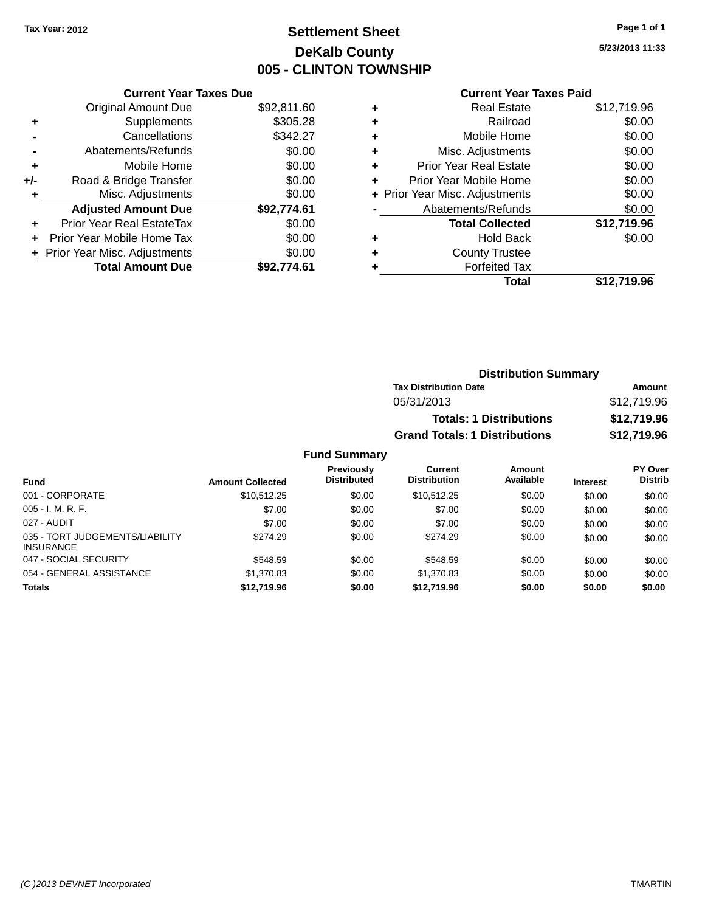Tax Year: 2012

# Settlement Sheet
## DeKalb County
## 005 - CLINTON TOWNSHIP

5/23/2013 11:33

### Current Year Taxes Due

| | | |
|---|---|---|
| | Original Amount Due | $92,811.60 |
| + | Supplements | $305.28 |
| - | Cancellations | $342.27 |
| - | Abatements/Refunds | $0.00 |
| + | Mobile Home | $0.00 |
| +/- | Road & Bridge Transfer | $0.00 |
| + | Misc. Adjustments | $0.00 |
| | **Adjusted Amount Due** | **$92,774.61** |
| + | Prior Year Real EstateTax | $0.00 |
| + | Prior Year Mobile Home Tax | $0.00 |
| + | Prior Year Misc. Adjustments | $0.00 |
| | **Total Amount Due** | **$92,774.61** |

### Current Year Taxes Paid

| | | |
|---|---|---|
| + | Real Estate | $12,719.96 |
| + | Railroad | $0.00 |
| + | Mobile Home | $0.00 |
| + | Misc. Adjustments | $0.00 |
| + | Prior Year Real Estate | $0.00 |
| + | Prior Year Mobile Home | $0.00 |
| + | Prior Year Misc. Adjustments | $0.00 |
| - | Abatements/Refunds | $0.00 |
| | **Total Collected** | **$12,719.96** |
| + | Hold Back | $0.00 |
| + | County Trustee | |
| + | Forfeited Tax | |
| | **Total** | **$12,719.96** |

### Distribution Summary

| Tax Distribution Date | Amount |
|---|---|
| 05/31/2013 | $12,719.96 |
| **Totals: 1 Distributions** | **$12,719.96** |
| **Grand Totals: 1 Distributions** | **$12,719.96** |

### Fund Summary

| Fund | Amount Collected | Previously Distributed | Current Distribution | Amount Available | Interest | PY Over Distrib |
|---|---|---|---|---|---|---|
| 001 - CORPORATE | $10,512.25 | $0.00 | $10,512.25 | $0.00 | $0.00 | $0.00 |
| 005 - I. M. R. F. | $7.00 | $0.00 | $7.00 | $0.00 | $0.00 | $0.00 |
| 027 - AUDIT | $7.00 | $0.00 | $7.00 | $0.00 | $0.00 | $0.00 |
| 035 - TORT JUDGEMENTS/LIABILITY INSURANCE | $274.29 | $0.00 | $274.29 | $0.00 | $0.00 | $0.00 |
| 047 - SOCIAL SECURITY | $548.59 | $0.00 | $548.59 | $0.00 | $0.00 | $0.00 |
| 054 - GENERAL ASSISTANCE | $1,370.83 | $0.00 | $1,370.83 | $0.00 | $0.00 | $0.00 |
| **Totals** | **$12,719.96** | **$0.00** | **$12,719.96** | **$0.00** | **$0.00** | **$0.00** |

(C )2013 DEVNET Incorporated — TMARTIN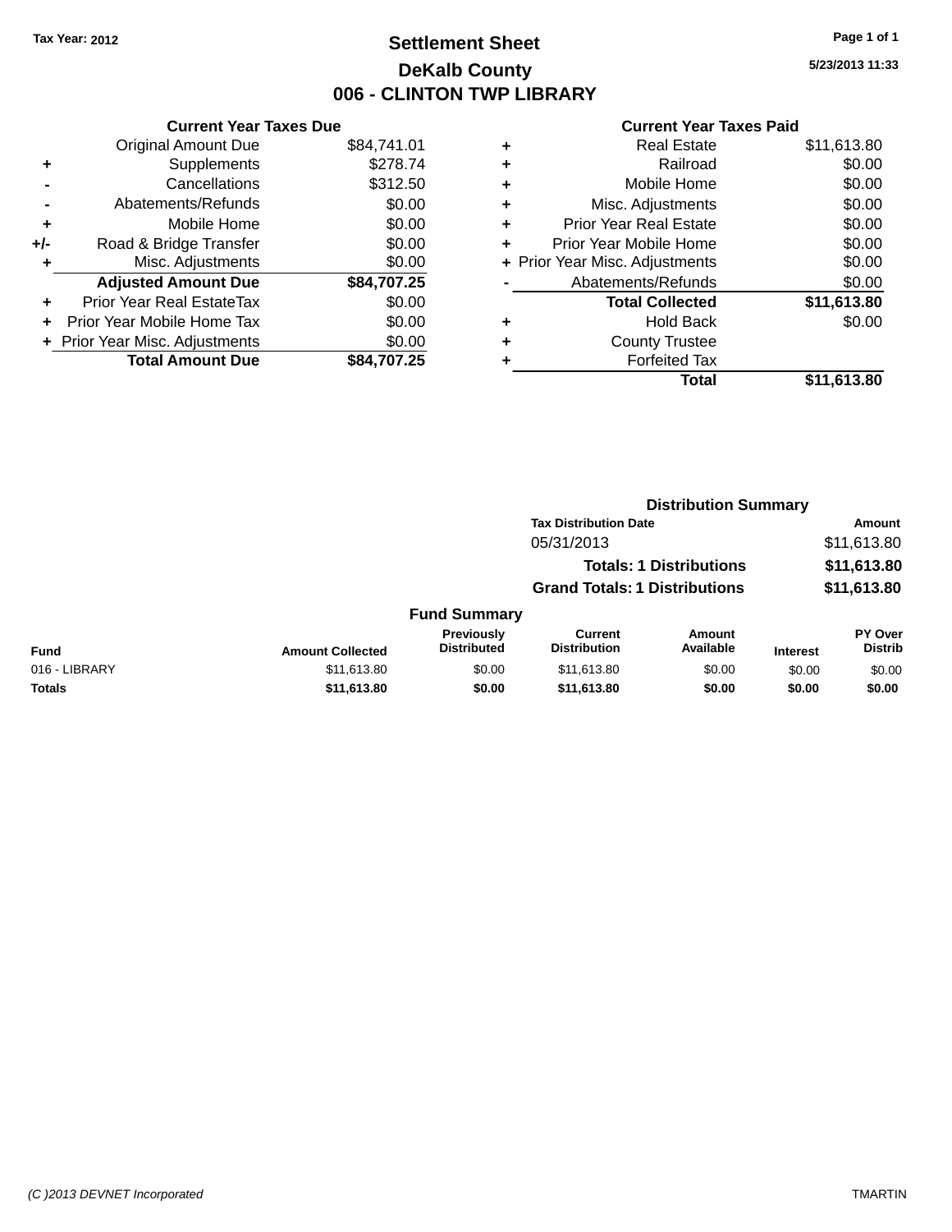Tax Year: 2012

# Settlement Sheet

## DeKalb County

## 006 - CLINTON TWP LIBRARY

5/23/2013 11:33

**Current Year Taxes Due**

| | | |
|---|---|---|
| | Original Amount Due | $84,741.01 |
| + | Supplements | $278.74 |
| - | Cancellations | $312.50 |
| - | Abatements/Refunds | $0.00 |
| + | Mobile Home | $0.00 |
| +/- | Road & Bridge Transfer | $0.00 |
| + | Misc. Adjustments | $0.00 |
| | **Adjusted Amount Due** | **$84,707.25** |
| + | Prior Year Real EstateTax | $0.00 |
| + | Prior Year Mobile Home Tax | $0.00 |
| + | Prior Year Misc. Adjustments | $0.00 |
| | **Total Amount Due** | **$84,707.25** |

**Current Year Taxes Paid**

| | | |
|---|---|---|
| + | Real Estate | $11,613.80 |
| + | Railroad | $0.00 |
| + | Mobile Home | $0.00 |
| + | Misc. Adjustments | $0.00 |
| + | Prior Year Real Estate | $0.00 |
| + | Prior Year Mobile Home | $0.00 |
| + | Prior Year Misc. Adjustments | $0.00 |
| - | Abatements/Refunds | $0.00 |
| | **Total Collected** | **$11,613.80** |
| + | Hold Back | $0.00 |
| + | County Trustee | |
| + | Forfeited Tax | |
| | **Total** | **$11,613.80** |

**Distribution Summary**

| Tax Distribution Date | Amount |
|---|---|
| 05/31/2013 | $11,613.80 |
| **Totals: 1 Distributions** | **$11,613.80** |
| **Grand Totals: 1 Distributions** | **$11,613.80** |

**Fund Summary**

| Fund | Amount Collected | Previously Distributed | Current Distribution | Amount Available | Interest | PY Over Distrib |
|---|---|---|---|---|---|---|
| 016 - LIBRARY | $11,613.80 | $0.00 | $11,613.80 | $0.00 | $0.00 | $0.00 |
| **Totals** | **$11,613.80** | **$0.00** | **$11,613.80** | **$0.00** | **$0.00** | **$0.00** |

(C )2013 DEVNET Incorporated TMARTIN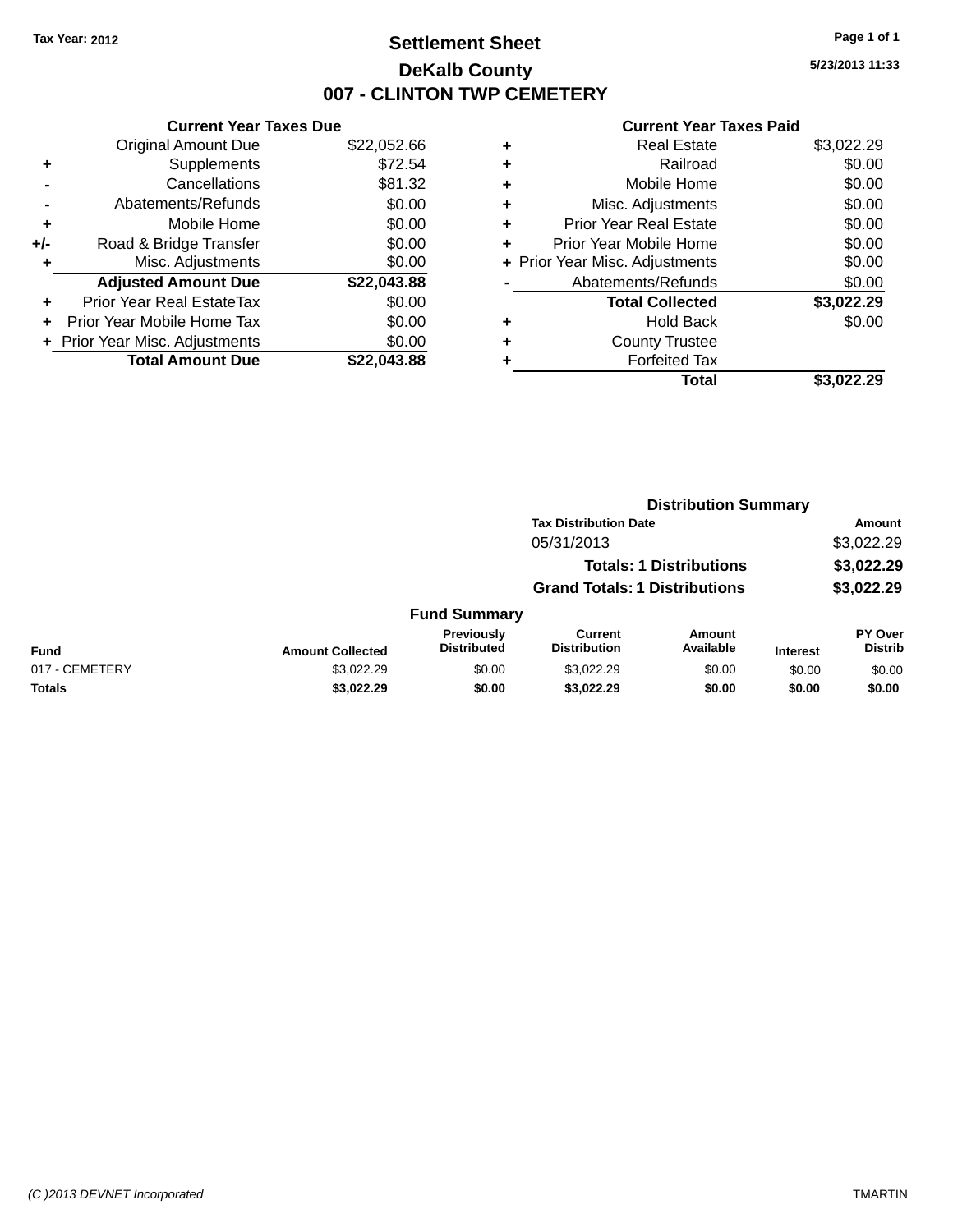Tax Year: 2012

# Settlement Sheet

## DeKalb County

## 007 - CLINTON TWP CEMETERY

5/23/2013 11:33

### Current Year Taxes Due

| | | |
|---|---|---|
| | Original Amount Due | $22,052.66 |
| + | Supplements | $72.54 |
| - | Cancellations | $81.32 |
| - | Abatements/Refunds | $0.00 |
| + | Mobile Home | $0.00 |
| +/- | Road & Bridge Transfer | $0.00 |
| + | Misc. Adjustments | $0.00 |
| | **Adjusted Amount Due** | **$22,043.88** |
| + | Prior Year Real EstateTax | $0.00 |
| + | Prior Year Mobile Home Tax | $0.00 |
| + | Prior Year Misc. Adjustments | $0.00 |
| | **Total Amount Due** | **$22,043.88** |

### Current Year Taxes Paid

| | | |
|---|---|---|
| + | Real Estate | $3,022.29 |
| + | Railroad | $0.00 |
| + | Mobile Home | $0.00 |
| + | Misc. Adjustments | $0.00 |
| + | Prior Year Real Estate | $0.00 |
| + | Prior Year Mobile Home | $0.00 |
| + | Prior Year Misc. Adjustments | $0.00 |
| - | Abatements/Refunds | $0.00 |
| | **Total Collected** | **$3,022.29** |
| + | Hold Back | $0.00 |
| + | County Trustee | |
| + | Forfeited Tax | |
| | **Total** | **$3,022.29** |

### Distribution Summary

| Tax Distribution Date | Amount |
|---|---|
| 05/31/2013 | $3,022.29 |
| **Totals: 1 Distributions** | **$3,022.29** |
| **Grand Totals: 1 Distributions** | **$3,022.29** |

### Fund Summary

| Fund | Amount Collected | Previously Distributed | Current Distribution | Amount Available | Interest | PY Over Distrib |
|---|---|---|---|---|---|---|
| 017 - CEMETERY | $3,022.29 | $0.00 | $3,022.29 | $0.00 | $0.00 | $0.00 |
| **Totals** | **$3,022.29** | **$0.00** | **$3,022.29** | **$0.00** | **$0.00** | **$0.00** |

(C )2013 DEVNET Incorporated TMARTIN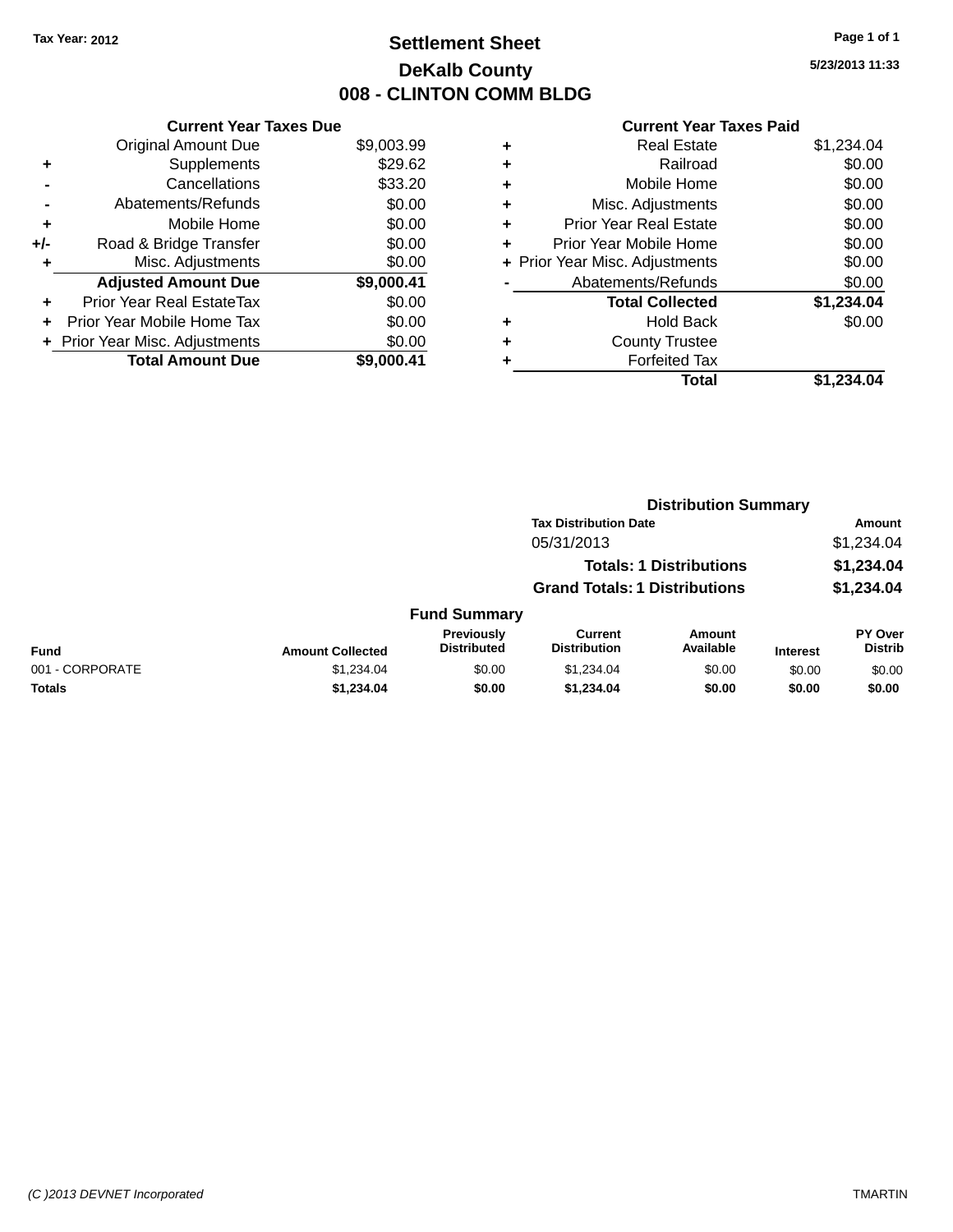Tax Year: 2012

# Settlement Sheet

## DeKalb County

## 008 - CLINTON COMM BLDG

5/23/2013 11:33

### Current Year Taxes Due

| | | |
|---|---|---|
| | Original Amount Due | $9,003.99 |
| + | Supplements | $29.62 |
| - | Cancellations | $33.20 |
| - | Abatements/Refunds | $0.00 |
| + | Mobile Home | $0.00 |
| +/- | Road & Bridge Transfer | $0.00 |
| + | Misc. Adjustments | $0.00 |
| | **Adjusted Amount Due** | **$9,000.41** |
| + | Prior Year Real EstateTax | $0.00 |
| + | Prior Year Mobile Home Tax | $0.00 |
| + | Prior Year Misc. Adjustments | $0.00 |
| | **Total Amount Due** | **$9,000.41** |

### Current Year Taxes Paid

| | | |
|---|---|---|
| + | Real Estate | $1,234.04 |
| + | Railroad | $0.00 |
| + | Mobile Home | $0.00 |
| + | Misc. Adjustments | $0.00 |
| + | Prior Year Real Estate | $0.00 |
| + | Prior Year Mobile Home | $0.00 |
| + | Prior Year Misc. Adjustments | $0.00 |
| - | Abatements/Refunds | $0.00 |
| | **Total Collected** | **$1,234.04** |
| + | Hold Back | $0.00 |
| + | County Trustee | |
| + | Forfeited Tax | |
| | **Total** | **$1,234.04** |

### Distribution Summary

| Tax Distribution Date | Amount |
|---|---|
| 05/31/2013 | $1,234.04 |
| **Totals: 1 Distributions** | **$1,234.04** |
| **Grand Totals: 1 Distributions** | **$1,234.04** |

### Fund Summary

| Fund | Amount Collected | Previously Distributed | Current Distribution | Amount Available | Interest | PY Over Distrib |
|---|---|---|---|---|---|---|
| 001 - CORPORATE | $1,234.04 | $0.00 | $1,234.04 | $0.00 | $0.00 | $0.00 |
| **Totals** | **$1,234.04** | **$0.00** | **$1,234.04** | **$0.00** | **$0.00** | **$0.00** |

(C )2013 DEVNET Incorporated TMARTIN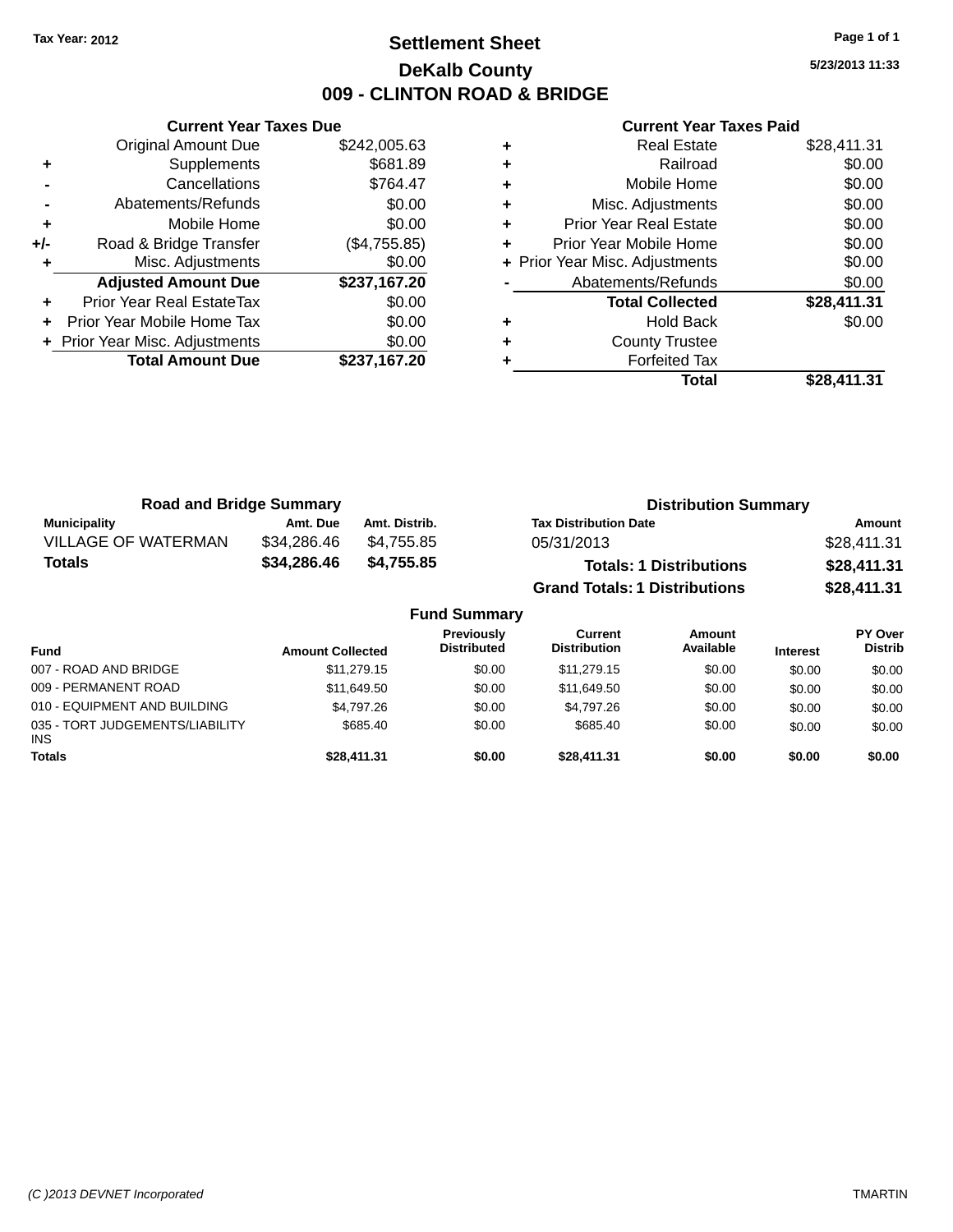Tax Year: 2012

# Settlement Sheet

## DeKalb County

## 009 - CLINTON ROAD & BRIDGE

5/23/2013 11:33

### Current Year Taxes Due

| | | |
|---|---|---|
| | Original Amount Due | $242,005.63 |
| + | Supplements | $681.89 |
| - | Cancellations | $764.47 |
| - | Abatements/Refunds | $0.00 |
| + | Mobile Home | $0.00 |
| +/- | Road & Bridge Transfer | ($4,755.85) |
| + | Misc. Adjustments | $0.00 |
| | **Adjusted Amount Due** | **$237,167.20** |
| + | Prior Year Real EstateTax | $0.00 |
| + | Prior Year Mobile Home Tax | $0.00 |
| + | Prior Year Misc. Adjustments | $0.00 |
| | **Total Amount Due** | **$237,167.20** |

### Current Year Taxes Paid

| | | |
|---|---|---|
| + | Real Estate | $28,411.31 |
| + | Railroad | $0.00 |
| + | Mobile Home | $0.00 |
| + | Misc. Adjustments | $0.00 |
| + | Prior Year Real Estate | $0.00 |
| + | Prior Year Mobile Home | $0.00 |
| + | Prior Year Misc. Adjustments | $0.00 |
| - | Abatements/Refunds | $0.00 |
| | **Total Collected** | **$28,411.31** |
| + | Hold Back | $0.00 |
| + | County Trustee | |
| + | Forfeited Tax | |
| | **Total** | **$28,411.31** |

### Road and Bridge Summary

| Municipality | Amt. Due | Amt. Distrib. |
|---|---|---|
| VILLAGE OF WATERMAN | $34,286.46 | $4,755.85 |
| **Totals** | **$34,286.46** | **$4,755.85** |

### Distribution Summary

| Tax Distribution Date | Amount |
|---|---|
| 05/31/2013 | $28,411.31 |
| **Totals: 1 Distributions** | **$28,411.31** |
| **Grand Totals: 1 Distributions** | **$28,411.31** |

### Fund Summary

| Fund | Amount Collected | Previously Distributed | Current Distribution | Amount Available | Interest | PY Over Distrib |
|---|---|---|---|---|---|---|
| 007 - ROAD AND BRIDGE | $11,279.15 | $0.00 | $11,279.15 | $0.00 | $0.00 | $0.00 |
| 009 - PERMANENT ROAD | $11,649.50 | $0.00 | $11,649.50 | $0.00 | $0.00 | $0.00 |
| 010 - EQUIPMENT AND BUILDING | $4,797.26 | $0.00 | $4,797.26 | $0.00 | $0.00 | $0.00 |
| 035 - TORT JUDGEMENTS/LIABILITY INS | $685.40 | $0.00 | $685.40 | $0.00 | $0.00 | $0.00 |
| **Totals** | **$28,411.31** | **$0.00** | **$28,411.31** | **$0.00** | **$0.00** | **$0.00** |

(C )2013 DEVNET Incorporated — TMARTIN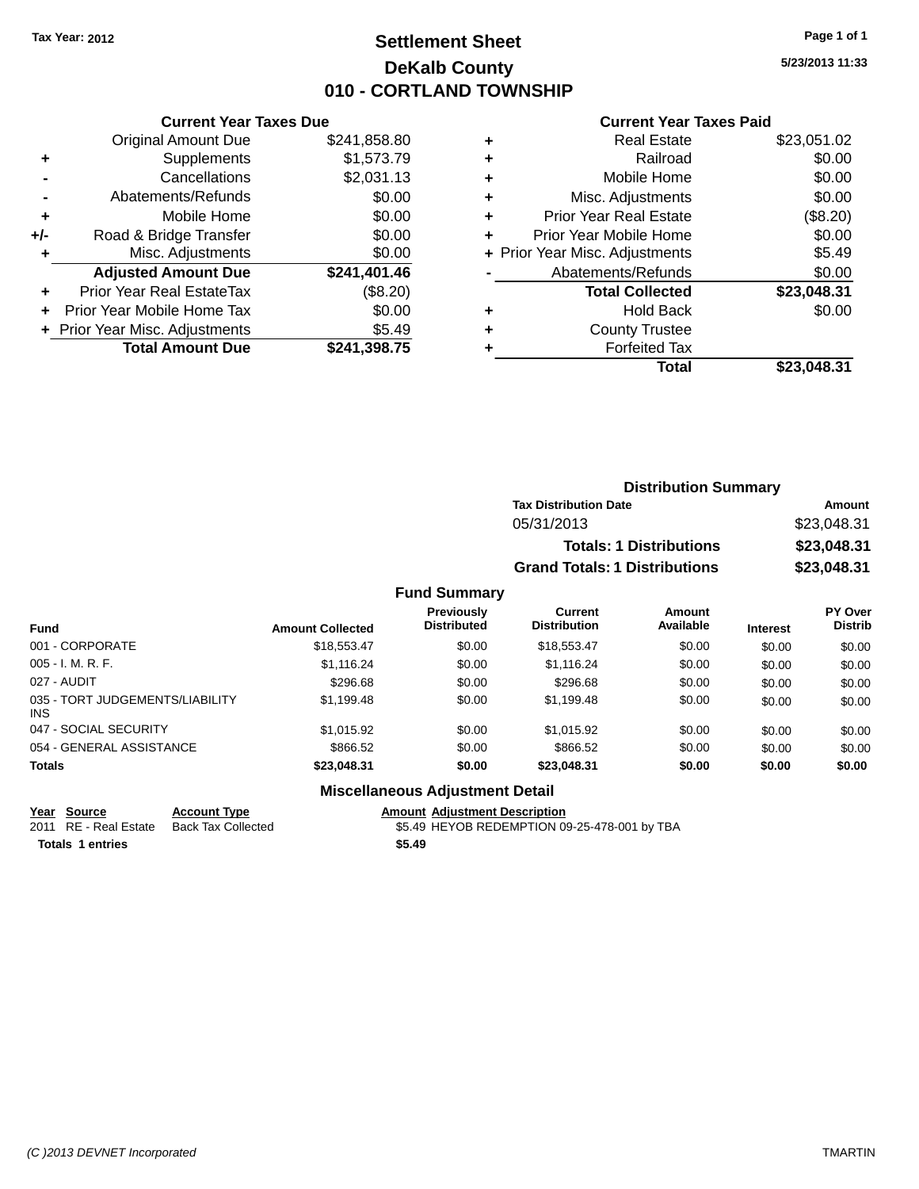Tax Year: 2012

# Settlement Sheet
## DeKalb County
## 010 - CORTLAND TOWNSHIP

5/23/2013 11:33

### Current Year Taxes Due

| | | |
|---|---|---|
| | Original Amount Due | $241,858.80 |
| + | Supplements | $1,573.79 |
| - | Cancellations | $2,031.13 |
| - | Abatements/Refunds | $0.00 |
| + | Mobile Home | $0.00 |
| +/- | Road & Bridge Transfer | $0.00 |
| + | Misc. Adjustments | $0.00 |
| | **Adjusted Amount Due** | **$241,401.46** |
| + | Prior Year Real EstateTax | ($8.20) |
| + | Prior Year Mobile Home Tax | $0.00 |
| + | Prior Year Misc. Adjustments | $5.49 |
| | **Total Amount Due** | **$241,398.75** |

### Current Year Taxes Paid

| | | |
|---|---|---|
| + | Real Estate | $23,051.02 |
| + | Railroad | $0.00 |
| + | Mobile Home | $0.00 |
| + | Misc. Adjustments | $0.00 |
| + | Prior Year Real Estate | ($8.20) |
| + | Prior Year Mobile Home | $0.00 |
| + | Prior Year Misc. Adjustments | $5.49 |
| - | Abatements/Refunds | $0.00 |
| | **Total Collected** | **$23,048.31** |
| + | Hold Back | $0.00 |
| + | County Trustee | |
| + | Forfeited Tax | |
| | **Total** | **$23,048.31** |

### Distribution Summary

| Tax Distribution Date | Amount |
|---|---|
| 05/31/2013 | $23,048.31 |
| **Totals: 1 Distributions** | **$23,048.31** |
| **Grand Totals: 1 Distributions** | **$23,048.31** |

### Fund Summary

| Fund | Amount Collected | Previously Distributed | Current Distribution | Amount Available | Interest | PY Over Distrib |
|---|---|---|---|---|---|---|
| 001 - CORPORATE | $18,553.47 | $0.00 | $18,553.47 | $0.00 | $0.00 | $0.00 |
| 005 - I. M. R. F. | $1,116.24 | $0.00 | $1,116.24 | $0.00 | $0.00 | $0.00 |
| 027 - AUDIT | $296.68 | $0.00 | $296.68 | $0.00 | $0.00 | $0.00 |
| 035 - TORT JUDGEMENTS/LIABILITY INS | $1,199.48 | $0.00 | $1,199.48 | $0.00 | $0.00 | $0.00 |
| 047 - SOCIAL SECURITY | $1,015.92 | $0.00 | $1,015.92 | $0.00 | $0.00 | $0.00 |
| 054 - GENERAL ASSISTANCE | $866.52 | $0.00 | $866.52 | $0.00 | $0.00 | $0.00 |
| **Totals** | **$23,048.31** | **$0.00** | **$23,048.31** | **$0.00** | **$0.00** | **$0.00** |

### Miscellaneous Adjustment Detail

| Year | Source | Account Type | Amount | Adjustment Description |
|---|---|---|---|---|
| 2011 | RE - Real Estate | Back Tax Collected | $5.49 | HEYOB REDEMPTION 09-25-478-001 by TBA |
| **Totals 1 entries** | | | **$5.49** | |

(C )2013 DEVNET Incorporated — TMARTIN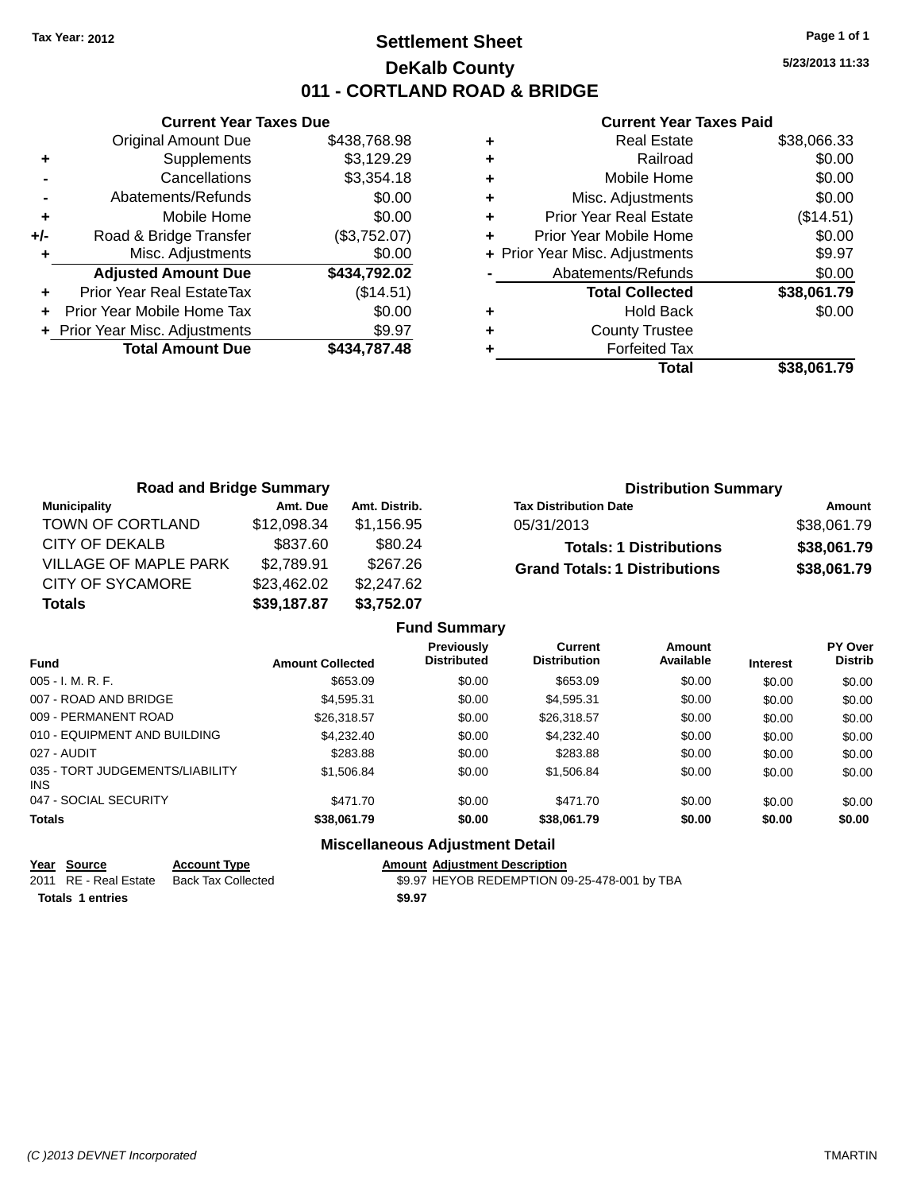Tax Year: 2012

# Settlement Sheet

## DeKalb County

## 011 - CORTLAND ROAD & BRIDGE

5/23/2013 11:33

### Current Year Taxes Due

| | | |
|---|---|---|
| | Original Amount Due | $438,768.98 |
| + | Supplements | $3,129.29 |
| - | Cancellations | $3,354.18 |
| - | Abatements/Refunds | $0.00 |
| + | Mobile Home | $0.00 |
| +/- | Road & Bridge Transfer | ($3,752.07) |
| + | Misc. Adjustments | $0.00 |
| | **Adjusted Amount Due** | **$434,792.02** |
| + | Prior Year Real EstateTax | ($14.51) |
| + | Prior Year Mobile Home Tax | $0.00 |
| + | Prior Year Misc. Adjustments | $9.97 |
| | **Total Amount Due** | **$434,787.48** |

### Current Year Taxes Paid

| | | |
|---|---|---|
| + | Real Estate | $38,066.33 |
| + | Railroad | $0.00 |
| + | Mobile Home | $0.00 |
| + | Misc. Adjustments | $0.00 |
| + | Prior Year Real Estate | ($14.51) |
| + | Prior Year Mobile Home | $0.00 |
| + | Prior Year Misc. Adjustments | $9.97 |
| - | Abatements/Refunds | $0.00 |
| | **Total Collected** | **$38,061.79** |
| + | Hold Back | $0.00 |
| + | County Trustee | |
| + | Forfeited Tax | |
| | **Total** | **$38,061.79** |

### Road and Bridge Summary

| Municipality | Amt. Due | Amt. Distrib. |
|---|---|---|
| TOWN OF CORTLAND | $12,098.34 | $1,156.95 |
| CITY OF DEKALB | $837.60 | $80.24 |
| VILLAGE OF MAPLE PARK | $2,789.91 | $267.26 |
| CITY OF SYCAMORE | $23,462.02 | $2,247.62 |
| **Totals** | **$39,187.87** | **$3,752.07** |

### Distribution Summary

| Tax Distribution Date | Amount |
|---|---|
| 05/31/2013 | $38,061.79 |
| **Totals: 1 Distributions** | **$38,061.79** |
| **Grand Totals: 1 Distributions** | **$38,061.79** |

### Fund Summary

| Fund | Amount Collected | Previously Distributed | Current Distribution | Amount Available | Interest | PY Over Distrib |
|---|---|---|---|---|---|---|
| 005 - I. M. R. F. | $653.09 | $0.00 | $653.09 | $0.00 | $0.00 | $0.00 |
| 007 - ROAD AND BRIDGE | $4,595.31 | $0.00 | $4,595.31 | $0.00 | $0.00 | $0.00 |
| 009 - PERMANENT ROAD | $26,318.57 | $0.00 | $26,318.57 | $0.00 | $0.00 | $0.00 |
| 010 - EQUIPMENT AND BUILDING | $4,232.40 | $0.00 | $4,232.40 | $0.00 | $0.00 | $0.00 |
| 027 - AUDIT | $283.88 | $0.00 | $283.88 | $0.00 | $0.00 | $0.00 |
| 035 - TORT JUDGEMENTS/LIABILITY INS | $1,506.84 | $0.00 | $1,506.84 | $0.00 | $0.00 | $0.00 |
| 047 - SOCIAL SECURITY | $471.70 | $0.00 | $471.70 | $0.00 | $0.00 | $0.00 |
| **Totals** | **$38,061.79** | **$0.00** | **$38,061.79** | **$0.00** | **$0.00** | **$0.00** |

### Miscellaneous Adjustment Detail

| Year | Source | Account Type | Amount | Adjustment Description |
|---|---|---|---|---|
| 2011 | RE - Real Estate | Back Tax Collected | $9.97 | HEYOB REDEMPTION 09-25-478-001 by TBA |
| **Totals** | **1 entries** | | **$9.97** | |

(C )2013 DEVNET Incorporated TMARTIN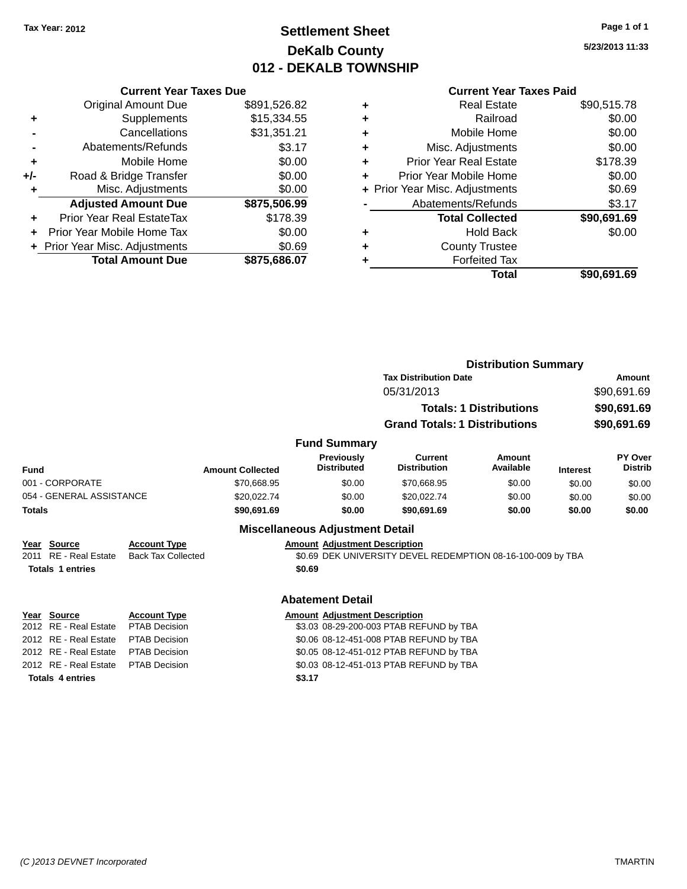Tax Year: 2012

# Settlement Sheet

## DeKalb County

## 012 - DEKALB TOWNSHIP

5/23/2013 11:33

### Current Year Taxes Due

| | | |
|---|---|---|
| | Original Amount Due | $891,526.82 |
| + | Supplements | $15,334.55 |
| - | Cancellations | $31,351.21 |
| - | Abatements/Refunds | $3.17 |
| + | Mobile Home | $0.00 |
| +/- | Road & Bridge Transfer | $0.00 |
| + | Misc. Adjustments | $0.00 |
| | **Adjusted Amount Due** | **$875,506.99** |
| + | Prior Year Real EstateTax | $178.39 |
| + | Prior Year Mobile Home Tax | $0.00 |
| + | Prior Year Misc. Adjustments | $0.69 |
| | **Total Amount Due** | **$875,686.07** |

### Current Year Taxes Paid

| | | |
|---|---|---|
| + | Real Estate | $90,515.78 |
| + | Railroad | $0.00 |
| + | Mobile Home | $0.00 |
| + | Misc. Adjustments | $0.00 |
| + | Prior Year Real Estate | $178.39 |
| + | Prior Year Mobile Home | $0.00 |
| + | Prior Year Misc. Adjustments | $0.69 |
| - | Abatements/Refunds | $3.17 |
| | **Total Collected** | **$90,691.69** |
| + | Hold Back | $0.00 |
| + | County Trustee | |
| + | Forfeited Tax | |
| | **Total** | **$90,691.69** |

### Distribution Summary

| Tax Distribution Date | Amount |
|---|---|
| 05/31/2013 | $90,691.69 |
| **Totals: 1 Distributions** | **$90,691.69** |
| **Grand Totals: 1 Distributions** | **$90,691.69** |

### Fund Summary

| Fund | Amount Collected | Previously Distributed | Current Distribution | Amount Available | Interest | PY Over Distrib |
|---|---|---|---|---|---|---|
| 001 - CORPORATE | $70,668.95 | $0.00 | $70,668.95 | $0.00 | $0.00 | $0.00 |
| 054 - GENERAL ASSISTANCE | $20,022.74 | $0.00 | $20,022.74 | $0.00 | $0.00 | $0.00 |
| **Totals** | **$90,691.69** | **$0.00** | **$90,691.69** | **$0.00** | **$0.00** | **$0.00** |

### Miscellaneous Adjustment Detail

| Year | Source | Account Type | Amount | Adjustment Description |
|---|---|---|---|---|
| 2011 | RE - Real Estate | Back Tax Collected | $0.69 | DEK UNIVERSITY DEVEL REDEMPTION 08-16-100-009 by TBA |
| **Totals** | **1 entries** | | **$0.69** | |

### Abatement Detail

| Year | Source | Account Type | Amount | Adjustment Description |
|---|---|---|---|---|
| 2012 | RE - Real Estate | PTAB Decision | $3.03 | 08-29-200-003 PTAB REFUND by TBA |
| 2012 | RE - Real Estate | PTAB Decision | $0.06 | 08-12-451-008 PTAB REFUND by TBA |
| 2012 | RE - Real Estate | PTAB Decision | $0.05 | 08-12-451-012 PTAB REFUND by TBA |
| 2012 | RE - Real Estate | PTAB Decision | $0.03 | 08-12-451-013 PTAB REFUND by TBA |
| **Totals** | **4 entries** | | **$3.17** | |

(C )2013 DEVNET Incorporated TMARTIN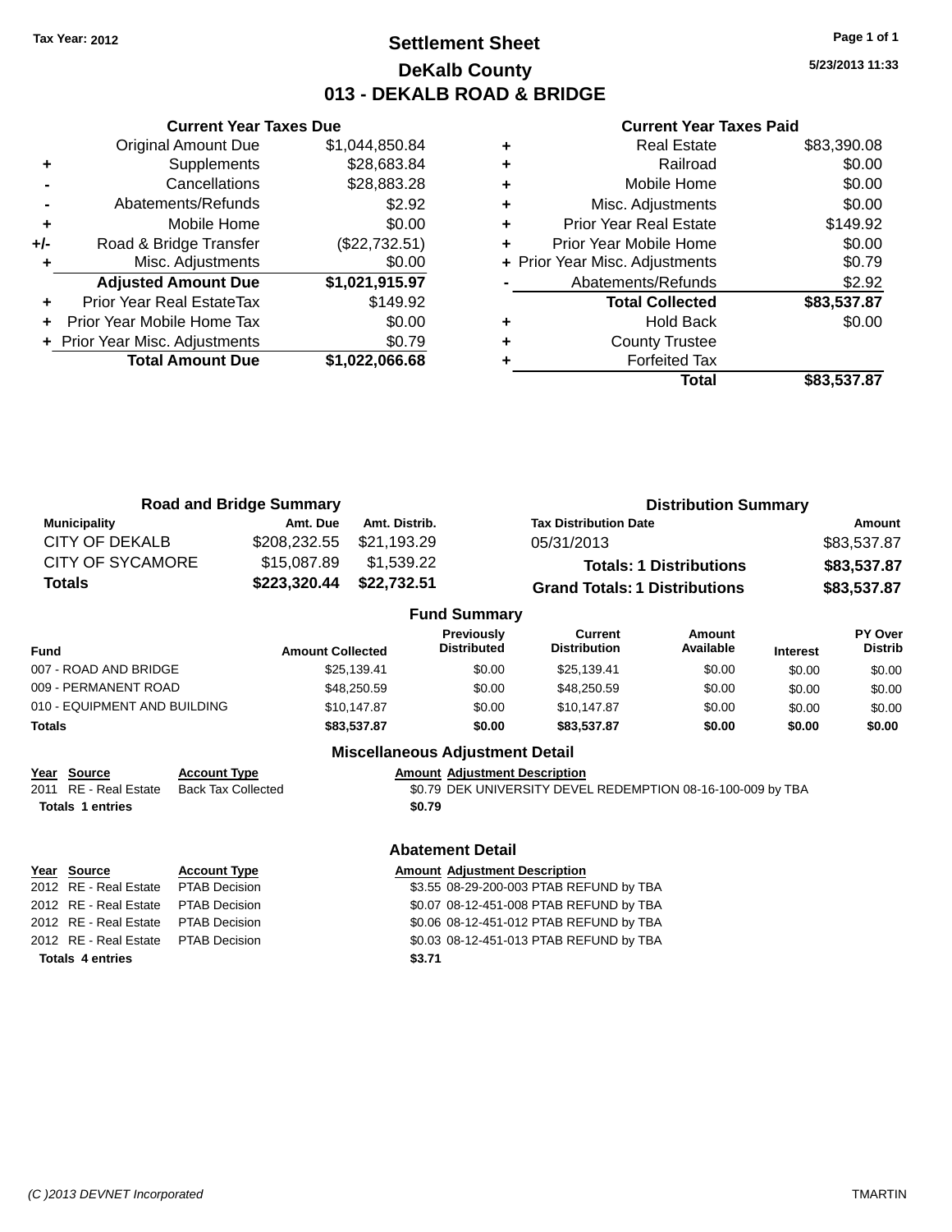Tax Year: 2012

# Settlement Sheet

## DeKalb County

## 013 - DEKALB ROAD & BRIDGE

5/23/2013 11:33

### Current Year Taxes Due

| | | |
|---|---|---|
| | Original Amount Due | $1,044,850.84 |
| + | Supplements | $28,683.84 |
| - | Cancellations | $28,883.28 |
| - | Abatements/Refunds | $2.92 |
| + | Mobile Home | $0.00 |
| +/- | Road & Bridge Transfer | ($22,732.51) |
| + | Misc. Adjustments | $0.00 |
| | **Adjusted Amount Due** | **$1,021,915.97** |
| + | Prior Year Real EstateTax | $149.92 |
| + | Prior Year Mobile Home Tax | $0.00 |
| + | Prior Year Misc. Adjustments | $0.79 |
| | **Total Amount Due** | **$1,022,066.68** |

### Current Year Taxes Paid

| | | |
|---|---|---|
| + | Real Estate | $83,390.08 |
| + | Railroad | $0.00 |
| + | Mobile Home | $0.00 |
| + | Misc. Adjustments | $0.00 |
| + | Prior Year Real Estate | $149.92 |
| + | Prior Year Mobile Home | $0.00 |
| + | Prior Year Misc. Adjustments | $0.79 |
| - | Abatements/Refunds | $2.92 |
| | **Total Collected** | **$83,537.87** |
| + | Hold Back | $0.00 |
| + | County Trustee | |
| + | Forfeited Tax | |
| | **Total** | **$83,537.87** |

### Road and Bridge Summary

| Municipality | Amt. Due | Amt. Distrib. |
|---|---|---|
| CITY OF DEKALB | $208,232.55 | $21,193.29 |
| CITY OF SYCAMORE | $15,087.89 | $1,539.22 |
| **Totals** | **$223,320.44** | **$22,732.51** |

### Distribution Summary

| Tax Distribution Date | Amount |
|---|---|
| 05/31/2013 | $83,537.87 |
| **Totals: 1 Distributions** | **$83,537.87** |
| **Grand Totals: 1 Distributions** | **$83,537.87** |

### Fund Summary

| Fund | Amount Collected | Previously Distributed | Current Distribution | Amount Available | Interest | PY Over Distrib |
|---|---|---|---|---|---|---|
| 007 - ROAD AND BRIDGE | $25,139.41 | $0.00 | $25,139.41 | $0.00 | $0.00 | $0.00 |
| 009 - PERMANENT ROAD | $48,250.59 | $0.00 | $48,250.59 | $0.00 | $0.00 | $0.00 |
| 010 - EQUIPMENT AND BUILDING | $10,147.87 | $0.00 | $10,147.87 | $0.00 | $0.00 | $0.00 |
| **Totals** | **$83,537.87** | **$0.00** | **$83,537.87** | **$0.00** | **$0.00** | **$0.00** |

### Miscellaneous Adjustment Detail

| Year | Source | Account Type | Amount | Adjustment Description |
|---|---|---|---|---|
| 2011 | RE - Real Estate | Back Tax Collected | $0.79 | DEK UNIVERSITY DEVEL REDEMPTION 08-16-100-009 by TBA |
| **Totals 1 entries** | | | **$0.79** | |

### Abatement Detail

| Year | Source | Account Type | Amount | Adjustment Description |
|---|---|---|---|---|
| 2012 | RE - Real Estate | PTAB Decision | $3.55 | 08-29-200-003 PTAB REFUND by TBA |
| 2012 | RE - Real Estate | PTAB Decision | $0.07 | 08-12-451-008 PTAB REFUND by TBA |
| 2012 | RE - Real Estate | PTAB Decision | $0.06 | 08-12-451-012 PTAB REFUND by TBA |
| 2012 | RE - Real Estate | PTAB Decision | $0.03 | 08-12-451-013 PTAB REFUND by TBA |
| **Totals 4 entries** | | | **$3.71** | |

(C )2013 DEVNET Incorporated TMARTIN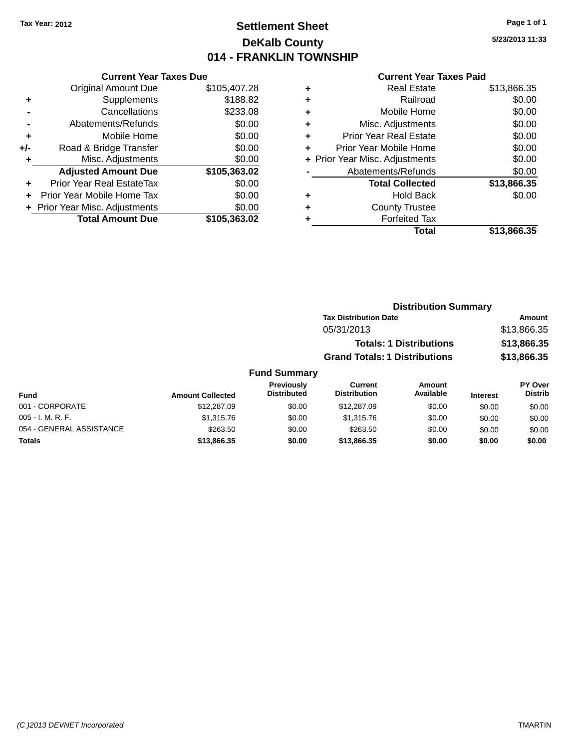Tax Year: 2012

# Settlement Sheet

## DeKalb County

## 014 - FRANKLIN TOWNSHIP

5/23/2013 11:33

### Current Year Taxes Due

| | | |
|---|---|---|
| | Original Amount Due | $105,407.28 |
| + | Supplements | $188.82 |
| - | Cancellations | $233.08 |
| - | Abatements/Refunds | $0.00 |
| + | Mobile Home | $0.00 |
| +/- | Road & Bridge Transfer | $0.00 |
| + | Misc. Adjustments | $0.00 |
| | **Adjusted Amount Due** | **$105,363.02** |
| + | Prior Year Real EstateTax | $0.00 |
| + | Prior Year Mobile Home Tax | $0.00 |
| + | Prior Year Misc. Adjustments | $0.00 |
| | **Total Amount Due** | **$105,363.02** |

### Current Year Taxes Paid

| | | |
|---|---|---|
| + | Real Estate | $13,866.35 |
| + | Railroad | $0.00 |
| + | Mobile Home | $0.00 |
| + | Misc. Adjustments | $0.00 |
| + | Prior Year Real Estate | $0.00 |
| + | Prior Year Mobile Home | $0.00 |
| + | Prior Year Misc. Adjustments | $0.00 |
| - | Abatements/Refunds | $0.00 |
| | **Total Collected** | **$13,866.35** |
| + | Hold Back | $0.00 |
| + | County Trustee | |
| + | Forfeited Tax | |
| | **Total** | **$13,866.35** |

### Distribution Summary

| Tax Distribution Date | Amount |
|---|---|
| 05/31/2013 | $13,866.35 |
| **Totals: 1 Distributions** | **$13,866.35** |
| **Grand Totals: 1 Distributions** | **$13,866.35** |

### Fund Summary

| Fund | Amount Collected | Previously Distributed | Current Distribution | Amount Available | Interest | PY Over Distrib |
|---|---|---|---|---|---|---|
| 001 - CORPORATE | $12,287.09 | $0.00 | $12,287.09 | $0.00 | $0.00 | $0.00 |
| 005 - I. M. R. F. | $1,315.76 | $0.00 | $1,315.76 | $0.00 | $0.00 | $0.00 |
| 054 - GENERAL ASSISTANCE | $263.50 | $0.00 | $263.50 | $0.00 | $0.00 | $0.00 |
| **Totals** | **$13,866.35** | **$0.00** | **$13,866.35** | **$0.00** | **$0.00** | **$0.00** |

(C )2013 DEVNET Incorporated TMARTIN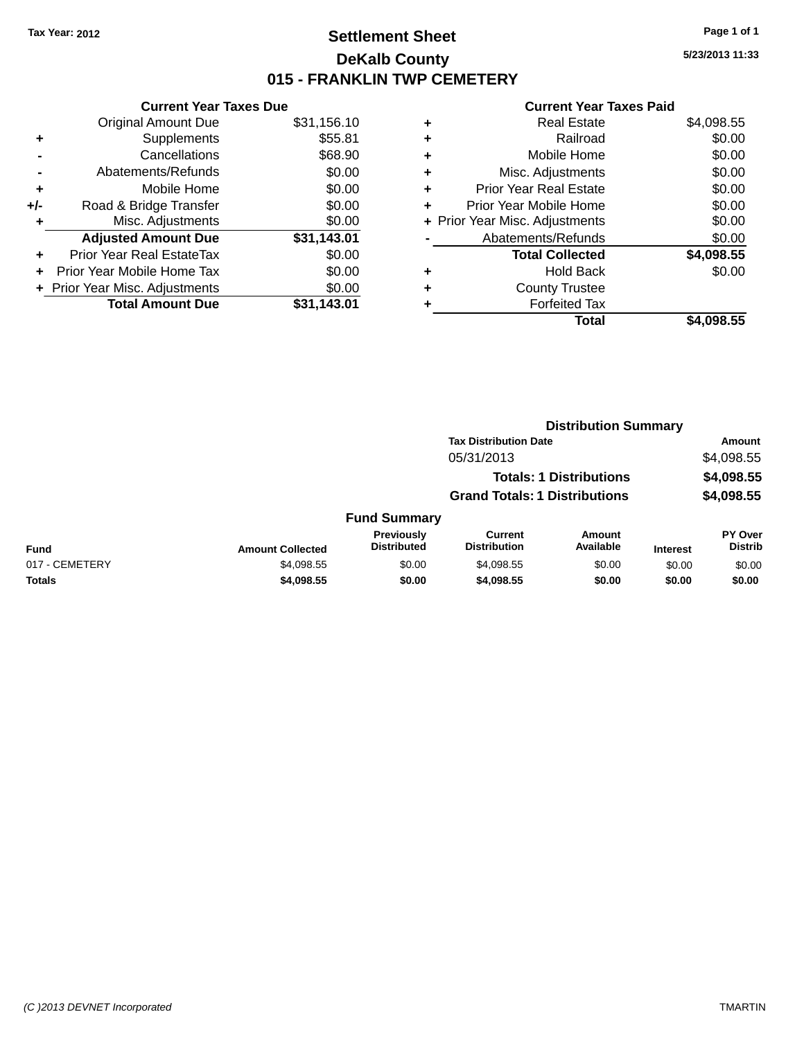Tax Year: 2012

# Settlement Sheet

## DeKalb County

## 015 - FRANKLIN TWP CEMETERY

5/23/2013 11:33

### Current Year Taxes Due

| | | |
|---|---|---|
| | Original Amount Due | $31,156.10 |
| + | Supplements | $55.81 |
| - | Cancellations | $68.90 |
| - | Abatements/Refunds | $0.00 |
| + | Mobile Home | $0.00 |
| +/- | Road & Bridge Transfer | $0.00 |
| + | Misc. Adjustments | $0.00 |
| | **Adjusted Amount Due** | **$31,143.01** |
| + | Prior Year Real EstateTax | $0.00 |
| + | Prior Year Mobile Home Tax | $0.00 |
| + | Prior Year Misc. Adjustments | $0.00 |
| | **Total Amount Due** | **$31,143.01** |

### Current Year Taxes Paid

| | | |
|---|---|---|
| + | Real Estate | $4,098.55 |
| + | Railroad | $0.00 |
| + | Mobile Home | $0.00 |
| + | Misc. Adjustments | $0.00 |
| + | Prior Year Real Estate | $0.00 |
| + | Prior Year Mobile Home | $0.00 |
| + | Prior Year Misc. Adjustments | $0.00 |
| - | Abatements/Refunds | $0.00 |
| | **Total Collected** | **$4,098.55** |
| + | Hold Back | $0.00 |
| + | County Trustee | |
| + | Forfeited Tax | |
| | **Total** | **$4,098.55** |

### Distribution Summary

| Tax Distribution Date | Amount |
|---|---|
| 05/31/2013 | $4,098.55 |
| **Totals: 1 Distributions** | **$4,098.55** |
| **Grand Totals: 1 Distributions** | **$4,098.55** |

### Fund Summary

| Fund | Amount Collected | Previously Distributed | Current Distribution | Amount Available | Interest | PY Over Distrib |
|---|---|---|---|---|---|---|
| 017 - CEMETERY | $4,098.55 | $0.00 | $4,098.55 | $0.00 | $0.00 | $0.00 |
| **Totals** | **$4,098.55** | **$0.00** | **$4,098.55** | **$0.00** | **$0.00** | **$0.00** |

(C )2013 DEVNET Incorporated TMARTIN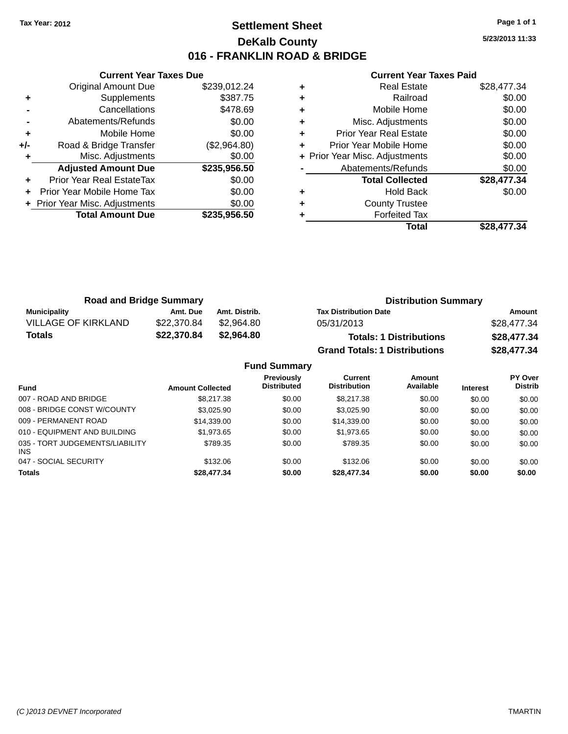Tax Year: 2012

# Settlement Sheet

## DeKalb County

## 016 - FRANKLIN ROAD & BRIDGE

5/23/2013 11:33

### Current Year Taxes Due

| | | |
|---|---|---|
| | Original Amount Due | $239,012.24 |
| + | Supplements | $387.75 |
| - | Cancellations | $478.69 |
| - | Abatements/Refunds | $0.00 |
| + | Mobile Home | $0.00 |
| +/- | Road & Bridge Transfer | ($2,964.80) |
| + | Misc. Adjustments | $0.00 |
| | **Adjusted Amount Due** | **$235,956.50** |
| + | Prior Year Real EstateTax | $0.00 |
| + | Prior Year Mobile Home Tax | $0.00 |
| + | Prior Year Misc. Adjustments | $0.00 |
| | **Total Amount Due** | **$235,956.50** |

### Current Year Taxes Paid

| | | |
|---|---|---|
| + | Real Estate | $28,477.34 |
| + | Railroad | $0.00 |
| + | Mobile Home | $0.00 |
| + | Misc. Adjustments | $0.00 |
| + | Prior Year Real Estate | $0.00 |
| + | Prior Year Mobile Home | $0.00 |
| + | Prior Year Misc. Adjustments | $0.00 |
| - | Abatements/Refunds | $0.00 |
| | **Total Collected** | **$28,477.34** |
| + | Hold Back | $0.00 |
| + | County Trustee | |
| + | Forfeited Tax | |
| | **Total** | **$28,477.34** |

### Road and Bridge Summary

| Municipality | Amt. Due | Amt. Distrib. |
|---|---|---|
| VILLAGE OF KIRKLAND | $22,370.84 | $2,964.80 |
| **Totals** | **$22,370.84** | **$2,964.80** |

### Distribution Summary

| Tax Distribution Date | Amount |
|---|---|
| 05/31/2013 | $28,477.34 |
| **Totals: 1 Distributions** | **$28,477.34** |
| **Grand Totals: 1 Distributions** | **$28,477.34** |

### Fund Summary

| Fund | Amount Collected | Previously Distributed | Current Distribution | Amount Available | Interest | PY Over Distrib |
|---|---|---|---|---|---|---|
| 007 - ROAD AND BRIDGE | $8,217.38 | $0.00 | $8,217.38 | $0.00 | $0.00 | $0.00 |
| 008 - BRIDGE CONST W/COUNTY | $3,025.90 | $0.00 | $3,025.90 | $0.00 | $0.00 | $0.00 |
| 009 - PERMANENT ROAD | $14,339.00 | $0.00 | $14,339.00 | $0.00 | $0.00 | $0.00 |
| 010 - EQUIPMENT AND BUILDING | $1,973.65 | $0.00 | $1,973.65 | $0.00 | $0.00 | $0.00 |
| 035 - TORT JUDGEMENTS/LIABILITY INS | $789.35 | $0.00 | $789.35 | $0.00 | $0.00 | $0.00 |
| 047 - SOCIAL SECURITY | $132.06 | $0.00 | $132.06 | $0.00 | $0.00 | $0.00 |
| **Totals** | **$28,477.34** | **$0.00** | **$28,477.34** | **$0.00** | **$0.00** | **$0.00** |

(C )2013 DEVNET Incorporated TMARTIN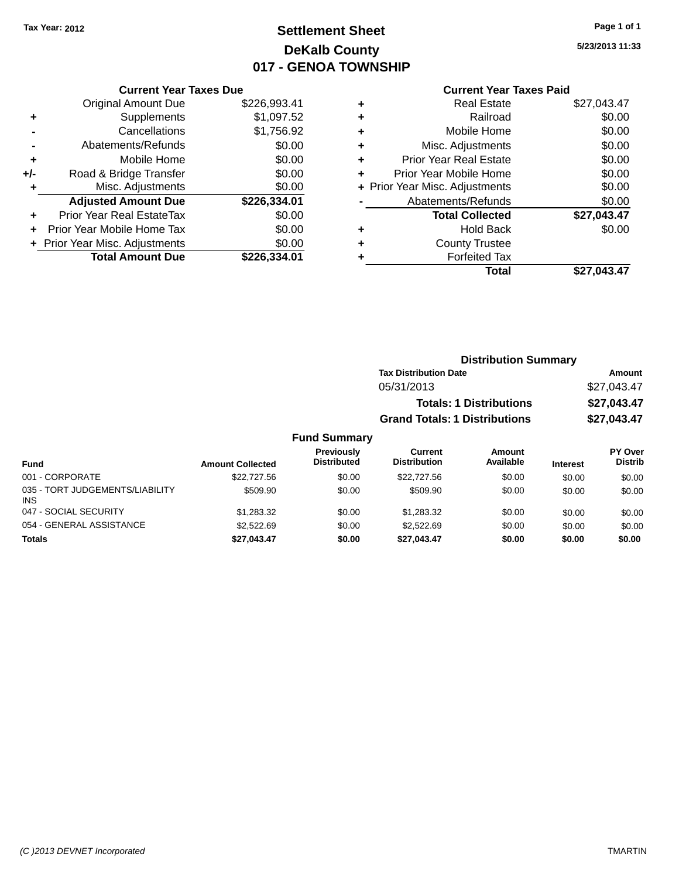Tax Year: 2012

# Settlement Sheet
## DeKalb County
## 017 - GENOA TOWNSHIP

5/23/2013 11:33

### Current Year Taxes Due

| | | |
|---|---|---|
| | Original Amount Due | $226,993.41 |
| + | Supplements | $1,097.52 |
| - | Cancellations | $1,756.92 |
| - | Abatements/Refunds | $0.00 |
| + | Mobile Home | $0.00 |
| +/- | Road & Bridge Transfer | $0.00 |
| + | Misc. Adjustments | $0.00 |
| | **Adjusted Amount Due** | **$226,334.01** |
| + | Prior Year Real EstateTax | $0.00 |
| + | Prior Year Mobile Home Tax | $0.00 |
| + | Prior Year Misc. Adjustments | $0.00 |
| | **Total Amount Due** | **$226,334.01** |

### Current Year Taxes Paid

| | | |
|---|---|---|
| + | Real Estate | $27,043.47 |
| + | Railroad | $0.00 |
| + | Mobile Home | $0.00 |
| + | Misc. Adjustments | $0.00 |
| + | Prior Year Real Estate | $0.00 |
| + | Prior Year Mobile Home | $0.00 |
| + | Prior Year Misc. Adjustments | $0.00 |
| - | Abatements/Refunds | $0.00 |
| | **Total Collected** | **$27,043.47** |
| + | Hold Back | $0.00 |
| + | County Trustee | |
| + | Forfeited Tax | |
| | **Total** | **$27,043.47** |

### Distribution Summary

| Tax Distribution Date | Amount |
|---|---|
| 05/31/2013 | $27,043.47 |
| **Totals: 1 Distributions** | **$27,043.47** |
| **Grand Totals: 1 Distributions** | **$27,043.47** |

### Fund Summary

| Fund | Amount Collected | Previously Distributed | Current Distribution | Amount Available | Interest | PY Over Distrib |
|---|---|---|---|---|---|---|
| 001 - CORPORATE | $22,727.56 | $0.00 | $22,727.56 | $0.00 | $0.00 | $0.00 |
| 035 - TORT JUDGEMENTS/LIABILITY INS | $509.90 | $0.00 | $509.90 | $0.00 | $0.00 | $0.00 |
| 047 - SOCIAL SECURITY | $1,283.32 | $0.00 | $1,283.32 | $0.00 | $0.00 | $0.00 |
| 054 - GENERAL ASSISTANCE | $2,522.69 | $0.00 | $2,522.69 | $0.00 | $0.00 | $0.00 |
| **Totals** | **$27,043.47** | **$0.00** | **$27,043.47** | **$0.00** | **$0.00** | **$0.00** |

(C )2013 DEVNET Incorporated    TMARTIN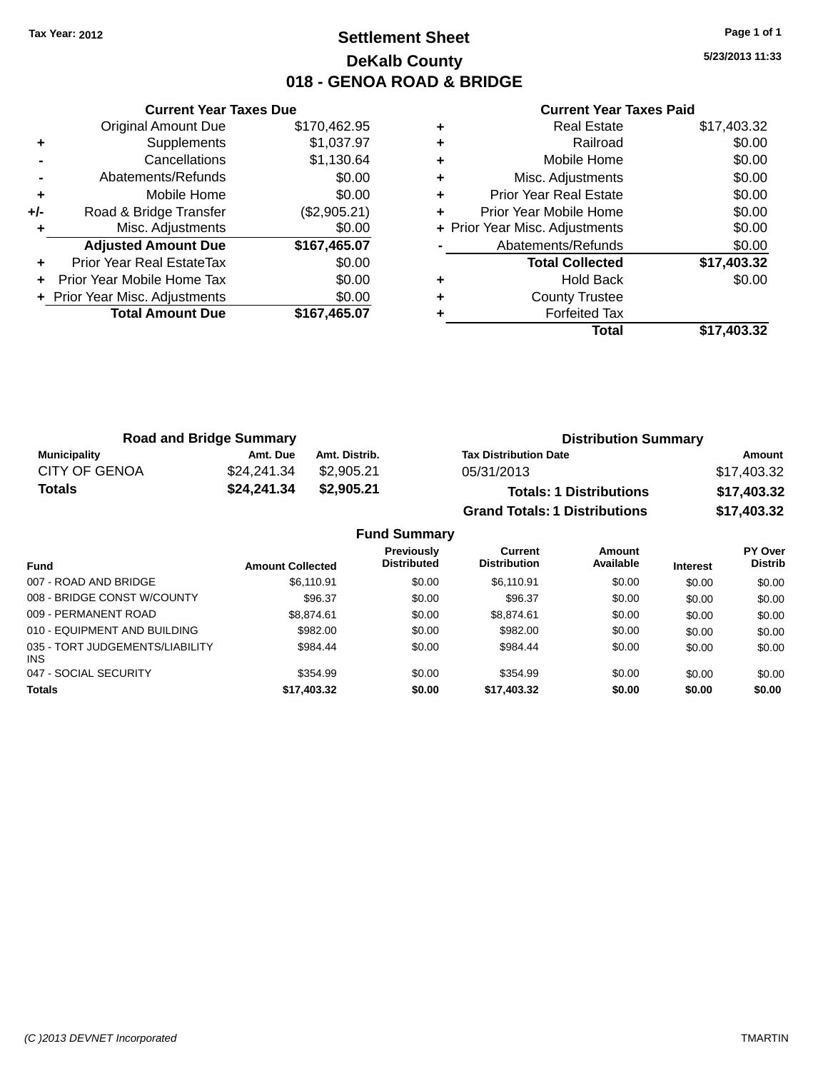Tax Year: 2012

# Settlement Sheet

## DeKalb County

## 018 - GENOA ROAD & BRIDGE

5/23/2013 11:33

### Current Year Taxes Due

| | | |
|---|---|---|
| | Original Amount Due | $170,462.95 |
| + | Supplements | $1,037.97 |
| - | Cancellations | $1,130.64 |
| - | Abatements/Refunds | $0.00 |
| + | Mobile Home | $0.00 |
| +/- | Road & Bridge Transfer | ($2,905.21) |
| + | Misc. Adjustments | $0.00 |
| | **Adjusted Amount Due** | **$167,465.07** |
| + | Prior Year Real EstateTax | $0.00 |
| + | Prior Year Mobile Home Tax | $0.00 |
| + | Prior Year Misc. Adjustments | $0.00 |
| | **Total Amount Due** | **$167,465.07** |

### Current Year Taxes Paid

| | | |
|---|---|---|
| + | Real Estate | $17,403.32 |
| + | Railroad | $0.00 |
| + | Mobile Home | $0.00 |
| + | Misc. Adjustments | $0.00 |
| + | Prior Year Real Estate | $0.00 |
| + | Prior Year Mobile Home | $0.00 |
| + | Prior Year Misc. Adjustments | $0.00 |
| - | Abatements/Refunds | $0.00 |
| | **Total Collected** | **$17,403.32** |
| + | Hold Back | $0.00 |
| + | County Trustee | |
| + | Forfeited Tax | |
| | **Total** | **$17,403.32** |

### Road and Bridge Summary

| Municipality | Amt. Due | Amt. Distrib. |
|---|---|---|
| CITY OF GENOA | $24,241.34 | $2,905.21 |
| **Totals** | **$24,241.34** | **$2,905.21** |

### Distribution Summary

| Tax Distribution Date | Amount |
|---|---|
| 05/31/2013 | $17,403.32 |
| **Totals: 1 Distributions** | **$17,403.32** |
| **Grand Totals: 1 Distributions** | **$17,403.32** |

### Fund Summary

| Fund | Amount Collected | Previously Distributed | Current Distribution | Amount Available | Interest | PY Over Distrib |
|---|---|---|---|---|---|---|
| 007 - ROAD AND BRIDGE | $6,110.91 | $0.00 | $6,110.91 | $0.00 | $0.00 | $0.00 |
| 008 - BRIDGE CONST W/COUNTY | $96.37 | $0.00 | $96.37 | $0.00 | $0.00 | $0.00 |
| 009 - PERMANENT ROAD | $8,874.61 | $0.00 | $8,874.61 | $0.00 | $0.00 | $0.00 |
| 010 - EQUIPMENT AND BUILDING | $982.00 | $0.00 | $982.00 | $0.00 | $0.00 | $0.00 |
| 035 - TORT JUDGEMENTS/LIABILITY INS | $984.44 | $0.00 | $984.44 | $0.00 | $0.00 | $0.00 |
| 047 - SOCIAL SECURITY | $354.99 | $0.00 | $354.99 | $0.00 | $0.00 | $0.00 |
| **Totals** | **$17,403.32** | **$0.00** | **$17,403.32** | **$0.00** | **$0.00** | **$0.00** |

(C )2013 DEVNET Incorporated TMARTIN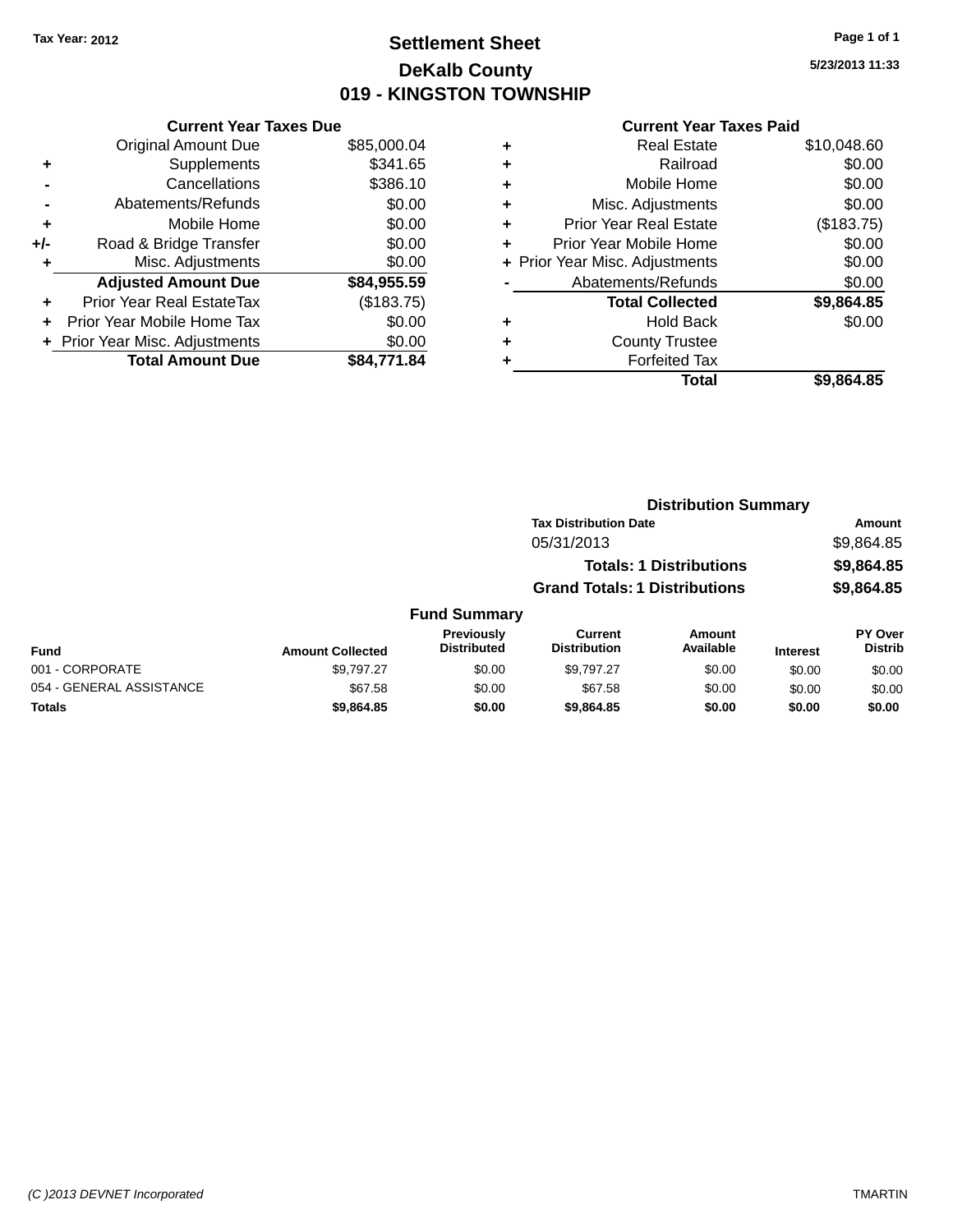Tax Year: 2012

# Settlement Sheet

## DeKalb County

## 019 - KINGSTON TOWNSHIP

5/23/2013 11:33

### Current Year Taxes Due

| | | |
|---|---|---|
| | Original Amount Due | $85,000.04 |
| + | Supplements | $341.65 |
| - | Cancellations | $386.10 |
| - | Abatements/Refunds | $0.00 |
| + | Mobile Home | $0.00 |
| +/- | Road & Bridge Transfer | $0.00 |
| + | Misc. Adjustments | $0.00 |
| | **Adjusted Amount Due** | **$84,955.59** |
| + | Prior Year Real EstateTax | ($183.75) |
| + | Prior Year Mobile Home Tax | $0.00 |
| + | Prior Year Misc. Adjustments | $0.00 |
| | **Total Amount Due** | **$84,771.84** |

### Current Year Taxes Paid

| | | |
|---|---|---|
| + | Real Estate | $10,048.60 |
| + | Railroad | $0.00 |
| + | Mobile Home | $0.00 |
| + | Misc. Adjustments | $0.00 |
| + | Prior Year Real Estate | ($183.75) |
| + | Prior Year Mobile Home | $0.00 |
| + | Prior Year Misc. Adjustments | $0.00 |
| - | Abatements/Refunds | $0.00 |
| | **Total Collected** | **$9,864.85** |
| + | Hold Back | $0.00 |
| + | County Trustee | |
| + | Forfeited Tax | |
| | **Total** | **$9,864.85** |

### Distribution Summary

| Tax Distribution Date | Amount |
|---|---|
| 05/31/2013 | $9,864.85 |
| **Totals: 1 Distributions** | **$9,864.85** |
| **Grand Totals: 1 Distributions** | **$9,864.85** |

### Fund Summary

| Fund | Amount Collected | Previously Distributed | Current Distribution | Amount Available | Interest | PY Over Distrib |
|---|---|---|---|---|---|---|
| 001 - CORPORATE | $9,797.27 | $0.00 | $9,797.27 | $0.00 | $0.00 | $0.00 |
| 054 - GENERAL ASSISTANCE | $67.58 | $0.00 | $67.58 | $0.00 | $0.00 | $0.00 |
| **Totals** | **$9,864.85** | **$0.00** | **$9,864.85** | **$0.00** | **$0.00** | **$0.00** |

(C )2013 DEVNET Incorporated TMARTIN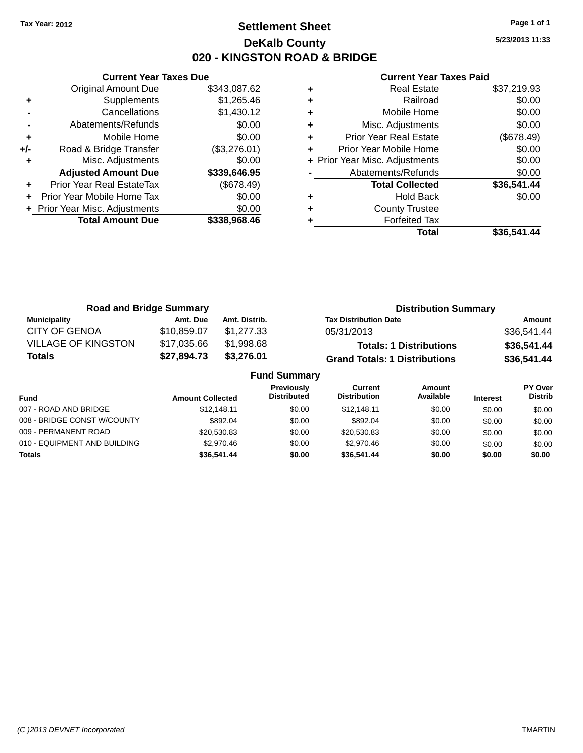Tax Year: 2012

# Settlement Sheet

## DeKalb County

## 020 - KINGSTON ROAD & BRIDGE

5/23/2013 11:33

### Current Year Taxes Due

| | | |
|---|---|---|
| | Original Amount Due | $343,087.62 |
| + | Supplements | $1,265.46 |
| - | Cancellations | $1,430.12 |
| - | Abatements/Refunds | $0.00 |
| + | Mobile Home | $0.00 |
| +/- | Road & Bridge Transfer | ($3,276.01) |
| + | Misc. Adjustments | $0.00 |
| | **Adjusted Amount Due** | **$339,646.95** |
| + | Prior Year Real EstateTax | ($678.49) |
| + | Prior Year Mobile Home Tax | $0.00 |
| + | Prior Year Misc. Adjustments | $0.00 |
| | **Total Amount Due** | **$338,968.46** |

### Current Year Taxes Paid

| | | |
|---|---|---|
| + | Real Estate | $37,219.93 |
| + | Railroad | $0.00 |
| + | Mobile Home | $0.00 |
| + | Misc. Adjustments | $0.00 |
| + | Prior Year Real Estate | ($678.49) |
| + | Prior Year Mobile Home | $0.00 |
| + | Prior Year Misc. Adjustments | $0.00 |
| - | Abatements/Refunds | $0.00 |
| | **Total Collected** | **$36,541.44** |
| + | Hold Back | $0.00 |
| + | County Trustee | |
| + | Forfeited Tax | |
| | **Total** | **$36,541.44** |

### Road and Bridge Summary

| Municipality | Amt. Due | Amt. Distrib. |
|---|---|---|
| CITY OF GENOA | $10,859.07 | $1,277.33 |
| VILLAGE OF KINGSTON | $17,035.66 | $1,998.68 |
| **Totals** | **$27,894.73** | **$3,276.01** |

### Distribution Summary

| Tax Distribution Date | Amount |
|---|---|
| 05/31/2013 | $36,541.44 |
| **Totals: 1 Distributions** | **$36,541.44** |
| **Grand Totals: 1 Distributions** | **$36,541.44** |

### Fund Summary

| Fund | Amount Collected | Previously Distributed | Current Distribution | Amount Available | Interest | PY Over Distrib |
|---|---|---|---|---|---|---|
| 007 - ROAD AND BRIDGE | $12,148.11 | $0.00 | $12,148.11 | $0.00 | $0.00 | $0.00 |
| 008 - BRIDGE CONST W/COUNTY | $892.04 | $0.00 | $892.04 | $0.00 | $0.00 | $0.00 |
| 009 - PERMANENT ROAD | $20,530.83 | $0.00 | $20,530.83 | $0.00 | $0.00 | $0.00 |
| 010 - EQUIPMENT AND BUILDING | $2,970.46 | $0.00 | $2,970.46 | $0.00 | $0.00 | $0.00 |
| **Totals** | **$36,541.44** | **$0.00** | **$36,541.44** | **$0.00** | **$0.00** | **$0.00** |

(C )2013 DEVNET Incorporated — TMARTIN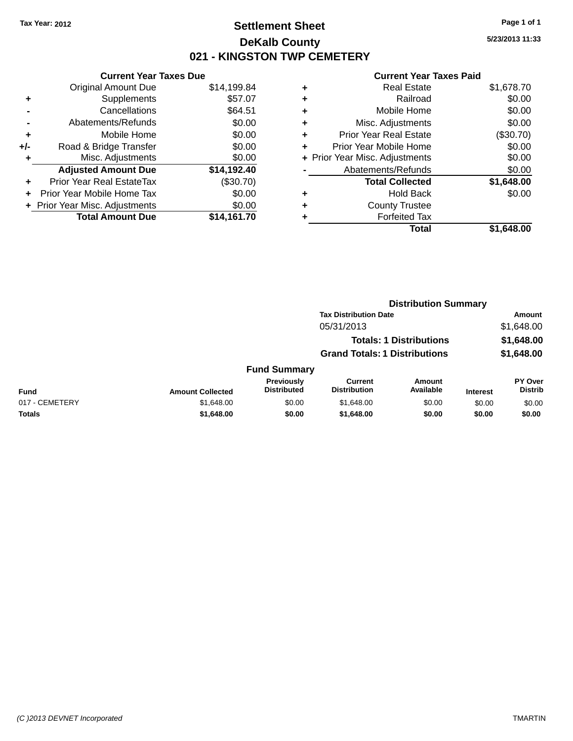**Tax Year: 2012**

# Settlement Sheet

## DeKalb County

## 021 - KINGSTON TWP CEMETERY

5/23/2013 11:33

### Current Year Taxes Due

| | | |
|---|---|---|
| | Original Amount Due | $14,199.84 |
| + | Supplements | $57.07 |
| - | Cancellations | $64.51 |
| - | Abatements/Refunds | $0.00 |
| + | Mobile Home | $0.00 |
| +/- | Road & Bridge Transfer | $0.00 |
| + | Misc. Adjustments | $0.00 |
| | **Adjusted Amount Due** | **$14,192.40** |
| + | Prior Year Real EstateTax | ($30.70) |
| + | Prior Year Mobile Home Tax | $0.00 |
| + | Prior Year Misc. Adjustments | $0.00 |
| | **Total Amount Due** | **$14,161.70** |

### Current Year Taxes Paid

| | | |
|---|---|---|
| + | Real Estate | $1,678.70 |
| + | Railroad | $0.00 |
| + | Mobile Home | $0.00 |
| + | Misc. Adjustments | $0.00 |
| + | Prior Year Real Estate | ($30.70) |
| + | Prior Year Mobile Home | $0.00 |
| + | Prior Year Misc. Adjustments | $0.00 |
| - | Abatements/Refunds | $0.00 |
| | **Total Collected** | **$1,648.00** |
| + | Hold Back | $0.00 |
| + | County Trustee | |
| + | Forfeited Tax | |
| | **Total** | **$1,648.00** |

### Distribution Summary

| Tax Distribution Date | Amount |
|---|---|
| 05/31/2013 | $1,648.00 |
| **Totals: 1 Distributions** | **$1,648.00** |
| **Grand Totals: 1 Distributions** | **$1,648.00** |

### Fund Summary

| Fund | Amount Collected | Previously Distributed | Current Distribution | Amount Available | Interest | PY Over Distrib |
|---|---|---|---|---|---|---|
| 017 - CEMETERY | $1,648.00 | $0.00 | $1,648.00 | $0.00 | $0.00 | $0.00 |
| **Totals** | **$1,648.00** | **$0.00** | **$1,648.00** | **$0.00** | **$0.00** | **$0.00** |

*(C )2013 DEVNET Incorporated* TMARTIN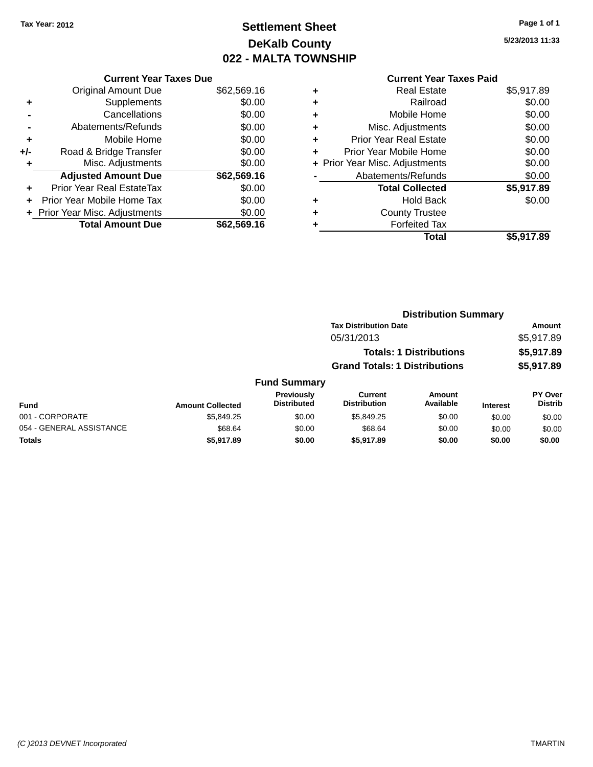Tax Year: 2012

# Settlement Sheet

## DeKalb County

## 022 - MALTA TOWNSHIP

5/23/2013 11:33

### Current Year Taxes Due

| | | |
|---|---|---|
| | Original Amount Due | $62,569.16 |
| + | Supplements | $0.00 |
| - | Cancellations | $0.00 |
| - | Abatements/Refunds | $0.00 |
| + | Mobile Home | $0.00 |
| +/- | Road & Bridge Transfer | $0.00 |
| + | Misc. Adjustments | $0.00 |
| | **Adjusted Amount Due** | **$62,569.16** |
| + | Prior Year Real EstateTax | $0.00 |
| + | Prior Year Mobile Home Tax | $0.00 |
| + | Prior Year Misc. Adjustments | $0.00 |
| | **Total Amount Due** | **$62,569.16** |

### Current Year Taxes Paid

| | | |
|---|---|---|
| + | Real Estate | $5,917.89 |
| + | Railroad | $0.00 |
| + | Mobile Home | $0.00 |
| + | Misc. Adjustments | $0.00 |
| + | Prior Year Real Estate | $0.00 |
| + | Prior Year Mobile Home | $0.00 |
| + | Prior Year Misc. Adjustments | $0.00 |
| - | Abatements/Refunds | $0.00 |
| | **Total Collected** | **$5,917.89** |
| + | Hold Back | $0.00 |
| + | County Trustee | |
| + | Forfeited Tax | |
| | **Total** | **$5,917.89** |

### Distribution Summary

| Tax Distribution Date | Amount |
|---|---|
| 05/31/2013 | $5,917.89 |
| **Totals: 1 Distributions** | **$5,917.89** |
| **Grand Totals: 1 Distributions** | **$5,917.89** |

### Fund Summary

| Fund | Amount Collected | Previously Distributed | Current Distribution | Amount Available | Interest | PY Over Distrib |
|---|---|---|---|---|---|---|
| 001 - CORPORATE | $5,849.25 | $0.00 | $5,849.25 | $0.00 | $0.00 | $0.00 |
| 054 - GENERAL ASSISTANCE | $68.64 | $0.00 | $68.64 | $0.00 | $0.00 | $0.00 |
| **Totals** | **$5,917.89** | **$0.00** | **$5,917.89** | **$0.00** | **$0.00** | **$0.00** |

(C )2013 DEVNET Incorporated TMARTIN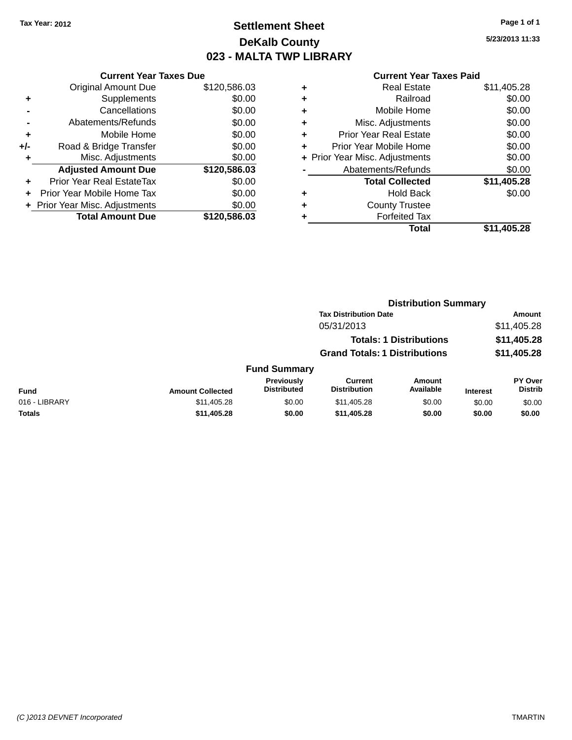Tax Year: 2012

# Settlement Sheet

## DeKalb County

## 023 - MALTA TWP LIBRARY

5/23/2013 11:33

**Current Year Taxes Due**

| | | |
|---|---|---|
| | Original Amount Due | $120,586.03 |
| + | Supplements | $0.00 |
| - | Cancellations | $0.00 |
| - | Abatements/Refunds | $0.00 |
| + | Mobile Home | $0.00 |
| +/- | Road & Bridge Transfer | $0.00 |
| + | Misc. Adjustments | $0.00 |
| | **Adjusted Amount Due** | **$120,586.03** |
| + | Prior Year Real EstateTax | $0.00 |
| + | Prior Year Mobile Home Tax | $0.00 |
| + | Prior Year Misc. Adjustments | $0.00 |
| | **Total Amount Due** | **$120,586.03** |

**Current Year Taxes Paid**

| | | |
|---|---|---|
| + | Real Estate | $11,405.28 |
| + | Railroad | $0.00 |
| + | Mobile Home | $0.00 |
| + | Misc. Adjustments | $0.00 |
| + | Prior Year Real Estate | $0.00 |
| + | Prior Year Mobile Home | $0.00 |
| + | Prior Year Misc. Adjustments | $0.00 |
| - | Abatements/Refunds | $0.00 |
| | **Total Collected** | **$11,405.28** |
| + | Hold Back | $0.00 |
| + | County Trustee | |
| + | Forfeited Tax | |
| | **Total** | **$11,405.28** |

**Distribution Summary**

| Tax Distribution Date | Amount |
|---|---|
| 05/31/2013 | $11,405.28 |
| **Totals: 1 Distributions** | **$11,405.28** |
| **Grand Totals: 1 Distributions** | **$11,405.28** |

**Fund Summary**

| Fund | Amount Collected | Previously Distributed | Current Distribution | Amount Available | Interest | PY Over Distrib |
|---|---|---|---|---|---|---|
| 016 - LIBRARY | $11,405.28 | $0.00 | $11,405.28 | $0.00 | $0.00 | $0.00 |
| **Totals** | **$11,405.28** | **$0.00** | **$11,405.28** | **$0.00** | **$0.00** | **$0.00** |

(C )2013 DEVNET Incorporated TMARTIN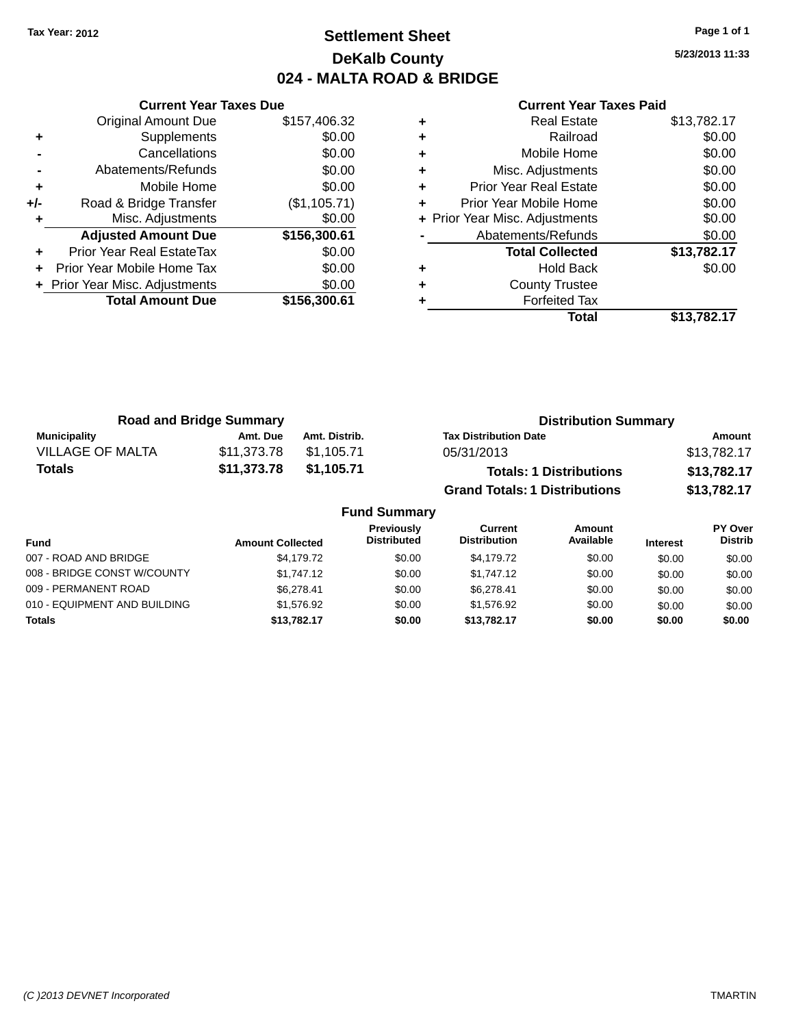Tax Year: 2012

# Settlement Sheet

## DeKalb County

## 024 - MALTA ROAD & BRIDGE

5/23/2013 11:33

### Current Year Taxes Due

| | | |
|---|---|---|
| | Original Amount Due | $157,406.32 |
| + | Supplements | $0.00 |
| - | Cancellations | $0.00 |
| - | Abatements/Refunds | $0.00 |
| + | Mobile Home | $0.00 |
| +/- | Road & Bridge Transfer | ($1,105.71) |
| + | Misc. Adjustments | $0.00 |
| | **Adjusted Amount Due** | **$156,300.61** |
| + | Prior Year Real EstateTax | $0.00 |
| + | Prior Year Mobile Home Tax | $0.00 |
| + | Prior Year Misc. Adjustments | $0.00 |
| | **Total Amount Due** | **$156,300.61** |

### Current Year Taxes Paid

| | | |
|---|---|---|
| + | Real Estate | $13,782.17 |
| + | Railroad | $0.00 |
| + | Mobile Home | $0.00 |
| + | Misc. Adjustments | $0.00 |
| + | Prior Year Real Estate | $0.00 |
| + | Prior Year Mobile Home | $0.00 |
| + | Prior Year Misc. Adjustments | $0.00 |
| - | Abatements/Refunds | $0.00 |
| | **Total Collected** | **$13,782.17** |
| + | Hold Back | $0.00 |
| + | County Trustee | |
| + | Forfeited Tax | |
| | **Total** | **$13,782.17** |

### Road and Bridge Summary

| Municipality | Amt. Due | Amt. Distrib. |
|---|---|---|
| VILLAGE OF MALTA | $11,373.78 | $1,105.71 |
| **Totals** | **$11,373.78** | **$1,105.71** |

### Distribution Summary

| Tax Distribution Date | Amount |
|---|---|
| 05/31/2013 | $13,782.17 |
| **Totals: 1 Distributions** | **$13,782.17** |
| **Grand Totals: 1 Distributions** | **$13,782.17** |

### Fund Summary

| Fund | Amount Collected | Previously Distributed | Current Distribution | Amount Available | Interest | PY Over Distrib |
|---|---|---|---|---|---|---|
| 007 - ROAD AND BRIDGE | $4,179.72 | $0.00 | $4,179.72 | $0.00 | $0.00 | $0.00 |
| 008 - BRIDGE CONST W/COUNTY | $1,747.12 | $0.00 | $1,747.12 | $0.00 | $0.00 | $0.00 |
| 009 - PERMANENT ROAD | $6,278.41 | $0.00 | $6,278.41 | $0.00 | $0.00 | $0.00 |
| 010 - EQUIPMENT AND BUILDING | $1,576.92 | $0.00 | $1,576.92 | $0.00 | $0.00 | $0.00 |
| **Totals** | **$13,782.17** | **$0.00** | **$13,782.17** | **$0.00** | **$0.00** | **$0.00** |

(C )2013 DEVNET Incorporated TMARTIN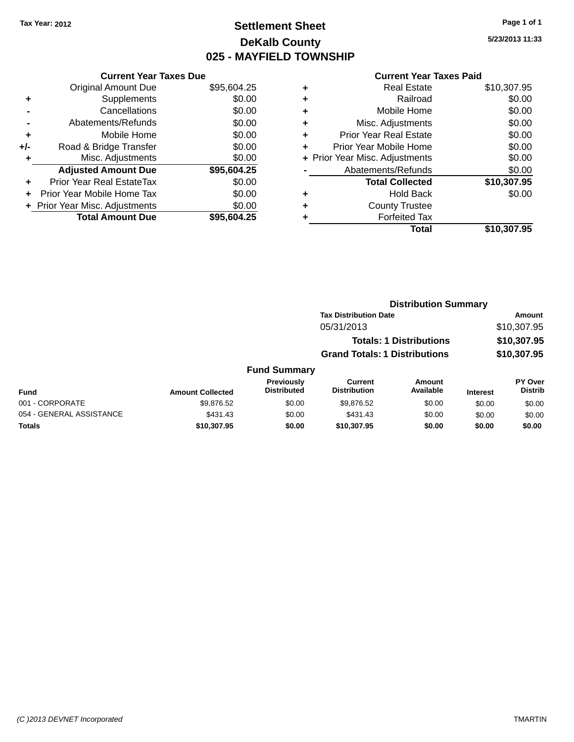Tax Year: 2012

# Settlement Sheet

## DeKalb County

## 025 - MAYFIELD TOWNSHIP

5/23/2013 11:33

### Current Year Taxes Due

| | | |
|---|---|---|
| | Original Amount Due | $95,604.25 |
| + | Supplements | $0.00 |
| - | Cancellations | $0.00 |
| - | Abatements/Refunds | $0.00 |
| + | Mobile Home | $0.00 |
| +/- | Road & Bridge Transfer | $0.00 |
| + | Misc. Adjustments | $0.00 |
| | **Adjusted Amount Due** | **$95,604.25** |
| + | Prior Year Real EstateTax | $0.00 |
| + | Prior Year Mobile Home Tax | $0.00 |
| + | Prior Year Misc. Adjustments | $0.00 |
| | **Total Amount Due** | **$95,604.25** |

### Current Year Taxes Paid

| | | |
|---|---|---|
| + | Real Estate | $10,307.95 |
| + | Railroad | $0.00 |
| + | Mobile Home | $0.00 |
| + | Misc. Adjustments | $0.00 |
| + | Prior Year Real Estate | $0.00 |
| + | Prior Year Mobile Home | $0.00 |
| + | Prior Year Misc. Adjustments | $0.00 |
| - | Abatements/Refunds | $0.00 |
| | **Total Collected** | **$10,307.95** |
| + | Hold Back | $0.00 |
| + | County Trustee | |
| + | Forfeited Tax | |
| | **Total** | **$10,307.95** |

### Distribution Summary

| Tax Distribution Date | Amount |
|---|---|
| 05/31/2013 | $10,307.95 |
| **Totals: 1 Distributions** | **$10,307.95** |
| **Grand Totals: 1 Distributions** | **$10,307.95** |

### Fund Summary

| Fund | Amount Collected | Previously Distributed | Current Distribution | Amount Available | Interest | PY Over Distrib |
|---|---|---|---|---|---|---|
| 001 - CORPORATE | $9,876.52 | $0.00 | $9,876.52 | $0.00 | $0.00 | $0.00 |
| 054 - GENERAL ASSISTANCE | $431.43 | $0.00 | $431.43 | $0.00 | $0.00 | $0.00 |
| **Totals** | **$10,307.95** | **$0.00** | **$10,307.95** | **$0.00** | **$0.00** | **$0.00** |

(C )2013 DEVNET Incorporated TMARTIN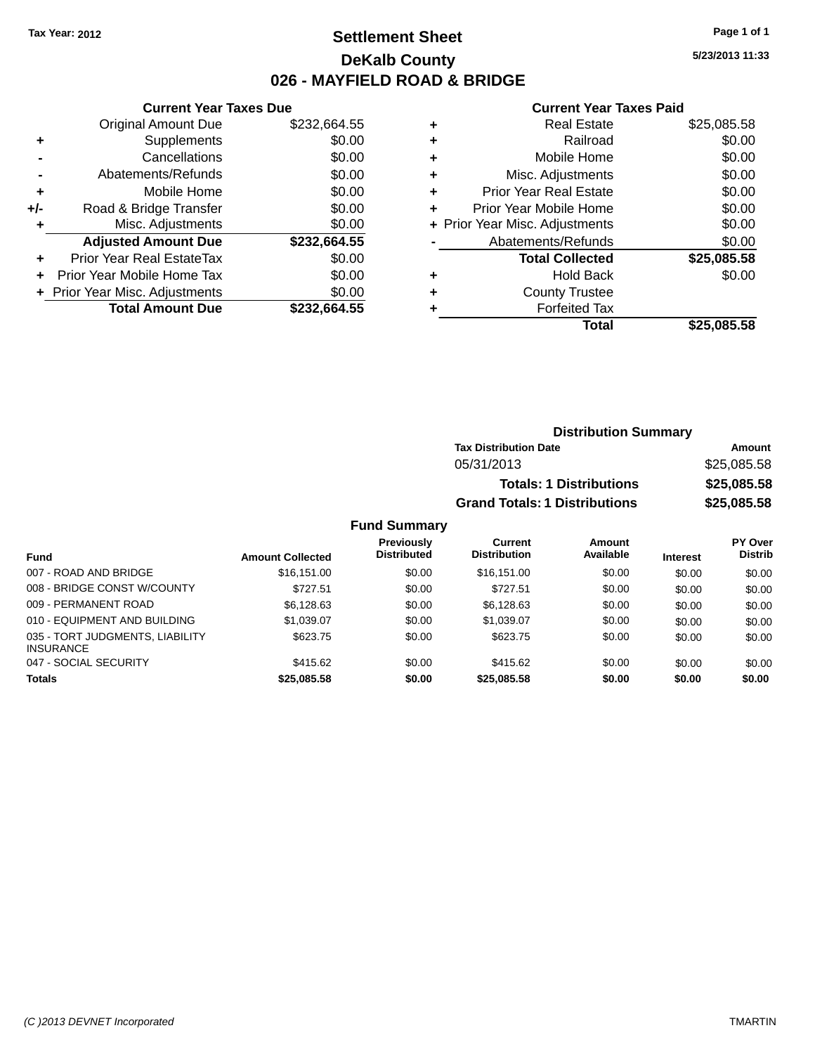Tax Year: 2012

# Settlement Sheet
## DeKalb County
## 026 - MAYFIELD ROAD & BRIDGE

5/23/2013 11:33

### Current Year Taxes Due

| | | |
|---|---|---|
| | Original Amount Due | $232,664.55 |
| + | Supplements | $0.00 |
| - | Cancellations | $0.00 |
| - | Abatements/Refunds | $0.00 |
| + | Mobile Home | $0.00 |
| +/- | Road & Bridge Transfer | $0.00 |
| + | Misc. Adjustments | $0.00 |
| | **Adjusted Amount Due** | **$232,664.55** |
| + | Prior Year Real EstateTax | $0.00 |
| + | Prior Year Mobile Home Tax | $0.00 |
| + | Prior Year Misc. Adjustments | $0.00 |
| | **Total Amount Due** | **$232,664.55** |

### Current Year Taxes Paid

| | | |
|---|---|---|
| + | Real Estate | $25,085.58 |
| + | Railroad | $0.00 |
| + | Mobile Home | $0.00 |
| + | Misc. Adjustments | $0.00 |
| + | Prior Year Real Estate | $0.00 |
| + | Prior Year Mobile Home | $0.00 |
| + | Prior Year Misc. Adjustments | $0.00 |
| - | Abatements/Refunds | $0.00 |
| | **Total Collected** | **$25,085.58** |
| + | Hold Back | $0.00 |
| + | County Trustee | |
| + | Forfeited Tax | |
| | **Total** | **$25,085.58** |

### Distribution Summary

| Tax Distribution Date | Amount |
|---|---|
| 05/31/2013 | $25,085.58 |
| **Totals: 1 Distributions** | **$25,085.58** |
| **Grand Totals: 1 Distributions** | **$25,085.58** |

### Fund Summary

| Fund | Amount Collected | Previously Distributed | Current Distribution | Amount Available | Interest | PY Over Distrib |
|---|---|---|---|---|---|---|
| 007 - ROAD AND BRIDGE | $16,151.00 | $0.00 | $16,151.00 | $0.00 | $0.00 | $0.00 |
| 008 - BRIDGE CONST W/COUNTY | $727.51 | $0.00 | $727.51 | $0.00 | $0.00 | $0.00 |
| 009 - PERMANENT ROAD | $6,128.63 | $0.00 | $6,128.63 | $0.00 | $0.00 | $0.00 |
| 010 - EQUIPMENT AND BUILDING | $1,039.07 | $0.00 | $1,039.07 | $0.00 | $0.00 | $0.00 |
| 035 - TORT JUDGMENTS, LIABILITY INSURANCE | $623.75 | $0.00 | $623.75 | $0.00 | $0.00 | $0.00 |
| 047 - SOCIAL SECURITY | $415.62 | $0.00 | $415.62 | $0.00 | $0.00 | $0.00 |
| **Totals** | **$25,085.58** | **$0.00** | **$25,085.58** | **$0.00** | **$0.00** | **$0.00** |

(C )2013 DEVNET Incorporated TMARTIN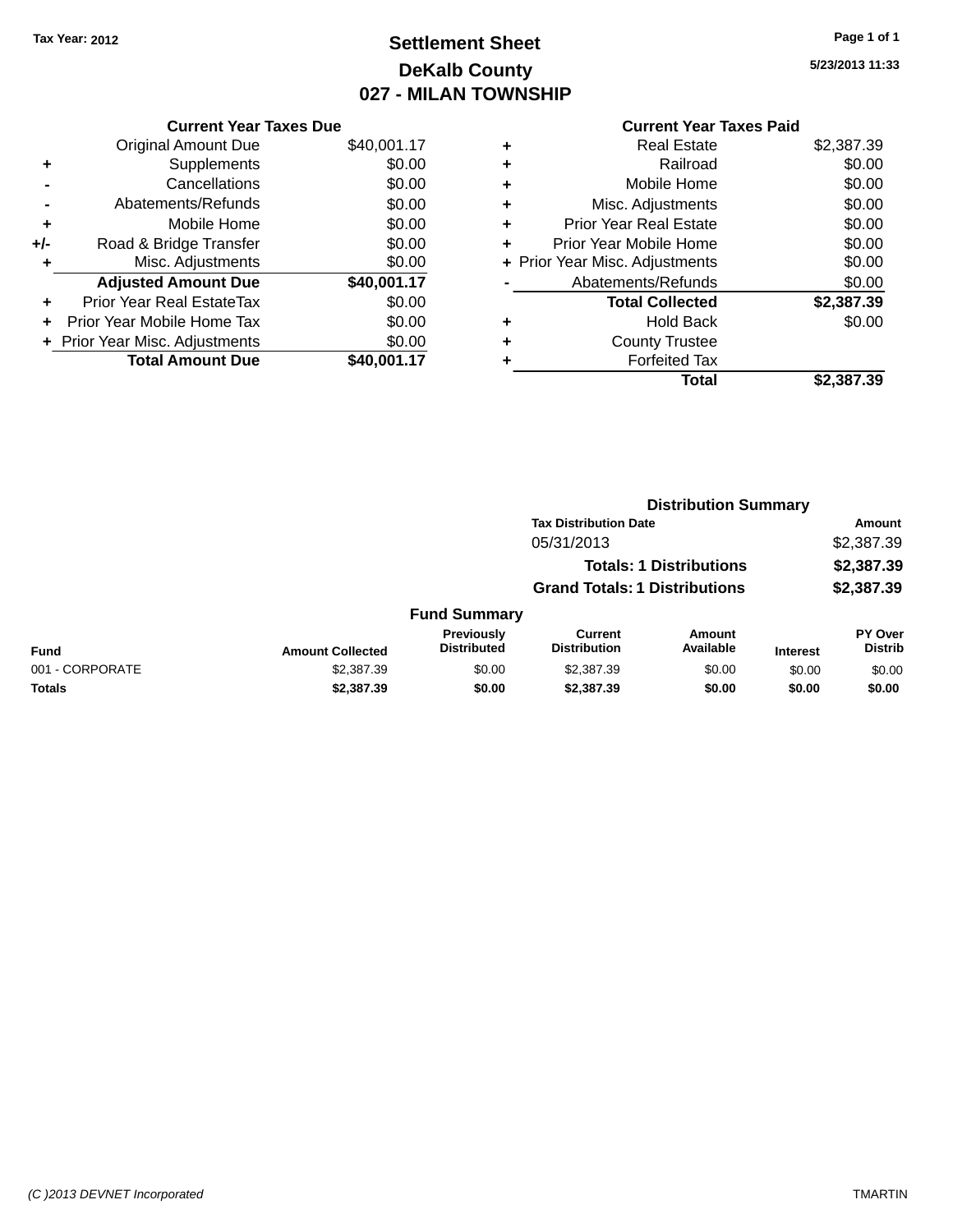Tax Year: 2012

# Settlement Sheet
## DeKalb County
## 027 - MILAN TOWNSHIP

5/23/2013 11:33

### Current Year Taxes Due

| | | |
|---|---|---|
| | Original Amount Due | $40,001.17 |
| + | Supplements | $0.00 |
| - | Cancellations | $0.00 |
| - | Abatements/Refunds | $0.00 |
| + | Mobile Home | $0.00 |
| +/- | Road & Bridge Transfer | $0.00 |
| + | Misc. Adjustments | $0.00 |
| | **Adjusted Amount Due** | **$40,001.17** |
| + | Prior Year Real EstateTax | $0.00 |
| + | Prior Year Mobile Home Tax | $0.00 |
| + | Prior Year Misc. Adjustments | $0.00 |
| | **Total Amount Due** | **$40,001.17** |

### Current Year Taxes Paid

| | | |
|---|---|---|
| + | Real Estate | $2,387.39 |
| + | Railroad | $0.00 |
| + | Mobile Home | $0.00 |
| + | Misc. Adjustments | $0.00 |
| + | Prior Year Real Estate | $0.00 |
| + | Prior Year Mobile Home | $0.00 |
| + | Prior Year Misc. Adjustments | $0.00 |
| - | Abatements/Refunds | $0.00 |
| | **Total Collected** | **$2,387.39** |
| + | Hold Back | $0.00 |
| + | County Trustee | |
| + | Forfeited Tax | |
| | **Total** | **$2,387.39** |

### Distribution Summary

| Tax Distribution Date | Amount |
|---|---|
| 05/31/2013 | $2,387.39 |
| **Totals: 1 Distributions** | **$2,387.39** |
| **Grand Totals: 1 Distributions** | **$2,387.39** |

### Fund Summary

| Fund | Amount Collected | Previously Distributed | Current Distribution | Amount Available | Interest | PY Over Distrib |
|---|---|---|---|---|---|---|
| 001 - CORPORATE | $2,387.39 | $0.00 | $2,387.39 | $0.00 | $0.00 | $0.00 |
| **Totals** | **$2,387.39** | **$0.00** | **$2,387.39** | **$0.00** | **$0.00** | **$0.00** |

(C )2013 DEVNET Incorporated TMARTIN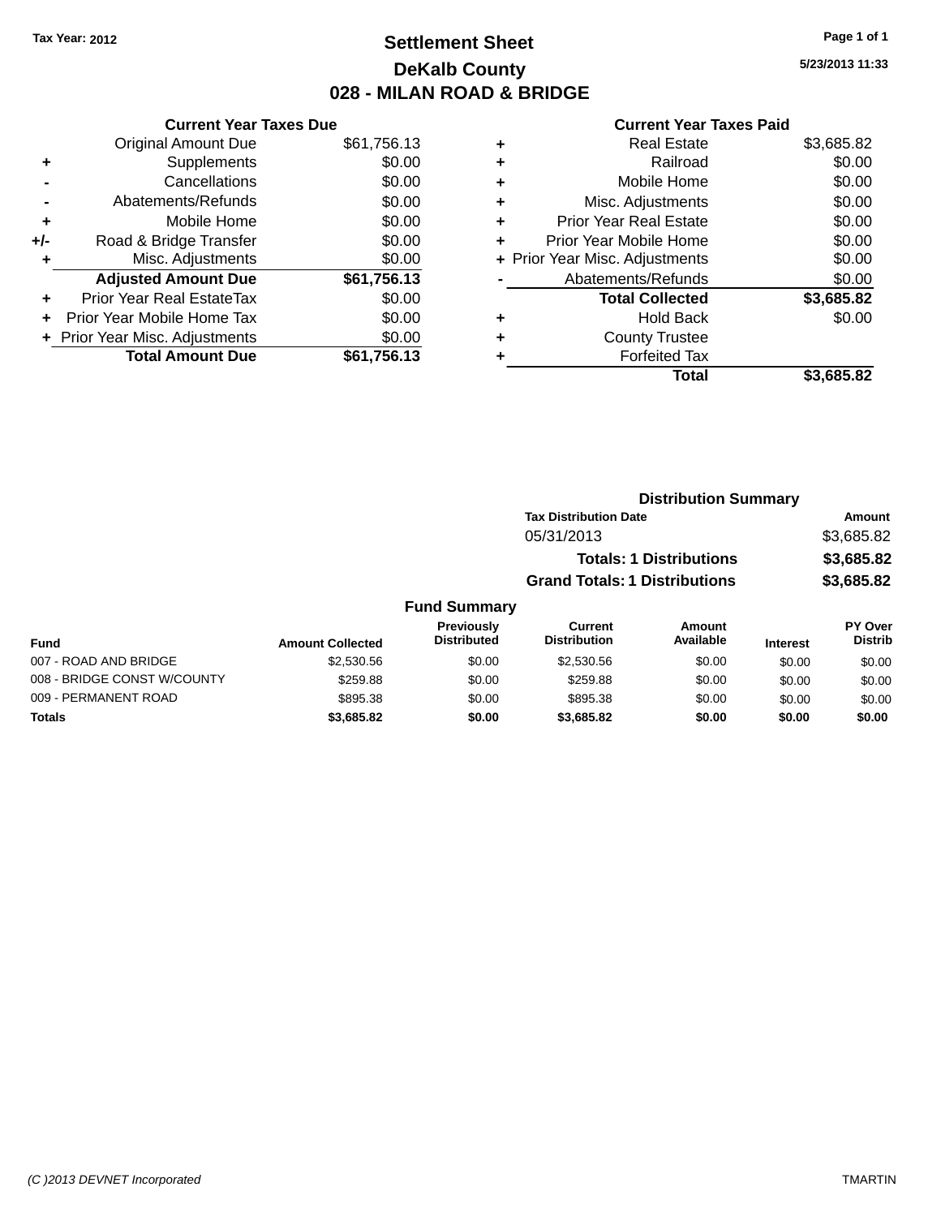Tax Year: 2012

# Settlement Sheet

## DeKalb County

## 028 - MILAN ROAD & BRIDGE

5/23/2013 11:33

| | Current Year Taxes Due | |
|---|---|---|
| | Original Amount Due | $61,756.13 |
| + | Supplements | $0.00 |
| - | Cancellations | $0.00 |
| - | Abatements/Refunds | $0.00 |
| + | Mobile Home | $0.00 |
| +/- | Road & Bridge Transfer | $0.00 |
| + | Misc. Adjustments | $0.00 |
| | **Adjusted Amount Due** | **$61,756.13** |
| + | Prior Year Real EstateTax | $0.00 |
| + | Prior Year Mobile Home Tax | $0.00 |
| + | Prior Year Misc. Adjustments | $0.00 |
| | **Total Amount Due** | **$61,756.13** |

| | Current Year Taxes Paid | |
|---|---|---|
| + | Real Estate | $3,685.82 |
| + | Railroad | $0.00 |
| + | Mobile Home | $0.00 |
| + | Misc. Adjustments | $0.00 |
| + | Prior Year Real Estate | $0.00 |
| + | Prior Year Mobile Home | $0.00 |
| + | Prior Year Misc. Adjustments | $0.00 |
| - | Abatements/Refunds | $0.00 |
| | **Total Collected** | **$3,685.82** |
| + | Hold Back | $0.00 |
| + | County Trustee | |
| + | Forfeited Tax | |
| | **Total** | **$3,685.82** |

### Distribution Summary

| Tax Distribution Date | Amount |
|---|---|
| 05/31/2013 | $3,685.82 |
| **Totals: 1 Distributions** | **$3,685.82** |
| **Grand Totals: 1 Distributions** | **$3,685.82** |

### Fund Summary

| Fund | Amount Collected | Previously Distributed | Current Distribution | Amount Available | Interest | PY Over Distrib |
|---|---|---|---|---|---|---|
| 007 - ROAD AND BRIDGE | $2,530.56 | $0.00 | $2,530.56 | $0.00 | $0.00 | $0.00 |
| 008 - BRIDGE CONST W/COUNTY | $259.88 | $0.00 | $259.88 | $0.00 | $0.00 | $0.00 |
| 009 - PERMANENT ROAD | $895.38 | $0.00 | $895.38 | $0.00 | $0.00 | $0.00 |
| **Totals** | **$3,685.82** | **$0.00** | **$3,685.82** | **$0.00** | **$0.00** | **$0.00** |

(C )2013 DEVNET Incorporated TMARTIN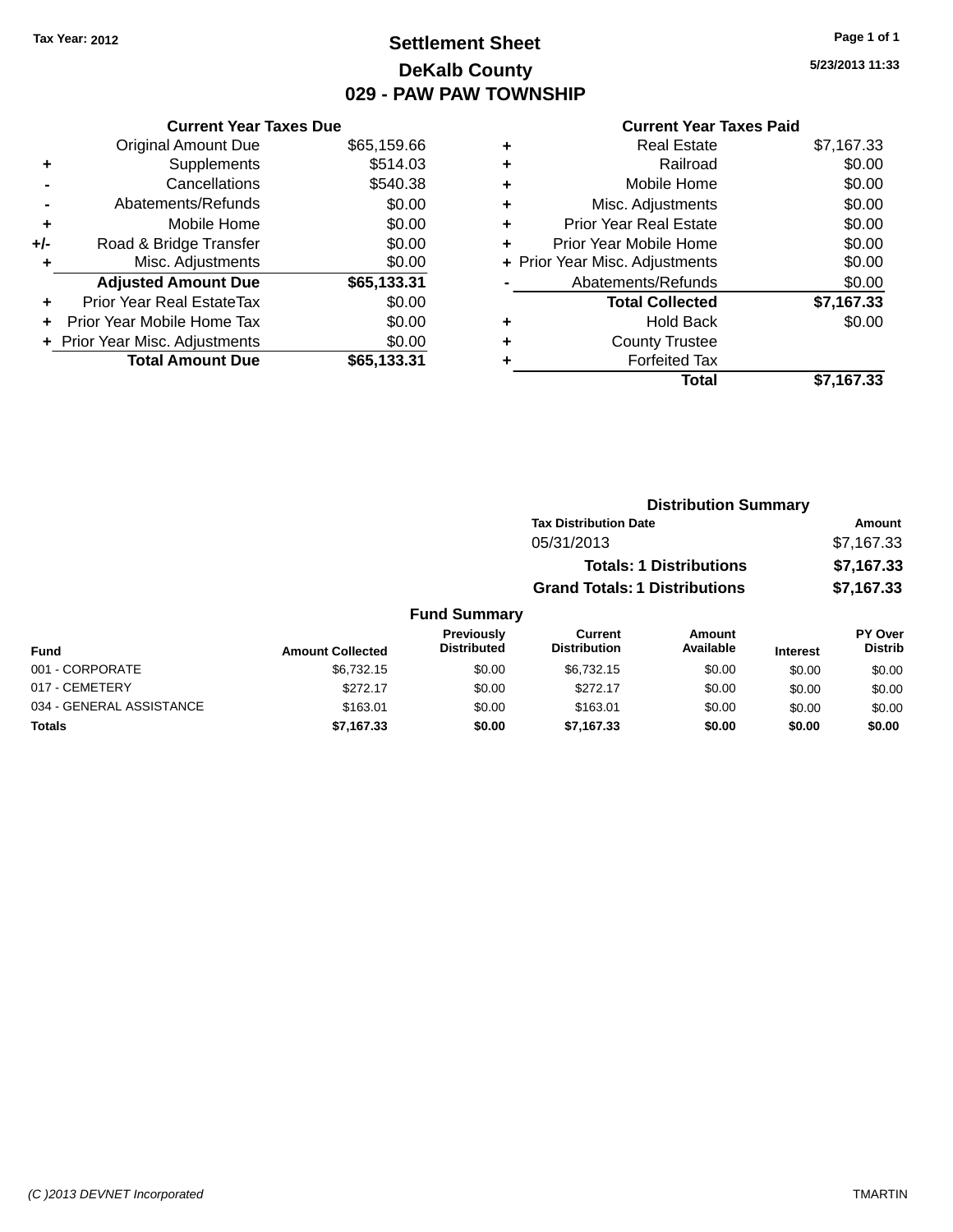Tax Year: 2012

# Settlement Sheet
## DeKalb County
## 029 - PAW PAW TOWNSHIP

5/23/2013 11:33

### Current Year Taxes Due

| | | |
|---|---|---|
| | Original Amount Due | $65,159.66 |
| + | Supplements | $514.03 |
| - | Cancellations | $540.38 |
| - | Abatements/Refunds | $0.00 |
| + | Mobile Home | $0.00 |
| +/- | Road & Bridge Transfer | $0.00 |
| + | Misc. Adjustments | $0.00 |
| | **Adjusted Amount Due** | **$65,133.31** |
| + | Prior Year Real EstateTax | $0.00 |
| + | Prior Year Mobile Home Tax | $0.00 |
| + | Prior Year Misc. Adjustments | $0.00 |
| | **Total Amount Due** | **$65,133.31** |

### Current Year Taxes Paid

| | | |
|---|---|---|
| + | Real Estate | $7,167.33 |
| + | Railroad | $0.00 |
| + | Mobile Home | $0.00 |
| + | Misc. Adjustments | $0.00 |
| + | Prior Year Real Estate | $0.00 |
| + | Prior Year Mobile Home | $0.00 |
| + | Prior Year Misc. Adjustments | $0.00 |
| - | Abatements/Refunds | $0.00 |
| | **Total Collected** | **$7,167.33** |
| + | Hold Back | $0.00 |
| + | County Trustee | |
| + | Forfeited Tax | |
| | **Total** | **$7,167.33** |

### Distribution Summary

| Tax Distribution Date | Amount |
|---|---|
| 05/31/2013 | $7,167.33 |
| **Totals: 1 Distributions** | **$7,167.33** |
| **Grand Totals: 1 Distributions** | **$7,167.33** |

### Fund Summary

| Fund | Amount Collected | Previously Distributed | Current Distribution | Amount Available | Interest | PY Over Distrib |
|---|---|---|---|---|---|---|
| 001 - CORPORATE | $6,732.15 | $0.00 | $6,732.15 | $0.00 | $0.00 | $0.00 |
| 017 - CEMETERY | $272.17 | $0.00 | $272.17 | $0.00 | $0.00 | $0.00 |
| 034 - GENERAL ASSISTANCE | $163.01 | $0.00 | $163.01 | $0.00 | $0.00 | $0.00 |
| **Totals** | **$7,167.33** | **$0.00** | **$7,167.33** | **$0.00** | **$0.00** | **$0.00** |

(C )2013 DEVNET Incorporated TMARTIN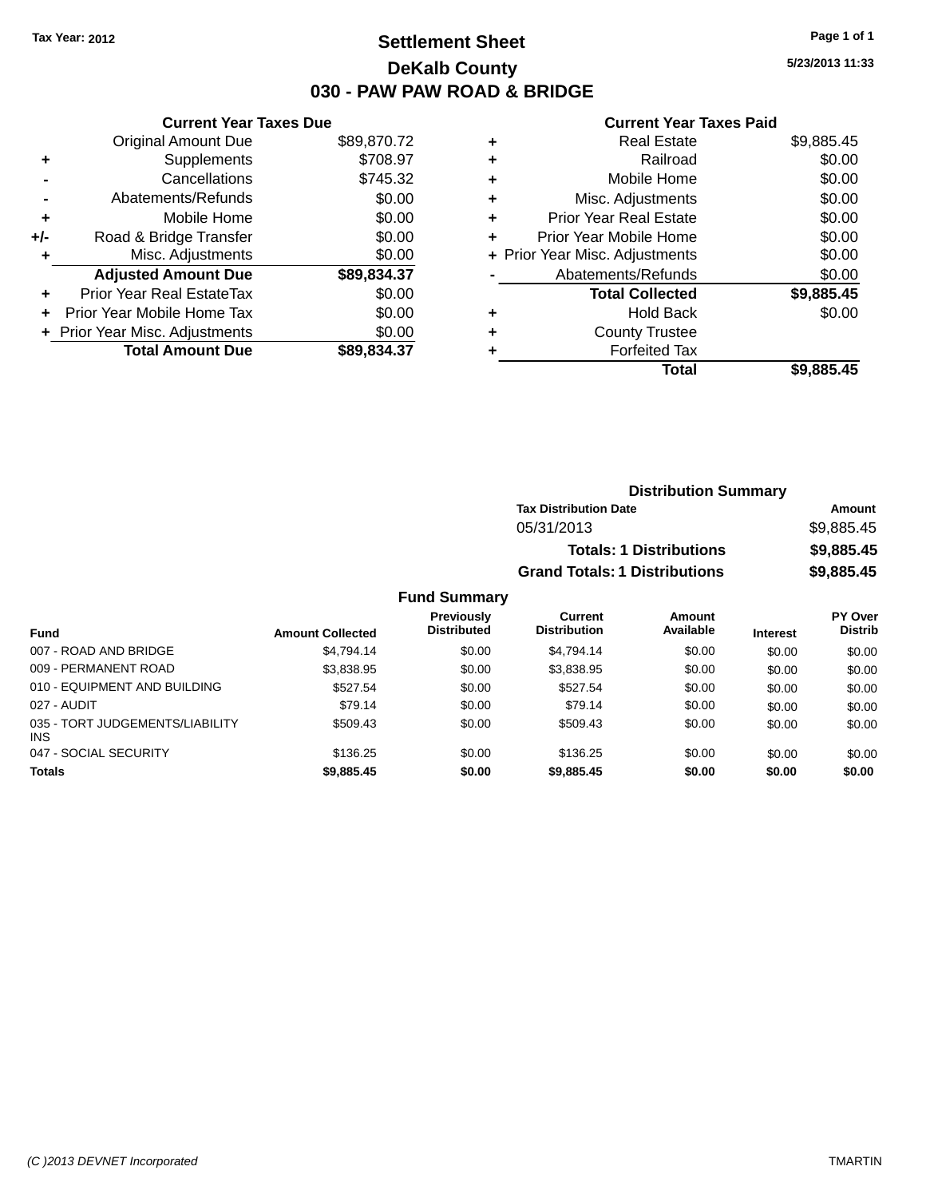Tax Year: 2012

# Settlement Sheet

## DeKalb County

## 030 - PAW PAW ROAD & BRIDGE

| | Current Year Taxes Due | |
|---|---|---|
| | Original Amount Due | $89,870.72 |
| + | Supplements | $708.97 |
| - | Cancellations | $745.32 |
| - | Abatements/Refunds | $0.00 |
| + | Mobile Home | $0.00 |
| +/- | Road & Bridge Transfer | $0.00 |
| + | Misc. Adjustments | $0.00 |
| | **Adjusted Amount Due** | **$89,834.37** |
| + | Prior Year Real EstateTax | $0.00 |
| + | Prior Year Mobile Home Tax | $0.00 |
| + | Prior Year Misc. Adjustments | $0.00 |
| | **Total Amount Due** | **$89,834.37** |

| | Current Year Taxes Paid | |
|---|---|---|
| + | Real Estate | $9,885.45 |
| + | Railroad | $0.00 |
| + | Mobile Home | $0.00 |
| + | Misc. Adjustments | $0.00 |
| + | Prior Year Real Estate | $0.00 |
| + | Prior Year Mobile Home | $0.00 |
| + | Prior Year Misc. Adjustments | $0.00 |
| - | Abatements/Refunds | $0.00 |
| | **Total Collected** | **$9,885.45** |
| + | Hold Back | $0.00 |
| + | County Trustee | |
| + | Forfeited Tax | |
| | **Total** | **$9,885.45** |

### Distribution Summary

| Tax Distribution Date | Amount |
|---|---|
| 05/31/2013 | $9,885.45 |
| **Totals: 1 Distributions** | **$9,885.45** |
| **Grand Totals: 1 Distributions** | **$9,885.45** |

### Fund Summary

| Fund | Amount Collected | Previously Distributed | Current Distribution | Amount Available | Interest | PY Over Distrib |
|---|---|---|---|---|---|---|
| 007 - ROAD AND BRIDGE | $4,794.14 | $0.00 | $4,794.14 | $0.00 | $0.00 | $0.00 |
| 009 - PERMANENT ROAD | $3,838.95 | $0.00 | $3,838.95 | $0.00 | $0.00 | $0.00 |
| 010 - EQUIPMENT AND BUILDING | $527.54 | $0.00 | $527.54 | $0.00 | $0.00 | $0.00 |
| 027 - AUDIT | $79.14 | $0.00 | $79.14 | $0.00 | $0.00 | $0.00 |
| 035 - TORT JUDGEMENTS/LIABILITY INS | $509.43 | $0.00 | $509.43 | $0.00 | $0.00 | $0.00 |
| 047 - SOCIAL SECURITY | $136.25 | $0.00 | $136.25 | $0.00 | $0.00 | $0.00 |
| **Totals** | **$9,885.45** | **$0.00** | **$9,885.45** | **$0.00** | **$0.00** | **$0.00** |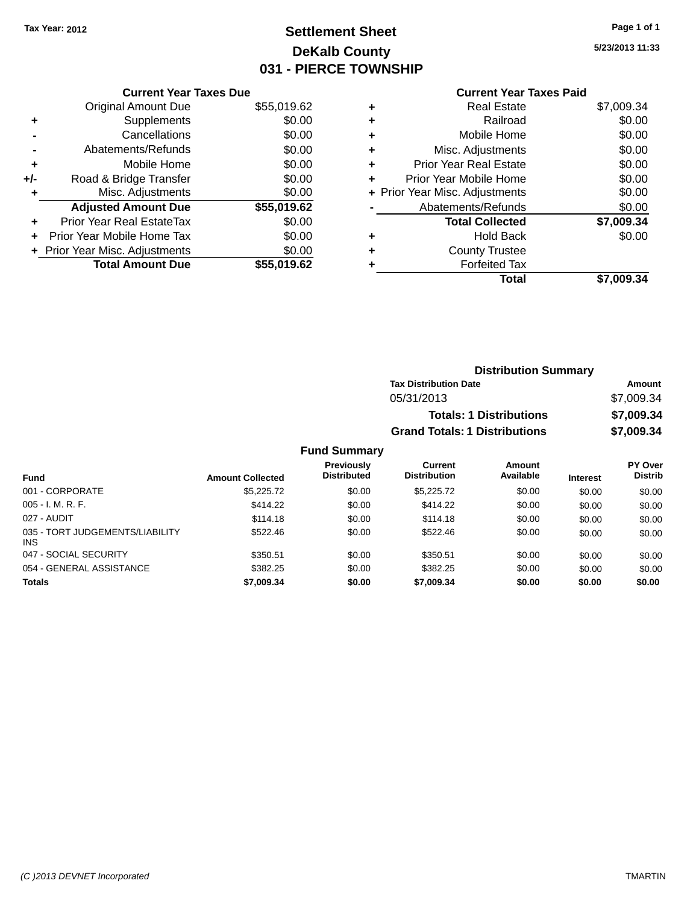Tax Year: 2012

# Settlement Sheet

## DeKalb County

## 031 - PIERCE TOWNSHIP

5/23/2013 11:33

| | Current Year Taxes Due | |
|---|---|---|
| | Original Amount Due | $55,019.62 |
| + | Supplements | $0.00 |
| - | Cancellations | $0.00 |
| - | Abatements/Refunds | $0.00 |
| + | Mobile Home | $0.00 |
| +/- | Road & Bridge Transfer | $0.00 |
| + | Misc. Adjustments | $0.00 |
| | **Adjusted Amount Due** | **$55,019.62** |
| + | Prior Year Real EstateTax | $0.00 |
| + | Prior Year Mobile Home Tax | $0.00 |
| + | Prior Year Misc. Adjustments | $0.00 |
| | **Total Amount Due** | **$55,019.62** |

| | Current Year Taxes Paid | |
|---|---|---|
| + | Real Estate | $7,009.34 |
| + | Railroad | $0.00 |
| + | Mobile Home | $0.00 |
| + | Misc. Adjustments | $0.00 |
| + | Prior Year Real Estate | $0.00 |
| + | Prior Year Mobile Home | $0.00 |
| + | Prior Year Misc. Adjustments | $0.00 |
| - | Abatements/Refunds | $0.00 |
| | **Total Collected** | **$7,009.34** |
| + | Hold Back | $0.00 |
| + | County Trustee | |
| + | Forfeited Tax | |
| | **Total** | **$7,009.34** |

### Distribution Summary

| Tax Distribution Date | Amount |
|---|---|
| 05/31/2013 | $7,009.34 |
| **Totals: 1 Distributions** | **$7,009.34** |
| **Grand Totals: 1 Distributions** | **$7,009.34** |

### Fund Summary

| Fund | Amount Collected | Previously Distributed | Current Distribution | Amount Available | Interest | PY Over Distrib |
|---|---|---|---|---|---|---|
| 001 - CORPORATE | $5,225.72 | $0.00 | $5,225.72 | $0.00 | $0.00 | $0.00 |
| 005 - I. M. R. F. | $414.22 | $0.00 | $414.22 | $0.00 | $0.00 | $0.00 |
| 027 - AUDIT | $114.18 | $0.00 | $114.18 | $0.00 | $0.00 | $0.00 |
| 035 - TORT JUDGEMENTS/LIABILITY INS | $522.46 | $0.00 | $522.46 | $0.00 | $0.00 | $0.00 |
| 047 - SOCIAL SECURITY | $350.51 | $0.00 | $350.51 | $0.00 | $0.00 | $0.00 |
| 054 - GENERAL ASSISTANCE | $382.25 | $0.00 | $382.25 | $0.00 | $0.00 | $0.00 |
| **Totals** | **$7,009.34** | **$0.00** | **$7,009.34** | **$0.00** | **$0.00** | **$0.00** |

(C )2013 DEVNET Incorporated TMARTIN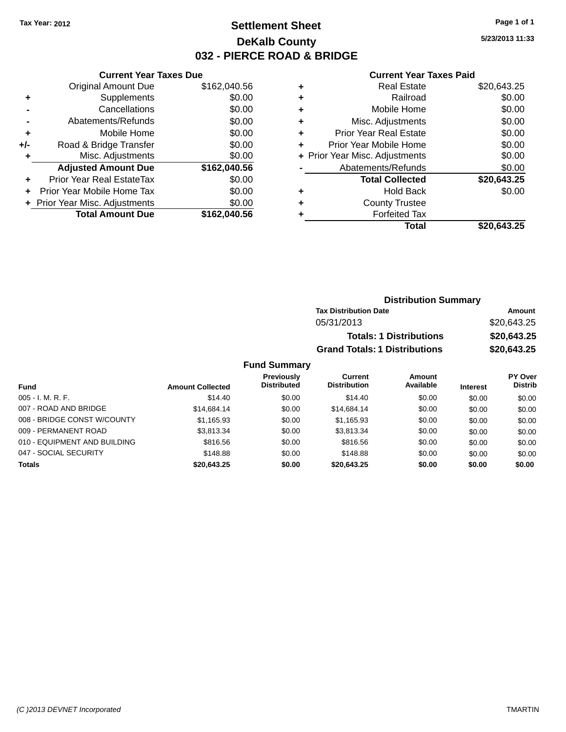Tax Year: 2012

# Settlement Sheet

## DeKalb County

## 032 - PIERCE ROAD & BRIDGE

5/23/2013 11:33

### Current Year Taxes Due

| | | |
|---|---|---|
| | Original Amount Due | $162,040.56 |
| + | Supplements | $0.00 |
| - | Cancellations | $0.00 |
| - | Abatements/Refunds | $0.00 |
| + | Mobile Home | $0.00 |
| +/- | Road & Bridge Transfer | $0.00 |
| + | Misc. Adjustments | $0.00 |
| | **Adjusted Amount Due** | **$162,040.56** |
| + | Prior Year Real EstateTax | $0.00 |
| + | Prior Year Mobile Home Tax | $0.00 |
| + | Prior Year Misc. Adjustments | $0.00 |
| | **Total Amount Due** | **$162,040.56** |

### Current Year Taxes Paid

| | | |
|---|---|---|
| + | Real Estate | $20,643.25 |
| + | Railroad | $0.00 |
| + | Mobile Home | $0.00 |
| + | Misc. Adjustments | $0.00 |
| + | Prior Year Real Estate | $0.00 |
| + | Prior Year Mobile Home | $0.00 |
| + | Prior Year Misc. Adjustments | $0.00 |
| - | Abatements/Refunds | $0.00 |
| | **Total Collected** | **$20,643.25** |
| + | Hold Back | $0.00 |
| + | County Trustee | |
| + | Forfeited Tax | |
| | **Total** | **$20,643.25** |

### Distribution Summary

| Tax Distribution Date | Amount |
|---|---|
| 05/31/2013 | $20,643.25 |
| **Totals: 1 Distributions** | **$20,643.25** |
| **Grand Totals: 1 Distributions** | **$20,643.25** |

### Fund Summary

| Fund | Amount Collected | Previously Distributed | Current Distribution | Amount Available | Interest | PY Over Distrib |
|---|---|---|---|---|---|---|
| 005 - I. M. R. F. | $14.40 | $0.00 | $14.40 | $0.00 | $0.00 | $0.00 |
| 007 - ROAD AND BRIDGE | $14,684.14 | $0.00 | $14,684.14 | $0.00 | $0.00 | $0.00 |
| 008 - BRIDGE CONST W/COUNTY | $1,165.93 | $0.00 | $1,165.93 | $0.00 | $0.00 | $0.00 |
| 009 - PERMANENT ROAD | $3,813.34 | $0.00 | $3,813.34 | $0.00 | $0.00 | $0.00 |
| 010 - EQUIPMENT AND BUILDING | $816.56 | $0.00 | $816.56 | $0.00 | $0.00 | $0.00 |
| 047 - SOCIAL SECURITY | $148.88 | $0.00 | $148.88 | $0.00 | $0.00 | $0.00 |
| **Totals** | **$20,643.25** | **$0.00** | **$20,643.25** | **$0.00** | **$0.00** | **$0.00** |

(C )2013 DEVNET Incorporated TMARTIN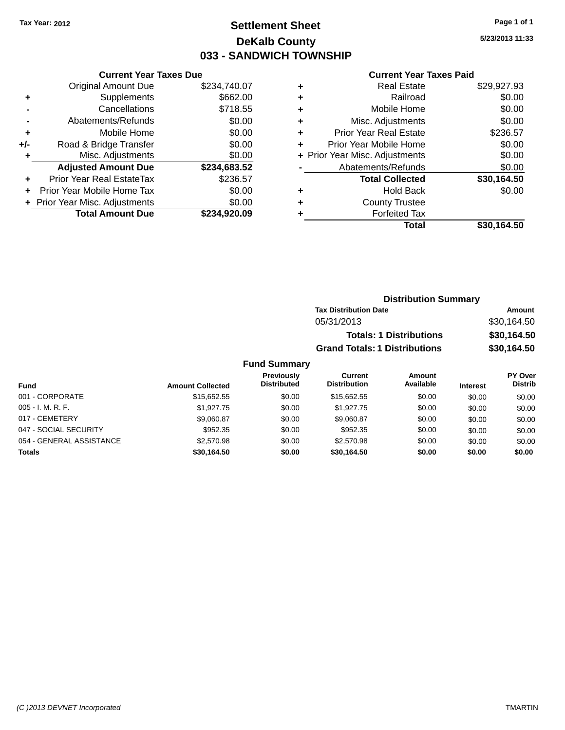Tax Year: 2012

# Settlement Sheet

## DeKalb County

## 033 - SANDWICH TOWNSHIP

5/23/2013 11:33

**Current Year Taxes Due**

| | | |
|---|---|---|
| | Original Amount Due | $234,740.07 |
| + | Supplements | $662.00 |
| - | Cancellations | $718.55 |
| - | Abatements/Refunds | $0.00 |
| + | Mobile Home | $0.00 |
| +/- | Road & Bridge Transfer | $0.00 |
| + | Misc. Adjustments | $0.00 |
| | **Adjusted Amount Due** | **$234,683.52** |
| + | Prior Year Real EstateTax | $236.57 |
| + | Prior Year Mobile Home Tax | $0.00 |
| + | Prior Year Misc. Adjustments | $0.00 |
| | **Total Amount Due** | **$234,920.09** |

**Current Year Taxes Paid**

| | | |
|---|---|---|
| + | Real Estate | $29,927.93 |
| + | Railroad | $0.00 |
| + | Mobile Home | $0.00 |
| + | Misc. Adjustments | $0.00 |
| + | Prior Year Real Estate | $236.57 |
| + | Prior Year Mobile Home | $0.00 |
| + | Prior Year Misc. Adjustments | $0.00 |
| - | Abatements/Refunds | $0.00 |
| | **Total Collected** | **$30,164.50** |
| + | Hold Back | $0.00 |
| + | County Trustee | |
| + | Forfeited Tax | |
| | **Total** | **$30,164.50** |

**Distribution Summary**

| Tax Distribution Date | Amount |
|---|---|
| 05/31/2013 | $30,164.50 |
| **Totals: 1 Distributions** | **$30,164.50** |
| **Grand Totals: 1 Distributions** | **$30,164.50** |

**Fund Summary**

| Fund | Amount Collected | Previously Distributed | Current Distribution | Amount Available | Interest | PY Over Distrib |
|---|---|---|---|---|---|---|
| 001 - CORPORATE | $15,652.55 | $0.00 | $15,652.55 | $0.00 | $0.00 | $0.00 |
| 005 - I. M. R. F. | $1,927.75 | $0.00 | $1,927.75 | $0.00 | $0.00 | $0.00 |
| 017 - CEMETERY | $9,060.87 | $0.00 | $9,060.87 | $0.00 | $0.00 | $0.00 |
| 047 - SOCIAL SECURITY | $952.35 | $0.00 | $952.35 | $0.00 | $0.00 | $0.00 |
| 054 - GENERAL ASSISTANCE | $2,570.98 | $0.00 | $2,570.98 | $0.00 | $0.00 | $0.00 |
| **Totals** | **$30,164.50** | **$0.00** | **$30,164.50** | **$0.00** | **$0.00** | **$0.00** |

(C )2013 DEVNET Incorporated TMARTIN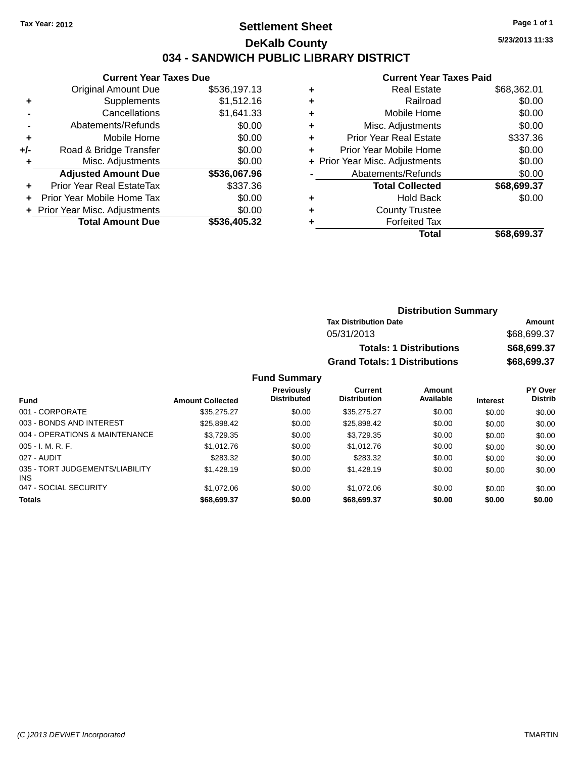Tax Year: 2012

# Settlement Sheet

## DeKalb County

## 034 - SANDWICH PUBLIC LIBRARY DISTRICT

5/23/2013 11:33

**Current Year Taxes Due**

| | | |
|---|---|---|
| | Original Amount Due | $536,197.13 |
| + | Supplements | $1,512.16 |
| - | Cancellations | $1,641.33 |
| - | Abatements/Refunds | $0.00 |
| + | Mobile Home | $0.00 |
| +/- | Road & Bridge Transfer | $0.00 |
| + | Misc. Adjustments | $0.00 |
| | **Adjusted Amount Due** | **$536,067.96** |
| + | Prior Year Real EstateTax | $337.36 |
| + | Prior Year Mobile Home Tax | $0.00 |
| + | Prior Year Misc. Adjustments | $0.00 |
| | **Total Amount Due** | **$536,405.32** |

**Current Year Taxes Paid**

| | | |
|---|---|---|
| + | Real Estate | $68,362.01 |
| + | Railroad | $0.00 |
| + | Mobile Home | $0.00 |
| + | Misc. Adjustments | $0.00 |
| + | Prior Year Real Estate | $337.36 |
| + | Prior Year Mobile Home | $0.00 |
| + | Prior Year Misc. Adjustments | $0.00 |
| - | Abatements/Refunds | $0.00 |
| | **Total Collected** | **$68,699.37** |
| + | Hold Back | $0.00 |
| + | County Trustee | |
| + | Forfeited Tax | |
| | **Total** | **$68,699.37** |

**Distribution Summary**

| Tax Distribution Date | Amount |
|---|---|
| 05/31/2013 | $68,699.37 |
| **Totals: 1 Distributions** | **$68,699.37** |
| **Grand Totals: 1 Distributions** | **$68,699.37** |

**Fund Summary**

| Fund | Amount Collected | Previously Distributed | Current Distribution | Amount Available | Interest | PY Over Distrib |
|---|---|---|---|---|---|---|
| 001 - CORPORATE | $35,275.27 | $0.00 | $35,275.27 | $0.00 | $0.00 | $0.00 |
| 003 - BONDS AND INTEREST | $25,898.42 | $0.00 | $25,898.42 | $0.00 | $0.00 | $0.00 |
| 004 - OPERATIONS & MAINTENANCE | $3,729.35 | $0.00 | $3,729.35 | $0.00 | $0.00 | $0.00 |
| 005 - I. M. R. F. | $1,012.76 | $0.00 | $1,012.76 | $0.00 | $0.00 | $0.00 |
| 027 - AUDIT | $283.32 | $0.00 | $283.32 | $0.00 | $0.00 | $0.00 |
| 035 - TORT JUDGEMENTS/LIABILITY INS | $1,428.19 | $0.00 | $1,428.19 | $0.00 | $0.00 | $0.00 |
| 047 - SOCIAL SECURITY | $1,072.06 | $0.00 | $1,072.06 | $0.00 | $0.00 | $0.00 |
| **Totals** | **$68,699.37** | **$0.00** | **$68,699.37** | **$0.00** | **$0.00** | **$0.00** |

(C )2013 DEVNET Incorporated TMARTIN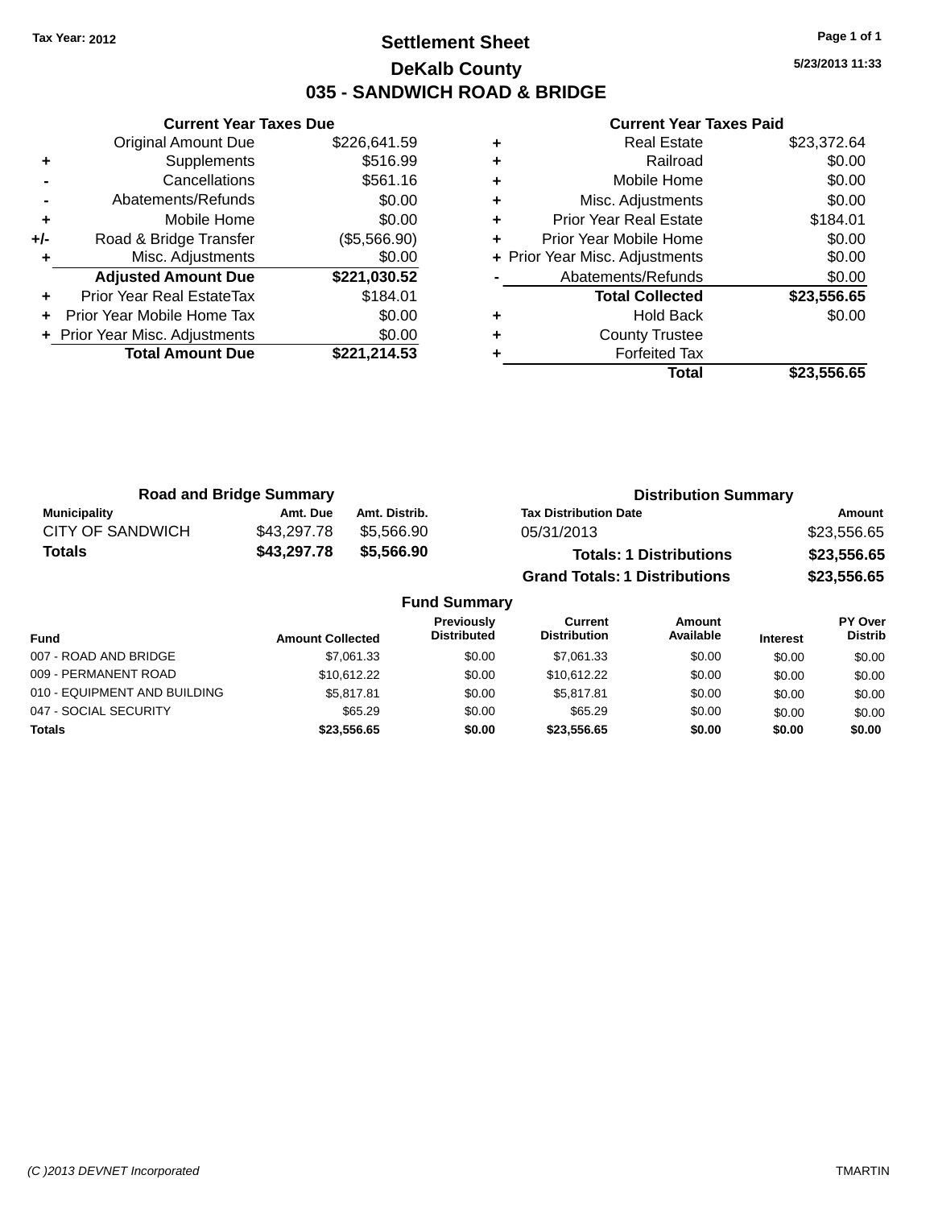Tax Year: 2012

# Settlement Sheet

## DeKalb County

## 035 - SANDWICH ROAD & BRIDGE

5/23/2013 11:33

| | Current Year Taxes Due | |
|---|---|---|
| | Original Amount Due | $226,641.59 |
| + | Supplements | $516.99 |
| - | Cancellations | $561.16 |
| - | Abatements/Refunds | $0.00 |
| + | Mobile Home | $0.00 |
| +/- | Road & Bridge Transfer | ($5,566.90) |
| + | Misc. Adjustments | $0.00 |
| | **Adjusted Amount Due** | **$221,030.52** |
| + | Prior Year Real EstateTax | $184.01 |
| + | Prior Year Mobile Home Tax | $0.00 |
| + | Prior Year Misc. Adjustments | $0.00 |
| | **Total Amount Due** | **$221,214.53** |

| | Current Year Taxes Paid | |
|---|---|---|
| + | Real Estate | $23,372.64 |
| + | Railroad | $0.00 |
| + | Mobile Home | $0.00 |
| + | Misc. Adjustments | $0.00 |
| + | Prior Year Real Estate | $184.01 |
| + | Prior Year Mobile Home | $0.00 |
| + | Prior Year Misc. Adjustments | $0.00 |
| - | Abatements/Refunds | $0.00 |
| | **Total Collected** | **$23,556.65** |
| + | Hold Back | $0.00 |
| + | County Trustee | |
| + | Forfeited Tax | |
| | **Total** | **$23,556.65** |

### Road and Bridge Summary

| Municipality | Amt. Due | Amt. Distrib. |
|---|---|---|
| CITY OF SANDWICH | $43,297.78 | $5,566.90 |
| **Totals** | **$43,297.78** | **$5,566.90** |

### Distribution Summary

| Tax Distribution Date | Amount |
|---|---|
| 05/31/2013 | $23,556.65 |
| **Totals: 1 Distributions** | **$23,556.65** |
| **Grand Totals: 1 Distributions** | **$23,556.65** |

### Fund Summary

| Fund | Amount Collected | Previously Distributed | Current Distribution | Amount Available | Interest | PY Over Distrib |
|---|---|---|---|---|---|---|
| 007 - ROAD AND BRIDGE | $7,061.33 | $0.00 | $7,061.33 | $0.00 | $0.00 | $0.00 |
| 009 - PERMANENT ROAD | $10,612.22 | $0.00 | $10,612.22 | $0.00 | $0.00 | $0.00 |
| 010 - EQUIPMENT AND BUILDING | $5,817.81 | $0.00 | $5,817.81 | $0.00 | $0.00 | $0.00 |
| 047 - SOCIAL SECURITY | $65.29 | $0.00 | $65.29 | $0.00 | $0.00 | $0.00 |
| **Totals** | **$23,556.65** | **$0.00** | **$23,556.65** | **$0.00** | **$0.00** | **$0.00** |

(C )2013 DEVNET Incorporated — TMARTIN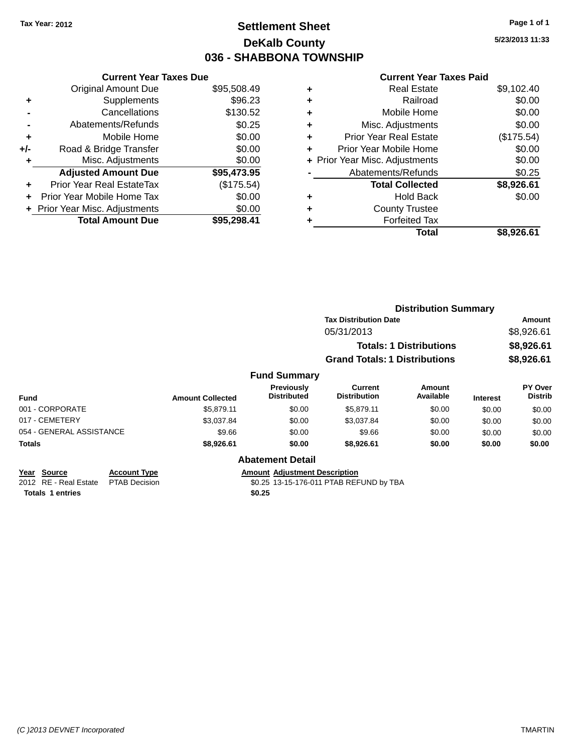Tax Year: 2012

# Settlement Sheet
## DeKalb County
## 036 - SHABBONA TOWNSHIP

5/23/2013 11:33

### Current Year Taxes Due

| | | |
|---|---|---|
| | Original Amount Due | $95,508.49 |
| + | Supplements | $96.23 |
| - | Cancellations | $130.52 |
| - | Abatements/Refunds | $0.25 |
| + | Mobile Home | $0.00 |
| +/- | Road & Bridge Transfer | $0.00 |
| + | Misc. Adjustments | $0.00 |
| | **Adjusted Amount Due** | **$95,473.95** |
| + | Prior Year Real EstateTax | ($175.54) |
| + | Prior Year Mobile Home Tax | $0.00 |
| + | Prior Year Misc. Adjustments | $0.00 |
| | **Total Amount Due** | **$95,298.41** |

### Current Year Taxes Paid

| | | |
|---|---|---|
| + | Real Estate | $9,102.40 |
| + | Railroad | $0.00 |
| + | Mobile Home | $0.00 |
| + | Misc. Adjustments | $0.00 |
| + | Prior Year Real Estate | ($175.54) |
| + | Prior Year Mobile Home | $0.00 |
| + | Prior Year Misc. Adjustments | $0.00 |
| - | Abatements/Refunds | $0.25 |
| | **Total Collected** | **$8,926.61** |
| + | Hold Back | $0.00 |
| + | County Trustee | |
| + | Forfeited Tax | |
| | **Total** | **$8,926.61** |

### Distribution Summary

| Tax Distribution Date | Amount |
|---|---|
| 05/31/2013 | $8,926.61 |
| **Totals: 1 Distributions** | **$8,926.61** |
| **Grand Totals: 1 Distributions** | **$8,926.61** |

### Fund Summary

| Fund | Amount Collected | Previously Distributed | Current Distribution | Amount Available | Interest | PY Over Distrib |
|---|---|---|---|---|---|---|
| 001 - CORPORATE | $5,879.11 | $0.00 | $5,879.11 | $0.00 | $0.00 | $0.00 |
| 017 - CEMETERY | $3,037.84 | $0.00 | $3,037.84 | $0.00 | $0.00 | $0.00 |
| 054 - GENERAL ASSISTANCE | $9.66 | $0.00 | $9.66 | $0.00 | $0.00 | $0.00 |
| **Totals** | **$8,926.61** | **$0.00** | **$8,926.61** | **$0.00** | **$0.00** | **$0.00** |

### Abatement Detail

| Year | Source | Account Type | Amount | Adjustment Description |
|---|---|---|---|---|
| 2012 | RE - Real Estate | PTAB Decision | $0.25 | 13-15-176-011 PTAB REFUND by TBA |
| **Totals** | **1 entries** | | **$0.25** | |

(C )2013 DEVNET Incorporated — TMARTIN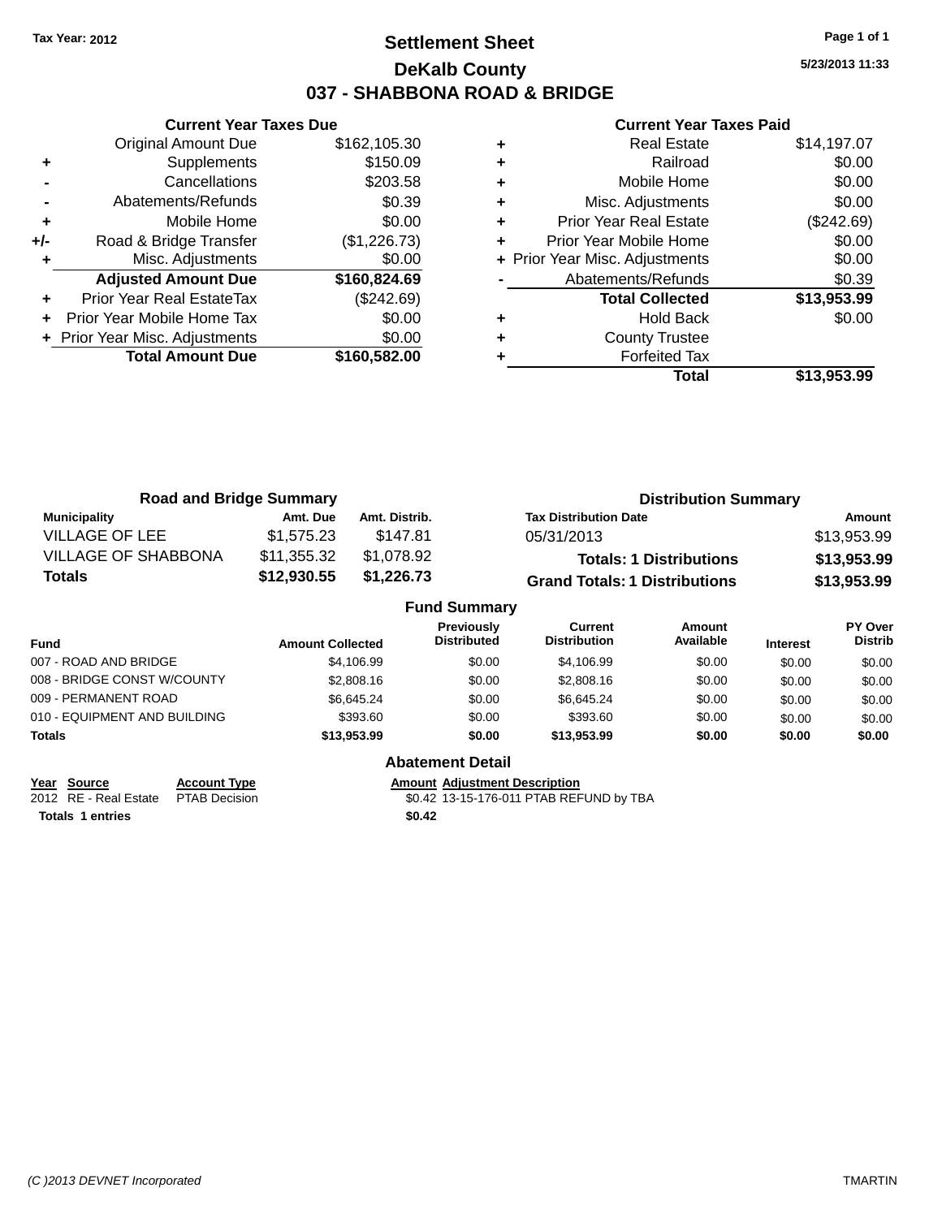Tax Year: 2012

# Settlement Sheet

## DeKalb County

## 037 - SHABBONA ROAD & BRIDGE

5/23/2013 11:33

### Current Year Taxes Due

| | | |
|---|---|---|
| | Original Amount Due | $162,105.30 |
| + | Supplements | $150.09 |
| - | Cancellations | $203.58 |
| - | Abatements/Refunds | $0.39 |
| + | Mobile Home | $0.00 |
| +/- | Road & Bridge Transfer | ($1,226.73) |
| + | Misc. Adjustments | $0.00 |
| | **Adjusted Amount Due** | **$160,824.69** |
| + | Prior Year Real EstateTax | ($242.69) |
| + | Prior Year Mobile Home Tax | $0.00 |
| + | Prior Year Misc. Adjustments | $0.00 |
| | **Total Amount Due** | **$160,582.00** |

### Current Year Taxes Paid

| | | |
|---|---|---|
| + | Real Estate | $14,197.07 |
| + | Railroad | $0.00 |
| + | Mobile Home | $0.00 |
| + | Misc. Adjustments | $0.00 |
| + | Prior Year Real Estate | ($242.69) |
| + | Prior Year Mobile Home | $0.00 |
| + | Prior Year Misc. Adjustments | $0.00 |
| - | Abatements/Refunds | $0.39 |
| | **Total Collected** | **$13,953.99** |
| + | Hold Back | $0.00 |
| + | County Trustee | |
| + | Forfeited Tax | |
| | **Total** | **$13,953.99** |

### Road and Bridge Summary

| Municipality | Amt. Due | Amt. Distrib. |
|---|---|---|
| VILLAGE OF LEE | $1,575.23 | $147.81 |
| VILLAGE OF SHABBONA | $11,355.32 | $1,078.92 |
| **Totals** | **$12,930.55** | **$1,226.73** |

### Distribution Summary

| Tax Distribution Date | Amount |
|---|---|
| 05/31/2013 | $13,953.99 |
| **Totals: 1 Distributions** | **$13,953.99** |
| **Grand Totals: 1 Distributions** | **$13,953.99** |

### Fund Summary

| Fund | Amount Collected | Previously Distributed | Current Distribution | Amount Available | Interest | PY Over Distrib |
|---|---|---|---|---|---|---|
| 007 - ROAD AND BRIDGE | $4,106.99 | $0.00 | $4,106.99 | $0.00 | $0.00 | $0.00 |
| 008 - BRIDGE CONST W/COUNTY | $2,808.16 | $0.00 | $2,808.16 | $0.00 | $0.00 | $0.00 |
| 009 - PERMANENT ROAD | $6,645.24 | $0.00 | $6,645.24 | $0.00 | $0.00 | $0.00 |
| 010 - EQUIPMENT AND BUILDING | $393.60 | $0.00 | $393.60 | $0.00 | $0.00 | $0.00 |
| **Totals** | **$13,953.99** | **$0.00** | **$13,953.99** | **$0.00** | **$0.00** | **$0.00** |

### Abatement Detail

| Year | Source | Account Type | Amount | Adjustment Description |
|---|---|---|---|---|
| 2012 | RE - Real Estate | PTAB Decision | $0.42 | 13-15-176-011 PTAB REFUND by TBA |
| **Totals 1 entries** | | | **$0.42** | |

(C )2013 DEVNET Incorporated TMARTIN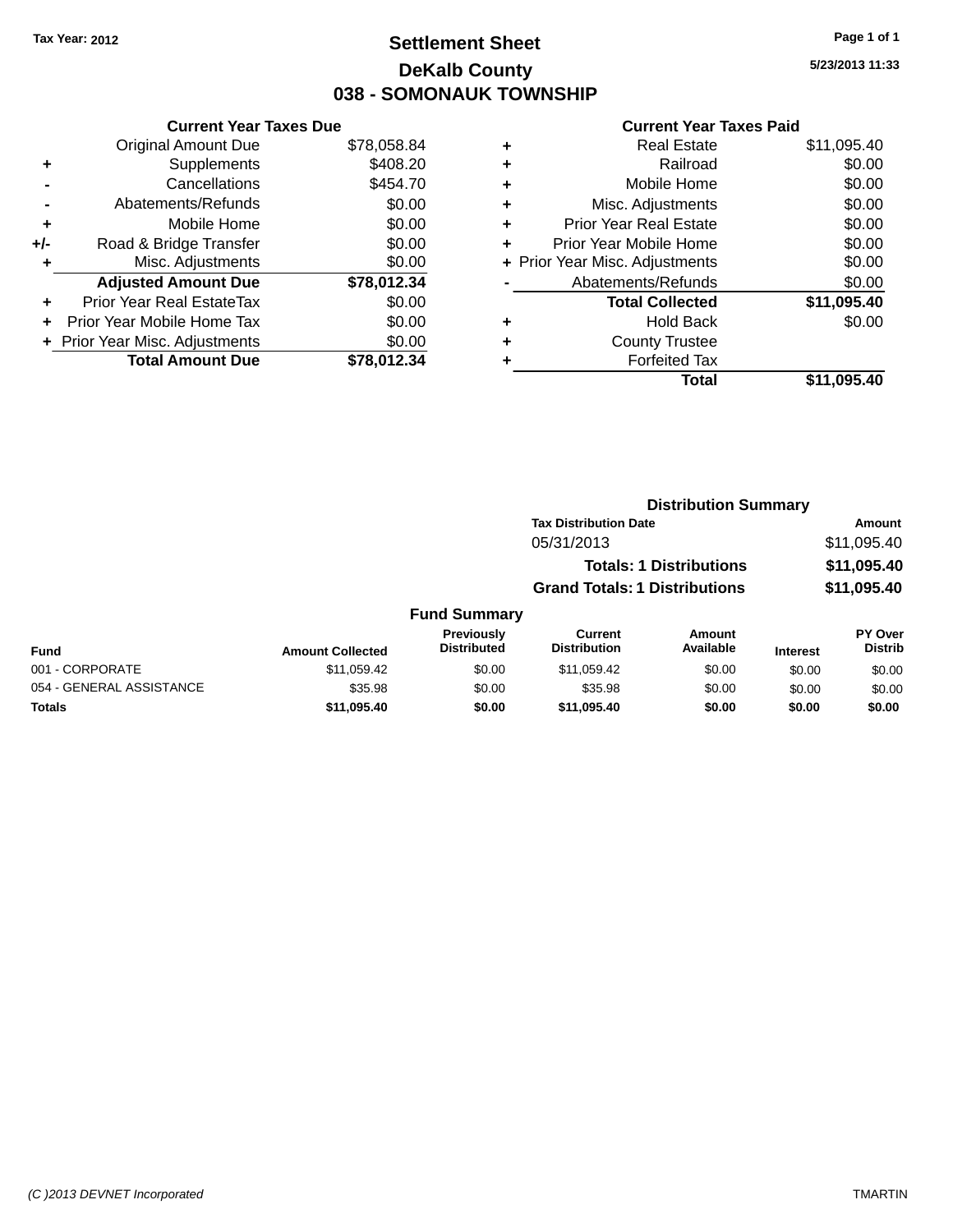Tax Year: 2012

# Settlement Sheet

## DeKalb County

## 038 - SOMONAUK TOWNSHIP

5/23/2013 11:33

### Current Year Taxes Due

| | | |
|---|---|---|
| | Original Amount Due | $78,058.84 |
| + | Supplements | $408.20 |
| - | Cancellations | $454.70 |
| - | Abatements/Refunds | $0.00 |
| + | Mobile Home | $0.00 |
| +/- | Road & Bridge Transfer | $0.00 |
| + | Misc. Adjustments | $0.00 |
| | **Adjusted Amount Due** | **$78,012.34** |
| + | Prior Year Real EstateTax | $0.00 |
| + | Prior Year Mobile Home Tax | $0.00 |
| + | Prior Year Misc. Adjustments | $0.00 |
| | **Total Amount Due** | **$78,012.34** |

### Current Year Taxes Paid

| | | |
|---|---|---|
| + | Real Estate | $11,095.40 |
| + | Railroad | $0.00 |
| + | Mobile Home | $0.00 |
| + | Misc. Adjustments | $0.00 |
| + | Prior Year Real Estate | $0.00 |
| + | Prior Year Mobile Home | $0.00 |
| + | Prior Year Misc. Adjustments | $0.00 |
| - | Abatements/Refunds | $0.00 |
| | **Total Collected** | **$11,095.40** |
| + | Hold Back | $0.00 |
| + | County Trustee | |
| + | Forfeited Tax | |
| | **Total** | **$11,095.40** |

### Distribution Summary

| Tax Distribution Date | Amount |
|---|---|
| 05/31/2013 | $11,095.40 |
| **Totals: 1 Distributions** | **$11,095.40** |
| **Grand Totals: 1 Distributions** | **$11,095.40** |

### Fund Summary

| Fund | Amount Collected | Previously Distributed | Current Distribution | Amount Available | Interest | PY Over Distrib |
|---|---|---|---|---|---|---|
| 001 - CORPORATE | $11,059.42 | $0.00 | $11,059.42 | $0.00 | $0.00 | $0.00 |
| 054 - GENERAL ASSISTANCE | $35.98 | $0.00 | $35.98 | $0.00 | $0.00 | $0.00 |
| **Totals** | **$11,095.40** | **$0.00** | **$11,095.40** | **$0.00** | **$0.00** | **$0.00** |

(C )2013 DEVNET Incorporated — TMARTIN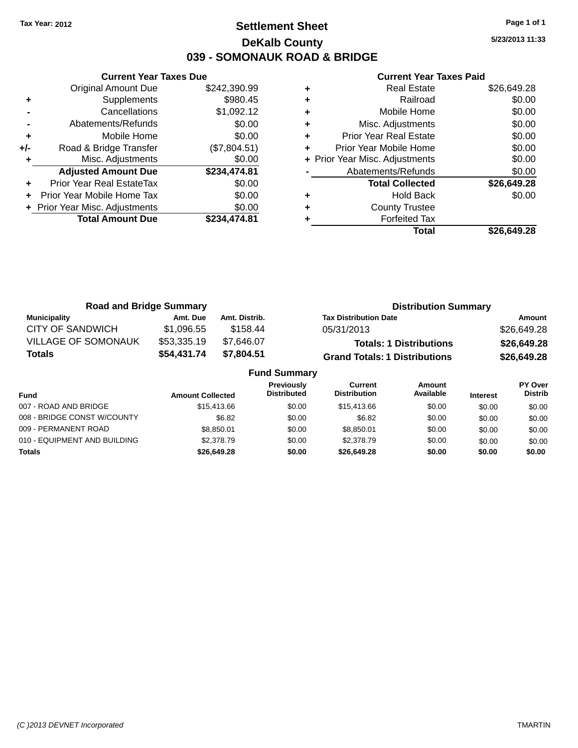Tax Year: 2012

# Settlement Sheet

## DeKalb County

## 039 - SOMONAUK ROAD & BRIDGE

5/23/2013 11:33

**Current Year Taxes Due**

| | | |
|---|---|---|
| | Original Amount Due | $242,390.99 |
| + | Supplements | $980.45 |
| - | Cancellations | $1,092.12 |
| - | Abatements/Refunds | $0.00 |
| + | Mobile Home | $0.00 |
| +/- | Road & Bridge Transfer | ($7,804.51) |
| + | Misc. Adjustments | $0.00 |
| | **Adjusted Amount Due** | **$234,474.81** |
| + | Prior Year Real EstateTax | $0.00 |
| + | Prior Year Mobile Home Tax | $0.00 |
| + | Prior Year Misc. Adjustments | $0.00 |
| | **Total Amount Due** | **$234,474.81** |

**Current Year Taxes Paid**

| | | |
|---|---|---|
| + | Real Estate | $26,649.28 |
| + | Railroad | $0.00 |
| + | Mobile Home | $0.00 |
| + | Misc. Adjustments | $0.00 |
| + | Prior Year Real Estate | $0.00 |
| + | Prior Year Mobile Home | $0.00 |
| + | Prior Year Misc. Adjustments | $0.00 |
| - | Abatements/Refunds | $0.00 |
| | **Total Collected** | **$26,649.28** |
| + | Hold Back | $0.00 |
| + | County Trustee | |
| + | Forfeited Tax | |
| | **Total** | **$26,649.28** |

**Road and Bridge Summary**

| Municipality | Amt. Due | Amt. Distrib. |
|---|---|---|
| CITY OF SANDWICH | $1,096.55 | $158.44 |
| VILLAGE OF SOMONAUK | $53,335.19 | $7,646.07 |
| **Totals** | **$54,431.74** | **$7,804.51** |

**Distribution Summary**

| Tax Distribution Date | Amount |
|---|---|
| 05/31/2013 | $26,649.28 |
| **Totals: 1 Distributions** | **$26,649.28** |
| **Grand Totals: 1 Distributions** | **$26,649.28** |

**Fund Summary**

| Fund | Amount Collected | Previously Distributed | Current Distribution | Amount Available | Interest | PY Over Distrib |
|---|---|---|---|---|---|---|
| 007 - ROAD AND BRIDGE | $15,413.66 | $0.00 | $15,413.66 | $0.00 | $0.00 | $0.00 |
| 008 - BRIDGE CONST W/COUNTY | $6.82 | $0.00 | $6.82 | $0.00 | $0.00 | $0.00 |
| 009 - PERMANENT ROAD | $8,850.01 | $0.00 | $8,850.01 | $0.00 | $0.00 | $0.00 |
| 010 - EQUIPMENT AND BUILDING | $2,378.79 | $0.00 | $2,378.79 | $0.00 | $0.00 | $0.00 |
| **Totals** | **$26,649.28** | **$0.00** | **$26,649.28** | **$0.00** | **$0.00** | **$0.00** |

(C )2013 DEVNET Incorporated TMARTIN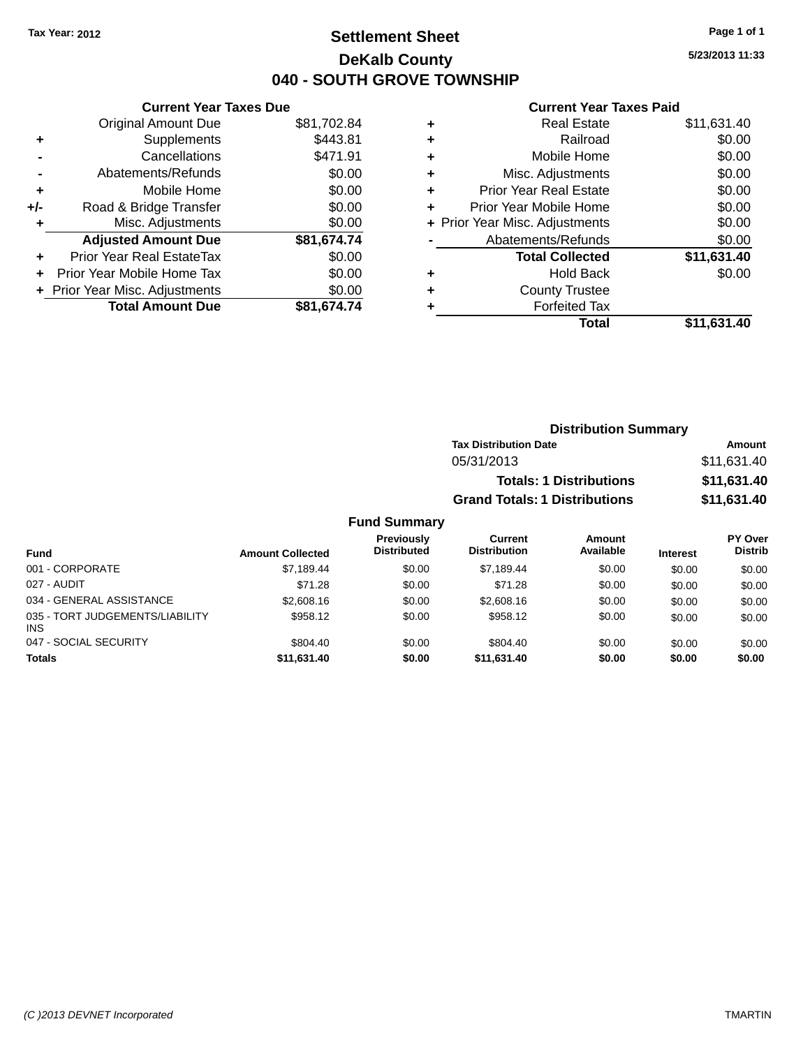Tax Year: 2012

# Settlement Sheet

## DeKalb County

## 040 - SOUTH GROVE TOWNSHIP

5/23/2013 11:33

### Current Year Taxes Due

| | | |
|---|---|---|
| | Original Amount Due | $81,702.84 |
| + | Supplements | $443.81 |
| - | Cancellations | $471.91 |
| - | Abatements/Refunds | $0.00 |
| + | Mobile Home | $0.00 |
| +/- | Road & Bridge Transfer | $0.00 |
| + | Misc. Adjustments | $0.00 |
| | **Adjusted Amount Due** | **$81,674.74** |
| + | Prior Year Real EstateTax | $0.00 |
| + | Prior Year Mobile Home Tax | $0.00 |
| + | Prior Year Misc. Adjustments | $0.00 |
| | **Total Amount Due** | **$81,674.74** |

### Current Year Taxes Paid

| | | |
|---|---|---|
| + | Real Estate | $11,631.40 |
| + | Railroad | $0.00 |
| + | Mobile Home | $0.00 |
| + | Misc. Adjustments | $0.00 |
| + | Prior Year Real Estate | $0.00 |
| + | Prior Year Mobile Home | $0.00 |
| + | Prior Year Misc. Adjustments | $0.00 |
| - | Abatements/Refunds | $0.00 |
| | **Total Collected** | **$11,631.40** |
| + | Hold Back | $0.00 |
| + | County Trustee | |
| + | Forfeited Tax | |
| | **Total** | **$11,631.40** |

### Distribution Summary

| Tax Distribution Date | Amount |
|---|---|
| 05/31/2013 | $11,631.40 |
| **Totals: 1 Distributions** | **$11,631.40** |
| **Grand Totals: 1 Distributions** | **$11,631.40** |

### Fund Summary

| Fund | Amount Collected | Previously Distributed | Current Distribution | Amount Available | Interest | PY Over Distrib |
|---|---|---|---|---|---|---|
| 001 - CORPORATE | $7,189.44 | $0.00 | $7,189.44 | $0.00 | $0.00 | $0.00 |
| 027 - AUDIT | $71.28 | $0.00 | $71.28 | $0.00 | $0.00 | $0.00 |
| 034 - GENERAL ASSISTANCE | $2,608.16 | $0.00 | $2,608.16 | $0.00 | $0.00 | $0.00 |
| 035 - TORT JUDGEMENTS/LIABILITY INS | $958.12 | $0.00 | $958.12 | $0.00 | $0.00 | $0.00 |
| 047 - SOCIAL SECURITY | $804.40 | $0.00 | $804.40 | $0.00 | $0.00 | $0.00 |
| **Totals** | **$11,631.40** | **$0.00** | **$11,631.40** | **$0.00** | **$0.00** | **$0.00** |

(C )2013 DEVNET Incorporated — TMARTIN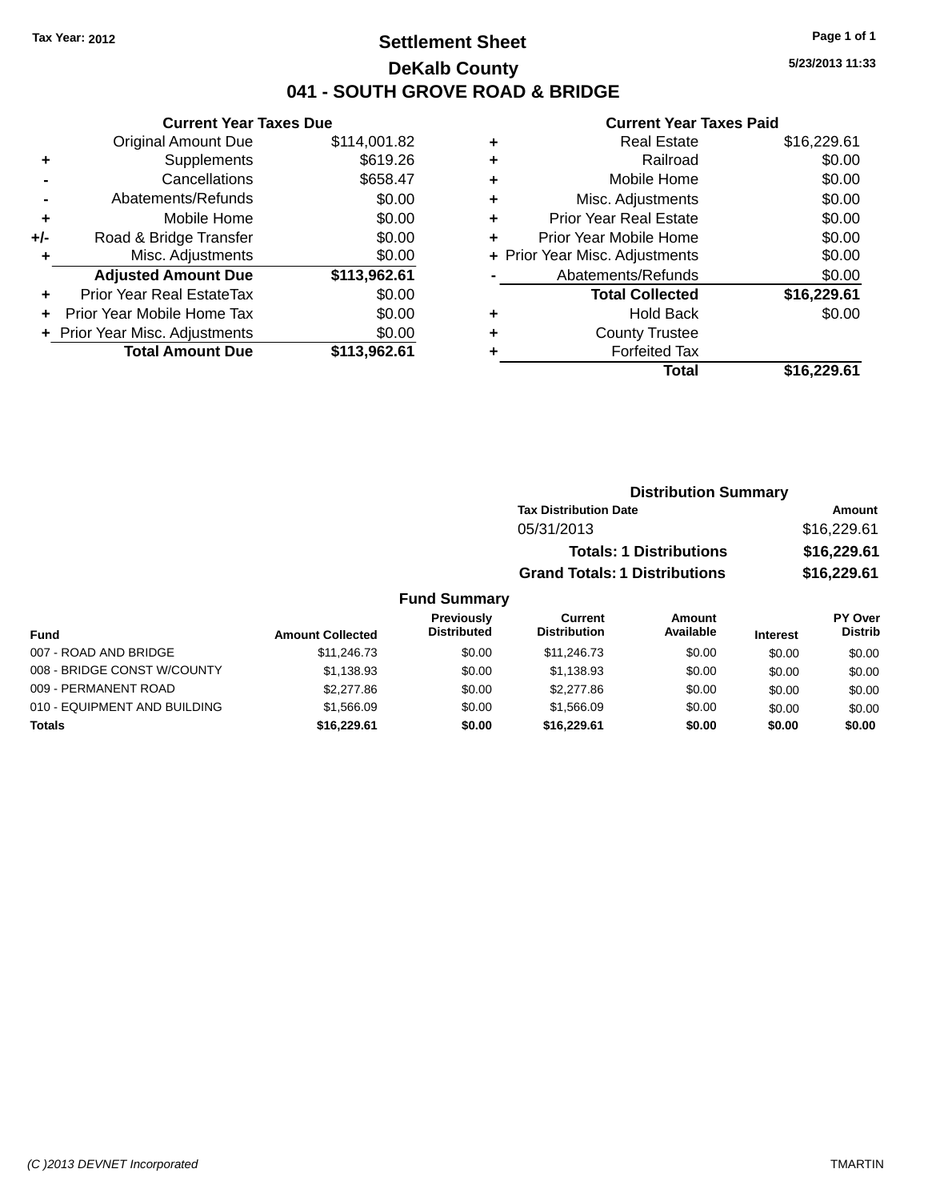Tax Year: 2012

# Settlement Sheet

## DeKalb County

## 041 - SOUTH GROVE ROAD & BRIDGE

5/23/2013 11:33

### Current Year Taxes Due

| | | |
|---|---|---|
| | Original Amount Due | $114,001.82 |
| + | Supplements | $619.26 |
| - | Cancellations | $658.47 |
| - | Abatements/Refunds | $0.00 |
| + | Mobile Home | $0.00 |
| +/- | Road & Bridge Transfer | $0.00 |
| + | Misc. Adjustments | $0.00 |
| | **Adjusted Amount Due** | **$113,962.61** |
| + | Prior Year Real EstateTax | $0.00 |
| + | Prior Year Mobile Home Tax | $0.00 |
| + | Prior Year Misc. Adjustments | $0.00 |
| | **Total Amount Due** | **$113,962.61** |

### Current Year Taxes Paid

| | | |
|---|---|---|
| + | Real Estate | $16,229.61 |
| + | Railroad | $0.00 |
| + | Mobile Home | $0.00 |
| + | Misc. Adjustments | $0.00 |
| + | Prior Year Real Estate | $0.00 |
| + | Prior Year Mobile Home | $0.00 |
| + | Prior Year Misc. Adjustments | $0.00 |
| - | Abatements/Refunds | $0.00 |
| | **Total Collected** | **$16,229.61** |
| + | Hold Back | $0.00 |
| + | County Trustee | |
| + | Forfeited Tax | |
| | **Total** | **$16,229.61** |

### Distribution Summary

| Tax Distribution Date | Amount |
|---|---|
| 05/31/2013 | $16,229.61 |
| **Totals: 1 Distributions** | **$16,229.61** |
| **Grand Totals: 1 Distributions** | **$16,229.61** |

### Fund Summary

| Fund | Amount Collected | Previously Distributed | Current Distribution | Amount Available | Interest | PY Over Distrib |
|---|---|---|---|---|---|---|
| 007 - ROAD AND BRIDGE | $11,246.73 | $0.00 | $11,246.73 | $0.00 | $0.00 | $0.00 |
| 008 - BRIDGE CONST W/COUNTY | $1,138.93 | $0.00 | $1,138.93 | $0.00 | $0.00 | $0.00 |
| 009 - PERMANENT ROAD | $2,277.86 | $0.00 | $2,277.86 | $0.00 | $0.00 | $0.00 |
| 010 - EQUIPMENT AND BUILDING | $1,566.09 | $0.00 | $1,566.09 | $0.00 | $0.00 | $0.00 |
| **Totals** | **$16,229.61** | **$0.00** | **$16,229.61** | **$0.00** | **$0.00** | **$0.00** |

(C )2013 DEVNET Incorporated TMARTIN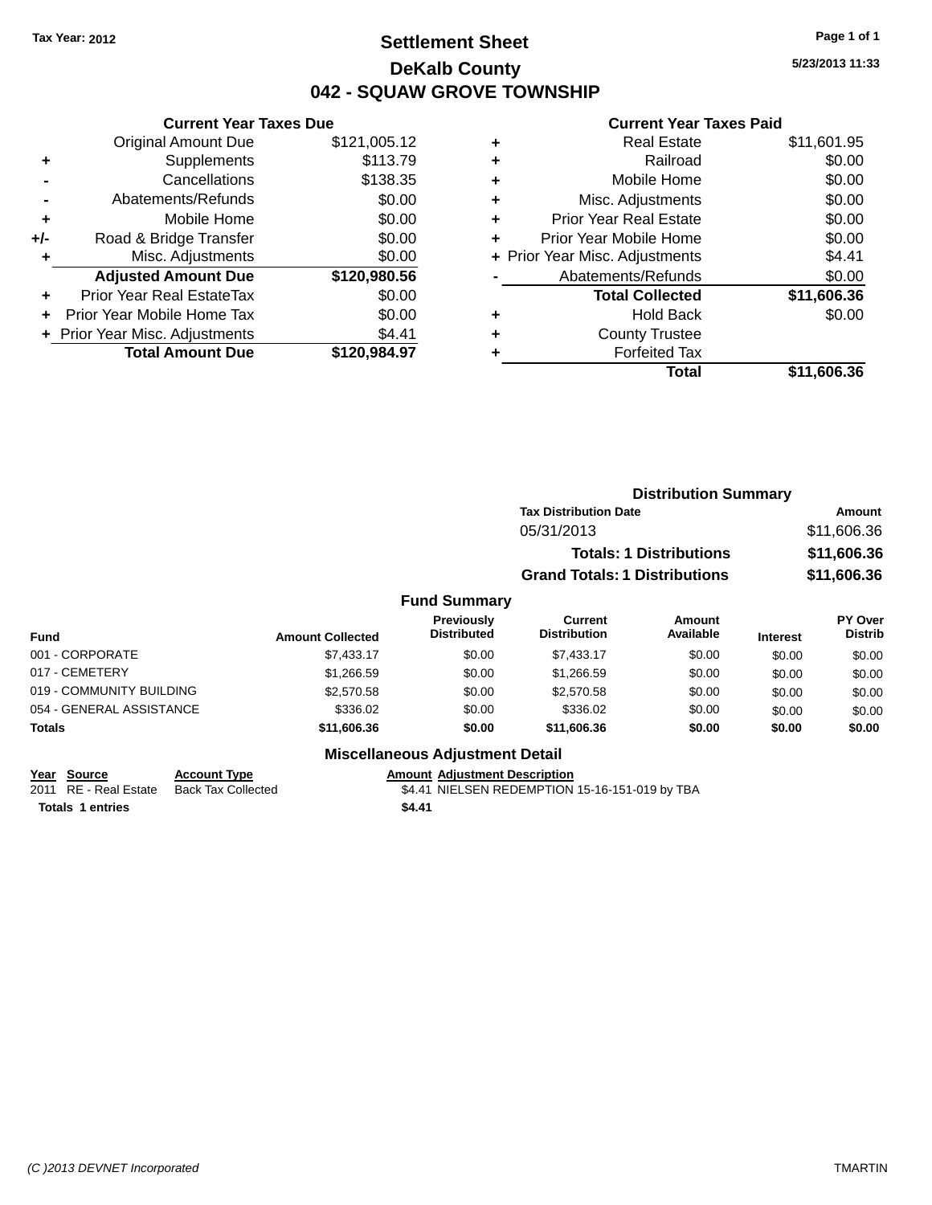Tax Year: 2012

# Settlement Sheet

## DeKalb County

## 042 - SQUAW GROVE TOWNSHIP

5/23/2013 11:33

### Current Year Taxes Due

| | | |
|---|---|---|
| | Original Amount Due | $121,005.12 |
| + | Supplements | $113.79 |
| - | Cancellations | $138.35 |
| - | Abatements/Refunds | $0.00 |
| + | Mobile Home | $0.00 |
| +/- | Road & Bridge Transfer | $0.00 |
| + | Misc. Adjustments | $0.00 |
| | **Adjusted Amount Due** | **$120,980.56** |
| + | Prior Year Real EstateTax | $0.00 |
| + | Prior Year Mobile Home Tax | $0.00 |
| + | Prior Year Misc. Adjustments | $4.41 |
| | **Total Amount Due** | **$120,984.97** |

### Current Year Taxes Paid

| | | |
|---|---|---|
| + | Real Estate | $11,601.95 |
| + | Railroad | $0.00 |
| + | Mobile Home | $0.00 |
| + | Misc. Adjustments | $0.00 |
| + | Prior Year Real Estate | $0.00 |
| + | Prior Year Mobile Home | $0.00 |
| + | Prior Year Misc. Adjustments | $4.41 |
| - | Abatements/Refunds | $0.00 |
| | **Total Collected** | **$11,606.36** |
| + | Hold Back | $0.00 |
| + | County Trustee | |
| + | Forfeited Tax | |
| | **Total** | **$11,606.36** |

### Distribution Summary

| Tax Distribution Date | Amount |
|---|---|
| 05/31/2013 | $11,606.36 |
| **Totals: 1 Distributions** | **$11,606.36** |
| **Grand Totals: 1 Distributions** | **$11,606.36** |

### Fund Summary

| Fund | Amount Collected | Previously Distributed | Current Distribution | Amount Available | Interest | PY Over Distrib |
|---|---|---|---|---|---|---|
| 001 - CORPORATE | $7,433.17 | $0.00 | $7,433.17 | $0.00 | $0.00 | $0.00 |
| 017 - CEMETERY | $1,266.59 | $0.00 | $1,266.59 | $0.00 | $0.00 | $0.00 |
| 019 - COMMUNITY BUILDING | $2,570.58 | $0.00 | $2,570.58 | $0.00 | $0.00 | $0.00 |
| 054 - GENERAL ASSISTANCE | $336.02 | $0.00 | $336.02 | $0.00 | $0.00 | $0.00 |
| **Totals** | **$11,606.36** | **$0.00** | **$11,606.36** | **$0.00** | **$0.00** | **$0.00** |

### Miscellaneous Adjustment Detail

| Year | Source | Account Type | Amount | Adjustment Description |
|---|---|---|---|---|
| 2011 | RE - Real Estate | Back Tax Collected | $4.41 | NIELSEN REDEMPTION 15-16-151-019 by TBA |
| **Totals 1 entries** | | | **$4.41** | |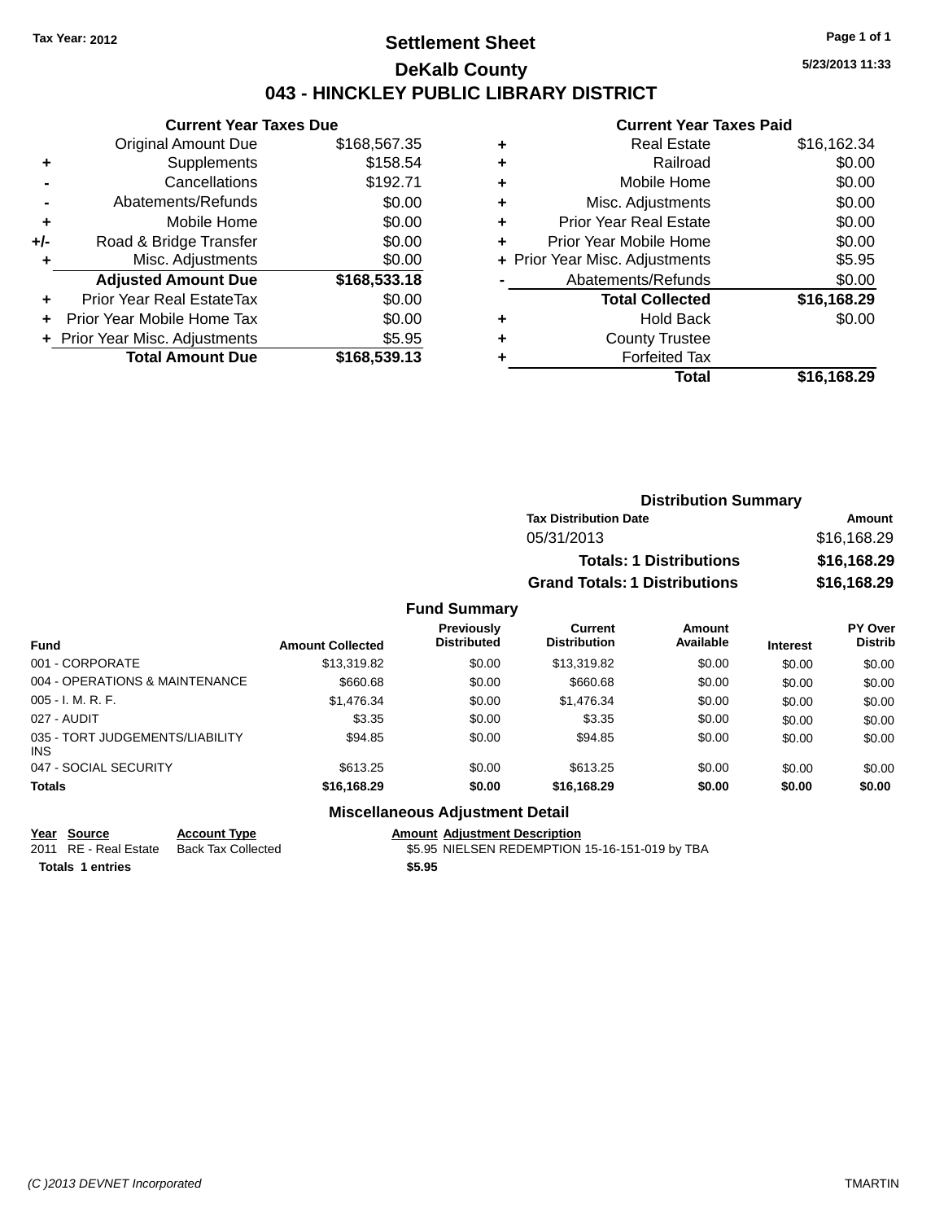Tax Year: 2012

# Settlement Sheet

## DeKalb County

## 043 - HINCKLEY PUBLIC LIBRARY DISTRICT

5/23/2013 11:33

### Current Year Taxes Due

| | | |
|---|---|---|
| | Original Amount Due | $168,567.35 |
| + | Supplements | $158.54 |
| - | Cancellations | $192.71 |
| - | Abatements/Refunds | $0.00 |
| + | Mobile Home | $0.00 |
| +/- | Road & Bridge Transfer | $0.00 |
| + | Misc. Adjustments | $0.00 |
| | **Adjusted Amount Due** | **$168,533.18** |
| + | Prior Year Real EstateTax | $0.00 |
| + | Prior Year Mobile Home Tax | $0.00 |
| + | Prior Year Misc. Adjustments | $5.95 |
| | **Total Amount Due** | **$168,539.13** |

### Current Year Taxes Paid

| | | |
|---|---|---|
| + | Real Estate | $16,162.34 |
| + | Railroad | $0.00 |
| + | Mobile Home | $0.00 |
| + | Misc. Adjustments | $0.00 |
| + | Prior Year Real Estate | $0.00 |
| + | Prior Year Mobile Home | $0.00 |
| + | Prior Year Misc. Adjustments | $5.95 |
| - | Abatements/Refunds | $0.00 |
| | **Total Collected** | **$16,168.29** |
| + | Hold Back | $0.00 |
| + | County Trustee | |
| + | Forfeited Tax | |
| | **Total** | **$16,168.29** |

### Distribution Summary

| Tax Distribution Date | Amount |
|---|---|
| 05/31/2013 | $16,168.29 |
| **Totals: 1 Distributions** | **$16,168.29** |
| **Grand Totals: 1 Distributions** | **$16,168.29** |

### Fund Summary

| Fund | Amount Collected | Previously Distributed | Current Distribution | Amount Available | Interest | PY Over Distrib |
|---|---|---|---|---|---|---|
| 001 - CORPORATE | $13,319.82 | $0.00 | $13,319.82 | $0.00 | $0.00 | $0.00 |
| 004 - OPERATIONS & MAINTENANCE | $660.68 | $0.00 | $660.68 | $0.00 | $0.00 | $0.00 |
| 005 - I. M. R. F. | $1,476.34 | $0.00 | $1,476.34 | $0.00 | $0.00 | $0.00 |
| 027 - AUDIT | $3.35 | $0.00 | $3.35 | $0.00 | $0.00 | $0.00 |
| 035 - TORT JUDGEMENTS/LIABILITY INS | $94.85 | $0.00 | $94.85 | $0.00 | $0.00 | $0.00 |
| 047 - SOCIAL SECURITY | $613.25 | $0.00 | $613.25 | $0.00 | $0.00 | $0.00 |
| **Totals** | **$16,168.29** | **$0.00** | **$16,168.29** | **$0.00** | **$0.00** | **$0.00** |

### Miscellaneous Adjustment Detail

| Year | Source | Account Type | Amount | Adjustment Description |
|---|---|---|---|---|
| 2011 | RE - Real Estate | Back Tax Collected | $5.95 | NIELSEN REDEMPTION 15-16-151-019 by TBA |
| **Totals** | **1 entries** | | **$5.95** | |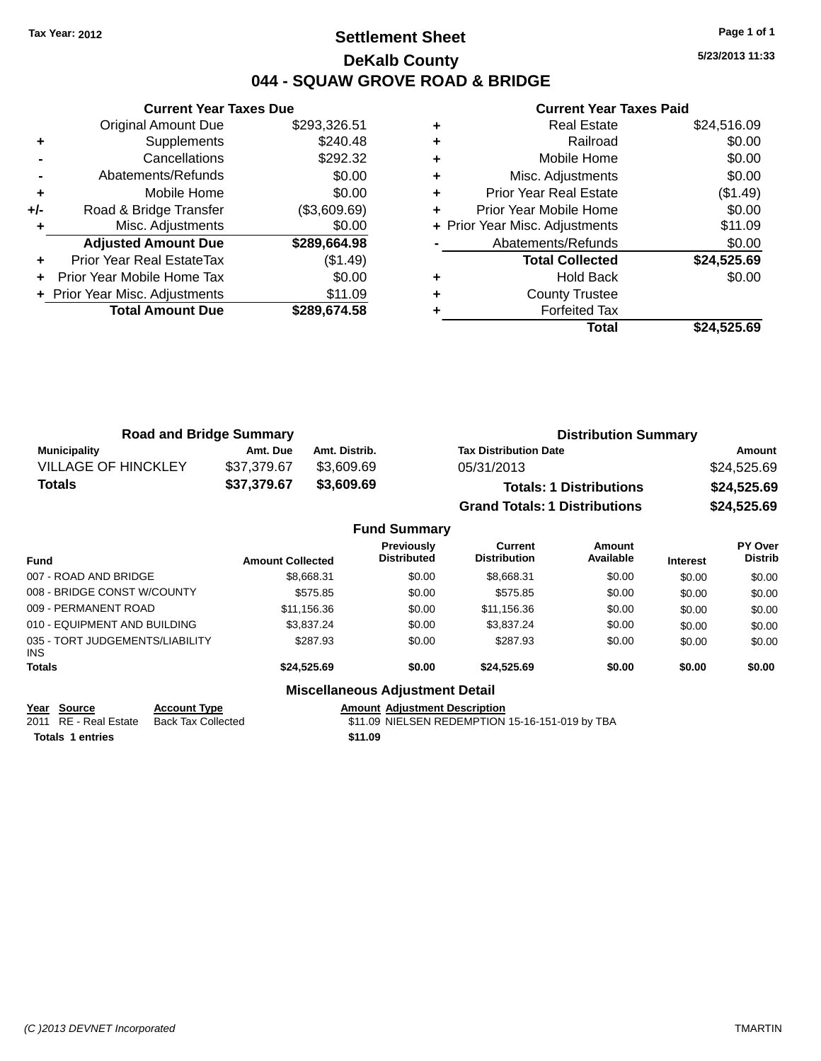Tax Year: 2012

# Settlement Sheet

## DeKalb County

## 044 - SQUAW GROVE ROAD & BRIDGE

5/23/2013 11:33

### Current Year Taxes Due

| | | |
|---|---|---|
| | Original Amount Due | $293,326.51 |
| + | Supplements | $240.48 |
| - | Cancellations | $292.32 |
| - | Abatements/Refunds | $0.00 |
| + | Mobile Home | $0.00 |
| +/- | Road & Bridge Transfer | ($3,609.69) |
| + | Misc. Adjustments | $0.00 |
| | **Adjusted Amount Due** | **$289,664.98** |
| + | Prior Year Real EstateTax | ($1.49) |
| + | Prior Year Mobile Home Tax | $0.00 |
| + | Prior Year Misc. Adjustments | $11.09 |
| | **Total Amount Due** | **$289,674.58** |

### Current Year Taxes Paid

| | | |
|---|---|---|
| + | Real Estate | $24,516.09 |
| + | Railroad | $0.00 |
| + | Mobile Home | $0.00 |
| + | Misc. Adjustments | $0.00 |
| + | Prior Year Real Estate | ($1.49) |
| + | Prior Year Mobile Home | $0.00 |
| + | Prior Year Misc. Adjustments | $11.09 |
| - | Abatements/Refunds | $0.00 |
| | **Total Collected** | **$24,525.69** |
| + | Hold Back | $0.00 |
| + | County Trustee | |
| + | Forfeited Tax | |
| | **Total** | **$24,525.69** |

### Road and Bridge Summary

| Municipality | Amt. Due | Amt. Distrib. |
|---|---|---|
| VILLAGE OF HINCKLEY | $37,379.67 | $3,609.69 |
| **Totals** | **$37,379.67** | **$3,609.69** |

### Distribution Summary

| Tax Distribution Date | Amount |
|---|---|
| 05/31/2013 | $24,525.69 |
| **Totals: 1 Distributions** | **$24,525.69** |
| **Grand Totals: 1 Distributions** | **$24,525.69** |

### Fund Summary

| Fund | Amount Collected | Previously Distributed | Current Distribution | Amount Available | Interest | PY Over Distrib |
|---|---|---|---|---|---|---|
| 007 - ROAD AND BRIDGE | $8,668.31 | $0.00 | $8,668.31 | $0.00 | $0.00 | $0.00 |
| 008 - BRIDGE CONST W/COUNTY | $575.85 | $0.00 | $575.85 | $0.00 | $0.00 | $0.00 |
| 009 - PERMANENT ROAD | $11,156.36 | $0.00 | $11,156.36 | $0.00 | $0.00 | $0.00 |
| 010 - EQUIPMENT AND BUILDING | $3,837.24 | $0.00 | $3,837.24 | $0.00 | $0.00 | $0.00 |
| 035 - TORT JUDGEMENTS/LIABILITY INS | $287.93 | $0.00 | $287.93 | $0.00 | $0.00 | $0.00 |
| **Totals** | **$24,525.69** | **$0.00** | **$24,525.69** | **$0.00** | **$0.00** | **$0.00** |

### Miscellaneous Adjustment Detail

| Year | Source | Account Type | Amount | Adjustment Description |
|---|---|---|---|---|
| 2011 | RE - Real Estate | Back Tax Collected | $11.09 | NIELSEN REDEMPTION 15-16-151-019 by TBA |
| **Totals 1 entries** | | | **$11.09** | |

(C )2013 DEVNET Incorporated TMARTIN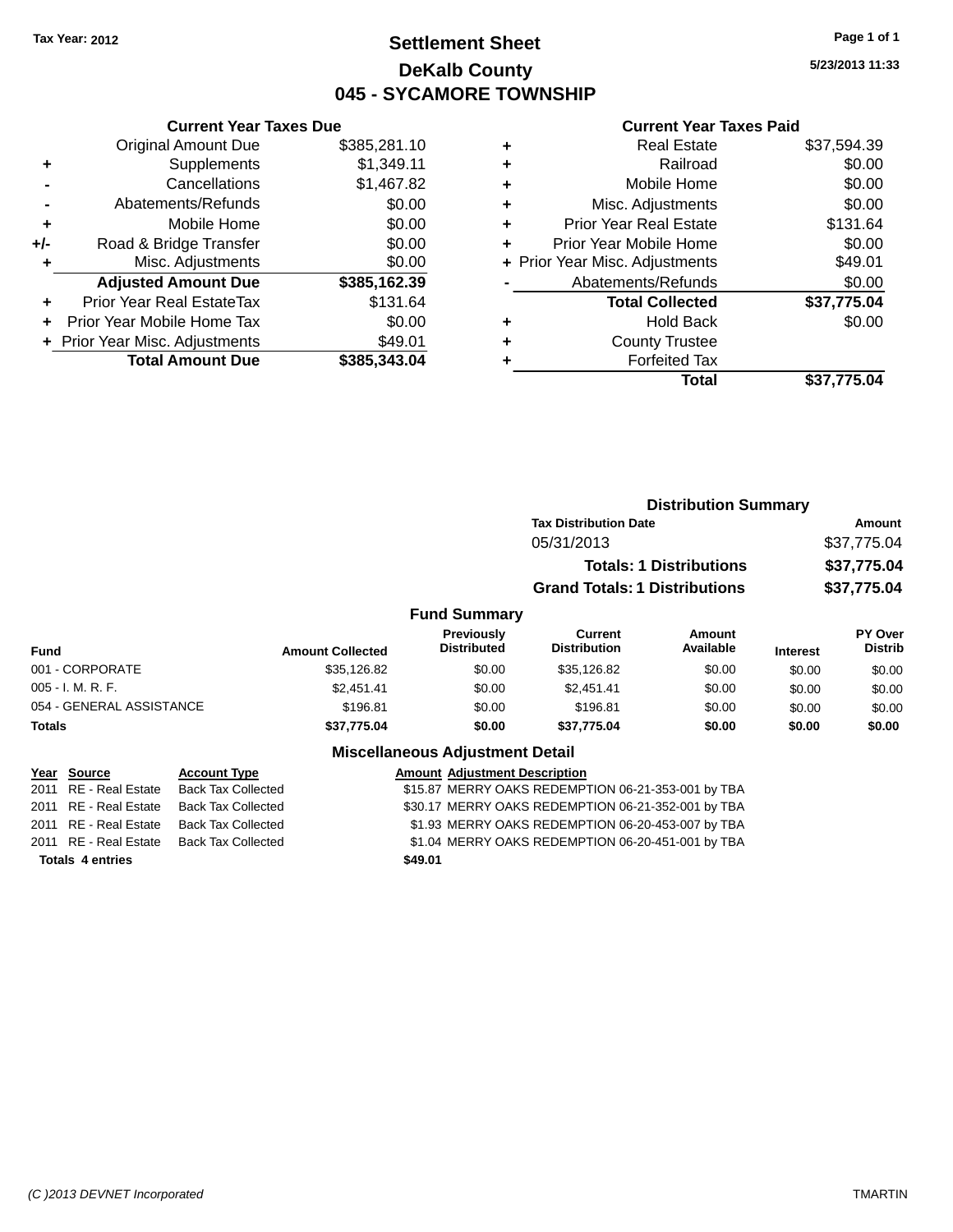Tax Year: 2012

# Settlement Sheet
## DeKalb County
## 045 - SYCAMORE TOWNSHIP

5/23/2013 11:33

### Current Year Taxes Due

| | | |
|---|---|---|
| | Original Amount Due | $385,281.10 |
| + | Supplements | $1,349.11 |
| - | Cancellations | $1,467.82 |
| - | Abatements/Refunds | $0.00 |
| + | Mobile Home | $0.00 |
| +/- | Road & Bridge Transfer | $0.00 |
| + | Misc. Adjustments | $0.00 |
| | **Adjusted Amount Due** | **$385,162.39** |
| + | Prior Year Real EstateTax | $131.64 |
| + | Prior Year Mobile Home Tax | $0.00 |
| + | Prior Year Misc. Adjustments | $49.01 |
| | **Total Amount Due** | **$385,343.04** |

### Current Year Taxes Paid

| | | |
|---|---|---|
| + | Real Estate | $37,594.39 |
| + | Railroad | $0.00 |
| + | Mobile Home | $0.00 |
| + | Misc. Adjustments | $0.00 |
| + | Prior Year Real Estate | $131.64 |
| + | Prior Year Mobile Home | $0.00 |
| + | Prior Year Misc. Adjustments | $49.01 |
| - | Abatements/Refunds | $0.00 |
| | **Total Collected** | **$37,775.04** |
| + | Hold Back | $0.00 |
| + | County Trustee | |
| + | Forfeited Tax | |
| | **Total** | **$37,775.04** |

### Distribution Summary

| Tax Distribution Date | Amount |
|---|---|
| 05/31/2013 | $37,775.04 |
| **Totals: 1 Distributions** | **$37,775.04** |
| **Grand Totals: 1 Distributions** | **$37,775.04** |

### Fund Summary

| Fund | Amount Collected | Previously Distributed | Current Distribution | Amount Available | Interest | PY Over Distrib |
|---|---|---|---|---|---|---|
| 001 - CORPORATE | $35,126.82 | $0.00 | $35,126.82 | $0.00 | $0.00 | $0.00 |
| 005 - I. M. R. F. | $2,451.41 | $0.00 | $2,451.41 | $0.00 | $0.00 | $0.00 |
| 054 - GENERAL ASSISTANCE | $196.81 | $0.00 | $196.81 | $0.00 | $0.00 | $0.00 |
| **Totals** | **$37,775.04** | **$0.00** | **$37,775.04** | **$0.00** | **$0.00** | **$0.00** |

### Miscellaneous Adjustment Detail

| Year | Source | Account Type | Amount | Adjustment Description |
|---|---|---|---|---|
| 2011 | RE - Real Estate | Back Tax Collected | $15.87 | MERRY OAKS REDEMPTION 06-21-353-001 by TBA |
| 2011 | RE - Real Estate | Back Tax Collected | $30.17 | MERRY OAKS REDEMPTION 06-21-352-001 by TBA |
| 2011 | RE - Real Estate | Back Tax Collected | $1.93 | MERRY OAKS REDEMPTION 06-20-453-007 by TBA |
| 2011 | RE - Real Estate | Back Tax Collected | $1.04 | MERRY OAKS REDEMPTION 06-20-451-001 by TBA |
| **Totals 4 entries** | | | **$49.01** | |

(C )2013 DEVNET Incorporated TMARTIN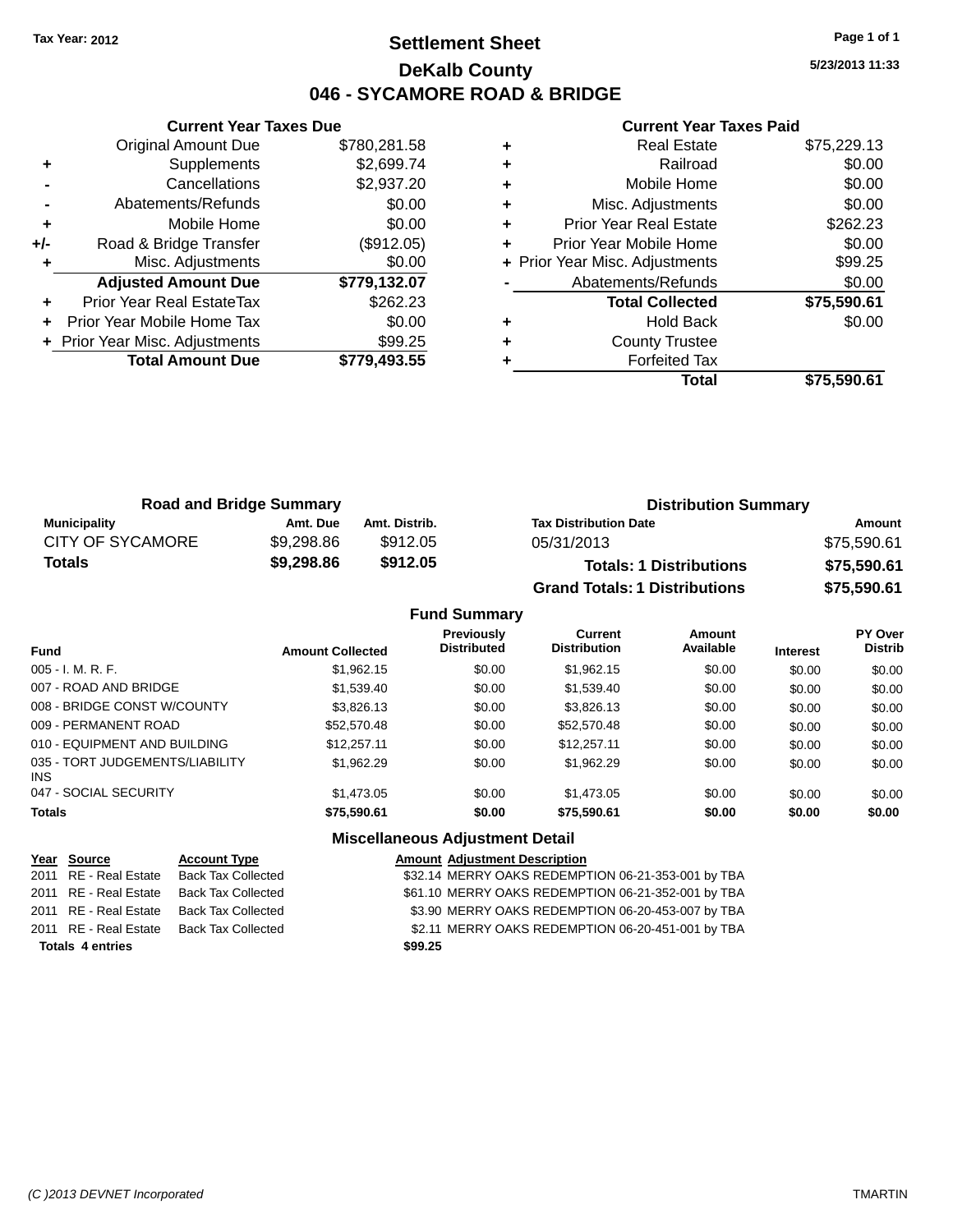Tax Year: 2012

# Settlement Sheet

## DeKalb County

## 046 - SYCAMORE ROAD & BRIDGE

5/23/2013 11:33

### Current Year Taxes Due

| | | |
|---|---|---|
| | Original Amount Due | $780,281.58 |
| + | Supplements | $2,699.74 |
| - | Cancellations | $2,937.20 |
| - | Abatements/Refunds | $0.00 |
| + | Mobile Home | $0.00 |
| +/- | Road & Bridge Transfer | ($912.05) |
| + | Misc. Adjustments | $0.00 |
| | **Adjusted Amount Due** | **$779,132.07** |
| + | Prior Year Real EstateTax | $262.23 |
| + | Prior Year Mobile Home Tax | $0.00 |
| + | Prior Year Misc. Adjustments | $99.25 |
| | **Total Amount Due** | **$779,493.55** |

### Current Year Taxes Paid

| | | |
|---|---|---|
| + | Real Estate | $75,229.13 |
| + | Railroad | $0.00 |
| + | Mobile Home | $0.00 |
| + | Misc. Adjustments | $0.00 |
| + | Prior Year Real Estate | $262.23 |
| + | Prior Year Mobile Home | $0.00 |
| + | Prior Year Misc. Adjustments | $99.25 |
| - | Abatements/Refunds | $0.00 |
| | **Total Collected** | **$75,590.61** |
| + | Hold Back | $0.00 |
| + | County Trustee | |
| + | Forfeited Tax | |
| | **Total** | **$75,590.61** |

### Road and Bridge Summary

| Municipality | Amt. Due | Amt. Distrib. |
|---|---|---|
| CITY OF SYCAMORE | $9,298.86 | $912.05 |
| **Totals** | **$9,298.86** | **$912.05** |

### Distribution Summary

| Tax Distribution Date | Amount |
|---|---|
| 05/31/2013 | $75,590.61 |
| **Totals: 1 Distributions** | **$75,590.61** |
| **Grand Totals: 1 Distributions** | **$75,590.61** |

### Fund Summary

| Fund | Amount Collected | Previously Distributed | Current Distribution | Amount Available | Interest | PY Over Distrib |
|---|---|---|---|---|---|---|
| 005 - I. M. R. F. | $1,962.15 | $0.00 | $1,962.15 | $0.00 | $0.00 | $0.00 |
| 007 - ROAD AND BRIDGE | $1,539.40 | $0.00 | $1,539.40 | $0.00 | $0.00 | $0.00 |
| 008 - BRIDGE CONST W/COUNTY | $3,826.13 | $0.00 | $3,826.13 | $0.00 | $0.00 | $0.00 |
| 009 - PERMANENT ROAD | $52,570.48 | $0.00 | $52,570.48 | $0.00 | $0.00 | $0.00 |
| 010 - EQUIPMENT AND BUILDING | $12,257.11 | $0.00 | $12,257.11 | $0.00 | $0.00 | $0.00 |
| 035 - TORT JUDGEMENTS/LIABILITY INS | $1,962.29 | $0.00 | $1,962.29 | $0.00 | $0.00 | $0.00 |
| 047 - SOCIAL SECURITY | $1,473.05 | $0.00 | $1,473.05 | $0.00 | $0.00 | $0.00 |
| **Totals** | **$75,590.61** | **$0.00** | **$75,590.61** | **$0.00** | **$0.00** | **$0.00** |

### Miscellaneous Adjustment Detail

| Year | Source | Account Type | Amount | Adjustment Description |
|---|---|---|---|---|
| 2011 | RE - Real Estate | Back Tax Collected | $32.14 | MERRY OAKS REDEMPTION 06-21-353-001 by TBA |
| 2011 | RE - Real Estate | Back Tax Collected | $61.10 | MERRY OAKS REDEMPTION 06-21-352-001 by TBA |
| 2011 | RE - Real Estate | Back Tax Collected | $3.90 | MERRY OAKS REDEMPTION 06-20-453-007 by TBA |
| 2011 | RE - Real Estate | Back Tax Collected | $2.11 | MERRY OAKS REDEMPTION 06-20-451-001 by TBA |
| **Totals 4 entries** | | | **$99.25** | |

(C )2013 DEVNET Incorporated TMARTIN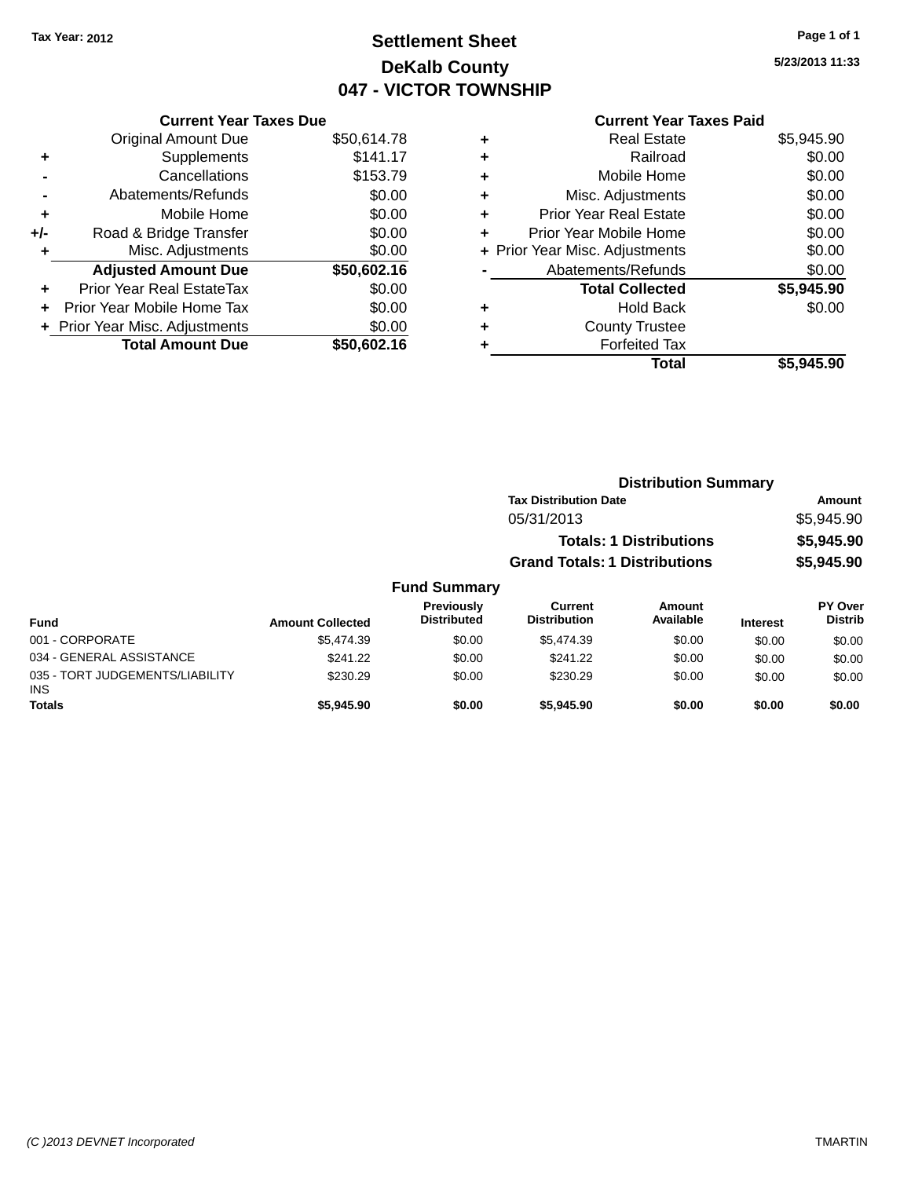Tax Year: 2012

# Settlement Sheet

## DeKalb County

## 047 - VICTOR TOWNSHIP

5/23/2013 11:33

### Current Year Taxes Due

| | | |
|---|---|---|
| | Original Amount Due | $50,614.78 |
| + | Supplements | $141.17 |
| - | Cancellations | $153.79 |
| - | Abatements/Refunds | $0.00 |
| + | Mobile Home | $0.00 |
| +/- | Road & Bridge Transfer | $0.00 |
| + | Misc. Adjustments | $0.00 |
| | **Adjusted Amount Due** | **$50,602.16** |
| + | Prior Year Real EstateTax | $0.00 |
| + | Prior Year Mobile Home Tax | $0.00 |
| + | Prior Year Misc. Adjustments | $0.00 |
| | **Total Amount Due** | **$50,602.16** |

### Current Year Taxes Paid

| | | |
|---|---|---|
| + | Real Estate | $5,945.90 |
| + | Railroad | $0.00 |
| + | Mobile Home | $0.00 |
| + | Misc. Adjustments | $0.00 |
| + | Prior Year Real Estate | $0.00 |
| + | Prior Year Mobile Home | $0.00 |
| + | Prior Year Misc. Adjustments | $0.00 |
| - | Abatements/Refunds | $0.00 |
| | **Total Collected** | **$5,945.90** |
| + | Hold Back | $0.00 |
| + | County Trustee | |
| + | Forfeited Tax | |
| | **Total** | **$5,945.90** |

### Distribution Summary

| Tax Distribution Date | Amount |
|---|---|
| 05/31/2013 | $5,945.90 |
| **Totals: 1 Distributions** | **$5,945.90** |
| **Grand Totals: 1 Distributions** | **$5,945.90** |

### Fund Summary

| Fund | Amount Collected | Previously Distributed | Current Distribution | Amount Available | Interest | PY Over Distrib |
|---|---|---|---|---|---|---|
| 001 - CORPORATE | $5,474.39 | $0.00 | $5,474.39 | $0.00 | $0.00 | $0.00 |
| 034 - GENERAL ASSISTANCE | $241.22 | $0.00 | $241.22 | $0.00 | $0.00 | $0.00 |
| 035 - TORT JUDGEMENTS/LIABILITY INS | $230.29 | $0.00 | $230.29 | $0.00 | $0.00 | $0.00 |
| **Totals** | **$5,945.90** | **$0.00** | **$5,945.90** | **$0.00** | **$0.00** | **$0.00** |

(C )2013 DEVNET Incorporated TMARTIN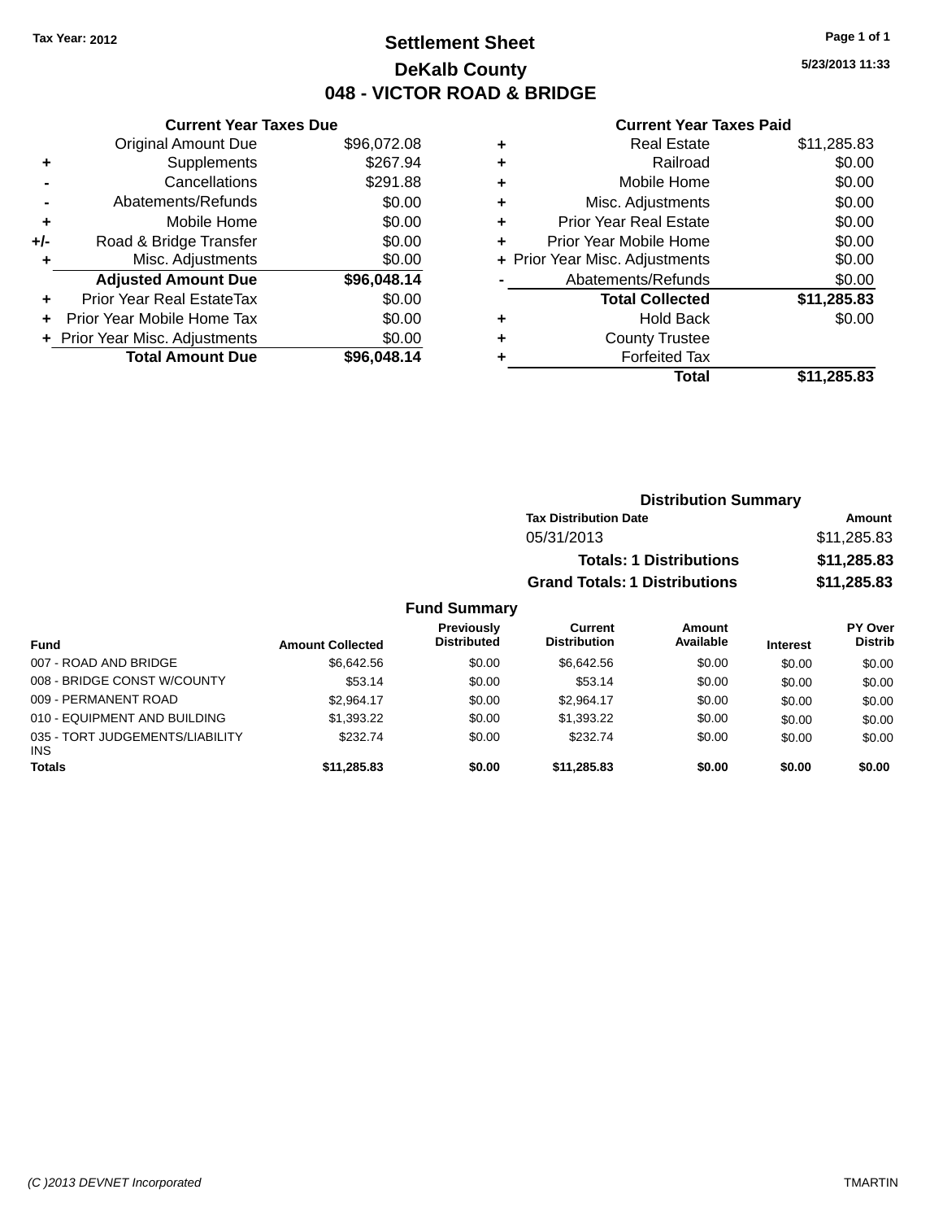Tax Year: 2012

# Settlement Sheet

## DeKalb County

## 048 - VICTOR ROAD & BRIDGE

5/23/2013 11:33

### Current Year Taxes Due

| | | |
|---|---|---|
| | Original Amount Due | $96,072.08 |
| + | Supplements | $267.94 |
| - | Cancellations | $291.88 |
| - | Abatements/Refunds | $0.00 |
| + | Mobile Home | $0.00 |
| +/- | Road & Bridge Transfer | $0.00 |
| + | Misc. Adjustments | $0.00 |
| | **Adjusted Amount Due** | **$96,048.14** |
| + | Prior Year Real EstateTax | $0.00 |
| + | Prior Year Mobile Home Tax | $0.00 |
| + | Prior Year Misc. Adjustments | $0.00 |
| | **Total Amount Due** | **$96,048.14** |

### Current Year Taxes Paid

| | | |
|---|---|---|
| + | Real Estate | $11,285.83 |
| + | Railroad | $0.00 |
| + | Mobile Home | $0.00 |
| + | Misc. Adjustments | $0.00 |
| + | Prior Year Real Estate | $0.00 |
| + | Prior Year Mobile Home | $0.00 |
| + | Prior Year Misc. Adjustments | $0.00 |
| - | Abatements/Refunds | $0.00 |
| | **Total Collected** | **$11,285.83** |
| + | Hold Back | $0.00 |
| + | County Trustee | |
| + | Forfeited Tax | |
| | **Total** | **$11,285.83** |

### Distribution Summary

| Tax Distribution Date | Amount |
|---|---|
| 05/31/2013 | $11,285.83 |
| **Totals: 1 Distributions** | **$11,285.83** |
| **Grand Totals: 1 Distributions** | **$11,285.83** |

### Fund Summary

| Fund | Amount Collected | Previously Distributed | Current Distribution | Amount Available | Interest | PY Over Distrib |
|---|---|---|---|---|---|---|
| 007 - ROAD AND BRIDGE | $6,642.56 | $0.00 | $6,642.56 | $0.00 | $0.00 | $0.00 |
| 008 - BRIDGE CONST W/COUNTY | $53.14 | $0.00 | $53.14 | $0.00 | $0.00 | $0.00 |
| 009 - PERMANENT ROAD | $2,964.17 | $0.00 | $2,964.17 | $0.00 | $0.00 | $0.00 |
| 010 - EQUIPMENT AND BUILDING | $1,393.22 | $0.00 | $1,393.22 | $0.00 | $0.00 | $0.00 |
| 035 - TORT JUDGEMENTS/LIABILITY INS | $232.74 | $0.00 | $232.74 | $0.00 | $0.00 | $0.00 |
| **Totals** | **$11,285.83** | **$0.00** | **$11,285.83** | **$0.00** | **$0.00** | **$0.00** |

(C )2013 DEVNET Incorporated TMARTIN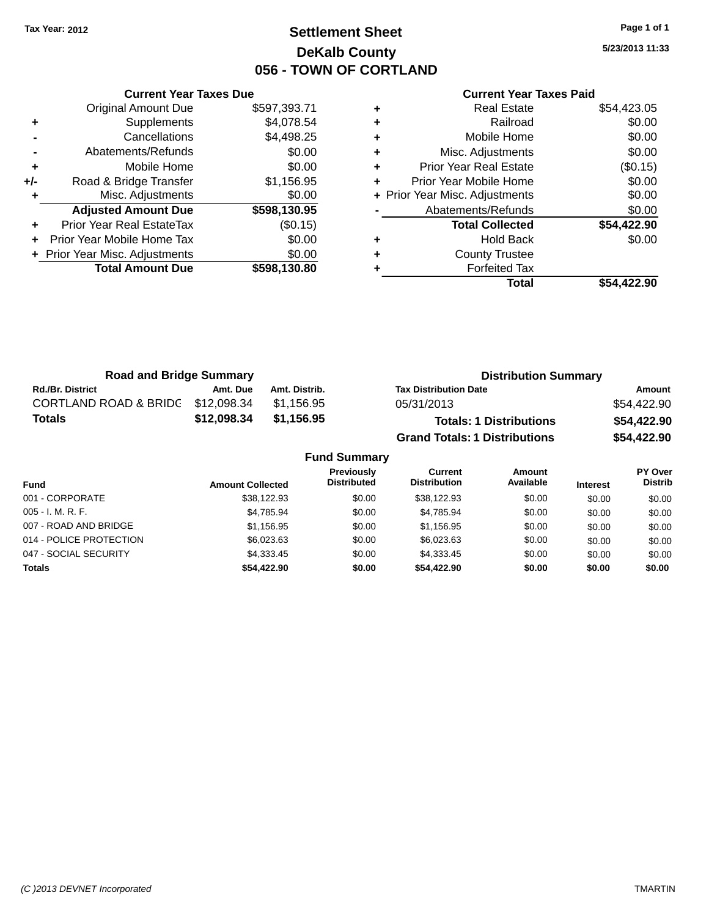Tax Year: 2012

# Settlement Sheet

## DeKalb County

## 056 - TOWN OF CORTLAND

5/23/2013 11:33

### Current Year Taxes Due

| | | |
|---|---|---|
| | Original Amount Due | $597,393.71 |
| + | Supplements | $4,078.54 |
| - | Cancellations | $4,498.25 |
| - | Abatements/Refunds | $0.00 |
| + | Mobile Home | $0.00 |
| +/- | Road & Bridge Transfer | $1,156.95 |
| + | Misc. Adjustments | $0.00 |
| | **Adjusted Amount Due** | **$598,130.95** |
| + | Prior Year Real EstateTax | ($0.15) |
| + | Prior Year Mobile Home Tax | $0.00 |
| + | Prior Year Misc. Adjustments | $0.00 |
| | **Total Amount Due** | **$598,130.80** |

### Current Year Taxes Paid

| | | |
|---|---|---|
| + | Real Estate | $54,423.05 |
| + | Railroad | $0.00 |
| + | Mobile Home | $0.00 |
| + | Misc. Adjustments | $0.00 |
| + | Prior Year Real Estate | ($0.15) |
| + | Prior Year Mobile Home | $0.00 |
| + | Prior Year Misc. Adjustments | $0.00 |
| - | Abatements/Refunds | $0.00 |
| | **Total Collected** | **$54,422.90** |
| + | Hold Back | $0.00 |
| + | County Trustee | |
| + | Forfeited Tax | |
| | **Total** | **$54,422.90** |

### Road and Bridge Summary

| Rd./Br. District | Amt. Due | Amt. Distrib. |
|---|---|---|
| CORTLAND ROAD & BRIDG | $12,098.34 | $1,156.95 |
| **Totals** | **$12,098.34** | **$1,156.95** |

### Distribution Summary

| Tax Distribution Date | Amount |
|---|---|
| 05/31/2013 | $54,422.90 |
| **Totals: 1 Distributions** | **$54,422.90** |
| **Grand Totals: 1 Distributions** | **$54,422.90** |

### Fund Summary

| Fund | Amount Collected | Previously Distributed | Current Distribution | Amount Available | Interest | PY Over Distrib |
|---|---|---|---|---|---|---|
| 001 - CORPORATE | $38,122.93 | $0.00 | $38,122.93 | $0.00 | $0.00 | $0.00 |
| 005 - I. M. R. F. | $4,785.94 | $0.00 | $4,785.94 | $0.00 | $0.00 | $0.00 |
| 007 - ROAD AND BRIDGE | $1,156.95 | $0.00 | $1,156.95 | $0.00 | $0.00 | $0.00 |
| 014 - POLICE PROTECTION | $6,023.63 | $0.00 | $6,023.63 | $0.00 | $0.00 | $0.00 |
| 047 - SOCIAL SECURITY | $4,333.45 | $0.00 | $4,333.45 | $0.00 | $0.00 | $0.00 |
| **Totals** | **$54,422.90** | **$0.00** | **$54,422.90** | **$0.00** | **$0.00** | **$0.00** |

(C )2013 DEVNET Incorporated TMARTIN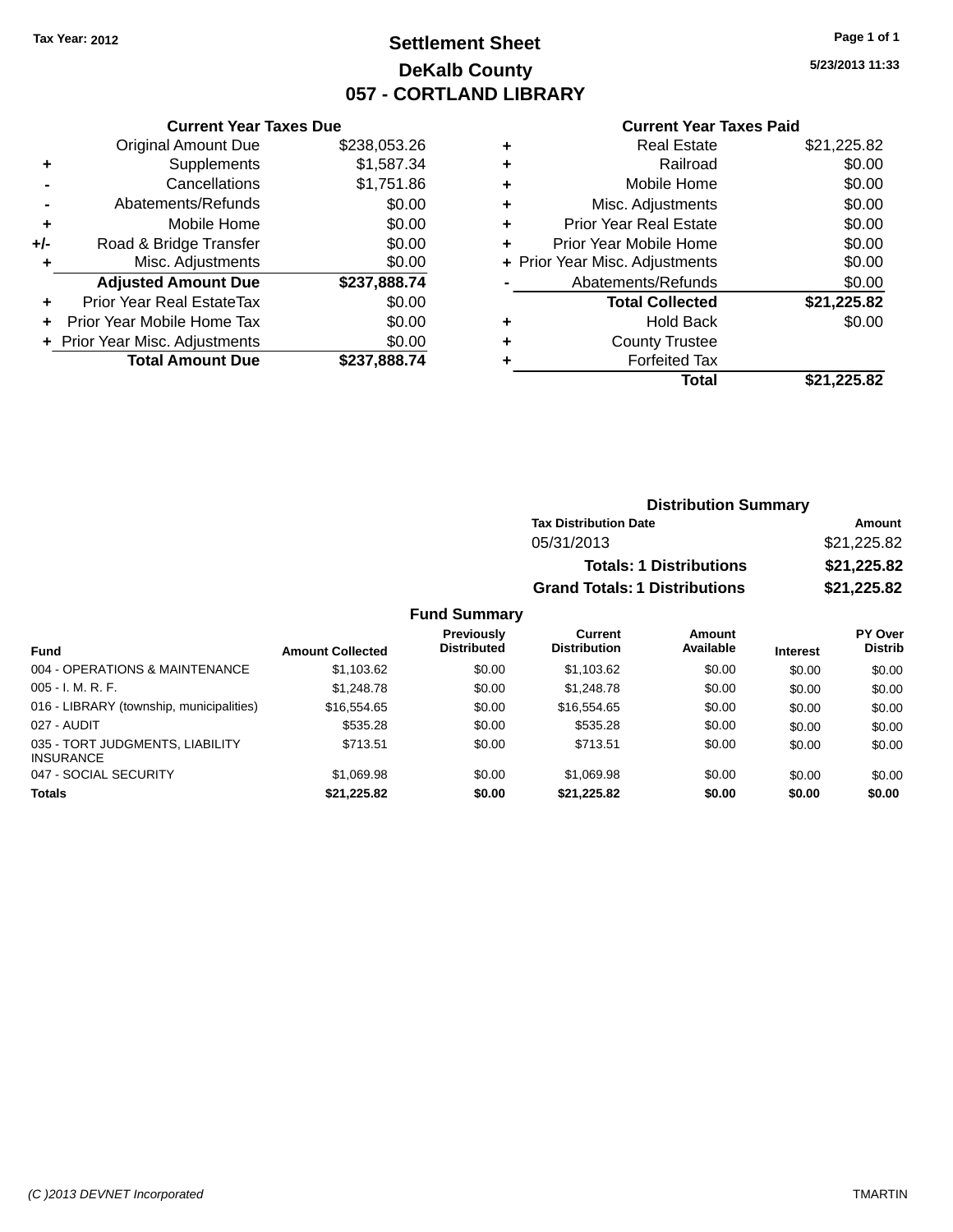Tax Year: 2012

# Settlement Sheet
## DeKalb County
## 057 - CORTLAND LIBRARY

5/23/2013 11:33

### Current Year Taxes Due

| | | |
|---|---|---|
| | Original Amount Due | $238,053.26 |
| + | Supplements | $1,587.34 |
| - | Cancellations | $1,751.86 |
| - | Abatements/Refunds | $0.00 |
| + | Mobile Home | $0.00 |
| +/- | Road & Bridge Transfer | $0.00 |
| + | Misc. Adjustments | $0.00 |
| | **Adjusted Amount Due** | **$237,888.74** |
| + | Prior Year Real EstateTax | $0.00 |
| + | Prior Year Mobile Home Tax | $0.00 |
| + | Prior Year Misc. Adjustments | $0.00 |
| | **Total Amount Due** | **$237,888.74** |

### Current Year Taxes Paid

| | | |
|---|---|---|
| + | Real Estate | $21,225.82 |
| + | Railroad | $0.00 |
| + | Mobile Home | $0.00 |
| + | Misc. Adjustments | $0.00 |
| + | Prior Year Real Estate | $0.00 |
| + | Prior Year Mobile Home | $0.00 |
| + | Prior Year Misc. Adjustments | $0.00 |
| - | Abatements/Refunds | $0.00 |
| | **Total Collected** | **$21,225.82** |
| + | Hold Back | $0.00 |
| + | County Trustee | |
| + | Forfeited Tax | |
| | **Total** | **$21,225.82** |

### Distribution Summary

| Tax Distribution Date | Amount |
|---|---|
| 05/31/2013 | $21,225.82 |
| **Totals: 1 Distributions** | **$21,225.82** |
| **Grand Totals: 1 Distributions** | **$21,225.82** |

### Fund Summary

| Fund | Amount Collected | Previously Distributed | Current Distribution | Amount Available | Interest | PY Over Distrib |
|---|---|---|---|---|---|---|
| 004 - OPERATIONS & MAINTENANCE | $1,103.62 | $0.00 | $1,103.62 | $0.00 | $0.00 | $0.00 |
| 005 - I. M. R. F. | $1,248.78 | $0.00 | $1,248.78 | $0.00 | $0.00 | $0.00 |
| 016 - LIBRARY (township, municipalities) | $16,554.65 | $0.00 | $16,554.65 | $0.00 | $0.00 | $0.00 |
| 027 - AUDIT | $535.28 | $0.00 | $535.28 | $0.00 | $0.00 | $0.00 |
| 035 - TORT JUDGMENTS, LIABILITY INSURANCE | $713.51 | $0.00 | $713.51 | $0.00 | $0.00 | $0.00 |
| 047 - SOCIAL SECURITY | $1,069.98 | $0.00 | $1,069.98 | $0.00 | $0.00 | $0.00 |
| **Totals** | **$21,225.82** | **$0.00** | **$21,225.82** | **$0.00** | **$0.00** | **$0.00** |

(C )2013 DEVNET Incorporated TMARTIN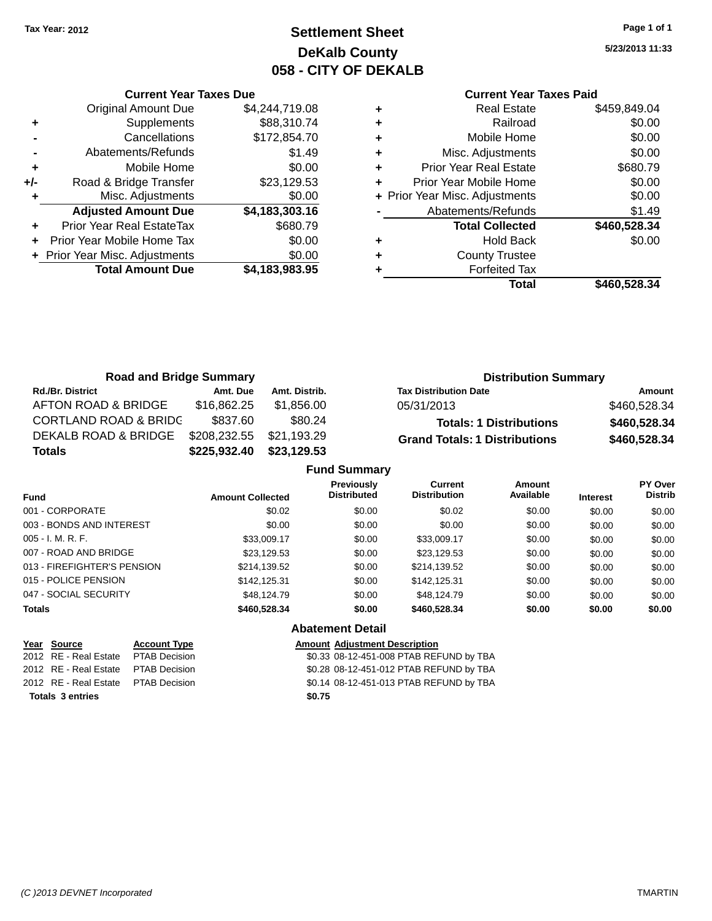**Tax Year: 2012**

# Settlement Sheet
## DeKalb County
## 058 - CITY OF DEKALB

5/23/2013 11:33

### Current Year Taxes Due

| | | |
|---|---|---|
| | Original Amount Due | $4,244,719.08 |
| + | Supplements | $88,310.74 |
| - | Cancellations | $172,854.70 |
| - | Abatements/Refunds | $1.49 |
| + | Mobile Home | $0.00 |
| +/- | Road & Bridge Transfer | $23,129.53 |
| + | Misc. Adjustments | $0.00 |
| | **Adjusted Amount Due** | **$4,183,303.16** |
| + | Prior Year Real EstateTax | $680.79 |
| + | Prior Year Mobile Home Tax | $0.00 |
| + | Prior Year Misc. Adjustments | $0.00 |
| | **Total Amount Due** | **$4,183,983.95** |

### Current Year Taxes Paid

| | | |
|---|---|---|
| + | Real Estate | $459,849.04 |
| + | Railroad | $0.00 |
| + | Mobile Home | $0.00 |
| + | Misc. Adjustments | $0.00 |
| + | Prior Year Real Estate | $680.79 |
| + | Prior Year Mobile Home | $0.00 |
| + | Prior Year Misc. Adjustments | $0.00 |
| - | Abatements/Refunds | $1.49 |
| | **Total Collected** | **$460,528.34** |
| + | Hold Back | $0.00 |
| + | County Trustee | |
| + | Forfeited Tax | |
| | **Total** | **$460,528.34** |

### Road and Bridge Summary

| Rd./Br. District | Amt. Due | Amt. Distrib. |
|---|---|---|
| AFTON ROAD & BRIDGE | $16,862.25 | $1,856.00 |
| CORTLAND ROAD & BRIDG | $837.60 | $80.24 |
| DEKALB ROAD & BRIDGE | $208,232.55 | $21,193.29 |
| **Totals** | **$225,932.40** | **$23,129.53** |

### Distribution Summary

| Tax Distribution Date | Amount |
|---|---|
| 05/31/2013 | $460,528.34 |
| **Totals: 1 Distributions** | **$460,528.34** |
| **Grand Totals: 1 Distributions** | **$460,528.34** |

### Fund Summary

| Fund | Amount Collected | Previously Distributed | Current Distribution | Amount Available | Interest | PY Over Distrib |
|---|---|---|---|---|---|---|
| 001 - CORPORATE | $0.02 | $0.00 | $0.02 | $0.00 | $0.00 | $0.00 |
| 003 - BONDS AND INTEREST | $0.00 | $0.00 | $0.00 | $0.00 | $0.00 | $0.00 |
| 005 - I. M. R. F. | $33,009.17 | $0.00 | $33,009.17 | $0.00 | $0.00 | $0.00 |
| 007 - ROAD AND BRIDGE | $23,129.53 | $0.00 | $23,129.53 | $0.00 | $0.00 | $0.00 |
| 013 - FIREFIGHTER'S PENSION | $214,139.52 | $0.00 | $214,139.52 | $0.00 | $0.00 | $0.00 |
| 015 - POLICE PENSION | $142,125.31 | $0.00 | $142,125.31 | $0.00 | $0.00 | $0.00 |
| 047 - SOCIAL SECURITY | $48,124.79 | $0.00 | $48,124.79 | $0.00 | $0.00 | $0.00 |
| **Totals** | **$460,528.34** | **$0.00** | **$460,528.34** | **$0.00** | **$0.00** | **$0.00** |

### Abatement Detail

| Year | Source | Account Type | Amount | Adjustment Description |
|---|---|---|---|---|
| 2012 | RE - Real Estate | PTAB Decision | $0.33 | 08-12-451-008 PTAB REFUND by TBA |
| 2012 | RE - Real Estate | PTAB Decision | $0.28 | 08-12-451-012 PTAB REFUND by TBA |
| 2012 | RE - Real Estate | PTAB Decision | $0.14 | 08-12-451-013 PTAB REFUND by TBA |
| **Totals** | **3 entries** | | **$0.75** | |

(C )2013 DEVNET Incorporated TMARTIN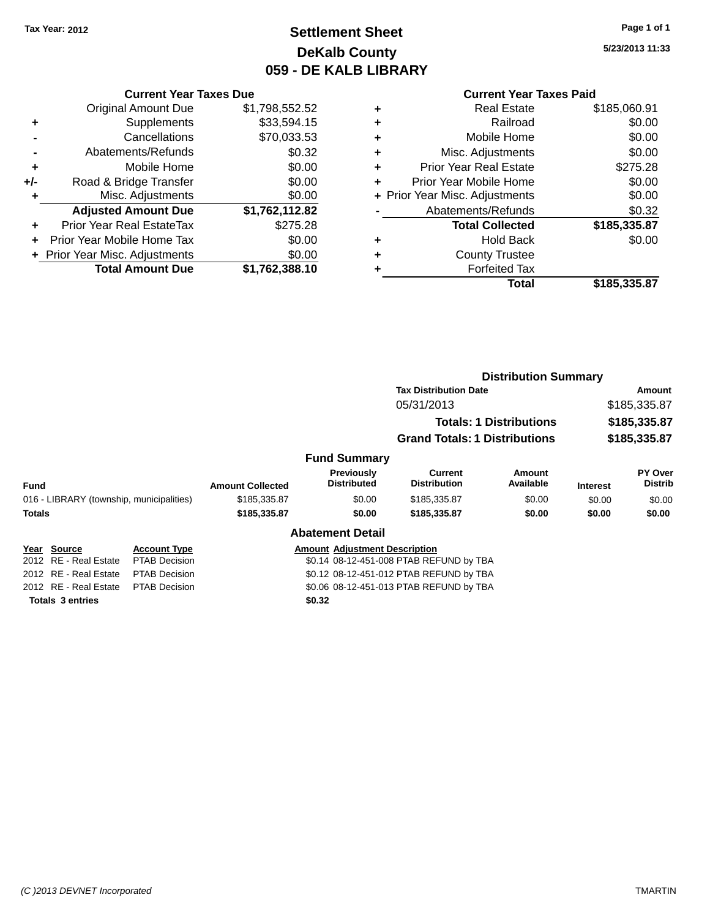Tax Year: 2012

# Settlement Sheet
## DeKalb County
## 059 - DE KALB LIBRARY

5/23/2013 11:33

### Current Year Taxes Due

| | | |
|---|---|---|
| | Original Amount Due | $1,798,552.52 |
| + | Supplements | $33,594.15 |
| - | Cancellations | $70,033.53 |
| - | Abatements/Refunds | $0.32 |
| + | Mobile Home | $0.00 |
| +/- | Road & Bridge Transfer | $0.00 |
| + | Misc. Adjustments | $0.00 |
| | **Adjusted Amount Due** | **$1,762,112.82** |
| + | Prior Year Real EstateTax | $275.28 |
| + | Prior Year Mobile Home Tax | $0.00 |
| + | Prior Year Misc. Adjustments | $0.00 |
| | **Total Amount Due** | **$1,762,388.10** |

### Current Year Taxes Paid

| | | |
|---|---|---|
| + | Real Estate | $185,060.91 |
| + | Railroad | $0.00 |
| + | Mobile Home | $0.00 |
| + | Misc. Adjustments | $0.00 |
| + | Prior Year Real Estate | $275.28 |
| + | Prior Year Mobile Home | $0.00 |
| + | Prior Year Misc. Adjustments | $0.00 |
| - | Abatements/Refunds | $0.32 |
| | **Total Collected** | **$185,335.87** |
| + | Hold Back | $0.00 |
| + | County Trustee | |
| + | Forfeited Tax | |
| | **Total** | **$185,335.87** |

### Distribution Summary

| Tax Distribution Date | Amount |
|---|---|
| 05/31/2013 | $185,335.87 |
| **Totals: 1 Distributions** | **$185,335.87** |
| **Grand Totals: 1 Distributions** | **$185,335.87** |

### Fund Summary

| Fund | Amount Collected | Previously Distributed | Current Distribution | Amount Available | Interest | PY Over Distrib |
|---|---|---|---|---|---|---|
| 016 - LIBRARY (township, municipalities) | $185,335.87 | $0.00 | $185,335.87 | $0.00 | $0.00 | $0.00 |
| **Totals** | **$185,335.87** | **$0.00** | **$185,335.87** | **$0.00** | **$0.00** | **$0.00** |

### Abatement Detail

| Year | Source | Account Type | Amount | Adjustment Description |
|---|---|---|---|---|
| 2012 | RE - Real Estate | PTAB Decision | $0.14 | 08-12-451-008 PTAB REFUND by TBA |
| 2012 | RE - Real Estate | PTAB Decision | $0.12 | 08-12-451-012 PTAB REFUND by TBA |
| 2012 | RE - Real Estate | PTAB Decision | $0.06 | 08-12-451-013 PTAB REFUND by TBA |
| **Totals 3 entries** | | | **$0.32** | |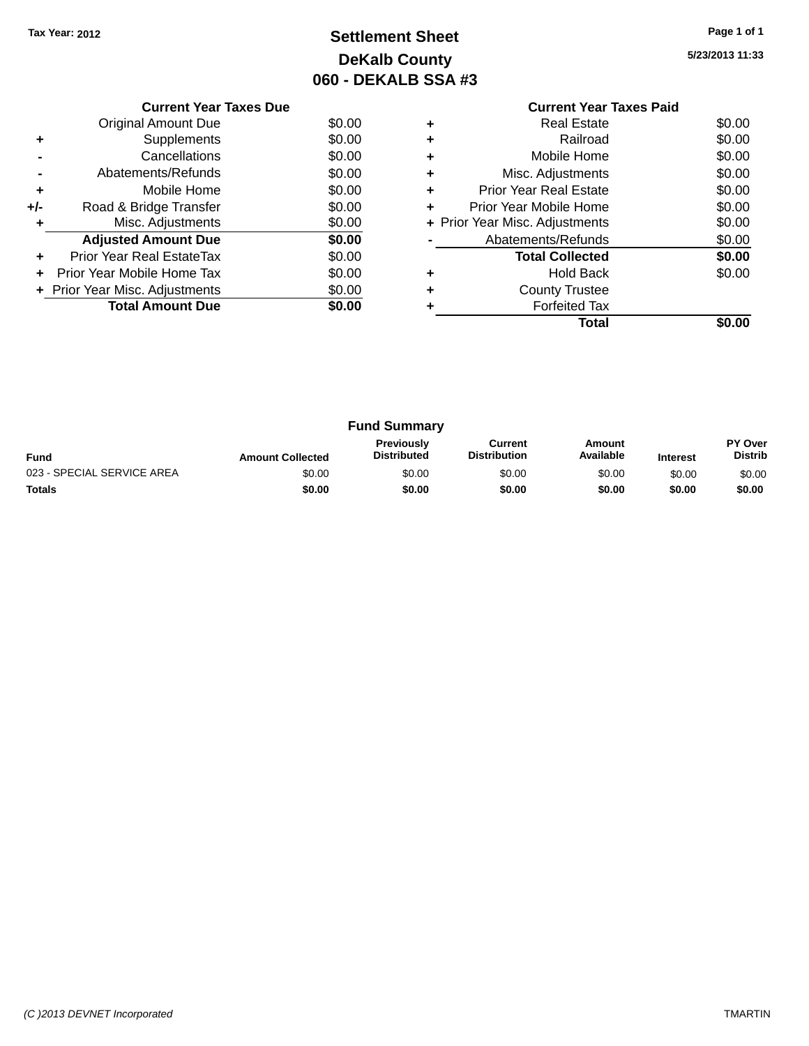Tax Year: 2012

# Settlement Sheet
## DeKalb County
## 060 - DEKALB SSA #3

5/23/2013 11:33

### Current Year Taxes Due

| | | |
|---|---|---|
| | Original Amount Due | $0.00 |
| + | Supplements | $0.00 |
| - | Cancellations | $0.00 |
| - | Abatements/Refunds | $0.00 |
| + | Mobile Home | $0.00 |
| +/- | Road & Bridge Transfer | $0.00 |
| + | Misc. Adjustments | $0.00 |
| | **Adjusted Amount Due** | **$0.00** |
| + | Prior Year Real EstateTax | $0.00 |
| + | Prior Year Mobile Home Tax | $0.00 |
| + | Prior Year Misc. Adjustments | $0.00 |
| | **Total Amount Due** | **$0.00** |

### Current Year Taxes Paid

| | | |
|---|---|---|
| + | Real Estate | $0.00 |
| + | Railroad | $0.00 |
| + | Mobile Home | $0.00 |
| + | Misc. Adjustments | $0.00 |
| + | Prior Year Real Estate | $0.00 |
| + | Prior Year Mobile Home | $0.00 |
| + | Prior Year Misc. Adjustments | $0.00 |
| - | Abatements/Refunds | $0.00 |
| | **Total Collected** | **$0.00** |
| + | Hold Back | $0.00 |
| + | County Trustee | |
| + | Forfeited Tax | |
| | **Total** | **$0.00** |

### Fund Summary

| Fund | Amount Collected | Previously Distributed | Current Distribution | Amount Available | Interest | PY Over Distrib |
|---|---|---|---|---|---|---|
| 023 - SPECIAL SERVICE AREA | $0.00 | $0.00 | $0.00 | $0.00 | $0.00 | $0.00 |
| **Totals** | **$0.00** | **$0.00** | **$0.00** | **$0.00** | **$0.00** | **$0.00** |

(C )2013 DEVNET Incorporated — TMARTIN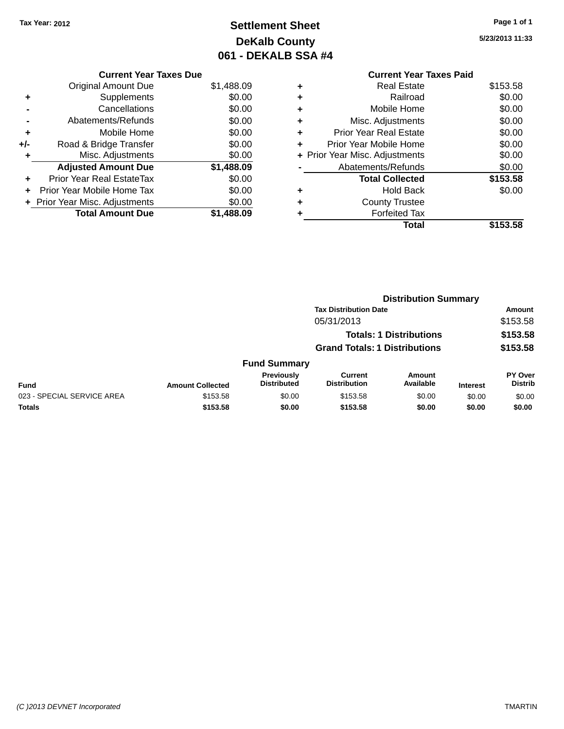Tax Year: 2012

# Settlement Sheet
## DeKalb County
## 061 - DEKALB SSA #4

5/23/2013 11:33

### Current Year Taxes Due

| | | |
|---|---|---|
| | Original Amount Due | $1,488.09 |
| + | Supplements | $0.00 |
| - | Cancellations | $0.00 |
| - | Abatements/Refunds | $0.00 |
| + | Mobile Home | $0.00 |
| +/- | Road & Bridge Transfer | $0.00 |
| + | Misc. Adjustments | $0.00 |
| | **Adjusted Amount Due** | **$1,488.09** |
| + | Prior Year Real EstateTax | $0.00 |
| + | Prior Year Mobile Home Tax | $0.00 |
| + | Prior Year Misc. Adjustments | $0.00 |
| | **Total Amount Due** | **$1,488.09** |

### Current Year Taxes Paid

| | | |
|---|---|---|
| + | Real Estate | $153.58 |
| + | Railroad | $0.00 |
| + | Mobile Home | $0.00 |
| + | Misc. Adjustments | $0.00 |
| + | Prior Year Real Estate | $0.00 |
| + | Prior Year Mobile Home | $0.00 |
| + | Prior Year Misc. Adjustments | $0.00 |
| - | Abatements/Refunds | $0.00 |
| | **Total Collected** | **$153.58** |
| + | Hold Back | $0.00 |
| + | County Trustee | |
| + | Forfeited Tax | |
| | **Total** | **$153.58** |

### Distribution Summary

| Tax Distribution Date | Amount |
|---|---|
| 05/31/2013 | $153.58 |
| **Totals: 1 Distributions** | **$153.58** |
| **Grand Totals: 1 Distributions** | **$153.58** |

### Fund Summary

| Fund | Amount Collected | Previously Distributed | Current Distribution | Amount Available | Interest | PY Over Distrib |
|---|---|---|---|---|---|---|
| 023 - SPECIAL SERVICE AREA | $153.58 | $0.00 | $153.58 | $0.00 | $0.00 | $0.00 |
| **Totals** | **$153.58** | **$0.00** | **$153.58** | **$0.00** | **$0.00** | **$0.00** |

(C )2013 DEVNET Incorporated TMARTIN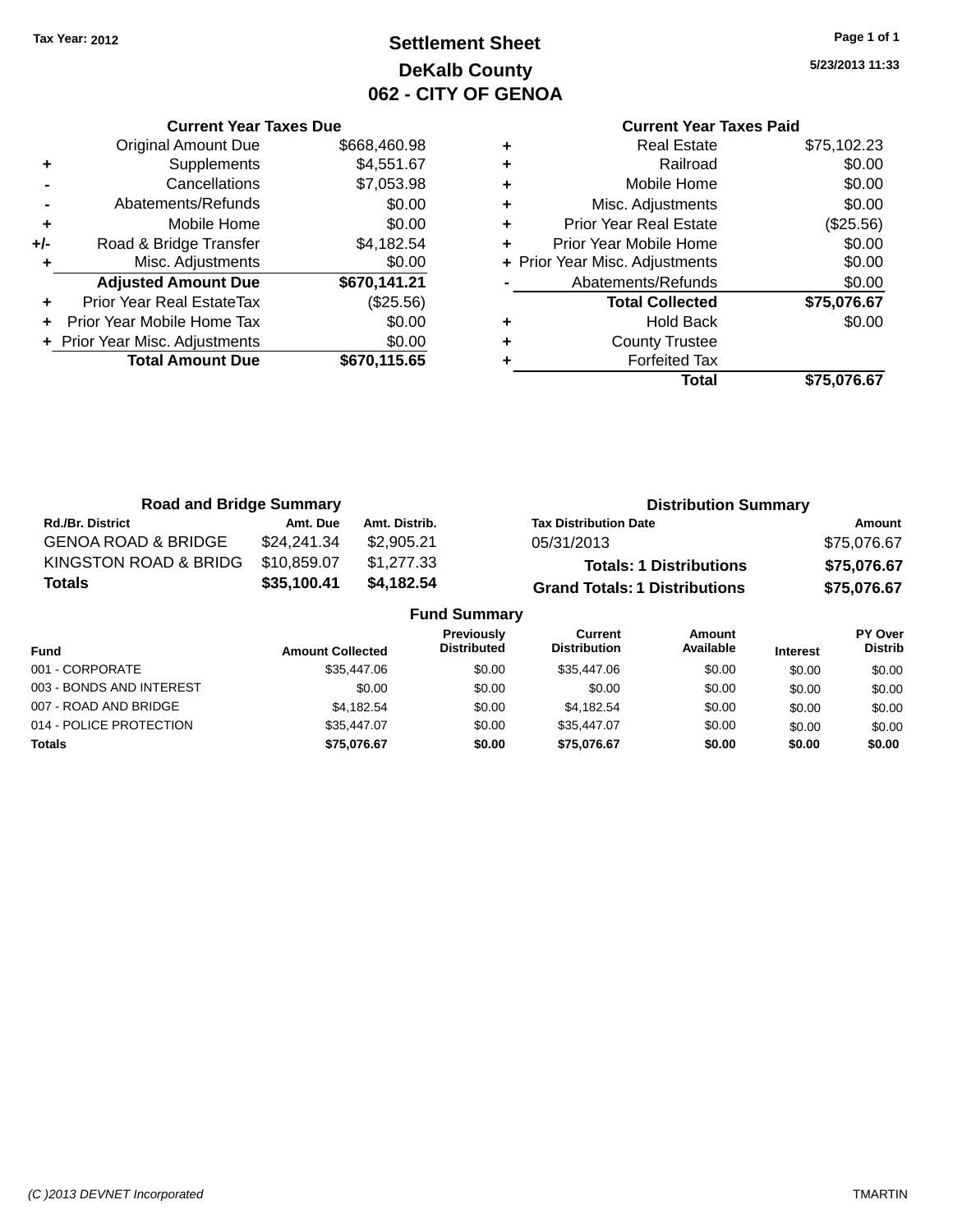Tax Year: 2012

# Settlement Sheet

## DeKalb County

## 062 - CITY OF GENOA

5/23/2013 11:33

### Current Year Taxes Due

| | | |
|---|---|---|
| | Original Amount Due | $668,460.98 |
| + | Supplements | $4,551.67 |
| - | Cancellations | $7,053.98 |
| - | Abatements/Refunds | $0.00 |
| + | Mobile Home | $0.00 |
| +/- | Road & Bridge Transfer | $4,182.54 |
| + | Misc. Adjustments | $0.00 |
| | **Adjusted Amount Due** | **$670,141.21** |
| + | Prior Year Real EstateTax | ($25.56) |
| + | Prior Year Mobile Home Tax | $0.00 |
| + | Prior Year Misc. Adjustments | $0.00 |
| | **Total Amount Due** | **$670,115.65** |

### Current Year Taxes Paid

| | | |
|---|---|---|
| + | Real Estate | $75,102.23 |
| + | Railroad | $0.00 |
| + | Mobile Home | $0.00 |
| + | Misc. Adjustments | $0.00 |
| + | Prior Year Real Estate | ($25.56) |
| + | Prior Year Mobile Home | $0.00 |
| + | Prior Year Misc. Adjustments | $0.00 |
| - | Abatements/Refunds | $0.00 |
| | **Total Collected** | **$75,076.67** |
| + | Hold Back | $0.00 |
| + | County Trustee | |
| + | Forfeited Tax | |
| | **Total** | **$75,076.67** |

### Road and Bridge Summary

| Rd./Br. District | Amt. Due | Amt. Distrib. |
|---|---|---|
| GENOA ROAD & BRIDGE | $24,241.34 | $2,905.21 |
| KINGSTON ROAD & BRIDG | $10,859.07 | $1,277.33 |
| **Totals** | **$35,100.41** | **$4,182.54** |

### Distribution Summary

| Tax Distribution Date | Amount |
|---|---|
| 05/31/2013 | $75,076.67 |
| **Totals: 1 Distributions** | **$75,076.67** |
| **Grand Totals: 1 Distributions** | **$75,076.67** |

### Fund Summary

| Fund | Amount Collected | Previously Distributed | Current Distribution | Amount Available | Interest | PY Over Distrib |
|---|---|---|---|---|---|---|
| 001 - CORPORATE | $35,447.06 | $0.00 | $35,447.06 | $0.00 | $0.00 | $0.00 |
| 003 - BONDS AND INTEREST | $0.00 | $0.00 | $0.00 | $0.00 | $0.00 | $0.00 |
| 007 - ROAD AND BRIDGE | $4,182.54 | $0.00 | $4,182.54 | $0.00 | $0.00 | $0.00 |
| 014 - POLICE PROTECTION | $35,447.07 | $0.00 | $35,447.07 | $0.00 | $0.00 | $0.00 |
| **Totals** | **$75,076.67** | **$0.00** | **$75,076.67** | **$0.00** | **$0.00** | **$0.00** |

(C )2013 DEVNET Incorporated TMARTIN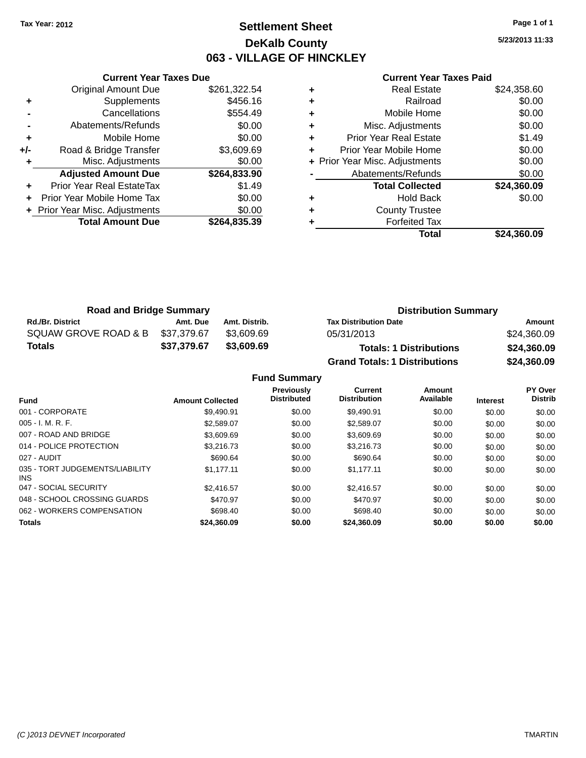Tax Year: 2012

# Settlement Sheet

## DeKalb County

## 063 - VILLAGE OF HINCKLEY

5/23/2013 11:33

| | Current Year Taxes Due | |
|---|---|---|
| | Original Amount Due | $261,322.54 |
| + | Supplements | $456.16 |
| - | Cancellations | $554.49 |
| - | Abatements/Refunds | $0.00 |
| + | Mobile Home | $0.00 |
| +/- | Road & Bridge Transfer | $3,609.69 |
| + | Misc. Adjustments | $0.00 |
| | **Adjusted Amount Due** | **$264,833.90** |
| + | Prior Year Real EstateTax | $1.49 |
| + | Prior Year Mobile Home Tax | $0.00 |
| + | Prior Year Misc. Adjustments | $0.00 |
| | **Total Amount Due** | **$264,835.39** |

| | Current Year Taxes Paid | |
|---|---|---|
| + | Real Estate | $24,358.60 |
| + | Railroad | $0.00 |
| + | Mobile Home | $0.00 |
| + | Misc. Adjustments | $0.00 |
| + | Prior Year Real Estate | $1.49 |
| + | Prior Year Mobile Home | $0.00 |
| + | Prior Year Misc. Adjustments | $0.00 |
| - | Abatements/Refunds | $0.00 |
| | **Total Collected** | **$24,360.09** |
| + | Hold Back | $0.00 |
| + | County Trustee | |
| + | Forfeited Tax | |
| | **Total** | **$24,360.09** |

### Road and Bridge Summary

| Rd./Br. District | Amt. Due | Amt. Distrib. |
|---|---|---|
| SQUAW GROVE ROAD & B | $37,379.67 | $3,609.69 |
| **Totals** | **$37,379.67** | **$3,609.69** |

### Distribution Summary

| Tax Distribution Date | Amount |
|---|---|
| 05/31/2013 | $24,360.09 |
| **Totals: 1 Distributions** | **$24,360.09** |
| **Grand Totals: 1 Distributions** | **$24,360.09** |

### Fund Summary

| Fund | Amount Collected | Previously Distributed | Current Distribution | Amount Available | Interest | PY Over Distrib |
|---|---|---|---|---|---|---|
| 001 - CORPORATE | $9,490.91 | $0.00 | $9,490.91 | $0.00 | $0.00 | $0.00 |
| 005 - I. M. R. F. | $2,589.07 | $0.00 | $2,589.07 | $0.00 | $0.00 | $0.00 |
| 007 - ROAD AND BRIDGE | $3,609.69 | $0.00 | $3,609.69 | $0.00 | $0.00 | $0.00 |
| 014 - POLICE PROTECTION | $3,216.73 | $0.00 | $3,216.73 | $0.00 | $0.00 | $0.00 |
| 027 - AUDIT | $690.64 | $0.00 | $690.64 | $0.00 | $0.00 | $0.00 |
| 035 - TORT JUDGEMENTS/LIABILITY INS | $1,177.11 | $0.00 | $1,177.11 | $0.00 | $0.00 | $0.00 |
| 047 - SOCIAL SECURITY | $2,416.57 | $0.00 | $2,416.57 | $0.00 | $0.00 | $0.00 |
| 048 - SCHOOL CROSSING GUARDS | $470.97 | $0.00 | $470.97 | $0.00 | $0.00 | $0.00 |
| 062 - WORKERS COMPENSATION | $698.40 | $0.00 | $698.40 | $0.00 | $0.00 | $0.00 |
| **Totals** | **$24,360.09** | **$0.00** | **$24,360.09** | **$0.00** | **$0.00** | **$0.00** |

(C )2013 DEVNET Incorporated TMARTIN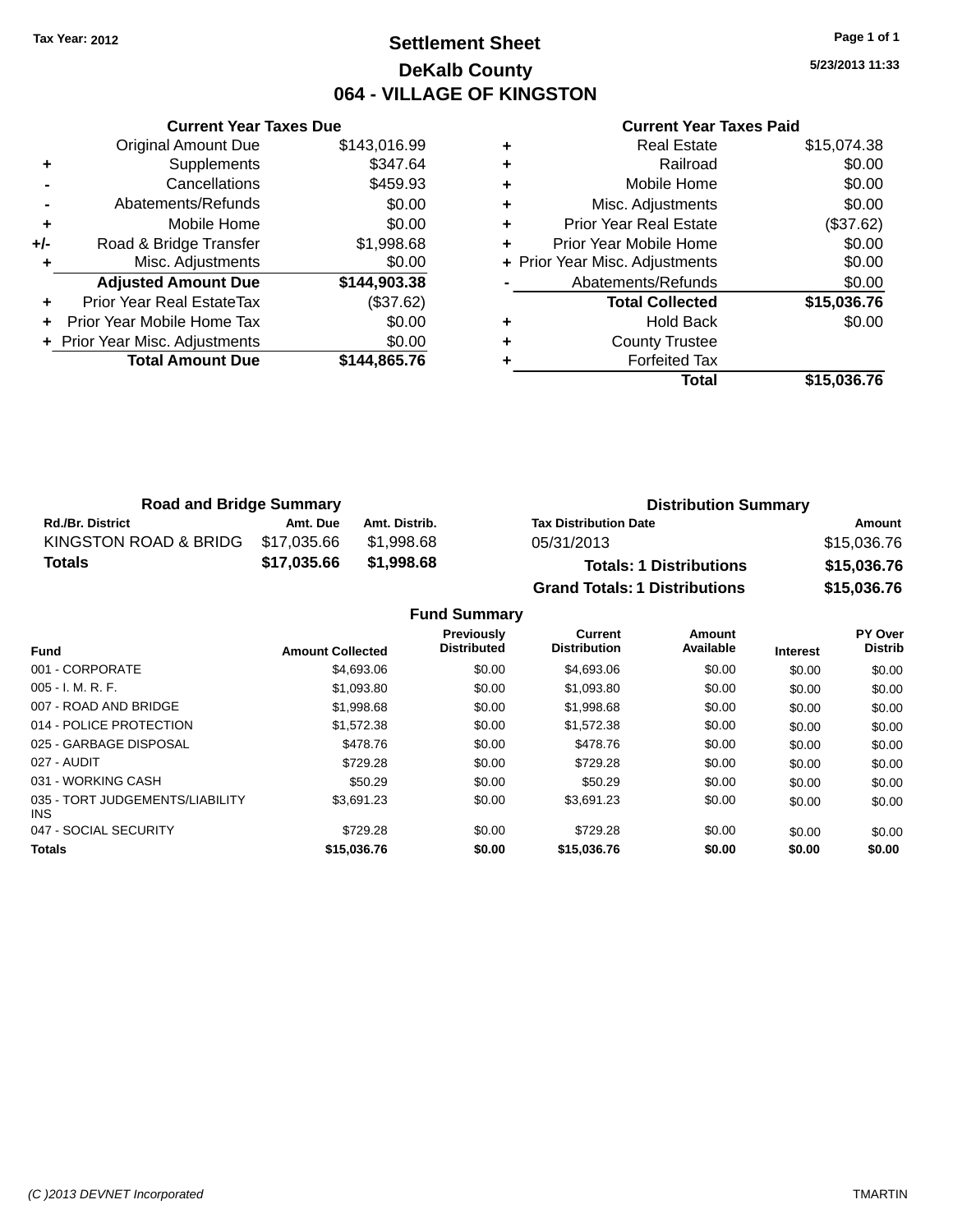Tax Year: 2012

# Settlement Sheet

## DeKalb County

## 064 - VILLAGE OF KINGSTON

5/23/2013 11:33

### Current Year Taxes Due

| | | |
|---|---|---|
| | Original Amount Due | $143,016.99 |
| + | Supplements | $347.64 |
| - | Cancellations | $459.93 |
| - | Abatements/Refunds | $0.00 |
| + | Mobile Home | $0.00 |
| +/- | Road & Bridge Transfer | $1,998.68 |
| + | Misc. Adjustments | $0.00 |
| | **Adjusted Amount Due** | **$144,903.38** |
| + | Prior Year Real EstateTax | ($37.62) |
| + | Prior Year Mobile Home Tax | $0.00 |
| + | Prior Year Misc. Adjustments | $0.00 |
| | **Total Amount Due** | **$144,865.76** |

### Current Year Taxes Paid

| | | |
|---|---|---|
| + | Real Estate | $15,074.38 |
| + | Railroad | $0.00 |
| + | Mobile Home | $0.00 |
| + | Misc. Adjustments | $0.00 |
| + | Prior Year Real Estate | ($37.62) |
| + | Prior Year Mobile Home | $0.00 |
| + | Prior Year Misc. Adjustments | $0.00 |
| - | Abatements/Refunds | $0.00 |
| | **Total Collected** | **$15,036.76** |
| + | Hold Back | $0.00 |
| + | County Trustee | |
| + | Forfeited Tax | |
| | **Total** | **$15,036.76** |

### Road and Bridge Summary

| Rd./Br. District | Amt. Due | Amt. Distrib. |
|---|---|---|
| KINGSTON ROAD & BRIDG | $17,035.66 | $1,998.68 |
| **Totals** | **$17,035.66** | **$1,998.68** |

### Distribution Summary

| Tax Distribution Date | Amount |
|---|---|
| 05/31/2013 | $15,036.76 |
| **Totals: 1 Distributions** | **$15,036.76** |
| **Grand Totals: 1 Distributions** | **$15,036.76** |

### Fund Summary

| Fund | Amount Collected | Previously Distributed | Current Distribution | Amount Available | Interest | PY Over Distrib |
|---|---|---|---|---|---|---|
| 001 - CORPORATE | $4,693.06 | $0.00 | $4,693.06 | $0.00 | $0.00 | $0.00 |
| 005 - I. M. R. F. | $1,093.80 | $0.00 | $1,093.80 | $0.00 | $0.00 | $0.00 |
| 007 - ROAD AND BRIDGE | $1,998.68 | $0.00 | $1,998.68 | $0.00 | $0.00 | $0.00 |
| 014 - POLICE PROTECTION | $1,572.38 | $0.00 | $1,572.38 | $0.00 | $0.00 | $0.00 |
| 025 - GARBAGE DISPOSAL | $478.76 | $0.00 | $478.76 | $0.00 | $0.00 | $0.00 |
| 027 - AUDIT | $729.28 | $0.00 | $729.28 | $0.00 | $0.00 | $0.00 |
| 031 - WORKING CASH | $50.29 | $0.00 | $50.29 | $0.00 | $0.00 | $0.00 |
| 035 - TORT JUDGEMENTS/LIABILITY INS | $3,691.23 | $0.00 | $3,691.23 | $0.00 | $0.00 | $0.00 |
| 047 - SOCIAL SECURITY | $729.28 | $0.00 | $729.28 | $0.00 | $0.00 | $0.00 |
| **Totals** | **$15,036.76** | **$0.00** | **$15,036.76** | **$0.00** | **$0.00** | **$0.00** |

(C )2013 DEVNET Incorporated — TMARTIN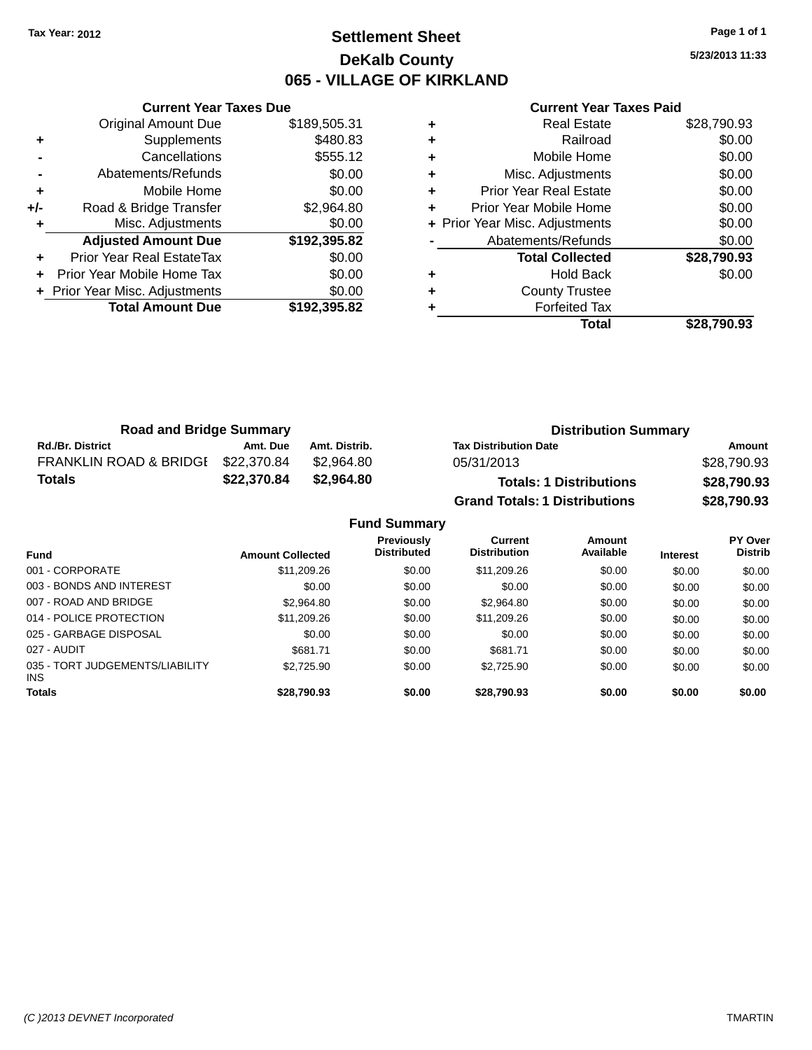Tax Year: 2012

# Settlement Sheet

## DeKalb County

## 065 - VILLAGE OF KIRKLAND

5/23/2013 11:33

### Current Year Taxes Due

| | | |
|---|---|---|
| | Original Amount Due | $189,505.31 |
| + | Supplements | $480.83 |
| - | Cancellations | $555.12 |
| - | Abatements/Refunds | $0.00 |
| + | Mobile Home | $0.00 |
| +/- | Road & Bridge Transfer | $2,964.80 |
| + | Misc. Adjustments | $0.00 |
| | **Adjusted Amount Due** | **$192,395.82** |
| + | Prior Year Real EstateTax | $0.00 |
| + | Prior Year Mobile Home Tax | $0.00 |
| + | Prior Year Misc. Adjustments | $0.00 |
| | **Total Amount Due** | **$192,395.82** |

### Current Year Taxes Paid

| | | |
|---|---|---|
| + | Real Estate | $28,790.93 |
| + | Railroad | $0.00 |
| + | Mobile Home | $0.00 |
| + | Misc. Adjustments | $0.00 |
| + | Prior Year Real Estate | $0.00 |
| + | Prior Year Mobile Home | $0.00 |
| + | Prior Year Misc. Adjustments | $0.00 |
| - | Abatements/Refunds | $0.00 |
| | **Total Collected** | **$28,790.93** |
| + | Hold Back | $0.00 |
| + | County Trustee | |
| + | Forfeited Tax | |
| | **Total** | **$28,790.93** |

### Road and Bridge Summary

| Rd./Br. District | Amt. Due | Amt. Distrib. |
|---|---|---|
| FRANKLIN ROAD & BRIDGE | $22,370.84 | $2,964.80 |
| **Totals** | **$22,370.84** | **$2,964.80** |

### Distribution Summary

| Tax Distribution Date | Amount |
|---|---|
| 05/31/2013 | $28,790.93 |
| **Totals: 1 Distributions** | **$28,790.93** |
| **Grand Totals: 1 Distributions** | **$28,790.93** |

### Fund Summary

| Fund | Amount Collected | Previously Distributed | Current Distribution | Amount Available | Interest | PY Over Distrib |
|---|---|---|---|---|---|---|
| 001 - CORPORATE | $11,209.26 | $0.00 | $11,209.26 | $0.00 | $0.00 | $0.00 |
| 003 - BONDS AND INTEREST | $0.00 | $0.00 | $0.00 | $0.00 | $0.00 | $0.00 |
| 007 - ROAD AND BRIDGE | $2,964.80 | $0.00 | $2,964.80 | $0.00 | $0.00 | $0.00 |
| 014 - POLICE PROTECTION | $11,209.26 | $0.00 | $11,209.26 | $0.00 | $0.00 | $0.00 |
| 025 - GARBAGE DISPOSAL | $0.00 | $0.00 | $0.00 | $0.00 | $0.00 | $0.00 |
| 027 - AUDIT | $681.71 | $0.00 | $681.71 | $0.00 | $0.00 | $0.00 |
| 035 - TORT JUDGEMENTS/LIABILITY INS | $2,725.90 | $0.00 | $2,725.90 | $0.00 | $0.00 | $0.00 |
| **Totals** | **$28,790.93** | **$0.00** | **$28,790.93** | **$0.00** | **$0.00** | **$0.00** |

(C )2013 DEVNET Incorporated TMARTIN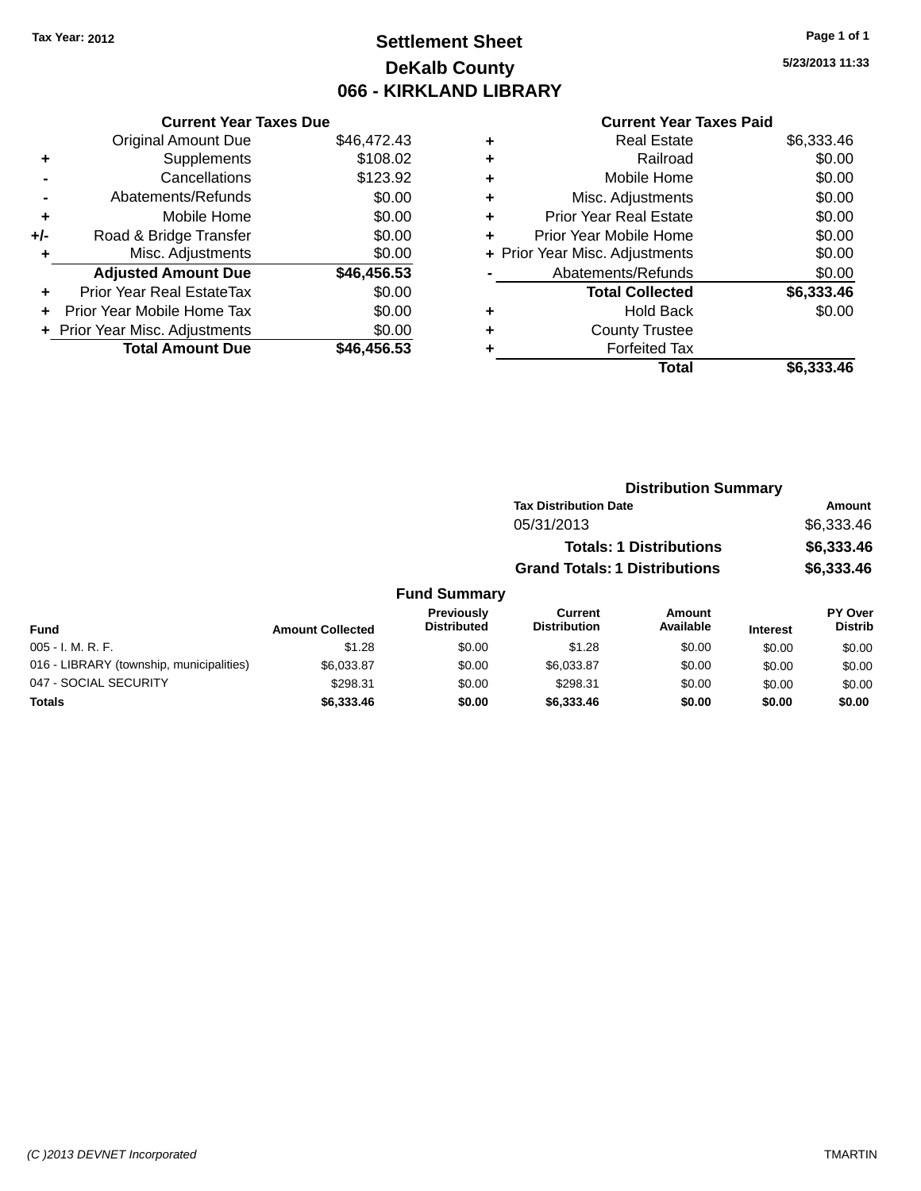Tax Year: 2012

# Settlement Sheet

## DeKalb County

## 066 - KIRKLAND LIBRARY

5/23/2013 11:33

### Current Year Taxes Due

| | | |
|---|---|---|
| | Original Amount Due | $46,472.43 |
| + | Supplements | $108.02 |
| - | Cancellations | $123.92 |
| - | Abatements/Refunds | $0.00 |
| + | Mobile Home | $0.00 |
| +/- | Road & Bridge Transfer | $0.00 |
| + | Misc. Adjustments | $0.00 |
| | **Adjusted Amount Due** | **$46,456.53** |
| + | Prior Year Real EstateTax | $0.00 |
| + | Prior Year Mobile Home Tax | $0.00 |
| + | Prior Year Misc. Adjustments | $0.00 |
| | **Total Amount Due** | **$46,456.53** |

### Current Year Taxes Paid

| | | |
|---|---|---|
| + | Real Estate | $6,333.46 |
| + | Railroad | $0.00 |
| + | Mobile Home | $0.00 |
| + | Misc. Adjustments | $0.00 |
| + | Prior Year Real Estate | $0.00 |
| + | Prior Year Mobile Home | $0.00 |
| + | Prior Year Misc. Adjustments | $0.00 |
| - | Abatements/Refunds | $0.00 |
| | **Total Collected** | **$6,333.46** |
| + | Hold Back | $0.00 |
| + | County Trustee | |
| + | Forfeited Tax | |
| | **Total** | **$6,333.46** |

### Distribution Summary

| Tax Distribution Date | Amount |
|---|---|
| 05/31/2013 | $6,333.46 |
| **Totals: 1 Distributions** | **$6,333.46** |
| **Grand Totals: 1 Distributions** | **$6,333.46** |

### Fund Summary

| Fund | Amount Collected | Previously Distributed | Current Distribution | Amount Available | Interest | PY Over Distrib |
|---|---|---|---|---|---|---|
| 005 - I. M. R. F. | $1.28 | $0.00 | $1.28 | $0.00 | $0.00 | $0.00 |
| 016 - LIBRARY (township, municipalities) | $6,033.87 | $0.00 | $6,033.87 | $0.00 | $0.00 | $0.00 |
| 047 - SOCIAL SECURITY | $298.31 | $0.00 | $298.31 | $0.00 | $0.00 | $0.00 |
| **Totals** | **$6,333.46** | **$0.00** | **$6,333.46** | **$0.00** | **$0.00** | **$0.00** |

(C )2013 DEVNET Incorporated TMARTIN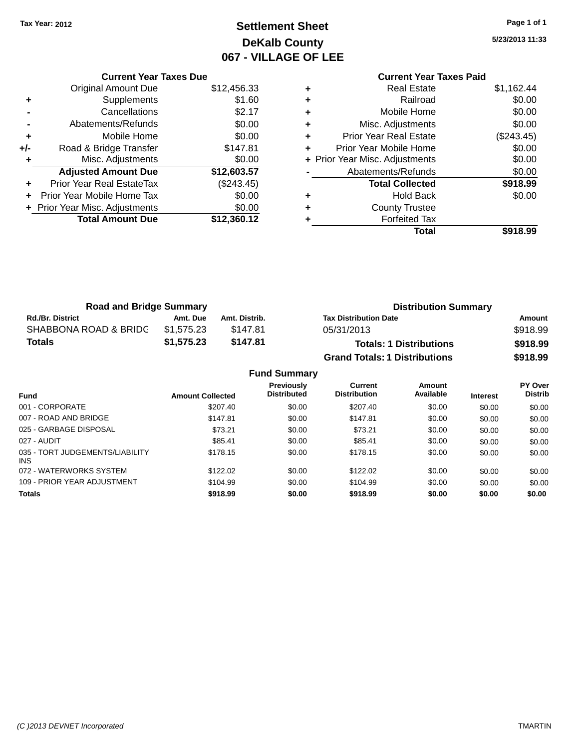Tax Year: 2012

# Settlement Sheet
## DeKalb County
## 067 - VILLAGE OF LEE

5/23/2013 11:33

### Current Year Taxes Due

| | | |
|---|---|---|
| | Original Amount Due | $12,456.33 |
| + | Supplements | $1.60 |
| - | Cancellations | $2.17 |
| - | Abatements/Refunds | $0.00 |
| + | Mobile Home | $0.00 |
| +/- | Road & Bridge Transfer | $147.81 |
| + | Misc. Adjustments | $0.00 |
| | **Adjusted Amount Due** | **$12,603.57** |
| + | Prior Year Real EstateTax | ($243.45) |
| + | Prior Year Mobile Home Tax | $0.00 |
| + | Prior Year Misc. Adjustments | $0.00 |
| | **Total Amount Due** | **$12,360.12** |

### Current Year Taxes Paid

| | | |
|---|---|---|
| + | Real Estate | $1,162.44 |
| + | Railroad | $0.00 |
| + | Mobile Home | $0.00 |
| + | Misc. Adjustments | $0.00 |
| + | Prior Year Real Estate | ($243.45) |
| + | Prior Year Mobile Home | $0.00 |
| + | Prior Year Misc. Adjustments | $0.00 |
| - | Abatements/Refunds | $0.00 |
| | **Total Collected** | **$918.99** |
| + | Hold Back | $0.00 |
| + | County Trustee | |
| + | Forfeited Tax | |
| | **Total** | **$918.99** |

### Road and Bridge Summary

| Rd./Br. District | Amt. Due | Amt. Distrib. |
|---|---|---|
| SHABBONA ROAD & BRIDG | $1,575.23 | $147.81 |
| **Totals** | **$1,575.23** | **$147.81** |

### Distribution Summary

| Tax Distribution Date | Amount |
|---|---|
| 05/31/2013 | $918.99 |
| **Totals: 1 Distributions** | **$918.99** |
| **Grand Totals: 1 Distributions** | **$918.99** |

### Fund Summary

| Fund | Amount Collected | Previously Distributed | Current Distribution | Amount Available | Interest | PY Over Distrib |
|---|---|---|---|---|---|---|
| 001 - CORPORATE | $207.40 | $0.00 | $207.40 | $0.00 | $0.00 | $0.00 |
| 007 - ROAD AND BRIDGE | $147.81 | $0.00 | $147.81 | $0.00 | $0.00 | $0.00 |
| 025 - GARBAGE DISPOSAL | $73.21 | $0.00 | $73.21 | $0.00 | $0.00 | $0.00 |
| 027 - AUDIT | $85.41 | $0.00 | $85.41 | $0.00 | $0.00 | $0.00 |
| 035 - TORT JUDGEMENTS/LIABILITY INS | $178.15 | $0.00 | $178.15 | $0.00 | $0.00 | $0.00 |
| 072 - WATERWORKS SYSTEM | $122.02 | $0.00 | $122.02 | $0.00 | $0.00 | $0.00 |
| 109 - PRIOR YEAR ADJUSTMENT | $104.99 | $0.00 | $104.99 | $0.00 | $0.00 | $0.00 |
| **Totals** | **$918.99** | **$0.00** | **$918.99** | **$0.00** | **$0.00** | **$0.00** |

(C )2013 DEVNET Incorporated — TMARTIN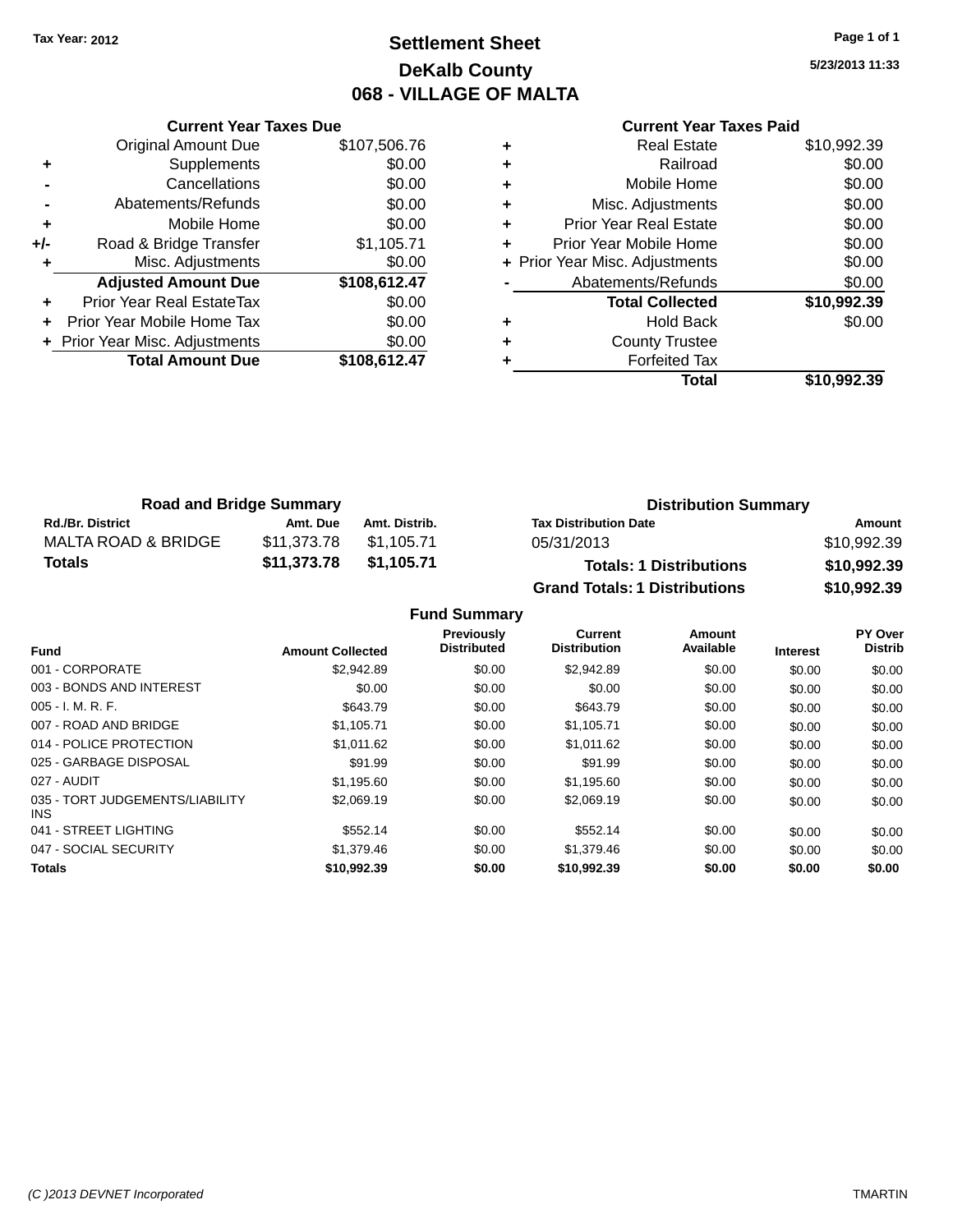Tax Year: 2012

# Settlement Sheet
## DeKalb County
## 068 - VILLAGE OF MALTA

5/23/2013 11:33

**Current Year Taxes Due**

| | | |
|---|---|---|
| | Original Amount Due | $107,506.76 |
| + | Supplements | $0.00 |
| - | Cancellations | $0.00 |
| - | Abatements/Refunds | $0.00 |
| + | Mobile Home | $0.00 |
| +/- | Road & Bridge Transfer | $1,105.71 |
| + | Misc. Adjustments | $0.00 |
| | **Adjusted Amount Due** | **$108,612.47** |
| + | Prior Year Real EstateTax | $0.00 |
| + | Prior Year Mobile Home Tax | $0.00 |
| + | Prior Year Misc. Adjustments | $0.00 |
| | **Total Amount Due** | **$108,612.47** |

**Current Year Taxes Paid**

| | | |
|---|---|---|
| + | Real Estate | $10,992.39 |
| + | Railroad | $0.00 |
| + | Mobile Home | $0.00 |
| + | Misc. Adjustments | $0.00 |
| + | Prior Year Real Estate | $0.00 |
| + | Prior Year Mobile Home | $0.00 |
| + | Prior Year Misc. Adjustments | $0.00 |
| - | Abatements/Refunds | $0.00 |
| | **Total Collected** | **$10,992.39** |
| + | Hold Back | $0.00 |
| + | County Trustee | |
| + | Forfeited Tax | |
| | **Total** | **$10,992.39** |

**Road and Bridge Summary**

| Rd./Br. District | Amt. Due | Amt. Distrib. |
|---|---|---|
| MALTA ROAD & BRIDGE | $11,373.78 | $1,105.71 |
| **Totals** | **$11,373.78** | **$1,105.71** |

**Distribution Summary**

| Tax Distribution Date | Amount |
|---|---|
| 05/31/2013 | $10,992.39 |
| **Totals: 1 Distributions** | **$10,992.39** |
| **Grand Totals: 1 Distributions** | **$10,992.39** |

**Fund Summary**

| Fund | Amount Collected | Previously Distributed | Current Distribution | Amount Available | Interest | PY Over Distrib |
|---|---|---|---|---|---|---|
| 001 - CORPORATE | $2,942.89 | $0.00 | $2,942.89 | $0.00 | $0.00 | $0.00 |
| 003 - BONDS AND INTEREST | $0.00 | $0.00 | $0.00 | $0.00 | $0.00 | $0.00 |
| 005 - I. M. R. F. | $643.79 | $0.00 | $643.79 | $0.00 | $0.00 | $0.00 |
| 007 - ROAD AND BRIDGE | $1,105.71 | $0.00 | $1,105.71 | $0.00 | $0.00 | $0.00 |
| 014 - POLICE PROTECTION | $1,011.62 | $0.00 | $1,011.62 | $0.00 | $0.00 | $0.00 |
| 025 - GARBAGE DISPOSAL | $91.99 | $0.00 | $91.99 | $0.00 | $0.00 | $0.00 |
| 027 - AUDIT | $1,195.60 | $0.00 | $1,195.60 | $0.00 | $0.00 | $0.00 |
| 035 - TORT JUDGEMENTS/LIABILITY INS | $2,069.19 | $0.00 | $2,069.19 | $0.00 | $0.00 | $0.00 |
| 041 - STREET LIGHTING | $552.14 | $0.00 | $552.14 | $0.00 | $0.00 | $0.00 |
| 047 - SOCIAL SECURITY | $1,379.46 | $0.00 | $1,379.46 | $0.00 | $0.00 | $0.00 |
| **Totals** | **$10,992.39** | **$0.00** | **$10,992.39** | **$0.00** | **$0.00** | **$0.00** |

(C )2013 DEVNET Incorporated — TMARTIN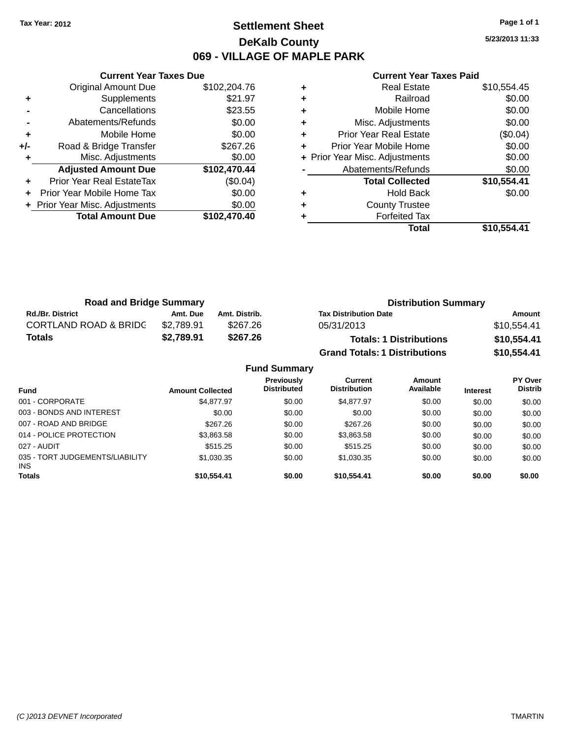Tax Year: 2012

# Settlement Sheet

## DeKalb County

## 069 - VILLAGE OF MAPLE PARK

5/23/2013 11:33

### Current Year Taxes Due

| | | |
|---|---|---|
| | Original Amount Due | $102,204.76 |
| + | Supplements | $21.97 |
| - | Cancellations | $23.55 |
| - | Abatements/Refunds | $0.00 |
| + | Mobile Home | $0.00 |
| +/- | Road & Bridge Transfer | $267.26 |
| + | Misc. Adjustments | $0.00 |
| | **Adjusted Amount Due** | **$102,470.44** |
| + | Prior Year Real EstateTax | ($0.04) |
| + | Prior Year Mobile Home Tax | $0.00 |
| + | Prior Year Misc. Adjustments | $0.00 |
| | **Total Amount Due** | **$102,470.40** |

### Current Year Taxes Paid

| | | |
|---|---|---|
| + | Real Estate | $10,554.45 |
| + | Railroad | $0.00 |
| + | Mobile Home | $0.00 |
| + | Misc. Adjustments | $0.00 |
| + | Prior Year Real Estate | ($0.04) |
| + | Prior Year Mobile Home | $0.00 |
| + | Prior Year Misc. Adjustments | $0.00 |
| - | Abatements/Refunds | $0.00 |
| | **Total Collected** | **$10,554.41** |
| + | Hold Back | $0.00 |
| + | County Trustee | |
| + | Forfeited Tax | |
| | **Total** | **$10,554.41** |

### Road and Bridge Summary

| Rd./Br. District | Amt. Due | Amt. Distrib. |
|---|---|---|
| CORTLAND ROAD & BRIDG | $2,789.91 | $267.26 |
| **Totals** | **$2,789.91** | **$267.26** |

### Distribution Summary

| Tax Distribution Date | Amount |
|---|---|
| 05/31/2013 | $10,554.41 |
| **Totals: 1 Distributions** | **$10,554.41** |
| **Grand Totals: 1 Distributions** | **$10,554.41** |

### Fund Summary

| Fund | Amount Collected | Previously Distributed | Current Distribution | Amount Available | Interest | PY Over Distrib |
|---|---|---|---|---|---|---|
| 001 - CORPORATE | $4,877.97 | $0.00 | $4,877.97 | $0.00 | $0.00 | $0.00 |
| 003 - BONDS AND INTEREST | $0.00 | $0.00 | $0.00 | $0.00 | $0.00 | $0.00 |
| 007 - ROAD AND BRIDGE | $267.26 | $0.00 | $267.26 | $0.00 | $0.00 | $0.00 |
| 014 - POLICE PROTECTION | $3,863.58 | $0.00 | $3,863.58 | $0.00 | $0.00 | $0.00 |
| 027 - AUDIT | $515.25 | $0.00 | $515.25 | $0.00 | $0.00 | $0.00 |
| 035 - TORT JUDGEMENTS/LIABILITY INS | $1,030.35 | $0.00 | $1,030.35 | $0.00 | $0.00 | $0.00 |
| **Totals** | **$10,554.41** | **$0.00** | **$10,554.41** | **$0.00** | **$0.00** | **$0.00** |

(C )2013 DEVNET Incorporated — TMARTIN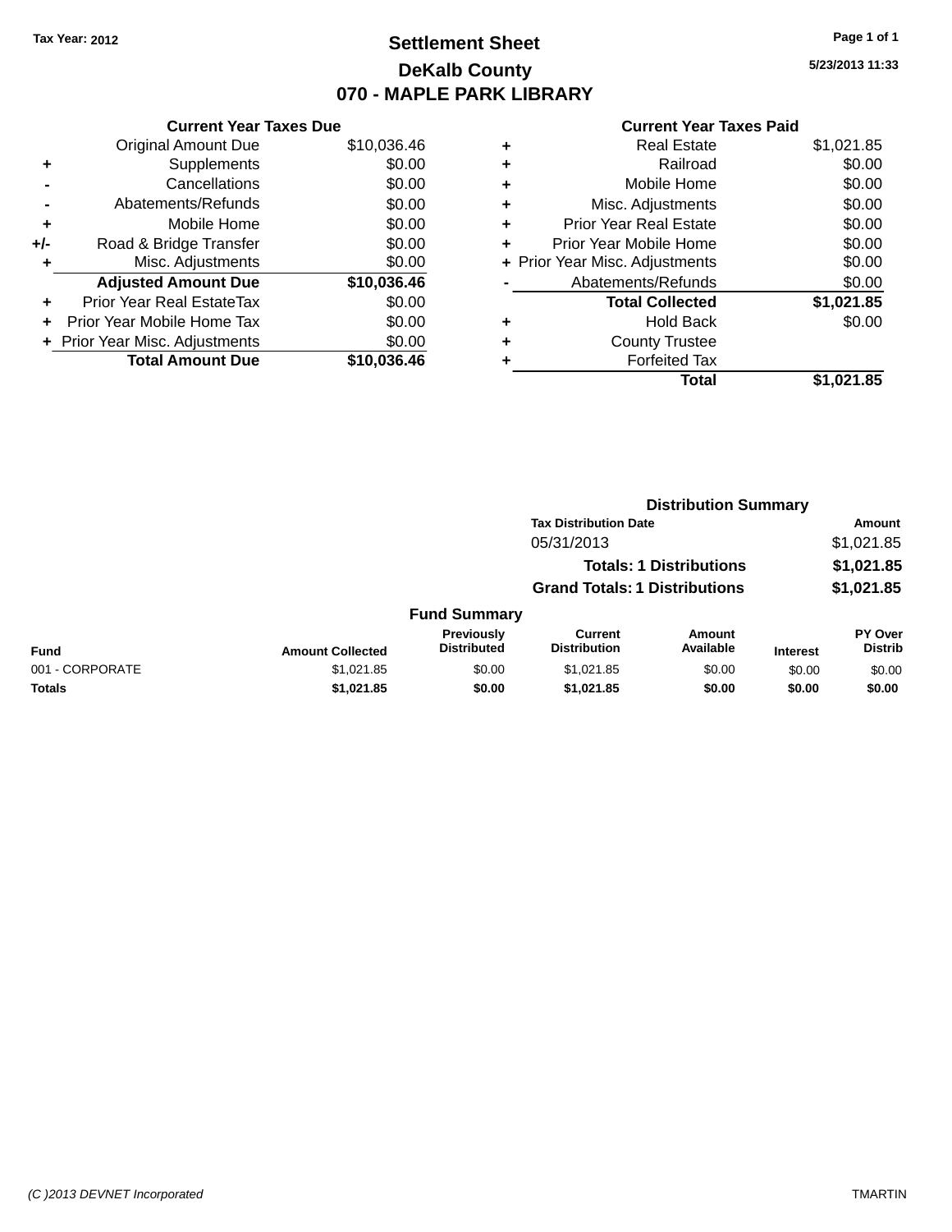Tax Year: 2012

# Settlement Sheet

## DeKalb County

## 070 - MAPLE PARK LIBRARY

5/23/2013 11:33

### Current Year Taxes Due

| | | |
|---|---|---|
| | Original Amount Due | $10,036.46 |
| + | Supplements | $0.00 |
| - | Cancellations | $0.00 |
| - | Abatements/Refunds | $0.00 |
| + | Mobile Home | $0.00 |
| +/- | Road & Bridge Transfer | $0.00 |
| + | Misc. Adjustments | $0.00 |
| | **Adjusted Amount Due** | **$10,036.46** |
| + | Prior Year Real EstateTax | $0.00 |
| + | Prior Year Mobile Home Tax | $0.00 |
| + | Prior Year Misc. Adjustments | $0.00 |
| | **Total Amount Due** | **$10,036.46** |

### Current Year Taxes Paid

| | | |
|---|---|---|
| + | Real Estate | $1,021.85 |
| + | Railroad | $0.00 |
| + | Mobile Home | $0.00 |
| + | Misc. Adjustments | $0.00 |
| + | Prior Year Real Estate | $0.00 |
| + | Prior Year Mobile Home | $0.00 |
| + | Prior Year Misc. Adjustments | $0.00 |
| - | Abatements/Refunds | $0.00 |
| | **Total Collected** | **$1,021.85** |
| + | Hold Back | $0.00 |
| + | County Trustee | |
| + | Forfeited Tax | |
| | **Total** | **$1,021.85** |

### Distribution Summary

| Tax Distribution Date | Amount |
|---|---|
| 05/31/2013 | $1,021.85 |
| **Totals: 1 Distributions** | **$1,021.85** |
| **Grand Totals: 1 Distributions** | **$1,021.85** |

### Fund Summary

| Fund | Amount Collected | Previously Distributed | Current Distribution | Amount Available | Interest | PY Over Distrib |
|---|---|---|---|---|---|---|
| 001 - CORPORATE | $1,021.85 | $0.00 | $1,021.85 | $0.00 | $0.00 | $0.00 |
| **Totals** | **$1,021.85** | **$0.00** | **$1,021.85** | **$0.00** | **$0.00** | **$0.00** |

(C )2013 DEVNET Incorporated TMARTIN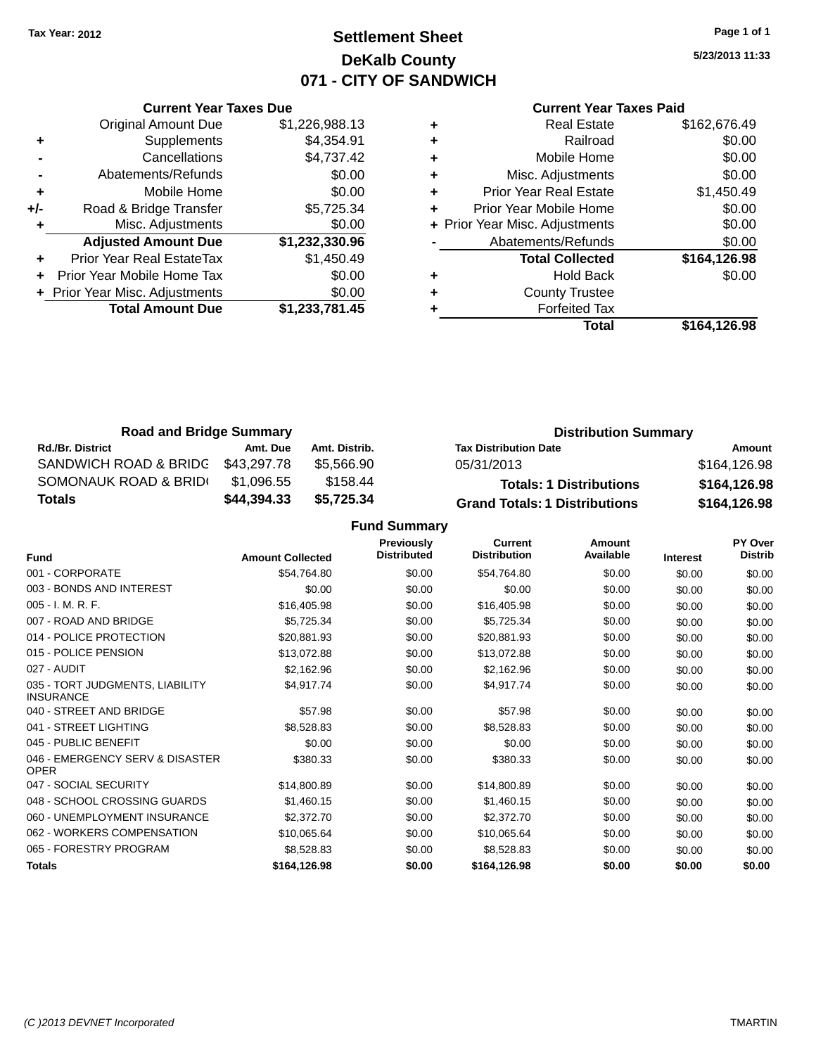Tax Year: 2012

# Settlement Sheet
## DeKalb County
## 071 - CITY OF SANDWICH

5/23/2013 11:33

### Current Year Taxes Due

| | | |
|---|---|---|
| | Original Amount Due | $1,226,988.13 |
| + | Supplements | $4,354.91 |
| - | Cancellations | $4,737.42 |
| - | Abatements/Refunds | $0.00 |
| + | Mobile Home | $0.00 |
| +/- | Road & Bridge Transfer | $5,725.34 |
| + | Misc. Adjustments | $0.00 |
| | **Adjusted Amount Due** | **$1,232,330.96** |
| + | Prior Year Real EstateTax | $1,450.49 |
| + | Prior Year Mobile Home Tax | $0.00 |
| + | Prior Year Misc. Adjustments | $0.00 |
| | **Total Amount Due** | **$1,233,781.45** |

### Current Year Taxes Paid

| | | |
|---|---|---|
| + | Real Estate | $162,676.49 |
| + | Railroad | $0.00 |
| + | Mobile Home | $0.00 |
| + | Misc. Adjustments | $0.00 |
| + | Prior Year Real Estate | $1,450.49 |
| + | Prior Year Mobile Home | $0.00 |
| + | Prior Year Misc. Adjustments | $0.00 |
| - | Abatements/Refunds | $0.00 |
| | **Total Collected** | **$164,126.98** |
| + | Hold Back | $0.00 |
| + | County Trustee | |
| + | Forfeited Tax | |
| | **Total** | **$164,126.98** |

### Road and Bridge Summary

| Rd./Br. District | Amt. Due | Amt. Distrib. |
|---|---|---|
| SANDWICH ROAD & BRIDG | $43,297.78 | $5,566.90 |
| SOMONAUK ROAD & BRID( | $1,096.55 | $158.44 |
| **Totals** | **$44,394.33** | **$5,725.34** |

### Distribution Summary

| Tax Distribution Date | Amount |
|---|---|
| 05/31/2013 | $164,126.98 |
| **Totals: 1 Distributions** | **$164,126.98** |
| **Grand Totals: 1 Distributions** | **$164,126.98** |

### Fund Summary

| Fund | Amount Collected | Previously Distributed | Current Distribution | Amount Available | Interest | PY Over Distrib |
|---|---|---|---|---|---|---|
| 001 - CORPORATE | $54,764.80 | $0.00 | $54,764.80 | $0.00 | $0.00 | $0.00 |
| 003 - BONDS AND INTEREST | $0.00 | $0.00 | $0.00 | $0.00 | $0.00 | $0.00 |
| 005 - I. M. R. F. | $16,405.98 | $0.00 | $16,405.98 | $0.00 | $0.00 | $0.00 |
| 007 - ROAD AND BRIDGE | $5,725.34 | $0.00 | $5,725.34 | $0.00 | $0.00 | $0.00 |
| 014 - POLICE PROTECTION | $20,881.93 | $0.00 | $20,881.93 | $0.00 | $0.00 | $0.00 |
| 015 - POLICE PENSION | $13,072.88 | $0.00 | $13,072.88 | $0.00 | $0.00 | $0.00 |
| 027 - AUDIT | $2,162.96 | $0.00 | $2,162.96 | $0.00 | $0.00 | $0.00 |
| 035 - TORT JUDGMENTS, LIABILITY INSURANCE | $4,917.74 | $0.00 | $4,917.74 | $0.00 | $0.00 | $0.00 |
| 040 - STREET AND BRIDGE | $57.98 | $0.00 | $57.98 | $0.00 | $0.00 | $0.00 |
| 041 - STREET LIGHTING | $8,528.83 | $0.00 | $8,528.83 | $0.00 | $0.00 | $0.00 |
| 045 - PUBLIC BENEFIT | $0.00 | $0.00 | $0.00 | $0.00 | $0.00 | $0.00 |
| 046 - EMERGENCY SERV & DISASTER OPER | $380.33 | $0.00 | $380.33 | $0.00 | $0.00 | $0.00 |
| 047 - SOCIAL SECURITY | $14,800.89 | $0.00 | $14,800.89 | $0.00 | $0.00 | $0.00 |
| 048 - SCHOOL CROSSING GUARDS | $1,460.15 | $0.00 | $1,460.15 | $0.00 | $0.00 | $0.00 |
| 060 - UNEMPLOYMENT INSURANCE | $2,372.70 | $0.00 | $2,372.70 | $0.00 | $0.00 | $0.00 |
| 062 - WORKERS COMPENSATION | $10,065.64 | $0.00 | $10,065.64 | $0.00 | $0.00 | $0.00 |
| 065 - FORESTRY PROGRAM | $8,528.83 | $0.00 | $8,528.83 | $0.00 | $0.00 | $0.00 |
| **Totals** | **$164,126.98** | **$0.00** | **$164,126.98** | **$0.00** | **$0.00** | **$0.00** |

(C )2013 DEVNET Incorporated TMARTIN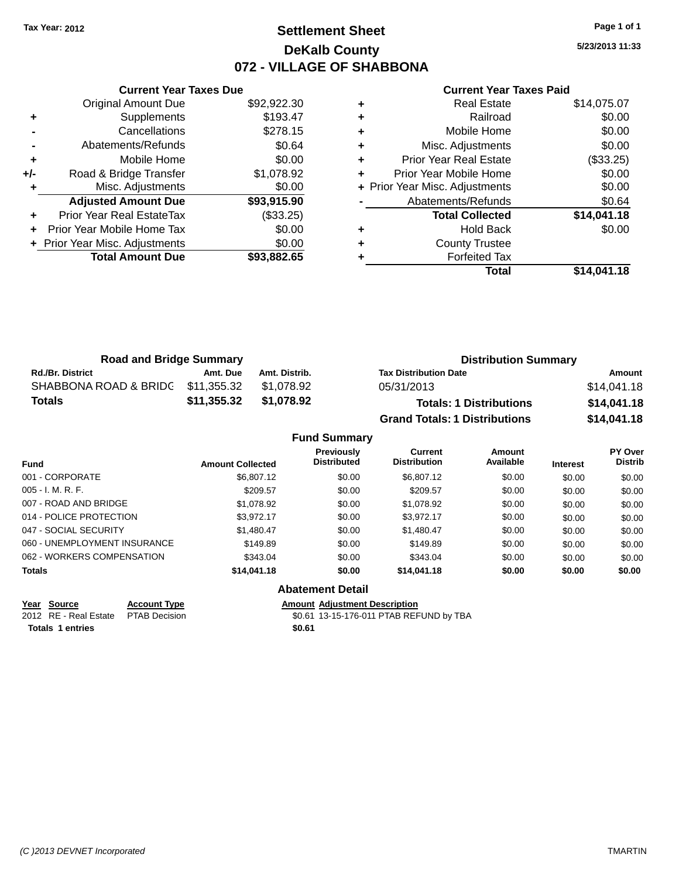Tax Year: 2012

# Settlement Sheet
## DeKalb County
## 072 - VILLAGE OF SHABBONA

5/23/2013 11:33

| | Current Year Taxes Due | |
|---|---|---|
| | Original Amount Due | $92,922.30 |
| + | Supplements | $193.47 |
| - | Cancellations | $278.15 |
| - | Abatements/Refunds | $0.64 |
| + | Mobile Home | $0.00 |
| +/- | Road & Bridge Transfer | $1,078.92 |
| + | Misc. Adjustments | $0.00 |
| | **Adjusted Amount Due** | **$93,915.90** |
| + | Prior Year Real EstateTax | ($33.25) |
| + | Prior Year Mobile Home Tax | $0.00 |
| + | Prior Year Misc. Adjustments | $0.00 |
| | **Total Amount Due** | **$93,882.65** |

| | Current Year Taxes Paid | |
|---|---|---|
| + | Real Estate | $14,075.07 |
| + | Railroad | $0.00 |
| + | Mobile Home | $0.00 |
| + | Misc. Adjustments | $0.00 |
| + | Prior Year Real Estate | ($33.25) |
| + | Prior Year Mobile Home | $0.00 |
| + | Prior Year Misc. Adjustments | $0.00 |
| - | Abatements/Refunds | $0.64 |
| | **Total Collected** | **$14,041.18** |
| + | Hold Back | $0.00 |
| + | County Trustee | |
| + | Forfeited Tax | |
| | **Total** | **$14,041.18** |

### Road and Bridge Summary

| Rd./Br. District | Amt. Due | Amt. Distrib. |
|---|---|---|
| SHABBONA ROAD & BRIDG | $11,355.32 | $1,078.92 |
| **Totals** | **$11,355.32** | **$1,078.92** |

### Distribution Summary

| Tax Distribution Date | Amount |
|---|---|
| 05/31/2013 | $14,041.18 |
| **Totals: 1 Distributions** | **$14,041.18** |
| **Grand Totals: 1 Distributions** | **$14,041.18** |

### Fund Summary

| Fund | Amount Collected | Previously Distributed | Current Distribution | Amount Available | Interest | PY Over Distrib |
|---|---|---|---|---|---|---|
| 001 - CORPORATE | $6,807.12 | $0.00 | $6,807.12 | $0.00 | $0.00 | $0.00 |
| 005 - I. M. R. F. | $209.57 | $0.00 | $209.57 | $0.00 | $0.00 | $0.00 |
| 007 - ROAD AND BRIDGE | $1,078.92 | $0.00 | $1,078.92 | $0.00 | $0.00 | $0.00 |
| 014 - POLICE PROTECTION | $3,972.17 | $0.00 | $3,972.17 | $0.00 | $0.00 | $0.00 |
| 047 - SOCIAL SECURITY | $1,480.47 | $0.00 | $1,480.47 | $0.00 | $0.00 | $0.00 |
| 060 - UNEMPLOYMENT INSURANCE | $149.89 | $0.00 | $149.89 | $0.00 | $0.00 | $0.00 |
| 062 - WORKERS COMPENSATION | $343.04 | $0.00 | $343.04 | $0.00 | $0.00 | $0.00 |
| **Totals** | **$14,041.18** | **$0.00** | **$14,041.18** | **$0.00** | **$0.00** | **$0.00** |

### Abatement Detail

| Year | Source | Account Type | Amount | Adjustment Description |
|---|---|---|---|---|
| 2012 | RE - Real Estate | PTAB Decision | $0.61 | 13-15-176-011 PTAB REFUND by TBA |
| **Totals 1 entries** | | | **$0.61** | |

(C )2013 DEVNET Incorporated    TMARTIN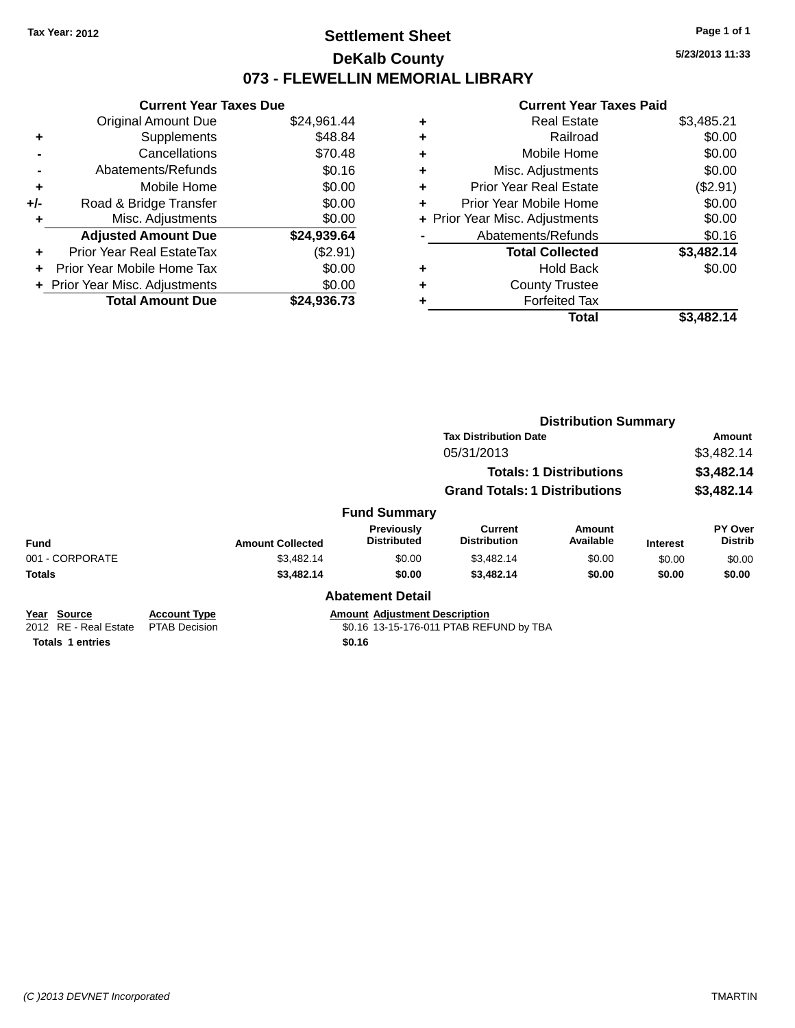Tax Year: 2012

# Settlement Sheet

## DeKalb County

## 073 - FLEWELLIN MEMORIAL LIBRARY

5/23/2013 11:33

### Current Year Taxes Due

| | | |
|---|---|---|
| | Original Amount Due | $24,961.44 |
| + | Supplements | $48.84 |
| - | Cancellations | $70.48 |
| - | Abatements/Refunds | $0.16 |
| + | Mobile Home | $0.00 |
| +/- | Road & Bridge Transfer | $0.00 |
| + | Misc. Adjustments | $0.00 |
| | **Adjusted Amount Due** | **$24,939.64** |
| + | Prior Year Real EstateTax | ($2.91) |
| + | Prior Year Mobile Home Tax | $0.00 |
| + | Prior Year Misc. Adjustments | $0.00 |
| | **Total Amount Due** | **$24,936.73** |

### Current Year Taxes Paid

| | | |
|---|---|---|
| + | Real Estate | $3,485.21 |
| + | Railroad | $0.00 |
| + | Mobile Home | $0.00 |
| + | Misc. Adjustments | $0.00 |
| + | Prior Year Real Estate | ($2.91) |
| + | Prior Year Mobile Home | $0.00 |
| + | Prior Year Misc. Adjustments | $0.00 |
| - | Abatements/Refunds | $0.16 |
| | **Total Collected** | **$3,482.14** |
| + | Hold Back | $0.00 |
| + | County Trustee | |
| + | Forfeited Tax | |
| | **Total** | **$3,482.14** |

### Distribution Summary

| Tax Distribution Date | Amount |
|---|---|
| 05/31/2013 | $3,482.14 |
| **Totals: 1 Distributions** | **$3,482.14** |
| **Grand Totals: 1 Distributions** | **$3,482.14** |

### Fund Summary

| Fund | Amount Collected | Previously Distributed | Current Distribution | Amount Available | Interest | PY Over Distrib |
|---|---|---|---|---|---|---|
| 001 - CORPORATE | $3,482.14 | $0.00 | $3,482.14 | $0.00 | $0.00 | $0.00 |
| **Totals** | **$3,482.14** | **$0.00** | **$3,482.14** | **$0.00** | **$0.00** | **$0.00** |

### Abatement Detail

| Year | Source | Account Type | Amount | Adjustment Description |
|---|---|---|---|---|
| 2012 | RE - Real Estate | PTAB Decision | $0.16 | 13-15-176-011 PTAB REFUND by TBA |
| **Totals 1 entries** | | | **$0.16** | |

(C )2013 DEVNET Incorporated — TMARTIN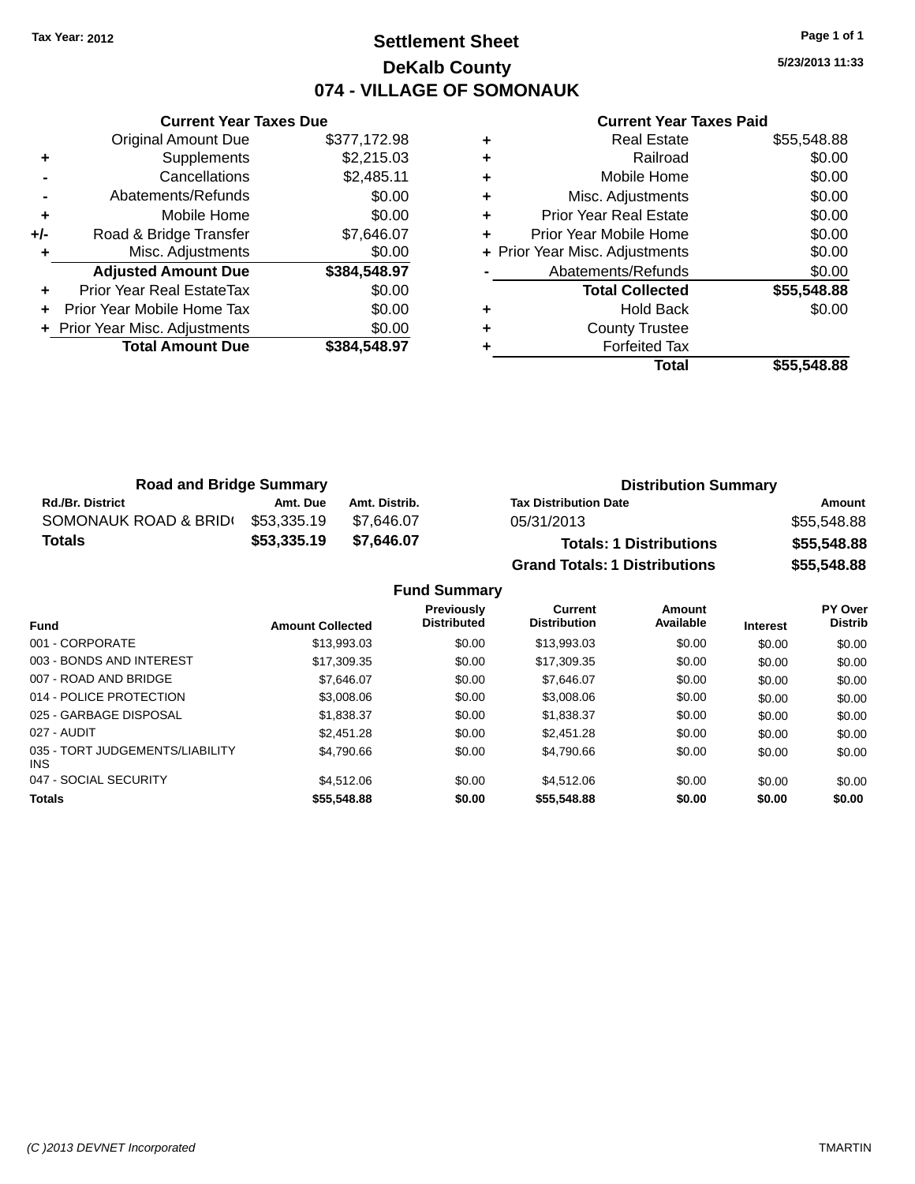Tax Year: 2012

# Settlement Sheet

## DeKalb County

## 074 - VILLAGE OF SOMONAUK

5/23/2013 11:33

**Current Year Taxes Due**

| | | |
|---|---|---|
| | Original Amount Due | $377,172.98 |
| + | Supplements | $2,215.03 |
| - | Cancellations | $2,485.11 |
| - | Abatements/Refunds | $0.00 |
| + | Mobile Home | $0.00 |
| +/- | Road & Bridge Transfer | $7,646.07 |
| + | Misc. Adjustments | $0.00 |
| | **Adjusted Amount Due** | **$384,548.97** |
| + | Prior Year Real EstateTax | $0.00 |
| + | Prior Year Mobile Home Tax | $0.00 |
| + | Prior Year Misc. Adjustments | $0.00 |
| | **Total Amount Due** | **$384,548.97** |

**Current Year Taxes Paid**

| | | |
|---|---|---|
| + | Real Estate | $55,548.88 |
| + | Railroad | $0.00 |
| + | Mobile Home | $0.00 |
| + | Misc. Adjustments | $0.00 |
| + | Prior Year Real Estate | $0.00 |
| + | Prior Year Mobile Home | $0.00 |
| + | Prior Year Misc. Adjustments | $0.00 |
| - | Abatements/Refunds | $0.00 |
| | **Total Collected** | **$55,548.88** |
| + | Hold Back | $0.00 |
| + | County Trustee | |
| + | Forfeited Tax | |
| | **Total** | **$55,548.88** |

**Road and Bridge Summary**

| Rd./Br. District | Amt. Due | Amt. Distrib. |
|---|---|---|
| SOMONAUK ROAD & BRID( | $53,335.19 | $7,646.07 |
| **Totals** | **$53,335.19** | **$7,646.07** |

**Distribution Summary**

| Tax Distribution Date | Amount |
|---|---|
| 05/31/2013 | $55,548.88 |
| **Totals: 1 Distributions** | **$55,548.88** |
| **Grand Totals: 1 Distributions** | **$55,548.88** |

**Fund Summary**

| Fund | Amount Collected | Previously Distributed | Current Distribution | Amount Available | Interest | PY Over Distrib |
|---|---|---|---|---|---|---|
| 001 - CORPORATE | $13,993.03 | $0.00 | $13,993.03 | $0.00 | $0.00 | $0.00 |
| 003 - BONDS AND INTEREST | $17,309.35 | $0.00 | $17,309.35 | $0.00 | $0.00 | $0.00 |
| 007 - ROAD AND BRIDGE | $7,646.07 | $0.00 | $7,646.07 | $0.00 | $0.00 | $0.00 |
| 014 - POLICE PROTECTION | $3,008.06 | $0.00 | $3,008.06 | $0.00 | $0.00 | $0.00 |
| 025 - GARBAGE DISPOSAL | $1,838.37 | $0.00 | $1,838.37 | $0.00 | $0.00 | $0.00 |
| 027 - AUDIT | $2,451.28 | $0.00 | $2,451.28 | $0.00 | $0.00 | $0.00 |
| 035 - TORT JUDGEMENTS/LIABILITY INS | $4,790.66 | $0.00 | $4,790.66 | $0.00 | $0.00 | $0.00 |
| 047 - SOCIAL SECURITY | $4,512.06 | $0.00 | $4,512.06 | $0.00 | $0.00 | $0.00 |
| **Totals** | **$55,548.88** | **$0.00** | **$55,548.88** | **$0.00** | **$0.00** | **$0.00** |

(C )2013 DEVNET Incorporated TMARTIN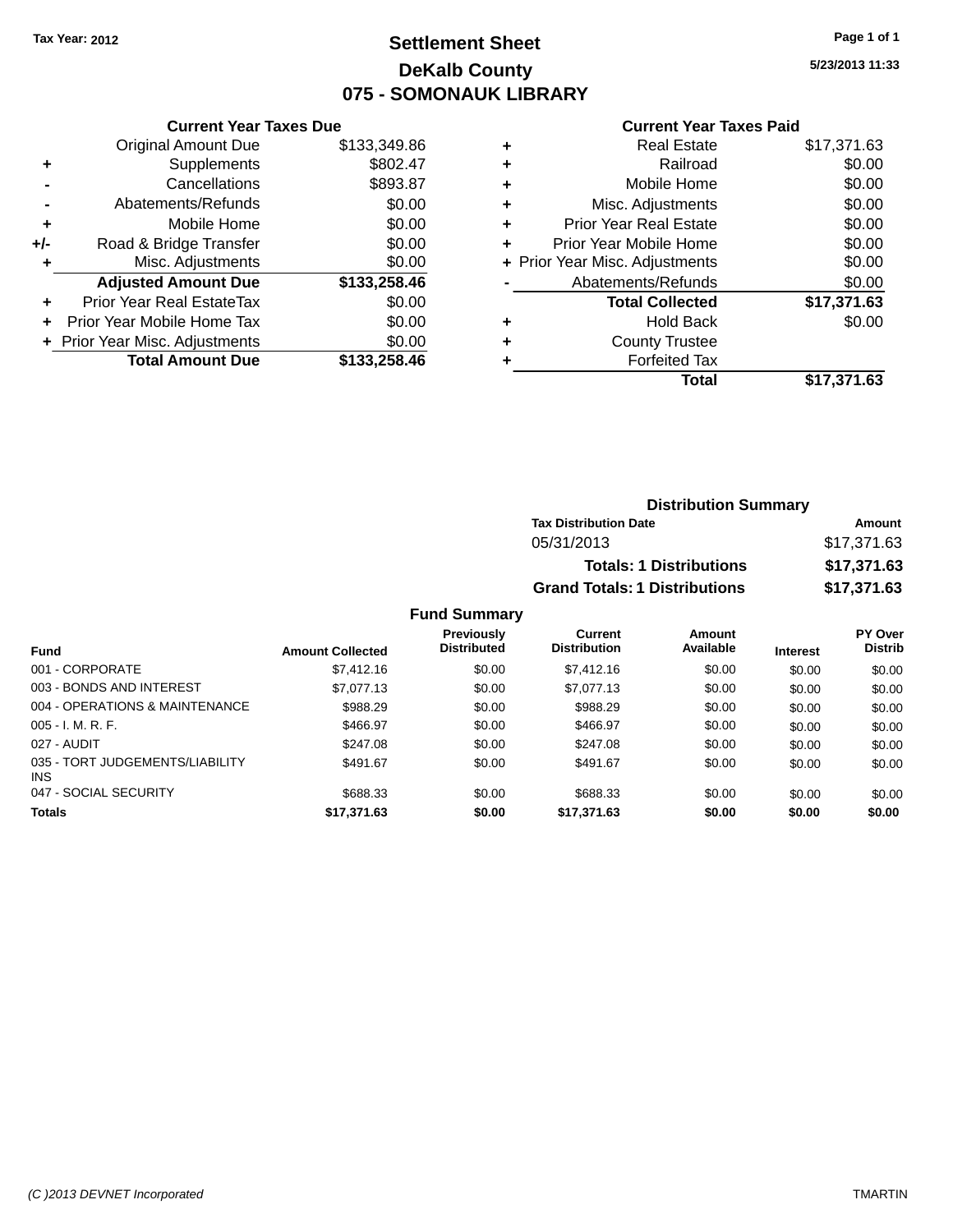Tax Year: 2012

# Settlement Sheet

## DeKalb County

## 075 - SOMONAUK LIBRARY

5/23/2013 11:33

### Current Year Taxes Due

| | | |
|---|---|---|
| | Original Amount Due | $133,349.86 |
| + | Supplements | $802.47 |
| - | Cancellations | $893.87 |
| - | Abatements/Refunds | $0.00 |
| + | Mobile Home | $0.00 |
| +/- | Road & Bridge Transfer | $0.00 |
| + | Misc. Adjustments | $0.00 |
| | **Adjusted Amount Due** | **$133,258.46** |
| + | Prior Year Real EstateTax | $0.00 |
| + | Prior Year Mobile Home Tax | $0.00 |
| + | Prior Year Misc. Adjustments | $0.00 |
| | **Total Amount Due** | **$133,258.46** |

### Current Year Taxes Paid

| | | |
|---|---|---|
| + | Real Estate | $17,371.63 |
| + | Railroad | $0.00 |
| + | Mobile Home | $0.00 |
| + | Misc. Adjustments | $0.00 |
| + | Prior Year Real Estate | $0.00 |
| + | Prior Year Mobile Home | $0.00 |
| + | Prior Year Misc. Adjustments | $0.00 |
| - | Abatements/Refunds | $0.00 |
| | **Total Collected** | **$17,371.63** |
| + | Hold Back | $0.00 |
| + | County Trustee | |
| + | Forfeited Tax | |
| | **Total** | **$17,371.63** |

### Distribution Summary

| Tax Distribution Date | Amount |
|---|---|
| 05/31/2013 | $17,371.63 |
| **Totals: 1 Distributions** | **$17,371.63** |
| **Grand Totals: 1 Distributions** | **$17,371.63** |

### Fund Summary

| Fund | Amount Collected | Previously Distributed | Current Distribution | Amount Available | Interest | PY Over Distrib |
|---|---|---|---|---|---|---|
| 001 - CORPORATE | $7,412.16 | $0.00 | $7,412.16 | $0.00 | $0.00 | $0.00 |
| 003 - BONDS AND INTEREST | $7,077.13 | $0.00 | $7,077.13 | $0.00 | $0.00 | $0.00 |
| 004 - OPERATIONS & MAINTENANCE | $988.29 | $0.00 | $988.29 | $0.00 | $0.00 | $0.00 |
| 005 - I. M. R. F. | $466.97 | $0.00 | $466.97 | $0.00 | $0.00 | $0.00 |
| 027 - AUDIT | $247.08 | $0.00 | $247.08 | $0.00 | $0.00 | $0.00 |
| 035 - TORT JUDGEMENTS/LIABILITY INS | $491.67 | $0.00 | $491.67 | $0.00 | $0.00 | $0.00 |
| 047 - SOCIAL SECURITY | $688.33 | $0.00 | $688.33 | $0.00 | $0.00 | $0.00 |
| **Totals** | **$17,371.63** | **$0.00** | **$17,371.63** | **$0.00** | **$0.00** | **$0.00** |

(C )2013 DEVNET Incorporated TMARTIN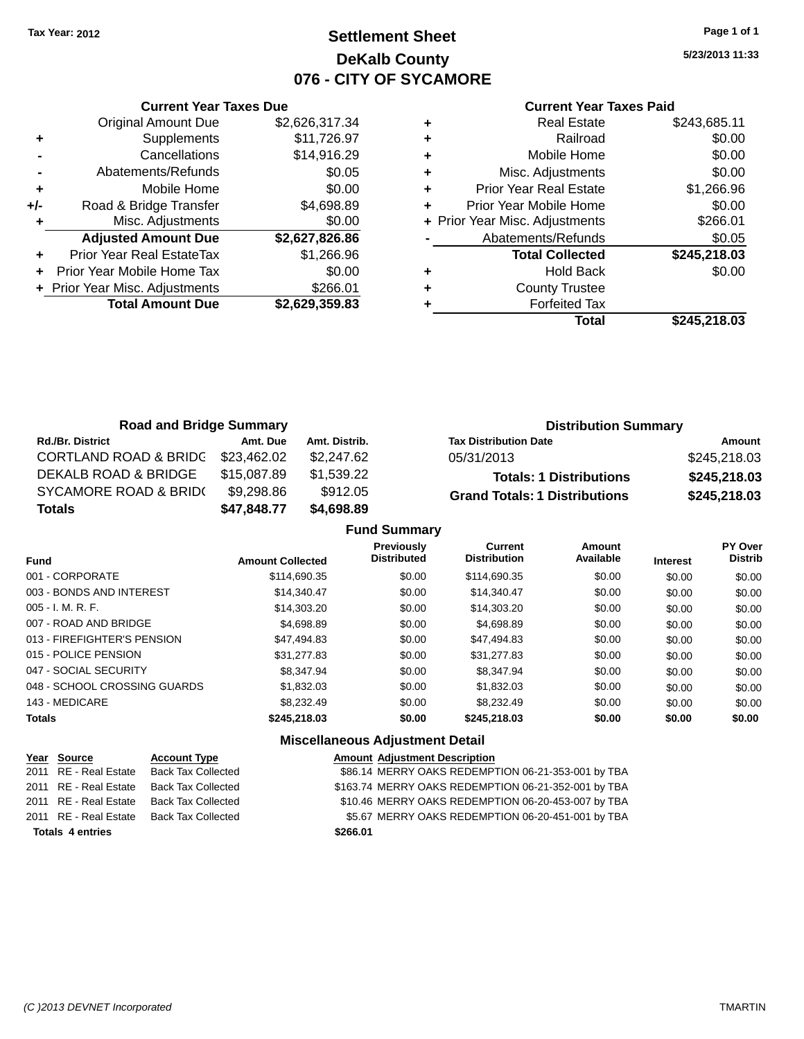Tax Year: 2012

# Settlement Sheet
## DeKalb County
## 076 - CITY OF SYCAMORE

5/23/2013 11:33

### Current Year Taxes Due

| | | |
|---|---|---|
| | Original Amount Due | $2,626,317.34 |
| + | Supplements | $11,726.97 |
| - | Cancellations | $14,916.29 |
| - | Abatements/Refunds | $0.05 |
| + | Mobile Home | $0.00 |
| +/- | Road & Bridge Transfer | $4,698.89 |
| + | Misc. Adjustments | $0.00 |
| | **Adjusted Amount Due** | **$2,627,826.86** |
| + | Prior Year Real EstateTax | $1,266.96 |
| + | Prior Year Mobile Home Tax | $0.00 |
| + | Prior Year Misc. Adjustments | $266.01 |
| | **Total Amount Due** | **$2,629,359.83** |

### Current Year Taxes Paid

| | | |
|---|---|---|
| + | Real Estate | $243,685.11 |
| + | Railroad | $0.00 |
| + | Mobile Home | $0.00 |
| + | Misc. Adjustments | $0.00 |
| + | Prior Year Real Estate | $1,266.96 |
| + | Prior Year Mobile Home | $0.00 |
| + | Prior Year Misc. Adjustments | $266.01 |
| - | Abatements/Refunds | $0.05 |
| | **Total Collected** | **$245,218.03** |
| + | Hold Back | $0.00 |
| + | County Trustee | |
| + | Forfeited Tax | |
| | **Total** | **$245,218.03** |

### Road and Bridge Summary

| Rd./Br. District | Amt. Due | Amt. Distrib. |
|---|---|---|
| CORTLAND ROAD & BRIDG | $23,462.02 | $2,247.62 |
| DEKALB ROAD & BRIDGE | $15,087.89 | $1,539.22 |
| SYCAMORE ROAD & BRID( | $9,298.86 | $912.05 |
| **Totals** | **$47,848.77** | **$4,698.89** |

### Distribution Summary

| Tax Distribution Date | Amount |
|---|---|
| 05/31/2013 | $245,218.03 |
| **Totals: 1 Distributions** | **$245,218.03** |
| **Grand Totals: 1 Distributions** | **$245,218.03** |

### Fund Summary

| Fund | Amount Collected | Previously Distributed | Current Distribution | Amount Available | Interest | PY Over Distrib |
|---|---|---|---|---|---|---|
| 001 - CORPORATE | $114,690.35 | $0.00 | $114,690.35 | $0.00 | $0.00 | $0.00 |
| 003 - BONDS AND INTEREST | $14,340.47 | $0.00 | $14,340.47 | $0.00 | $0.00 | $0.00 |
| 005 - I. M. R. F. | $14,303.20 | $0.00 | $14,303.20 | $0.00 | $0.00 | $0.00 |
| 007 - ROAD AND BRIDGE | $4,698.89 | $0.00 | $4,698.89 | $0.00 | $0.00 | $0.00 |
| 013 - FIREFIGHTER'S PENSION | $47,494.83 | $0.00 | $47,494.83 | $0.00 | $0.00 | $0.00 |
| 015 - POLICE PENSION | $31,277.83 | $0.00 | $31,277.83 | $0.00 | $0.00 | $0.00 |
| 047 - SOCIAL SECURITY | $8,347.94 | $0.00 | $8,347.94 | $0.00 | $0.00 | $0.00 |
| 048 - SCHOOL CROSSING GUARDS | $1,832.03 | $0.00 | $1,832.03 | $0.00 | $0.00 | $0.00 |
| 143 - MEDICARE | $8,232.49 | $0.00 | $8,232.49 | $0.00 | $0.00 | $0.00 |
| **Totals** | **$245,218.03** | **$0.00** | **$245,218.03** | **$0.00** | **$0.00** | **$0.00** |

### Miscellaneous Adjustment Detail

| Year | Source | Account Type | Amount | Adjustment Description |
|---|---|---|---|---|
| 2011 | RE - Real Estate | Back Tax Collected | $86.14 | MERRY OAKS REDEMPTION 06-21-353-001 by TBA |
| 2011 | RE - Real Estate | Back Tax Collected | $163.74 | MERRY OAKS REDEMPTION 06-21-352-001 by TBA |
| 2011 | RE - Real Estate | Back Tax Collected | $10.46 | MERRY OAKS REDEMPTION 06-20-453-007 by TBA |
| 2011 | RE - Real Estate | Back Tax Collected | $5.67 | MERRY OAKS REDEMPTION 06-20-451-001 by TBA |
| **Totals 4 entries** | | | **$266.01** | |

(C )2013 DEVNET Incorporated TMARTIN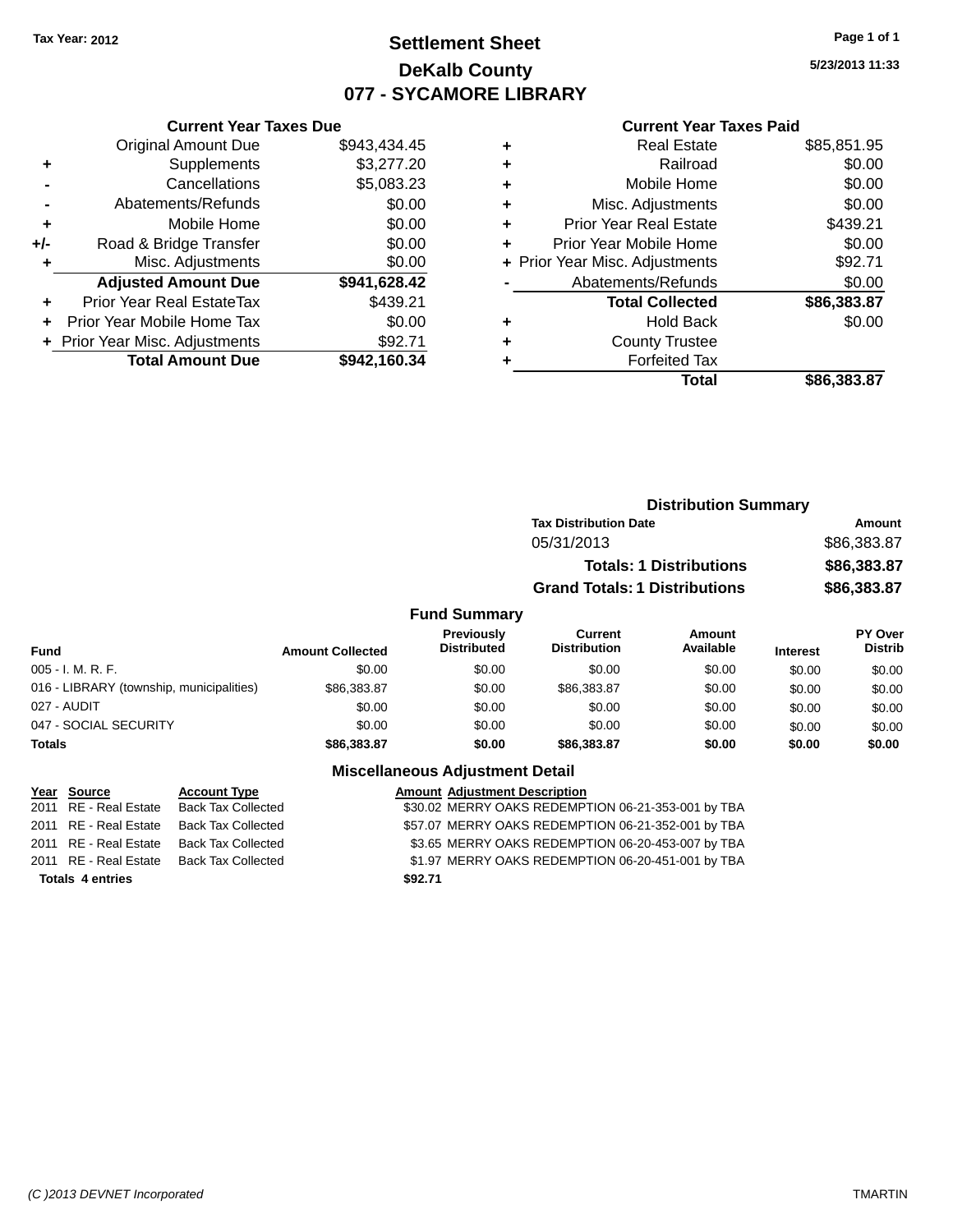Tax Year: 2012

# Settlement Sheet
## DeKalb County
## 077 - SYCAMORE LIBRARY

5/23/2013 11:33

### Current Year Taxes Due

| | | |
|---|---|---|
| | Original Amount Due | $943,434.45 |
| + | Supplements | $3,277.20 |
| - | Cancellations | $5,083.23 |
| - | Abatements/Refunds | $0.00 |
| + | Mobile Home | $0.00 |
| +/- | Road & Bridge Transfer | $0.00 |
| + | Misc. Adjustments | $0.00 |
| | **Adjusted Amount Due** | **$941,628.42** |
| + | Prior Year Real EstateTax | $439.21 |
| + | Prior Year Mobile Home Tax | $0.00 |
| + | Prior Year Misc. Adjustments | $92.71 |
| | **Total Amount Due** | **$942,160.34** |

### Current Year Taxes Paid

| | | |
|---|---|---|
| + | Real Estate | $85,851.95 |
| + | Railroad | $0.00 |
| + | Mobile Home | $0.00 |
| + | Misc. Adjustments | $0.00 |
| + | Prior Year Real Estate | $439.21 |
| + | Prior Year Mobile Home | $0.00 |
| + | Prior Year Misc. Adjustments | $92.71 |
| - | Abatements/Refunds | $0.00 |
| | **Total Collected** | **$86,383.87** |
| + | Hold Back | $0.00 |
| + | County Trustee | |
| + | Forfeited Tax | |
| | **Total** | **$86,383.87** |

### Distribution Summary

| Tax Distribution Date | Amount |
|---|---|
| 05/31/2013 | $86,383.87 |
| **Totals: 1 Distributions** | **$86,383.87** |
| **Grand Totals: 1 Distributions** | **$86,383.87** |

### Fund Summary

| Fund | Amount Collected | Previously Distributed | Current Distribution | Amount Available | Interest | PY Over Distrib |
|---|---|---|---|---|---|---|
| 005 - I. M. R. F. | $0.00 | $0.00 | $0.00 | $0.00 | $0.00 | $0.00 |
| 016 - LIBRARY (township, municipalities) | $86,383.87 | $0.00 | $86,383.87 | $0.00 | $0.00 | $0.00 |
| 027 - AUDIT | $0.00 | $0.00 | $0.00 | $0.00 | $0.00 | $0.00 |
| 047 - SOCIAL SECURITY | $0.00 | $0.00 | $0.00 | $0.00 | $0.00 | $0.00 |
| **Totals** | **$86,383.87** | **$0.00** | **$86,383.87** | **$0.00** | **$0.00** | **$0.00** |

### Miscellaneous Adjustment Detail

| Year | Source | Account Type | Amount | Adjustment Description |
|---|---|---|---|---|
| 2011 | RE - Real Estate | Back Tax Collected | $30.02 | MERRY OAKS REDEMPTION 06-21-353-001 by TBA |
| 2011 | RE - Real Estate | Back Tax Collected | $57.07 | MERRY OAKS REDEMPTION 06-21-352-001 by TBA |
| 2011 | RE - Real Estate | Back Tax Collected | $3.65 | MERRY OAKS REDEMPTION 06-20-453-007 by TBA |
| 2011 | RE - Real Estate | Back Tax Collected | $1.97 | MERRY OAKS REDEMPTION 06-20-451-001 by TBA |
| **Totals 4 entries** | | | **$92.71** | |

(C )2013 DEVNET Incorporated TMARTIN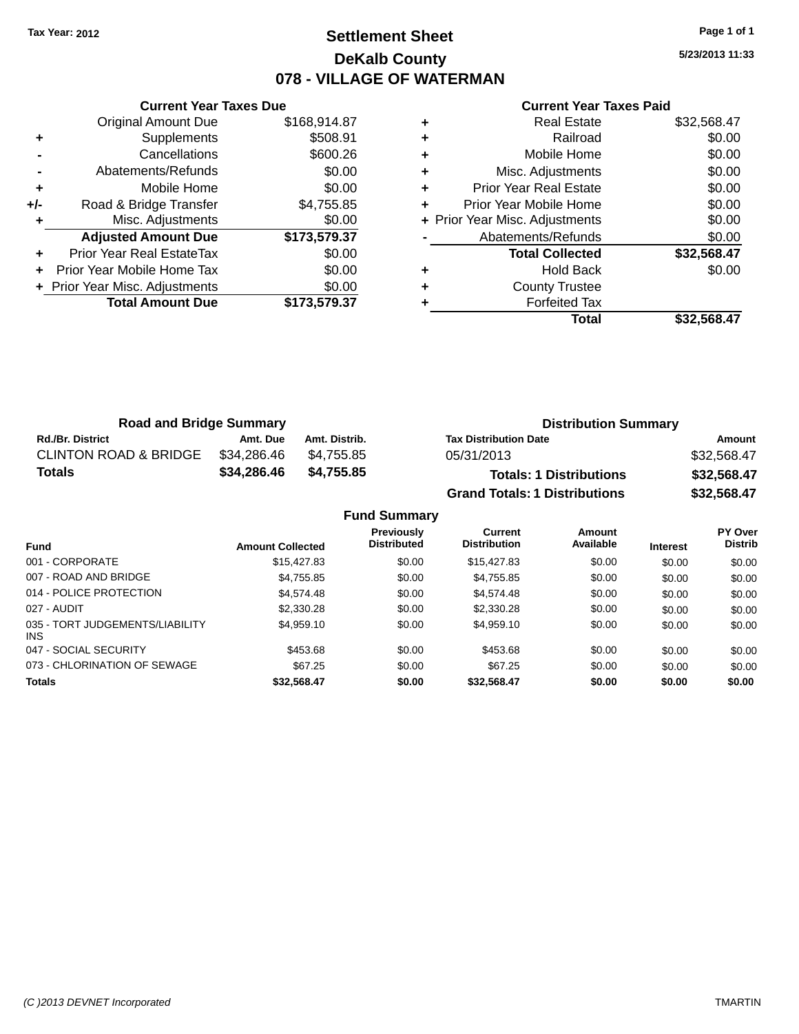Tax Year: 2012

# Settlement Sheet

## DeKalb County

## 078 - VILLAGE OF WATERMAN

5/23/2013 11:33

### Current Year Taxes Due

| | | |
|---|---|---|
| | Original Amount Due | $168,914.87 |
| + | Supplements | $508.91 |
| - | Cancellations | $600.26 |
| - | Abatements/Refunds | $0.00 |
| + | Mobile Home | $0.00 |
| +/- | Road & Bridge Transfer | $4,755.85 |
| + | Misc. Adjustments | $0.00 |
| | **Adjusted Amount Due** | **$173,579.37** |
| + | Prior Year Real EstateTax | $0.00 |
| + | Prior Year Mobile Home Tax | $0.00 |
| + | Prior Year Misc. Adjustments | $0.00 |
| | **Total Amount Due** | **$173,579.37** |

### Current Year Taxes Paid

| | | |
|---|---|---|
| + | Real Estate | $32,568.47 |
| + | Railroad | $0.00 |
| + | Mobile Home | $0.00 |
| + | Misc. Adjustments | $0.00 |
| + | Prior Year Real Estate | $0.00 |
| + | Prior Year Mobile Home | $0.00 |
| + | Prior Year Misc. Adjustments | $0.00 |
| - | Abatements/Refunds | $0.00 |
| | **Total Collected** | **$32,568.47** |
| + | Hold Back | $0.00 |
| + | County Trustee | |
| + | Forfeited Tax | |
| | **Total** | **$32,568.47** |

### Road and Bridge Summary

| Rd./Br. District | Amt. Due | Amt. Distrib. |
|---|---|---|
| CLINTON ROAD & BRIDGE | $34,286.46 | $4,755.85 |
| **Totals** | **$34,286.46** | **$4,755.85** |

### Distribution Summary

| Tax Distribution Date | Amount |
|---|---|
| 05/31/2013 | $32,568.47 |
| **Totals: 1 Distributions** | **$32,568.47** |
| **Grand Totals: 1 Distributions** | **$32,568.47** |

### Fund Summary

| Fund | Amount Collected | Previously Distributed | Current Distribution | Amount Available | Interest | PY Over Distrib |
|---|---|---|---|---|---|---|
| 001 - CORPORATE | $15,427.83 | $0.00 | $15,427.83 | $0.00 | $0.00 | $0.00 |
| 007 - ROAD AND BRIDGE | $4,755.85 | $0.00 | $4,755.85 | $0.00 | $0.00 | $0.00 |
| 014 - POLICE PROTECTION | $4,574.48 | $0.00 | $4,574.48 | $0.00 | $0.00 | $0.00 |
| 027 - AUDIT | $2,330.28 | $0.00 | $2,330.28 | $0.00 | $0.00 | $0.00 |
| 035 - TORT JUDGEMENTS/LIABILITY INS | $4,959.10 | $0.00 | $4,959.10 | $0.00 | $0.00 | $0.00 |
| 047 - SOCIAL SECURITY | $453.68 | $0.00 | $453.68 | $0.00 | $0.00 | $0.00 |
| 073 - CHLORINATION OF SEWAGE | $67.25 | $0.00 | $67.25 | $0.00 | $0.00 | $0.00 |
| **Totals** | **$32,568.47** | **$0.00** | **$32,568.47** | **$0.00** | **$0.00** | **$0.00** |

(C )2013 DEVNET Incorporated TMARTIN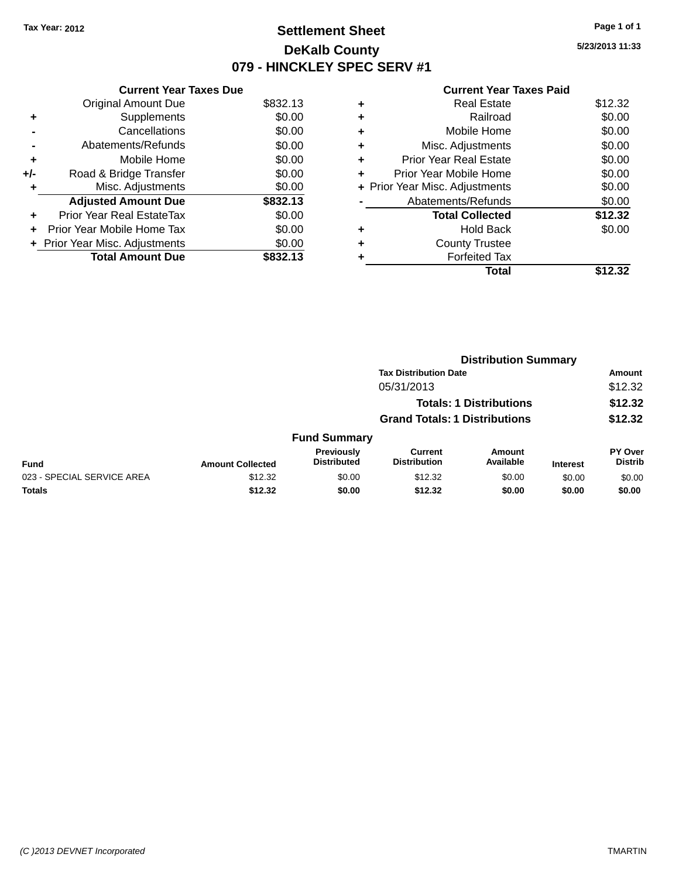Tax Year: 2012

# Settlement Sheet

## DeKalb County

## 079 - HINCKLEY SPEC SERV #1

5/23/2013 11:33

**Current Year Taxes Due**

| | | |
|---|---|---|
| | Original Amount Due | $832.13 |
| + | Supplements | $0.00 |
| - | Cancellations | $0.00 |
| - | Abatements/Refunds | $0.00 |
| + | Mobile Home | $0.00 |
| +/- | Road & Bridge Transfer | $0.00 |
| + | Misc. Adjustments | $0.00 |
| | **Adjusted Amount Due** | **$832.13** |
| + | Prior Year Real EstateTax | $0.00 |
| + | Prior Year Mobile Home Tax | $0.00 |
| + | Prior Year Misc. Adjustments | $0.00 |
| | **Total Amount Due** | **$832.13** |

**Current Year Taxes Paid**

| | | |
|---|---|---|
| + | Real Estate | $12.32 |
| + | Railroad | $0.00 |
| + | Mobile Home | $0.00 |
| + | Misc. Adjustments | $0.00 |
| + | Prior Year Real Estate | $0.00 |
| + | Prior Year Mobile Home | $0.00 |
| + | Prior Year Misc. Adjustments | $0.00 |
| - | Abatements/Refunds | $0.00 |
| | **Total Collected** | **$12.32** |
| + | Hold Back | $0.00 |
| + | County Trustee | |
| + | Forfeited Tax | |
| | **Total** | **$12.32** |

**Distribution Summary**

| Tax Distribution Date | Amount |
|---|---|
| 05/31/2013 | $12.32 |
| **Totals: 1 Distributions** | **$12.32** |
| **Grand Totals: 1 Distributions** | **$12.32** |

**Fund Summary**

| Fund | Amount Collected | Previously Distributed | Current Distribution | Amount Available | Interest | PY Over Distrib |
|---|---|---|---|---|---|---|
| 023 - SPECIAL SERVICE AREA | $12.32 | $0.00 | $12.32 | $0.00 | $0.00 | $0.00 |
| **Totals** | **$12.32** | **$0.00** | **$12.32** | **$0.00** | **$0.00** | **$0.00** |

(C )2013 DEVNET Incorporated TMARTIN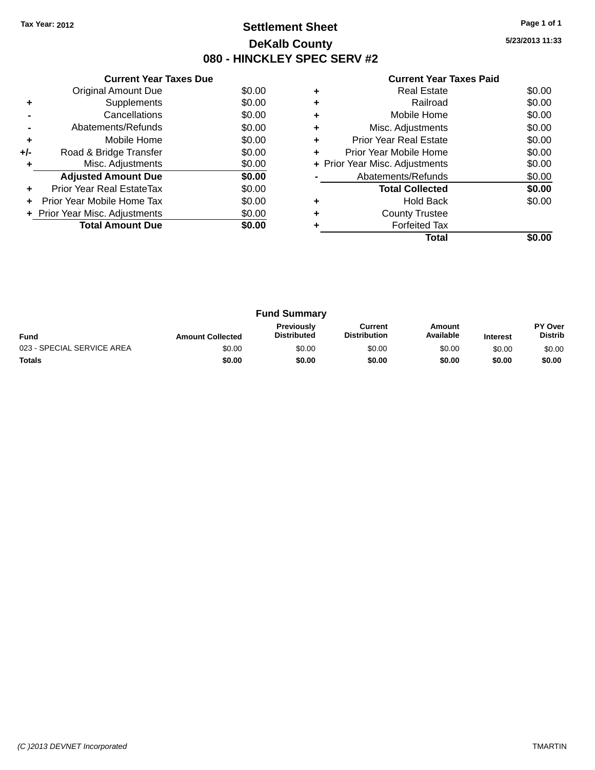Tax Year: 2012

# Settlement Sheet

## DeKalb County

## 080 - HINCKLEY SPEC SERV #2

5/23/2013 11:33

| | Current Year Taxes Due | |
|---|---|---|
| | Original Amount Due | $0.00 |
| + | Supplements | $0.00 |
| - | Cancellations | $0.00 |
| - | Abatements/Refunds | $0.00 |
| + | Mobile Home | $0.00 |
| +/- | Road & Bridge Transfer | $0.00 |
| + | Misc. Adjustments | $0.00 |
| | **Adjusted Amount Due** | **$0.00** |
| + | Prior Year Real EstateTax | $0.00 |
| + | Prior Year Mobile Home Tax | $0.00 |
| + | Prior Year Misc. Adjustments | $0.00 |
| | **Total Amount Due** | **$0.00** |

| | Current Year Taxes Paid | |
|---|---|---|
| + | Real Estate | $0.00 |
| + | Railroad | $0.00 |
| + | Mobile Home | $0.00 |
| + | Misc. Adjustments | $0.00 |
| + | Prior Year Real Estate | $0.00 |
| + | Prior Year Mobile Home | $0.00 |
| + | Prior Year Misc. Adjustments | $0.00 |
| - | Abatements/Refunds | $0.00 |
| | **Total Collected** | **$0.00** |
| + | Hold Back | $0.00 |
| + | County Trustee | |
| + | Forfeited Tax | |
| | **Total** | **$0.00** |

### Fund Summary

| Fund | Amount Collected | Previously Distributed | Current Distribution | Amount Available | Interest | PY Over Distrib |
|---|---|---|---|---|---|---|
| 023 - SPECIAL SERVICE AREA | $0.00 | $0.00 | $0.00 | $0.00 | $0.00 | $0.00 |
| **Totals** | **$0.00** | **$0.00** | **$0.00** | **$0.00** | **$0.00** | **$0.00** |

(C )2013 DEVNET Incorporated — TMARTIN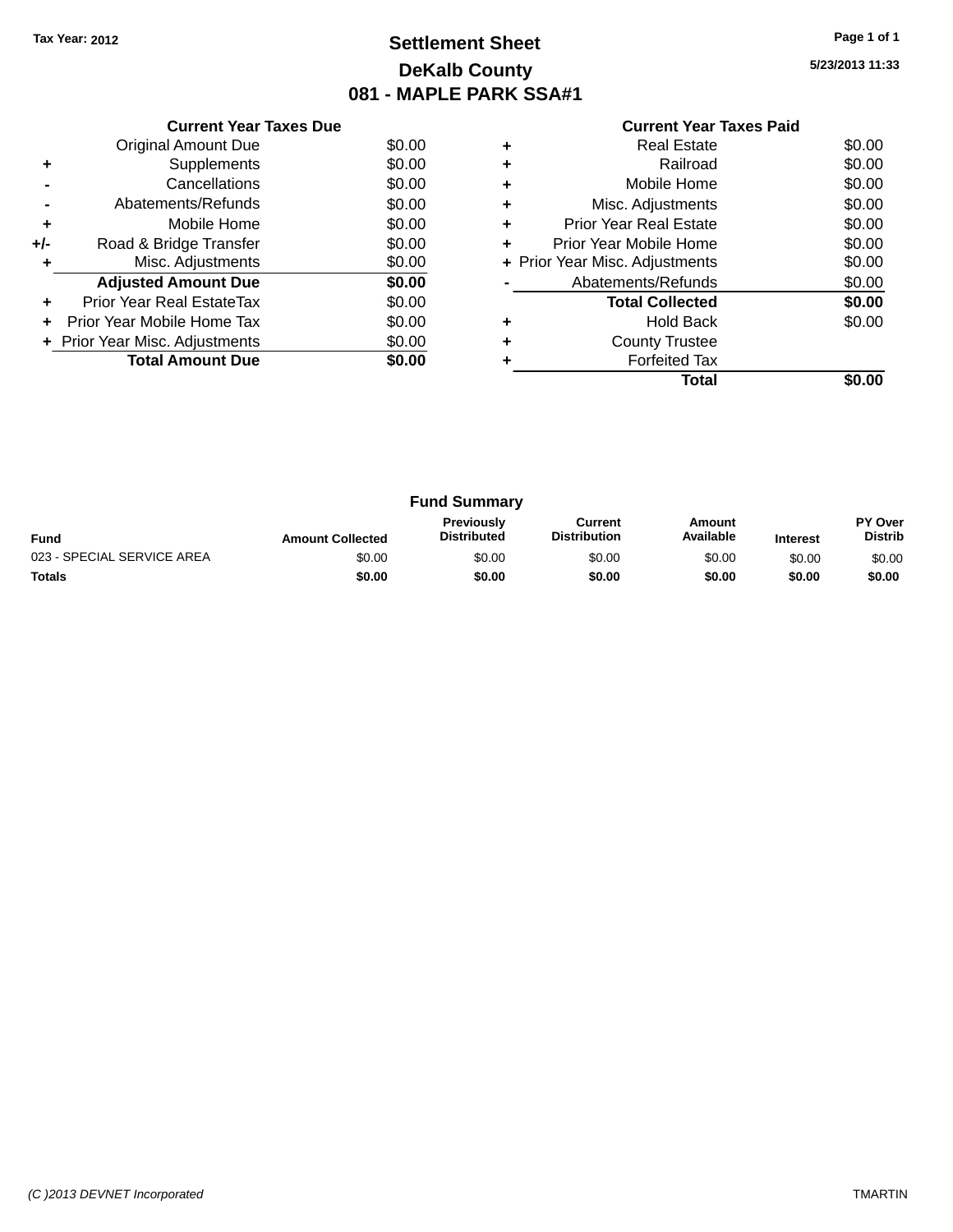Tax Year: 2012

# Settlement Sheet

## DeKalb County

## 081 - MAPLE PARK SSA#1

5/23/2013 11:33

| | Current Year Taxes Due | |
|---|---|---|
| | Original Amount Due | $0.00 |
| + | Supplements | $0.00 |
| - | Cancellations | $0.00 |
| - | Abatements/Refunds | $0.00 |
| + | Mobile Home | $0.00 |
| +/- | Road & Bridge Transfer | $0.00 |
| + | Misc. Adjustments | $0.00 |
| | **Adjusted Amount Due** | **$0.00** |
| + | Prior Year Real EstateTax | $0.00 |
| + | Prior Year Mobile Home Tax | $0.00 |
| + | Prior Year Misc. Adjustments | $0.00 |
| | **Total Amount Due** | **$0.00** |

| | Current Year Taxes Paid | |
|---|---|---|
| + | Real Estate | $0.00 |
| + | Railroad | $0.00 |
| + | Mobile Home | $0.00 |
| + | Misc. Adjustments | $0.00 |
| + | Prior Year Real Estate | $0.00 |
| + | Prior Year Mobile Home | $0.00 |
| + | Prior Year Misc. Adjustments | $0.00 |
| - | Abatements/Refunds | $0.00 |
| | **Total Collected** | **$0.00** |
| + | Hold Back | $0.00 |
| + | County Trustee | |
| + | Forfeited Tax | |
| | **Total** | **$0.00** |

### Fund Summary

| Fund | Amount Collected | Previously Distributed | Current Distribution | Amount Available | Interest | PY Over Distrib |
|---|---|---|---|---|---|---|
| 023 - SPECIAL SERVICE AREA | $0.00 | $0.00 | $0.00 | $0.00 | $0.00 | $0.00 |
| **Totals** | **$0.00** | **$0.00** | **$0.00** | **$0.00** | **$0.00** | **$0.00** |

(C )2013 DEVNET Incorporated TMARTIN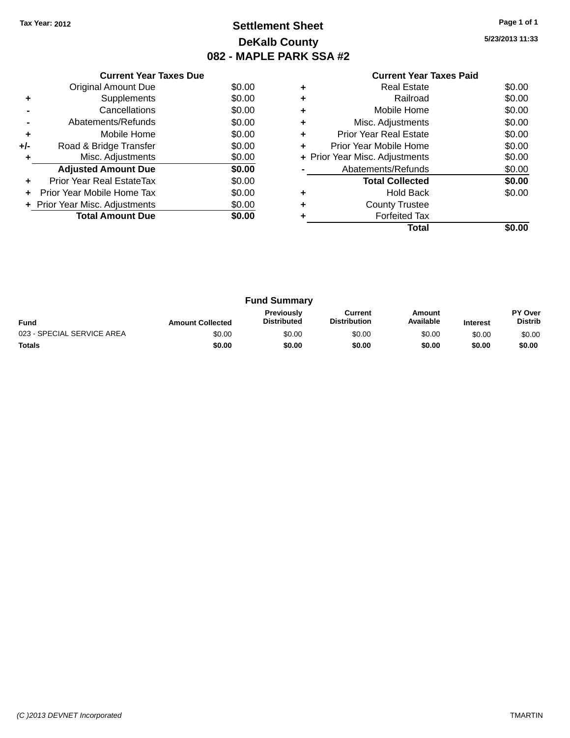Tax Year: 2012

# Settlement Sheet

## DeKalb County

## 082 - MAPLE PARK SSA #2

5/23/2013 11:33

### Current Year Taxes Due

| | | |
|---|---|---|
| | Original Amount Due | $0.00 |
| + | Supplements | $0.00 |
| - | Cancellations | $0.00 |
| - | Abatements/Refunds | $0.00 |
| + | Mobile Home | $0.00 |
| +/- | Road & Bridge Transfer | $0.00 |
| + | Misc. Adjustments | $0.00 |
| | **Adjusted Amount Due** | **$0.00** |
| + | Prior Year Real EstateTax | $0.00 |
| + | Prior Year Mobile Home Tax | $0.00 |
| + | Prior Year Misc. Adjustments | $0.00 |
| | **Total Amount Due** | **$0.00** |

### Current Year Taxes Paid

| | | |
|---|---|---|
| + | Real Estate | $0.00 |
| + | Railroad | $0.00 |
| + | Mobile Home | $0.00 |
| + | Misc. Adjustments | $0.00 |
| + | Prior Year Real Estate | $0.00 |
| + | Prior Year Mobile Home | $0.00 |
| + | Prior Year Misc. Adjustments | $0.00 |
| - | Abatements/Refunds | $0.00 |
| | **Total Collected** | **$0.00** |
| + | Hold Back | $0.00 |
| + | County Trustee | |
| + | Forfeited Tax | |
| | **Total** | **$0.00** |

### Fund Summary

| Fund | Amount Collected | Previously Distributed | Current Distribution | Amount Available | Interest | PY Over Distrib |
|---|---|---|---|---|---|---|
| 023 - SPECIAL SERVICE AREA | $0.00 | $0.00 | $0.00 | $0.00 | $0.00 | $0.00 |
| **Totals** | **$0.00** | **$0.00** | **$0.00** | **$0.00** | **$0.00** | **$0.00** |

(C )2013 DEVNET Incorporated

TMARTIN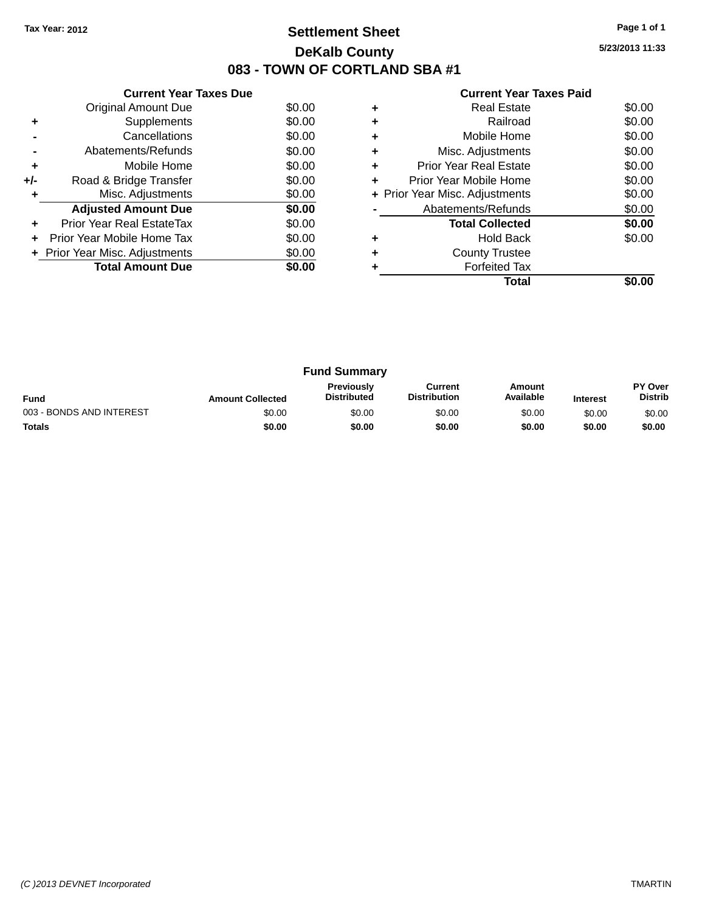Tax Year: 2012

# Settlement Sheet

## DeKalb County

## 083 - TOWN OF CORTLAND SBA #1

5/23/2013 11:33

### Current Year Taxes Due

| | | |
|---|---|---|
| | Original Amount Due | $0.00 |
| + | Supplements | $0.00 |
| - | Cancellations | $0.00 |
| - | Abatements/Refunds | $0.00 |
| + | Mobile Home | $0.00 |
| +/- | Road & Bridge Transfer | $0.00 |
| + | Misc. Adjustments | $0.00 |
| | **Adjusted Amount Due** | **$0.00** |
| + | Prior Year Real EstateTax | $0.00 |
| + | Prior Year Mobile Home Tax | $0.00 |
| + | Prior Year Misc. Adjustments | $0.00 |
| | **Total Amount Due** | **$0.00** |

### Current Year Taxes Paid

| | | |
|---|---|---|
| + | Real Estate | $0.00 |
| + | Railroad | $0.00 |
| + | Mobile Home | $0.00 |
| + | Misc. Adjustments | $0.00 |
| + | Prior Year Real Estate | $0.00 |
| + | Prior Year Mobile Home | $0.00 |
| + | Prior Year Misc. Adjustments | $0.00 |
| - | Abatements/Refunds | $0.00 |
| | **Total Collected** | **$0.00** |
| + | Hold Back | $0.00 |
| + | County Trustee | |
| + | Forfeited Tax | |
| | **Total** | **$0.00** |

### Fund Summary

| Fund | Amount Collected | Previously Distributed | Current Distribution | Amount Available | Interest | PY Over Distrib |
|---|---|---|---|---|---|---|
| 003 - BONDS AND INTEREST | $0.00 | $0.00 | $0.00 | $0.00 | $0.00 | $0.00 |
| **Totals** | **$0.00** | **$0.00** | **$0.00** | **$0.00** | **$0.00** | **$0.00** |

(C )2013 DEVNET Incorporated

TMARTIN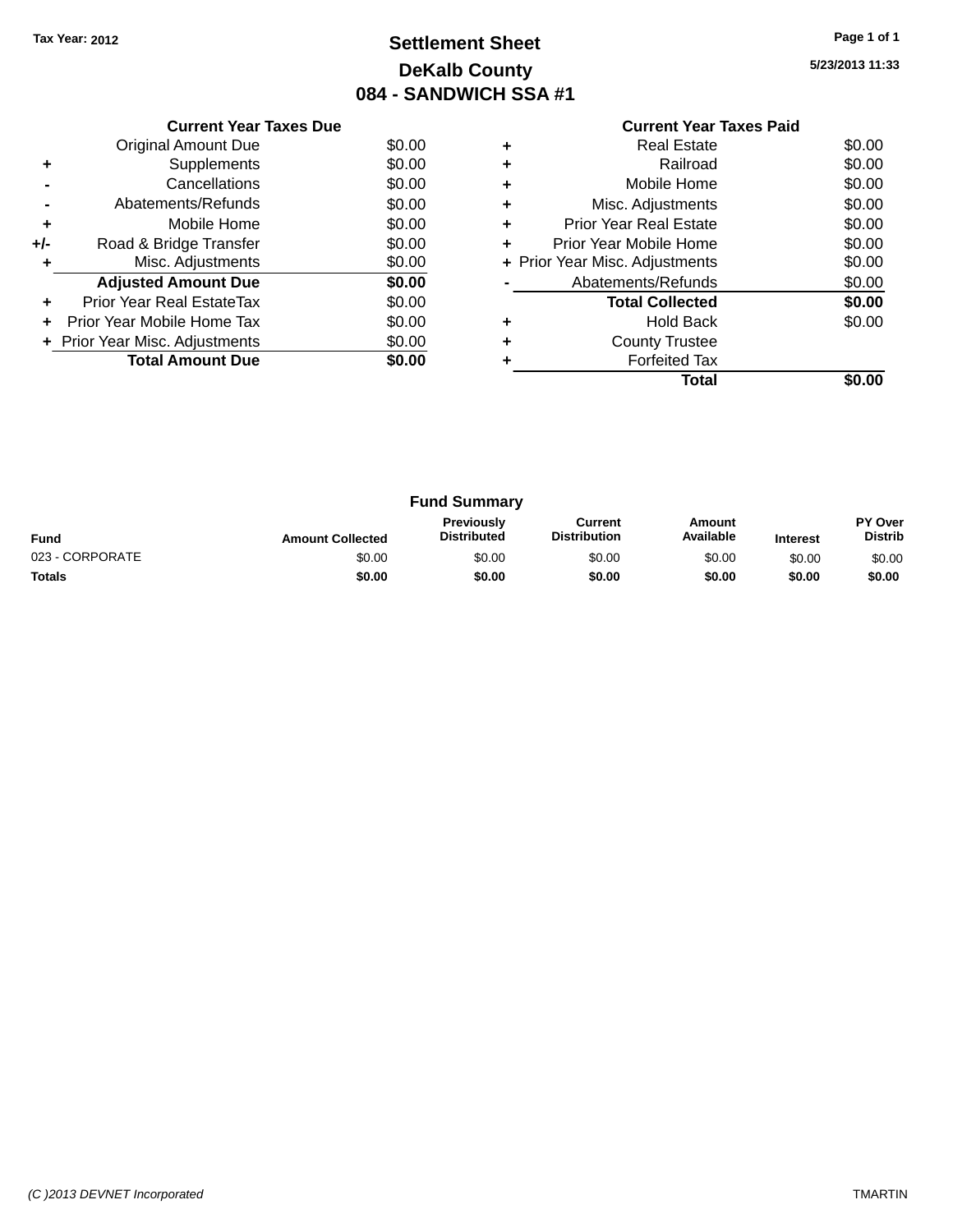Tax Year: 2012

# Settlement Sheet

## DeKalb County

## 084 - SANDWICH SSA #1

5/23/2013 11:33

| | Current Year Taxes Due | |
|---|---|---|
| | Original Amount Due | $0.00 |
| + | Supplements | $0.00 |
| - | Cancellations | $0.00 |
| - | Abatements/Refunds | $0.00 |
| + | Mobile Home | $0.00 |
| +/- | Road & Bridge Transfer | $0.00 |
| + | Misc. Adjustments | $0.00 |
| | **Adjusted Amount Due** | **$0.00** |
| + | Prior Year Real EstateTax | $0.00 |
| + | Prior Year Mobile Home Tax | $0.00 |
| + | Prior Year Misc. Adjustments | $0.00 |
| | **Total Amount Due** | **$0.00** |

| | Current Year Taxes Paid | |
|---|---|---|
| + | Real Estate | $0.00 |
| + | Railroad | $0.00 |
| + | Mobile Home | $0.00 |
| + | Misc. Adjustments | $0.00 |
| + | Prior Year Real Estate | $0.00 |
| + | Prior Year Mobile Home | $0.00 |
| + | Prior Year Misc. Adjustments | $0.00 |
| - | Abatements/Refunds | $0.00 |
| | **Total Collected** | **$0.00** |
| + | Hold Back | $0.00 |
| + | County Trustee | |
| + | Forfeited Tax | |
| | **Total** | **$0.00** |

### Fund Summary

| Fund | Amount Collected | Previously Distributed | Current Distribution | Amount Available | Interest | PY Over Distrib |
|---|---|---|---|---|---|---|
| 023 - CORPORATE | $0.00 | $0.00 | $0.00 | $0.00 | $0.00 | $0.00 |
| **Totals** | **$0.00** | **$0.00** | **$0.00** | **$0.00** | **$0.00** | **$0.00** |

(C )2013 DEVNET Incorporated TMARTIN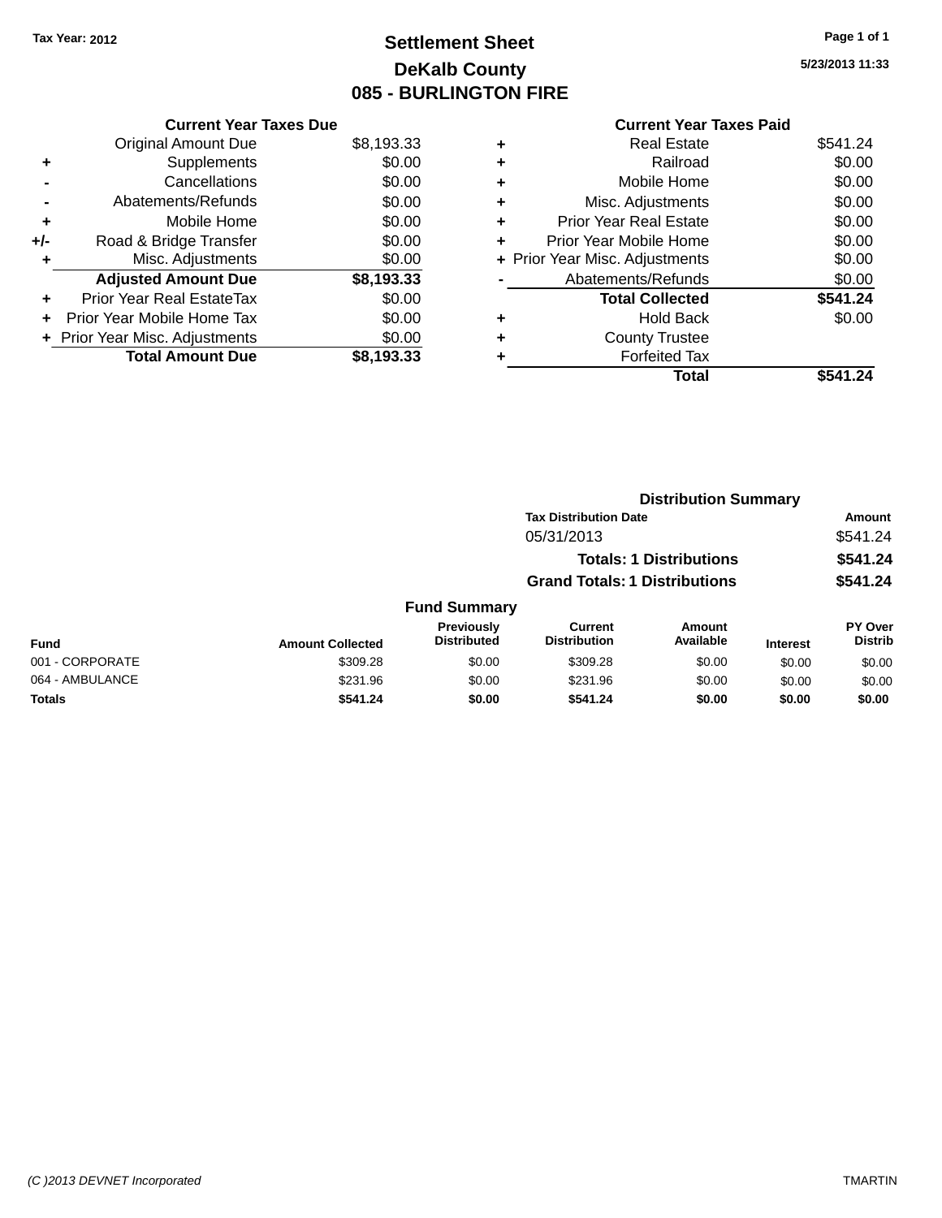Tax Year: 2012

# Settlement Sheet

## DeKalb County

## 085 - BURLINGTON FIRE

5/23/2013 11:33

### Current Year Taxes Due

| | | |
|---|---|---|
| | Original Amount Due | $8,193.33 |
| + | Supplements | $0.00 |
| - | Cancellations | $0.00 |
| - | Abatements/Refunds | $0.00 |
| + | Mobile Home | $0.00 |
| +/- | Road & Bridge Transfer | $0.00 |
| + | Misc. Adjustments | $0.00 |
| | **Adjusted Amount Due** | **$8,193.33** |
| + | Prior Year Real EstateTax | $0.00 |
| + | Prior Year Mobile Home Tax | $0.00 |
| + | Prior Year Misc. Adjustments | $0.00 |
| | **Total Amount Due** | **$8,193.33** |

### Current Year Taxes Paid

| | | |
|---|---|---|
| + | Real Estate | $541.24 |
| + | Railroad | $0.00 |
| + | Mobile Home | $0.00 |
| + | Misc. Adjustments | $0.00 |
| + | Prior Year Real Estate | $0.00 |
| + | Prior Year Mobile Home | $0.00 |
| + | Prior Year Misc. Adjustments | $0.00 |
| - | Abatements/Refunds | $0.00 |
| | **Total Collected** | **$541.24** |
| + | Hold Back | $0.00 |
| + | County Trustee | |
| + | Forfeited Tax | |
| | **Total** | **$541.24** |

### Distribution Summary

| Tax Distribution Date | Amount |
|---|---|
| 05/31/2013 | $541.24 |
| **Totals: 1 Distributions** | **$541.24** |
| **Grand Totals: 1 Distributions** | **$541.24** |

### Fund Summary

| Fund | Amount Collected | Previously Distributed | Current Distribution | Amount Available | Interest | PY Over Distrib |
|---|---|---|---|---|---|---|
| 001 - CORPORATE | $309.28 | $0.00 | $309.28 | $0.00 | $0.00 | $0.00 |
| 064 - AMBULANCE | $231.96 | $0.00 | $231.96 | $0.00 | $0.00 | $0.00 |
| **Totals** | **$541.24** | **$0.00** | **$541.24** | **$0.00** | **$0.00** | **$0.00** |

(C )2013 DEVNET Incorporated TMARTIN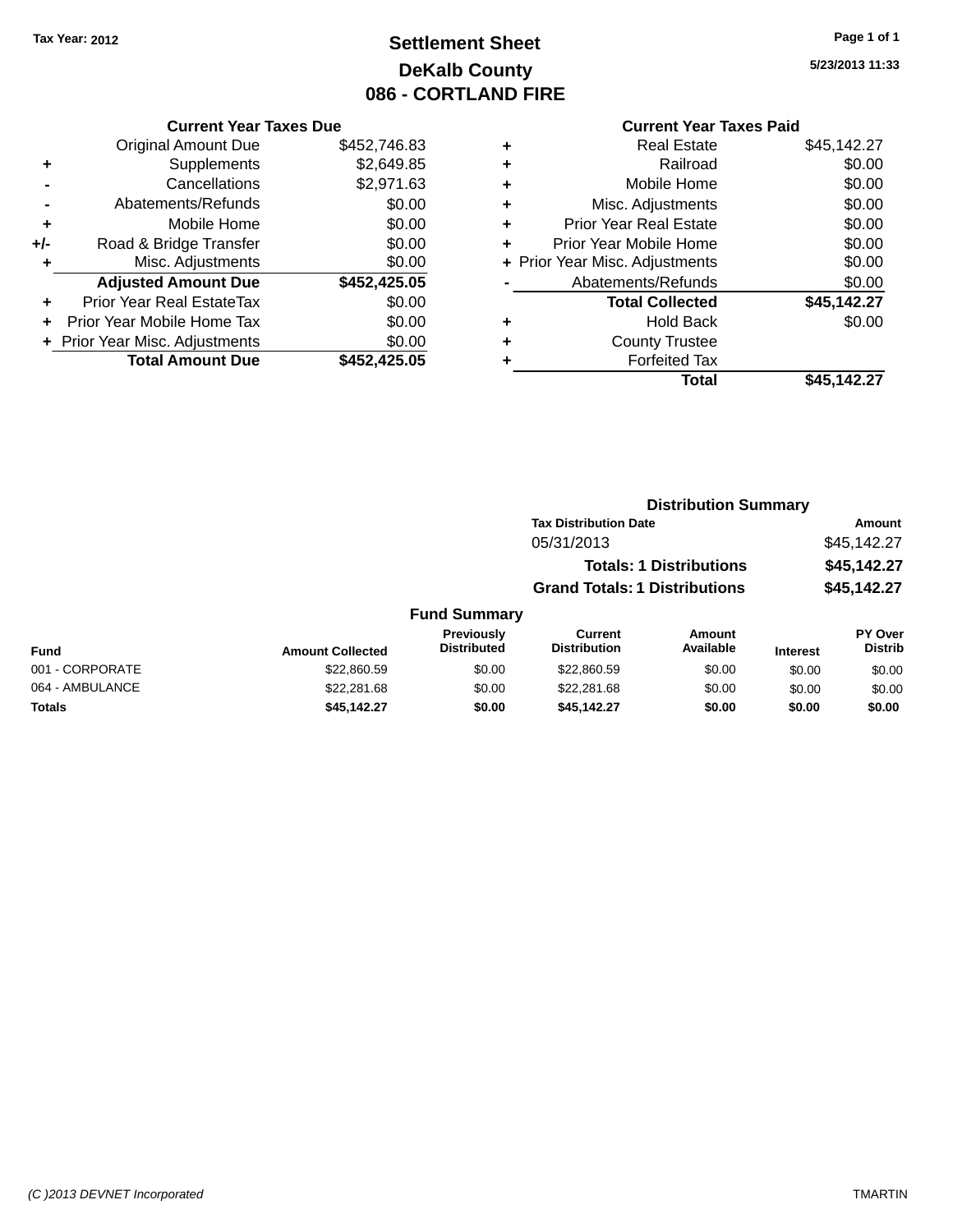Tax Year: 2012

# Settlement Sheet

## DeKalb County

## 086 - CORTLAND FIRE

5/23/2013 11:33

### Current Year Taxes Due

| | | |
|---|---|---|
| | Original Amount Due | $452,746.83 |
| + | Supplements | $2,649.85 |
| - | Cancellations | $2,971.63 |
| - | Abatements/Refunds | $0.00 |
| + | Mobile Home | $0.00 |
| +/- | Road & Bridge Transfer | $0.00 |
| + | Misc. Adjustments | $0.00 |
| | **Adjusted Amount Due** | **$452,425.05** |
| + | Prior Year Real EstateTax | $0.00 |
| + | Prior Year Mobile Home Tax | $0.00 |
| + | Prior Year Misc. Adjustments | $0.00 |
| | **Total Amount Due** | **$452,425.05** |

### Current Year Taxes Paid

| | | |
|---|---|---|
| + | Real Estate | $45,142.27 |
| + | Railroad | $0.00 |
| + | Mobile Home | $0.00 |
| + | Misc. Adjustments | $0.00 |
| + | Prior Year Real Estate | $0.00 |
| + | Prior Year Mobile Home | $0.00 |
| + | Prior Year Misc. Adjustments | $0.00 |
| - | Abatements/Refunds | $0.00 |
| | **Total Collected** | **$45,142.27** |
| + | Hold Back | $0.00 |
| + | County Trustee | |
| + | Forfeited Tax | |
| | **Total** | **$45,142.27** |

### Distribution Summary

| Tax Distribution Date | Amount |
|---|---|
| 05/31/2013 | $45,142.27 |
| **Totals: 1 Distributions** | **$45,142.27** |
| **Grand Totals: 1 Distributions** | **$45,142.27** |

### Fund Summary

| Fund | Amount Collected | Previously Distributed | Current Distribution | Amount Available | Interest | PY Over Distrib |
|---|---|---|---|---|---|---|
| 001 - CORPORATE | $22,860.59 | $0.00 | $22,860.59 | $0.00 | $0.00 | $0.00 |
| 064 - AMBULANCE | $22,281.68 | $0.00 | $22,281.68 | $0.00 | $0.00 | $0.00 |
| **Totals** | **$45,142.27** | **$0.00** | **$45,142.27** | **$0.00** | **$0.00** | **$0.00** |

(C )2013 DEVNET Incorporated TMARTIN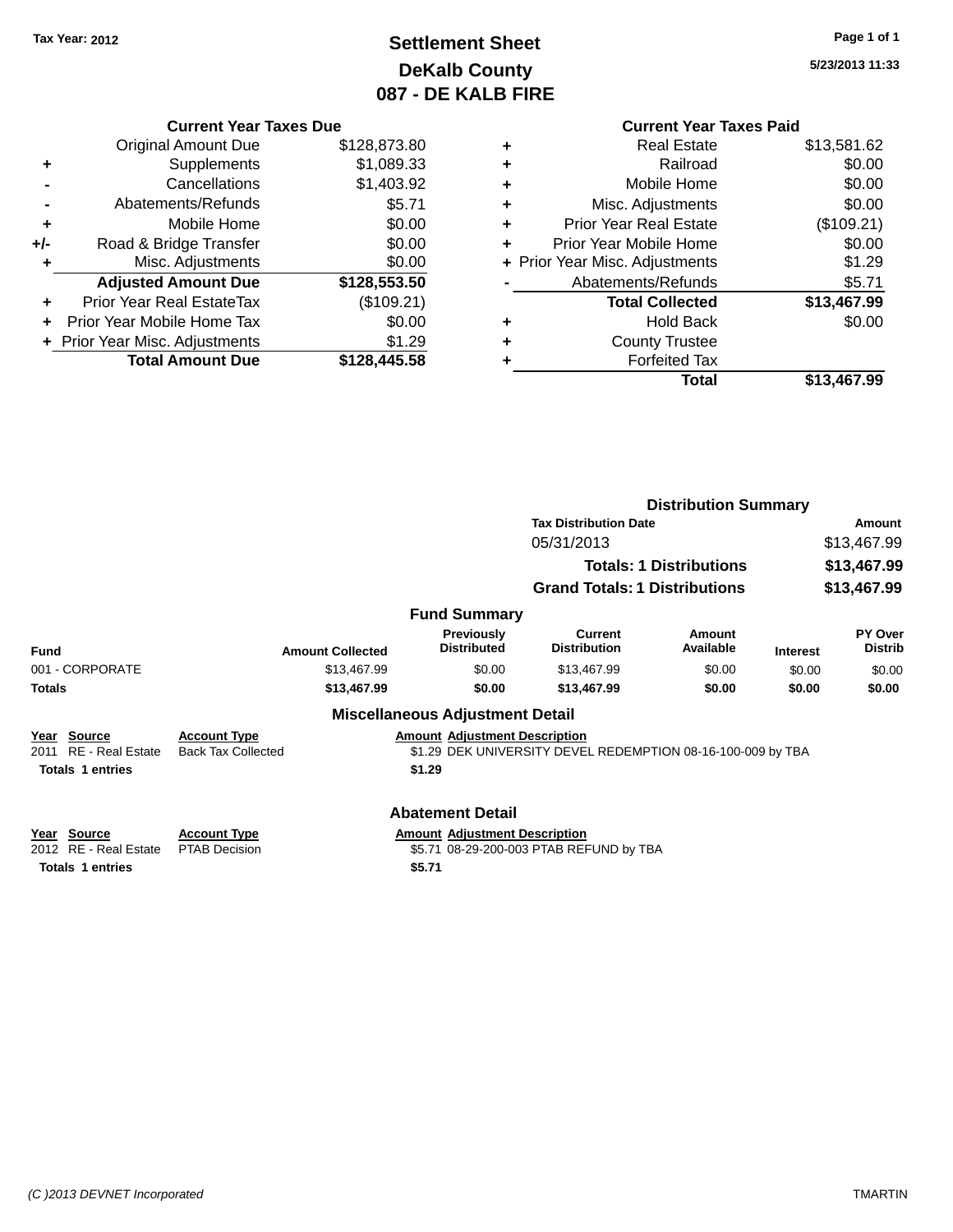Tax Year: 2012

# Settlement Sheet
## DeKalb County
## 087 - DE KALB FIRE

5/23/2013 11:33

### Current Year Taxes Due

| | | |
|---|---|---|
| | Original Amount Due | $128,873.80 |
| + | Supplements | $1,089.33 |
| - | Cancellations | $1,403.92 |
| - | Abatements/Refunds | $5.71 |
| + | Mobile Home | $0.00 |
| +/- | Road & Bridge Transfer | $0.00 |
| + | Misc. Adjustments | $0.00 |
| | **Adjusted Amount Due** | **$128,553.50** |
| + | Prior Year Real EstateTax | ($109.21) |
| + | Prior Year Mobile Home Tax | $0.00 |
| + | Prior Year Misc. Adjustments | $1.29 |
| | **Total Amount Due** | **$128,445.58** |

### Current Year Taxes Paid

| | | |
|---|---|---|
| + | Real Estate | $13,581.62 |
| + | Railroad | $0.00 |
| + | Mobile Home | $0.00 |
| + | Misc. Adjustments | $0.00 |
| + | Prior Year Real Estate | ($109.21) |
| + | Prior Year Mobile Home | $0.00 |
| + | Prior Year Misc. Adjustments | $1.29 |
| - | Abatements/Refunds | $5.71 |
| | **Total Collected** | **$13,467.99** |
| + | Hold Back | $0.00 |
| + | County Trustee | |
| + | Forfeited Tax | |
| | **Total** | **$13,467.99** |

### Distribution Summary

| Tax Distribution Date | Amount |
|---|---|
| 05/31/2013 | $13,467.99 |
| **Totals: 1 Distributions** | **$13,467.99** |
| **Grand Totals: 1 Distributions** | **$13,467.99** |

### Fund Summary

| Fund | Amount Collected | Previously Distributed | Current Distribution | Amount Available | Interest | PY Over Distrib |
|---|---|---|---|---|---|---|
| 001 - CORPORATE | $13,467.99 | $0.00 | $13,467.99 | $0.00 | $0.00 | $0.00 |
| **Totals** | **$13,467.99** | **$0.00** | **$13,467.99** | **$0.00** | **$0.00** | **$0.00** |

### Miscellaneous Adjustment Detail

| Year | Source | Account Type | Amount | Adjustment Description |
|---|---|---|---|---|
| 2011 | RE - Real Estate | Back Tax Collected | $1.29 | DEK UNIVERSITY DEVEL REDEMPTION 08-16-100-009 by TBA |
| **Totals** | **1 entries** | | **$1.29** | |

### Abatement Detail

| Year | Source | Account Type | Amount | Adjustment Description |
|---|---|---|---|---|
| 2012 | RE - Real Estate | PTAB Decision | $5.71 | 08-29-200-003 PTAB REFUND by TBA |
| **Totals** | **1 entries** | | **$5.71** | |

(C )2013 DEVNET Incorporated TMARTIN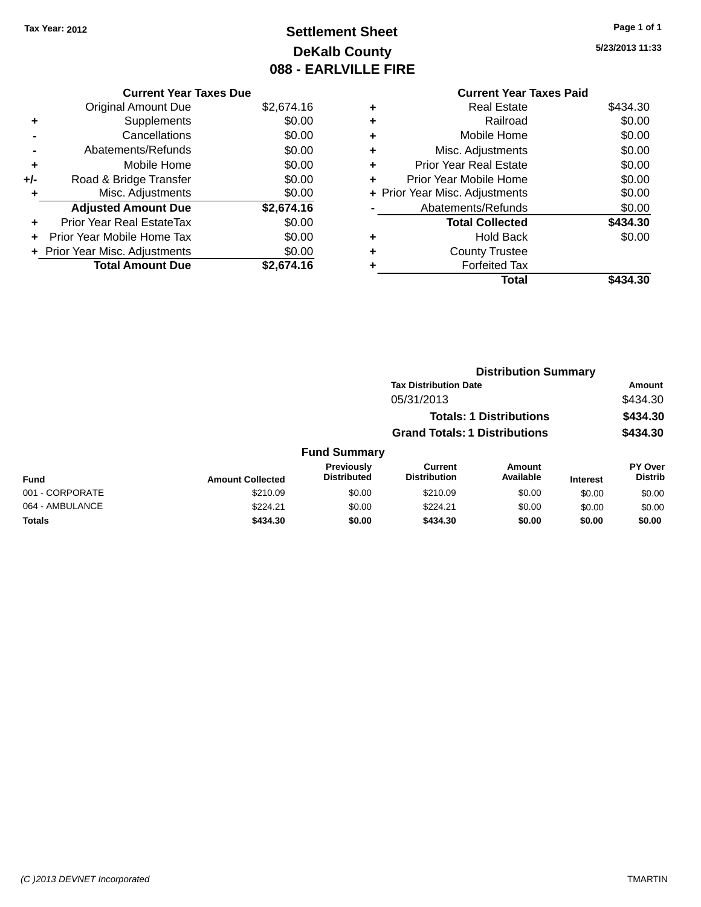Tax Year: 2012

# Settlement Sheet
## DeKalb County
## 088 - EARLVILLE FIRE

5/23/2013 11:33

### Current Year Taxes Due

| | | |
|---|---|---|
| | Original Amount Due | $2,674.16 |
| + | Supplements | $0.00 |
| - | Cancellations | $0.00 |
| - | Abatements/Refunds | $0.00 |
| + | Mobile Home | $0.00 |
| +/- | Road & Bridge Transfer | $0.00 |
| + | Misc. Adjustments | $0.00 |
| | **Adjusted Amount Due** | **$2,674.16** |
| + | Prior Year Real EstateTax | $0.00 |
| + | Prior Year Mobile Home Tax | $0.00 |
| + | Prior Year Misc. Adjustments | $0.00 |
| | **Total Amount Due** | **$2,674.16** |

### Current Year Taxes Paid

| | | |
|---|---|---|
| + | Real Estate | $434.30 |
| + | Railroad | $0.00 |
| + | Mobile Home | $0.00 |
| + | Misc. Adjustments | $0.00 |
| + | Prior Year Real Estate | $0.00 |
| + | Prior Year Mobile Home | $0.00 |
| + | Prior Year Misc. Adjustments | $0.00 |
| - | Abatements/Refunds | $0.00 |
| | **Total Collected** | **$434.30** |
| + | Hold Back | $0.00 |
| + | County Trustee | |
| + | Forfeited Tax | |
| | **Total** | **$434.30** |

### Distribution Summary

| Tax Distribution Date | Amount |
|---|---|
| 05/31/2013 | $434.30 |
| **Totals: 1 Distributions** | **$434.30** |
| **Grand Totals: 1 Distributions** | **$434.30** |

### Fund Summary

| Fund | Amount Collected | Previously Distributed | Current Distribution | Amount Available | Interest | PY Over Distrib |
|---|---|---|---|---|---|---|
| 001 - CORPORATE | $210.09 | $0.00 | $210.09 | $0.00 | $0.00 | $0.00 |
| 064 - AMBULANCE | $224.21 | $0.00 | $224.21 | $0.00 | $0.00 | $0.00 |
| **Totals** | **$434.30** | **$0.00** | **$434.30** | **$0.00** | **$0.00** | **$0.00** |

*(C )2013 DEVNET Incorporated* TMARTIN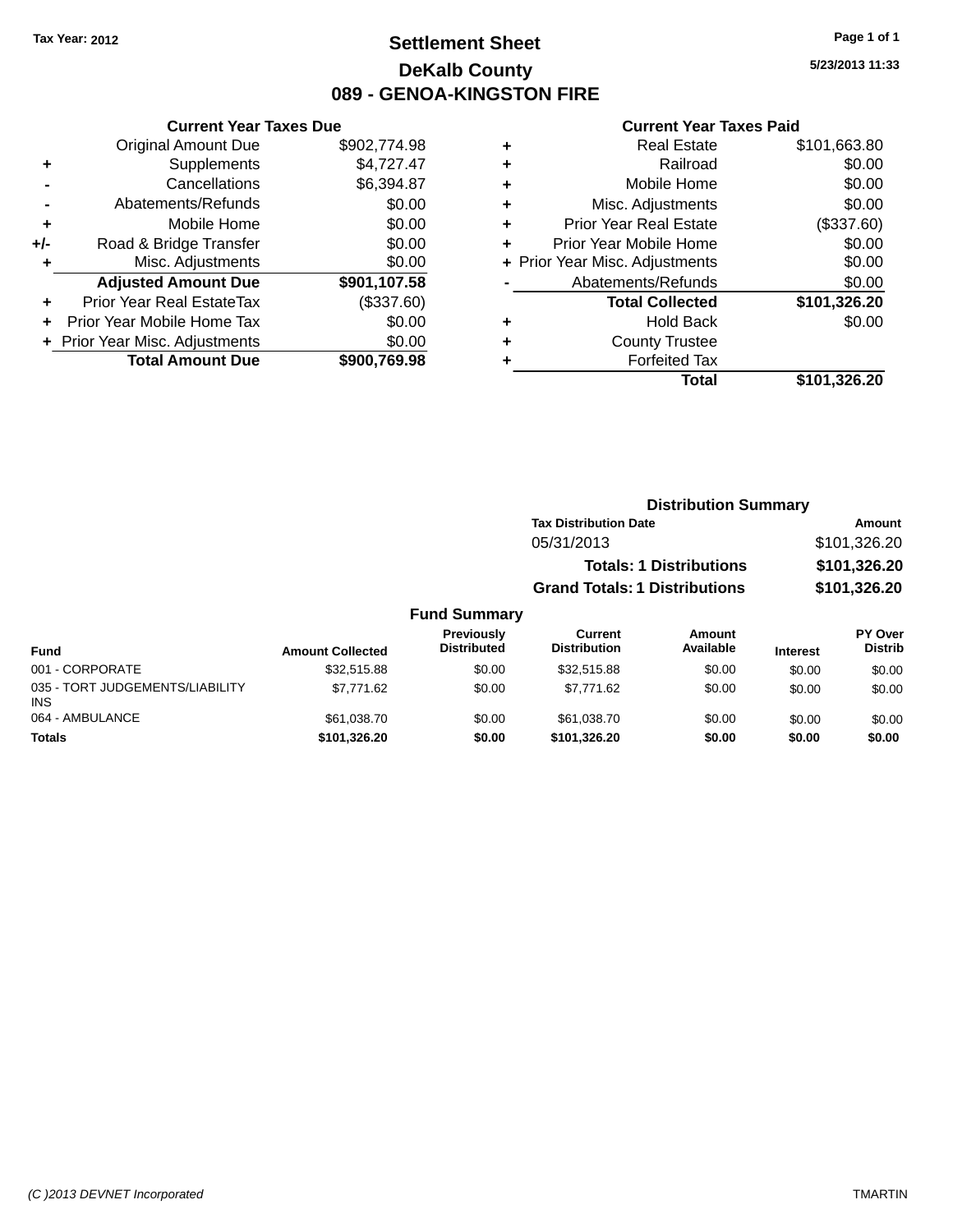Tax Year: 2012

# Settlement Sheet

## DeKalb County

## 089 - GENOA-KINGSTON FIRE

5/23/2013 11:33

### Current Year Taxes Due

| | | |
|---|---|---|
| | Original Amount Due | $902,774.98 |
| + | Supplements | $4,727.47 |
| - | Cancellations | $6,394.87 |
| - | Abatements/Refunds | $0.00 |
| + | Mobile Home | $0.00 |
| +/- | Road & Bridge Transfer | $0.00 |
| + | Misc. Adjustments | $0.00 |
| | **Adjusted Amount Due** | **$901,107.58** |
| + | Prior Year Real EstateTax | ($337.60) |
| + | Prior Year Mobile Home Tax | $0.00 |
| + | Prior Year Misc. Adjustments | $0.00 |
| | **Total Amount Due** | **$900,769.98** |

### Current Year Taxes Paid

| | | |
|---|---|---|
| + | Real Estate | $101,663.80 |
| + | Railroad | $0.00 |
| + | Mobile Home | $0.00 |
| + | Misc. Adjustments | $0.00 |
| + | Prior Year Real Estate | ($337.60) |
| + | Prior Year Mobile Home | $0.00 |
| + | Prior Year Misc. Adjustments | $0.00 |
| - | Abatements/Refunds | $0.00 |
| | **Total Collected** | **$101,326.20** |
| + | Hold Back | $0.00 |
| + | County Trustee | |
| + | Forfeited Tax | |
| | **Total** | **$101,326.20** |

### Distribution Summary

| Tax Distribution Date | Amount |
|---|---|
| 05/31/2013 | $101,326.20 |
| **Totals: 1 Distributions** | **$101,326.20** |
| **Grand Totals: 1 Distributions** | **$101,326.20** |

### Fund Summary

| Fund | Amount Collected | Previously Distributed | Current Distribution | Amount Available | Interest | PY Over Distrib |
|---|---|---|---|---|---|---|
| 001 - CORPORATE | $32,515.88 | $0.00 | $32,515.88 | $0.00 | $0.00 | $0.00 |
| 035 - TORT JUDGEMENTS/LIABILITY INS | $7,771.62 | $0.00 | $7,771.62 | $0.00 | $0.00 | $0.00 |
| 064 - AMBULANCE | $61,038.70 | $0.00 | $61,038.70 | $0.00 | $0.00 | $0.00 |
| **Totals** | **$101,326.20** | **$0.00** | **$101,326.20** | **$0.00** | **$0.00** | **$0.00** |

(C )2013 DEVNET Incorporated — TMARTIN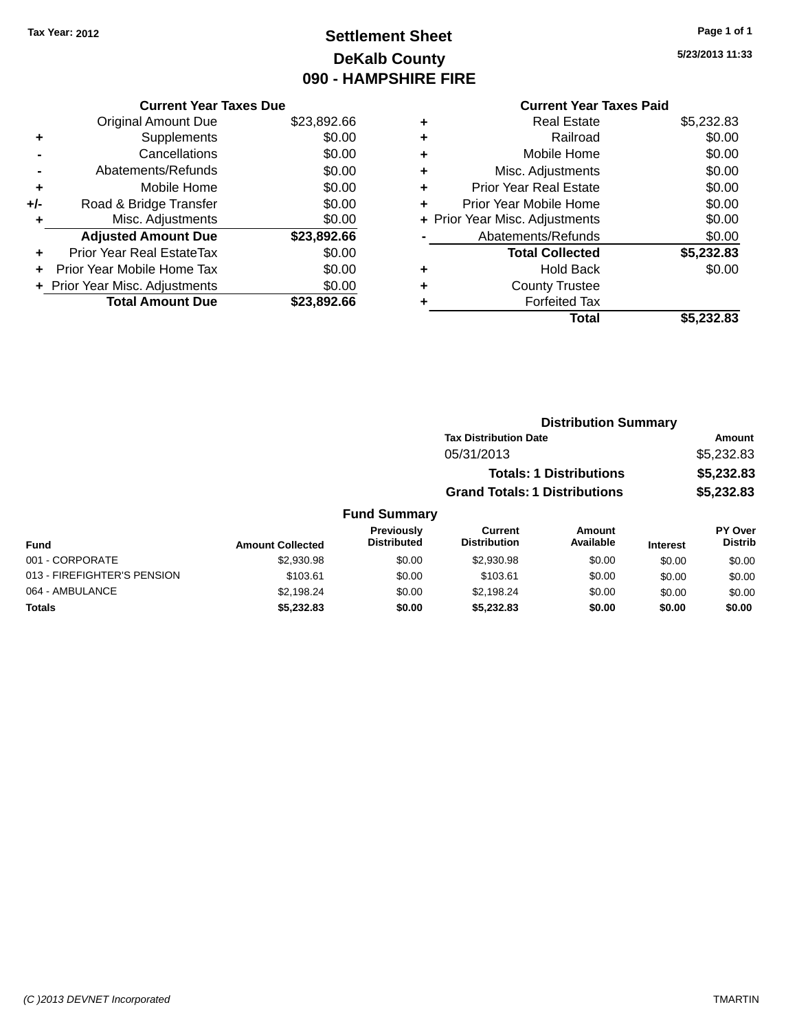Tax Year: 2012

# Settlement Sheet

## DeKalb County

## 090 - HAMPSHIRE FIRE

5/23/2013 11:33

### Current Year Taxes Due

| | | |
|---|---|---|
| | Original Amount Due | $23,892.66 |
| + | Supplements | $0.00 |
| - | Cancellations | $0.00 |
| - | Abatements/Refunds | $0.00 |
| + | Mobile Home | $0.00 |
| +/- | Road & Bridge Transfer | $0.00 |
| + | Misc. Adjustments | $0.00 |
| | **Adjusted Amount Due** | **$23,892.66** |
| + | Prior Year Real EstateTax | $0.00 |
| + | Prior Year Mobile Home Tax | $0.00 |
| + | Prior Year Misc. Adjustments | $0.00 |
| | **Total Amount Due** | **$23,892.66** |

### Current Year Taxes Paid

| | | |
|---|---|---|
| + | Real Estate | $5,232.83 |
| + | Railroad | $0.00 |
| + | Mobile Home | $0.00 |
| + | Misc. Adjustments | $0.00 |
| + | Prior Year Real Estate | $0.00 |
| + | Prior Year Mobile Home | $0.00 |
| + | Prior Year Misc. Adjustments | $0.00 |
| - | Abatements/Refunds | $0.00 |
| | **Total Collected** | **$5,232.83** |
| + | Hold Back | $0.00 |
| + | County Trustee | |
| + | Forfeited Tax | |
| | **Total** | **$5,232.83** |

### Distribution Summary

| Tax Distribution Date | Amount |
|---|---|
| 05/31/2013 | $5,232.83 |
| **Totals: 1 Distributions** | **$5,232.83** |
| **Grand Totals: 1 Distributions** | **$5,232.83** |

### Fund Summary

| Fund | Amount Collected | Previously Distributed | Current Distribution | Amount Available | Interest | PY Over Distrib |
|---|---|---|---|---|---|---|
| 001 - CORPORATE | $2,930.98 | $0.00 | $2,930.98 | $0.00 | $0.00 | $0.00 |
| 013 - FIREFIGHTER'S PENSION | $103.61 | $0.00 | $103.61 | $0.00 | $0.00 | $0.00 |
| 064 - AMBULANCE | $2,198.24 | $0.00 | $2,198.24 | $0.00 | $0.00 | $0.00 |
| **Totals** | **$5,232.83** | **$0.00** | **$5,232.83** | **$0.00** | **$0.00** | **$0.00** |

(C )2013 DEVNET Incorporated — TMARTIN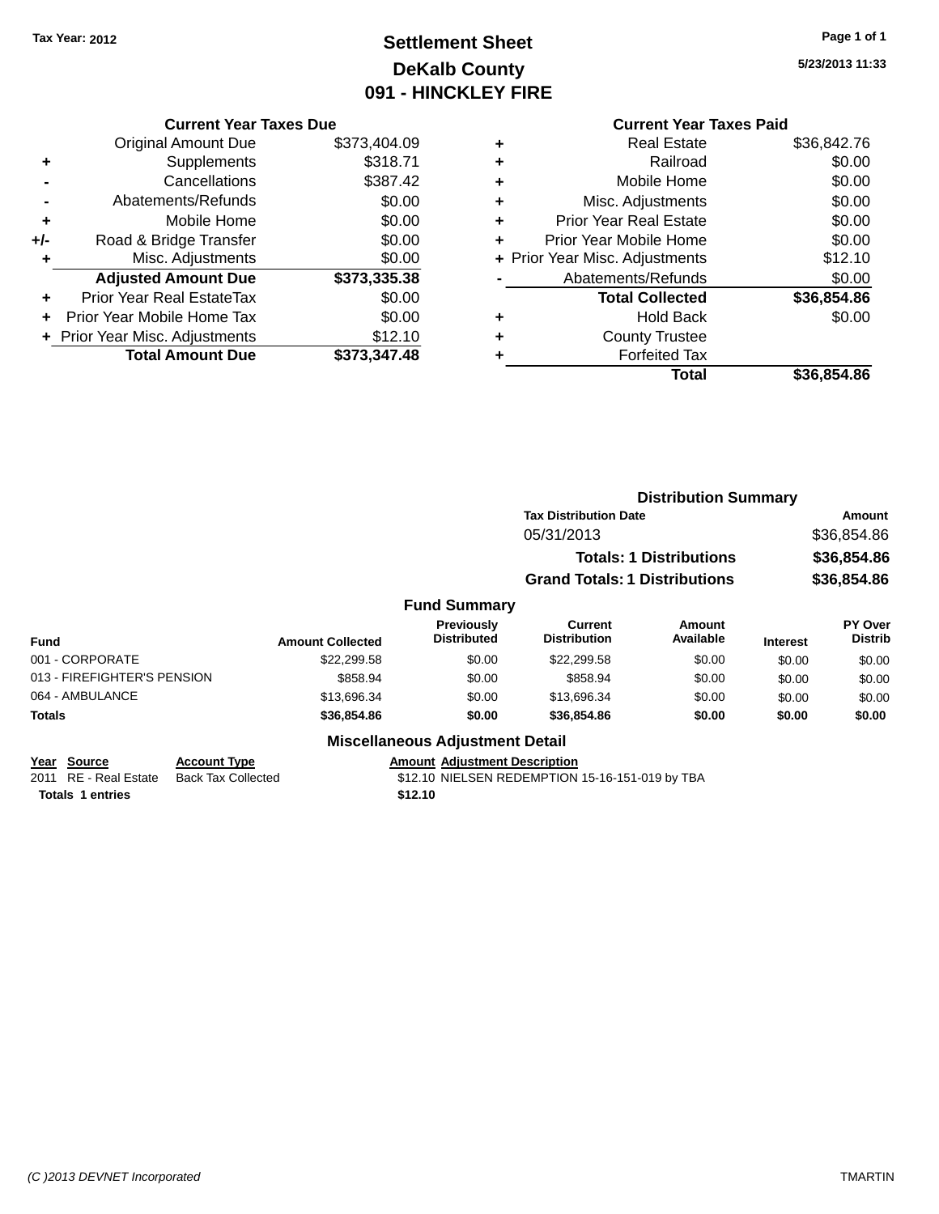Tax Year: 2012

# Settlement Sheet
## DeKalb County
## 091 - HINCKLEY FIRE

5/23/2013 11:33

### Current Year Taxes Due

| | | |
|---|---|---|
| | Original Amount Due | $373,404.09 |
| + | Supplements | $318.71 |
| - | Cancellations | $387.42 |
| - | Abatements/Refunds | $0.00 |
| + | Mobile Home | $0.00 |
| +/- | Road & Bridge Transfer | $0.00 |
| + | Misc. Adjustments | $0.00 |
| | **Adjusted Amount Due** | **$373,335.38** |
| + | Prior Year Real EstateTax | $0.00 |
| + | Prior Year Mobile Home Tax | $0.00 |
| + | Prior Year Misc. Adjustments | $12.10 |
| | **Total Amount Due** | **$373,347.48** |

### Current Year Taxes Paid

| | | |
|---|---|---|
| + | Real Estate | $36,842.76 |
| + | Railroad | $0.00 |
| + | Mobile Home | $0.00 |
| + | Misc. Adjustments | $0.00 |
| + | Prior Year Real Estate | $0.00 |
| + | Prior Year Mobile Home | $0.00 |
| + | Prior Year Misc. Adjustments | $12.10 |
| - | Abatements/Refunds | $0.00 |
| | **Total Collected** | **$36,854.86** |
| + | Hold Back | $0.00 |
| + | County Trustee | |
| + | Forfeited Tax | |
| | **Total** | **$36,854.86** |

### Distribution Summary

| Tax Distribution Date | Amount |
|---|---|
| 05/31/2013 | $36,854.86 |
| **Totals: 1 Distributions** | **$36,854.86** |
| **Grand Totals: 1 Distributions** | **$36,854.86** |

### Fund Summary

| Fund | Amount Collected | Previously Distributed | Current Distribution | Amount Available | Interest | PY Over Distrib |
|---|---|---|---|---|---|---|
| 001 - CORPORATE | $22,299.58 | $0.00 | $22,299.58 | $0.00 | $0.00 | $0.00 |
| 013 - FIREFIGHTER'S PENSION | $858.94 | $0.00 | $858.94 | $0.00 | $0.00 | $0.00 |
| 064 - AMBULANCE | $13,696.34 | $0.00 | $13,696.34 | $0.00 | $0.00 | $0.00 |
| **Totals** | **$36,854.86** | **$0.00** | **$36,854.86** | **$0.00** | **$0.00** | **$0.00** |

### Miscellaneous Adjustment Detail

| Year | Source | Account Type | Amount | Adjustment Description |
|---|---|---|---|---|
| 2011 | RE - Real Estate | Back Tax Collected | $12.10 | NIELSEN REDEMPTION 15-16-151-019 by TBA |
| **Totals** | **1 entries** | | **$12.10** | |

(C )2013 DEVNET Incorporated TMARTIN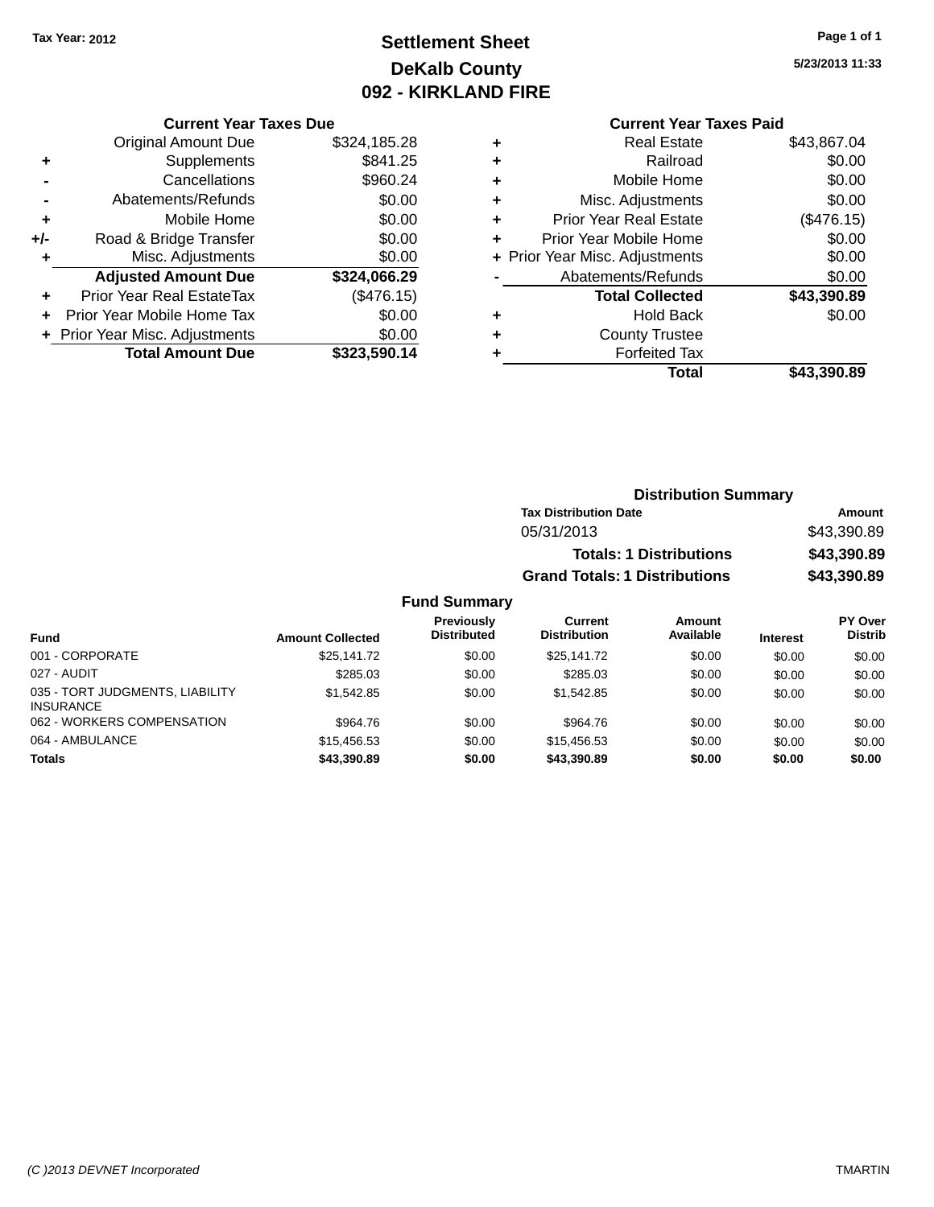Tax Year: 2012

# Settlement Sheet
## DeKalb County
## 092 - KIRKLAND FIRE

5/23/2013 11:33

### Current Year Taxes Due

| | | |
|---|---|---|
| | Original Amount Due | $324,185.28 |
| + | Supplements | $841.25 |
| - | Cancellations | $960.24 |
| - | Abatements/Refunds | $0.00 |
| + | Mobile Home | $0.00 |
| +/- | Road & Bridge Transfer | $0.00 |
| + | Misc. Adjustments | $0.00 |
| | **Adjusted Amount Due** | **$324,066.29** |
| + | Prior Year Real EstateTax | ($476.15) |
| + | Prior Year Mobile Home Tax | $0.00 |
| + | Prior Year Misc. Adjustments | $0.00 |
| | **Total Amount Due** | **$323,590.14** |

### Current Year Taxes Paid

| | | |
|---|---|---|
| + | Real Estate | $43,867.04 |
| + | Railroad | $0.00 |
| + | Mobile Home | $0.00 |
| + | Misc. Adjustments | $0.00 |
| + | Prior Year Real Estate | ($476.15) |
| + | Prior Year Mobile Home | $0.00 |
| + | Prior Year Misc. Adjustments | $0.00 |
| - | Abatements/Refunds | $0.00 |
| | **Total Collected** | **$43,390.89** |
| + | Hold Back | $0.00 |
| + | County Trustee | |
| + | Forfeited Tax | |
| | **Total** | **$43,390.89** |

### Distribution Summary

| Tax Distribution Date | Amount |
|---|---|
| 05/31/2013 | $43,390.89 |
| **Totals: 1 Distributions** | **$43,390.89** |
| **Grand Totals: 1 Distributions** | **$43,390.89** |

### Fund Summary

| Fund | Amount Collected | Previously Distributed | Current Distribution | Amount Available | Interest | PY Over Distrib |
|---|---|---|---|---|---|---|
| 001 - CORPORATE | $25,141.72 | $0.00 | $25,141.72 | $0.00 | $0.00 | $0.00 |
| 027 - AUDIT | $285.03 | $0.00 | $285.03 | $0.00 | $0.00 | $0.00 |
| 035 - TORT JUDGMENTS, LIABILITY INSURANCE | $1,542.85 | $0.00 | $1,542.85 | $0.00 | $0.00 | $0.00 |
| 062 - WORKERS COMPENSATION | $964.76 | $0.00 | $964.76 | $0.00 | $0.00 | $0.00 |
| 064 - AMBULANCE | $15,456.53 | $0.00 | $15,456.53 | $0.00 | $0.00 | $0.00 |
| **Totals** | **$43,390.89** | **$0.00** | **$43,390.89** | **$0.00** | **$0.00** | **$0.00** |

(C )2013 DEVNET Incorporated TMARTIN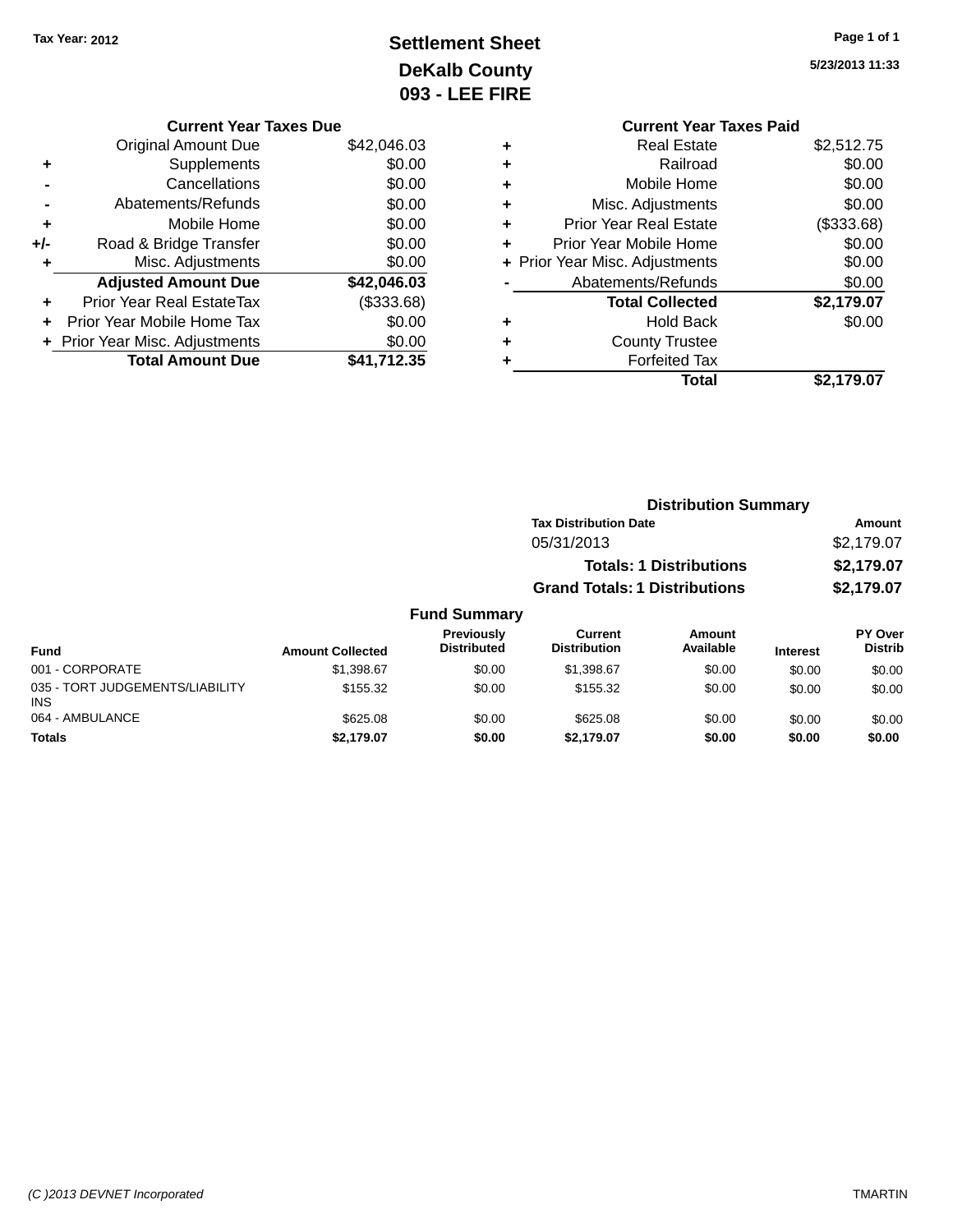Tax Year: 2012

# Settlement Sheet
## DeKalb County
## 093 - LEE FIRE

5/23/2013 11:33

| | Current Year Taxes Due | |
|---|---|---|
| | Original Amount Due | $42,046.03 |
| + | Supplements | $0.00 |
| - | Cancellations | $0.00 |
| - | Abatements/Refunds | $0.00 |
| + | Mobile Home | $0.00 |
| +/- | Road & Bridge Transfer | $0.00 |
| + | Misc. Adjustments | $0.00 |
| | **Adjusted Amount Due** | **$42,046.03** |
| + | Prior Year Real EstateTax | ($333.68) |
| + | Prior Year Mobile Home Tax | $0.00 |
| + | Prior Year Misc. Adjustments | $0.00 |
| | **Total Amount Due** | **$41,712.35** |

| | Current Year Taxes Paid | |
|---|---|---|
| + | Real Estate | $2,512.75 |
| + | Railroad | $0.00 |
| + | Mobile Home | $0.00 |
| + | Misc. Adjustments | $0.00 |
| + | Prior Year Real Estate | ($333.68) |
| + | Prior Year Mobile Home | $0.00 |
| + | Prior Year Misc. Adjustments | $0.00 |
| - | Abatements/Refunds | $0.00 |
| | **Total Collected** | **$2,179.07** |
| + | Hold Back | $0.00 |
| + | County Trustee | |
| + | Forfeited Tax | |
| | **Total** | **$2,179.07** |

### Distribution Summary

| Tax Distribution Date | Amount |
|---|---|
| 05/31/2013 | $2,179.07 |
| **Totals: 1 Distributions** | **$2,179.07** |
| **Grand Totals: 1 Distributions** | **$2,179.07** |

### Fund Summary

| Fund | Amount Collected | Previously Distributed | Current Distribution | Amount Available | Interest | PY Over Distrib |
|---|---|---|---|---|---|---|
| 001 - CORPORATE | $1,398.67 | $0.00 | $1,398.67 | $0.00 | $0.00 | $0.00 |
| 035 - TORT JUDGEMENTS/LIABILITY INS | $155.32 | $0.00 | $155.32 | $0.00 | $0.00 | $0.00 |
| 064 - AMBULANCE | $625.08 | $0.00 | $625.08 | $0.00 | $0.00 | $0.00 |
| **Totals** | **$2,179.07** | **$0.00** | **$2,179.07** | **$0.00** | **$0.00** | **$0.00** |

(C )2013 DEVNET Incorporated TMARTIN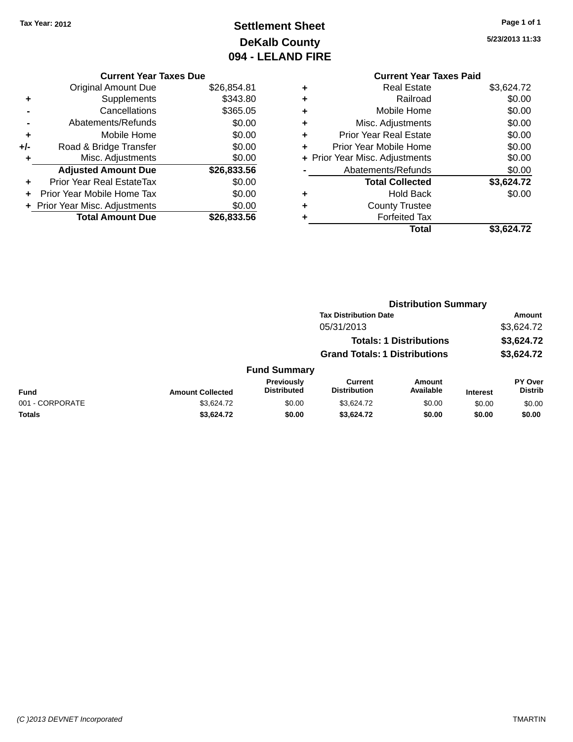Tax Year: 2012

# Settlement Sheet
## DeKalb County
## 094 - LELAND FIRE

5/23/2013 11:33

### Current Year Taxes Due

| | | |
|---|---|---|
| | Original Amount Due | $26,854.81 |
| + | Supplements | $343.80 |
| - | Cancellations | $365.05 |
| - | Abatements/Refunds | $0.00 |
| + | Mobile Home | $0.00 |
| +/- | Road & Bridge Transfer | $0.00 |
| + | Misc. Adjustments | $0.00 |
| | **Adjusted Amount Due** | **$26,833.56** |
| + | Prior Year Real EstateTax | $0.00 |
| + | Prior Year Mobile Home Tax | $0.00 |
| + | Prior Year Misc. Adjustments | $0.00 |
| | **Total Amount Due** | **$26,833.56** |

### Current Year Taxes Paid

| | | |
|---|---|---|
| + | Real Estate | $3,624.72 |
| + | Railroad | $0.00 |
| + | Mobile Home | $0.00 |
| + | Misc. Adjustments | $0.00 |
| + | Prior Year Real Estate | $0.00 |
| + | Prior Year Mobile Home | $0.00 |
| + | Prior Year Misc. Adjustments | $0.00 |
| - | Abatements/Refunds | $0.00 |
| | **Total Collected** | **$3,624.72** |
| + | Hold Back | $0.00 |
| + | County Trustee | |
| + | Forfeited Tax | |
| | **Total** | **$3,624.72** |

### Distribution Summary

| Tax Distribution Date | Amount |
|---|---|
| 05/31/2013 | $3,624.72 |
| **Totals: 1 Distributions** | **$3,624.72** |
| **Grand Totals: 1 Distributions** | **$3,624.72** |

### Fund Summary

| Fund | Amount Collected | Previously Distributed | Current Distribution | Amount Available | Interest | PY Over Distrib |
|---|---|---|---|---|---|---|
| 001 - CORPORATE | $3,624.72 | $0.00 | $3,624.72 | $0.00 | $0.00 | $0.00 |
| **Totals** | **$3,624.72** | **$0.00** | **$3,624.72** | **$0.00** | **$0.00** | **$0.00** |

(C )2013 DEVNET Incorporated TMARTIN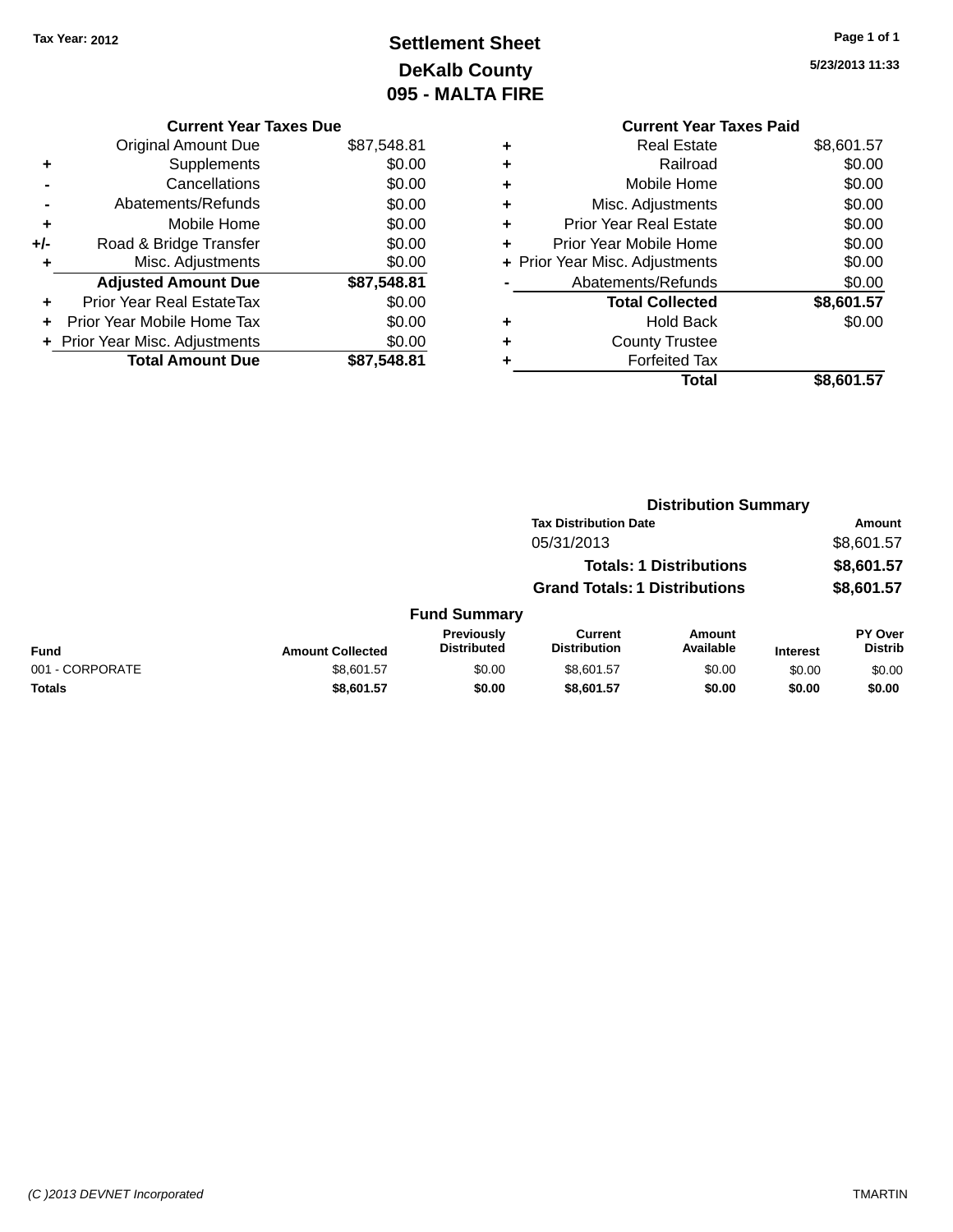Tax Year: 2012

# Settlement Sheet
## DeKalb County
## 095 - MALTA FIRE

5/23/2013 11:33

### Current Year Taxes Due

| | | |
|---|---|---|
| | Original Amount Due | $87,548.81 |
| + | Supplements | $0.00 |
| - | Cancellations | $0.00 |
| - | Abatements/Refunds | $0.00 |
| + | Mobile Home | $0.00 |
| +/- | Road & Bridge Transfer | $0.00 |
| + | Misc. Adjustments | $0.00 |
| | **Adjusted Amount Due** | **$87,548.81** |
| + | Prior Year Real EstateTax | $0.00 |
| + | Prior Year Mobile Home Tax | $0.00 |
| + | Prior Year Misc. Adjustments | $0.00 |
| | **Total Amount Due** | **$87,548.81** |

### Current Year Taxes Paid

| | | |
|---|---|---|
| + | Real Estate | $8,601.57 |
| + | Railroad | $0.00 |
| + | Mobile Home | $0.00 |
| + | Misc. Adjustments | $0.00 |
| + | Prior Year Real Estate | $0.00 |
| + | Prior Year Mobile Home | $0.00 |
| + | Prior Year Misc. Adjustments | $0.00 |
| - | Abatements/Refunds | $0.00 |
| | **Total Collected** | **$8,601.57** |
| + | Hold Back | $0.00 |
| + | County Trustee | |
| + | Forfeited Tax | |
| | **Total** | **$8,601.57** |

### Distribution Summary

| Tax Distribution Date | Amount |
|---|---|
| 05/31/2013 | $8,601.57 |
| **Totals: 1 Distributions** | **$8,601.57** |
| **Grand Totals: 1 Distributions** | **$8,601.57** |

### Fund Summary

| Fund | Amount Collected | Previously Distributed | Current Distribution | Amount Available | Interest | PY Over Distrib |
|---|---|---|---|---|---|---|
| 001 - CORPORATE | $8,601.57 | $0.00 | $8,601.57 | $0.00 | $0.00 | $0.00 |
| **Totals** | **$8,601.57** | **$0.00** | **$8,601.57** | **$0.00** | **$0.00** | **$0.00** |

(C )2013 DEVNET Incorporated TMARTIN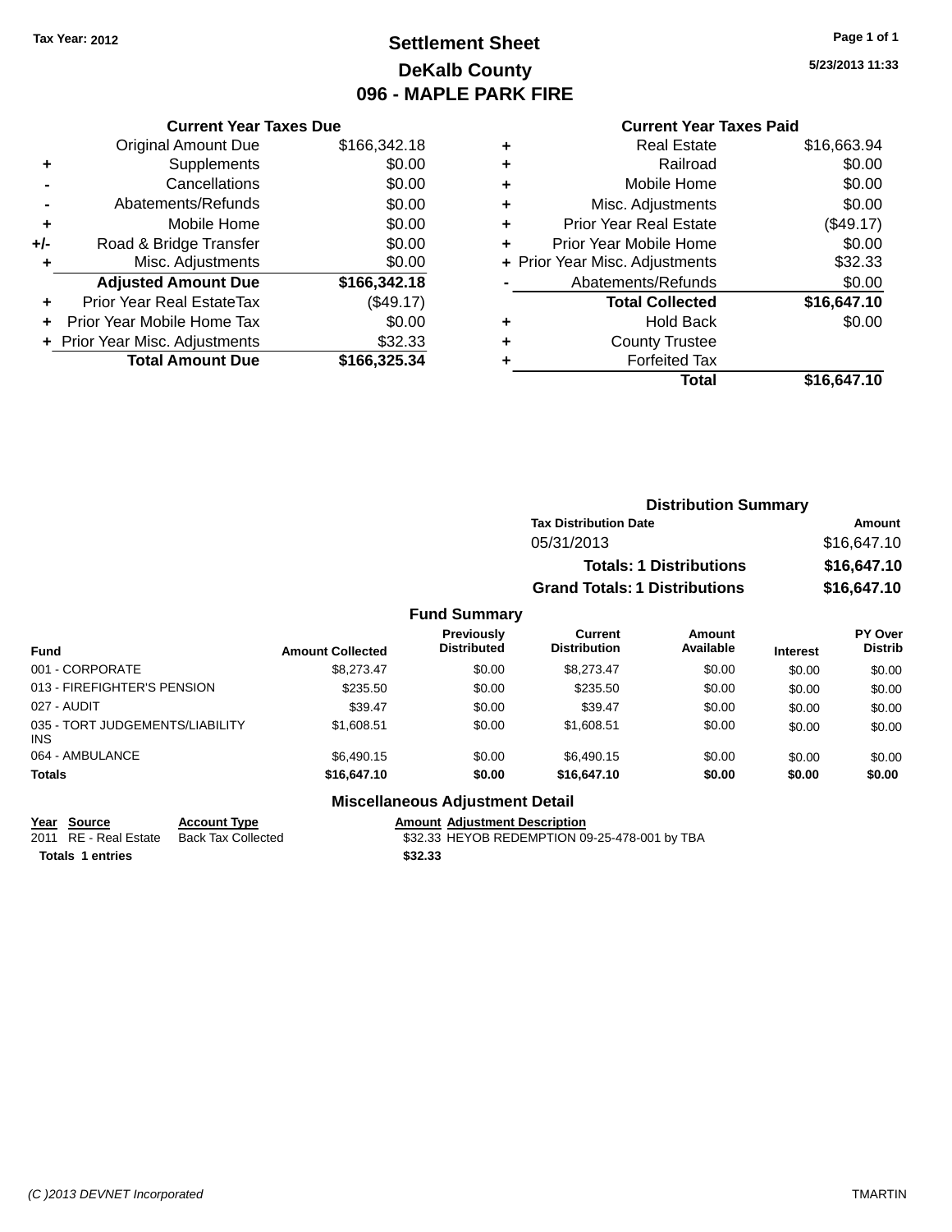Tax Year: 2012

# Settlement Sheet
## DeKalb County
## 096 - MAPLE PARK FIRE

5/23/2013 11:33

### Current Year Taxes Due

| | | |
|---|---|---|
| | Original Amount Due | $166,342.18 |
| + | Supplements | $0.00 |
| - | Cancellations | $0.00 |
| - | Abatements/Refunds | $0.00 |
| + | Mobile Home | $0.00 |
| +/- | Road & Bridge Transfer | $0.00 |
| + | Misc. Adjustments | $0.00 |
| | **Adjusted Amount Due** | **$166,342.18** |
| + | Prior Year Real EstateTax | ($49.17) |
| + | Prior Year Mobile Home Tax | $0.00 |
| + | Prior Year Misc. Adjustments | $32.33 |
| | **Total Amount Due** | **$166,325.34** |

### Current Year Taxes Paid

| | | |
|---|---|---|
| + | Real Estate | $16,663.94 |
| + | Railroad | $0.00 |
| + | Mobile Home | $0.00 |
| + | Misc. Adjustments | $0.00 |
| + | Prior Year Real Estate | ($49.17) |
| + | Prior Year Mobile Home | $0.00 |
| + | Prior Year Misc. Adjustments | $32.33 |
| - | Abatements/Refunds | $0.00 |
| | **Total Collected** | **$16,647.10** |
| + | Hold Back | $0.00 |
| + | County Trustee | |
| + | Forfeited Tax | |
| | **Total** | **$16,647.10** |

### Distribution Summary

| Tax Distribution Date | Amount |
|---|---|
| 05/31/2013 | $16,647.10 |
| **Totals: 1 Distributions** | **$16,647.10** |
| **Grand Totals: 1 Distributions** | **$16,647.10** |

### Fund Summary

| Fund | Amount Collected | Previously Distributed | Current Distribution | Amount Available | Interest | PY Over Distrib |
|---|---|---|---|---|---|---|
| 001 - CORPORATE | $8,273.47 | $0.00 | $8,273.47 | $0.00 | $0.00 | $0.00 |
| 013 - FIREFIGHTER'S PENSION | $235.50 | $0.00 | $235.50 | $0.00 | $0.00 | $0.00 |
| 027 - AUDIT | $39.47 | $0.00 | $39.47 | $0.00 | $0.00 | $0.00 |
| 035 - TORT JUDGEMENTS/LIABILITY INS | $1,608.51 | $0.00 | $1,608.51 | $0.00 | $0.00 | $0.00 |
| 064 - AMBULANCE | $6,490.15 | $0.00 | $6,490.15 | $0.00 | $0.00 | $0.00 |
| **Totals** | **$16,647.10** | **$0.00** | **$16,647.10** | **$0.00** | **$0.00** | **$0.00** |

### Miscellaneous Adjustment Detail

| Year | Source | Account Type | Amount | Adjustment Description |
|---|---|---|---|---|
| 2011 | RE - Real Estate | Back Tax Collected | $32.33 | HEYOB REDEMPTION 09-25-478-001 by TBA |
| **Totals 1 entries** | | | **$32.33** | |

(C )2013 DEVNET Incorporated TMARTIN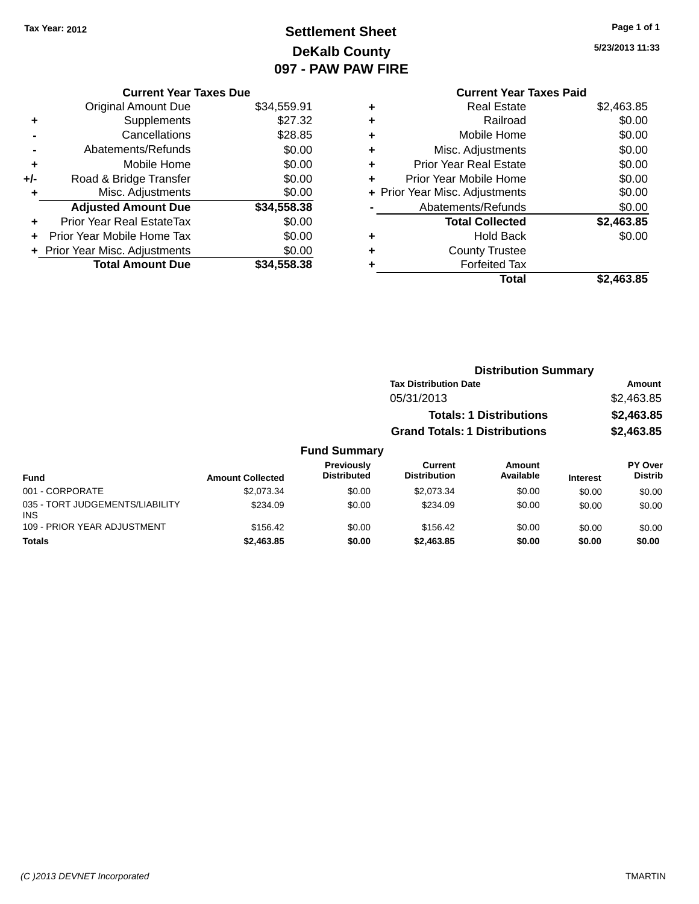Tax Year: 2012

# Settlement Sheet
## DeKalb County
## 097 - PAW PAW FIRE

5/23/2013 11:33

### Current Year Taxes Due

| | | |
|---|---|---|
| | Original Amount Due | $34,559.91 |
| + | Supplements | $27.32 |
| - | Cancellations | $28.85 |
| - | Abatements/Refunds | $0.00 |
| + | Mobile Home | $0.00 |
| +/- | Road & Bridge Transfer | $0.00 |
| + | Misc. Adjustments | $0.00 |
| | **Adjusted Amount Due** | **$34,558.38** |
| + | Prior Year Real EstateTax | $0.00 |
| + | Prior Year Mobile Home Tax | $0.00 |
| + | Prior Year Misc. Adjustments | $0.00 |
| | **Total Amount Due** | **$34,558.38** |

### Current Year Taxes Paid

| | | |
|---|---|---|
| + | Real Estate | $2,463.85 |
| + | Railroad | $0.00 |
| + | Mobile Home | $0.00 |
| + | Misc. Adjustments | $0.00 |
| + | Prior Year Real Estate | $0.00 |
| + | Prior Year Mobile Home | $0.00 |
| + | Prior Year Misc. Adjustments | $0.00 |
| - | Abatements/Refunds | $0.00 |
| | **Total Collected** | **$2,463.85** |
| + | Hold Back | $0.00 |
| + | County Trustee | |
| + | Forfeited Tax | |
| | **Total** | **$2,463.85** |

### Distribution Summary

| Tax Distribution Date | Amount |
|---|---|
| 05/31/2013 | $2,463.85 |
| **Totals: 1 Distributions** | **$2,463.85** |
| **Grand Totals: 1 Distributions** | **$2,463.85** |

### Fund Summary

| Fund | Amount Collected | Previously Distributed | Current Distribution | Amount Available | Interest | PY Over Distrib |
|---|---|---|---|---|---|---|
| 001 - CORPORATE | $2,073.34 | $0.00 | $2,073.34 | $0.00 | $0.00 | $0.00 |
| 035 - TORT JUDGEMENTS/LIABILITY INS | $234.09 | $0.00 | $234.09 | $0.00 | $0.00 | $0.00 |
| 109 - PRIOR YEAR ADJUSTMENT | $156.42 | $0.00 | $156.42 | $0.00 | $0.00 | $0.00 |
| **Totals** | **$2,463.85** | **$0.00** | **$2,463.85** | **$0.00** | **$0.00** | **$0.00** |

(C )2013 DEVNET Incorporated TMARTIN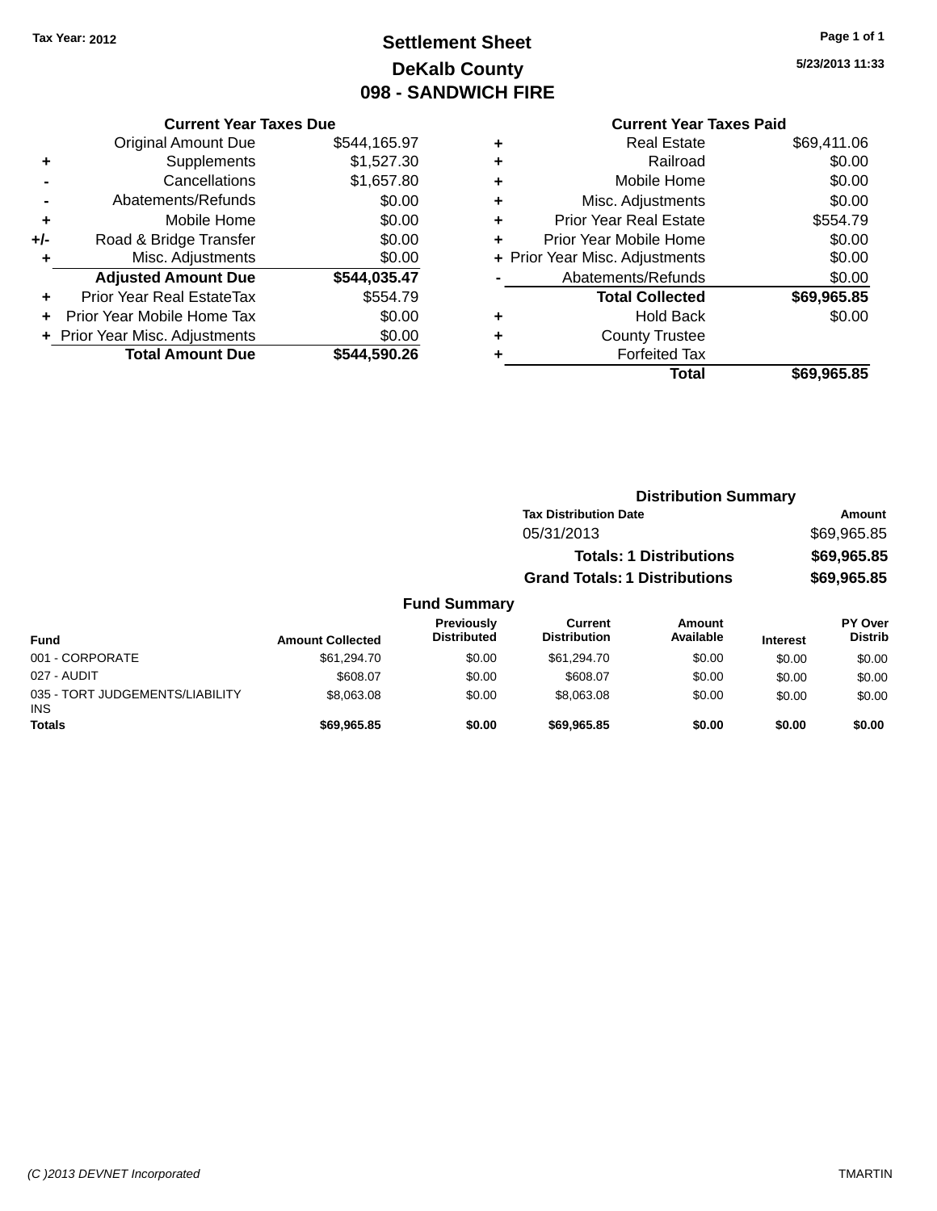Tax Year: 2012

# Settlement Sheet
## DeKalb County
## 098 - SANDWICH FIRE

5/23/2013 11:33

### Current Year Taxes Due

| | | Amount |
|---|---|---|
| | Original Amount Due | $544,165.97 |
| + | Supplements | $1,527.30 |
| - | Cancellations | $1,657.80 |
| - | Abatements/Refunds | $0.00 |
| + | Mobile Home | $0.00 |
| +/- | Road & Bridge Transfer | $0.00 |
| + | Misc. Adjustments | $0.00 |
| | **Adjusted Amount Due** | **$544,035.47** |
| + | Prior Year Real EstateTax | $554.79 |
| + | Prior Year Mobile Home Tax | $0.00 |
| + | Prior Year Misc. Adjustments | $0.00 |
| | **Total Amount Due** | **$544,590.26** |

### Current Year Taxes Paid

| | | Amount |
|---|---|---|
| + | Real Estate | $69,411.06 |
| + | Railroad | $0.00 |
| + | Mobile Home | $0.00 |
| + | Misc. Adjustments | $0.00 |
| + | Prior Year Real Estate | $554.79 |
| + | Prior Year Mobile Home | $0.00 |
| + | Prior Year Misc. Adjustments | $0.00 |
| - | Abatements/Refunds | $0.00 |
| | **Total Collected** | **$69,965.85** |
| + | Hold Back | $0.00 |
| + | County Trustee | |
| + | Forfeited Tax | |
| | **Total** | **$69,965.85** |

### Distribution Summary

| Tax Distribution Date | Amount |
|---|---|
| 05/31/2013 | $69,965.85 |
| **Totals: 1 Distributions** | **$69,965.85** |
| **Grand Totals: 1 Distributions** | **$69,965.85** |

### Fund Summary

| Fund | Amount Collected | Previously Distributed | Current Distribution | Amount Available | Interest | PY Over Distrib |
|---|---|---|---|---|---|---|
| 001 - CORPORATE | $61,294.70 | $0.00 | $61,294.70 | $0.00 | $0.00 | $0.00 |
| 027 - AUDIT | $608.07 | $0.00 | $608.07 | $0.00 | $0.00 | $0.00 |
| 035 - TORT JUDGEMENTS/LIABILITY INS | $8,063.08 | $0.00 | $8,063.08 | $0.00 | $0.00 | $0.00 |
| **Totals** | **$69,965.85** | **$0.00** | **$69,965.85** | **$0.00** | **$0.00** | **$0.00** |

(C )2013 DEVNET Incorporated TMARTIN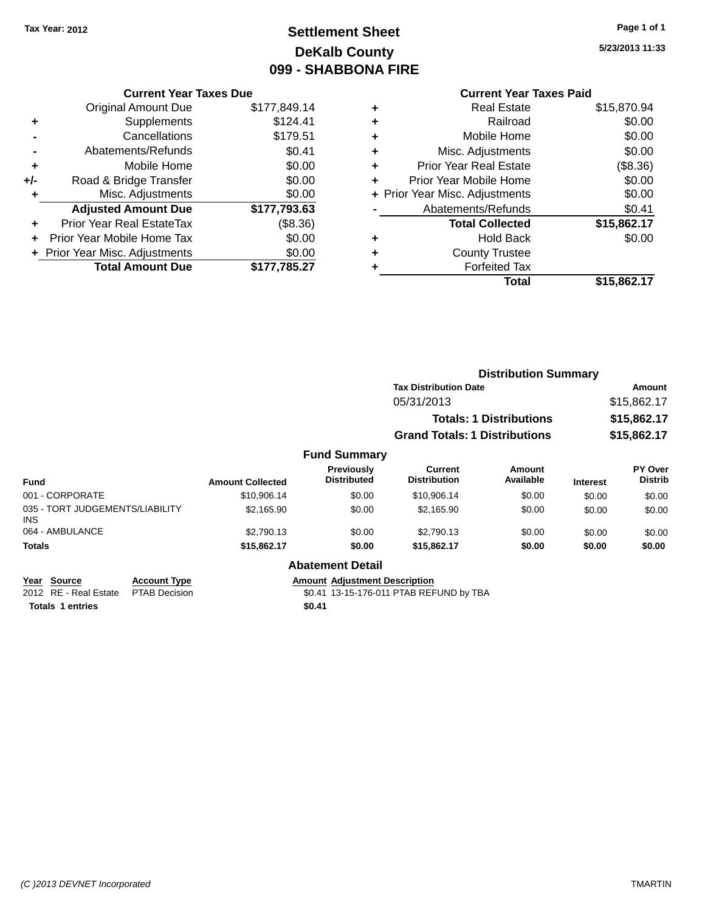Tax Year: 2012

# Settlement Sheet

## DeKalb County

## 099 - SHABBONA FIRE

5/23/2013 11:33

### Current Year Taxes Due

| | | |
|---|---|---|
| | Original Amount Due | $177,849.14 |
| + | Supplements | $124.41 |
| - | Cancellations | $179.51 |
| - | Abatements/Refunds | $0.41 |
| + | Mobile Home | $0.00 |
| +/- | Road & Bridge Transfer | $0.00 |
| + | Misc. Adjustments | $0.00 |
| | **Adjusted Amount Due** | **$177,793.63** |
| + | Prior Year Real EstateTax | ($8.36) |
| + | Prior Year Mobile Home Tax | $0.00 |
| + | Prior Year Misc. Adjustments | $0.00 |
| | **Total Amount Due** | **$177,785.27** |

### Current Year Taxes Paid

| | | |
|---|---|---|
| + | Real Estate | $15,870.94 |
| + | Railroad | $0.00 |
| + | Mobile Home | $0.00 |
| + | Misc. Adjustments | $0.00 |
| + | Prior Year Real Estate | ($8.36) |
| + | Prior Year Mobile Home | $0.00 |
| + | Prior Year Misc. Adjustments | $0.00 |
| - | Abatements/Refunds | $0.41 |
| | **Total Collected** | **$15,862.17** |
| + | Hold Back | $0.00 |
| + | County Trustee | |
| + | Forfeited Tax | |
| | **Total** | **$15,862.17** |

### Distribution Summary

| Tax Distribution Date | Amount |
|---|---|
| 05/31/2013 | $15,862.17 |
| **Totals: 1 Distributions** | **$15,862.17** |
| **Grand Totals: 1 Distributions** | **$15,862.17** |

### Fund Summary

| Fund | Amount Collected | Previously Distributed | Current Distribution | Amount Available | Interest | PY Over Distrib |
|---|---|---|---|---|---|---|
| 001 - CORPORATE | $10,906.14 | $0.00 | $10,906.14 | $0.00 | $0.00 | $0.00 |
| 035 - TORT JUDGEMENTS/LIABILITY INS | $2,165.90 | $0.00 | $2,165.90 | $0.00 | $0.00 | $0.00 |
| 064 - AMBULANCE | $2,790.13 | $0.00 | $2,790.13 | $0.00 | $0.00 | $0.00 |
| **Totals** | **$15,862.17** | **$0.00** | **$15,862.17** | **$0.00** | **$0.00** | **$0.00** |

### Abatement Detail

| Year | Source | Account Type | Amount | Adjustment Description |
|---|---|---|---|---|
| 2012 | RE - Real Estate | PTAB Decision | $0.41 | 13-15-176-011 PTAB REFUND by TBA |
| **Totals** | **1 entries** | | **$0.41** | |

(C )2013 DEVNET Incorporated TMARTIN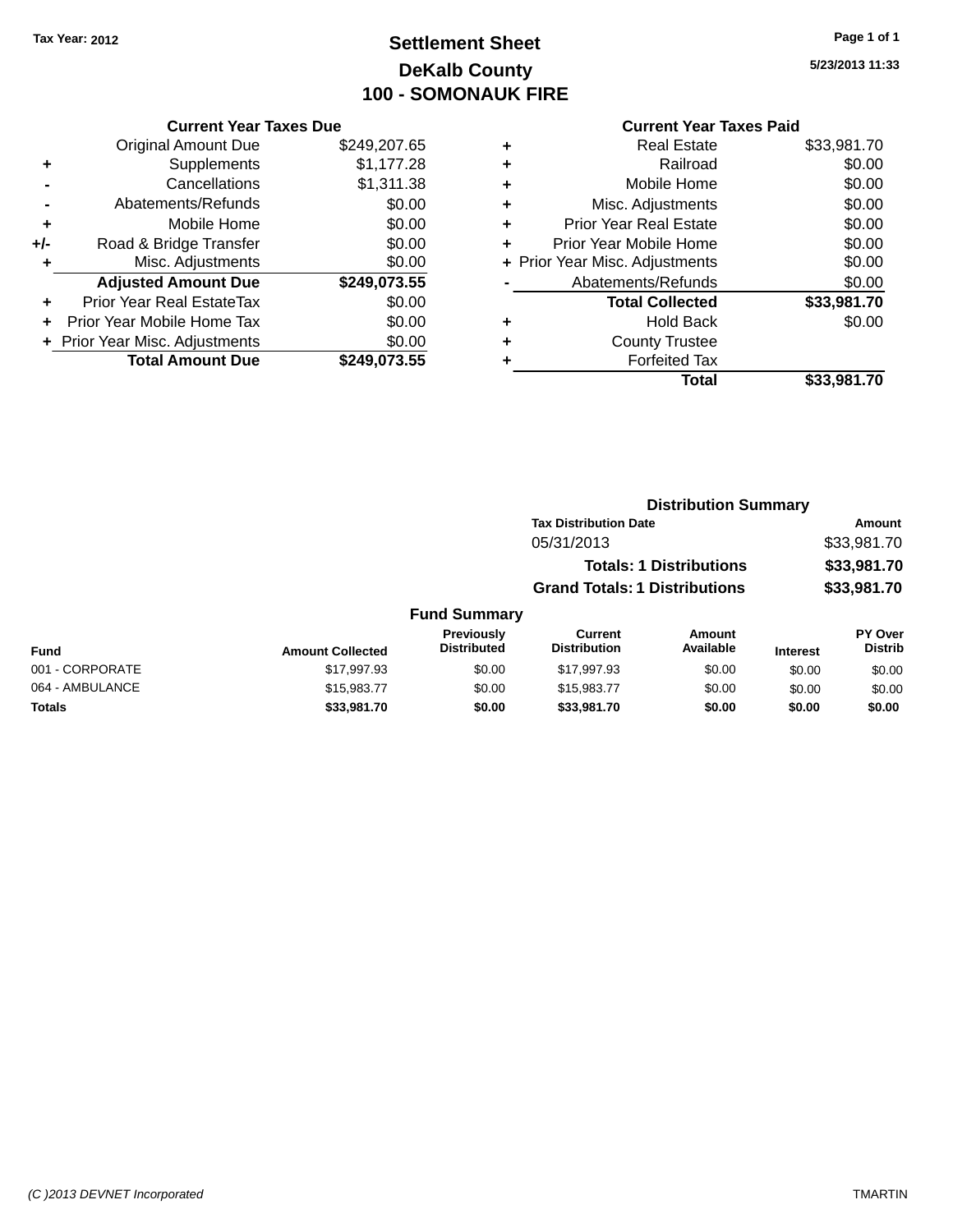Tax Year: 2012

# Settlement Sheet

## DeKalb County

## 100 - SOMONAUK FIRE

5/23/2013 11:33

### Current Year Taxes Due

| | | |
|---|---|---|
| | Original Amount Due | $249,207.65 |
| + | Supplements | $1,177.28 |
| - | Cancellations | $1,311.38 |
| - | Abatements/Refunds | $0.00 |
| + | Mobile Home | $0.00 |
| +/- | Road & Bridge Transfer | $0.00 |
| + | Misc. Adjustments | $0.00 |
| | **Adjusted Amount Due** | **$249,073.55** |
| + | Prior Year Real EstateTax | $0.00 |
| + | Prior Year Mobile Home Tax | $0.00 |
| + | Prior Year Misc. Adjustments | $0.00 |
| | **Total Amount Due** | **$249,073.55** |

### Current Year Taxes Paid

| | | |
|---|---|---|
| + | Real Estate | $33,981.70 |
| + | Railroad | $0.00 |
| + | Mobile Home | $0.00 |
| + | Misc. Adjustments | $0.00 |
| + | Prior Year Real Estate | $0.00 |
| + | Prior Year Mobile Home | $0.00 |
| + | Prior Year Misc. Adjustments | $0.00 |
| - | Abatements/Refunds | $0.00 |
| | **Total Collected** | **$33,981.70** |
| + | Hold Back | $0.00 |
| + | County Trustee | |
| + | Forfeited Tax | |
| | **Total** | **$33,981.70** |

### Distribution Summary

| Tax Distribution Date | Amount |
|---|---|
| 05/31/2013 | $33,981.70 |
| **Totals: 1 Distributions** | **$33,981.70** |
| **Grand Totals: 1 Distributions** | **$33,981.70** |

### Fund Summary

| Fund | Amount Collected | Previously Distributed | Current Distribution | Amount Available | Interest | PY Over Distrib |
|---|---|---|---|---|---|---|
| 001 - CORPORATE | $17,997.93 | $0.00 | $17,997.93 | $0.00 | $0.00 | $0.00 |
| 064 - AMBULANCE | $15,983.77 | $0.00 | $15,983.77 | $0.00 | $0.00 | $0.00 |
| **Totals** | **$33,981.70** | **$0.00** | **$33,981.70** | **$0.00** | **$0.00** | **$0.00** |

(C )2013 DEVNET Incorporated — TMARTIN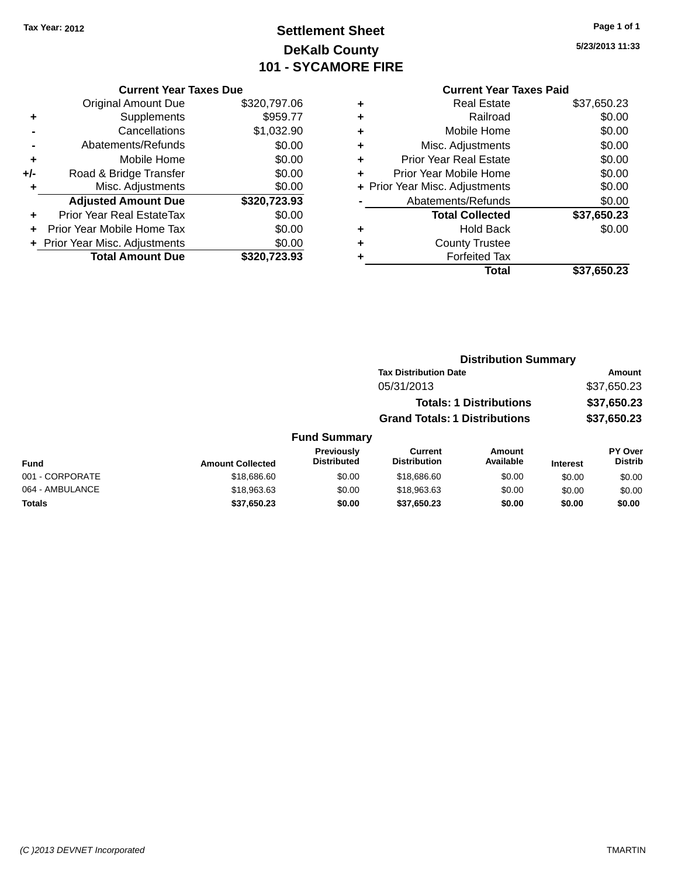Tax Year: 2012

# Settlement Sheet
## DeKalb County
## 101 - SYCAMORE FIRE

5/23/2013 11:33

### Current Year Taxes Due

| | | |
|---|---|---|
| | Original Amount Due | $320,797.06 |
| + | Supplements | $959.77 |
| - | Cancellations | $1,032.90 |
| - | Abatements/Refunds | $0.00 |
| + | Mobile Home | $0.00 |
| +/- | Road & Bridge Transfer | $0.00 |
| + | Misc. Adjustments | $0.00 |
| | **Adjusted Amount Due** | **$320,723.93** |
| + | Prior Year Real EstateTax | $0.00 |
| + | Prior Year Mobile Home Tax | $0.00 |
| + | Prior Year Misc. Adjustments | $0.00 |
| | **Total Amount Due** | **$320,723.93** |

### Current Year Taxes Paid

| | | |
|---|---|---|
| + | Real Estate | $37,650.23 |
| + | Railroad | $0.00 |
| + | Mobile Home | $0.00 |
| + | Misc. Adjustments | $0.00 |
| + | Prior Year Real Estate | $0.00 |
| + | Prior Year Mobile Home | $0.00 |
| + | Prior Year Misc. Adjustments | $0.00 |
| - | Abatements/Refunds | $0.00 |
| | **Total Collected** | **$37,650.23** |
| + | Hold Back | $0.00 |
| + | County Trustee | |
| + | Forfeited Tax | |
| | **Total** | **$37,650.23** |

### Distribution Summary

| Tax Distribution Date | Amount |
|---|---|
| 05/31/2013 | $37,650.23 |
| **Totals: 1 Distributions** | **$37,650.23** |
| **Grand Totals: 1 Distributions** | **$37,650.23** |

### Fund Summary

| Fund | Amount Collected | Previously Distributed | Current Distribution | Amount Available | Interest | PY Over Distrib |
|---|---|---|---|---|---|---|
| 001 - CORPORATE | $18,686.60 | $0.00 | $18,686.60 | $0.00 | $0.00 | $0.00 |
| 064 - AMBULANCE | $18,963.63 | $0.00 | $18,963.63 | $0.00 | $0.00 | $0.00 |
| **Totals** | **$37,650.23** | **$0.00** | **$37,650.23** | **$0.00** | **$0.00** | **$0.00** |

(C )2013 DEVNET Incorporated TMARTIN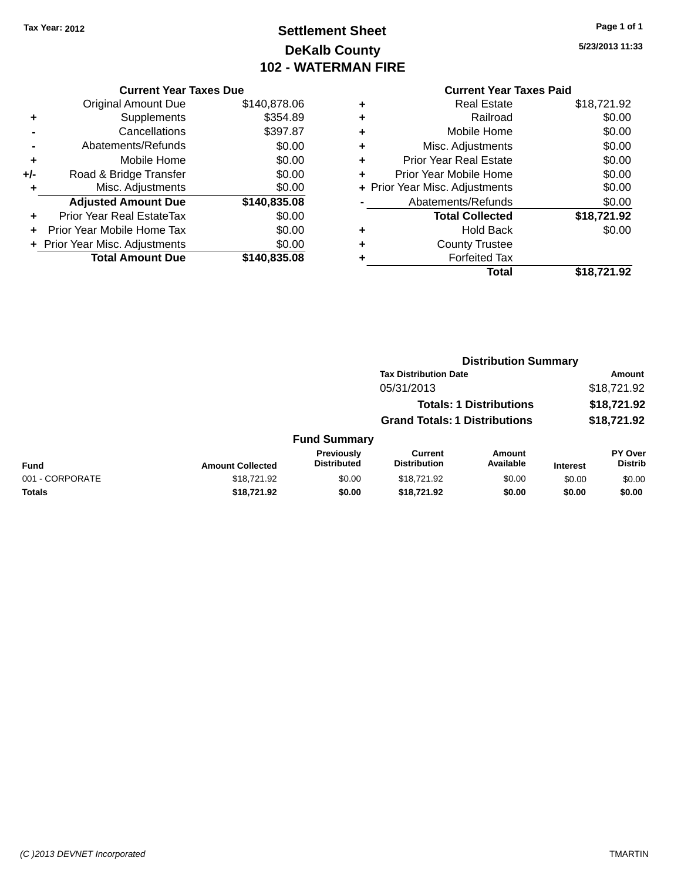Tax Year: 2012

# Settlement Sheet
## DeKalb County
## 102 - WATERMAN FIRE

5/23/2013 11:33

### Current Year Taxes Due

| | | |
|---|---|---|
| | Original Amount Due | $140,878.06 |
| + | Supplements | $354.89 |
| - | Cancellations | $397.87 |
| - | Abatements/Refunds | $0.00 |
| + | Mobile Home | $0.00 |
| +/- | Road & Bridge Transfer | $0.00 |
| + | Misc. Adjustments | $0.00 |
| | **Adjusted Amount Due** | **$140,835.08** |
| + | Prior Year Real EstateTax | $0.00 |
| + | Prior Year Mobile Home Tax | $0.00 |
| + | Prior Year Misc. Adjustments | $0.00 |
| | **Total Amount Due** | **$140,835.08** |

### Current Year Taxes Paid

| | | |
|---|---|---|
| + | Real Estate | $18,721.92 |
| + | Railroad | $0.00 |
| + | Mobile Home | $0.00 |
| + | Misc. Adjustments | $0.00 |
| + | Prior Year Real Estate | $0.00 |
| + | Prior Year Mobile Home | $0.00 |
| + | Prior Year Misc. Adjustments | $0.00 |
| - | Abatements/Refunds | $0.00 |
| | **Total Collected** | **$18,721.92** |
| + | Hold Back | $0.00 |
| + | County Trustee | |
| + | Forfeited Tax | |
| | **Total** | **$18,721.92** |

### Distribution Summary

| Tax Distribution Date | Amount |
|---|---|
| 05/31/2013 | $18,721.92 |
| **Totals: 1 Distributions** | **$18,721.92** |
| **Grand Totals: 1 Distributions** | **$18,721.92** |

### Fund Summary

| Fund | Amount Collected | Previously Distributed | Current Distribution | Amount Available | Interest | PY Over Distrib |
|---|---|---|---|---|---|---|
| 001 - CORPORATE | $18,721.92 | $0.00 | $18,721.92 | $0.00 | $0.00 | $0.00 |
| **Totals** | **$18,721.92** | **$0.00** | **$18,721.92** | **$0.00** | **$0.00** | **$0.00** |

(C )2013 DEVNET Incorporated

TMARTIN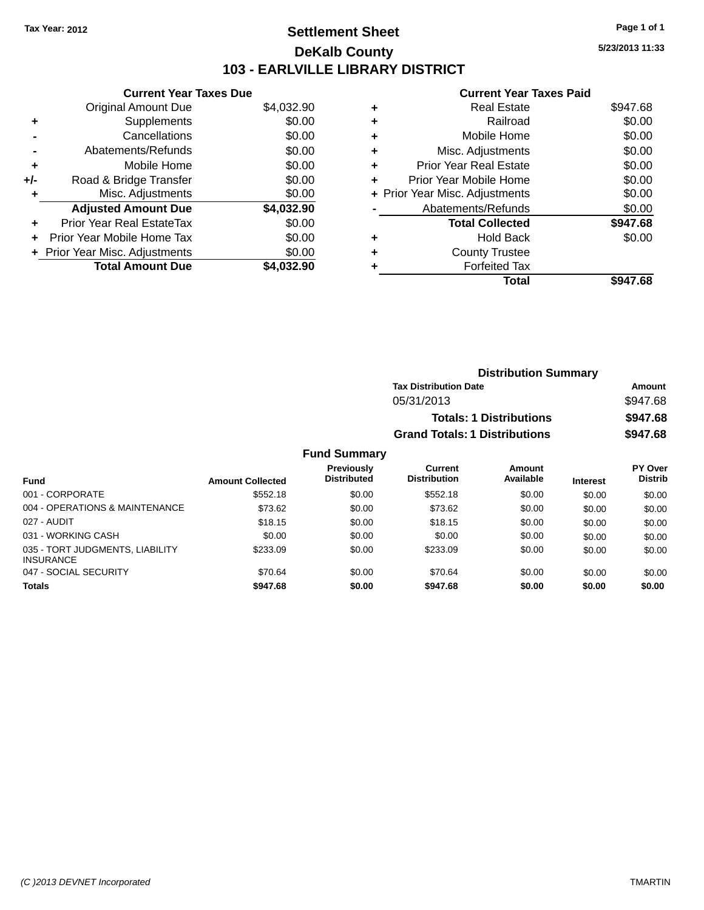Tax Year: 2012

# Settlement Sheet

## DeKalb County

## 103 - EARLVILLE LIBRARY DISTRICT

5/23/2013 11:33

### Current Year Taxes Due

| | | |
|---|---|---|
| | Original Amount Due | $4,032.90 |
| + | Supplements | $0.00 |
| - | Cancellations | $0.00 |
| - | Abatements/Refunds | $0.00 |
| + | Mobile Home | $0.00 |
| +/- | Road & Bridge Transfer | $0.00 |
| + | Misc. Adjustments | $0.00 |
| | **Adjusted Amount Due** | **$4,032.90** |
| + | Prior Year Real EstateTax | $0.00 |
| + | Prior Year Mobile Home Tax | $0.00 |
| + | Prior Year Misc. Adjustments | $0.00 |
| | **Total Amount Due** | **$4,032.90** |

### Current Year Taxes Paid

| | | |
|---|---|---|
| + | Real Estate | $947.68 |
| + | Railroad | $0.00 |
| + | Mobile Home | $0.00 |
| + | Misc. Adjustments | $0.00 |
| + | Prior Year Real Estate | $0.00 |
| + | Prior Year Mobile Home | $0.00 |
| + | Prior Year Misc. Adjustments | $0.00 |
| - | Abatements/Refunds | $0.00 |
| | **Total Collected** | **$947.68** |
| + | Hold Back | $0.00 |
| + | County Trustee | |
| + | Forfeited Tax | |
| | **Total** | **$947.68** |

### Distribution Summary

| Tax Distribution Date | Amount |
|---|---|
| 05/31/2013 | $947.68 |
| **Totals: 1 Distributions** | **$947.68** |
| **Grand Totals: 1 Distributions** | **$947.68** |

### Fund Summary

| Fund | Amount Collected | Previously Distributed | Current Distribution | Amount Available | Interest | PY Over Distrib |
|---|---|---|---|---|---|---|
| 001 - CORPORATE | $552.18 | $0.00 | $552.18 | $0.00 | $0.00 | $0.00 |
| 004 - OPERATIONS & MAINTENANCE | $73.62 | $0.00 | $73.62 | $0.00 | $0.00 | $0.00 |
| 027 - AUDIT | $18.15 | $0.00 | $18.15 | $0.00 | $0.00 | $0.00 |
| 031 - WORKING CASH | $0.00 | $0.00 | $0.00 | $0.00 | $0.00 | $0.00 |
| 035 - TORT JUDGMENTS, LIABILITY INSURANCE | $233.09 | $0.00 | $233.09 | $0.00 | $0.00 | $0.00 |
| 047 - SOCIAL SECURITY | $70.64 | $0.00 | $70.64 | $0.00 | $0.00 | $0.00 |
| **Totals** | **$947.68** | **$0.00** | **$947.68** | **$0.00** | **$0.00** | **$0.00** |

(C )2013 DEVNET Incorporated TMARTIN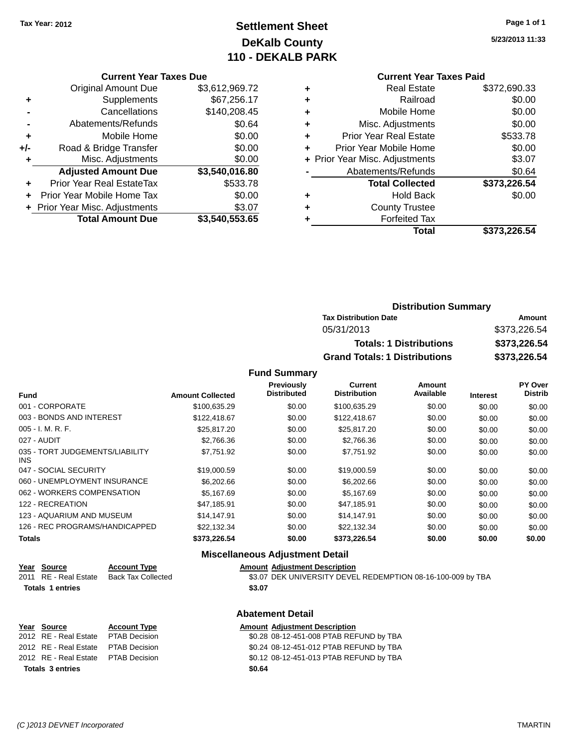Tax Year: 2012

# Settlement Sheet
## DeKalb County
## 110 - DEKALB PARK

5/23/2013 11:33

### Current Year Taxes Due

| | | |
|---|---|---|
| | Original Amount Due | $3,612,969.72 |
| + | Supplements | $67,256.17 |
| - | Cancellations | $140,208.45 |
| - | Abatements/Refunds | $0.64 |
| + | Mobile Home | $0.00 |
| +/- | Road & Bridge Transfer | $0.00 |
| + | Misc. Adjustments | $0.00 |
| | **Adjusted Amount Due** | **$3,540,016.80** |
| + | Prior Year Real EstateTax | $533.78 |
| + | Prior Year Mobile Home Tax | $0.00 |
| + | Prior Year Misc. Adjustments | $3.07 |
| | **Total Amount Due** | **$3,540,553.65** |

### Current Year Taxes Paid

| | | |
|---|---|---|
| + | Real Estate | $372,690.33 |
| + | Railroad | $0.00 |
| + | Mobile Home | $0.00 |
| + | Misc. Adjustments | $0.00 |
| + | Prior Year Real Estate | $533.78 |
| + | Prior Year Mobile Home | $0.00 |
| + | Prior Year Misc. Adjustments | $3.07 |
| - | Abatements/Refunds | $0.64 |
| | **Total Collected** | **$373,226.54** |
| + | Hold Back | $0.00 |
| + | County Trustee | |
| + | Forfeited Tax | |
| | **Total** | **$373,226.54** |

### Distribution Summary

| Tax Distribution Date | Amount |
|---|---|
| 05/31/2013 | $373,226.54 |
| **Totals: 1 Distributions** | **$373,226.54** |
| **Grand Totals: 1 Distributions** | **$373,226.54** |

### Fund Summary

| Fund | Amount Collected | Previously Distributed | Current Distribution | Amount Available | Interest | PY Over Distrib |
|---|---|---|---|---|---|---|
| 001 - CORPORATE | $100,635.29 | $0.00 | $100,635.29 | $0.00 | $0.00 | $0.00 |
| 003 - BONDS AND INTEREST | $122,418.67 | $0.00 | $122,418.67 | $0.00 | $0.00 | $0.00 |
| 005 - I. M. R. F. | $25,817.20 | $0.00 | $25,817.20 | $0.00 | $0.00 | $0.00 |
| 027 - AUDIT | $2,766.36 | $0.00 | $2,766.36 | $0.00 | $0.00 | $0.00 |
| 035 - TORT JUDGEMENTS/LIABILITY INS | $7,751.92 | $0.00 | $7,751.92 | $0.00 | $0.00 | $0.00 |
| 047 - SOCIAL SECURITY | $19,000.59 | $0.00 | $19,000.59 | $0.00 | $0.00 | $0.00 |
| 060 - UNEMPLOYMENT INSURANCE | $6,202.66 | $0.00 | $6,202.66 | $0.00 | $0.00 | $0.00 |
| 062 - WORKERS COMPENSATION | $5,167.69 | $0.00 | $5,167.69 | $0.00 | $0.00 | $0.00 |
| 122 - RECREATION | $47,185.91 | $0.00 | $47,185.91 | $0.00 | $0.00 | $0.00 |
| 123 - AQUARIUM AND MUSEUM | $14,147.91 | $0.00 | $14,147.91 | $0.00 | $0.00 | $0.00 |
| 126 - REC PROGRAMS/HANDICAPPED | $22,132.34 | $0.00 | $22,132.34 | $0.00 | $0.00 | $0.00 |
| **Totals** | **$373,226.54** | **$0.00** | **$373,226.54** | **$0.00** | **$0.00** | **$0.00** |

### Miscellaneous Adjustment Detail

| Year | Source | Account Type | Amount | Adjustment Description |
|---|---|---|---|---|
| 2011 | RE - Real Estate | Back Tax Collected | $3.07 | DEK UNIVERSITY DEVEL REDEMPTION 08-16-100-009 by TBA |
| **Totals 1 entries** | | | **$3.07** | |

### Abatement Detail

| Year | Source | Account Type | Amount | Adjustment Description |
|---|---|---|---|---|
| 2012 | RE - Real Estate | PTAB Decision | $0.28 | 08-12-451-008 PTAB REFUND by TBA |
| 2012 | RE - Real Estate | PTAB Decision | $0.24 | 08-12-451-012 PTAB REFUND by TBA |
| 2012 | RE - Real Estate | PTAB Decision | $0.12 | 08-12-451-013 PTAB REFUND by TBA |
| **Totals 3 entries** | | | **$0.64** | |

(C )2013 DEVNET Incorporated TMARTIN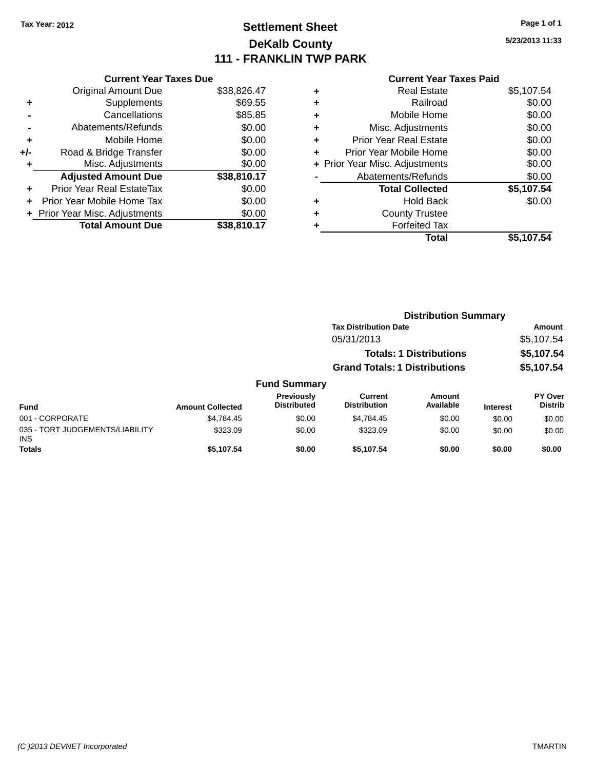Tax Year: 2012

# Settlement Sheet

## DeKalb County

## 111 - FRANKLIN TWP PARK

5/23/2013 11:33

### Current Year Taxes Due

| | | |
|---|---|---|
| | Original Amount Due | $38,826.47 |
| + | Supplements | $69.55 |
| - | Cancellations | $85.85 |
| - | Abatements/Refunds | $0.00 |
| + | Mobile Home | $0.00 |
| +/- | Road & Bridge Transfer | $0.00 |
| + | Misc. Adjustments | $0.00 |
| | **Adjusted Amount Due** | **$38,810.17** |
| + | Prior Year Real EstateTax | $0.00 |
| + | Prior Year Mobile Home Tax | $0.00 |
| + | Prior Year Misc. Adjustments | $0.00 |
| | **Total Amount Due** | **$38,810.17** |

### Current Year Taxes Paid

| | | |
|---|---|---|
| + | Real Estate | $5,107.54 |
| + | Railroad | $0.00 |
| + | Mobile Home | $0.00 |
| + | Misc. Adjustments | $0.00 |
| + | Prior Year Real Estate | $0.00 |
| + | Prior Year Mobile Home | $0.00 |
| + | Prior Year Misc. Adjustments | $0.00 |
| - | Abatements/Refunds | $0.00 |
| | **Total Collected** | **$5,107.54** |
| + | Hold Back | $0.00 |
| + | County Trustee | |
| + | Forfeited Tax | |
| | **Total** | **$5,107.54** |

### Distribution Summary

| Tax Distribution Date | Amount |
|---|---|
| 05/31/2013 | $5,107.54 |
| **Totals: 1 Distributions** | **$5,107.54** |
| **Grand Totals: 1 Distributions** | **$5,107.54** |

### Fund Summary

| Fund | Amount Collected | Previously Distributed | Current Distribution | Amount Available | Interest | PY Over Distrib |
|---|---|---|---|---|---|---|
| 001 - CORPORATE | $4,784.45 | $0.00 | $4,784.45 | $0.00 | $0.00 | $0.00 |
| 035 - TORT JUDGEMENTS/LIABILITY INS | $323.09 | $0.00 | $323.09 | $0.00 | $0.00 | $0.00 |
| **Totals** | **$5,107.54** | **$0.00** | **$5,107.54** | **$0.00** | **$0.00** | **$0.00** |

(C )2013 DEVNET Incorporated TMARTIN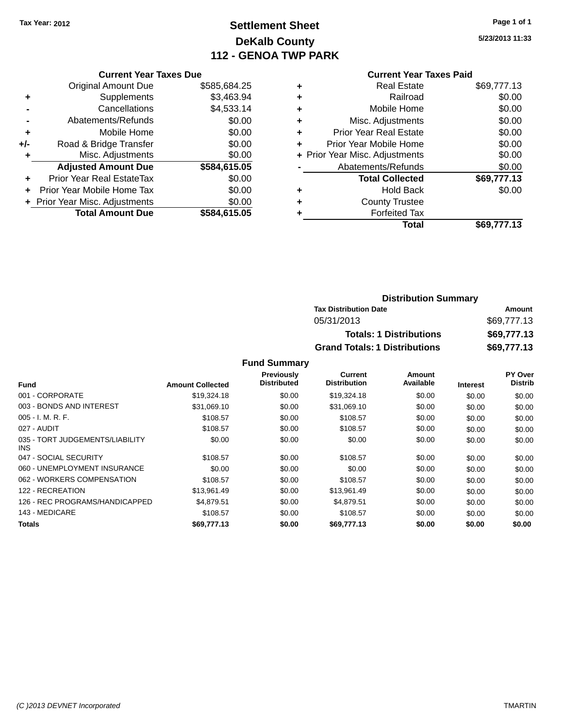Tax Year: 2012

# Settlement Sheet
## DeKalb County
## 112 - GENOA TWP PARK

5/23/2013 11:33

### Current Year Taxes Due

| | | |
|---|---|---|
| | Original Amount Due | $585,684.25 |
| + | Supplements | $3,463.94 |
| - | Cancellations | $4,533.14 |
| - | Abatements/Refunds | $0.00 |
| + | Mobile Home | $0.00 |
| +/- | Road & Bridge Transfer | $0.00 |
| + | Misc. Adjustments | $0.00 |
| | **Adjusted Amount Due** | **$584,615.05** |
| + | Prior Year Real EstateTax | $0.00 |
| + | Prior Year Mobile Home Tax | $0.00 |
| + | Prior Year Misc. Adjustments | $0.00 |
| | **Total Amount Due** | **$584,615.05** |

### Current Year Taxes Paid

| | | |
|---|---|---|
| + | Real Estate | $69,777.13 |
| + | Railroad | $0.00 |
| + | Mobile Home | $0.00 |
| + | Misc. Adjustments | $0.00 |
| + | Prior Year Real Estate | $0.00 |
| + | Prior Year Mobile Home | $0.00 |
| + | Prior Year Misc. Adjustments | $0.00 |
| - | Abatements/Refunds | $0.00 |
| | **Total Collected** | **$69,777.13** |
| + | Hold Back | $0.00 |
| + | County Trustee | |
| + | Forfeited Tax | |
| | **Total** | **$69,777.13** |

### Distribution Summary

| Tax Distribution Date | Amount |
|---|---|
| 05/31/2013 | $69,777.13 |
| **Totals: 1 Distributions** | **$69,777.13** |
| **Grand Totals: 1 Distributions** | **$69,777.13** |

### Fund Summary

| Fund | Amount Collected | Previously Distributed | Current Distribution | Amount Available | Interest | PY Over Distrib |
|---|---|---|---|---|---|---|
| 001 - CORPORATE | $19,324.18 | $0.00 | $19,324.18 | $0.00 | $0.00 | $0.00 |
| 003 - BONDS AND INTEREST | $31,069.10 | $0.00 | $31,069.10 | $0.00 | $0.00 | $0.00 |
| 005 - I. M. R. F. | $108.57 | $0.00 | $108.57 | $0.00 | $0.00 | $0.00 |
| 027 - AUDIT | $108.57 | $0.00 | $108.57 | $0.00 | $0.00 | $0.00 |
| 035 - TORT JUDGEMENTS/LIABILITY INS | $0.00 | $0.00 | $0.00 | $0.00 | $0.00 | $0.00 |
| 047 - SOCIAL SECURITY | $108.57 | $0.00 | $108.57 | $0.00 | $0.00 | $0.00 |
| 060 - UNEMPLOYMENT INSURANCE | $0.00 | $0.00 | $0.00 | $0.00 | $0.00 | $0.00 |
| 062 - WORKERS COMPENSATION | $108.57 | $0.00 | $108.57 | $0.00 | $0.00 | $0.00 |
| 122 - RECREATION | $13,961.49 | $0.00 | $13,961.49 | $0.00 | $0.00 | $0.00 |
| 126 - REC PROGRAMS/HANDICAPPED | $4,879.51 | $0.00 | $4,879.51 | $0.00 | $0.00 | $0.00 |
| 143 - MEDICARE | $108.57 | $0.00 | $108.57 | $0.00 | $0.00 | $0.00 |
| **Totals** | **$69,777.13** | **$0.00** | **$69,777.13** | **$0.00** | **$0.00** | **$0.00** |

(C )2013 DEVNET Incorporated TMARTIN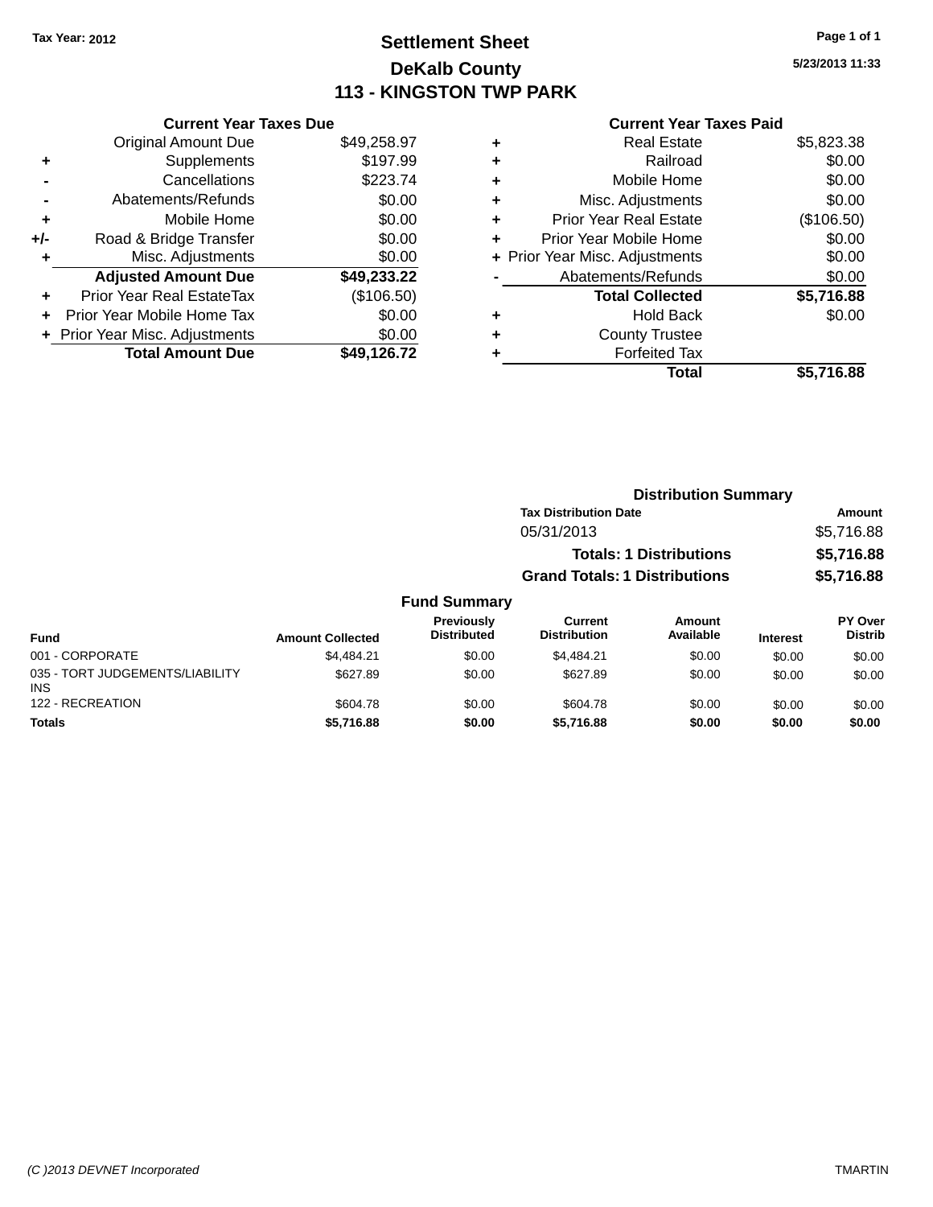Tax Year: 2012

# Settlement Sheet

## DeKalb County

## 113 - KINGSTON TWP PARK

5/23/2013 11:33

### Current Year Taxes Due

| | | |
|---|---|---|
| | Original Amount Due | $49,258.97 |
| + | Supplements | $197.99 |
| - | Cancellations | $223.74 |
| - | Abatements/Refunds | $0.00 |
| + | Mobile Home | $0.00 |
| +/- | Road & Bridge Transfer | $0.00 |
| + | Misc. Adjustments | $0.00 |
| | **Adjusted Amount Due** | **$49,233.22** |
| + | Prior Year Real EstateTax | ($106.50) |
| + | Prior Year Mobile Home Tax | $0.00 |
| + | Prior Year Misc. Adjustments | $0.00 |
| | **Total Amount Due** | **$49,126.72** |

### Current Year Taxes Paid

| | | |
|---|---|---|
| + | Real Estate | $5,823.38 |
| + | Railroad | $0.00 |
| + | Mobile Home | $0.00 |
| + | Misc. Adjustments | $0.00 |
| + | Prior Year Real Estate | ($106.50) |
| + | Prior Year Mobile Home | $0.00 |
| + | Prior Year Misc. Adjustments | $0.00 |
| - | Abatements/Refunds | $0.00 |
| | **Total Collected** | **$5,716.88** |
| + | Hold Back | $0.00 |
| + | County Trustee | |
| + | Forfeited Tax | |
| | **Total** | **$5,716.88** |

### Distribution Summary

| Tax Distribution Date | Amount |
|---|---|
| 05/31/2013 | $5,716.88 |
| **Totals: 1 Distributions** | **$5,716.88** |
| **Grand Totals: 1 Distributions** | **$5,716.88** |

### Fund Summary

| Fund | Amount Collected | Previously Distributed | Current Distribution | Amount Available | Interest | PY Over Distrib |
|---|---|---|---|---|---|---|
| 001 - CORPORATE | $4,484.21 | $0.00 | $4,484.21 | $0.00 | $0.00 | $0.00 |
| 035 - TORT JUDGEMENTS/LIABILITY INS | $627.89 | $0.00 | $627.89 | $0.00 | $0.00 | $0.00 |
| 122 - RECREATION | $604.78 | $0.00 | $604.78 | $0.00 | $0.00 | $0.00 |
| **Totals** | **$5,716.88** | **$0.00** | **$5,716.88** | **$0.00** | **$0.00** | **$0.00** |

(C )2013 DEVNET Incorporated — TMARTIN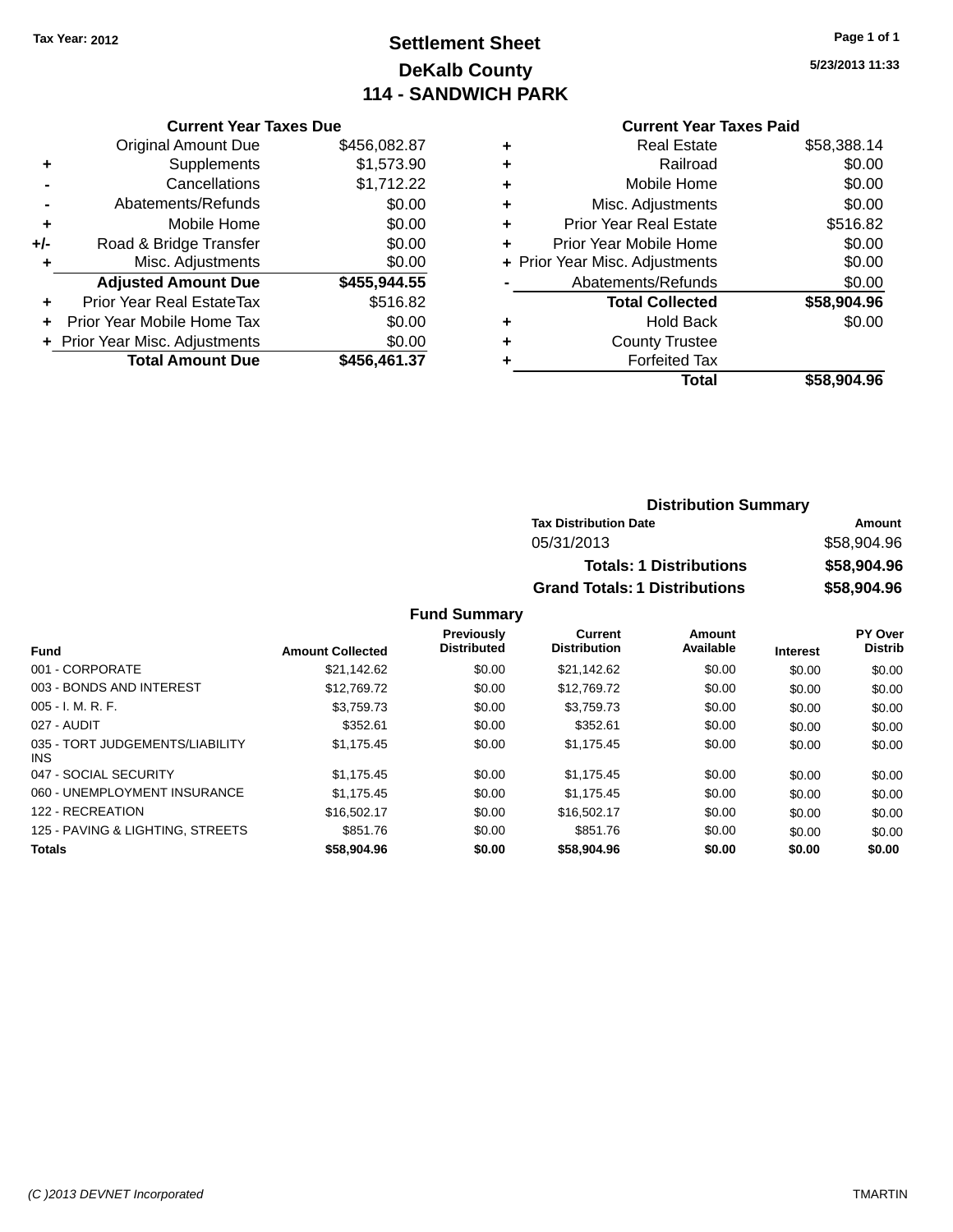Tax Year: 2012

# Settlement Sheet
## DeKalb County
## 114 - SANDWICH PARK

5/23/2013 11:33

### Current Year Taxes Due

| | | |
|---|---|---|
| | Original Amount Due | $456,082.87 |
| + | Supplements | $1,573.90 |
| - | Cancellations | $1,712.22 |
| - | Abatements/Refunds | $0.00 |
| + | Mobile Home | $0.00 |
| +/- | Road & Bridge Transfer | $0.00 |
| + | Misc. Adjustments | $0.00 |
| | **Adjusted Amount Due** | **$455,944.55** |
| + | Prior Year Real EstateTax | $516.82 |
| + | Prior Year Mobile Home Tax | $0.00 |
| + | Prior Year Misc. Adjustments | $0.00 |
| | **Total Amount Due** | **$456,461.37** |

### Current Year Taxes Paid

| | | |
|---|---|---|
| + | Real Estate | $58,388.14 |
| + | Railroad | $0.00 |
| + | Mobile Home | $0.00 |
| + | Misc. Adjustments | $0.00 |
| + | Prior Year Real Estate | $516.82 |
| + | Prior Year Mobile Home | $0.00 |
| + | Prior Year Misc. Adjustments | $0.00 |
| - | Abatements/Refunds | $0.00 |
| | **Total Collected** | **$58,904.96** |
| + | Hold Back | $0.00 |
| + | County Trustee | |
| + | Forfeited Tax | |
| | **Total** | **$58,904.96** |

### Distribution Summary

| Tax Distribution Date | Amount |
|---|---|
| 05/31/2013 | $58,904.96 |
| **Totals: 1 Distributions** | **$58,904.96** |
| **Grand Totals: 1 Distributions** | **$58,904.96** |

### Fund Summary

| Fund | Amount Collected | Previously Distributed | Current Distribution | Amount Available | Interest | PY Over Distrib |
|---|---|---|---|---|---|---|
| 001 - CORPORATE | $21,142.62 | $0.00 | $21,142.62 | $0.00 | $0.00 | $0.00 |
| 003 - BONDS AND INTEREST | $12,769.72 | $0.00 | $12,769.72 | $0.00 | $0.00 | $0.00 |
| 005 - I. M. R. F. | $3,759.73 | $0.00 | $3,759.73 | $0.00 | $0.00 | $0.00 |
| 027 - AUDIT | $352.61 | $0.00 | $352.61 | $0.00 | $0.00 | $0.00 |
| 035 - TORT JUDGEMENTS/LIABILITY INS | $1,175.45 | $0.00 | $1,175.45 | $0.00 | $0.00 | $0.00 |
| 047 - SOCIAL SECURITY | $1,175.45 | $0.00 | $1,175.45 | $0.00 | $0.00 | $0.00 |
| 060 - UNEMPLOYMENT INSURANCE | $1,175.45 | $0.00 | $1,175.45 | $0.00 | $0.00 | $0.00 |
| 122 - RECREATION | $16,502.17 | $0.00 | $16,502.17 | $0.00 | $0.00 | $0.00 |
| 125 - PAVING & LIGHTING, STREETS | $851.76 | $0.00 | $851.76 | $0.00 | $0.00 | $0.00 |
| **Totals** | **$58,904.96** | **$0.00** | **$58,904.96** | **$0.00** | **$0.00** | **$0.00** |

(C )2013 DEVNET Incorporated — TMARTIN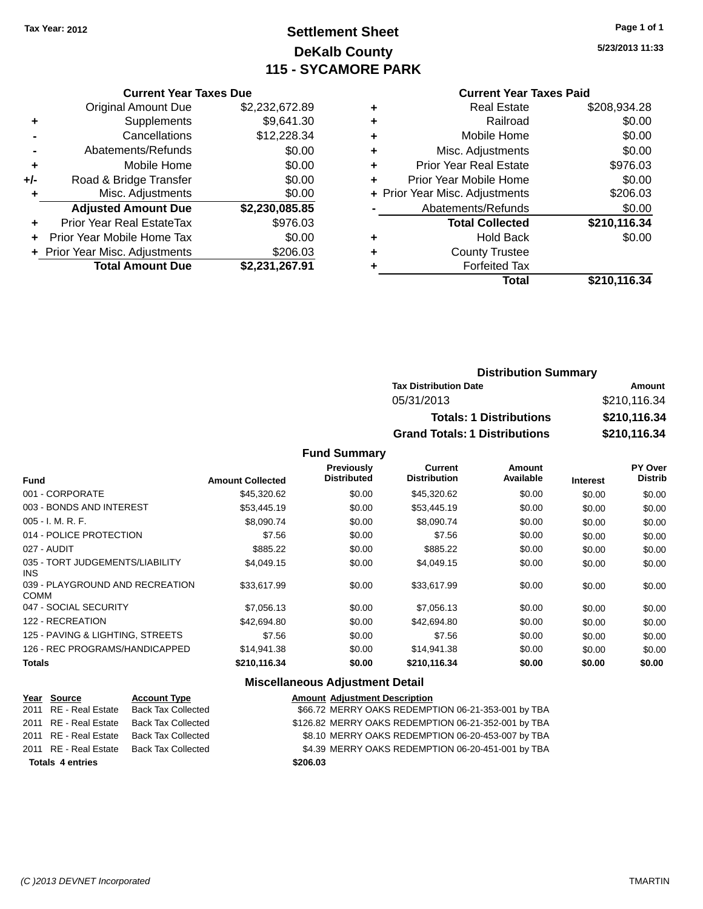Tax Year: 2012

# Settlement Sheet
## DeKalb County
## 115 - SYCAMORE PARK

5/23/2013 11:33

### Current Year Taxes Due

| | | |
|---|---|---|
| | Original Amount Due | $2,232,672.89 |
| + | Supplements | $9,641.30 |
| - | Cancellations | $12,228.34 |
| - | Abatements/Refunds | $0.00 |
| + | Mobile Home | $0.00 |
| +/- | Road & Bridge Transfer | $0.00 |
| + | Misc. Adjustments | $0.00 |
| | **Adjusted Amount Due** | **$2,230,085.85** |
| + | Prior Year Real EstateTax | $976.03 |
| + | Prior Year Mobile Home Tax | $0.00 |
| + | Prior Year Misc. Adjustments | $206.03 |
| | **Total Amount Due** | **$2,231,267.91** |

### Current Year Taxes Paid

| | | |
|---|---|---|
| + | Real Estate | $208,934.28 |
| + | Railroad | $0.00 |
| + | Mobile Home | $0.00 |
| + | Misc. Adjustments | $0.00 |
| + | Prior Year Real Estate | $976.03 |
| + | Prior Year Mobile Home | $0.00 |
| + | Prior Year Misc. Adjustments | $206.03 |
| - | Abatements/Refunds | $0.00 |
| | **Total Collected** | **$210,116.34** |
| + | Hold Back | $0.00 |
| + | County Trustee | |
| + | Forfeited Tax | |
| | **Total** | **$210,116.34** |

### Distribution Summary

| Tax Distribution Date | Amount |
|---|---|
| 05/31/2013 | $210,116.34 |
| **Totals: 1 Distributions** | **$210,116.34** |
| **Grand Totals: 1 Distributions** | **$210,116.34** |

### Fund Summary

| Fund | Amount Collected | Previously Distributed | Current Distribution | Amount Available | Interest | PY Over Distrib |
|---|---|---|---|---|---|---|
| 001 - CORPORATE | $45,320.62 | $0.00 | $45,320.62 | $0.00 | $0.00 | $0.00 |
| 003 - BONDS AND INTEREST | $53,445.19 | $0.00 | $53,445.19 | $0.00 | $0.00 | $0.00 |
| 005 - I. M. R. F. | $8,090.74 | $0.00 | $8,090.74 | $0.00 | $0.00 | $0.00 |
| 014 - POLICE PROTECTION | $7.56 | $0.00 | $7.56 | $0.00 | $0.00 | $0.00 |
| 027 - AUDIT | $885.22 | $0.00 | $885.22 | $0.00 | $0.00 | $0.00 |
| 035 - TORT JUDGEMENTS/LIABILITY INS | $4,049.15 | $0.00 | $4,049.15 | $0.00 | $0.00 | $0.00 |
| 039 - PLAYGROUND AND RECREATION COMM | $33,617.99 | $0.00 | $33,617.99 | $0.00 | $0.00 | $0.00 |
| 047 - SOCIAL SECURITY | $7,056.13 | $0.00 | $7,056.13 | $0.00 | $0.00 | $0.00 |
| 122 - RECREATION | $42,694.80 | $0.00 | $42,694.80 | $0.00 | $0.00 | $0.00 |
| 125 - PAVING & LIGHTING, STREETS | $7.56 | $0.00 | $7.56 | $0.00 | $0.00 | $0.00 |
| 126 - REC PROGRAMS/HANDICAPPED | $14,941.38 | $0.00 | $14,941.38 | $0.00 | $0.00 | $0.00 |
| **Totals** | **$210,116.34** | **$0.00** | **$210,116.34** | **$0.00** | **$0.00** | **$0.00** |

### Miscellaneous Adjustment Detail

| Year | Source | Account Type | Amount | Adjustment Description |
|---|---|---|---|---|
| 2011 | RE - Real Estate | Back Tax Collected | $66.72 | MERRY OAKS REDEMPTION 06-21-353-001 by TBA |
| 2011 | RE - Real Estate | Back Tax Collected | $126.82 | MERRY OAKS REDEMPTION 06-21-352-001 by TBA |
| 2011 | RE - Real Estate | Back Tax Collected | $8.10 | MERRY OAKS REDEMPTION 06-20-453-007 by TBA |
| 2011 | RE - Real Estate | Back Tax Collected | $4.39 | MERRY OAKS REDEMPTION 06-20-451-001 by TBA |
| **Totals 4 entries** | | | **$206.03** | |

(C )2013 DEVNET Incorporated TMARTIN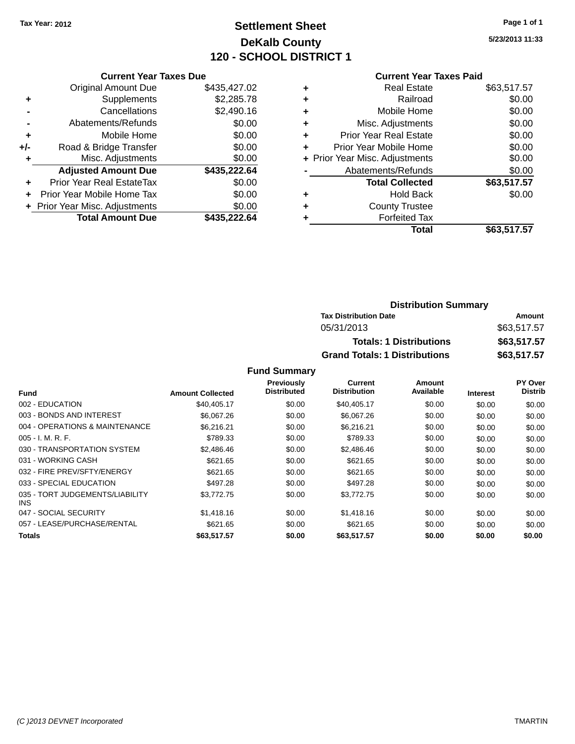Tax Year: 2012

# Settlement Sheet
## DeKalb County
## 120 - SCHOOL DISTRICT 1

5/23/2013 11:33

### Current Year Taxes Due

| | | |
|---|---|---|
| | Original Amount Due | $435,427.02 |
| + | Supplements | $2,285.78 |
| - | Cancellations | $2,490.16 |
| - | Abatements/Refunds | $0.00 |
| + | Mobile Home | $0.00 |
| +/- | Road & Bridge Transfer | $0.00 |
| + | Misc. Adjustments | $0.00 |
| | **Adjusted Amount Due** | **$435,222.64** |
| + | Prior Year Real EstateTax | $0.00 |
| + | Prior Year Mobile Home Tax | $0.00 |
| + | Prior Year Misc. Adjustments | $0.00 |
| | **Total Amount Due** | **$435,222.64** |

### Current Year Taxes Paid

| | | |
|---|---|---|
| + | Real Estate | $63,517.57 |
| + | Railroad | $0.00 |
| + | Mobile Home | $0.00 |
| + | Misc. Adjustments | $0.00 |
| + | Prior Year Real Estate | $0.00 |
| + | Prior Year Mobile Home | $0.00 |
| + | Prior Year Misc. Adjustments | $0.00 |
| - | Abatements/Refunds | $0.00 |
| | **Total Collected** | **$63,517.57** |
| + | Hold Back | $0.00 |
| + | County Trustee | |
| + | Forfeited Tax | |
| | **Total** | **$63,517.57** |

### Distribution Summary

| Tax Distribution Date | Amount |
|---|---|
| 05/31/2013 | $63,517.57 |
| **Totals: 1 Distributions** | **$63,517.57** |
| **Grand Totals: 1 Distributions** | **$63,517.57** |

### Fund Summary

| Fund | Amount Collected | Previously Distributed | Current Distribution | Amount Available | Interest | PY Over Distrib |
|---|---|---|---|---|---|---|
| 002 - EDUCATION | $40,405.17 | $0.00 | $40,405.17 | $0.00 | $0.00 | $0.00 |
| 003 - BONDS AND INTEREST | $6,067.26 | $0.00 | $6,067.26 | $0.00 | $0.00 | $0.00 |
| 004 - OPERATIONS & MAINTENANCE | $6,216.21 | $0.00 | $6,216.21 | $0.00 | $0.00 | $0.00 |
| 005 - I. M. R. F. | $789.33 | $0.00 | $789.33 | $0.00 | $0.00 | $0.00 |
| 030 - TRANSPORTATION SYSTEM | $2,486.46 | $0.00 | $2,486.46 | $0.00 | $0.00 | $0.00 |
| 031 - WORKING CASH | $621.65 | $0.00 | $621.65 | $0.00 | $0.00 | $0.00 |
| 032 - FIRE PREV/SFTY/ENERGY | $621.65 | $0.00 | $621.65 | $0.00 | $0.00 | $0.00 |
| 033 - SPECIAL EDUCATION | $497.28 | $0.00 | $497.28 | $0.00 | $0.00 | $0.00 |
| 035 - TORT JUDGEMENTS/LIABILITY INS | $3,772.75 | $0.00 | $3,772.75 | $0.00 | $0.00 | $0.00 |
| 047 - SOCIAL SECURITY | $1,418.16 | $0.00 | $1,418.16 | $0.00 | $0.00 | $0.00 |
| 057 - LEASE/PURCHASE/RENTAL | $621.65 | $0.00 | $621.65 | $0.00 | $0.00 | $0.00 |
| **Totals** | **$63,517.57** | **$0.00** | **$63,517.57** | **$0.00** | **$0.00** | **$0.00** |

(C )2013 DEVNET Incorporated — TMARTIN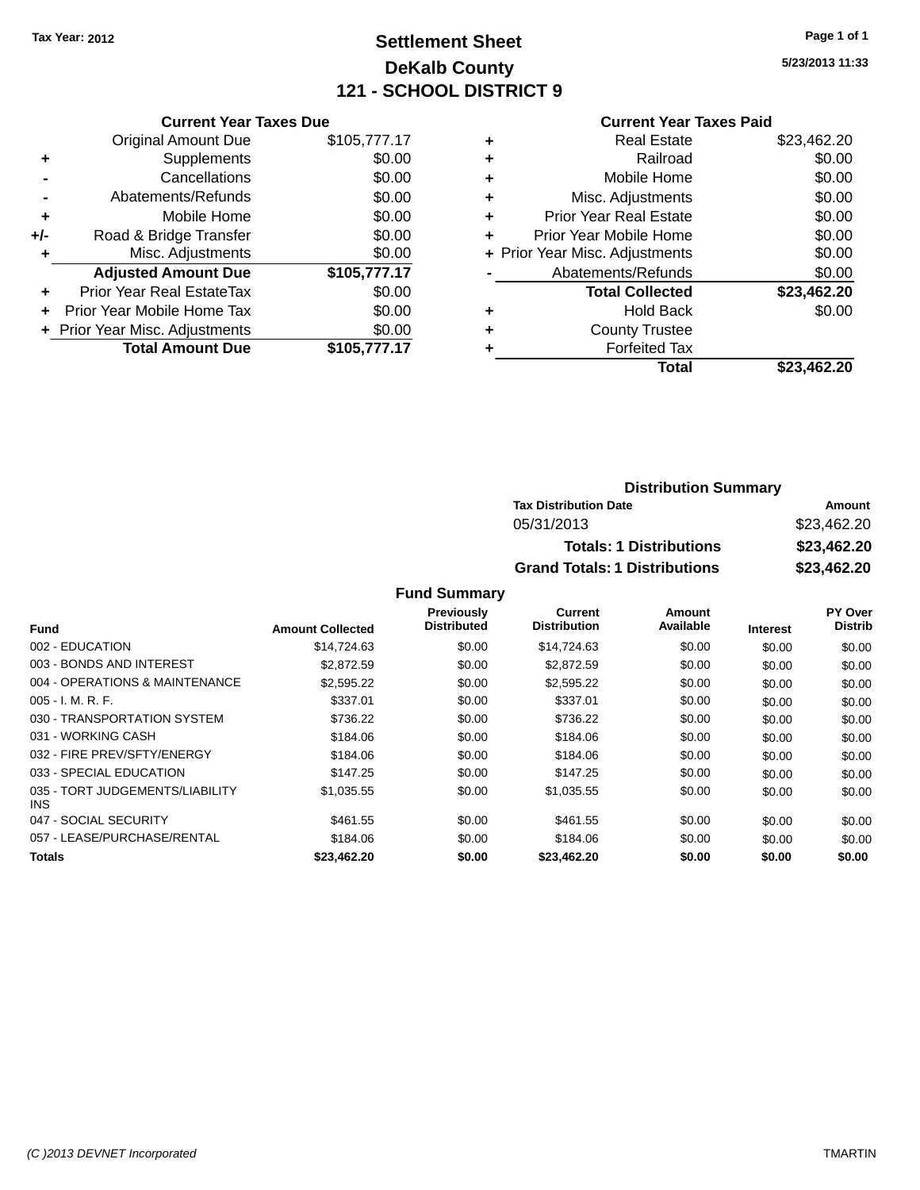Tax Year: 2012

# Settlement Sheet
## DeKalb County
## 121 - SCHOOL DISTRICT 9

5/23/2013 11:33

**Current Year Taxes Due**

| | | |
|---|---|---|
| | Original Amount Due | $105,777.17 |
| + | Supplements | $0.00 |
| - | Cancellations | $0.00 |
| - | Abatements/Refunds | $0.00 |
| + | Mobile Home | $0.00 |
| +/- | Road & Bridge Transfer | $0.00 |
| + | Misc. Adjustments | $0.00 |
| | **Adjusted Amount Due** | **$105,777.17** |
| + | Prior Year Real EstateTax | $0.00 |
| + | Prior Year Mobile Home Tax | $0.00 |
| + | Prior Year Misc. Adjustments | $0.00 |
| | **Total Amount Due** | **$105,777.17** |

**Current Year Taxes Paid**

| | | |
|---|---|---|
| + | Real Estate | $23,462.20 |
| + | Railroad | $0.00 |
| + | Mobile Home | $0.00 |
| + | Misc. Adjustments | $0.00 |
| + | Prior Year Real Estate | $0.00 |
| + | Prior Year Mobile Home | $0.00 |
| + | Prior Year Misc. Adjustments | $0.00 |
| - | Abatements/Refunds | $0.00 |
| | **Total Collected** | **$23,462.20** |
| + | Hold Back | $0.00 |
| + | County Trustee | |
| + | Forfeited Tax | |
| | **Total** | **$23,462.20** |

**Distribution Summary**

| Tax Distribution Date | Amount |
|---|---|
| 05/31/2013 | $23,462.20 |
| **Totals: 1 Distributions** | **$23,462.20** |
| **Grand Totals: 1 Distributions** | **$23,462.20** |

**Fund Summary**

| Fund | Amount Collected | Previously Distributed | Current Distribution | Amount Available | Interest | PY Over Distrib |
|---|---|---|---|---|---|---|
| 002 - EDUCATION | $14,724.63 | $0.00 | $14,724.63 | $0.00 | $0.00 | $0.00 |
| 003 - BONDS AND INTEREST | $2,872.59 | $0.00 | $2,872.59 | $0.00 | $0.00 | $0.00 |
| 004 - OPERATIONS & MAINTENANCE | $2,595.22 | $0.00 | $2,595.22 | $0.00 | $0.00 | $0.00 |
| 005 - I. M. R. F. | $337.01 | $0.00 | $337.01 | $0.00 | $0.00 | $0.00 |
| 030 - TRANSPORTATION SYSTEM | $736.22 | $0.00 | $736.22 | $0.00 | $0.00 | $0.00 |
| 031 - WORKING CASH | $184.06 | $0.00 | $184.06 | $0.00 | $0.00 | $0.00 |
| 032 - FIRE PREV/SFTY/ENERGY | $184.06 | $0.00 | $184.06 | $0.00 | $0.00 | $0.00 |
| 033 - SPECIAL EDUCATION | $147.25 | $0.00 | $147.25 | $0.00 | $0.00 | $0.00 |
| 035 - TORT JUDGEMENTS/LIABILITY INS | $1,035.55 | $0.00 | $1,035.55 | $0.00 | $0.00 | $0.00 |
| 047 - SOCIAL SECURITY | $461.55 | $0.00 | $461.55 | $0.00 | $0.00 | $0.00 |
| 057 - LEASE/PURCHASE/RENTAL | $184.06 | $0.00 | $184.06 | $0.00 | $0.00 | $0.00 |
| **Totals** | **$23,462.20** | **$0.00** | **$23,462.20** | **$0.00** | **$0.00** | **$0.00** |

(C )2013 DEVNET Incorporated TMARTIN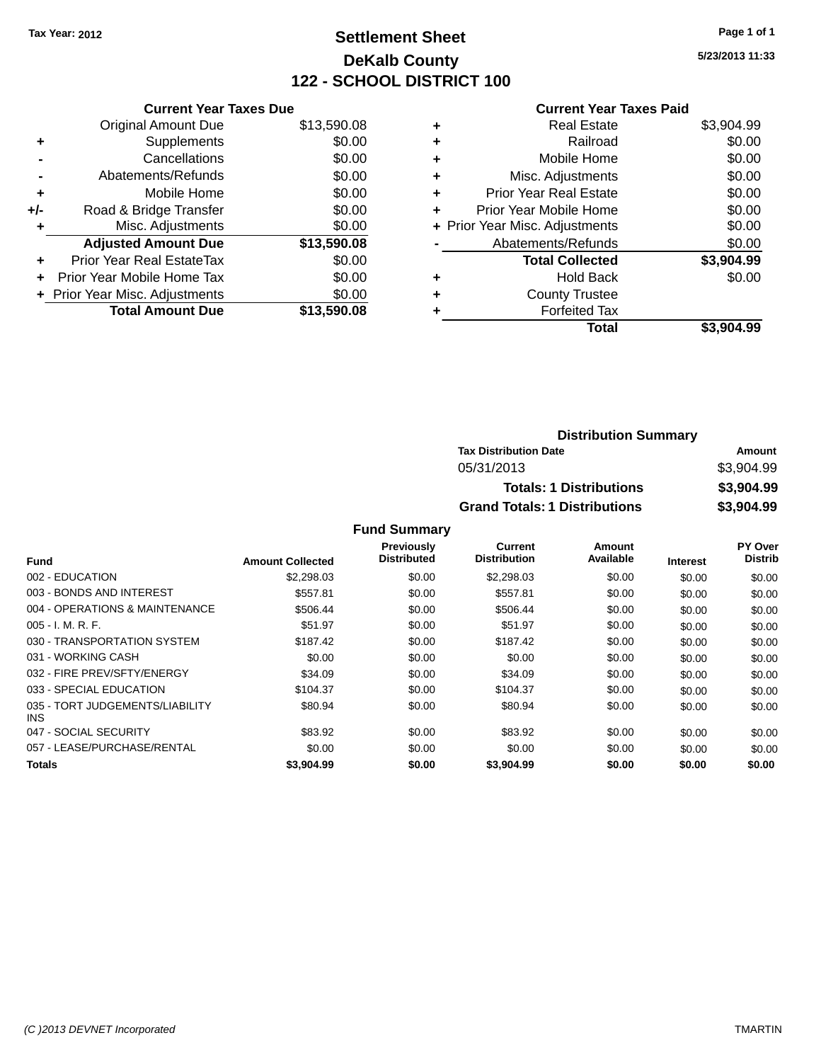Tax Year: 2012

# Settlement Sheet

## DeKalb County

## 122 - SCHOOL DISTRICT 100

5/23/2013 11:33

| | Current Year Taxes Due | |
|---|---|---|
| | Original Amount Due | $13,590.08 |
| + | Supplements | $0.00 |
| - | Cancellations | $0.00 |
| - | Abatements/Refunds | $0.00 |
| + | Mobile Home | $0.00 |
| +/- | Road & Bridge Transfer | $0.00 |
| + | Misc. Adjustments | $0.00 |
| | **Adjusted Amount Due** | **$13,590.08** |
| + | Prior Year Real EstateTax | $0.00 |
| + | Prior Year Mobile Home Tax | $0.00 |
| + | Prior Year Misc. Adjustments | $0.00 |
| | **Total Amount Due** | **$13,590.08** |

| | Current Year Taxes Paid | |
|---|---|---|
| + | Real Estate | $3,904.99 |
| + | Railroad | $0.00 |
| + | Mobile Home | $0.00 |
| + | Misc. Adjustments | $0.00 |
| + | Prior Year Real Estate | $0.00 |
| + | Prior Year Mobile Home | $0.00 |
| + | Prior Year Misc. Adjustments | $0.00 |
| - | Abatements/Refunds | $0.00 |
| | **Total Collected** | **$3,904.99** |
| + | Hold Back | $0.00 |
| + | County Trustee | |
| + | Forfeited Tax | |
| | **Total** | **$3,904.99** |

### Distribution Summary

| Tax Distribution Date | Amount |
|---|---|
| 05/31/2013 | $3,904.99 |
| **Totals: 1 Distributions** | **$3,904.99** |
| **Grand Totals: 1 Distributions** | **$3,904.99** |

### Fund Summary

| Fund | Amount Collected | Previously Distributed | Current Distribution | Amount Available | Interest | PY Over Distrib |
|---|---|---|---|---|---|---|
| 002 - EDUCATION | $2,298.03 | $0.00 | $2,298.03 | $0.00 | $0.00 | $0.00 |
| 003 - BONDS AND INTEREST | $557.81 | $0.00 | $557.81 | $0.00 | $0.00 | $0.00 |
| 004 - OPERATIONS & MAINTENANCE | $506.44 | $0.00 | $506.44 | $0.00 | $0.00 | $0.00 |
| 005 - I. M. R. F. | $51.97 | $0.00 | $51.97 | $0.00 | $0.00 | $0.00 |
| 030 - TRANSPORTATION SYSTEM | $187.42 | $0.00 | $187.42 | $0.00 | $0.00 | $0.00 |
| 031 - WORKING CASH | $0.00 | $0.00 | $0.00 | $0.00 | $0.00 | $0.00 |
| 032 - FIRE PREV/SFTY/ENERGY | $34.09 | $0.00 | $34.09 | $0.00 | $0.00 | $0.00 |
| 033 - SPECIAL EDUCATION | $104.37 | $0.00 | $104.37 | $0.00 | $0.00 | $0.00 |
| 035 - TORT JUDGEMENTS/LIABILITY INS | $80.94 | $0.00 | $80.94 | $0.00 | $0.00 | $0.00 |
| 047 - SOCIAL SECURITY | $83.92 | $0.00 | $83.92 | $0.00 | $0.00 | $0.00 |
| 057 - LEASE/PURCHASE/RENTAL | $0.00 | $0.00 | $0.00 | $0.00 | $0.00 | $0.00 |
| **Totals** | **$3,904.99** | **$0.00** | **$3,904.99** | **$0.00** | **$0.00** | **$0.00** |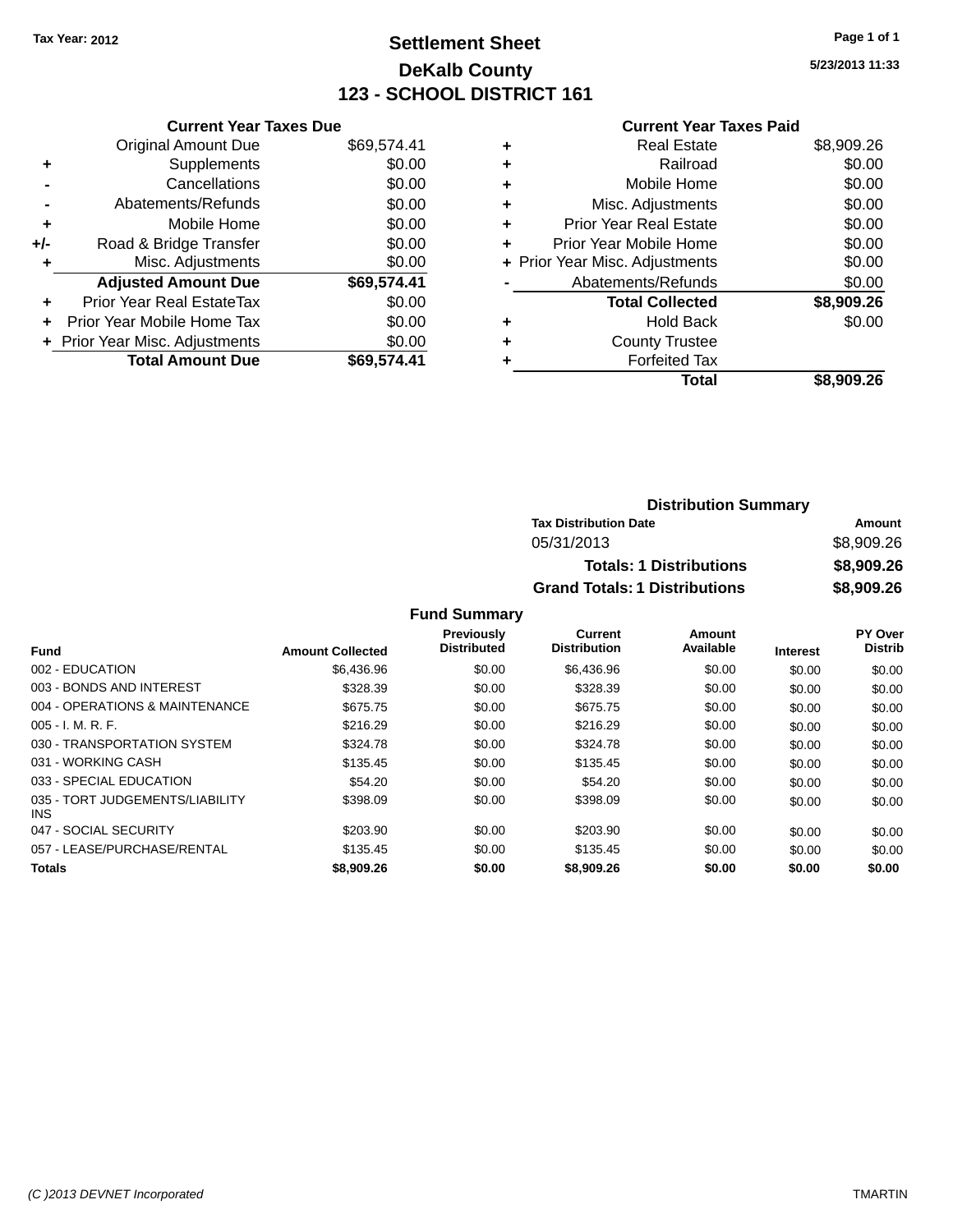Tax Year: 2012

# Settlement Sheet

## DeKalb County

## 123 - SCHOOL DISTRICT 161

5/23/2013 11:33

### Current Year Taxes Due

| | | |
|---|---|---|
| | Original Amount Due | $69,574.41 |
| + | Supplements | $0.00 |
| - | Cancellations | $0.00 |
| - | Abatements/Refunds | $0.00 |
| + | Mobile Home | $0.00 |
| +/- | Road & Bridge Transfer | $0.00 |
| + | Misc. Adjustments | $0.00 |
| | **Adjusted Amount Due** | **$69,574.41** |
| + | Prior Year Real EstateTax | $0.00 |
| + | Prior Year Mobile Home Tax | $0.00 |
| + | Prior Year Misc. Adjustments | $0.00 |
| | **Total Amount Due** | **$69,574.41** |

### Current Year Taxes Paid

| | | |
|---|---|---|
| + | Real Estate | $8,909.26 |
| + | Railroad | $0.00 |
| + | Mobile Home | $0.00 |
| + | Misc. Adjustments | $0.00 |
| + | Prior Year Real Estate | $0.00 |
| + | Prior Year Mobile Home | $0.00 |
| + | Prior Year Misc. Adjustments | $0.00 |
| - | Abatements/Refunds | $0.00 |
| | **Total Collected** | **$8,909.26** |
| + | Hold Back | $0.00 |
| + | County Trustee | |
| + | Forfeited Tax | |
| | **Total** | **$8,909.26** |

### Distribution Summary

| Tax Distribution Date | Amount |
|---|---|
| 05/31/2013 | $8,909.26 |
| **Totals: 1 Distributions** | **$8,909.26** |
| **Grand Totals: 1 Distributions** | **$8,909.26** |

### Fund Summary

| Fund | Amount Collected | Previously Distributed | Current Distribution | Amount Available | Interest | PY Over Distrib |
|---|---|---|---|---|---|---|
| 002 - EDUCATION | $6,436.96 | $0.00 | $6,436.96 | $0.00 | $0.00 | $0.00 |
| 003 - BONDS AND INTEREST | $328.39 | $0.00 | $328.39 | $0.00 | $0.00 | $0.00 |
| 004 - OPERATIONS & MAINTENANCE | $675.75 | $0.00 | $675.75 | $0.00 | $0.00 | $0.00 |
| 005 - I. M. R. F. | $216.29 | $0.00 | $216.29 | $0.00 | $0.00 | $0.00 |
| 030 - TRANSPORTATION SYSTEM | $324.78 | $0.00 | $324.78 | $0.00 | $0.00 | $0.00 |
| 031 - WORKING CASH | $135.45 | $0.00 | $135.45 | $0.00 | $0.00 | $0.00 |
| 033 - SPECIAL EDUCATION | $54.20 | $0.00 | $54.20 | $0.00 | $0.00 | $0.00 |
| 035 - TORT JUDGEMENTS/LIABILITY INS | $398.09 | $0.00 | $398.09 | $0.00 | $0.00 | $0.00 |
| 047 - SOCIAL SECURITY | $203.90 | $0.00 | $203.90 | $0.00 | $0.00 | $0.00 |
| 057 - LEASE/PURCHASE/RENTAL | $135.45 | $0.00 | $135.45 | $0.00 | $0.00 | $0.00 |
| **Totals** | **$8,909.26** | **$0.00** | **$8,909.26** | **$0.00** | **$0.00** | **$0.00** |

(C )2013 DEVNET Incorporated TMARTIN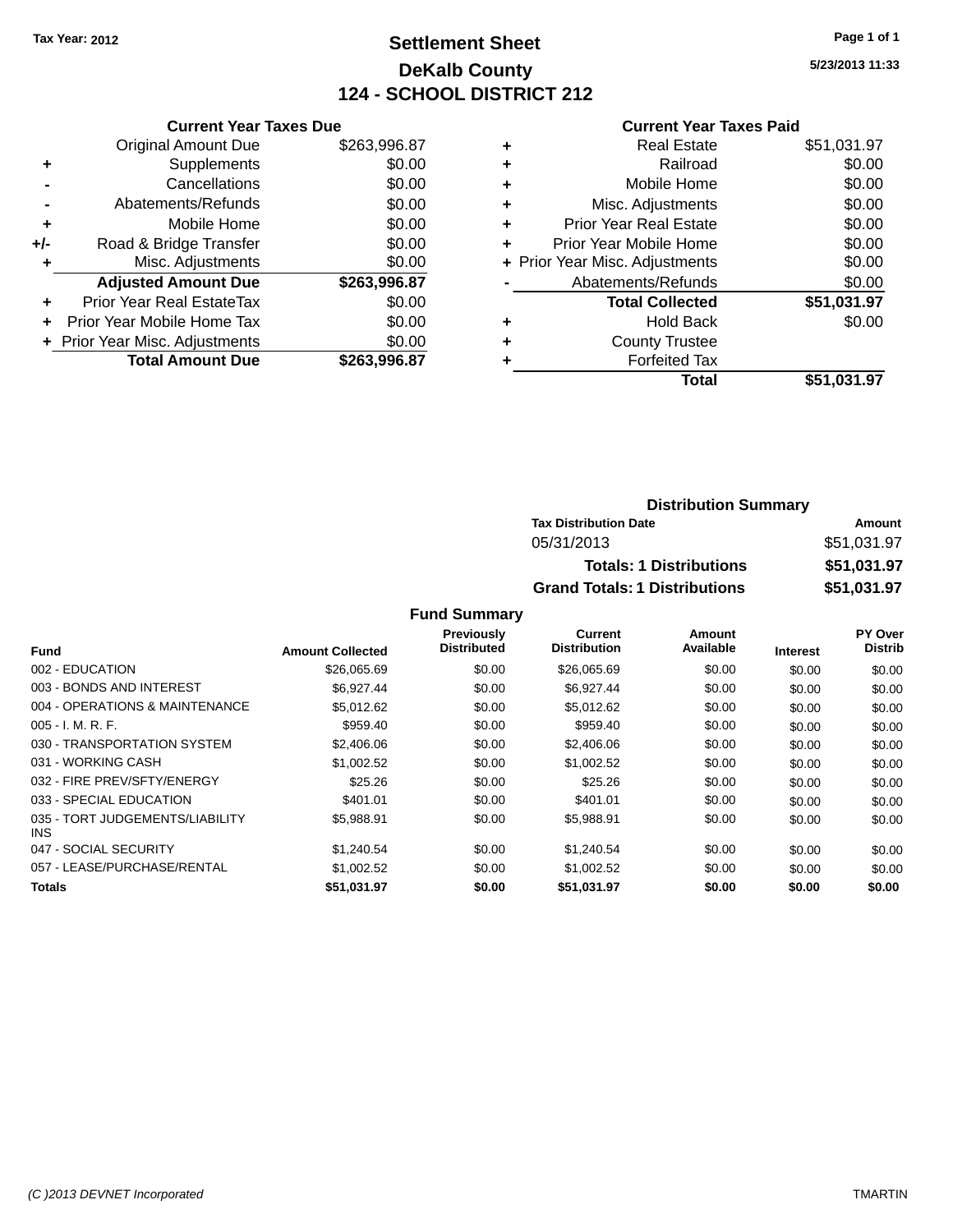Tax Year: 2012

# Settlement Sheet

## DeKalb County

## 124 - SCHOOL DISTRICT 212

5/23/2013 11:33

### Current Year Taxes Due

| | | |
|---|---|---|
| | Original Amount Due | $263,996.87 |
| + | Supplements | $0.00 |
| - | Cancellations | $0.00 |
| - | Abatements/Refunds | $0.00 |
| + | Mobile Home | $0.00 |
| +/- | Road & Bridge Transfer | $0.00 |
| + | Misc. Adjustments | $0.00 |
| | **Adjusted Amount Due** | **$263,996.87** |
| + | Prior Year Real EstateTax | $0.00 |
| + | Prior Year Mobile Home Tax | $0.00 |
| + | Prior Year Misc. Adjustments | $0.00 |
| | **Total Amount Due** | **$263,996.87** |

### Current Year Taxes Paid

| | | |
|---|---|---|
| + | Real Estate | $51,031.97 |
| + | Railroad | $0.00 |
| + | Mobile Home | $0.00 |
| + | Misc. Adjustments | $0.00 |
| + | Prior Year Real Estate | $0.00 |
| + | Prior Year Mobile Home | $0.00 |
| + | Prior Year Misc. Adjustments | $0.00 |
| - | Abatements/Refunds | $0.00 |
| | **Total Collected** | **$51,031.97** |
| + | Hold Back | $0.00 |
| + | County Trustee | |
| + | Forfeited Tax | |
| | **Total** | **$51,031.97** |

### Distribution Summary

| Tax Distribution Date | Amount |
|---|---|
| 05/31/2013 | $51,031.97 |
| **Totals: 1 Distributions** | **$51,031.97** |
| **Grand Totals: 1 Distributions** | **$51,031.97** |

### Fund Summary

| Fund | Amount Collected | Previously Distributed | Current Distribution | Amount Available | Interest | PY Over Distrib |
|---|---|---|---|---|---|---|
| 002 - EDUCATION | $26,065.69 | $0.00 | $26,065.69 | $0.00 | $0.00 | $0.00 |
| 003 - BONDS AND INTEREST | $6,927.44 | $0.00 | $6,927.44 | $0.00 | $0.00 | $0.00 |
| 004 - OPERATIONS & MAINTENANCE | $5,012.62 | $0.00 | $5,012.62 | $0.00 | $0.00 | $0.00 |
| 005 - I. M. R. F. | $959.40 | $0.00 | $959.40 | $0.00 | $0.00 | $0.00 |
| 030 - TRANSPORTATION SYSTEM | $2,406.06 | $0.00 | $2,406.06 | $0.00 | $0.00 | $0.00 |
| 031 - WORKING CASH | $1,002.52 | $0.00 | $1,002.52 | $0.00 | $0.00 | $0.00 |
| 032 - FIRE PREV/SFTY/ENERGY | $25.26 | $0.00 | $25.26 | $0.00 | $0.00 | $0.00 |
| 033 - SPECIAL EDUCATION | $401.01 | $0.00 | $401.01 | $0.00 | $0.00 | $0.00 |
| 035 - TORT JUDGEMENTS/LIABILITY INS | $5,988.91 | $0.00 | $5,988.91 | $0.00 | $0.00 | $0.00 |
| 047 - SOCIAL SECURITY | $1,240.54 | $0.00 | $1,240.54 | $0.00 | $0.00 | $0.00 |
| 057 - LEASE/PURCHASE/RENTAL | $1,002.52 | $0.00 | $1,002.52 | $0.00 | $0.00 | $0.00 |
| **Totals** | **$51,031.97** | **$0.00** | **$51,031.97** | **$0.00** | **$0.00** | **$0.00** |

(C )2013 DEVNET Incorporated TMARTIN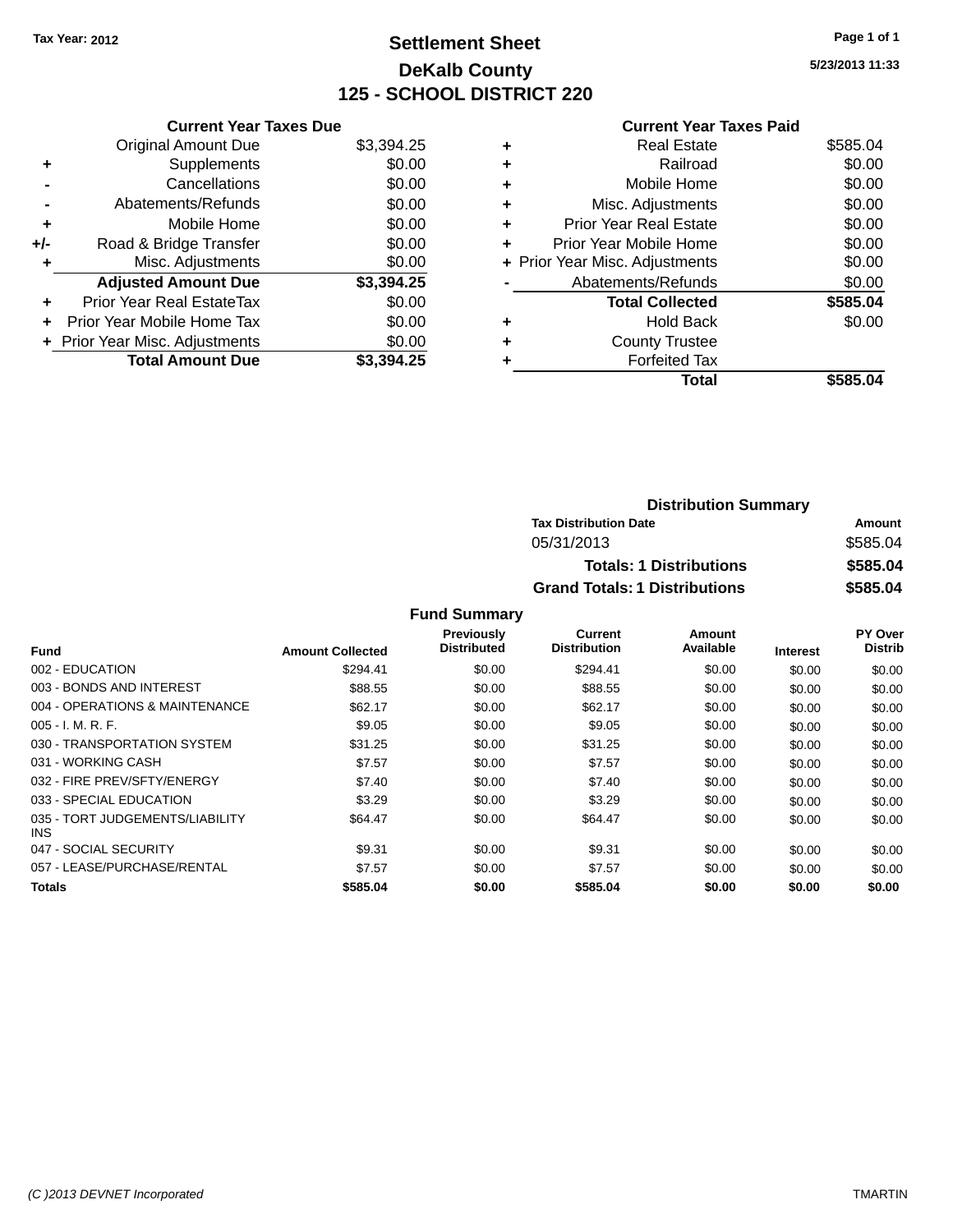**Tax Year: 2012**

# Settlement Sheet

## DeKalb County

## 125 - SCHOOL DISTRICT 220

5/23/2013 11:33

### Current Year Taxes Due

| | | |
|---|---|---|
| | Original Amount Due | $3,394.25 |
| + | Supplements | $0.00 |
| - | Cancellations | $0.00 |
| - | Abatements/Refunds | $0.00 |
| + | Mobile Home | $0.00 |
| +/- | Road & Bridge Transfer | $0.00 |
| + | Misc. Adjustments | $0.00 |
| | **Adjusted Amount Due** | **$3,394.25** |
| + | Prior Year Real EstateTax | $0.00 |
| + | Prior Year Mobile Home Tax | $0.00 |
| + | Prior Year Misc. Adjustments | $0.00 |
| | **Total Amount Due** | **$3,394.25** |

### Current Year Taxes Paid

| | | |
|---|---|---|
| + | Real Estate | $585.04 |
| + | Railroad | $0.00 |
| + | Mobile Home | $0.00 |
| + | Misc. Adjustments | $0.00 |
| + | Prior Year Real Estate | $0.00 |
| + | Prior Year Mobile Home | $0.00 |
| + | Prior Year Misc. Adjustments | $0.00 |
| - | Abatements/Refunds | $0.00 |
| | **Total Collected** | **$585.04** |
| + | Hold Back | $0.00 |
| + | County Trustee | |
| + | Forfeited Tax | |
| | **Total** | **$585.04** |

### Distribution Summary

| Tax Distribution Date | Amount |
|---|---|
| 05/31/2013 | $585.04 |
| **Totals: 1 Distributions** | **$585.04** |
| **Grand Totals: 1 Distributions** | **$585.04** |

### Fund Summary

| Fund | Amount Collected | Previously Distributed | Current Distribution | Amount Available | Interest | PY Over Distrib |
|---|---|---|---|---|---|---|
| 002 - EDUCATION | $294.41 | $0.00 | $294.41 | $0.00 | $0.00 | $0.00 |
| 003 - BONDS AND INTEREST | $88.55 | $0.00 | $88.55 | $0.00 | $0.00 | $0.00 |
| 004 - OPERATIONS & MAINTENANCE | $62.17 | $0.00 | $62.17 | $0.00 | $0.00 | $0.00 |
| 005 - I. M. R. F. | $9.05 | $0.00 | $9.05 | $0.00 | $0.00 | $0.00 |
| 030 - TRANSPORTATION SYSTEM | $31.25 | $0.00 | $31.25 | $0.00 | $0.00 | $0.00 |
| 031 - WORKING CASH | $7.57 | $0.00 | $7.57 | $0.00 | $0.00 | $0.00 |
| 032 - FIRE PREV/SFTY/ENERGY | $7.40 | $0.00 | $7.40 | $0.00 | $0.00 | $0.00 |
| 033 - SPECIAL EDUCATION | $3.29 | $0.00 | $3.29 | $0.00 | $0.00 | $0.00 |
| 035 - TORT JUDGEMENTS/LIABILITY INS | $64.47 | $0.00 | $64.47 | $0.00 | $0.00 | $0.00 |
| 047 - SOCIAL SECURITY | $9.31 | $0.00 | $9.31 | $0.00 | $0.00 | $0.00 |
| 057 - LEASE/PURCHASE/RENTAL | $7.57 | $0.00 | $7.57 | $0.00 | $0.00 | $0.00 |
| **Totals** | **$585.04** | **$0.00** | **$585.04** | **$0.00** | **$0.00** | **$0.00** |

*(C )2013 DEVNET Incorporated* TMARTIN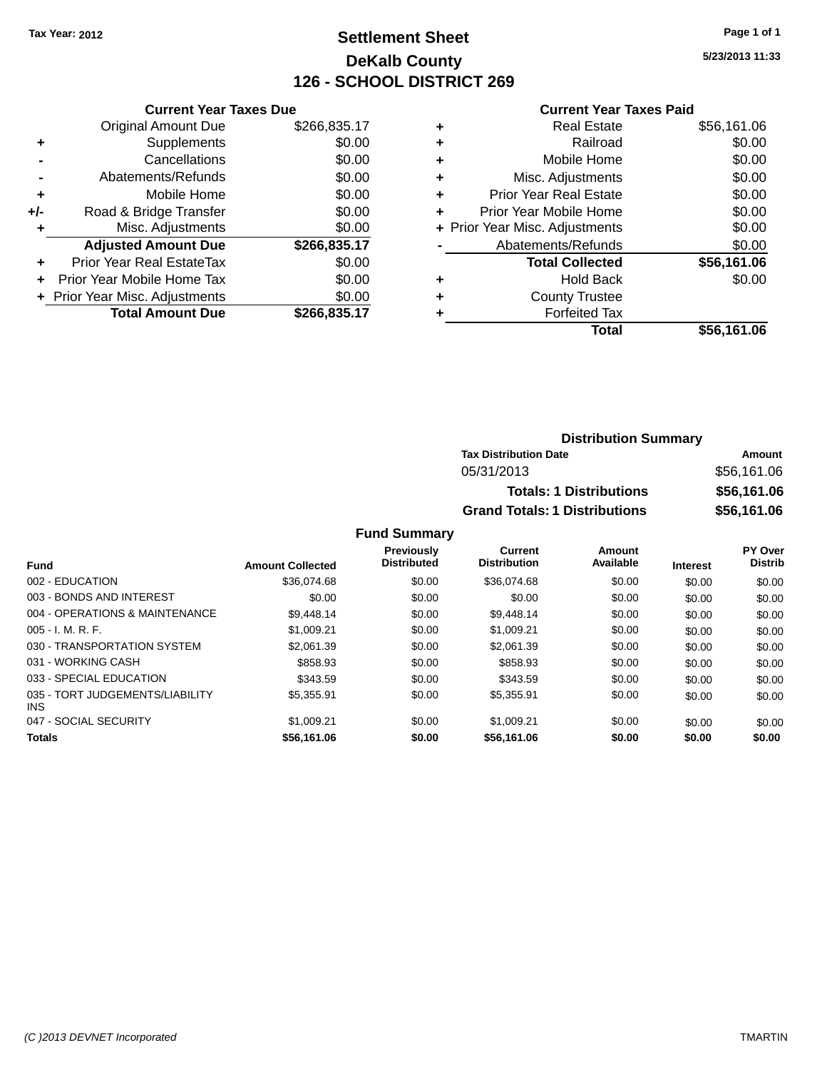Tax Year: 2012

# Settlement Sheet

## DeKalb County

## 126 - SCHOOL DISTRICT 269

5/23/2013 11:33

### Current Year Taxes Due

| | | |
|---|---|---|
| | Original Amount Due | $266,835.17 |
| + | Supplements | $0.00 |
| - | Cancellations | $0.00 |
| - | Abatements/Refunds | $0.00 |
| + | Mobile Home | $0.00 |
| +/- | Road & Bridge Transfer | $0.00 |
| + | Misc. Adjustments | $0.00 |
| | **Adjusted Amount Due** | **$266,835.17** |
| + | Prior Year Real EstateTax | $0.00 |
| + | Prior Year Mobile Home Tax | $0.00 |
| + | Prior Year Misc. Adjustments | $0.00 |
| | **Total Amount Due** | **$266,835.17** |

### Current Year Taxes Paid

| | | |
|---|---|---|
| + | Real Estate | $56,161.06 |
| + | Railroad | $0.00 |
| + | Mobile Home | $0.00 |
| + | Misc. Adjustments | $0.00 |
| + | Prior Year Real Estate | $0.00 |
| + | Prior Year Mobile Home | $0.00 |
| + | Prior Year Misc. Adjustments | $0.00 |
| - | Abatements/Refunds | $0.00 |
| | **Total Collected** | **$56,161.06** |
| + | Hold Back | $0.00 |
| + | County Trustee | |
| + | Forfeited Tax | |
| | **Total** | **$56,161.06** |

### Distribution Summary

| Tax Distribution Date | Amount |
|---|---|
| 05/31/2013 | $56,161.06 |
| **Totals: 1 Distributions** | **$56,161.06** |
| **Grand Totals: 1 Distributions** | **$56,161.06** |

### Fund Summary

| Fund | Amount Collected | Previously Distributed | Current Distribution | Amount Available | Interest | PY Over Distrib |
|---|---|---|---|---|---|---|
| 002 - EDUCATION | $36,074.68 | $0.00 | $36,074.68 | $0.00 | $0.00 | $0.00 |
| 003 - BONDS AND INTEREST | $0.00 | $0.00 | $0.00 | $0.00 | $0.00 | $0.00 |
| 004 - OPERATIONS & MAINTENANCE | $9,448.14 | $0.00 | $9,448.14 | $0.00 | $0.00 | $0.00 |
| 005 - I. M. R. F. | $1,009.21 | $0.00 | $1,009.21 | $0.00 | $0.00 | $0.00 |
| 030 - TRANSPORTATION SYSTEM | $2,061.39 | $0.00 | $2,061.39 | $0.00 | $0.00 | $0.00 |
| 031 - WORKING CASH | $858.93 | $0.00 | $858.93 | $0.00 | $0.00 | $0.00 |
| 033 - SPECIAL EDUCATION | $343.59 | $0.00 | $343.59 | $0.00 | $0.00 | $0.00 |
| 035 - TORT JUDGEMENTS/LIABILITY INS | $5,355.91 | $0.00 | $5,355.91 | $0.00 | $0.00 | $0.00 |
| 047 - SOCIAL SECURITY | $1,009.21 | $0.00 | $1,009.21 | $0.00 | $0.00 | $0.00 |
| **Totals** | **$56,161.06** | **$0.00** | **$56,161.06** | **$0.00** | **$0.00** | **$0.00** |

(C )2013 DEVNET Incorporated TMARTIN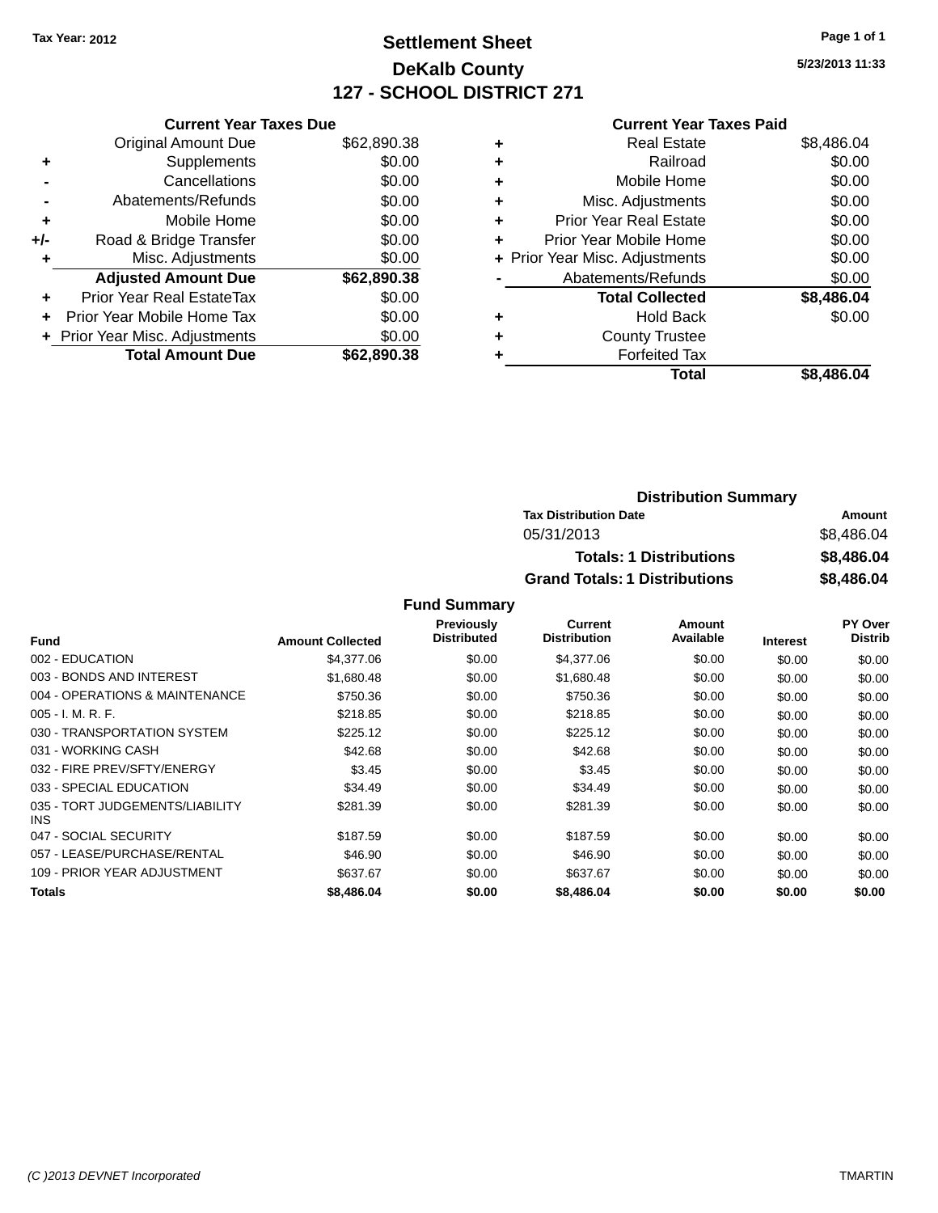Tax Year: 2012

# Settlement Sheet
## DeKalb County
## 127 - SCHOOL DISTRICT 271

5/23/2013 11:33

### Current Year Taxes Due

| | | |
|---|---|---|
| | Original Amount Due | $62,890.38 |
| + | Supplements | $0.00 |
| - | Cancellations | $0.00 |
| - | Abatements/Refunds | $0.00 |
| + | Mobile Home | $0.00 |
| +/- | Road & Bridge Transfer | $0.00 |
| + | Misc. Adjustments | $0.00 |
| | **Adjusted Amount Due** | **$62,890.38** |
| + | Prior Year Real EstateTax | $0.00 |
| + | Prior Year Mobile Home Tax | $0.00 |
| + | Prior Year Misc. Adjustments | $0.00 |
| | **Total Amount Due** | **$62,890.38** |

### Current Year Taxes Paid

| | | |
|---|---|---|
| + | Real Estate | $8,486.04 |
| + | Railroad | $0.00 |
| + | Mobile Home | $0.00 |
| + | Misc. Adjustments | $0.00 |
| + | Prior Year Real Estate | $0.00 |
| + | Prior Year Mobile Home | $0.00 |
| + | Prior Year Misc. Adjustments | $0.00 |
| - | Abatements/Refunds | $0.00 |
| | **Total Collected** | **$8,486.04** |
| + | Hold Back | $0.00 |
| + | County Trustee | |
| + | Forfeited Tax | |
| | **Total** | **$8,486.04** |

### Distribution Summary

| Tax Distribution Date | Amount |
|---|---|
| 05/31/2013 | $8,486.04 |
| **Totals: 1 Distributions** | **$8,486.04** |
| **Grand Totals: 1 Distributions** | **$8,486.04** |

### Fund Summary

| Fund | Amount Collected | Previously Distributed | Current Distribution | Amount Available | Interest | PY Over Distrib |
|---|---|---|---|---|---|---|
| 002 - EDUCATION | $4,377.06 | $0.00 | $4,377.06 | $0.00 | $0.00 | $0.00 |
| 003 - BONDS AND INTEREST | $1,680.48 | $0.00 | $1,680.48 | $0.00 | $0.00 | $0.00 |
| 004 - OPERATIONS & MAINTENANCE | $750.36 | $0.00 | $750.36 | $0.00 | $0.00 | $0.00 |
| 005 - I. M. R. F. | $218.85 | $0.00 | $218.85 | $0.00 | $0.00 | $0.00 |
| 030 - TRANSPORTATION SYSTEM | $225.12 | $0.00 | $225.12 | $0.00 | $0.00 | $0.00 |
| 031 - WORKING CASH | $42.68 | $0.00 | $42.68 | $0.00 | $0.00 | $0.00 |
| 032 - FIRE PREV/SFTY/ENERGY | $3.45 | $0.00 | $3.45 | $0.00 | $0.00 | $0.00 |
| 033 - SPECIAL EDUCATION | $34.49 | $0.00 | $34.49 | $0.00 | $0.00 | $0.00 |
| 035 - TORT JUDGEMENTS/LIABILITY INS | $281.39 | $0.00 | $281.39 | $0.00 | $0.00 | $0.00 |
| 047 - SOCIAL SECURITY | $187.59 | $0.00 | $187.59 | $0.00 | $0.00 | $0.00 |
| 057 - LEASE/PURCHASE/RENTAL | $46.90 | $0.00 | $46.90 | $0.00 | $0.00 | $0.00 |
| 109 - PRIOR YEAR ADJUSTMENT | $637.67 | $0.00 | $637.67 | $0.00 | $0.00 | $0.00 |
| **Totals** | **$8,486.04** | **$0.00** | **$8,486.04** | **$0.00** | **$0.00** | **$0.00** |

(C )2013 DEVNET Incorporated TMARTIN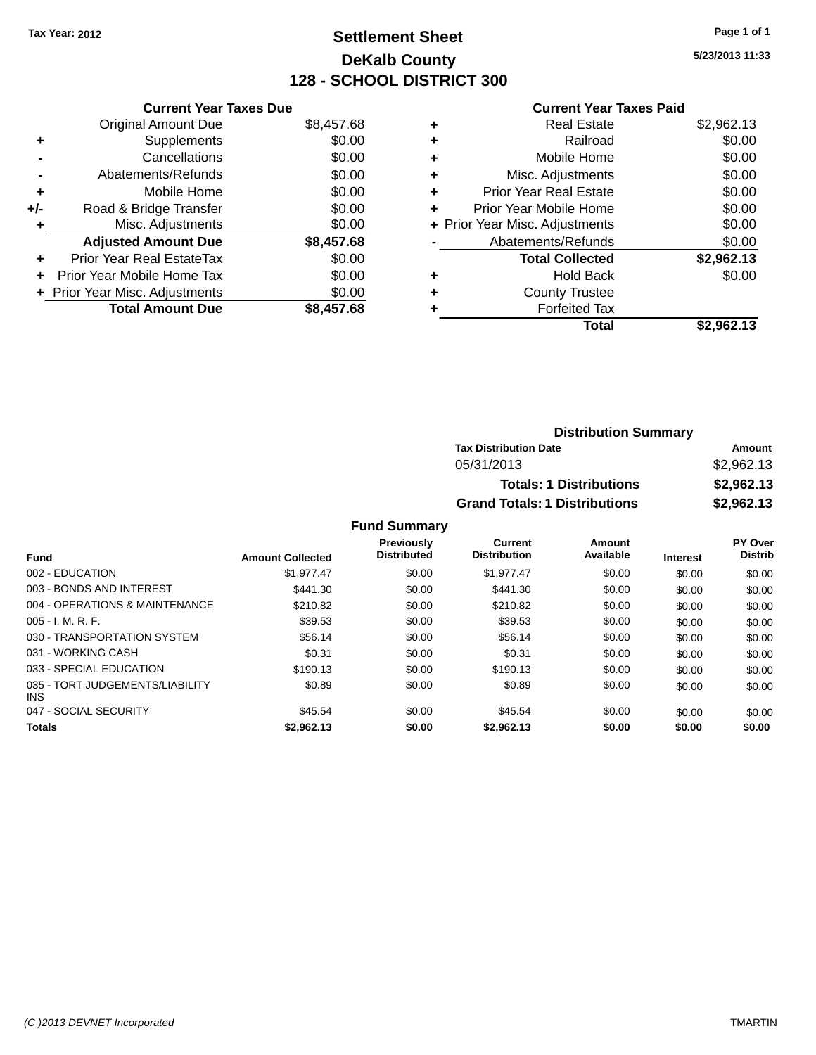Tax Year: 2012

# Settlement Sheet
## DeKalb County
## 128 - SCHOOL DISTRICT 300

5/23/2013 11:33

### Current Year Taxes Due

| | | |
|---|---|---|
| | Original Amount Due | $8,457.68 |
| + | Supplements | $0.00 |
| - | Cancellations | $0.00 |
| - | Abatements/Refunds | $0.00 |
| + | Mobile Home | $0.00 |
| +/- | Road & Bridge Transfer | $0.00 |
| + | Misc. Adjustments | $0.00 |
| | **Adjusted Amount Due** | **$8,457.68** |
| + | Prior Year Real EstateTax | $0.00 |
| + | Prior Year Mobile Home Tax | $0.00 |
| + | Prior Year Misc. Adjustments | $0.00 |
| | **Total Amount Due** | **$8,457.68** |

### Current Year Taxes Paid

| | | |
|---|---|---|
| + | Real Estate | $2,962.13 |
| + | Railroad | $0.00 |
| + | Mobile Home | $0.00 |
| + | Misc. Adjustments | $0.00 |
| + | Prior Year Real Estate | $0.00 |
| + | Prior Year Mobile Home | $0.00 |
| + | Prior Year Misc. Adjustments | $0.00 |
| - | Abatements/Refunds | $0.00 |
| | **Total Collected** | **$2,962.13** |
| + | Hold Back | $0.00 |
| + | County Trustee | |
| + | Forfeited Tax | |
| | **Total** | **$2,962.13** |

### Distribution Summary

| Tax Distribution Date | Amount |
|---|---|
| 05/31/2013 | $2,962.13 |
| **Totals: 1 Distributions** | **$2,962.13** |
| **Grand Totals: 1 Distributions** | **$2,962.13** |

### Fund Summary

| Fund | Amount Collected | Previously Distributed | Current Distribution | Amount Available | Interest | PY Over Distrib |
|---|---|---|---|---|---|---|
| 002 - EDUCATION | $1,977.47 | $0.00 | $1,977.47 | $0.00 | $0.00 | $0.00 |
| 003 - BONDS AND INTEREST | $441.30 | $0.00 | $441.30 | $0.00 | $0.00 | $0.00 |
| 004 - OPERATIONS & MAINTENANCE | $210.82 | $0.00 | $210.82 | $0.00 | $0.00 | $0.00 |
| 005 - I. M. R. F. | $39.53 | $0.00 | $39.53 | $0.00 | $0.00 | $0.00 |
| 030 - TRANSPORTATION SYSTEM | $56.14 | $0.00 | $56.14 | $0.00 | $0.00 | $0.00 |
| 031 - WORKING CASH | $0.31 | $0.00 | $0.31 | $0.00 | $0.00 | $0.00 |
| 033 - SPECIAL EDUCATION | $190.13 | $0.00 | $190.13 | $0.00 | $0.00 | $0.00 |
| 035 - TORT JUDGEMENTS/LIABILITY INS | $0.89 | $0.00 | $0.89 | $0.00 | $0.00 | $0.00 |
| 047 - SOCIAL SECURITY | $45.54 | $0.00 | $45.54 | $0.00 | $0.00 | $0.00 |
| **Totals** | **$2,962.13** | **$0.00** | **$2,962.13** | **$0.00** | **$0.00** | **$0.00** |

(C )2013 DEVNET Incorporated    TMARTIN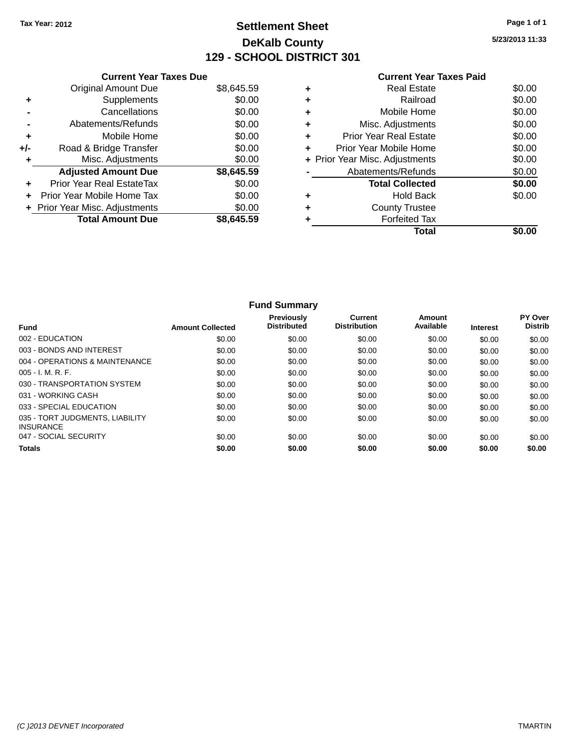Tax Year: 2012

# Settlement Sheet

## DeKalb County

## 129 - SCHOOL DISTRICT 301

5/23/2013 11:33

### Current Year Taxes Due

| | | |
|---|---|---|
| | Original Amount Due | $8,645.59 |
| + | Supplements | $0.00 |
| - | Cancellations | $0.00 |
| - | Abatements/Refunds | $0.00 |
| + | Mobile Home | $0.00 |
| +/- | Road & Bridge Transfer | $0.00 |
| + | Misc. Adjustments | $0.00 |
| | **Adjusted Amount Due** | **$8,645.59** |
| + | Prior Year Real EstateTax | $0.00 |
| + | Prior Year Mobile Home Tax | $0.00 |
| + | Prior Year Misc. Adjustments | $0.00 |
| | **Total Amount Due** | **$8,645.59** |

### Current Year Taxes Paid

| | | |
|---|---|---|
| + | Real Estate | $0.00 |
| + | Railroad | $0.00 |
| + | Mobile Home | $0.00 |
| + | Misc. Adjustments | $0.00 |
| + | Prior Year Real Estate | $0.00 |
| + | Prior Year Mobile Home | $0.00 |
| + | Prior Year Misc. Adjustments | $0.00 |
| - | Abatements/Refunds | $0.00 |
| | **Total Collected** | **$0.00** |
| + | Hold Back | $0.00 |
| + | County Trustee | |
| + | Forfeited Tax | |
| | **Total** | **$0.00** |

### Fund Summary

| Fund | Amount Collected | Previously Distributed | Current Distribution | Amount Available | Interest | PY Over Distrib |
|---|---|---|---|---|---|---|
| 002 - EDUCATION | $0.00 | $0.00 | $0.00 | $0.00 | $0.00 | $0.00 |
| 003 - BONDS AND INTEREST | $0.00 | $0.00 | $0.00 | $0.00 | $0.00 | $0.00 |
| 004 - OPERATIONS & MAINTENANCE | $0.00 | $0.00 | $0.00 | $0.00 | $0.00 | $0.00 |
| 005 - I. M. R. F. | $0.00 | $0.00 | $0.00 | $0.00 | $0.00 | $0.00 |
| 030 - TRANSPORTATION SYSTEM | $0.00 | $0.00 | $0.00 | $0.00 | $0.00 | $0.00 |
| 031 - WORKING CASH | $0.00 | $0.00 | $0.00 | $0.00 | $0.00 | $0.00 |
| 033 - SPECIAL EDUCATION | $0.00 | $0.00 | $0.00 | $0.00 | $0.00 | $0.00 |
| 035 - TORT JUDGMENTS, LIABILITY INSURANCE | $0.00 | $0.00 | $0.00 | $0.00 | $0.00 | $0.00 |
| 047 - SOCIAL SECURITY | $0.00 | $0.00 | $0.00 | $0.00 | $0.00 | $0.00 |
| **Totals** | **$0.00** | **$0.00** | **$0.00** | **$0.00** | **$0.00** | **$0.00** |

(C )2013 DEVNET Incorporated TMARTIN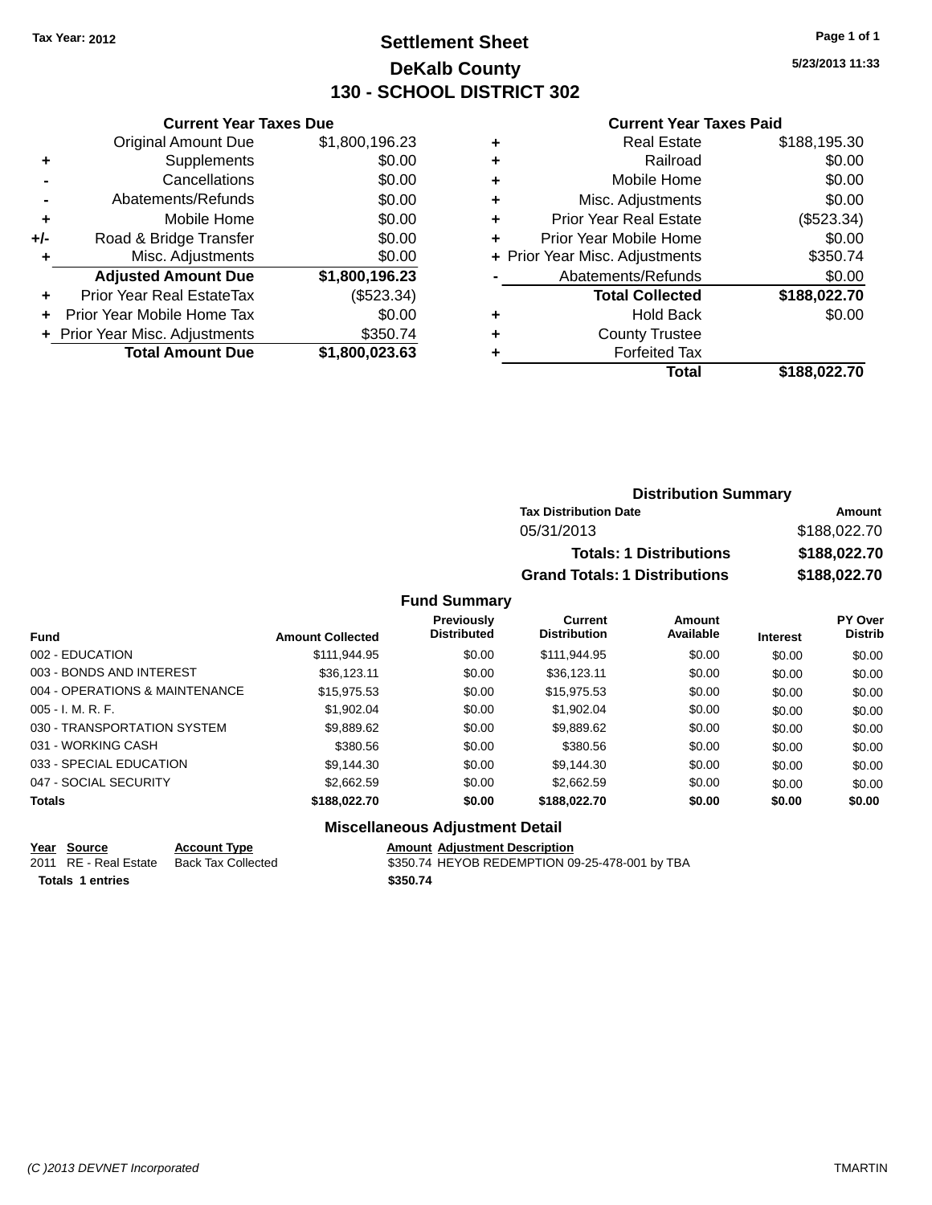Tax Year: 2012

# Settlement Sheet

## DeKalb County

## 130 - SCHOOL DISTRICT 302

5/23/2013 11:33

### Current Year Taxes Due

| | | |
|---|---|---|
| | Original Amount Due | $1,800,196.23 |
| + | Supplements | $0.00 |
| - | Cancellations | $0.00 |
| - | Abatements/Refunds | $0.00 |
| + | Mobile Home | $0.00 |
| +/- | Road & Bridge Transfer | $0.00 |
| + | Misc. Adjustments | $0.00 |
| | **Adjusted Amount Due** | **$1,800,196.23** |
| + | Prior Year Real EstateTax | ($523.34) |
| + | Prior Year Mobile Home Tax | $0.00 |
| + | Prior Year Misc. Adjustments | $350.74 |
| | **Total Amount Due** | **$1,800,023.63** |

### Current Year Taxes Paid

| | | |
|---|---|---|
| + | Real Estate | $188,195.30 |
| + | Railroad | $0.00 |
| + | Mobile Home | $0.00 |
| + | Misc. Adjustments | $0.00 |
| + | Prior Year Real Estate | ($523.34) |
| + | Prior Year Mobile Home | $0.00 |
| + | Prior Year Misc. Adjustments | $350.74 |
| - | Abatements/Refunds | $0.00 |
| | **Total Collected** | **$188,022.70** |
| + | Hold Back | $0.00 |
| + | County Trustee | |
| + | Forfeited Tax | |
| | **Total** | **$188,022.70** |

### Distribution Summary

| Tax Distribution Date | Amount |
|---|---|
| 05/31/2013 | $188,022.70 |
| **Totals: 1 Distributions** | **$188,022.70** |
| **Grand Totals: 1 Distributions** | **$188,022.70** |

### Fund Summary

| Fund | Amount Collected | Previously Distributed | Current Distribution | Amount Available | Interest | PY Over Distrib |
|---|---|---|---|---|---|---|
| 002 - EDUCATION | $111,944.95 | $0.00 | $111,944.95 | $0.00 | $0.00 | $0.00 |
| 003 - BONDS AND INTEREST | $36,123.11 | $0.00 | $36,123.11 | $0.00 | $0.00 | $0.00 |
| 004 - OPERATIONS & MAINTENANCE | $15,975.53 | $0.00 | $15,975.53 | $0.00 | $0.00 | $0.00 |
| 005 - I. M. R. F. | $1,902.04 | $0.00 | $1,902.04 | $0.00 | $0.00 | $0.00 |
| 030 - TRANSPORTATION SYSTEM | $9,889.62 | $0.00 | $9,889.62 | $0.00 | $0.00 | $0.00 |
| 031 - WORKING CASH | $380.56 | $0.00 | $380.56 | $0.00 | $0.00 | $0.00 |
| 033 - SPECIAL EDUCATION | $9,144.30 | $0.00 | $9,144.30 | $0.00 | $0.00 | $0.00 |
| 047 - SOCIAL SECURITY | $2,662.59 | $0.00 | $2,662.59 | $0.00 | $0.00 | $0.00 |
| **Totals** | **$188,022.70** | **$0.00** | **$188,022.70** | **$0.00** | **$0.00** | **$0.00** |

### Miscellaneous Adjustment Detail

| Year | Source | Account Type | Amount | Adjustment Description |
|---|---|---|---|---|
| 2011 | RE - Real Estate | Back Tax Collected | $350.74 | HEYOB REDEMPTION 09-25-478-001 by TBA |
| **Totals** | **1 entries** | | **$350.74** | |

(C )2013 DEVNET Incorporated TMARTIN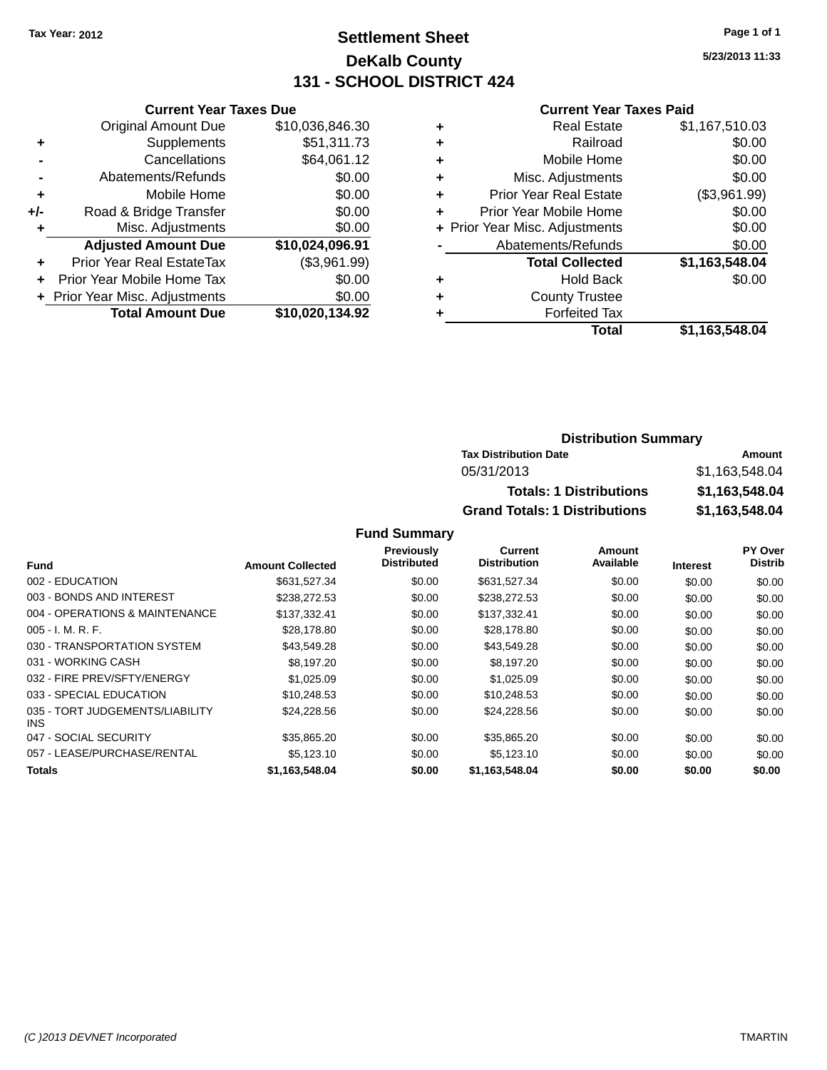Tax Year: 2012

# Settlement Sheet

## DeKalb County

## 131 - SCHOOL DISTRICT 424

5/23/2013 11:33

### Current Year Taxes Due

| | | |
|---|---|---|
| | Original Amount Due | $10,036,846.30 |
| + | Supplements | $51,311.73 |
| - | Cancellations | $64,061.12 |
| - | Abatements/Refunds | $0.00 |
| + | Mobile Home | $0.00 |
| +/- | Road & Bridge Transfer | $0.00 |
| + | Misc. Adjustments | $0.00 |
| | **Adjusted Amount Due** | **$10,024,096.91** |
| + | Prior Year Real EstateTax | ($3,961.99) |
| + | Prior Year Mobile Home Tax | $0.00 |
| + | Prior Year Misc. Adjustments | $0.00 |
| | **Total Amount Due** | **$10,020,134.92** |

### Current Year Taxes Paid

| | | |
|---|---|---|
| + | Real Estate | $1,167,510.03 |
| + | Railroad | $0.00 |
| + | Mobile Home | $0.00 |
| + | Misc. Adjustments | $0.00 |
| + | Prior Year Real Estate | ($3,961.99) |
| + | Prior Year Mobile Home | $0.00 |
| + | Prior Year Misc. Adjustments | $0.00 |
| - | Abatements/Refunds | $0.00 |
| | **Total Collected** | **$1,163,548.04** |
| + | Hold Back | $0.00 |
| + | County Trustee | |
| + | Forfeited Tax | |
| | **Total** | **$1,163,548.04** |

### Distribution Summary

| Tax Distribution Date | Amount |
|---|---|
| 05/31/2013 | $1,163,548.04 |
| **Totals: 1 Distributions** | **$1,163,548.04** |
| **Grand Totals: 1 Distributions** | **$1,163,548.04** |

### Fund Summary

| Fund | Amount Collected | Previously Distributed | Current Distribution | Amount Available | Interest | PY Over Distrib |
|---|---|---|---|---|---|---|
| 002 - EDUCATION | $631,527.34 | $0.00 | $631,527.34 | $0.00 | $0.00 | $0.00 |
| 003 - BONDS AND INTEREST | $238,272.53 | $0.00 | $238,272.53 | $0.00 | $0.00 | $0.00 |
| 004 - OPERATIONS & MAINTENANCE | $137,332.41 | $0.00 | $137,332.41 | $0.00 | $0.00 | $0.00 |
| 005 - I. M. R. F. | $28,178.80 | $0.00 | $28,178.80 | $0.00 | $0.00 | $0.00 |
| 030 - TRANSPORTATION SYSTEM | $43,549.28 | $0.00 | $43,549.28 | $0.00 | $0.00 | $0.00 |
| 031 - WORKING CASH | $8,197.20 | $0.00 | $8,197.20 | $0.00 | $0.00 | $0.00 |
| 032 - FIRE PREV/SFTY/ENERGY | $1,025.09 | $0.00 | $1,025.09 | $0.00 | $0.00 | $0.00 |
| 033 - SPECIAL EDUCATION | $10,248.53 | $0.00 | $10,248.53 | $0.00 | $0.00 | $0.00 |
| 035 - TORT JUDGEMENTS/LIABILITY INS | $24,228.56 | $0.00 | $24,228.56 | $0.00 | $0.00 | $0.00 |
| 047 - SOCIAL SECURITY | $35,865.20 | $0.00 | $35,865.20 | $0.00 | $0.00 | $0.00 |
| 057 - LEASE/PURCHASE/RENTAL | $5,123.10 | $0.00 | $5,123.10 | $0.00 | $0.00 | $0.00 |
| **Totals** | **$1,163,548.04** | **$0.00** | **$1,163,548.04** | **$0.00** | **$0.00** | **$0.00** |

(C )2013 DEVNET Incorporated TMARTIN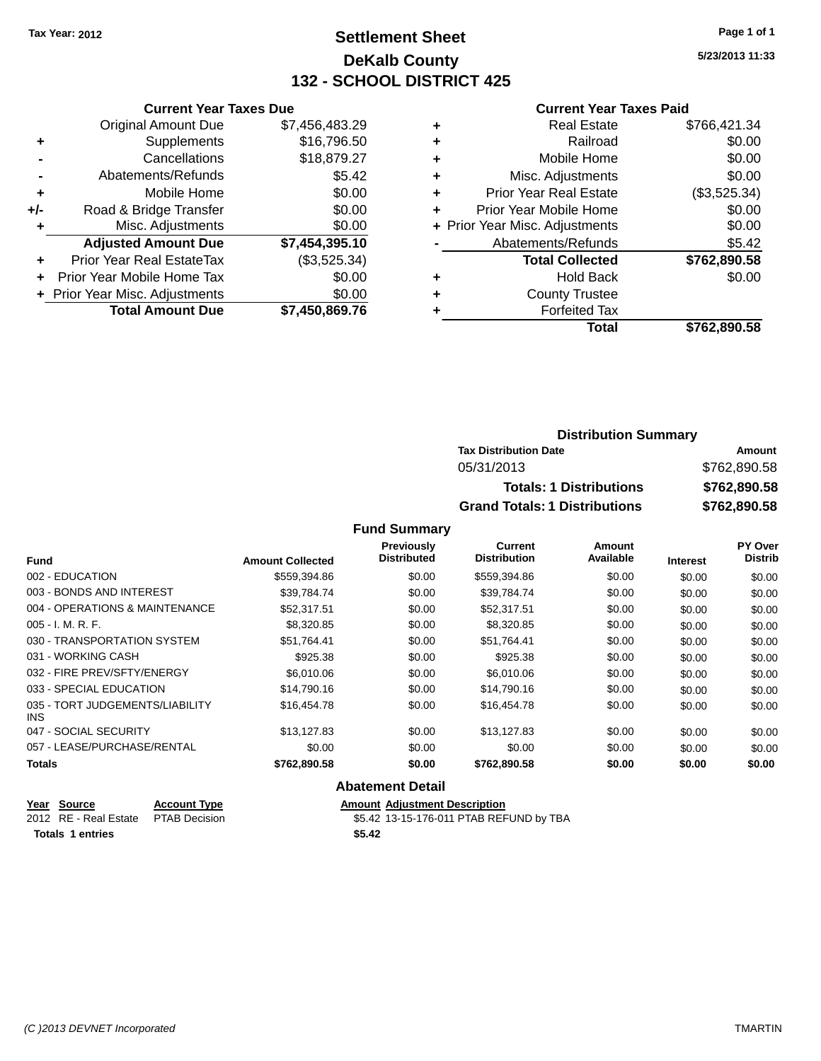Tax Year: 2012

# Settlement Sheet

## DeKalb County

## 132 - SCHOOL DISTRICT 425

5/23/2013 11:33

### Current Year Taxes Due

| | | |
|---|---|---|
| | Original Amount Due | $7,456,483.29 |
| + | Supplements | $16,796.50 |
| - | Cancellations | $18,879.27 |
| - | Abatements/Refunds | $5.42 |
| + | Mobile Home | $0.00 |
| +/- | Road & Bridge Transfer | $0.00 |
| + | Misc. Adjustments | $0.00 |
| | **Adjusted Amount Due** | **$7,454,395.10** |
| + | Prior Year Real EstateTax | ($3,525.34) |
| + | Prior Year Mobile Home Tax | $0.00 |
| + | Prior Year Misc. Adjustments | $0.00 |
| | **Total Amount Due** | **$7,450,869.76** |

### Current Year Taxes Paid

| | | |
|---|---|---|
| + | Real Estate | $766,421.34 |
| + | Railroad | $0.00 |
| + | Mobile Home | $0.00 |
| + | Misc. Adjustments | $0.00 |
| + | Prior Year Real Estate | ($3,525.34) |
| + | Prior Year Mobile Home | $0.00 |
| + | Prior Year Misc. Adjustments | $0.00 |
| - | Abatements/Refunds | $5.42 |
| | **Total Collected** | **$762,890.58** |
| + | Hold Back | $0.00 |
| + | County Trustee | |
| + | Forfeited Tax | |
| | **Total** | **$762,890.58** |

### Distribution Summary

| Tax Distribution Date | Amount |
|---|---|
| 05/31/2013 | $762,890.58 |
| **Totals: 1 Distributions** | **$762,890.58** |
| **Grand Totals: 1 Distributions** | **$762,890.58** |

### Fund Summary

| Fund | Amount Collected | Previously Distributed | Current Distribution | Amount Available | Interest | PY Over Distrib |
|---|---|---|---|---|---|---|
| 002 - EDUCATION | $559,394.86 | $0.00 | $559,394.86 | $0.00 | $0.00 | $0.00 |
| 003 - BONDS AND INTEREST | $39,784.74 | $0.00 | $39,784.74 | $0.00 | $0.00 | $0.00 |
| 004 - OPERATIONS & MAINTENANCE | $52,317.51 | $0.00 | $52,317.51 | $0.00 | $0.00 | $0.00 |
| 005 - I. M. R. F. | $8,320.85 | $0.00 | $8,320.85 | $0.00 | $0.00 | $0.00 |
| 030 - TRANSPORTATION SYSTEM | $51,764.41 | $0.00 | $51,764.41 | $0.00 | $0.00 | $0.00 |
| 031 - WORKING CASH | $925.38 | $0.00 | $925.38 | $0.00 | $0.00 | $0.00 |
| 032 - FIRE PREV/SFTY/ENERGY | $6,010.06 | $0.00 | $6,010.06 | $0.00 | $0.00 | $0.00 |
| 033 - SPECIAL EDUCATION | $14,790.16 | $0.00 | $14,790.16 | $0.00 | $0.00 | $0.00 |
| 035 - TORT JUDGEMENTS/LIABILITY INS | $16,454.78 | $0.00 | $16,454.78 | $0.00 | $0.00 | $0.00 |
| 047 - SOCIAL SECURITY | $13,127.83 | $0.00 | $13,127.83 | $0.00 | $0.00 | $0.00 |
| 057 - LEASE/PURCHASE/RENTAL | $0.00 | $0.00 | $0.00 | $0.00 | $0.00 | $0.00 |
| **Totals** | **$762,890.58** | **$0.00** | **$762,890.58** | **$0.00** | **$0.00** | **$0.00** |

### Abatement Detail

| Year | Source | Account Type | Amount | Adjustment Description |
|---|---|---|---|---|
| 2012 | RE - Real Estate | PTAB Decision | $5.42 | 13-15-176-011 PTAB REFUND by TBA |
| **Totals** | **1 entries** | | **$5.42** | |

(C )2013 DEVNET Incorporated    TMARTIN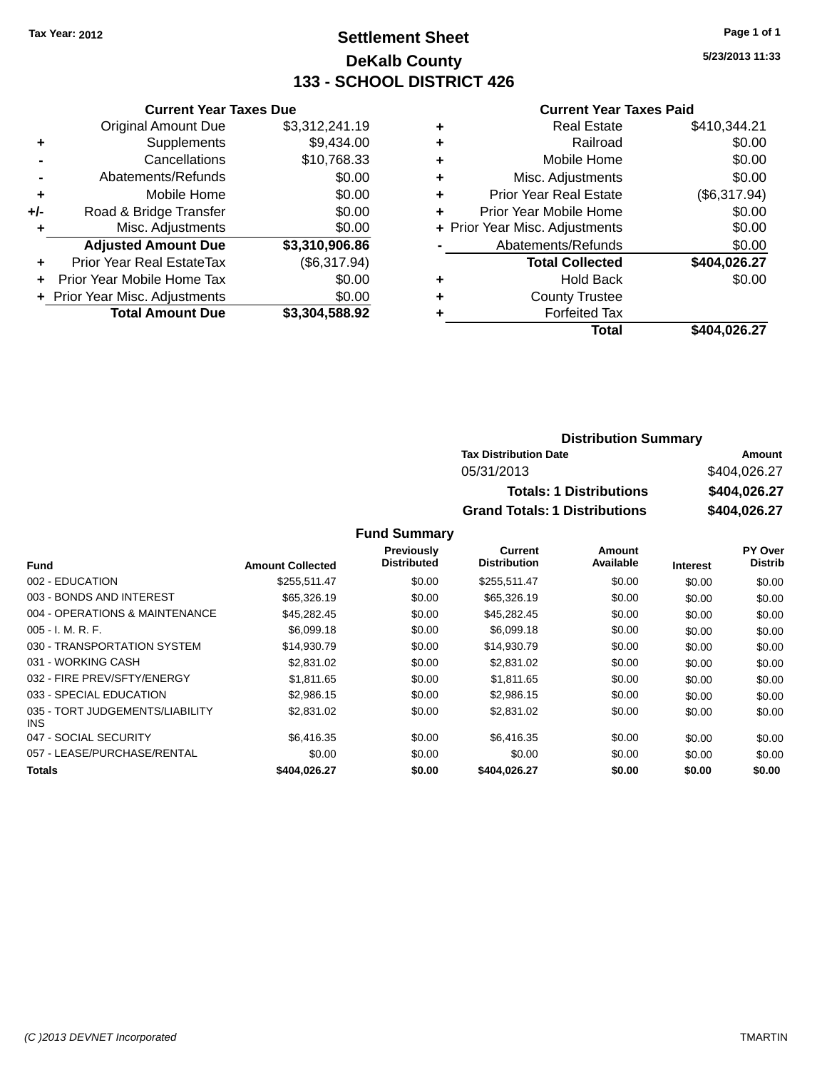**Tax Year: 2012**

# Settlement Sheet

## DeKalb County

## 133 - SCHOOL DISTRICT 426

5/23/2013 11:33

### Current Year Taxes Due

| | | |
|---|---|---|
| | Original Amount Due | $3,312,241.19 |
| + | Supplements | $9,434.00 |
| - | Cancellations | $10,768.33 |
| - | Abatements/Refunds | $0.00 |
| + | Mobile Home | $0.00 |
| +/- | Road & Bridge Transfer | $0.00 |
| + | Misc. Adjustments | $0.00 |
| | **Adjusted Amount Due** | **$3,310,906.86** |
| + | Prior Year Real EstateTax | ($6,317.94) |
| + | Prior Year Mobile Home Tax | $0.00 |
| + | Prior Year Misc. Adjustments | $0.00 |
| | **Total Amount Due** | **$3,304,588.92** |

### Current Year Taxes Paid

| | | |
|---|---|---|
| + | Real Estate | $410,344.21 |
| + | Railroad | $0.00 |
| + | Mobile Home | $0.00 |
| + | Misc. Adjustments | $0.00 |
| + | Prior Year Real Estate | ($6,317.94) |
| + | Prior Year Mobile Home | $0.00 |
| + | Prior Year Misc. Adjustments | $0.00 |
| - | Abatements/Refunds | $0.00 |
| | **Total Collected** | **$404,026.27** |
| + | Hold Back | $0.00 |
| + | County Trustee | |
| + | Forfeited Tax | |
| | **Total** | **$404,026.27** |

### Distribution Summary

| Tax Distribution Date | Amount |
|---|---|
| 05/31/2013 | $404,026.27 |
| **Totals: 1 Distributions** | **$404,026.27** |
| **Grand Totals: 1 Distributions** | **$404,026.27** |

### Fund Summary

| Fund | Amount Collected | Previously Distributed | Current Distribution | Amount Available | Interest | PY Over Distrib |
|---|---|---|---|---|---|---|
| 002 - EDUCATION | $255,511.47 | $0.00 | $255,511.47 | $0.00 | $0.00 | $0.00 |
| 003 - BONDS AND INTEREST | $65,326.19 | $0.00 | $65,326.19 | $0.00 | $0.00 | $0.00 |
| 004 - OPERATIONS & MAINTENANCE | $45,282.45 | $0.00 | $45,282.45 | $0.00 | $0.00 | $0.00 |
| 005 - I. M. R. F. | $6,099.18 | $0.00 | $6,099.18 | $0.00 | $0.00 | $0.00 |
| 030 - TRANSPORTATION SYSTEM | $14,930.79 | $0.00 | $14,930.79 | $0.00 | $0.00 | $0.00 |
| 031 - WORKING CASH | $2,831.02 | $0.00 | $2,831.02 | $0.00 | $0.00 | $0.00 |
| 032 - FIRE PREV/SFTY/ENERGY | $1,811.65 | $0.00 | $1,811.65 | $0.00 | $0.00 | $0.00 |
| 033 - SPECIAL EDUCATION | $2,986.15 | $0.00 | $2,986.15 | $0.00 | $0.00 | $0.00 |
| 035 - TORT JUDGEMENTS/LIABILITY INS | $2,831.02 | $0.00 | $2,831.02 | $0.00 | $0.00 | $0.00 |
| 047 - SOCIAL SECURITY | $6,416.35 | $0.00 | $6,416.35 | $0.00 | $0.00 | $0.00 |
| 057 - LEASE/PURCHASE/RENTAL | $0.00 | $0.00 | $0.00 | $0.00 | $0.00 | $0.00 |
| **Totals** | **$404,026.27** | **$0.00** | **$404,026.27** | **$0.00** | **$0.00** | **$0.00** |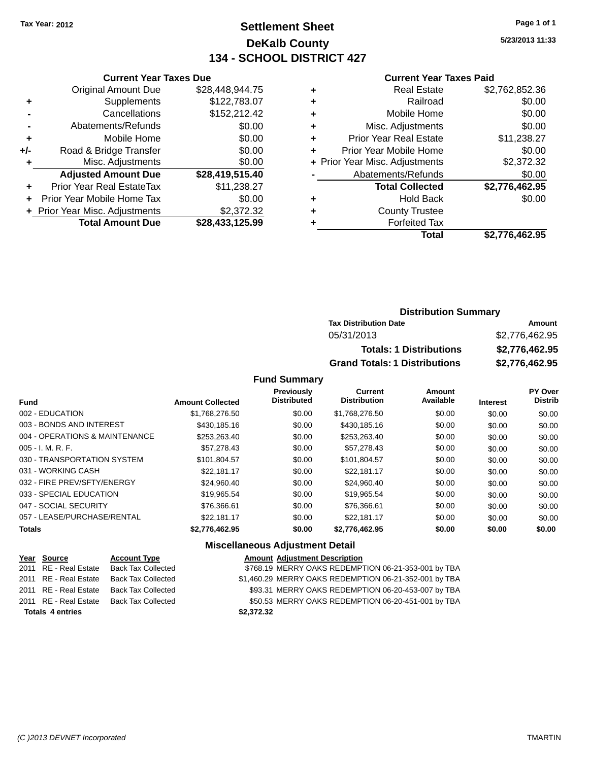Tax Year: 2012

# Settlement Sheet
## DeKalb County
## 134 - SCHOOL DISTRICT 427

5/23/2013 11:33

### Current Year Taxes Due

| | | |
|---|---|---|
| | Original Amount Due | $28,448,944.75 |
| + | Supplements | $122,783.07 |
| - | Cancellations | $152,212.42 |
| - | Abatements/Refunds | $0.00 |
| + | Mobile Home | $0.00 |
| +/- | Road & Bridge Transfer | $0.00 |
| + | Misc. Adjustments | $0.00 |
| | **Adjusted Amount Due** | **$28,419,515.40** |
| + | Prior Year Real EstateTax | $11,238.27 |
| + | Prior Year Mobile Home Tax | $0.00 |
| + | Prior Year Misc. Adjustments | $2,372.32 |
| | **Total Amount Due** | **$28,433,125.99** |

### Current Year Taxes Paid

| | | |
|---|---|---|
| + | Real Estate | $2,762,852.36 |
| + | Railroad | $0.00 |
| + | Mobile Home | $0.00 |
| + | Misc. Adjustments | $0.00 |
| + | Prior Year Real Estate | $11,238.27 |
| + | Prior Year Mobile Home | $0.00 |
| + | Prior Year Misc. Adjustments | $2,372.32 |
| - | Abatements/Refunds | $0.00 |
| | **Total Collected** | **$2,776,462.95** |
| + | Hold Back | $0.00 |
| + | County Trustee | |
| + | Forfeited Tax | |
| | **Total** | **$2,776,462.95** |

### Distribution Summary

| Tax Distribution Date | Amount |
|---|---|
| 05/31/2013 | $2,776,462.95 |
| **Totals: 1 Distributions** | **$2,776,462.95** |
| **Grand Totals: 1 Distributions** | **$2,776,462.95** |

### Fund Summary

| Fund | Amount Collected | Previously Distributed | Current Distribution | Amount Available | Interest | PY Over Distrib |
|---|---|---|---|---|---|---|
| 002 - EDUCATION | $1,768,276.50 | $0.00 | $1,768,276.50 | $0.00 | $0.00 | $0.00 |
| 003 - BONDS AND INTEREST | $430,185.16 | $0.00 | $430,185.16 | $0.00 | $0.00 | $0.00 |
| 004 - OPERATIONS & MAINTENANCE | $253,263.40 | $0.00 | $253,263.40 | $0.00 | $0.00 | $0.00 |
| 005 - I. M. R. F. | $57,278.43 | $0.00 | $57,278.43 | $0.00 | $0.00 | $0.00 |
| 030 - TRANSPORTATION SYSTEM | $101,804.57 | $0.00 | $101,804.57 | $0.00 | $0.00 | $0.00 |
| 031 - WORKING CASH | $22,181.17 | $0.00 | $22,181.17 | $0.00 | $0.00 | $0.00 |
| 032 - FIRE PREV/SFTY/ENERGY | $24,960.40 | $0.00 | $24,960.40 | $0.00 | $0.00 | $0.00 |
| 033 - SPECIAL EDUCATION | $19,965.54 | $0.00 | $19,965.54 | $0.00 | $0.00 | $0.00 |
| 047 - SOCIAL SECURITY | $76,366.61 | $0.00 | $76,366.61 | $0.00 | $0.00 | $0.00 |
| 057 - LEASE/PURCHASE/RENTAL | $22,181.17 | $0.00 | $22,181.17 | $0.00 | $0.00 | $0.00 |
| **Totals** | **$2,776,462.95** | **$0.00** | **$2,776,462.95** | **$0.00** | **$0.00** | **$0.00** |

### Miscellaneous Adjustment Detail

| Year | Source | Account Type | Amount | Adjustment Description |
|---|---|---|---|---|
| 2011 | RE - Real Estate | Back Tax Collected | $768.19 | MERRY OAKS REDEMPTION 06-21-353-001 by TBA |
| 2011 | RE - Real Estate | Back Tax Collected | $1,460.29 | MERRY OAKS REDEMPTION 06-21-352-001 by TBA |
| 2011 | RE - Real Estate | Back Tax Collected | $93.31 | MERRY OAKS REDEMPTION 06-20-453-007 by TBA |
| 2011 | RE - Real Estate | Back Tax Collected | $50.53 | MERRY OAKS REDEMPTION 06-20-451-001 by TBA |
| **Totals 4 entries** | | | **$2,372.32** | |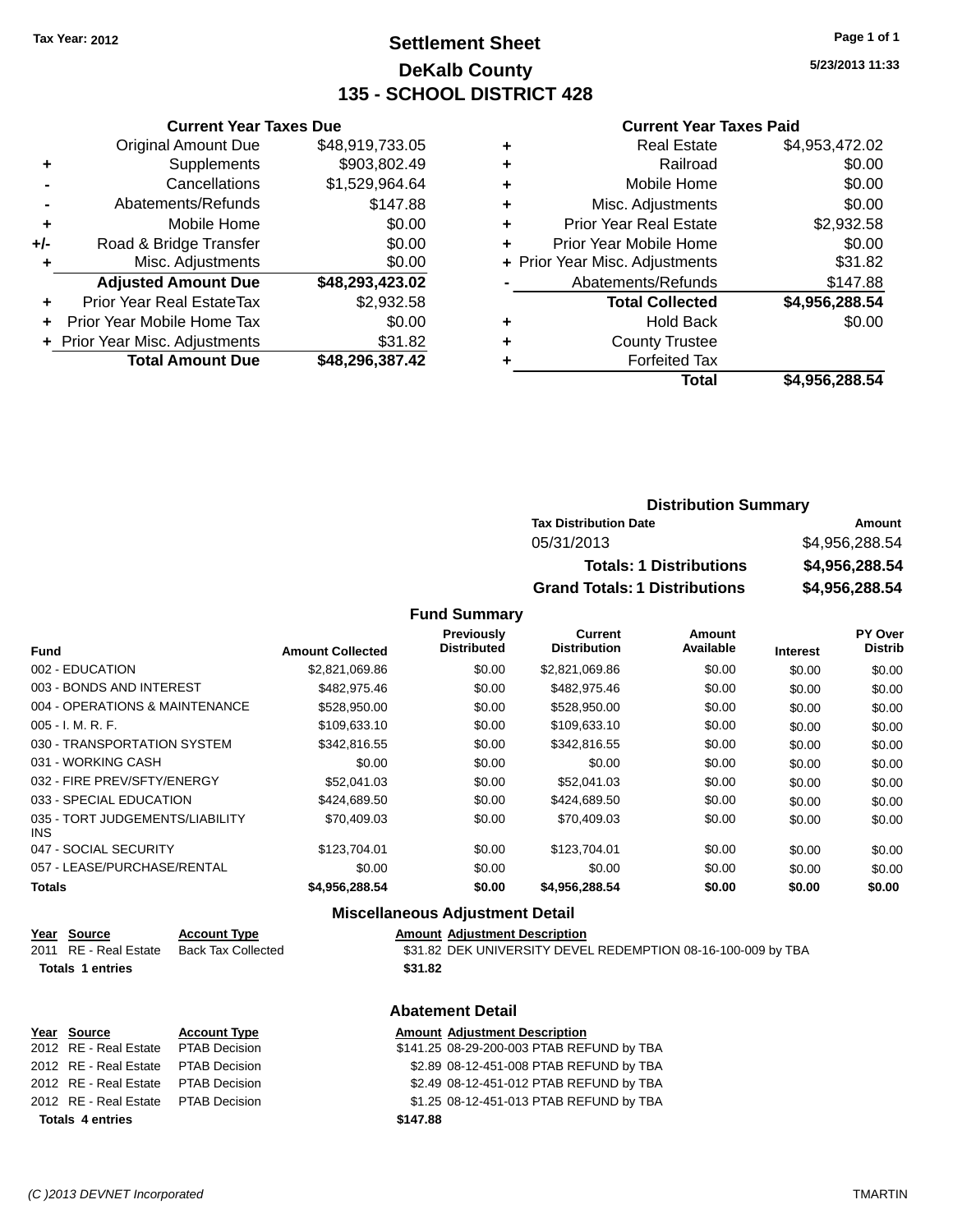Tax Year: 2012

# Settlement Sheet

## DeKalb County

## 135 - SCHOOL DISTRICT 428

5/23/2013 11:33

### Current Year Taxes Due

| | | |
|---|---|---|
| | Original Amount Due | $48,919,733.05 |
| + | Supplements | $903,802.49 |
| - | Cancellations | $1,529,964.64 |
| - | Abatements/Refunds | $147.88 |
| + | Mobile Home | $0.00 |
| +/- | Road & Bridge Transfer | $0.00 |
| + | Misc. Adjustments | $0.00 |
| | **Adjusted Amount Due** | **$48,293,423.02** |
| + | Prior Year Real EstateTax | $2,932.58 |
| + | Prior Year Mobile Home Tax | $0.00 |
| + | Prior Year Misc. Adjustments | $31.82 |
| | **Total Amount Due** | **$48,296,387.42** |

### Current Year Taxes Paid

| | | |
|---|---|---|
| + | Real Estate | $4,953,472.02 |
| + | Railroad | $0.00 |
| + | Mobile Home | $0.00 |
| + | Misc. Adjustments | $0.00 |
| + | Prior Year Real Estate | $2,932.58 |
| + | Prior Year Mobile Home | $0.00 |
| + | Prior Year Misc. Adjustments | $31.82 |
| - | Abatements/Refunds | $147.88 |
| | **Total Collected** | **$4,956,288.54** |
| + | Hold Back | $0.00 |
| + | County Trustee | |
| + | Forfeited Tax | |
| | **Total** | **$4,956,288.54** |

### Distribution Summary

| Tax Distribution Date | Amount |
|---|---|
| 05/31/2013 | $4,956,288.54 |
| **Totals: 1 Distributions** | **$4,956,288.54** |
| **Grand Totals: 1 Distributions** | **$4,956,288.54** |

### Fund Summary

| Fund | Amount Collected | Previously Distributed | Current Distribution | Amount Available | Interest | PY Over Distrib |
|---|---|---|---|---|---|---|
| 002 - EDUCATION | $2,821,069.86 | $0.00 | $2,821,069.86 | $0.00 | $0.00 | $0.00 |
| 003 - BONDS AND INTEREST | $482,975.46 | $0.00 | $482,975.46 | $0.00 | $0.00 | $0.00 |
| 004 - OPERATIONS & MAINTENANCE | $528,950.00 | $0.00 | $528,950.00 | $0.00 | $0.00 | $0.00 |
| 005 - I. M. R. F. | $109,633.10 | $0.00 | $109,633.10 | $0.00 | $0.00 | $0.00 |
| 030 - TRANSPORTATION SYSTEM | $342,816.55 | $0.00 | $342,816.55 | $0.00 | $0.00 | $0.00 |
| 031 - WORKING CASH | $0.00 | $0.00 | $0.00 | $0.00 | $0.00 | $0.00 |
| 032 - FIRE PREV/SFTY/ENERGY | $52,041.03 | $0.00 | $52,041.03 | $0.00 | $0.00 | $0.00 |
| 033 - SPECIAL EDUCATION | $424,689.50 | $0.00 | $424,689.50 | $0.00 | $0.00 | $0.00 |
| 035 - TORT JUDGEMENTS/LIABILITY INS | $70,409.03 | $0.00 | $70,409.03 | $0.00 | $0.00 | $0.00 |
| 047 - SOCIAL SECURITY | $123,704.01 | $0.00 | $123,704.01 | $0.00 | $0.00 | $0.00 |
| 057 - LEASE/PURCHASE/RENTAL | $0.00 | $0.00 | $0.00 | $0.00 | $0.00 | $0.00 |
| **Totals** | **$4,956,288.54** | **$0.00** | **$4,956,288.54** | **$0.00** | **$0.00** | **$0.00** |

### Miscellaneous Adjustment Detail

| Year | Source | Account Type | Amount | Adjustment Description |
|---|---|---|---|---|
| 2011 | RE - Real Estate | Back Tax Collected | $31.82 | DEK UNIVERSITY DEVEL REDEMPTION 08-16-100-009 by TBA |
| **Totals 1 entries** | | | **$31.82** | |

### Abatement Detail

| Year | Source | Account Type | Amount | Adjustment Description |
|---|---|---|---|---|
| 2012 | RE - Real Estate | PTAB Decision | $141.25 | 08-29-200-003 PTAB REFUND by TBA |
| 2012 | RE - Real Estate | PTAB Decision | $2.89 | 08-12-451-008 PTAB REFUND by TBA |
| 2012 | RE - Real Estate | PTAB Decision | $2.49 | 08-12-451-012 PTAB REFUND by TBA |
| 2012 | RE - Real Estate | PTAB Decision | $1.25 | 08-12-451-013 PTAB REFUND by TBA |
| **Totals 4 entries** | | | **$147.88** | |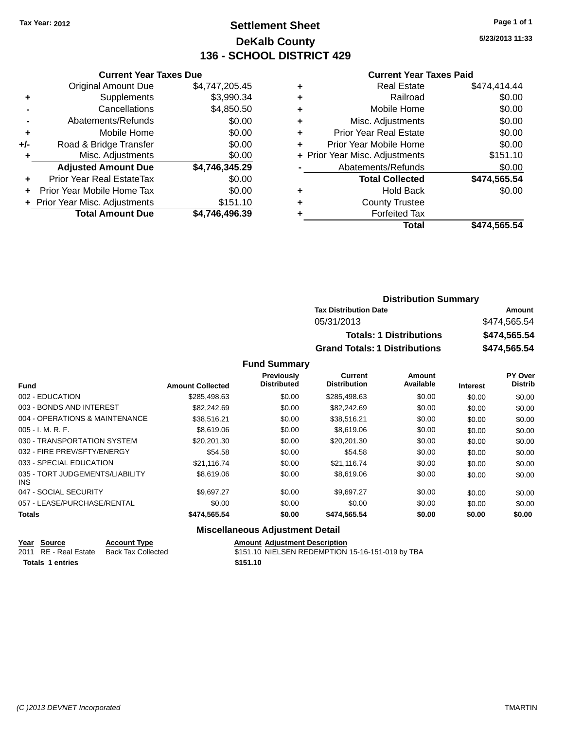Tax Year: 2012

# Settlement Sheet
## DeKalb County
## 136 - SCHOOL DISTRICT 429

5/23/2013 11:33

### Current Year Taxes Due

| | | |
|---|---|---|
| | Original Amount Due | $4,747,205.45 |
| + | Supplements | $3,990.34 |
| - | Cancellations | $4,850.50 |
| - | Abatements/Refunds | $0.00 |
| + | Mobile Home | $0.00 |
| +/- | Road & Bridge Transfer | $0.00 |
| + | Misc. Adjustments | $0.00 |
| | **Adjusted Amount Due** | **$4,746,345.29** |
| + | Prior Year Real EstateTax | $0.00 |
| + | Prior Year Mobile Home Tax | $0.00 |
| + | Prior Year Misc. Adjustments | $151.10 |
| | **Total Amount Due** | **$4,746,496.39** |

### Current Year Taxes Paid

| | | |
|---|---|---|
| + | Real Estate | $474,414.44 |
| + | Railroad | $0.00 |
| + | Mobile Home | $0.00 |
| + | Misc. Adjustments | $0.00 |
| + | Prior Year Real Estate | $0.00 |
| + | Prior Year Mobile Home | $0.00 |
| + | Prior Year Misc. Adjustments | $151.10 |
| - | Abatements/Refunds | $0.00 |
| | **Total Collected** | **$474,565.54** |
| + | Hold Back | $0.00 |
| + | County Trustee | |
| + | Forfeited Tax | |
| | **Total** | **$474,565.54** |

### Distribution Summary

| Tax Distribution Date | Amount |
|---|---|
| 05/31/2013 | $474,565.54 |
| **Totals: 1 Distributions** | **$474,565.54** |
| **Grand Totals: 1 Distributions** | **$474,565.54** |

### Fund Summary

| Fund | Amount Collected | Previously Distributed | Current Distribution | Amount Available | Interest | PY Over Distrib |
|---|---|---|---|---|---|---|
| 002 - EDUCATION | $285,498.63 | $0.00 | $285,498.63 | $0.00 | $0.00 | $0.00 |
| 003 - BONDS AND INTEREST | $82,242.69 | $0.00 | $82,242.69 | $0.00 | $0.00 | $0.00 |
| 004 - OPERATIONS & MAINTENANCE | $38,516.21 | $0.00 | $38,516.21 | $0.00 | $0.00 | $0.00 |
| 005 - I. M. R. F. | $8,619.06 | $0.00 | $8,619.06 | $0.00 | $0.00 | $0.00 |
| 030 - TRANSPORTATION SYSTEM | $20,201.30 | $0.00 | $20,201.30 | $0.00 | $0.00 | $0.00 |
| 032 - FIRE PREV/SFTY/ENERGY | $54.58 | $0.00 | $54.58 | $0.00 | $0.00 | $0.00 |
| 033 - SPECIAL EDUCATION | $21,116.74 | $0.00 | $21,116.74 | $0.00 | $0.00 | $0.00 |
| 035 - TORT JUDGEMENTS/LIABILITY INS | $8,619.06 | $0.00 | $8,619.06 | $0.00 | $0.00 | $0.00 |
| 047 - SOCIAL SECURITY | $9,697.27 | $0.00 | $9,697.27 | $0.00 | $0.00 | $0.00 |
| 057 - LEASE/PURCHASE/RENTAL | $0.00 | $0.00 | $0.00 | $0.00 | $0.00 | $0.00 |
| **Totals** | **$474,565.54** | **$0.00** | **$474,565.54** | **$0.00** | **$0.00** | **$0.00** |

### Miscellaneous Adjustment Detail

| Year | Source | Account Type | Amount | Adjustment Description |
|---|---|---|---|---|
| 2011 | RE - Real Estate | Back Tax Collected | $151.10 | NIELSEN REDEMPTION 15-16-151-019 by TBA |
| **Totals 1 entries** | | | **$151.10** | |

(C )2013 DEVNET Incorporated — TMARTIN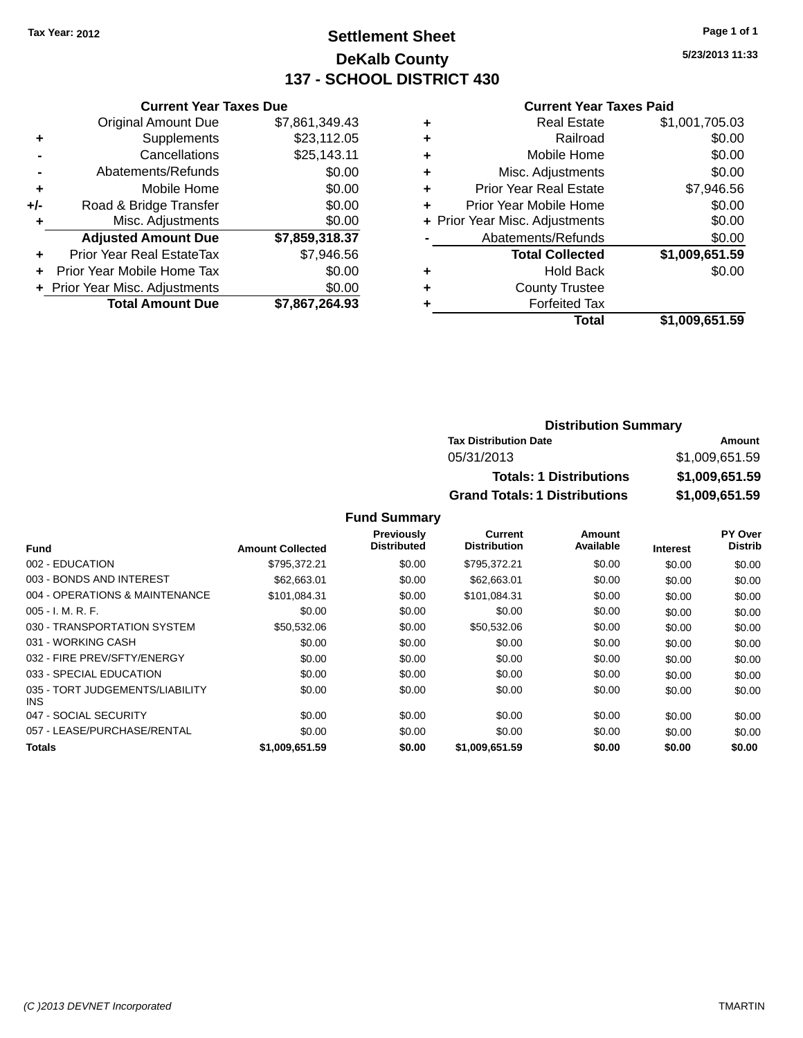Tax Year: 2012

# Settlement Sheet

## DeKalb County

## 137 - SCHOOL DISTRICT 430

5/23/2013 11:33

### Current Year Taxes Due

| | | |
|---|---|---|
| | Original Amount Due | $7,861,349.43 |
| + | Supplements | $23,112.05 |
| - | Cancellations | $25,143.11 |
| - | Abatements/Refunds | $0.00 |
| + | Mobile Home | $0.00 |
| +/- | Road & Bridge Transfer | $0.00 |
| + | Misc. Adjustments | $0.00 |
| | **Adjusted Amount Due** | **$7,859,318.37** |
| + | Prior Year Real EstateTax | $7,946.56 |
| + | Prior Year Mobile Home Tax | $0.00 |
| + | Prior Year Misc. Adjustments | $0.00 |
| | **Total Amount Due** | **$7,867,264.93** |

### Current Year Taxes Paid

| | | |
|---|---|---|
| + | Real Estate | $1,001,705.03 |
| + | Railroad | $0.00 |
| + | Mobile Home | $0.00 |
| + | Misc. Adjustments | $0.00 |
| + | Prior Year Real Estate | $7,946.56 |
| + | Prior Year Mobile Home | $0.00 |
| + | Prior Year Misc. Adjustments | $0.00 |
| - | Abatements/Refunds | $0.00 |
| | **Total Collected** | **$1,009,651.59** |
| + | Hold Back | $0.00 |
| + | County Trustee | |
| + | Forfeited Tax | |
| | **Total** | **$1,009,651.59** |

### Distribution Summary

| Tax Distribution Date | Amount |
|---|---|
| 05/31/2013 | $1,009,651.59 |
| **Totals: 1 Distributions** | **$1,009,651.59** |
| **Grand Totals: 1 Distributions** | **$1,009,651.59** |

### Fund Summary

| Fund | Amount Collected | Previously Distributed | Current Distribution | Amount Available | Interest | PY Over Distrib |
|---|---|---|---|---|---|---|
| 002 - EDUCATION | $795,372.21 | $0.00 | $795,372.21 | $0.00 | $0.00 | $0.00 |
| 003 - BONDS AND INTEREST | $62,663.01 | $0.00 | $62,663.01 | $0.00 | $0.00 | $0.00 |
| 004 - OPERATIONS & MAINTENANCE | $101,084.31 | $0.00 | $101,084.31 | $0.00 | $0.00 | $0.00 |
| 005 - I. M. R. F. | $0.00 | $0.00 | $0.00 | $0.00 | $0.00 | $0.00 |
| 030 - TRANSPORTATION SYSTEM | $50,532.06 | $0.00 | $50,532.06 | $0.00 | $0.00 | $0.00 |
| 031 - WORKING CASH | $0.00 | $0.00 | $0.00 | $0.00 | $0.00 | $0.00 |
| 032 - FIRE PREV/SFTY/ENERGY | $0.00 | $0.00 | $0.00 | $0.00 | $0.00 | $0.00 |
| 033 - SPECIAL EDUCATION | $0.00 | $0.00 | $0.00 | $0.00 | $0.00 | $0.00 |
| 035 - TORT JUDGEMENTS/LIABILITY INS | $0.00 | $0.00 | $0.00 | $0.00 | $0.00 | $0.00 |
| 047 - SOCIAL SECURITY | $0.00 | $0.00 | $0.00 | $0.00 | $0.00 | $0.00 |
| 057 - LEASE/PURCHASE/RENTAL | $0.00 | $0.00 | $0.00 | $0.00 | $0.00 | $0.00 |
| **Totals** | **$1,009,651.59** | **$0.00** | **$1,009,651.59** | **$0.00** | **$0.00** | **$0.00** |

(C )2013 DEVNET Incorporated TMARTIN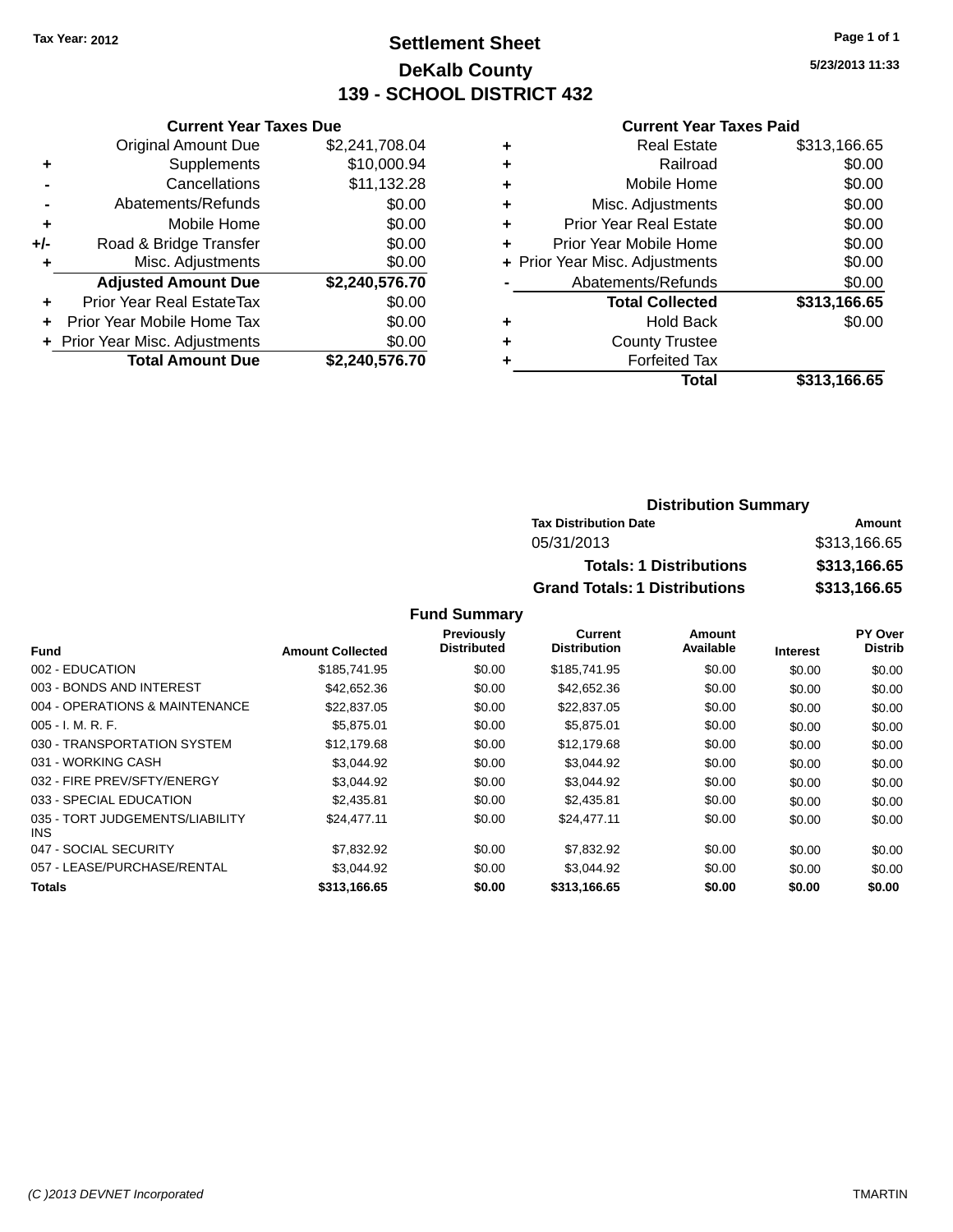Tax Year: 2012

# Settlement Sheet
## DeKalb County
## 139 - SCHOOL DISTRICT 432

5/23/2013 11:33

### Current Year Taxes Due

| | | |
|---|---|---|
| | Original Amount Due | $2,241,708.04 |
| + | Supplements | $10,000.94 |
| - | Cancellations | $11,132.28 |
| - | Abatements/Refunds | $0.00 |
| + | Mobile Home | $0.00 |
| +/- | Road & Bridge Transfer | $0.00 |
| + | Misc. Adjustments | $0.00 |
| | **Adjusted Amount Due** | **$2,240,576.70** |
| + | Prior Year Real EstateTax | $0.00 |
| + | Prior Year Mobile Home Tax | $0.00 |
| + | Prior Year Misc. Adjustments | $0.00 |
| | **Total Amount Due** | **$2,240,576.70** |

### Current Year Taxes Paid

| | | |
|---|---|---|
| + | Real Estate | $313,166.65 |
| + | Railroad | $0.00 |
| + | Mobile Home | $0.00 |
| + | Misc. Adjustments | $0.00 |
| + | Prior Year Real Estate | $0.00 |
| + | Prior Year Mobile Home | $0.00 |
| + | Prior Year Misc. Adjustments | $0.00 |
| - | Abatements/Refunds | $0.00 |
| | **Total Collected** | **$313,166.65** |
| + | Hold Back | $0.00 |
| + | County Trustee | |
| + | Forfeited Tax | |
| | **Total** | **$313,166.65** |

### Distribution Summary

| Tax Distribution Date | Amount |
|---|---|
| 05/31/2013 | $313,166.65 |
| **Totals: 1 Distributions** | **$313,166.65** |
| **Grand Totals: 1 Distributions** | **$313,166.65** |

### Fund Summary

| Fund | Amount Collected | Previously Distributed | Current Distribution | Amount Available | Interest | PY Over Distrib |
|---|---|---|---|---|---|---|
| 002 - EDUCATION | $185,741.95 | $0.00 | $185,741.95 | $0.00 | $0.00 | $0.00 |
| 003 - BONDS AND INTEREST | $42,652.36 | $0.00 | $42,652.36 | $0.00 | $0.00 | $0.00 |
| 004 - OPERATIONS & MAINTENANCE | $22,837.05 | $0.00 | $22,837.05 | $0.00 | $0.00 | $0.00 |
| 005 - I. M. R. F. | $5,875.01 | $0.00 | $5,875.01 | $0.00 | $0.00 | $0.00 |
| 030 - TRANSPORTATION SYSTEM | $12,179.68 | $0.00 | $12,179.68 | $0.00 | $0.00 | $0.00 |
| 031 - WORKING CASH | $3,044.92 | $0.00 | $3,044.92 | $0.00 | $0.00 | $0.00 |
| 032 - FIRE PREV/SFTY/ENERGY | $3,044.92 | $0.00 | $3,044.92 | $0.00 | $0.00 | $0.00 |
| 033 - SPECIAL EDUCATION | $2,435.81 | $0.00 | $2,435.81 | $0.00 | $0.00 | $0.00 |
| 035 - TORT JUDGEMENTS/LIABILITY INS | $24,477.11 | $0.00 | $24,477.11 | $0.00 | $0.00 | $0.00 |
| 047 - SOCIAL SECURITY | $7,832.92 | $0.00 | $7,832.92 | $0.00 | $0.00 | $0.00 |
| 057 - LEASE/PURCHASE/RENTAL | $3,044.92 | $0.00 | $3,044.92 | $0.00 | $0.00 | $0.00 |
| **Totals** | **$313,166.65** | **$0.00** | **$313,166.65** | **$0.00** | **$0.00** | **$0.00** |

(C )2013 DEVNET Incorporated    TMARTIN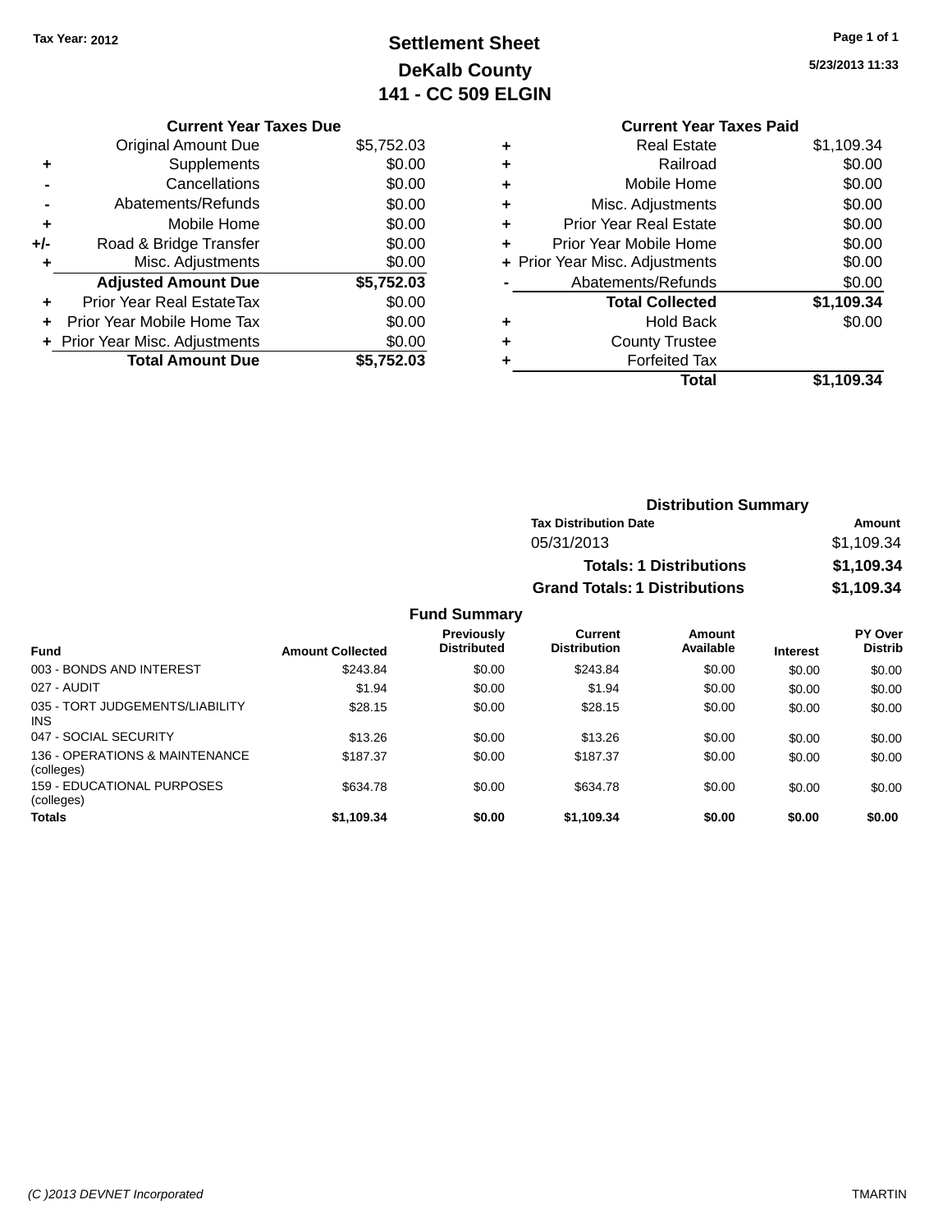Tax Year: 2012

# Settlement Sheet
## DeKalb County
## 141 - CC 509 ELGIN

5/23/2013 11:33

### Current Year Taxes Due

| | | |
|---|---|---|
| | Original Amount Due | $5,752.03 |
| + | Supplements | $0.00 |
| - | Cancellations | $0.00 |
| - | Abatements/Refunds | $0.00 |
| + | Mobile Home | $0.00 |
| +/- | Road & Bridge Transfer | $0.00 |
| + | Misc. Adjustments | $0.00 |
| | **Adjusted Amount Due** | **$5,752.03** |
| + | Prior Year Real EstateTax | $0.00 |
| + | Prior Year Mobile Home Tax | $0.00 |
| + | Prior Year Misc. Adjustments | $0.00 |
| | **Total Amount Due** | **$5,752.03** |

### Current Year Taxes Paid

| | | |
|---|---|---|
| + | Real Estate | $1,109.34 |
| + | Railroad | $0.00 |
| + | Mobile Home | $0.00 |
| + | Misc. Adjustments | $0.00 |
| + | Prior Year Real Estate | $0.00 |
| + | Prior Year Mobile Home | $0.00 |
| + | Prior Year Misc. Adjustments | $0.00 |
| - | Abatements/Refunds | $0.00 |
| | **Total Collected** | **$1,109.34** |
| + | Hold Back | $0.00 |
| + | County Trustee | |
| + | Forfeited Tax | |
| | **Total** | **$1,109.34** |

### Distribution Summary

| Tax Distribution Date | Amount |
|---|---|
| 05/31/2013 | $1,109.34 |
| **Totals: 1 Distributions** | **$1,109.34** |
| **Grand Totals: 1 Distributions** | **$1,109.34** |

### Fund Summary

| Fund | Amount Collected | Previously Distributed | Current Distribution | Amount Available | Interest | PY Over Distrib |
|---|---|---|---|---|---|---|
| 003 - BONDS AND INTEREST | $243.84 | $0.00 | $243.84 | $0.00 | $0.00 | $0.00 |
| 027 - AUDIT | $1.94 | $0.00 | $1.94 | $0.00 | $0.00 | $0.00 |
| 035 - TORT JUDGEMENTS/LIABILITY INS | $28.15 | $0.00 | $28.15 | $0.00 | $0.00 | $0.00 |
| 047 - SOCIAL SECURITY | $13.26 | $0.00 | $13.26 | $0.00 | $0.00 | $0.00 |
| 136 - OPERATIONS & MAINTENANCE (colleges) | $187.37 | $0.00 | $187.37 | $0.00 | $0.00 | $0.00 |
| 159 - EDUCATIONAL PURPOSES (colleges) | $634.78 | $0.00 | $634.78 | $0.00 | $0.00 | $0.00 |
| **Totals** | **$1,109.34** | **$0.00** | **$1,109.34** | **$0.00** | **$0.00** | **$0.00** |

(C )2013 DEVNET Incorporated TMARTIN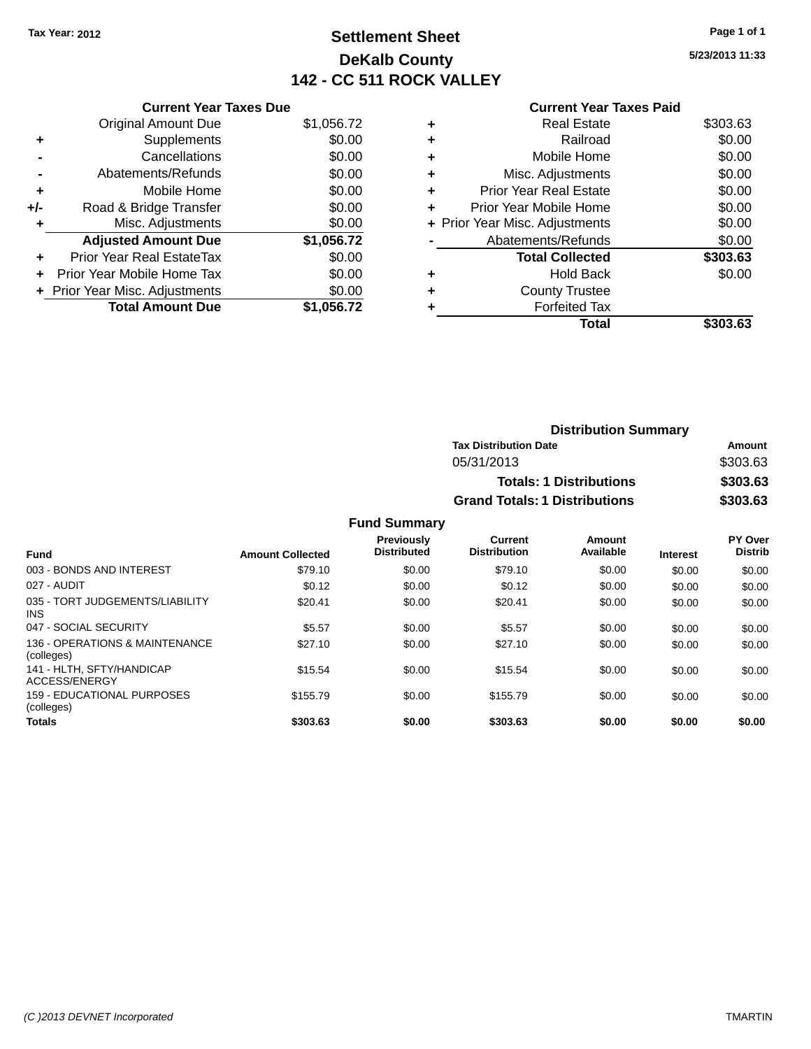Tax Year: 2012

# Settlement Sheet
## DeKalb County
## 142 - CC 511 ROCK VALLEY

5/23/2013 11:33

### Current Year Taxes Due

| | | |
|---|---|---|
| | Original Amount Due | $1,056.72 |
| + | Supplements | $0.00 |
| - | Cancellations | $0.00 |
| - | Abatements/Refunds | $0.00 |
| + | Mobile Home | $0.00 |
| +/- | Road & Bridge Transfer | $0.00 |
| + | Misc. Adjustments | $0.00 |
| | **Adjusted Amount Due** | **$1,056.72** |
| + | Prior Year Real EstateTax | $0.00 |
| + | Prior Year Mobile Home Tax | $0.00 |
| + | Prior Year Misc. Adjustments | $0.00 |
| | **Total Amount Due** | **$1,056.72** |

### Current Year Taxes Paid

| | | |
|---|---|---|
| + | Real Estate | $303.63 |
| + | Railroad | $0.00 |
| + | Mobile Home | $0.00 |
| + | Misc. Adjustments | $0.00 |
| + | Prior Year Real Estate | $0.00 |
| + | Prior Year Mobile Home | $0.00 |
| + | Prior Year Misc. Adjustments | $0.00 |
| - | Abatements/Refunds | $0.00 |
| | **Total Collected** | **$303.63** |
| + | Hold Back | $0.00 |
| + | County Trustee | |
| + | Forfeited Tax | |
| | **Total** | **$303.63** |

### Distribution Summary

| Tax Distribution Date | Amount |
|---|---|
| 05/31/2013 | $303.63 |
| **Totals: 1 Distributions** | **$303.63** |
| **Grand Totals: 1 Distributions** | **$303.63** |

### Fund Summary

| Fund | Amount Collected | Previously Distributed | Current Distribution | Amount Available | Interest | PY Over Distrib |
|---|---|---|---|---|---|---|
| 003 - BONDS AND INTEREST | $79.10 | $0.00 | $79.10 | $0.00 | $0.00 | $0.00 |
| 027 - AUDIT | $0.12 | $0.00 | $0.12 | $0.00 | $0.00 | $0.00 |
| 035 - TORT JUDGEMENTS/LIABILITY INS | $20.41 | $0.00 | $20.41 | $0.00 | $0.00 | $0.00 |
| 047 - SOCIAL SECURITY | $5.57 | $0.00 | $5.57 | $0.00 | $0.00 | $0.00 |
| 136 - OPERATIONS & MAINTENANCE (colleges) | $27.10 | $0.00 | $27.10 | $0.00 | $0.00 | $0.00 |
| 141 - HLTH, SFTY/HANDICAP ACCESS/ENERGY | $15.54 | $0.00 | $15.54 | $0.00 | $0.00 | $0.00 |
| 159 - EDUCATIONAL PURPOSES (colleges) | $155.79 | $0.00 | $155.79 | $0.00 | $0.00 | $0.00 |
| **Totals** | **$303.63** | **$0.00** | **$303.63** | **$0.00** | **$0.00** | **$0.00** |

(C )2013 DEVNET Incorporated TMARTIN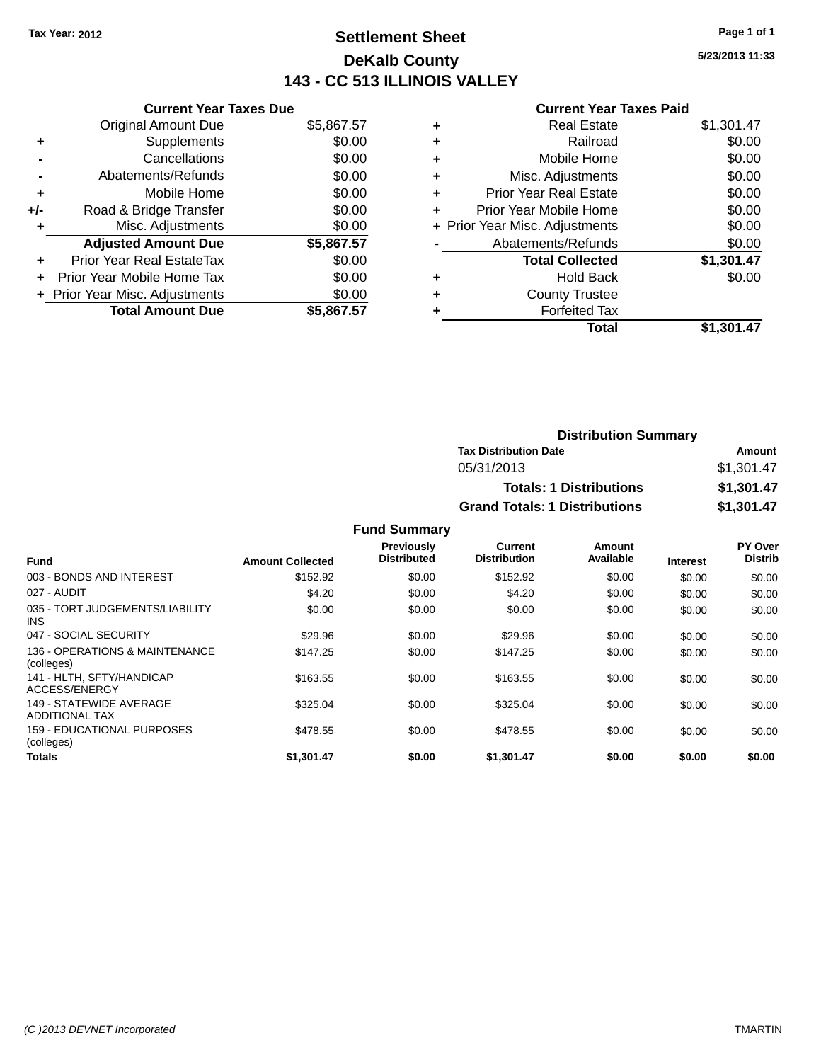Tax Year: 2012

# Settlement Sheet

## DeKalb County

## 143 - CC 513 ILLINOIS VALLEY

5/23/2013 11:33

| | Current Year Taxes Due | |
|---|---|---|
| | Original Amount Due | $5,867.57 |
| + | Supplements | $0.00 |
| - | Cancellations | $0.00 |
| - | Abatements/Refunds | $0.00 |
| + | Mobile Home | $0.00 |
| +/- | Road & Bridge Transfer | $0.00 |
| + | Misc. Adjustments | $0.00 |
| | **Adjusted Amount Due** | **$5,867.57** |
| + | Prior Year Real EstateTax | $0.00 |
| + | Prior Year Mobile Home Tax | $0.00 |
| + | Prior Year Misc. Adjustments | $0.00 |
| | **Total Amount Due** | **$5,867.57** |

| | Current Year Taxes Paid | |
|---|---|---|
| + | Real Estate | $1,301.47 |
| + | Railroad | $0.00 |
| + | Mobile Home | $0.00 |
| + | Misc. Adjustments | $0.00 |
| + | Prior Year Real Estate | $0.00 |
| + | Prior Year Mobile Home | $0.00 |
| + | Prior Year Misc. Adjustments | $0.00 |
| - | Abatements/Refunds | $0.00 |
| | **Total Collected** | **$1,301.47** |
| + | Hold Back | $0.00 |
| + | County Trustee | |
| + | Forfeited Tax | |
| | **Total** | **$1,301.47** |

### Distribution Summary

| Tax Distribution Date | Amount |
|---|---|
| 05/31/2013 | $1,301.47 |
| **Totals: 1 Distributions** | **$1,301.47** |
| **Grand Totals: 1 Distributions** | **$1,301.47** |

### Fund Summary

| Fund | Amount Collected | Previously Distributed | Current Distribution | Amount Available | Interest | PY Over Distrib |
|---|---|---|---|---|---|---|
| 003 - BONDS AND INTEREST | $152.92 | $0.00 | $152.92 | $0.00 | $0.00 | $0.00 |
| 027 - AUDIT | $4.20 | $0.00 | $4.20 | $0.00 | $0.00 | $0.00 |
| 035 - TORT JUDGEMENTS/LIABILITY INS | $0.00 | $0.00 | $0.00 | $0.00 | $0.00 | $0.00 |
| 047 - SOCIAL SECURITY | $29.96 | $0.00 | $29.96 | $0.00 | $0.00 | $0.00 |
| 136 - OPERATIONS & MAINTENANCE (colleges) | $147.25 | $0.00 | $147.25 | $0.00 | $0.00 | $0.00 |
| 141 - HLTH, SFTY/HANDICAP ACCESS/ENERGY | $163.55 | $0.00 | $163.55 | $0.00 | $0.00 | $0.00 |
| 149 - STATEWIDE AVERAGE ADDITIONAL TAX | $325.04 | $0.00 | $325.04 | $0.00 | $0.00 | $0.00 |
| 159 - EDUCATIONAL PURPOSES (colleges) | $478.55 | $0.00 | $478.55 | $0.00 | $0.00 | $0.00 |
| **Totals** | **$1,301.47** | **$0.00** | **$1,301.47** | **$0.00** | **$0.00** | **$0.00** |

(C )2013 DEVNET Incorporated TMARTIN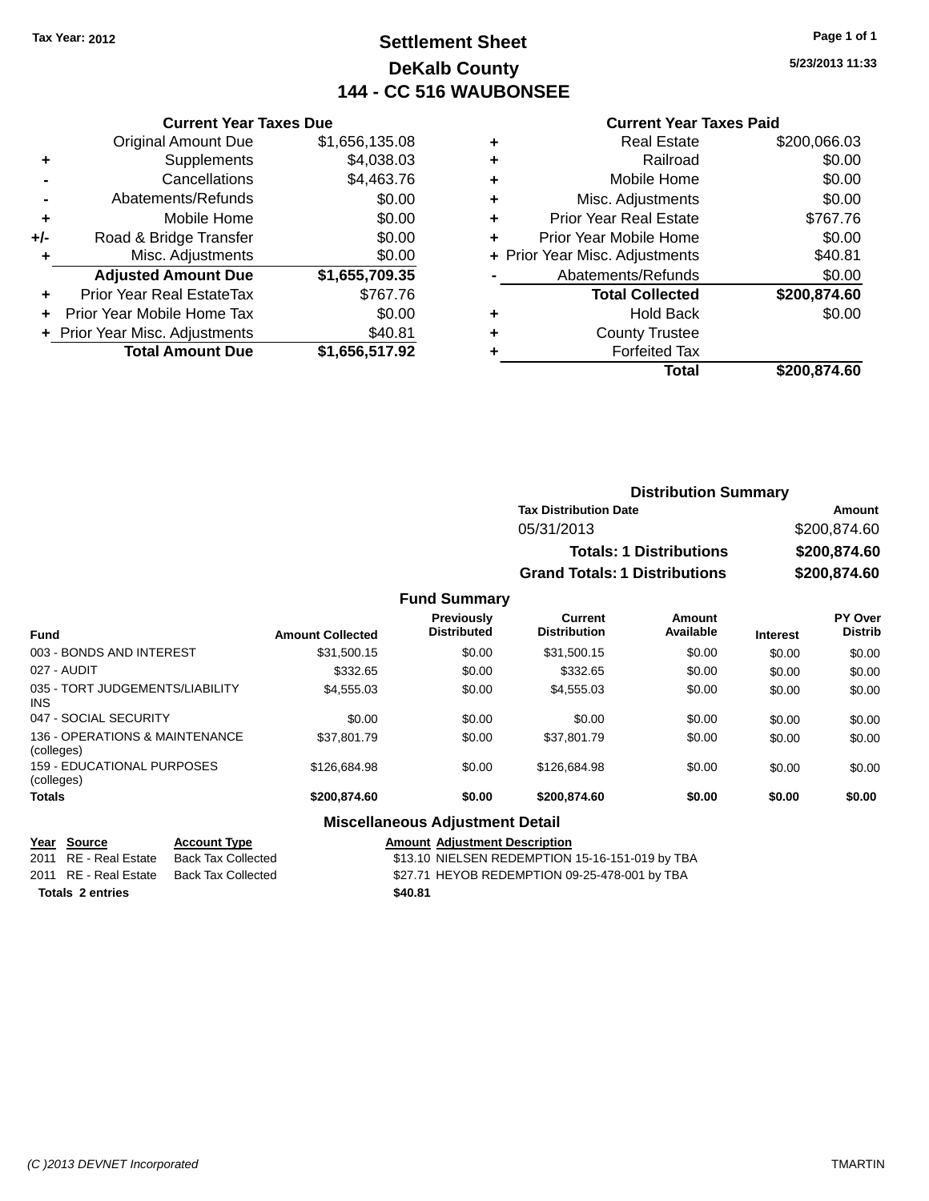Tax Year: 2012

# Settlement Sheet
## DeKalb County
## 144 - CC 516 WAUBONSEE

5/23/2013 11:33

### Current Year Taxes Due

| | | |
|---|---|---|
| | Original Amount Due | $1,656,135.08 |
| + | Supplements | $4,038.03 |
| - | Cancellations | $4,463.76 |
| - | Abatements/Refunds | $0.00 |
| + | Mobile Home | $0.00 |
| +/- | Road & Bridge Transfer | $0.00 |
| + | Misc. Adjustments | $0.00 |
| | **Adjusted Amount Due** | **$1,655,709.35** |
| + | Prior Year Real EstateTax | $767.76 |
| + | Prior Year Mobile Home Tax | $0.00 |
| + | Prior Year Misc. Adjustments | $40.81 |
| | **Total Amount Due** | **$1,656,517.92** |

### Current Year Taxes Paid

| | | |
|---|---|---|
| + | Real Estate | $200,066.03 |
| + | Railroad | $0.00 |
| + | Mobile Home | $0.00 |
| + | Misc. Adjustments | $0.00 |
| + | Prior Year Real Estate | $767.76 |
| + | Prior Year Mobile Home | $0.00 |
| + | Prior Year Misc. Adjustments | $40.81 |
| - | Abatements/Refunds | $0.00 |
| | **Total Collected** | **$200,874.60** |
| + | Hold Back | $0.00 |
| + | County Trustee | |
| + | Forfeited Tax | |
| | **Total** | **$200,874.60** |

### Distribution Summary

| Tax Distribution Date | Amount |
|---|---|
| 05/31/2013 | $200,874.60 |
| **Totals: 1 Distributions** | **$200,874.60** |
| **Grand Totals: 1 Distributions** | **$200,874.60** |

### Fund Summary

| Fund | Amount Collected | Previously Distributed | Current Distribution | Amount Available | Interest | PY Over Distrib |
|---|---|---|---|---|---|---|
| 003 - BONDS AND INTEREST | $31,500.15 | $0.00 | $31,500.15 | $0.00 | $0.00 | $0.00 |
| 027 - AUDIT | $332.65 | $0.00 | $332.65 | $0.00 | $0.00 | $0.00 |
| 035 - TORT JUDGEMENTS/LIABILITY INS | $4,555.03 | $0.00 | $4,555.03 | $0.00 | $0.00 | $0.00 |
| 047 - SOCIAL SECURITY | $0.00 | $0.00 | $0.00 | $0.00 | $0.00 | $0.00 |
| 136 - OPERATIONS & MAINTENANCE (colleges) | $37,801.79 | $0.00 | $37,801.79 | $0.00 | $0.00 | $0.00 |
| 159 - EDUCATIONAL PURPOSES (colleges) | $126,684.98 | $0.00 | $126,684.98 | $0.00 | $0.00 | $0.00 |
| **Totals** | **$200,874.60** | **$0.00** | **$200,874.60** | **$0.00** | **$0.00** | **$0.00** |

### Miscellaneous Adjustment Detail

| Year | Source | Account Type | Amount | Adjustment Description |
|---|---|---|---|---|
| 2011 | RE - Real Estate | Back Tax Collected | $13.10 | NIELSEN REDEMPTION 15-16-151-019 by TBA |
| 2011 | RE - Real Estate | Back Tax Collected | $27.71 | HEYOB REDEMPTION 09-25-478-001 by TBA |
| **Totals 2 entries** | | | **$40.81** | |

(C )2013 DEVNET Incorporated TMARTIN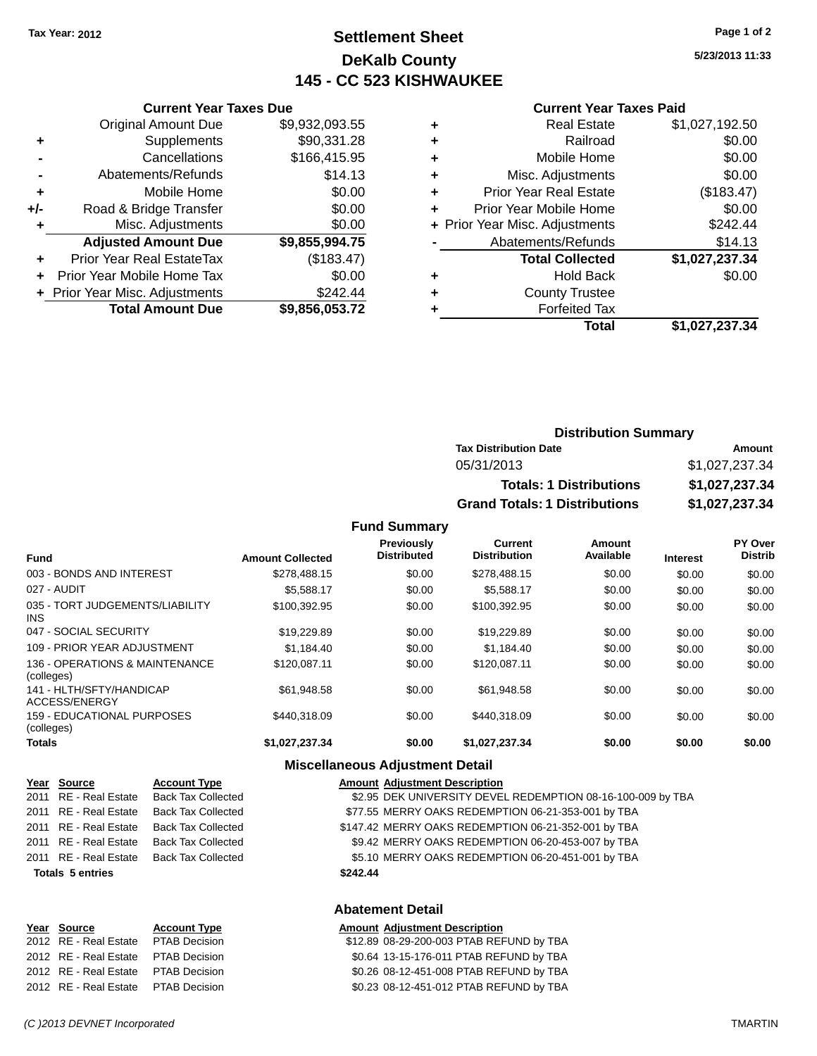Tax Year: 2012

# Settlement Sheet
## DeKalb County
## 145 - CC 523 KISHWAUKEE

5/23/2013 11:33

### Current Year Taxes Due

| | | |
|---|---|---|
| | Original Amount Due | $9,932,093.55 |
| + | Supplements | $90,331.28 |
| - | Cancellations | $166,415.95 |
| - | Abatements/Refunds | $14.13 |
| + | Mobile Home | $0.00 |
| +/- | Road & Bridge Transfer | $0.00 |
| + | Misc. Adjustments | $0.00 |
| | **Adjusted Amount Due** | **$9,855,994.75** |
| + | Prior Year Real EstateTax | ($183.47) |
| + | Prior Year Mobile Home Tax | $0.00 |
| + | Prior Year Misc. Adjustments | $242.44 |
| | **Total Amount Due** | **$9,856,053.72** |

### Current Year Taxes Paid

| | | |
|---|---|---|
| + | Real Estate | $1,027,192.50 |
| + | Railroad | $0.00 |
| + | Mobile Home | $0.00 |
| + | Misc. Adjustments | $0.00 |
| + | Prior Year Real Estate | ($183.47) |
| + | Prior Year Mobile Home | $0.00 |
| + | Prior Year Misc. Adjustments | $242.44 |
| - | Abatements/Refunds | $14.13 |
| | **Total Collected** | **$1,027,237.34** |
| + | Hold Back | $0.00 |
| + | County Trustee | |
| + | Forfeited Tax | |
| | **Total** | **$1,027,237.34** |

### Distribution Summary

| Tax Distribution Date | Amount |
|---|---|
| 05/31/2013 | $1,027,237.34 |
| **Totals: 1 Distributions** | **$1,027,237.34** |
| **Grand Totals: 1 Distributions** | **$1,027,237.34** |

### Fund Summary

| Fund | Amount Collected | Previously Distributed | Current Distribution | Amount Available | Interest | PY Over Distrib |
|---|---|---|---|---|---|---|
| 003 - BONDS AND INTEREST | $278,488.15 | $0.00 | $278,488.15 | $0.00 | $0.00 | $0.00 |
| 027 - AUDIT | $5,588.17 | $0.00 | $5,588.17 | $0.00 | $0.00 | $0.00 |
| 035 - TORT JUDGEMENTS/LIABILITY INS | $100,392.95 | $0.00 | $100,392.95 | $0.00 | $0.00 | $0.00 |
| 047 - SOCIAL SECURITY | $19,229.89 | $0.00 | $19,229.89 | $0.00 | $0.00 | $0.00 |
| 109 - PRIOR YEAR ADJUSTMENT | $1,184.40 | $0.00 | $1,184.40 | $0.00 | $0.00 | $0.00 |
| 136 - OPERATIONS & MAINTENANCE (colleges) | $120,087.11 | $0.00 | $120,087.11 | $0.00 | $0.00 | $0.00 |
| 141 - HLTH/SFTY/HANDICAP ACCESS/ENERGY | $61,948.58 | $0.00 | $61,948.58 | $0.00 | $0.00 | $0.00 |
| 159 - EDUCATIONAL PURPOSES (colleges) | $440,318.09 | $0.00 | $440,318.09 | $0.00 | $0.00 | $0.00 |
| **Totals** | **$1,027,237.34** | **$0.00** | **$1,027,237.34** | **$0.00** | **$0.00** | **$0.00** |

### Miscellaneous Adjustment Detail

| Year | Source | Account Type | Amount | Adjustment Description |
|---|---|---|---|---|
| 2011 | RE - Real Estate | Back Tax Collected | $2.95 | DEK UNIVERSITY DEVEL REDEMPTION 08-16-100-009 by TBA |
| 2011 | RE - Real Estate | Back Tax Collected | $77.55 | MERRY OAKS REDEMPTION 06-21-353-001 by TBA |
| 2011 | RE - Real Estate | Back Tax Collected | $147.42 | MERRY OAKS REDEMPTION 06-21-352-001 by TBA |
| 2011 | RE - Real Estate | Back Tax Collected | $9.42 | MERRY OAKS REDEMPTION 06-20-453-007 by TBA |
| 2011 | RE - Real Estate | Back Tax Collected | $5.10 | MERRY OAKS REDEMPTION 06-20-451-001 by TBA |
| **Totals 5 entries** | | | **$242.44** | |

### Abatement Detail

| Year | Source | Account Type | Amount | Adjustment Description |
|---|---|---|---|---|
| 2012 | RE - Real Estate | PTAB Decision | $12.89 | 08-29-200-003 PTAB REFUND by TBA |
| 2012 | RE - Real Estate | PTAB Decision | $0.64 | 13-15-176-011 PTAB REFUND by TBA |
| 2012 | RE - Real Estate | PTAB Decision | $0.26 | 08-12-451-008 PTAB REFUND by TBA |
| 2012 | RE - Real Estate | PTAB Decision | $0.23 | 08-12-451-012 PTAB REFUND by TBA |

(C )2013 DEVNET Incorporated — TMARTIN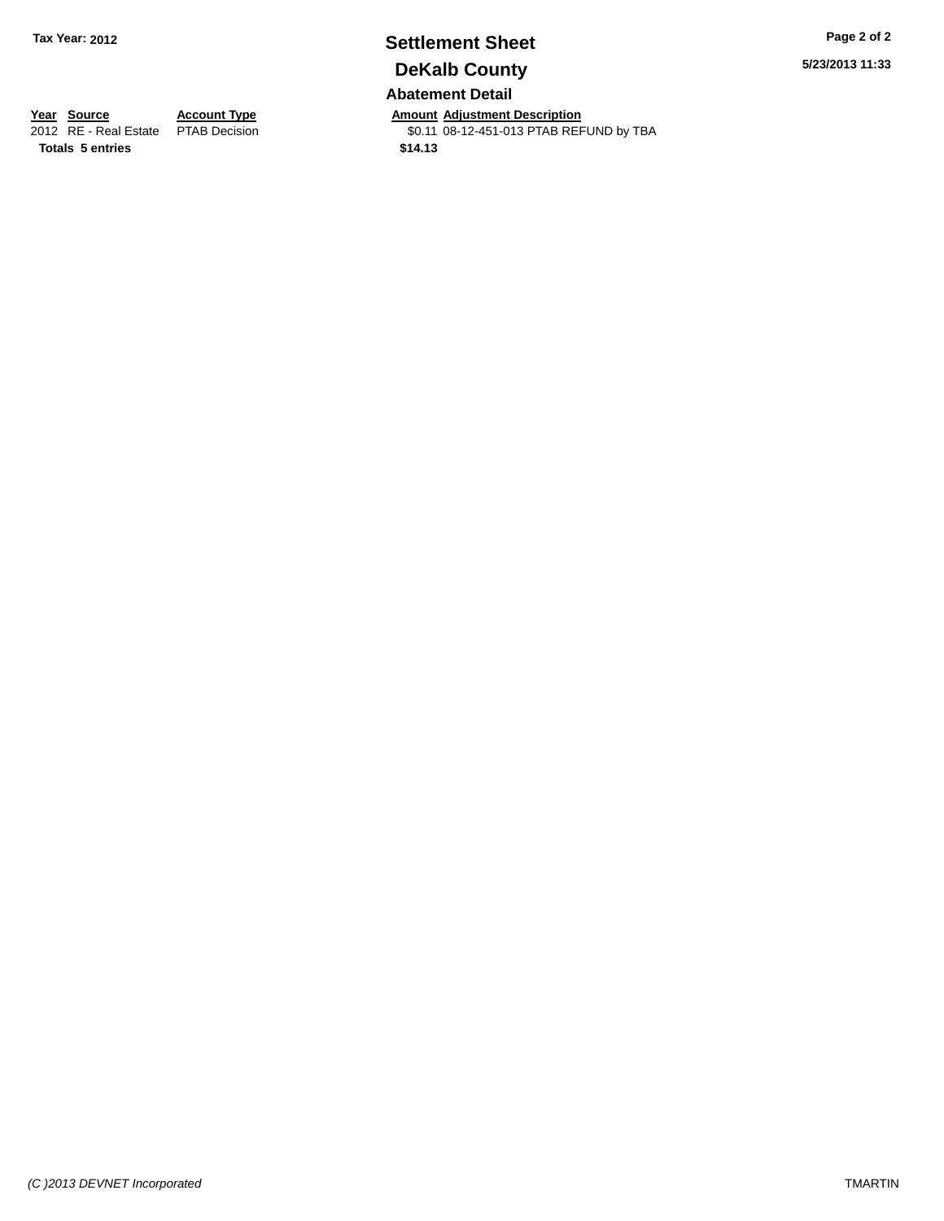Tax Year: 2012

# Settlement Sheet

## DeKalb County

5/23/2013 11:33

### Abatement Detail

| Year | Source | Account Type | Amount | Adjustment Description |
|---|---|---|---|---|
| 2012 | RE - Real Estate | PTAB Decision | $0.11 | 08-12-451-013 PTAB REFUND by TBA |
| **Totals** | **5 entries** | | **$14.13** | |

*(C )2013 DEVNET Incorporated*

TMARTIN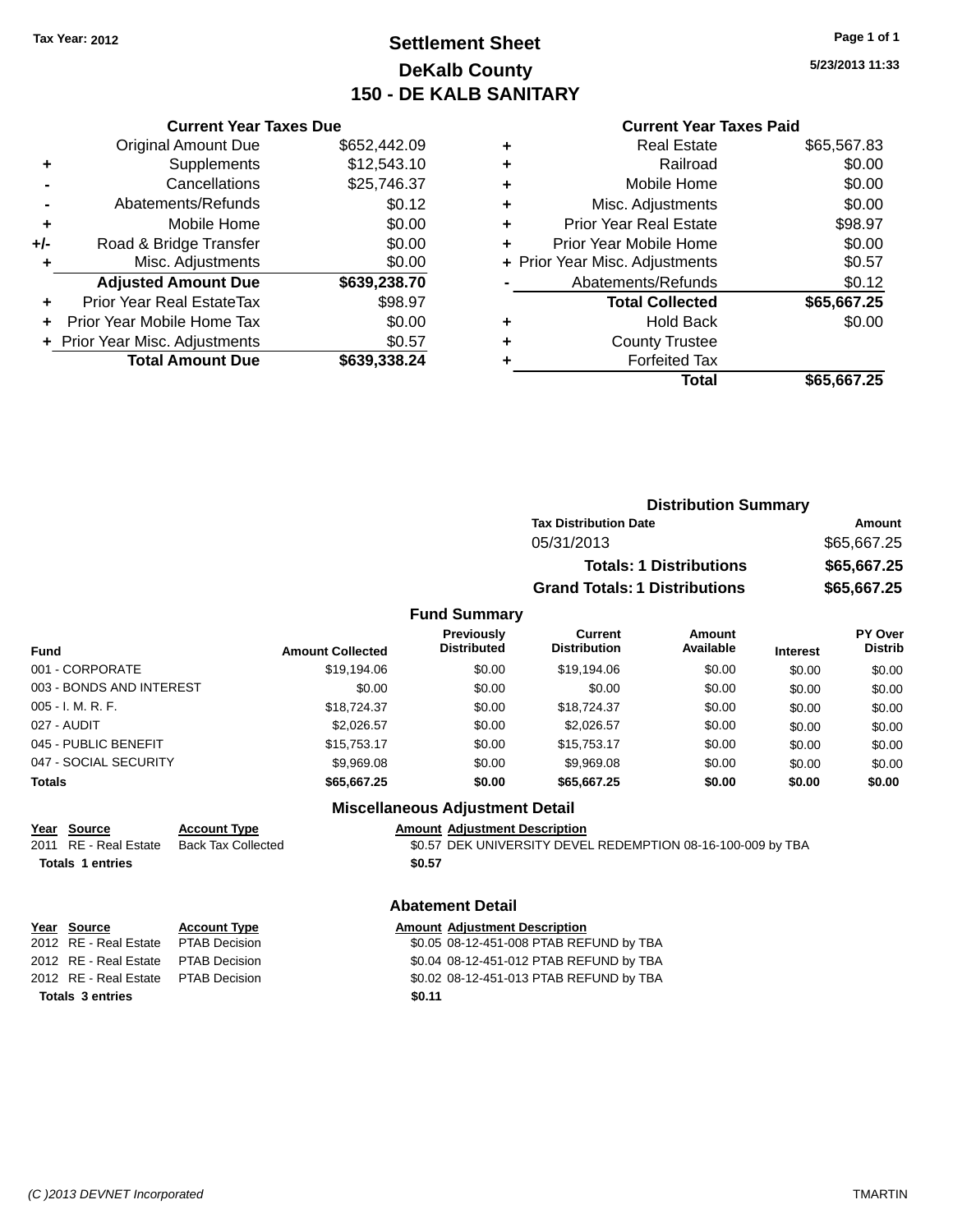Tax Year: 2012

# Settlement Sheet
## DeKalb County
## 150 - DE KALB SANITARY

5/23/2013 11:33

### Current Year Taxes Due

| | | |
|---|---|---|
| | Original Amount Due | $652,442.09 |
| + | Supplements | $12,543.10 |
| - | Cancellations | $25,746.37 |
| - | Abatements/Refunds | $0.12 |
| + | Mobile Home | $0.00 |
| +/- | Road & Bridge Transfer | $0.00 |
| + | Misc. Adjustments | $0.00 |
| | **Adjusted Amount Due** | **$639,238.70** |
| + | Prior Year Real EstateTax | $98.97 |
| + | Prior Year Mobile Home Tax | $0.00 |
| + | Prior Year Misc. Adjustments | $0.57 |
| | **Total Amount Due** | **$639,338.24** |

### Current Year Taxes Paid

| | | |
|---|---|---|
| + | Real Estate | $65,567.83 |
| + | Railroad | $0.00 |
| + | Mobile Home | $0.00 |
| + | Misc. Adjustments | $0.00 |
| + | Prior Year Real Estate | $98.97 |
| + | Prior Year Mobile Home | $0.00 |
| + | Prior Year Misc. Adjustments | $0.57 |
| - | Abatements/Refunds | $0.12 |
| | **Total Collected** | **$65,667.25** |
| + | Hold Back | $0.00 |
| + | County Trustee | |
| + | Forfeited Tax | |
| | **Total** | **$65,667.25** |

### Distribution Summary

| Tax Distribution Date | Amount |
|---|---|
| 05/31/2013 | $65,667.25 |
| **Totals: 1 Distributions** | **$65,667.25** |
| **Grand Totals: 1 Distributions** | **$65,667.25** |

### Fund Summary

| Fund | Amount Collected | Previously Distributed | Current Distribution | Amount Available | Interest | PY Over Distrib |
|---|---|---|---|---|---|---|
| 001 - CORPORATE | $19,194.06 | $0.00 | $19,194.06 | $0.00 | $0.00 | $0.00 |
| 003 - BONDS AND INTEREST | $0.00 | $0.00 | $0.00 | $0.00 | $0.00 | $0.00 |
| 005 - I. M. R. F. | $18,724.37 | $0.00 | $18,724.37 | $0.00 | $0.00 | $0.00 |
| 027 - AUDIT | $2,026.57 | $0.00 | $2,026.57 | $0.00 | $0.00 | $0.00 |
| 045 - PUBLIC BENEFIT | $15,753.17 | $0.00 | $15,753.17 | $0.00 | $0.00 | $0.00 |
| 047 - SOCIAL SECURITY | $9,969.08 | $0.00 | $9,969.08 | $0.00 | $0.00 | $0.00 |
| **Totals** | **$65,667.25** | **$0.00** | **$65,667.25** | **$0.00** | **$0.00** | **$0.00** |

### Miscellaneous Adjustment Detail

| Year | Source | Account Type | Amount | Adjustment Description |
|---|---|---|---|---|
| 2011 | RE - Real Estate | Back Tax Collected | $0.57 | DEK UNIVERSITY DEVEL REDEMPTION 08-16-100-009 by TBA |
| **Totals 1 entries** | | | **$0.57** | |

### Abatement Detail

| Year | Source | Account Type | Amount | Adjustment Description |
|---|---|---|---|---|
| 2012 | RE - Real Estate | PTAB Decision | $0.05 | 08-12-451-008 PTAB REFUND by TBA |
| 2012 | RE - Real Estate | PTAB Decision | $0.04 | 08-12-451-012 PTAB REFUND by TBA |
| 2012 | RE - Real Estate | PTAB Decision | $0.02 | 08-12-451-013 PTAB REFUND by TBA |
| **Totals 3 entries** | | | **$0.11** | |

(C )2013 DEVNET Incorporated TMARTIN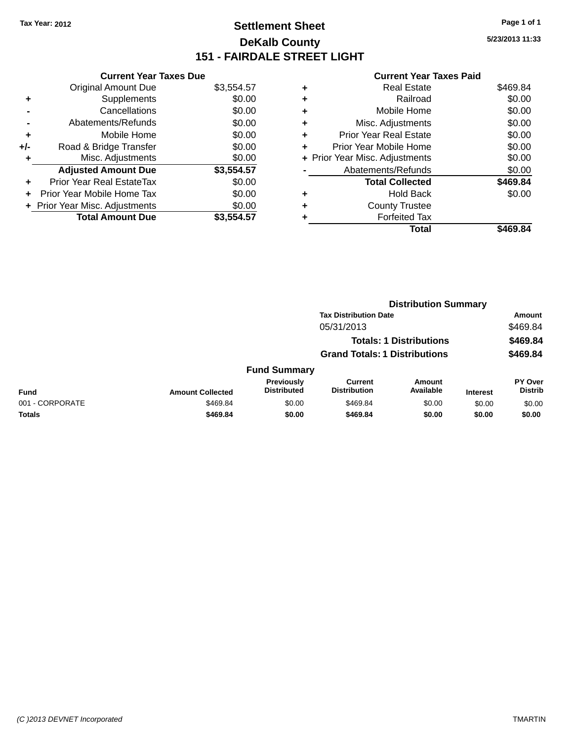Tax Year: 2012

# Settlement Sheet

## DeKalb County

## 151 - FAIRDALE STREET LIGHT

5/23/2013 11:33

### Current Year Taxes Due

| | | |
|---|---|---|
| | Original Amount Due | $3,554.57 |
| + | Supplements | $0.00 |
| - | Cancellations | $0.00 |
| - | Abatements/Refunds | $0.00 |
| + | Mobile Home | $0.00 |
| +/- | Road & Bridge Transfer | $0.00 |
| + | Misc. Adjustments | $0.00 |
| | **Adjusted Amount Due** | **$3,554.57** |
| + | Prior Year Real EstateTax | $0.00 |
| + | Prior Year Mobile Home Tax | $0.00 |
| + | Prior Year Misc. Adjustments | $0.00 |
| | **Total Amount Due** | **$3,554.57** |

### Current Year Taxes Paid

| | | |
|---|---|---|
| + | Real Estate | $469.84 |
| + | Railroad | $0.00 |
| + | Mobile Home | $0.00 |
| + | Misc. Adjustments | $0.00 |
| + | Prior Year Real Estate | $0.00 |
| + | Prior Year Mobile Home | $0.00 |
| + | Prior Year Misc. Adjustments | $0.00 |
| - | Abatements/Refunds | $0.00 |
| | **Total Collected** | **$469.84** |
| + | Hold Back | $0.00 |
| + | County Trustee | |
| + | Forfeited Tax | |
| | **Total** | **$469.84** |

### Distribution Summary

| Tax Distribution Date | Amount |
|---|---|
| 05/31/2013 | $469.84 |
| **Totals: 1 Distributions** | **$469.84** |
| **Grand Totals: 1 Distributions** | **$469.84** |

### Fund Summary

| Fund | Amount Collected | Previously Distributed | Current Distribution | Amount Available | Interest | PY Over Distrib |
|---|---|---|---|---|---|---|
| 001 - CORPORATE | $469.84 | $0.00 | $469.84 | $0.00 | $0.00 | $0.00 |
| **Totals** | **$469.84** | **$0.00** | **$469.84** | **$0.00** | **$0.00** | **$0.00** |

(C )2013 DEVNET Incorporated TMARTIN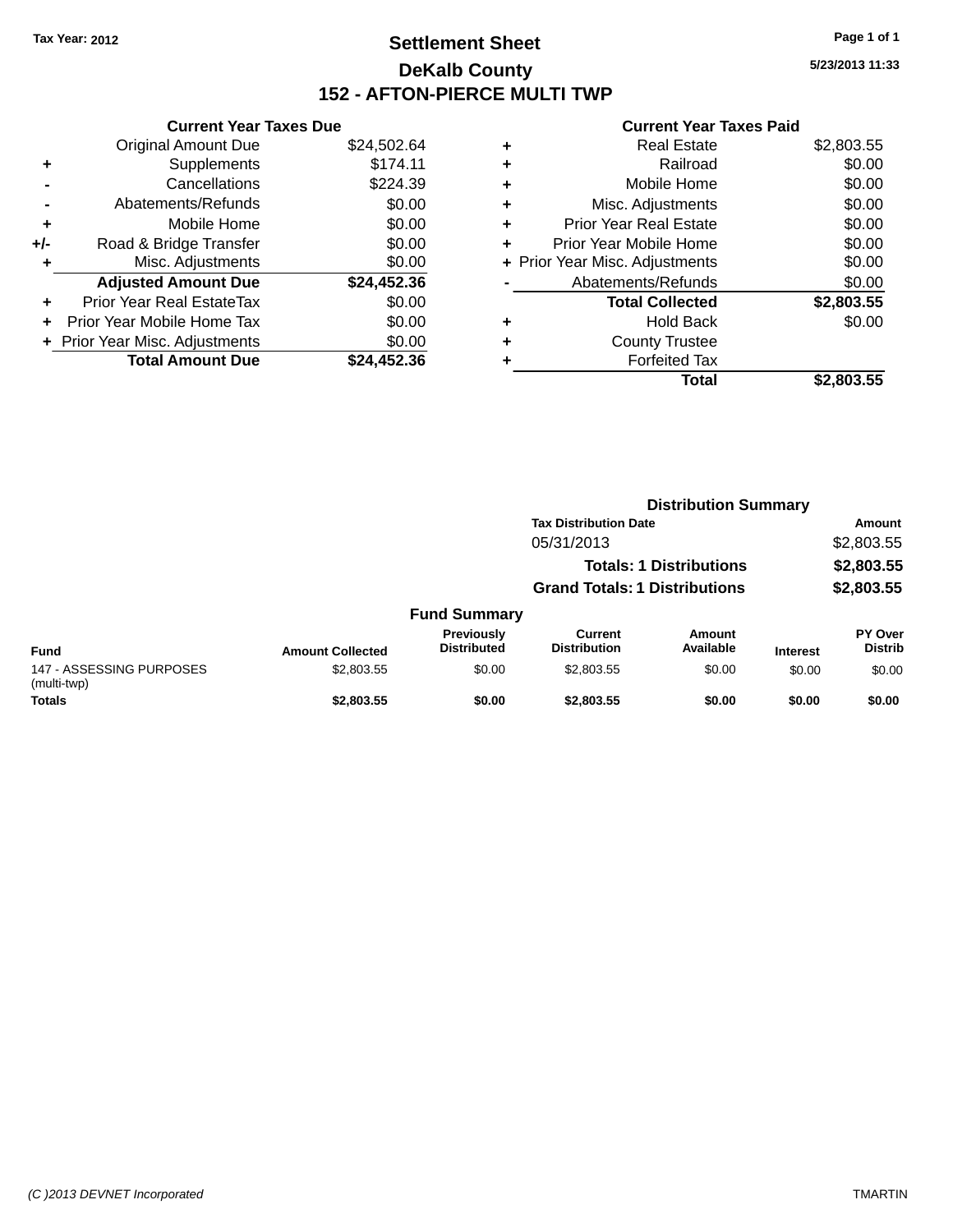Tax Year: 2012

# Settlement Sheet

## DeKalb County

## 152 - AFTON-PIERCE MULTI TWP

5/23/2013 11:33

### Current Year Taxes Due

| | | |
|---|---|---|
| | Original Amount Due | $24,502.64 |
| + | Supplements | $174.11 |
| - | Cancellations | $224.39 |
| - | Abatements/Refunds | $0.00 |
| + | Mobile Home | $0.00 |
| +/- | Road & Bridge Transfer | $0.00 |
| + | Misc. Adjustments | $0.00 |
| | **Adjusted Amount Due** | **$24,452.36** |
| + | Prior Year Real EstateTax | $0.00 |
| + | Prior Year Mobile Home Tax | $0.00 |
| + | Prior Year Misc. Adjustments | $0.00 |
| | **Total Amount Due** | **$24,452.36** |

### Current Year Taxes Paid

| | | |
|---|---|---|
| + | Real Estate | $2,803.55 |
| + | Railroad | $0.00 |
| + | Mobile Home | $0.00 |
| + | Misc. Adjustments | $0.00 |
| + | Prior Year Real Estate | $0.00 |
| + | Prior Year Mobile Home | $0.00 |
| + | Prior Year Misc. Adjustments | $0.00 |
| - | Abatements/Refunds | $0.00 |
| | **Total Collected** | **$2,803.55** |
| + | Hold Back | $0.00 |
| + | County Trustee | |
| + | Forfeited Tax | |
| | **Total** | **$2,803.55** |

### Distribution Summary

| Tax Distribution Date | Amount |
|---|---|
| 05/31/2013 | $2,803.55 |
| **Totals: 1 Distributions** | **$2,803.55** |
| **Grand Totals: 1 Distributions** | **$2,803.55** |

### Fund Summary

| Fund | Amount Collected | Previously Distributed | Current Distribution | Amount Available | Interest | PY Over Distrib |
|---|---|---|---|---|---|---|
| 147 - ASSESSING PURPOSES (multi-twp) | $2,803.55 | $0.00 | $2,803.55 | $0.00 | $0.00 | $0.00 |
| **Totals** | **$2,803.55** | **$0.00** | **$2,803.55** | **$0.00** | **$0.00** | **$0.00** |

(C )2013 DEVNET Incorporated TMARTIN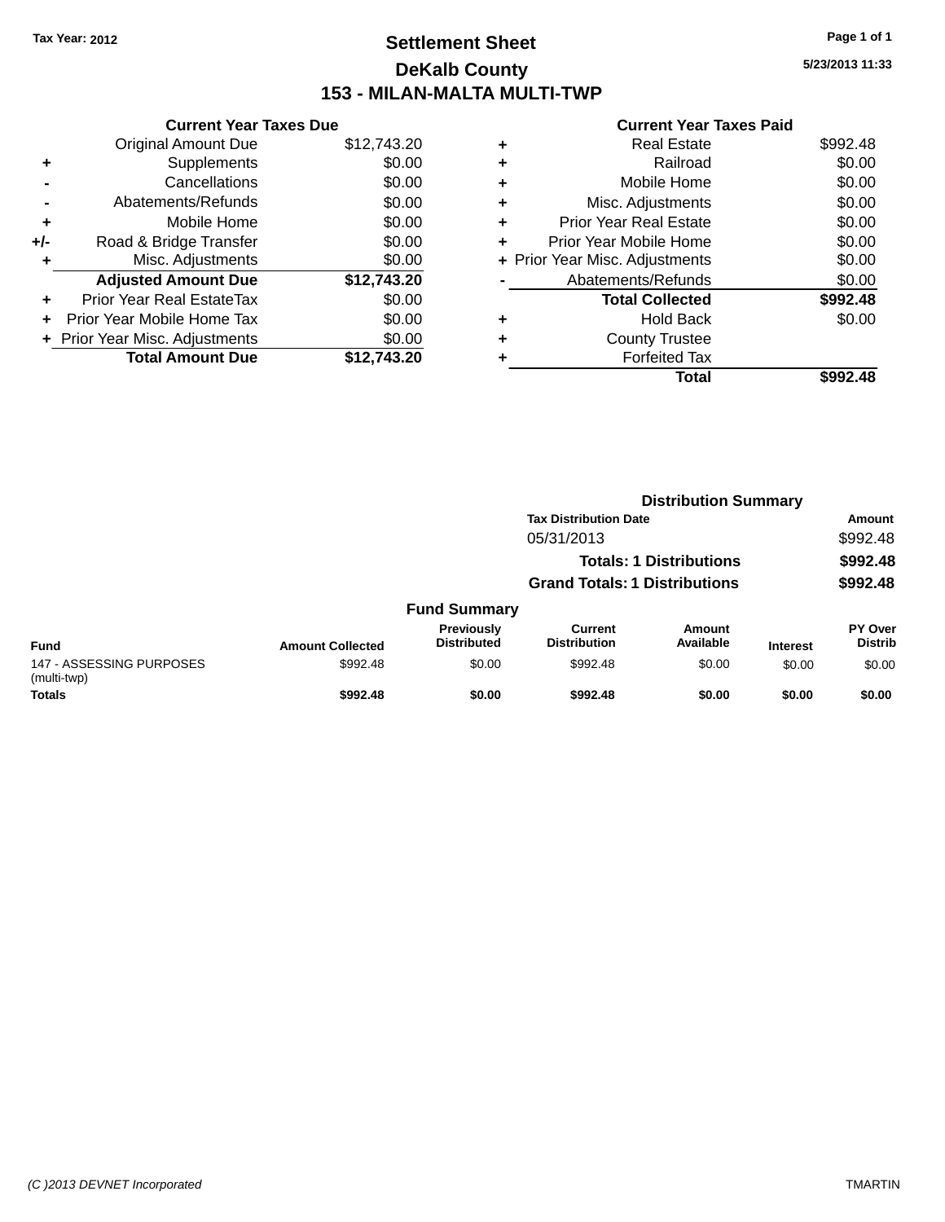**Tax Year: 2012**

# Settlement Sheet

## DeKalb County

## 153 - MILAN-MALTA MULTI-TWP

5/23/2013 11:33

### Current Year Taxes Due

| | | |
|---|---|---|
| | Original Amount Due | $12,743.20 |
| + | Supplements | $0.00 |
| - | Cancellations | $0.00 |
| - | Abatements/Refunds | $0.00 |
| + | Mobile Home | $0.00 |
| +/- | Road & Bridge Transfer | $0.00 |
| + | Misc. Adjustments | $0.00 |
| | **Adjusted Amount Due** | **$12,743.20** |
| + | Prior Year Real EstateTax | $0.00 |
| + | Prior Year Mobile Home Tax | $0.00 |
| + | Prior Year Misc. Adjustments | $0.00 |
| | **Total Amount Due** | **$12,743.20** |

### Current Year Taxes Paid

| | | |
|---|---|---|
| + | Real Estate | $992.48 |
| + | Railroad | $0.00 |
| + | Mobile Home | $0.00 |
| + | Misc. Adjustments | $0.00 |
| + | Prior Year Real Estate | $0.00 |
| + | Prior Year Mobile Home | $0.00 |
| + | Prior Year Misc. Adjustments | $0.00 |
| - | Abatements/Refunds | $0.00 |
| | **Total Collected** | **$992.48** |
| + | Hold Back | $0.00 |
| + | County Trustee | |
| + | Forfeited Tax | |
| | **Total** | **$992.48** |

### Distribution Summary

| Tax Distribution Date | Amount |
|---|---|
| 05/31/2013 | $992.48 |
| **Totals: 1 Distributions** | **$992.48** |
| **Grand Totals: 1 Distributions** | **$992.48** |

### Fund Summary

| Fund | Amount Collected | Previously Distributed | Current Distribution | Amount Available | Interest | PY Over Distrib |
|---|---|---|---|---|---|---|
| 147 - ASSESSING PURPOSES (multi-twp) | $992.48 | $0.00 | $992.48 | $0.00 | $0.00 | $0.00 |
| **Totals** | **$992.48** | **$0.00** | **$992.48** | **$0.00** | **$0.00** | **$0.00** |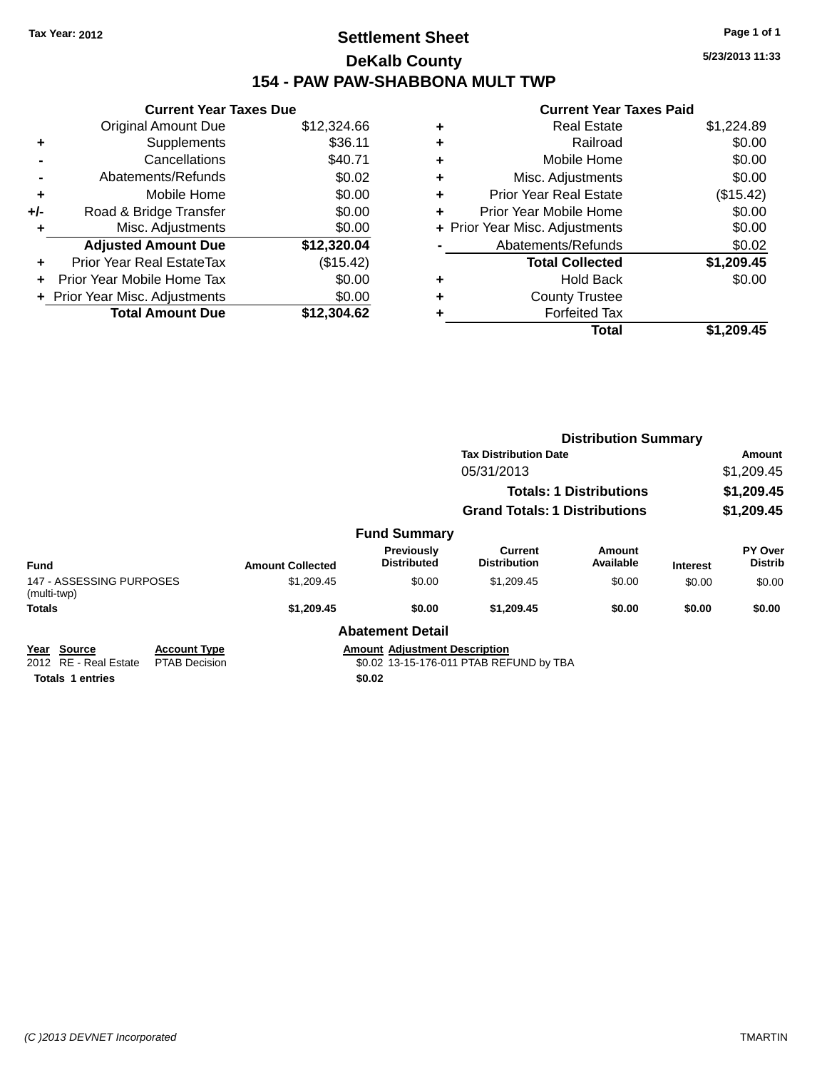Tax Year: 2012

# Settlement Sheet

## DeKalb County

## 154 - PAW PAW-SHABBONA MULT TWP

5/23/2013 11:33

### Current Year Taxes Due

| | | |
|---|---|---|
| | Original Amount Due | $12,324.66 |
| + | Supplements | $36.11 |
| - | Cancellations | $40.71 |
| - | Abatements/Refunds | $0.02 |
| + | Mobile Home | $0.00 |
| +/- | Road & Bridge Transfer | $0.00 |
| + | Misc. Adjustments | $0.00 |
| | **Adjusted Amount Due** | **$12,320.04** |
| + | Prior Year Real EstateTax | ($15.42) |
| + | Prior Year Mobile Home Tax | $0.00 |
| + | Prior Year Misc. Adjustments | $0.00 |
| | **Total Amount Due** | **$12,304.62** |

### Current Year Taxes Paid

| | | |
|---|---|---|
| + | Real Estate | $1,224.89 |
| + | Railroad | $0.00 |
| + | Mobile Home | $0.00 |
| + | Misc. Adjustments | $0.00 |
| + | Prior Year Real Estate | ($15.42) |
| + | Prior Year Mobile Home | $0.00 |
| + | Prior Year Misc. Adjustments | $0.00 |
| - | Abatements/Refunds | $0.02 |
| | **Total Collected** | **$1,209.45** |
| + | Hold Back | $0.00 |
| + | County Trustee | |
| + | Forfeited Tax | |
| | **Total** | **$1,209.45** |

### Distribution Summary

| Tax Distribution Date | Amount |
|---|---|
| 05/31/2013 | $1,209.45 |
| **Totals: 1 Distributions** | **$1,209.45** |
| **Grand Totals: 1 Distributions** | **$1,209.45** |

### Fund Summary

| Fund | Amount Collected | Previously Distributed | Current Distribution | Amount Available | Interest | PY Over Distrib |
|---|---|---|---|---|---|---|
| 147 - ASSESSING PURPOSES (multi-twp) | $1,209.45 | $0.00 | $1,209.45 | $0.00 | $0.00 | $0.00 |
| **Totals** | **$1,209.45** | **$0.00** | **$1,209.45** | **$0.00** | **$0.00** | **$0.00** |

### Abatement Detail

| Year | Source | Account Type | Amount | Adjustment Description |
|---|---|---|---|---|
| 2012 | RE - Real Estate | PTAB Decision | $0.02 | 13-15-176-011 PTAB REFUND by TBA |
| **Totals 1 entries** | | | **$0.02** | |

(C )2013 DEVNET Incorporated TMARTIN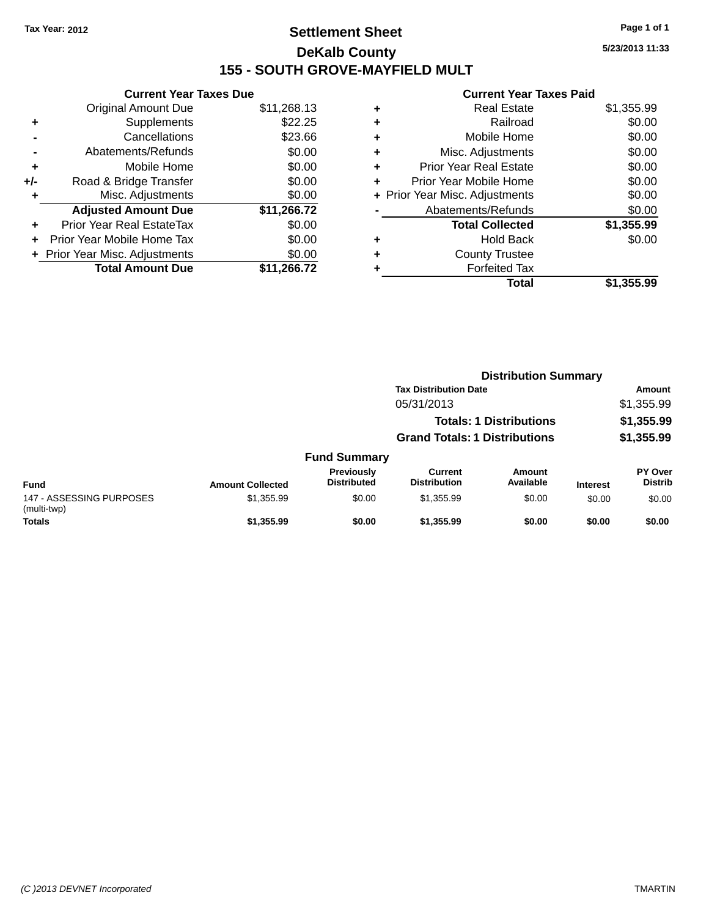Tax Year: 2012

# Settlement Sheet

## DeKalb County

## 155 - SOUTH GROVE-MAYFIELD MULT

5/23/2013 11:33

**Current Year Taxes Due**

| | | |
|---|---|---|
| | Original Amount Due | $11,268.13 |
| + | Supplements | $22.25 |
| - | Cancellations | $23.66 |
| - | Abatements/Refunds | $0.00 |
| + | Mobile Home | $0.00 |
| +/- | Road & Bridge Transfer | $0.00 |
| + | Misc. Adjustments | $0.00 |
| | **Adjusted Amount Due** | **$11,266.72** |
| + | Prior Year Real EstateTax | $0.00 |
| + | Prior Year Mobile Home Tax | $0.00 |
| + | Prior Year Misc. Adjustments | $0.00 |
| | **Total Amount Due** | **$11,266.72** |

**Current Year Taxes Paid**

| | | |
|---|---|---|
| + | Real Estate | $1,355.99 |
| + | Railroad | $0.00 |
| + | Mobile Home | $0.00 |
| + | Misc. Adjustments | $0.00 |
| + | Prior Year Real Estate | $0.00 |
| + | Prior Year Mobile Home | $0.00 |
| + | Prior Year Misc. Adjustments | $0.00 |
| - | Abatements/Refunds | $0.00 |
| | **Total Collected** | **$1,355.99** |
| + | Hold Back | $0.00 |
| + | County Trustee | |
| + | Forfeited Tax | |
| | **Total** | **$1,355.99** |

**Distribution Summary**

| Tax Distribution Date | Amount |
|---|---|
| 05/31/2013 | $1,355.99 |
| **Totals: 1 Distributions** | **$1,355.99** |
| **Grand Totals: 1 Distributions** | **$1,355.99** |

**Fund Summary**

| Fund | Amount Collected | Previously Distributed | Current Distribution | Amount Available | Interest | PY Over Distrib |
|---|---|---|---|---|---|---|
| 147 - ASSESSING PURPOSES (multi-twp) | $1,355.99 | $0.00 | $1,355.99 | $0.00 | $0.00 | $0.00 |
| **Totals** | **$1,355.99** | **$0.00** | **$1,355.99** | **$0.00** | **$0.00** | **$0.00** |

(C )2013 DEVNET Incorporated TMARTIN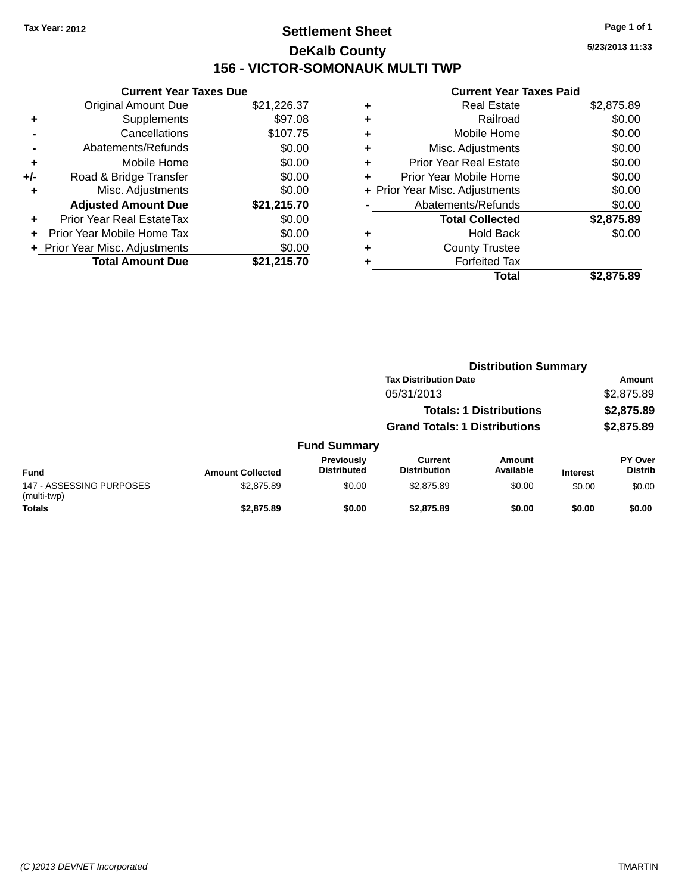Tax Year: 2012

# Settlement Sheet

## DeKalb County

## 156 - VICTOR-SOMONAUK MULTI TWP

5/23/2013 11:33

### Current Year Taxes Due

| | | |
|---|---|---|
| | Original Amount Due | $21,226.37 |
| + | Supplements | $97.08 |
| - | Cancellations | $107.75 |
| - | Abatements/Refunds | $0.00 |
| + | Mobile Home | $0.00 |
| +/- | Road & Bridge Transfer | $0.00 |
| + | Misc. Adjustments | $0.00 |
| | **Adjusted Amount Due** | **$21,215.70** |
| + | Prior Year Real EstateTax | $0.00 |
| + | Prior Year Mobile Home Tax | $0.00 |
| + | Prior Year Misc. Adjustments | $0.00 |
| | **Total Amount Due** | **$21,215.70** |

### Current Year Taxes Paid

| | | |
|---|---|---|
| + | Real Estate | $2,875.89 |
| + | Railroad | $0.00 |
| + | Mobile Home | $0.00 |
| + | Misc. Adjustments | $0.00 |
| + | Prior Year Real Estate | $0.00 |
| + | Prior Year Mobile Home | $0.00 |
| + | Prior Year Misc. Adjustments | $0.00 |
| - | Abatements/Refunds | $0.00 |
| | **Total Collected** | **$2,875.89** |
| + | Hold Back | $0.00 |
| + | County Trustee | |
| + | Forfeited Tax | |
| | **Total** | **$2,875.89** |

### Distribution Summary

| Tax Distribution Date | Amount |
|---|---|
| 05/31/2013 | $2,875.89 |
| **Totals: 1 Distributions** | **$2,875.89** |
| **Grand Totals: 1 Distributions** | **$2,875.89** |

### Fund Summary

| Fund | Amount Collected | Previously Distributed | Current Distribution | Amount Available | Interest | PY Over Distrib |
|---|---|---|---|---|---|---|
| 147 - ASSESSING PURPOSES (multi-twp) | $2,875.89 | $0.00 | $2,875.89 | $0.00 | $0.00 | $0.00 |
| **Totals** | **$2,875.89** | **$0.00** | **$2,875.89** | **$0.00** | **$0.00** | **$0.00** |

(C )2013 DEVNET Incorporated TMARTIN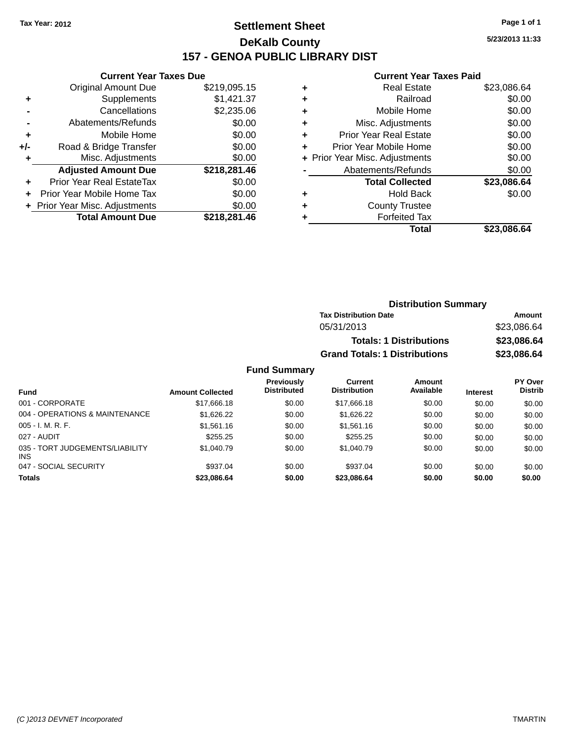Tax Year: 2012

# Settlement Sheet

## DeKalb County

## 157 - GENOA PUBLIC LIBRARY DIST

5/23/2013 11:33

### Current Year Taxes Due

| | | |
|---|---|---|
| | Original Amount Due | $219,095.15 |
| + | Supplements | $1,421.37 |
| - | Cancellations | $2,235.06 |
| - | Abatements/Refunds | $0.00 |
| + | Mobile Home | $0.00 |
| +/- | Road & Bridge Transfer | $0.00 |
| + | Misc. Adjustments | $0.00 |
| | **Adjusted Amount Due** | **$218,281.46** |
| + | Prior Year Real EstateTax | $0.00 |
| + | Prior Year Mobile Home Tax | $0.00 |
| + | Prior Year Misc. Adjustments | $0.00 |
| | **Total Amount Due** | **$218,281.46** |

### Current Year Taxes Paid

| | | |
|---|---|---|
| + | Real Estate | $23,086.64 |
| + | Railroad | $0.00 |
| + | Mobile Home | $0.00 |
| + | Misc. Adjustments | $0.00 |
| + | Prior Year Real Estate | $0.00 |
| + | Prior Year Mobile Home | $0.00 |
| + | Prior Year Misc. Adjustments | $0.00 |
| - | Abatements/Refunds | $0.00 |
| | **Total Collected** | **$23,086.64** |
| + | Hold Back | $0.00 |
| + | County Trustee | |
| + | Forfeited Tax | |
| | **Total** | **$23,086.64** |

### Distribution Summary

| Tax Distribution Date | Amount |
|---|---|
| 05/31/2013 | $23,086.64 |
| **Totals: 1 Distributions** | **$23,086.64** |
| **Grand Totals: 1 Distributions** | **$23,086.64** |

### Fund Summary

| Fund | Amount Collected | Previously Distributed | Current Distribution | Amount Available | Interest | PY Over Distrib |
|---|---|---|---|---|---|---|
| 001 - CORPORATE | $17,666.18 | $0.00 | $17,666.18 | $0.00 | $0.00 | $0.00 |
| 004 - OPERATIONS & MAINTENANCE | $1,626.22 | $0.00 | $1,626.22 | $0.00 | $0.00 | $0.00 |
| 005 - I. M. R. F. | $1,561.16 | $0.00 | $1,561.16 | $0.00 | $0.00 | $0.00 |
| 027 - AUDIT | $255.25 | $0.00 | $255.25 | $0.00 | $0.00 | $0.00 |
| 035 - TORT JUDGEMENTS/LIABILITY INS | $1,040.79 | $0.00 | $1,040.79 | $0.00 | $0.00 | $0.00 |
| 047 - SOCIAL SECURITY | $937.04 | $0.00 | $937.04 | $0.00 | $0.00 | $0.00 |
| **Totals** | **$23,086.64** | **$0.00** | **$23,086.64** | **$0.00** | **$0.00** | **$0.00** |

(C )2013 DEVNET Incorporated TMARTIN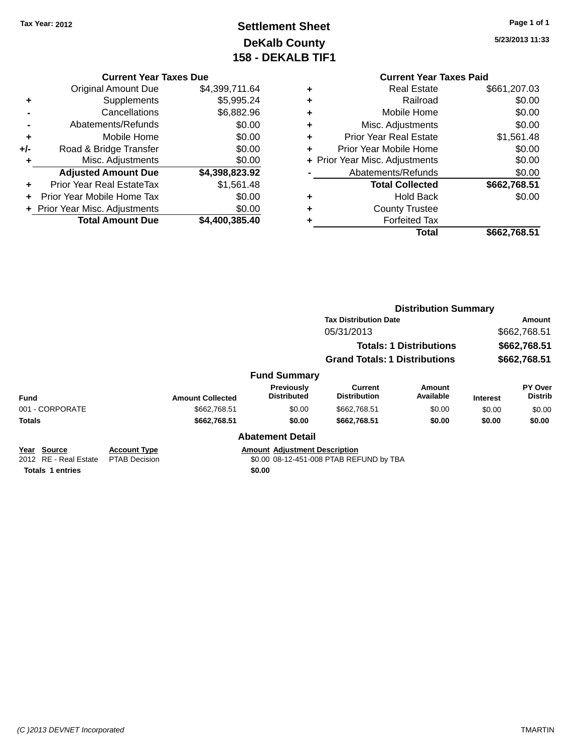Tax Year: 2012

# Settlement Sheet
## DeKalb County
## 158 - DEKALB TIF1

5/23/2013 11:33

### Current Year Taxes Due

| | | |
|---|---|---|
| | Original Amount Due | $4,399,711.64 |
| + | Supplements | $5,995.24 |
| - | Cancellations | $6,882.96 |
| - | Abatements/Refunds | $0.00 |
| + | Mobile Home | $0.00 |
| +/- | Road & Bridge Transfer | $0.00 |
| + | Misc. Adjustments | $0.00 |
| | **Adjusted Amount Due** | **$4,398,823.92** |
| + | Prior Year Real EstateTax | $1,561.48 |
| + | Prior Year Mobile Home Tax | $0.00 |
| + | Prior Year Misc. Adjustments | $0.00 |
| | **Total Amount Due** | **$4,400,385.40** |

### Current Year Taxes Paid

| | | |
|---|---|---|
| + | Real Estate | $661,207.03 |
| + | Railroad | $0.00 |
| + | Mobile Home | $0.00 |
| + | Misc. Adjustments | $0.00 |
| + | Prior Year Real Estate | $1,561.48 |
| + | Prior Year Mobile Home | $0.00 |
| + | Prior Year Misc. Adjustments | $0.00 |
| - | Abatements/Refunds | $0.00 |
| | **Total Collected** | **$662,768.51** |
| + | Hold Back | $0.00 |
| + | County Trustee | |
| + | Forfeited Tax | |
| | **Total** | **$662,768.51** |

### Distribution Summary

| Tax Distribution Date | Amount |
|---|---|
| 05/31/2013 | $662,768.51 |
| **Totals: 1 Distributions** | **$662,768.51** |
| **Grand Totals: 1 Distributions** | **$662,768.51** |

### Fund Summary

| Fund | Amount Collected | Previously Distributed | Current Distribution | Amount Available | Interest | PY Over Distrib |
|---|---|---|---|---|---|---|
| 001 - CORPORATE | $662,768.51 | $0.00 | $662,768.51 | $0.00 | $0.00 | $0.00 |
| **Totals** | **$662,768.51** | **$0.00** | **$662,768.51** | **$0.00** | **$0.00** | **$0.00** |

### Abatement Detail

| Year | Source | Account Type | Amount | Adjustment Description |
|---|---|---|---|---|
| 2012 | RE - Real Estate | PTAB Decision | $0.00 | 08-12-451-008 PTAB REFUND by TBA |
| **Totals 1 entries** | | | **$0.00** | |

(C )2013 DEVNET Incorporated

TMARTIN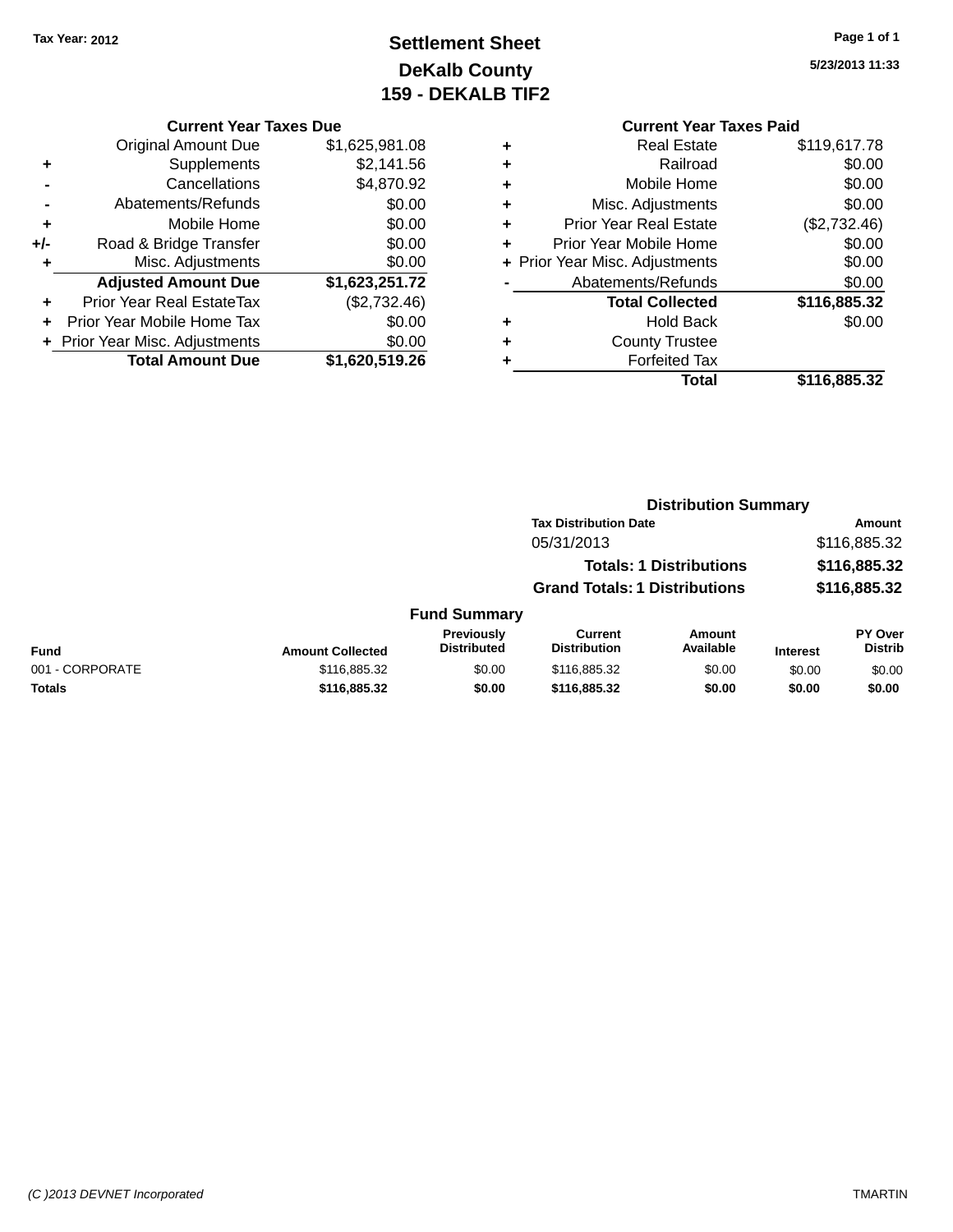Tax Year: 2012

# Settlement Sheet
## DeKalb County
## 159 - DEKALB TIF2

5/23/2013 11:33

### Current Year Taxes Due

| | | |
|---|---|---|
| | Original Amount Due | $1,625,981.08 |
| + | Supplements | $2,141.56 |
| - | Cancellations | $4,870.92 |
| - | Abatements/Refunds | $0.00 |
| + | Mobile Home | $0.00 |
| +/- | Road & Bridge Transfer | $0.00 |
| + | Misc. Adjustments | $0.00 |
| | **Adjusted Amount Due** | **$1,623,251.72** |
| + | Prior Year Real EstateTax | ($2,732.46) |
| + | Prior Year Mobile Home Tax | $0.00 |
| + | Prior Year Misc. Adjustments | $0.00 |
| | **Total Amount Due** | **$1,620,519.26** |

### Current Year Taxes Paid

| | | |
|---|---|---|
| + | Real Estate | $119,617.78 |
| + | Railroad | $0.00 |
| + | Mobile Home | $0.00 |
| + | Misc. Adjustments | $0.00 |
| + | Prior Year Real Estate | ($2,732.46) |
| + | Prior Year Mobile Home | $0.00 |
| + | Prior Year Misc. Adjustments | $0.00 |
| - | Abatements/Refunds | $0.00 |
| | **Total Collected** | **$116,885.32** |
| + | Hold Back | $0.00 |
| + | County Trustee | |
| + | Forfeited Tax | |
| | **Total** | **$116,885.32** |

### Distribution Summary

| Tax Distribution Date | Amount |
|---|---|
| 05/31/2013 | $116,885.32 |
| **Totals: 1 Distributions** | **$116,885.32** |
| **Grand Totals: 1 Distributions** | **$116,885.32** |

### Fund Summary

| Fund | Amount Collected | Previously Distributed | Current Distribution | Amount Available | Interest | PY Over Distrib |
|---|---|---|---|---|---|---|
| 001 - CORPORATE | $116,885.32 | $0.00 | $116,885.32 | $0.00 | $0.00 | $0.00 |
| **Totals** | **$116,885.32** | **$0.00** | **$116,885.32** | **$0.00** | **$0.00** | **$0.00** |

(C )2013 DEVNET Incorporated TMARTIN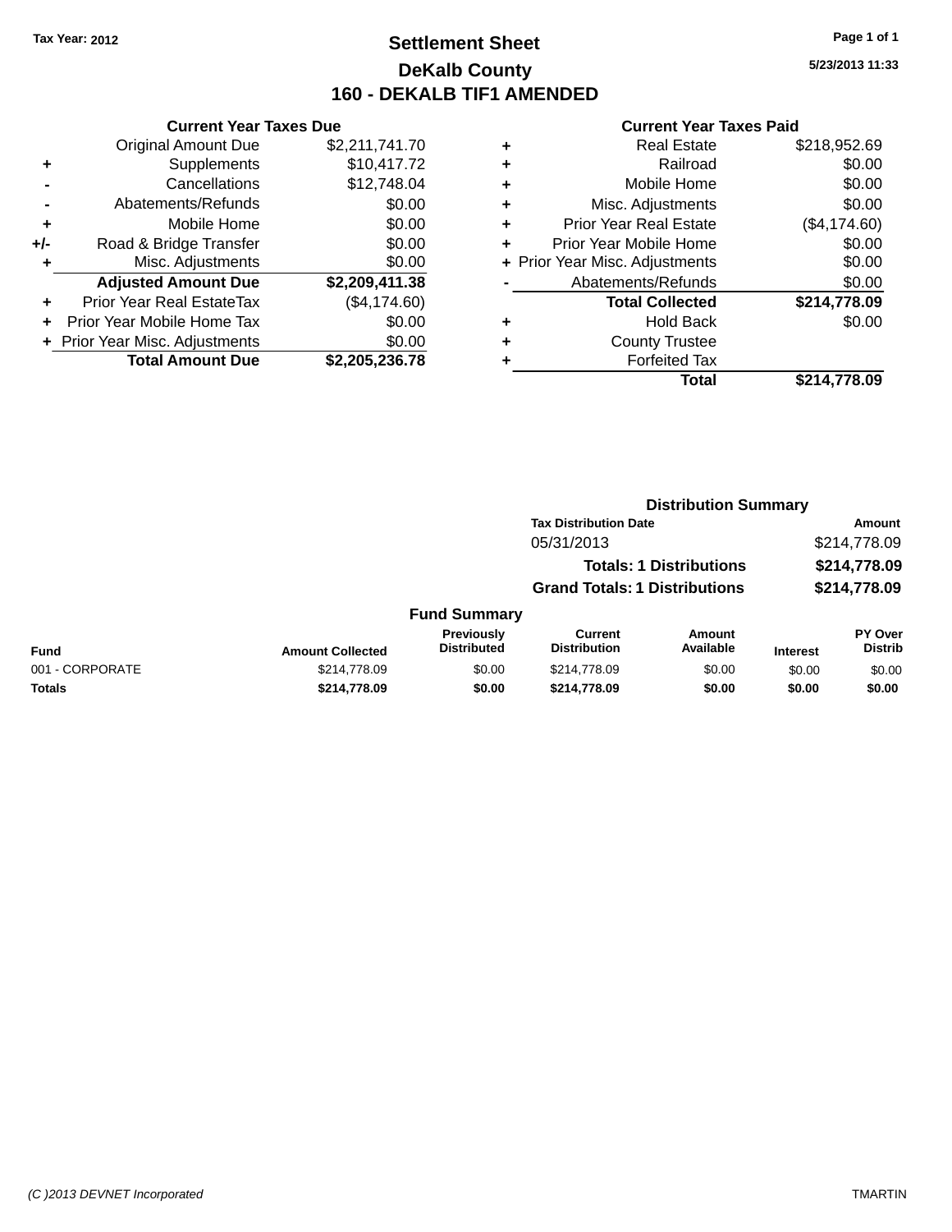**Tax Year: 2012**

# Settlement Sheet

## DeKalb County

## 160 - DEKALB TIF1 AMENDED

5/23/2013 11:33

### Current Year Taxes Due

| | | |
|---|---|---|
| | Original Amount Due | $2,211,741.70 |
| + | Supplements | $10,417.72 |
| - | Cancellations | $12,748.04 |
| - | Abatements/Refunds | $0.00 |
| + | Mobile Home | $0.00 |
| +/- | Road & Bridge Transfer | $0.00 |
| + | Misc. Adjustments | $0.00 |
| | **Adjusted Amount Due** | **$2,209,411.38** |
| + | Prior Year Real EstateTax | ($4,174.60) |
| + | Prior Year Mobile Home Tax | $0.00 |
| + | Prior Year Misc. Adjustments | $0.00 |
| | **Total Amount Due** | **$2,205,236.78** |

### Current Year Taxes Paid

| | | |
|---|---|---|
| + | Real Estate | $218,952.69 |
| + | Railroad | $0.00 |
| + | Mobile Home | $0.00 |
| + | Misc. Adjustments | $0.00 |
| + | Prior Year Real Estate | ($4,174.60) |
| + | Prior Year Mobile Home | $0.00 |
| + | Prior Year Misc. Adjustments | $0.00 |
| - | Abatements/Refunds | $0.00 |
| | **Total Collected** | **$214,778.09** |
| + | Hold Back | $0.00 |
| + | County Trustee | |
| + | Forfeited Tax | |
| | **Total** | **$214,778.09** |

### Distribution Summary

| Tax Distribution Date | Amount |
|---|---|
| 05/31/2013 | $214,778.09 |
| **Totals: 1 Distributions** | **$214,778.09** |
| **Grand Totals: 1 Distributions** | **$214,778.09** |

### Fund Summary

| Fund | Amount Collected | Previously Distributed | Current Distribution | Amount Available | Interest | PY Over Distrib |
|---|---|---|---|---|---|---|
| 001 - CORPORATE | $214,778.09 | $0.00 | $214,778.09 | $0.00 | $0.00 | $0.00 |
| **Totals** | **$214,778.09** | **$0.00** | **$214,778.09** | **$0.00** | **$0.00** | **$0.00** |

(C )2013 DEVNET Incorporated TMARTIN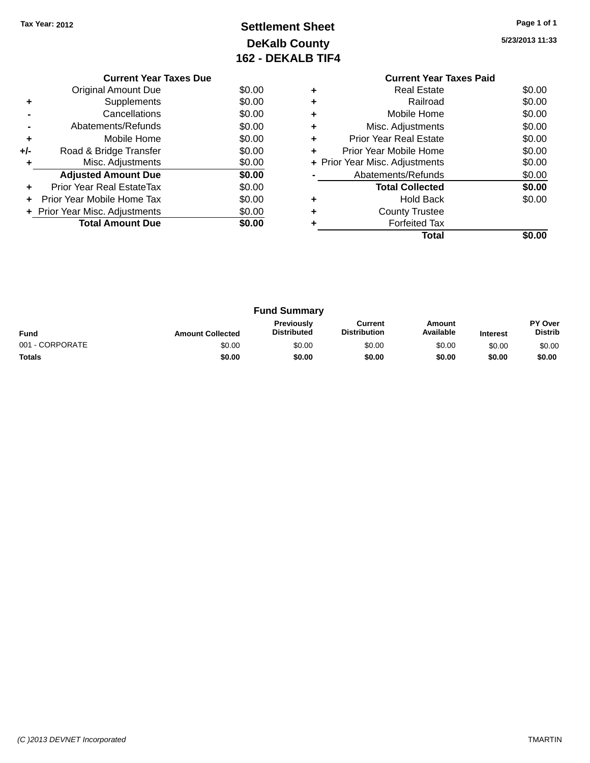Tax Year: 2012

# Settlement Sheet
## DeKalb County
## 162 - DEKALB TIF4

5/23/2013 11:33

| | Current Year Taxes Due | |
|---|---|---|
| | Original Amount Due | $0.00 |
| + | Supplements | $0.00 |
| - | Cancellations | $0.00 |
| - | Abatements/Refunds | $0.00 |
| + | Mobile Home | $0.00 |
| +/- | Road & Bridge Transfer | $0.00 |
| + | Misc. Adjustments | $0.00 |
| | **Adjusted Amount Due** | **$0.00** |
| + | Prior Year Real EstateTax | $0.00 |
| + | Prior Year Mobile Home Tax | $0.00 |
| + | Prior Year Misc. Adjustments | $0.00 |
| | **Total Amount Due** | **$0.00** |

| | Current Year Taxes Paid | |
|---|---|---|
| + | Real Estate | $0.00 |
| + | Railroad | $0.00 |
| + | Mobile Home | $0.00 |
| + | Misc. Adjustments | $0.00 |
| + | Prior Year Real Estate | $0.00 |
| + | Prior Year Mobile Home | $0.00 |
| + | Prior Year Misc. Adjustments | $0.00 |
| - | Abatements/Refunds | $0.00 |
| | **Total Collected** | **$0.00** |
| + | Hold Back | $0.00 |
| + | County Trustee | |
| + | Forfeited Tax | |
| | **Total** | **$0.00** |

### Fund Summary

| Fund | Amount Collected | Previously Distributed | Current Distribution | Amount Available | Interest | PY Over Distrib |
|---|---|---|---|---|---|---|
| 001 - CORPORATE | $0.00 | $0.00 | $0.00 | $0.00 | $0.00 | $0.00 |
| **Totals** | **$0.00** | **$0.00** | **$0.00** | **$0.00** | **$0.00** | **$0.00** |

(C )2013 DEVNET Incorporated

TMARTIN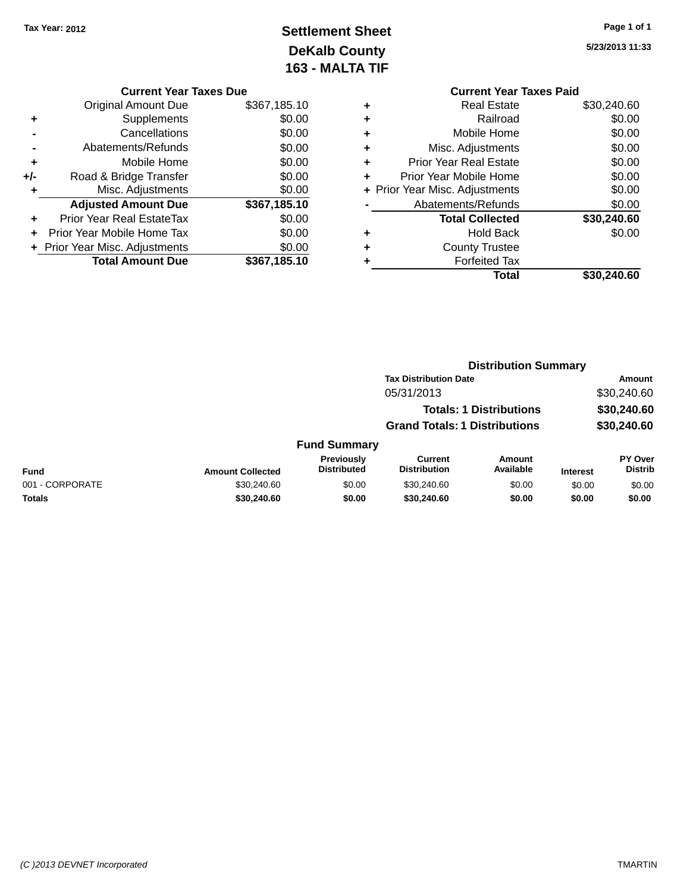Tax Year: 2012

# Settlement Sheet
## DeKalb County
## 163 - MALTA TIF

5/23/2013 11:33

### Current Year Taxes Due

| | | |
|---|---|---|
| | Original Amount Due | $367,185.10 |
| + | Supplements | $0.00 |
| - | Cancellations | $0.00 |
| - | Abatements/Refunds | $0.00 |
| + | Mobile Home | $0.00 |
| +/- | Road & Bridge Transfer | $0.00 |
| + | Misc. Adjustments | $0.00 |
| | **Adjusted Amount Due** | **$367,185.10** |
| + | Prior Year Real EstateTax | $0.00 |
| + | Prior Year Mobile Home Tax | $0.00 |
| + | Prior Year Misc. Adjustments | $0.00 |
| | **Total Amount Due** | **$367,185.10** |

### Current Year Taxes Paid

| | | |
|---|---|---|
| + | Real Estate | $30,240.60 |
| + | Railroad | $0.00 |
| + | Mobile Home | $0.00 |
| + | Misc. Adjustments | $0.00 |
| + | Prior Year Real Estate | $0.00 |
| + | Prior Year Mobile Home | $0.00 |
| + | Prior Year Misc. Adjustments | $0.00 |
| - | Abatements/Refunds | $0.00 |
| | **Total Collected** | **$30,240.60** |
| + | Hold Back | $0.00 |
| + | County Trustee | |
| + | Forfeited Tax | |
| | **Total** | **$30,240.60** |

### Distribution Summary

| Tax Distribution Date | Amount |
|---|---|
| 05/31/2013 | $30,240.60 |
| **Totals: 1 Distributions** | **$30,240.60** |
| **Grand Totals: 1 Distributions** | **$30,240.60** |

### Fund Summary

| Fund | Amount Collected | Previously Distributed | Current Distribution | Amount Available | Interest | PY Over Distrib |
|---|---|---|---|---|---|---|
| 001 - CORPORATE | $30,240.60 | $0.00 | $30,240.60 | $0.00 | $0.00 | $0.00 |
| **Totals** | **$30,240.60** | **$0.00** | **$30,240.60** | **$0.00** | **$0.00** | **$0.00** |

(C )2013 DEVNET Incorporated TMARTIN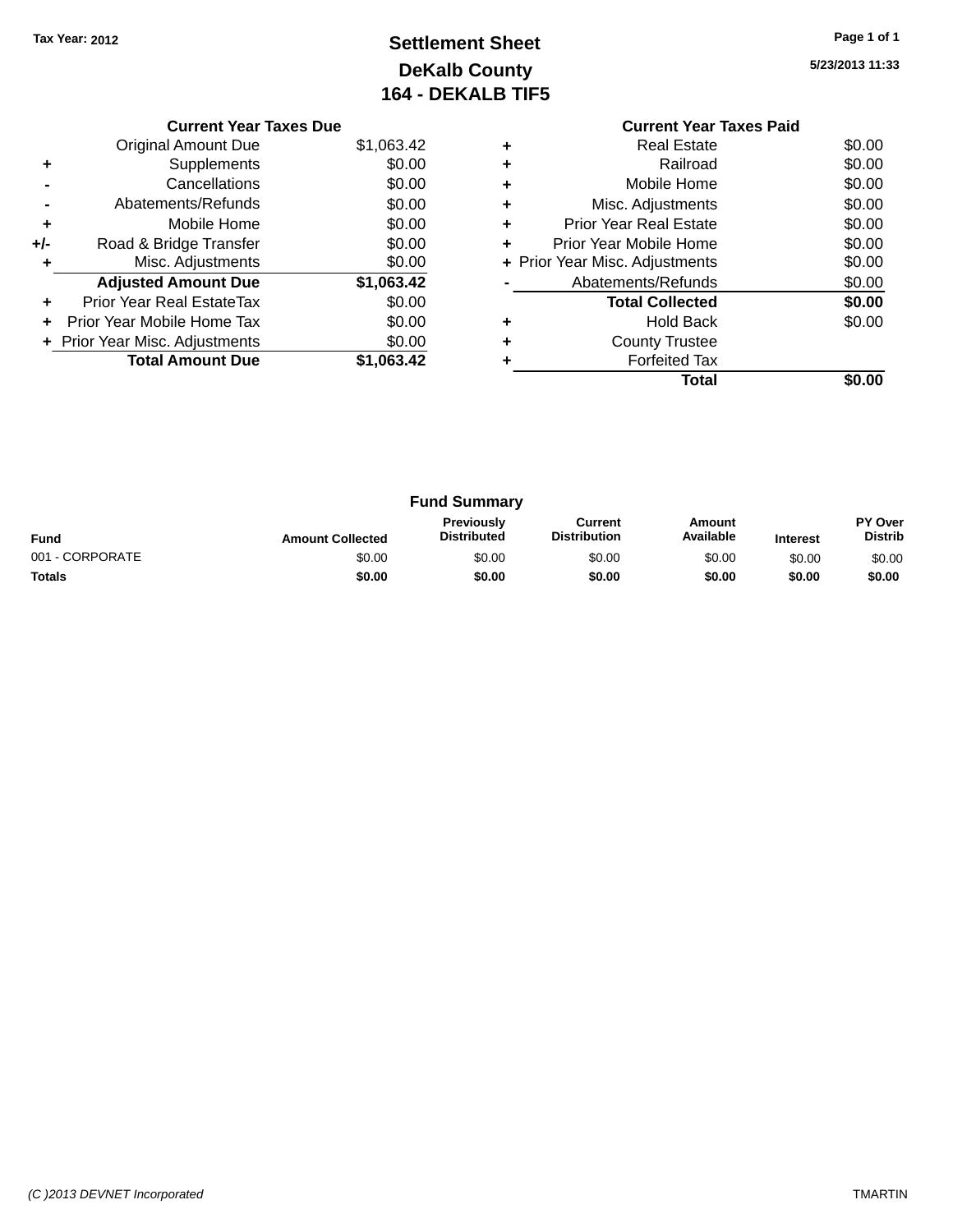Tax Year: 2012

# Settlement Sheet
## DeKalb County
## 164 - DEKALB TIF5

5/23/2013 11:33

### Current Year Taxes Due

| | | |
|---|---|---|
| | Original Amount Due | $1,063.42 |
| + | Supplements | $0.00 |
| - | Cancellations | $0.00 |
| - | Abatements/Refunds | $0.00 |
| + | Mobile Home | $0.00 |
| +/- | Road & Bridge Transfer | $0.00 |
| + | Misc. Adjustments | $0.00 |
| | **Adjusted Amount Due** | **$1,063.42** |
| + | Prior Year Real EstateTax | $0.00 |
| + | Prior Year Mobile Home Tax | $0.00 |
| + | Prior Year Misc. Adjustments | $0.00 |
| | **Total Amount Due** | **$1,063.42** |

### Current Year Taxes Paid

| | | |
|---|---|---|
| + | Real Estate | $0.00 |
| + | Railroad | $0.00 |
| + | Mobile Home | $0.00 |
| + | Misc. Adjustments | $0.00 |
| + | Prior Year Real Estate | $0.00 |
| + | Prior Year Mobile Home | $0.00 |
| + | Prior Year Misc. Adjustments | $0.00 |
| - | Abatements/Refunds | $0.00 |
| | **Total Collected** | **$0.00** |
| + | Hold Back | $0.00 |
| + | County Trustee | |
| + | Forfeited Tax | |
| | **Total** | **$0.00** |

### Fund Summary

| Fund | Amount Collected | Previously Distributed | Current Distribution | Amount Available | Interest | PY Over Distrib |
|---|---|---|---|---|---|---|
| 001 - CORPORATE | $0.00 | $0.00 | $0.00 | $0.00 | $0.00 | $0.00 |
| **Totals** | **$0.00** | **$0.00** | **$0.00** | **$0.00** | **$0.00** | **$0.00** |

(C )2013 DEVNET Incorporated TMARTIN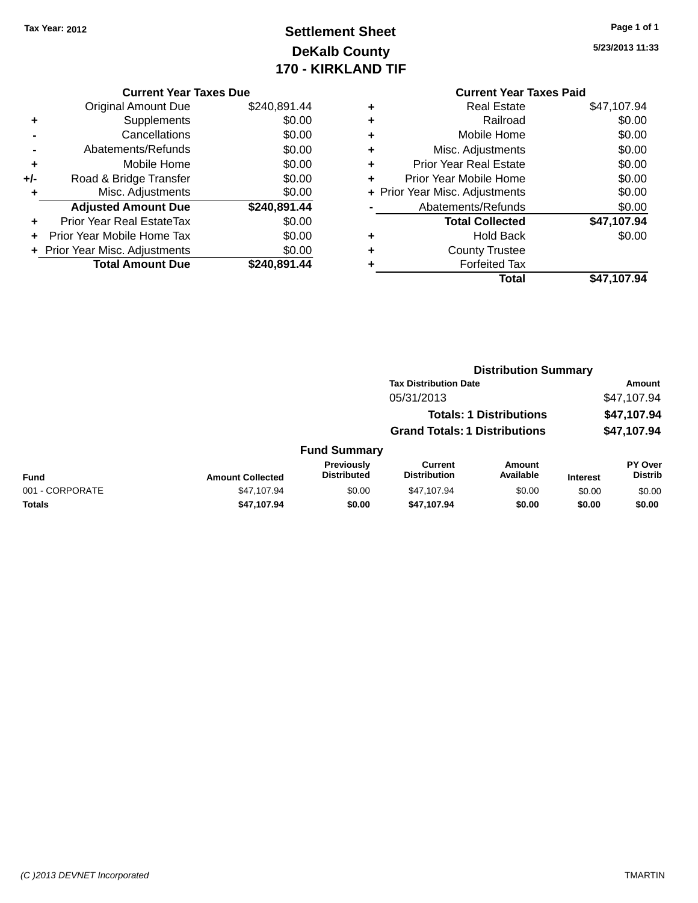Tax Year: 2012

# Settlement Sheet
## DeKalb County
## 170 - KIRKLAND TIF

5/23/2013 11:33

### Current Year Taxes Due

| | | |
|---|---|---|
| | Original Amount Due | $240,891.44 |
| + | Supplements | $0.00 |
| - | Cancellations | $0.00 |
| - | Abatements/Refunds | $0.00 |
| + | Mobile Home | $0.00 |
| +/- | Road & Bridge Transfer | $0.00 |
| + | Misc. Adjustments | $0.00 |
| | **Adjusted Amount Due** | **$240,891.44** |
| + | Prior Year Real EstateTax | $0.00 |
| + | Prior Year Mobile Home Tax | $0.00 |
| + | Prior Year Misc. Adjustments | $0.00 |
| | **Total Amount Due** | **$240,891.44** |

### Current Year Taxes Paid

| | | |
|---|---|---|
| + | Real Estate | $47,107.94 |
| + | Railroad | $0.00 |
| + | Mobile Home | $0.00 |
| + | Misc. Adjustments | $0.00 |
| + | Prior Year Real Estate | $0.00 |
| + | Prior Year Mobile Home | $0.00 |
| + | Prior Year Misc. Adjustments | $0.00 |
| - | Abatements/Refunds | $0.00 |
| | **Total Collected** | **$47,107.94** |
| + | Hold Back | $0.00 |
| + | County Trustee | |
| + | Forfeited Tax | |
| | **Total** | **$47,107.94** |

### Distribution Summary

| Tax Distribution Date | Amount |
|---|---|
| 05/31/2013 | $47,107.94 |
| **Totals: 1 Distributions** | **$47,107.94** |
| **Grand Totals: 1 Distributions** | **$47,107.94** |

### Fund Summary

| Fund | Amount Collected | Previously Distributed | Current Distribution | Amount Available | Interest | PY Over Distrib |
|---|---|---|---|---|---|---|
| 001 - CORPORATE | $47,107.94 | $0.00 | $47,107.94 | $0.00 | $0.00 | $0.00 |
| **Totals** | **$47,107.94** | **$0.00** | **$47,107.94** | **$0.00** | **$0.00** | **$0.00** |

(C )2013 DEVNET Incorporated

TMARTIN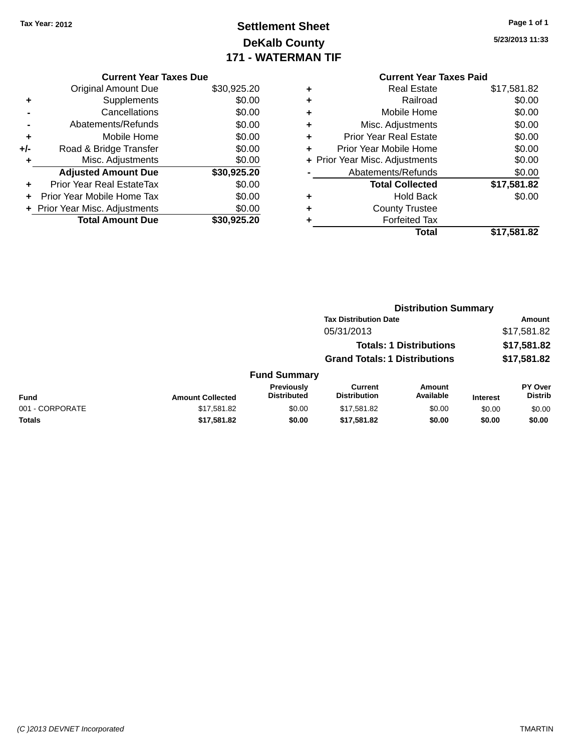Tax Year: 2012

# Settlement Sheet
## DeKalb County
## 171 - WATERMAN TIF

5/23/2013 11:33

### Current Year Taxes Due

| | | |
|---|---|---|
| | Original Amount Due | $30,925.20 |
| + | Supplements | $0.00 |
| - | Cancellations | $0.00 |
| - | Abatements/Refunds | $0.00 |
| + | Mobile Home | $0.00 |
| +/- | Road & Bridge Transfer | $0.00 |
| + | Misc. Adjustments | $0.00 |
| | **Adjusted Amount Due** | **$30,925.20** |
| + | Prior Year Real EstateTax | $0.00 |
| + | Prior Year Mobile Home Tax | $0.00 |
| + | Prior Year Misc. Adjustments | $0.00 |
| | **Total Amount Due** | **$30,925.20** |

### Current Year Taxes Paid

| | | |
|---|---|---|
| + | Real Estate | $17,581.82 |
| + | Railroad | $0.00 |
| + | Mobile Home | $0.00 |
| + | Misc. Adjustments | $0.00 |
| + | Prior Year Real Estate | $0.00 |
| + | Prior Year Mobile Home | $0.00 |
| + | Prior Year Misc. Adjustments | $0.00 |
| - | Abatements/Refunds | $0.00 |
| | **Total Collected** | **$17,581.82** |
| + | Hold Back | $0.00 |
| + | County Trustee | |
| + | Forfeited Tax | |
| | **Total** | **$17,581.82** |

### Distribution Summary

| Tax Distribution Date | Amount |
|---|---|
| 05/31/2013 | $17,581.82 |
| **Totals: 1 Distributions** | **$17,581.82** |
| **Grand Totals: 1 Distributions** | **$17,581.82** |

### Fund Summary

| Fund | Amount Collected | Previously Distributed | Current Distribution | Amount Available | Interest | PY Over Distrib |
|---|---|---|---|---|---|---|
| 001 - CORPORATE | $17,581.82 | $0.00 | $17,581.82 | $0.00 | $0.00 | $0.00 |
| **Totals** | **$17,581.82** | **$0.00** | **$17,581.82** | **$0.00** | **$0.00** | **$0.00** |

(C )2013 DEVNET Incorporated TMARTIN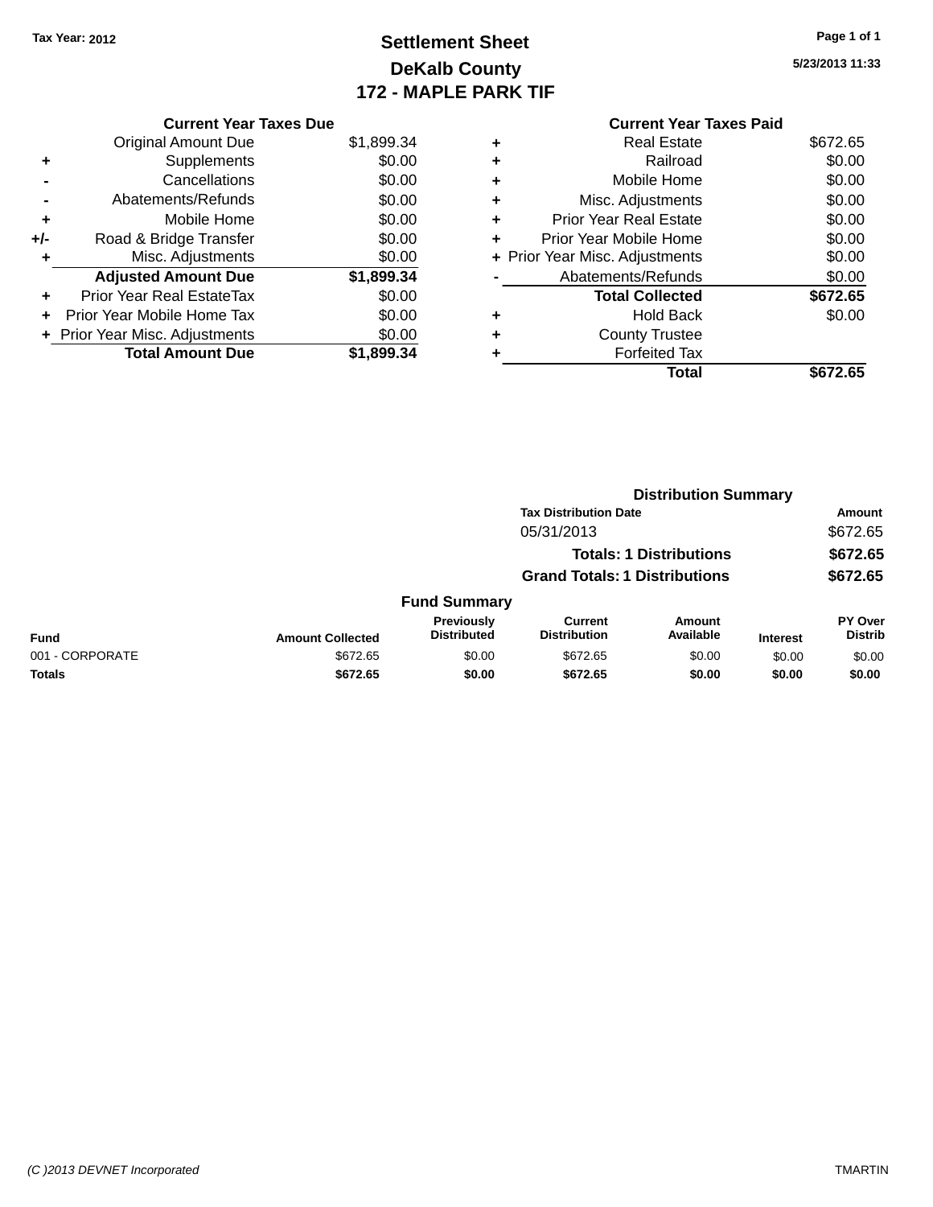Tax Year: 2012

# Settlement Sheet

## DeKalb County

## 172 - MAPLE PARK TIF

5/23/2013 11:33

### Current Year Taxes Due

| | | |
|---|---|---|
| | Original Amount Due | $1,899.34 |
| + | Supplements | $0.00 |
| - | Cancellations | $0.00 |
| - | Abatements/Refunds | $0.00 |
| + | Mobile Home | $0.00 |
| +/- | Road & Bridge Transfer | $0.00 |
| + | Misc. Adjustments | $0.00 |
| | **Adjusted Amount Due** | **$1,899.34** |
| + | Prior Year Real EstateTax | $0.00 |
| + | Prior Year Mobile Home Tax | $0.00 |
| + | Prior Year Misc. Adjustments | $0.00 |
| | **Total Amount Due** | **$1,899.34** |

### Current Year Taxes Paid

| | | |
|---|---|---|
| + | Real Estate | $672.65 |
| + | Railroad | $0.00 |
| + | Mobile Home | $0.00 |
| + | Misc. Adjustments | $0.00 |
| + | Prior Year Real Estate | $0.00 |
| + | Prior Year Mobile Home | $0.00 |
| + | Prior Year Misc. Adjustments | $0.00 |
| - | Abatements/Refunds | $0.00 |
| | **Total Collected** | **$672.65** |
| + | Hold Back | $0.00 |
| + | County Trustee | |
| + | Forfeited Tax | |
| | **Total** | **$672.65** |

### Distribution Summary

| Tax Distribution Date | Amount |
|---|---|
| 05/31/2013 | $672.65 |
| **Totals: 1 Distributions** | **$672.65** |
| **Grand Totals: 1 Distributions** | **$672.65** |

### Fund Summary

| Fund | Amount Collected | Previously Distributed | Current Distribution | Amount Available | Interest | PY Over Distrib |
|---|---|---|---|---|---|---|
| 001 - CORPORATE | $672.65 | $0.00 | $672.65 | $0.00 | $0.00 | $0.00 |
| **Totals** | **$672.65** | **$0.00** | **$672.65** | **$0.00** | **$0.00** | **$0.00** |

(C )2013 DEVNET Incorporated TMARTIN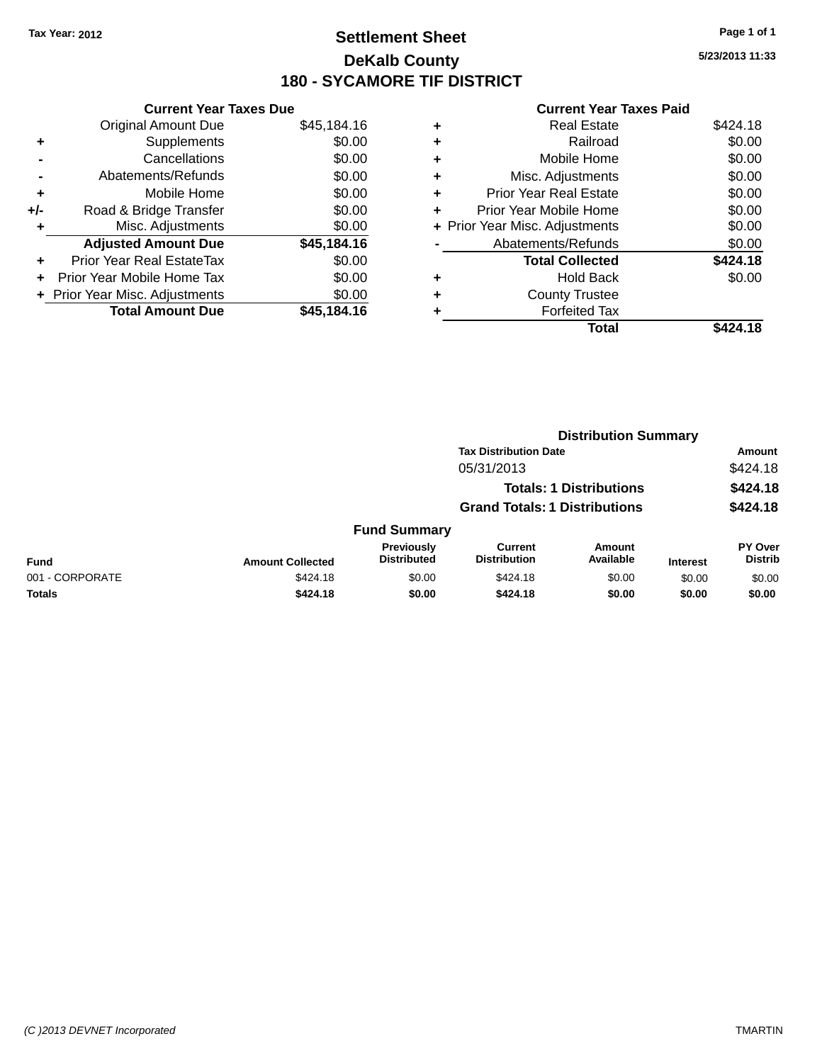Tax Year: 2012

# Settlement Sheet

## DeKalb County

## 180 - SYCAMORE TIF DISTRICT

5/23/2013 11:33

### Current Year Taxes Due

| | | |
|---|---|---|
| | Original Amount Due | $45,184.16 |
| + | Supplements | $0.00 |
| - | Cancellations | $0.00 |
| - | Abatements/Refunds | $0.00 |
| + | Mobile Home | $0.00 |
| +/- | Road & Bridge Transfer | $0.00 |
| + | Misc. Adjustments | $0.00 |
| | **Adjusted Amount Due** | **$45,184.16** |
| + | Prior Year Real EstateTax | $0.00 |
| + | Prior Year Mobile Home Tax | $0.00 |
| + | Prior Year Misc. Adjustments | $0.00 |
| | **Total Amount Due** | **$45,184.16** |

### Current Year Taxes Paid

| | | |
|---|---|---|
| + | Real Estate | $424.18 |
| + | Railroad | $0.00 |
| + | Mobile Home | $0.00 |
| + | Misc. Adjustments | $0.00 |
| + | Prior Year Real Estate | $0.00 |
| + | Prior Year Mobile Home | $0.00 |
| + | Prior Year Misc. Adjustments | $0.00 |
| - | Abatements/Refunds | $0.00 |
| | **Total Collected** | **$424.18** |
| + | Hold Back | $0.00 |
| + | County Trustee | |
| + | Forfeited Tax | |
| | **Total** | **$424.18** |

### Distribution Summary

| Tax Distribution Date | Amount |
|---|---|
| 05/31/2013 | $424.18 |
| **Totals: 1 Distributions** | **$424.18** |
| **Grand Totals: 1 Distributions** | **$424.18** |

### Fund Summary

| Fund | Amount Collected | Previously Distributed | Current Distribution | Amount Available | Interest | PY Over Distrib |
|---|---|---|---|---|---|---|
| 001 - CORPORATE | $424.18 | $0.00 | $424.18 | $0.00 | $0.00 | $0.00 |
| **Totals** | **$424.18** | **$0.00** | **$424.18** | **$0.00** | **$0.00** | **$0.00** |

(C )2013 DEVNET Incorporated

TMARTIN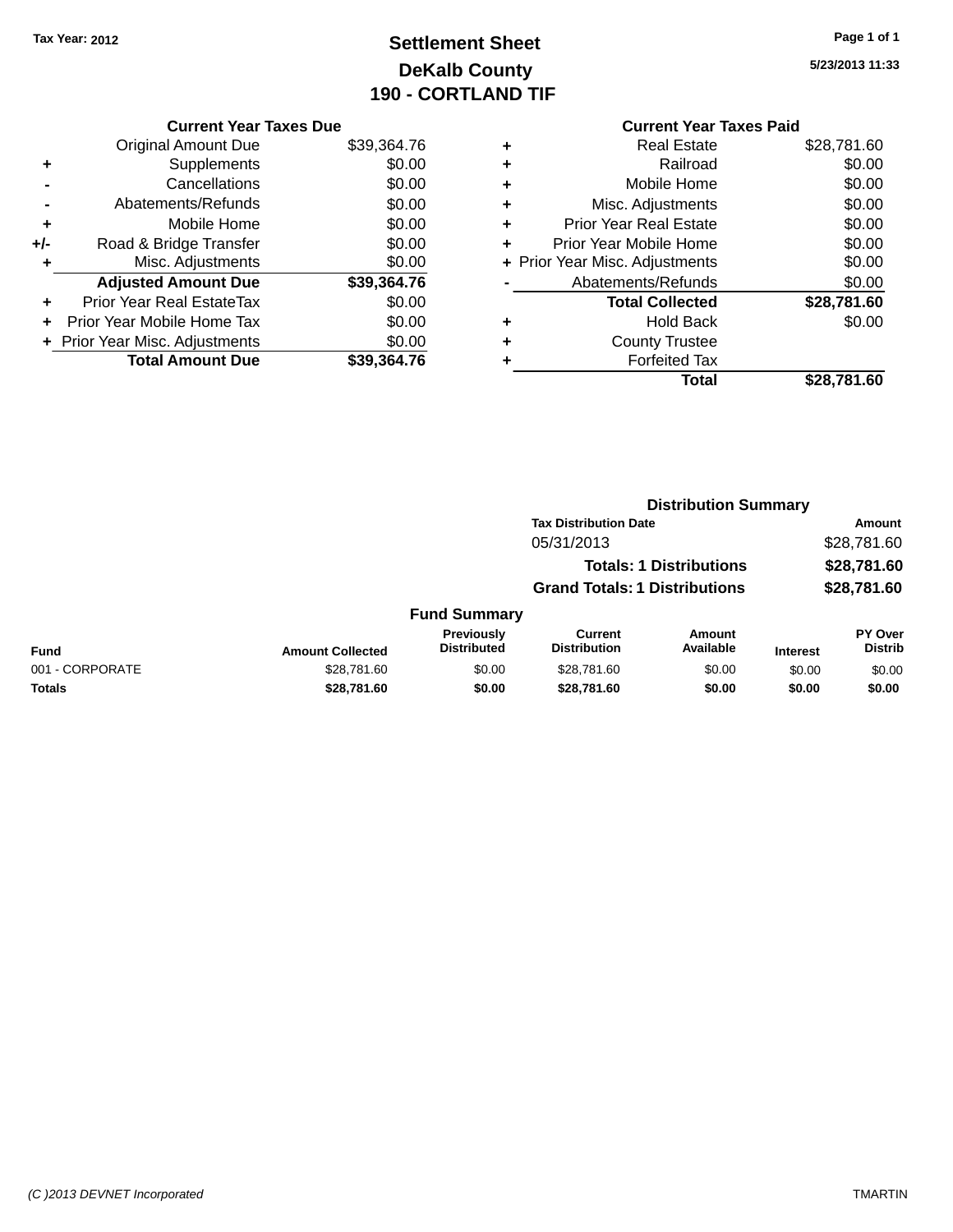Tax Year: 2012

# Settlement Sheet
## DeKalb County
## 190 - CORTLAND TIF

5/23/2013 11:33

### Current Year Taxes Due

| | | |
|---|---|---|
| | Original Amount Due | $39,364.76 |
| + | Supplements | $0.00 |
| - | Cancellations | $0.00 |
| - | Abatements/Refunds | $0.00 |
| + | Mobile Home | $0.00 |
| +/- | Road & Bridge Transfer | $0.00 |
| + | Misc. Adjustments | $0.00 |
| | **Adjusted Amount Due** | **$39,364.76** |
| + | Prior Year Real EstateTax | $0.00 |
| + | Prior Year Mobile Home Tax | $0.00 |
| + | Prior Year Misc. Adjustments | $0.00 |
| | **Total Amount Due** | **$39,364.76** |

### Current Year Taxes Paid

| | | |
|---|---|---|
| + | Real Estate | $28,781.60 |
| + | Railroad | $0.00 |
| + | Mobile Home | $0.00 |
| + | Misc. Adjustments | $0.00 |
| + | Prior Year Real Estate | $0.00 |
| + | Prior Year Mobile Home | $0.00 |
| + | Prior Year Misc. Adjustments | $0.00 |
| - | Abatements/Refunds | $0.00 |
| | **Total Collected** | **$28,781.60** |
| + | Hold Back | $0.00 |
| + | County Trustee | |
| + | Forfeited Tax | |
| | **Total** | **$28,781.60** |

### Distribution Summary

| Tax Distribution Date | Amount |
|---|---|
| 05/31/2013 | $28,781.60 |
| **Totals: 1 Distributions** | **$28,781.60** |
| **Grand Totals: 1 Distributions** | **$28,781.60** |

### Fund Summary

| Fund | Amount Collected | Previously Distributed | Current Distribution | Amount Available | Interest | PY Over Distrib |
|---|---|---|---|---|---|---|
| 001 - CORPORATE | $28,781.60 | $0.00 | $28,781.60 | $0.00 | $0.00 | $0.00 |
| **Totals** | **$28,781.60** | **$0.00** | **$28,781.60** | **$0.00** | **$0.00** | **$0.00** |

(C )2013 DEVNET Incorporated TMARTIN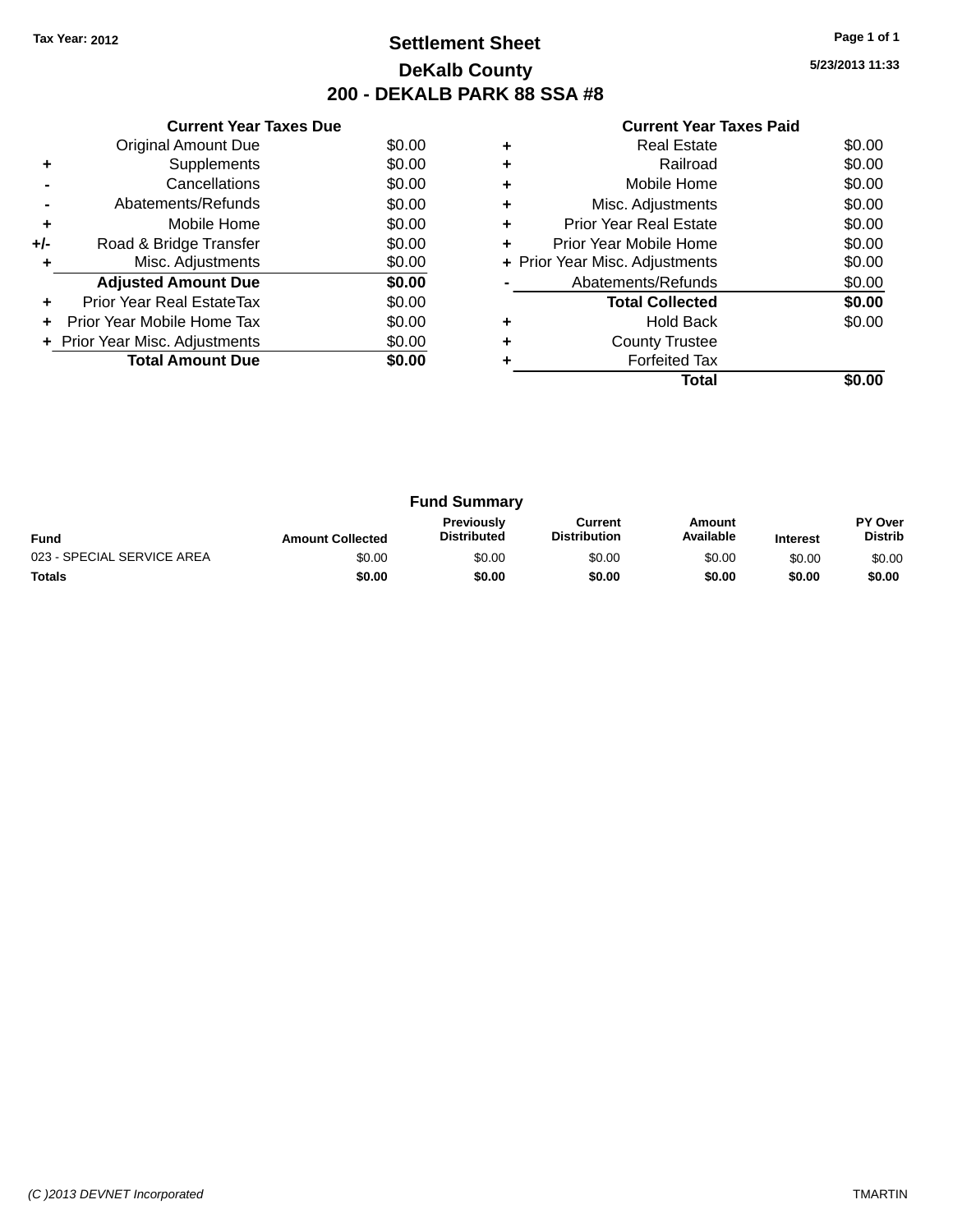Tax Year: 2012

# Settlement Sheet
## DeKalb County
## 200 - DEKALB PARK 88 SSA #8

5/23/2013 11:33

| | Current Year Taxes Due | |
|---|---|---|
| | Original Amount Due | $0.00 |
| + | Supplements | $0.00 |
| - | Cancellations | $0.00 |
| - | Abatements/Refunds | $0.00 |
| + | Mobile Home | $0.00 |
| +/- | Road & Bridge Transfer | $0.00 |
| + | Misc. Adjustments | $0.00 |
| | **Adjusted Amount Due** | **$0.00** |
| + | Prior Year Real EstateTax | $0.00 |
| + | Prior Year Mobile Home Tax | $0.00 |
| + | Prior Year Misc. Adjustments | $0.00 |
| | **Total Amount Due** | **$0.00** |

| | Current Year Taxes Paid | |
|---|---|---|
| + | Real Estate | $0.00 |
| + | Railroad | $0.00 |
| + | Mobile Home | $0.00 |
| + | Misc. Adjustments | $0.00 |
| + | Prior Year Real Estate | $0.00 |
| + | Prior Year Mobile Home | $0.00 |
| + | Prior Year Misc. Adjustments | $0.00 |
| - | Abatements/Refunds | $0.00 |
| | **Total Collected** | **$0.00** |
| + | Hold Back | $0.00 |
| + | County Trustee | |
| + | Forfeited Tax | |
| | **Total** | **$0.00** |

### Fund Summary

| Fund | Amount Collected | Previously Distributed | Current Distribution | Amount Available | Interest | PY Over Distrib |
|---|---|---|---|---|---|---|
| 023 - SPECIAL SERVICE AREA | $0.00 | $0.00 | $0.00 | $0.00 | $0.00 | $0.00 |
| **Totals** | **$0.00** | **$0.00** | **$0.00** | **$0.00** | **$0.00** | **$0.00** |

(C )2013 DEVNET Incorporated TMARTIN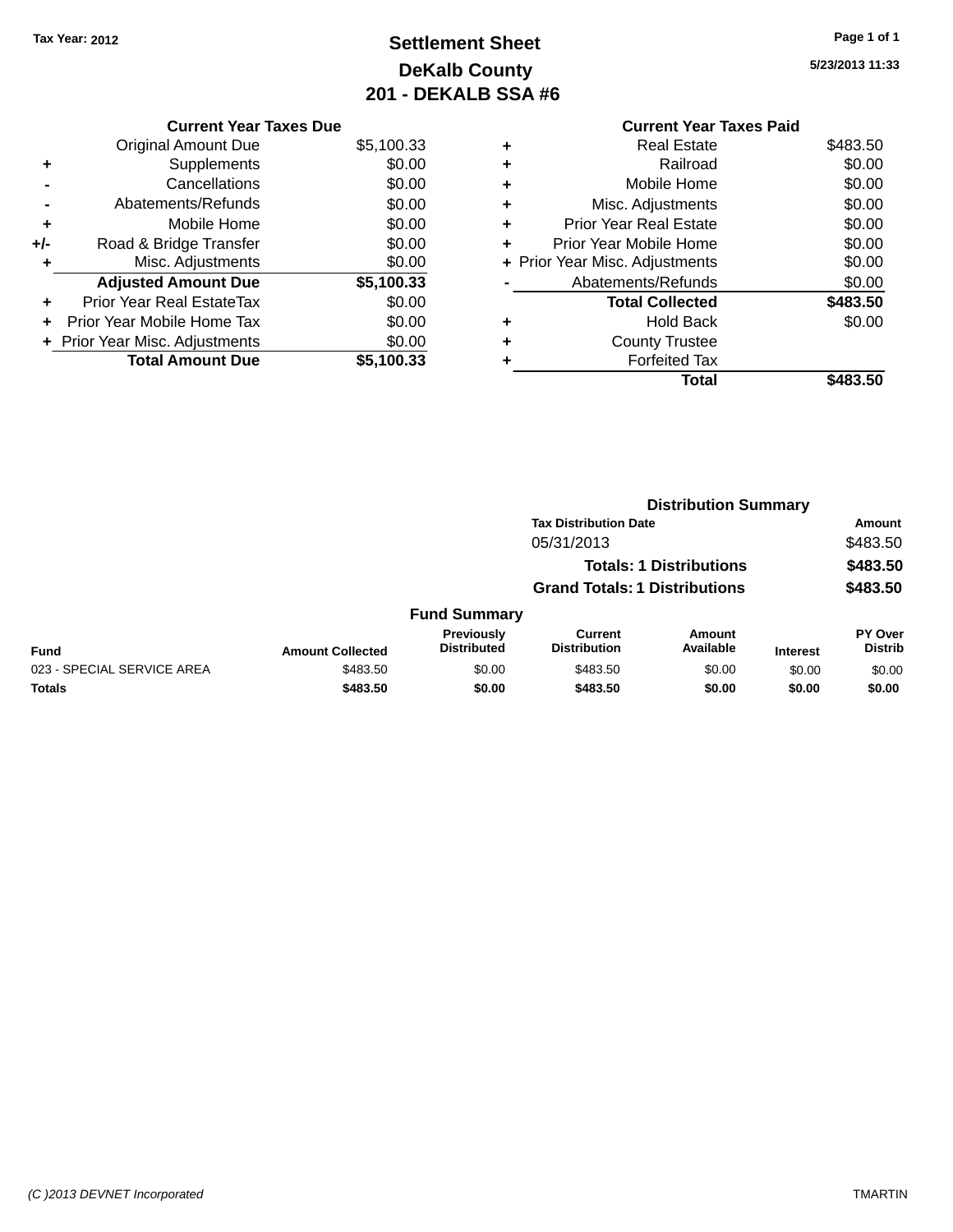Tax Year: 2012

# Settlement Sheet
## DeKalb County
## 201 - DEKALB SSA #6

5/23/2013 11:33

**Current Year Taxes Due**

| | | |
|---|---|---|
| | Original Amount Due | $5,100.33 |
| + | Supplements | $0.00 |
| - | Cancellations | $0.00 |
| - | Abatements/Refunds | $0.00 |
| + | Mobile Home | $0.00 |
| +/- | Road & Bridge Transfer | $0.00 |
| + | Misc. Adjustments | $0.00 |
| | **Adjusted Amount Due** | **$5,100.33** |
| + | Prior Year Real EstateTax | $0.00 |
| + | Prior Year Mobile Home Tax | $0.00 |
| + | Prior Year Misc. Adjustments | $0.00 |
| | **Total Amount Due** | **$5,100.33** |

**Current Year Taxes Paid**

| | | |
|---|---|---|
| + | Real Estate | $483.50 |
| + | Railroad | $0.00 |
| + | Mobile Home | $0.00 |
| + | Misc. Adjustments | $0.00 |
| + | Prior Year Real Estate | $0.00 |
| + | Prior Year Mobile Home | $0.00 |
| + | Prior Year Misc. Adjustments | $0.00 |
| - | Abatements/Refunds | $0.00 |
| | **Total Collected** | **$483.50** |
| + | Hold Back | $0.00 |
| + | County Trustee | |
| + | Forfeited Tax | |
| | **Total** | **$483.50** |

**Distribution Summary**

| Tax Distribution Date | Amount |
|---|---|
| 05/31/2013 | $483.50 |
| **Totals: 1 Distributions** | **$483.50** |
| **Grand Totals: 1 Distributions** | **$483.50** |

**Fund Summary**

| Fund | Amount Collected | Previously Distributed | Current Distribution | Amount Available | Interest | PY Over Distrib |
|---|---|---|---|---|---|---|
| 023 - SPECIAL SERVICE AREA | $483.50 | $0.00 | $483.50 | $0.00 | $0.00 | $0.00 |
| **Totals** | **$483.50** | **$0.00** | **$483.50** | **$0.00** | **$0.00** | **$0.00** |

(C )2013 DEVNET Incorporated — TMARTIN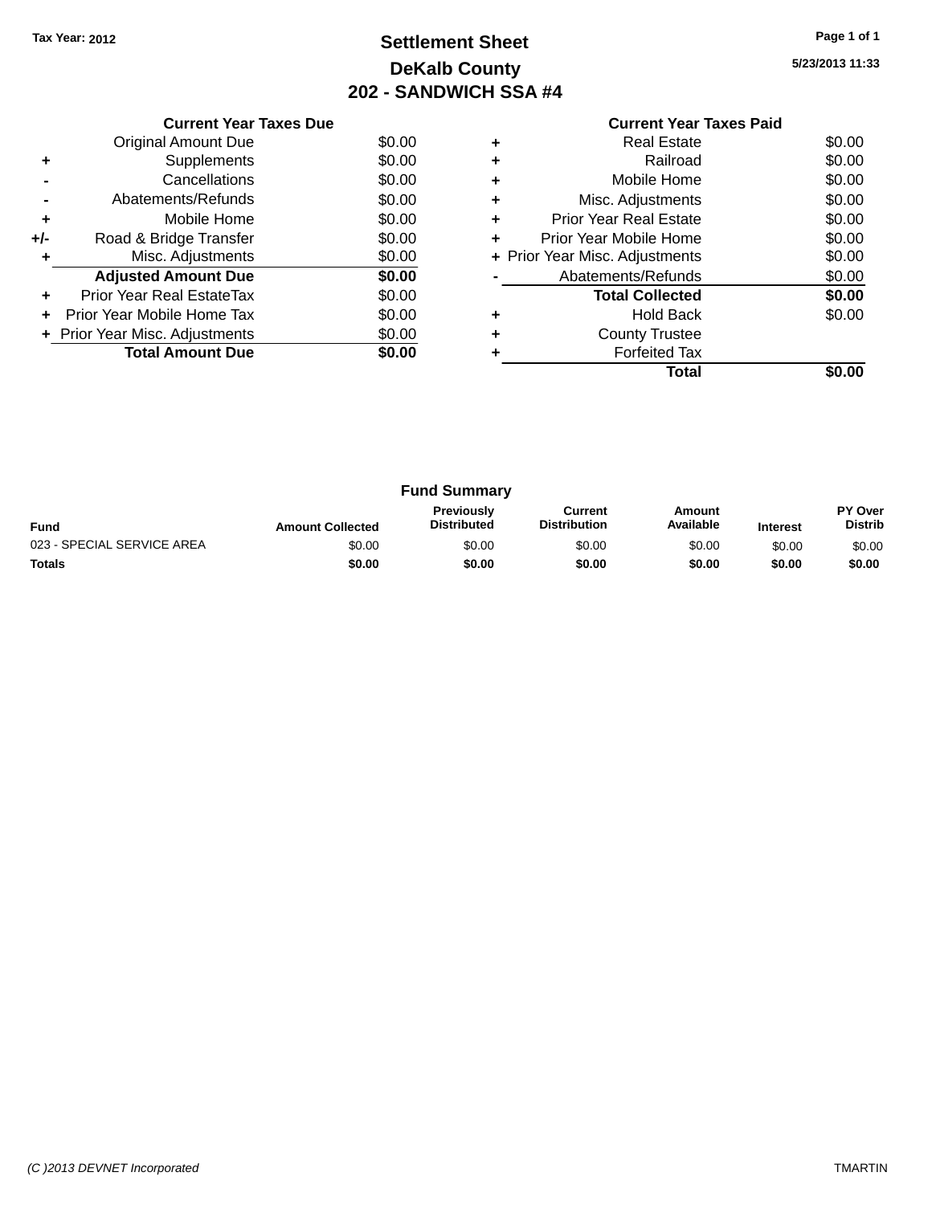Tax Year: 2012

# Settlement Sheet
## DeKalb County
## 202 - SANDWICH SSA #4

5/23/2013 11:33

| | Current Year Taxes Due | |
|---|---|---|
| | Original Amount Due | $0.00 |
| + | Supplements | $0.00 |
| - | Cancellations | $0.00 |
| - | Abatements/Refunds | $0.00 |
| + | Mobile Home | $0.00 |
| +/- | Road & Bridge Transfer | $0.00 |
| + | Misc. Adjustments | $0.00 |
| | **Adjusted Amount Due** | **$0.00** |
| + | Prior Year Real EstateTax | $0.00 |
| + | Prior Year Mobile Home Tax | $0.00 |
| + | Prior Year Misc. Adjustments | $0.00 |
| | **Total Amount Due** | **$0.00** |

| | Current Year Taxes Paid | |
|---|---|---|
| + | Real Estate | $0.00 |
| + | Railroad | $0.00 |
| + | Mobile Home | $0.00 |
| + | Misc. Adjustments | $0.00 |
| + | Prior Year Real Estate | $0.00 |
| + | Prior Year Mobile Home | $0.00 |
| + | Prior Year Misc. Adjustments | $0.00 |
| - | Abatements/Refunds | $0.00 |
| | **Total Collected** | **$0.00** |
| + | Hold Back | $0.00 |
| + | County Trustee | |
| + | Forfeited Tax | |
| | **Total** | **$0.00** |

### Fund Summary

| Fund | Amount Collected | Previously Distributed | Current Distribution | Amount Available | Interest | PY Over Distrib |
|---|---|---|---|---|---|---|
| 023 - SPECIAL SERVICE AREA | $0.00 | $0.00 | $0.00 | $0.00 | $0.00 | $0.00 |
| **Totals** | **$0.00** | **$0.00** | **$0.00** | **$0.00** | **$0.00** | **$0.00** |

(C )2013 DEVNET Incorporated TMARTIN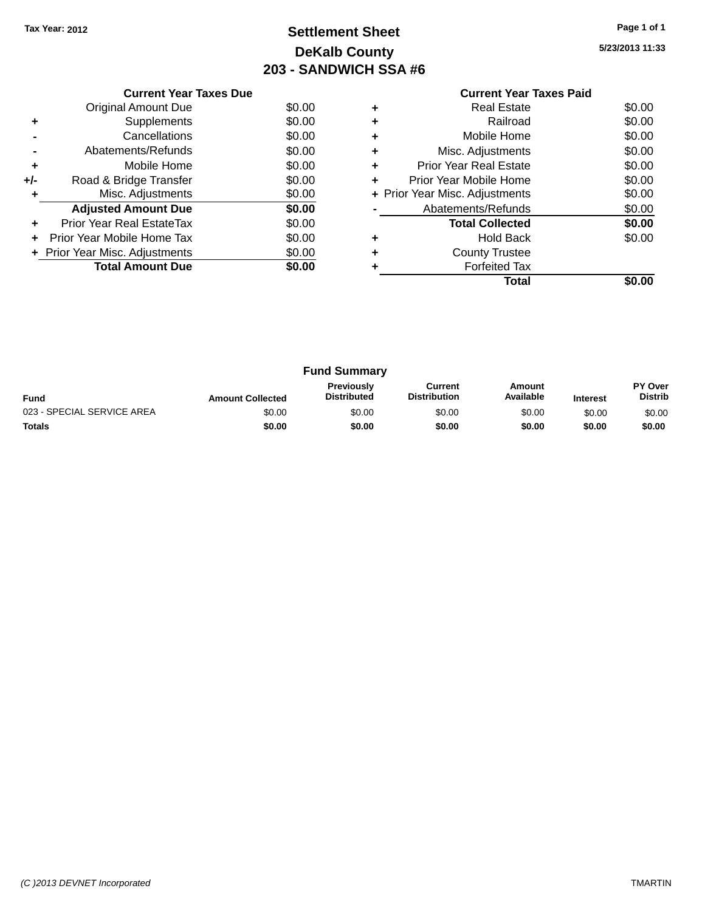Tax Year: 2012

# Settlement Sheet

## DeKalb County

## 203 - SANDWICH SSA #6

5/23/2013 11:33

| | Current Year Taxes Due | |
|---|---|---|
| | Original Amount Due | $0.00 |
| + | Supplements | $0.00 |
| - | Cancellations | $0.00 |
| - | Abatements/Refunds | $0.00 |
| + | Mobile Home | $0.00 |
| +/- | Road & Bridge Transfer | $0.00 |
| + | Misc. Adjustments | $0.00 |
| | **Adjusted Amount Due** | **$0.00** |
| + | Prior Year Real EstateTax | $0.00 |
| + | Prior Year Mobile Home Tax | $0.00 |
| + | Prior Year Misc. Adjustments | $0.00 |
| | **Total Amount Due** | **$0.00** |

| | Current Year Taxes Paid | |
|---|---|---|
| + | Real Estate | $0.00 |
| + | Railroad | $0.00 |
| + | Mobile Home | $0.00 |
| + | Misc. Adjustments | $0.00 |
| + | Prior Year Real Estate | $0.00 |
| + | Prior Year Mobile Home | $0.00 |
| + | Prior Year Misc. Adjustments | $0.00 |
| - | Abatements/Refunds | $0.00 |
| | **Total Collected** | **$0.00** |
| + | Hold Back | $0.00 |
| + | County Trustee | |
| + | Forfeited Tax | |
| | **Total** | **$0.00** |

### Fund Summary

| Fund | Amount Collected | Previously Distributed | Current Distribution | Amount Available | Interest | PY Over Distrib |
|---|---|---|---|---|---|---|
| 023 - SPECIAL SERVICE AREA | $0.00 | $0.00 | $0.00 | $0.00 | $0.00 | $0.00 |
| **Totals** | **$0.00** | **$0.00** | **$0.00** | **$0.00** | **$0.00** | **$0.00** |

(C )2013 DEVNET Incorporated TMARTIN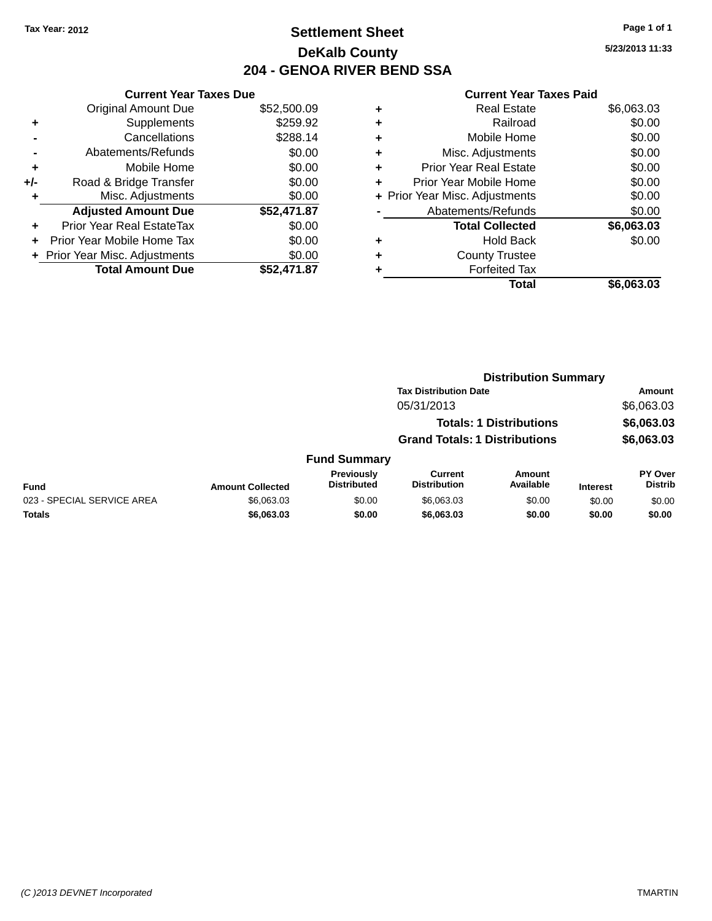Tax Year: 2012

# Settlement Sheet

## DeKalb County

## 204 - GENOA RIVER BEND SSA

5/23/2013 11:33

### Current Year Taxes Due

| | | |
|---|---|---|
| | Original Amount Due | $52,500.09 |
| + | Supplements | $259.92 |
| - | Cancellations | $288.14 |
| - | Abatements/Refunds | $0.00 |
| + | Mobile Home | $0.00 |
| +/- | Road & Bridge Transfer | $0.00 |
| + | Misc. Adjustments | $0.00 |
| | **Adjusted Amount Due** | **$52,471.87** |
| + | Prior Year Real EstateTax | $0.00 |
| + | Prior Year Mobile Home Tax | $0.00 |
| + | Prior Year Misc. Adjustments | $0.00 |
| | **Total Amount Due** | **$52,471.87** |

### Current Year Taxes Paid

| | | |
|---|---|---|
| + | Real Estate | $6,063.03 |
| + | Railroad | $0.00 |
| + | Mobile Home | $0.00 |
| + | Misc. Adjustments | $0.00 |
| + | Prior Year Real Estate | $0.00 |
| + | Prior Year Mobile Home | $0.00 |
| + | Prior Year Misc. Adjustments | $0.00 |
| - | Abatements/Refunds | $0.00 |
| | **Total Collected** | **$6,063.03** |
| + | Hold Back | $0.00 |
| + | County Trustee | |
| + | Forfeited Tax | |
| | **Total** | **$6,063.03** |

### Distribution Summary

| Tax Distribution Date | Amount |
|---|---|
| 05/31/2013 | $6,063.03 |
| **Totals: 1 Distributions** | **$6,063.03** |
| **Grand Totals: 1 Distributions** | **$6,063.03** |

### Fund Summary

| Fund | Amount Collected | Previously Distributed | Current Distribution | Amount Available | Interest | PY Over Distrib |
|---|---|---|---|---|---|---|
| 023 - SPECIAL SERVICE AREA | $6,063.03 | $0.00 | $6,063.03 | $0.00 | $0.00 | $0.00 |
| **Totals** | **$6,063.03** | **$0.00** | **$6,063.03** | **$0.00** | **$0.00** | **$0.00** |

(C )2013 DEVNET Incorporated TMARTIN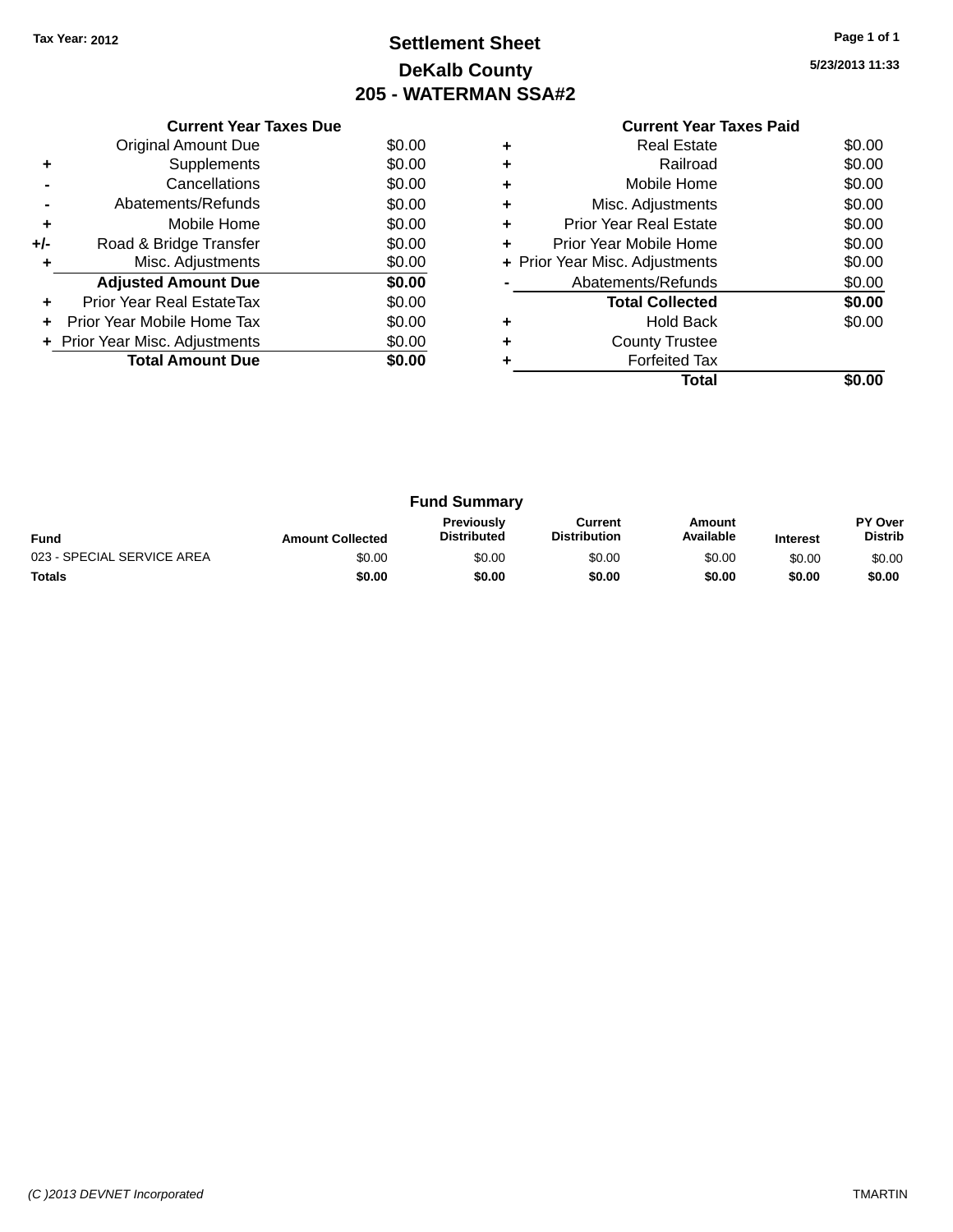Tax Year: 2012

# Settlement Sheet

## DeKalb County

## 205 - WATERMAN SSA#2

5/23/2013 11:33

| | Current Year Taxes Due | |
|---|---|---|
| | Original Amount Due | $0.00 |
| + | Supplements | $0.00 |
| - | Cancellations | $0.00 |
| - | Abatements/Refunds | $0.00 |
| + | Mobile Home | $0.00 |
| +/- | Road & Bridge Transfer | $0.00 |
| + | Misc. Adjustments | $0.00 |
| | **Adjusted Amount Due** | **$0.00** |
| + | Prior Year Real EstateTax | $0.00 |
| + | Prior Year Mobile Home Tax | $0.00 |
| + | Prior Year Misc. Adjustments | $0.00 |
| | **Total Amount Due** | **$0.00** |

| | Current Year Taxes Paid | |
|---|---|---|
| + | Real Estate | $0.00 |
| + | Railroad | $0.00 |
| + | Mobile Home | $0.00 |
| + | Misc. Adjustments | $0.00 |
| + | Prior Year Real Estate | $0.00 |
| + | Prior Year Mobile Home | $0.00 |
| + | Prior Year Misc. Adjustments | $0.00 |
| - | Abatements/Refunds | $0.00 |
| | **Total Collected** | **$0.00** |
| + | Hold Back | $0.00 |
| + | County Trustee | |
| + | Forfeited Tax | |
| | **Total** | **$0.00** |

### Fund Summary

| Fund | Amount Collected | Previously Distributed | Current Distribution | Amount Available | Interest | PY Over Distrib |
|---|---|---|---|---|---|---|
| 023 - SPECIAL SERVICE AREA | $0.00 | $0.00 | $0.00 | $0.00 | $0.00 | $0.00 |
| **Totals** | **$0.00** | **$0.00** | **$0.00** | **$0.00** | **$0.00** | **$0.00** |

(C )2013 DEVNET Incorporated — TMARTIN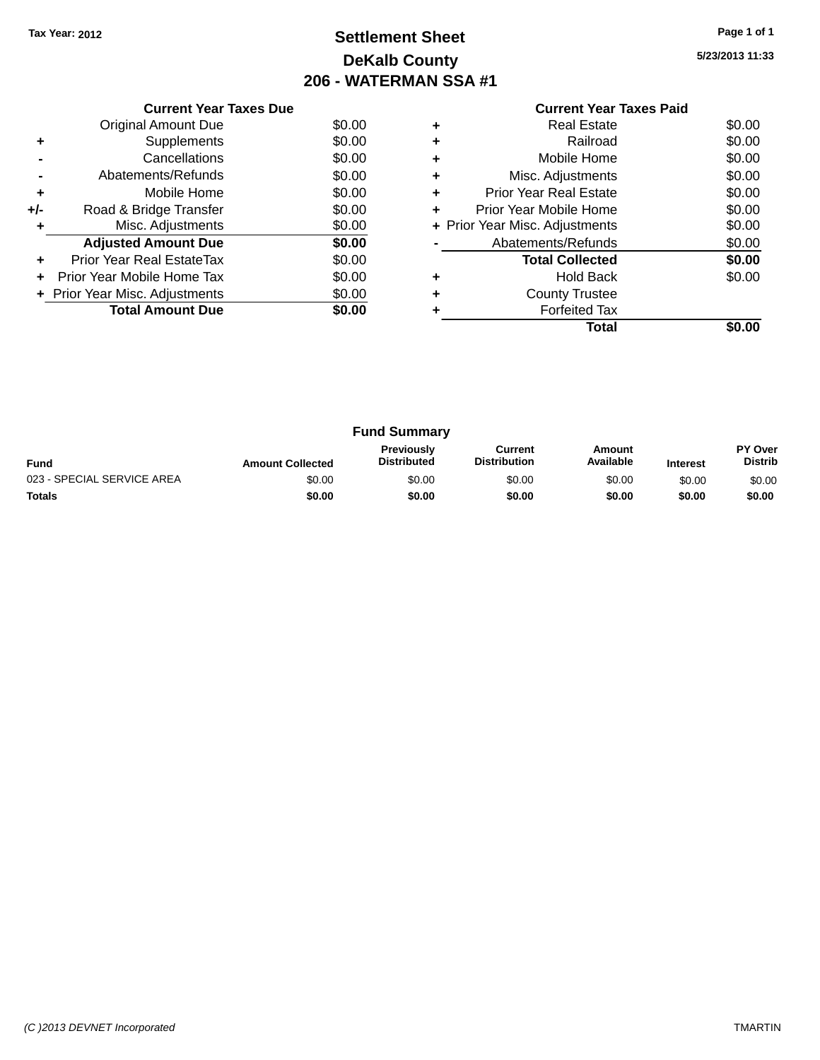Tax Year: 2012

# Settlement Sheet

## DeKalb County

## 206 - WATERMAN SSA #1

5/23/2013 11:33

### Current Year Taxes Due

| | | |
|---|---|---|
| | Original Amount Due | $0.00 |
| + | Supplements | $0.00 |
| - | Cancellations | $0.00 |
| - | Abatements/Refunds | $0.00 |
| + | Mobile Home | $0.00 |
| +/- | Road & Bridge Transfer | $0.00 |
| + | Misc. Adjustments | $0.00 |
| | **Adjusted Amount Due** | **$0.00** |
| + | Prior Year Real EstateTax | $0.00 |
| + | Prior Year Mobile Home Tax | $0.00 |
| + | Prior Year Misc. Adjustments | $0.00 |
| | **Total Amount Due** | **$0.00** |

### Current Year Taxes Paid

| | | |
|---|---|---|
| + | Real Estate | $0.00 |
| + | Railroad | $0.00 |
| + | Mobile Home | $0.00 |
| + | Misc. Adjustments | $0.00 |
| + | Prior Year Real Estate | $0.00 |
| + | Prior Year Mobile Home | $0.00 |
| + | Prior Year Misc. Adjustments | $0.00 |
| - | Abatements/Refunds | $0.00 |
| | **Total Collected** | **$0.00** |
| + | Hold Back | $0.00 |
| + | County Trustee | |
| + | Forfeited Tax | |
| | **Total** | **$0.00** |

### Fund Summary

| Fund | Amount Collected | Previously Distributed | Current Distribution | Amount Available | Interest | PY Over Distrib |
|---|---|---|---|---|---|---|
| 023 - SPECIAL SERVICE AREA | $0.00 | $0.00 | $0.00 | $0.00 | $0.00 | $0.00 |
| **Totals** | **$0.00** | **$0.00** | **$0.00** | **$0.00** | **$0.00** | **$0.00** |

(C )2013 DEVNET Incorporated — TMARTIN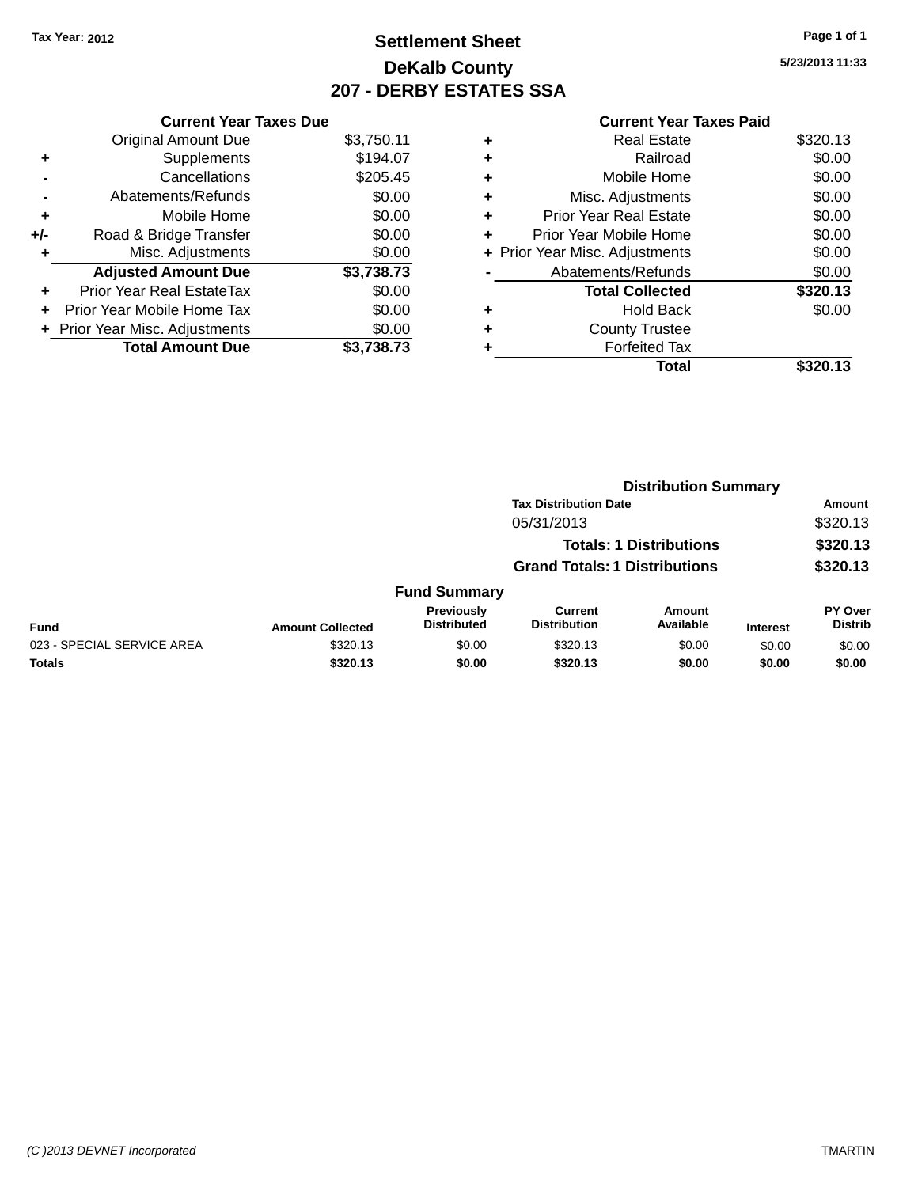Tax Year: 2012

# Settlement Sheet

## DeKalb County

## 207 - DERBY ESTATES SSA

5/23/2013 11:33

### Current Year Taxes Due

| | | |
|---|---|---|
| | Original Amount Due | $3,750.11 |
| + | Supplements | $194.07 |
| - | Cancellations | $205.45 |
| - | Abatements/Refunds | $0.00 |
| + | Mobile Home | $0.00 |
| +/- | Road & Bridge Transfer | $0.00 |
| + | Misc. Adjustments | $0.00 |
| | **Adjusted Amount Due** | **$3,738.73** |
| + | Prior Year Real EstateTax | $0.00 |
| + | Prior Year Mobile Home Tax | $0.00 |
| + | Prior Year Misc. Adjustments | $0.00 |
| | **Total Amount Due** | **$3,738.73** |

### Current Year Taxes Paid

| | | |
|---|---|---|
| + | Real Estate | $320.13 |
| + | Railroad | $0.00 |
| + | Mobile Home | $0.00 |
| + | Misc. Adjustments | $0.00 |
| + | Prior Year Real Estate | $0.00 |
| + | Prior Year Mobile Home | $0.00 |
| + | Prior Year Misc. Adjustments | $0.00 |
| - | Abatements/Refunds | $0.00 |
| | **Total Collected** | **$320.13** |
| + | Hold Back | $0.00 |
| + | County Trustee | |
| + | Forfeited Tax | |
| | **Total** | **$320.13** |

### Distribution Summary

| Tax Distribution Date | Amount |
|---|---|
| 05/31/2013 | $320.13 |
| **Totals: 1 Distributions** | **$320.13** |
| **Grand Totals: 1 Distributions** | **$320.13** |

### Fund Summary

| Fund | Amount Collected | Previously Distributed | Current Distribution | Amount Available | Interest | PY Over Distrib |
|---|---|---|---|---|---|---|
| 023 - SPECIAL SERVICE AREA | $320.13 | $0.00 | $320.13 | $0.00 | $0.00 | $0.00 |
| **Totals** | **$320.13** | **$0.00** | **$320.13** | **$0.00** | **$0.00** | **$0.00** |

(C )2013 DEVNET Incorporated TMARTIN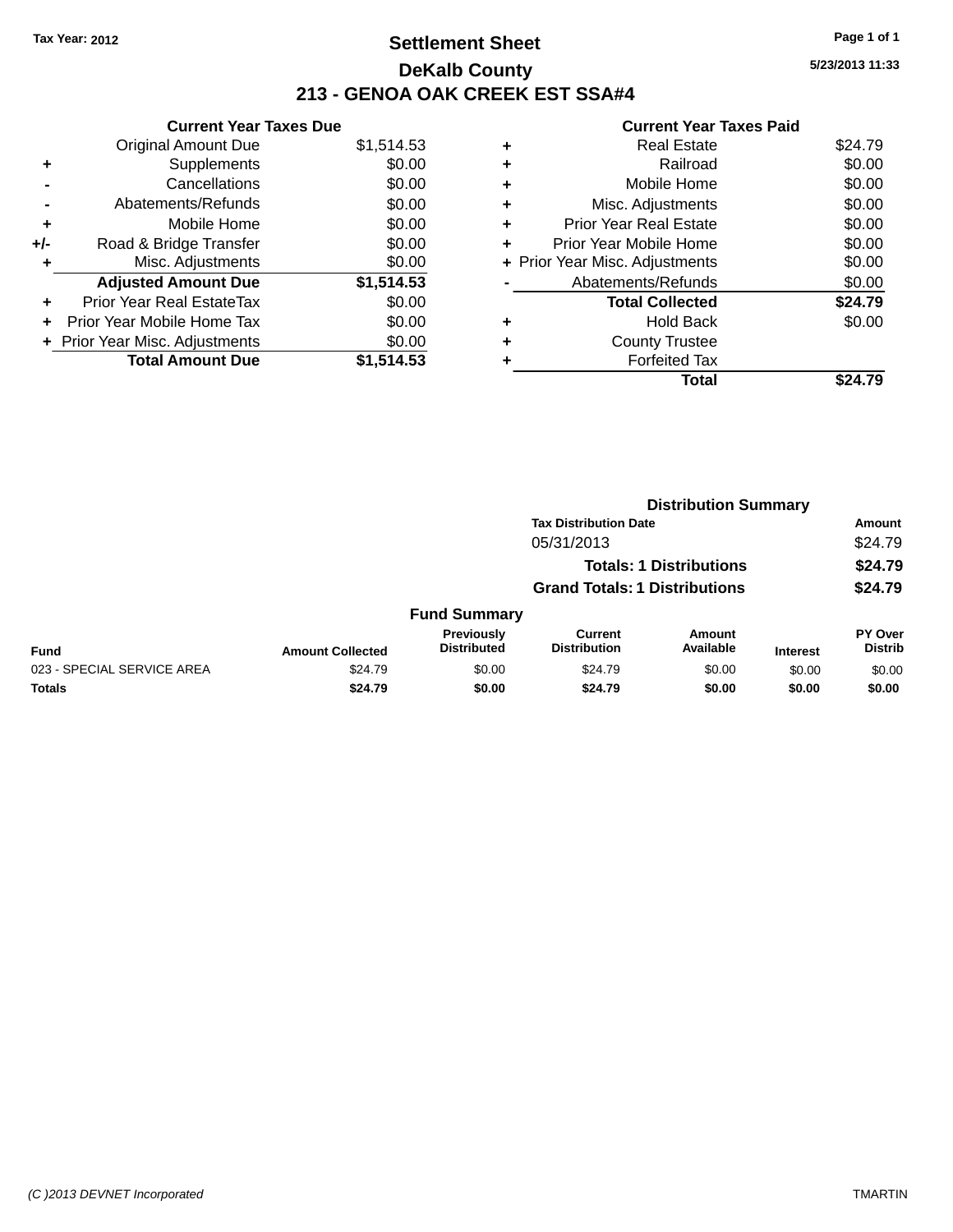Tax Year: 2012

# Settlement Sheet

## DeKalb County

## 213 - GENOA OAK CREEK EST SSA#4

5/23/2013 11:33

### Current Year Taxes Due

| | | |
|---|---|---|
| | Original Amount Due | $1,514.53 |
| + | Supplements | $0.00 |
| - | Cancellations | $0.00 |
| - | Abatements/Refunds | $0.00 |
| + | Mobile Home | $0.00 |
| +/- | Road & Bridge Transfer | $0.00 |
| + | Misc. Adjustments | $0.00 |
| | **Adjusted Amount Due** | **$1,514.53** |
| + | Prior Year Real EstateTax | $0.00 |
| + | Prior Year Mobile Home Tax | $0.00 |
| + | Prior Year Misc. Adjustments | $0.00 |
| | **Total Amount Due** | **$1,514.53** |

### Current Year Taxes Paid

| | | |
|---|---|---|
| + | Real Estate | $24.79 |
| + | Railroad | $0.00 |
| + | Mobile Home | $0.00 |
| + | Misc. Adjustments | $0.00 |
| + | Prior Year Real Estate | $0.00 |
| + | Prior Year Mobile Home | $0.00 |
| + | Prior Year Misc. Adjustments | $0.00 |
| - | Abatements/Refunds | $0.00 |
| | **Total Collected** | **$24.79** |
| + | Hold Back | $0.00 |
| + | County Trustee | |
| + | Forfeited Tax | |
| | **Total** | **$24.79** |

### Distribution Summary

| Tax Distribution Date | Amount |
|---|---|
| 05/31/2013 | $24.79 |
| **Totals: 1 Distributions** | **$24.79** |
| **Grand Totals: 1 Distributions** | **$24.79** |

### Fund Summary

| Fund | Amount Collected | Previously Distributed | Current Distribution | Amount Available | Interest | PY Over Distrib |
|---|---|---|---|---|---|---|
| 023 - SPECIAL SERVICE AREA | $24.79 | $0.00 | $24.79 | $0.00 | $0.00 | $0.00 |
| **Totals** | **$24.79** | **$0.00** | **$24.79** | **$0.00** | **$0.00** | **$0.00** |

(C )2013 DEVNET Incorporated TMARTIN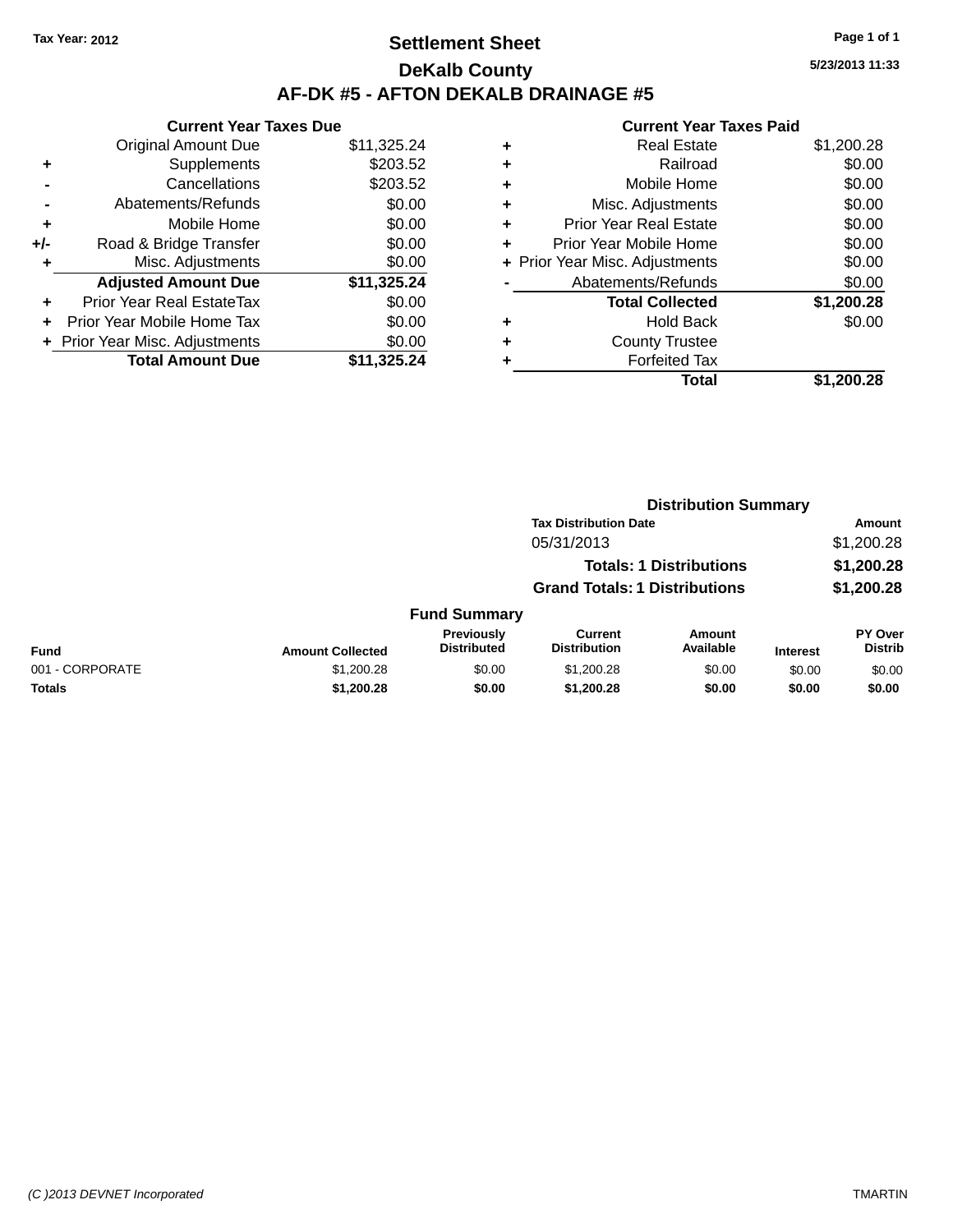Tax Year: 2012

# Settlement Sheet

## DeKalb County

## AF-DK #5 - AFTON DEKALB DRAINAGE #5

5/23/2013 11:33

### Current Year Taxes Due

| | | |
|---|---|---|
| | Original Amount Due | $11,325.24 |
| + | Supplements | $203.52 |
| - | Cancellations | $203.52 |
| - | Abatements/Refunds | $0.00 |
| + | Mobile Home | $0.00 |
| +/- | Road & Bridge Transfer | $0.00 |
| + | Misc. Adjustments | $0.00 |
| | **Adjusted Amount Due** | **$11,325.24** |
| + | Prior Year Real EstateTax | $0.00 |
| + | Prior Year Mobile Home Tax | $0.00 |
| + | Prior Year Misc. Adjustments | $0.00 |
| | **Total Amount Due** | **$11,325.24** |

### Current Year Taxes Paid

| | | |
|---|---|---|
| + | Real Estate | $1,200.28 |
| + | Railroad | $0.00 |
| + | Mobile Home | $0.00 |
| + | Misc. Adjustments | $0.00 |
| + | Prior Year Real Estate | $0.00 |
| + | Prior Year Mobile Home | $0.00 |
| + | Prior Year Misc. Adjustments | $0.00 |
| - | Abatements/Refunds | $0.00 |
| | **Total Collected** | **$1,200.28** |
| + | Hold Back | $0.00 |
| + | County Trustee | |
| + | Forfeited Tax | |
| | **Total** | **$1,200.28** |

### Distribution Summary

| Tax Distribution Date | Amount |
|---|---|
| 05/31/2013 | $1,200.28 |
| **Totals: 1 Distributions** | **$1,200.28** |
| **Grand Totals: 1 Distributions** | **$1,200.28** |

### Fund Summary

| Fund | Amount Collected | Previously Distributed | Current Distribution | Amount Available | Interest | PY Over Distrib |
|---|---|---|---|---|---|---|
| 001 - CORPORATE | $1,200.28 | $0.00 | $1,200.28 | $0.00 | $0.00 | $0.00 |
| **Totals** | **$1,200.28** | **$0.00** | **$1,200.28** | **$0.00** | **$0.00** | **$0.00** |

(C )2013 DEVNET Incorporated TMARTIN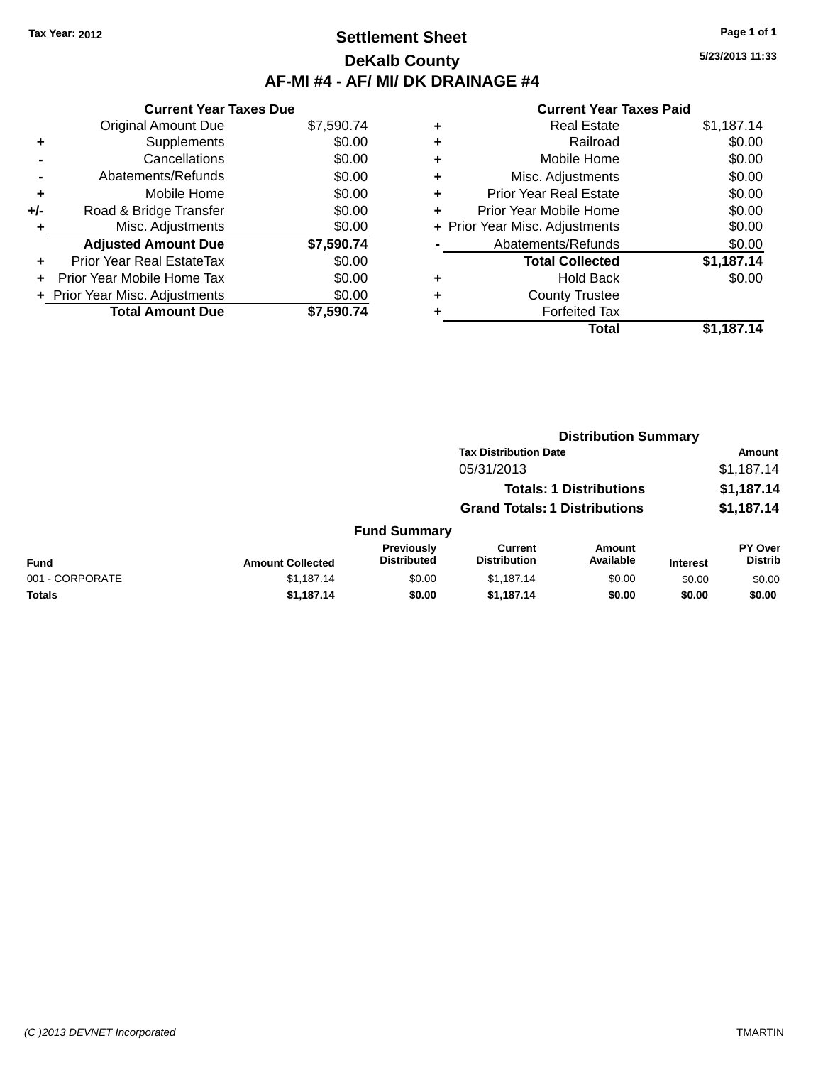**Tax Year: 2012**

# Settlement Sheet

## DeKalb County

## AF-MI #4 - AF/ MI/ DK DRAINAGE #4

5/23/2013 11:33

### Current Year Taxes Due

| | | |
|---|---|---|
| | Original Amount Due | $7,590.74 |
| + | Supplements | $0.00 |
| - | Cancellations | $0.00 |
| - | Abatements/Refunds | $0.00 |
| + | Mobile Home | $0.00 |
| +/- | Road & Bridge Transfer | $0.00 |
| + | Misc. Adjustments | $0.00 |
| | **Adjusted Amount Due** | **$7,590.74** |
| + | Prior Year Real EstateTax | $0.00 |
| + | Prior Year Mobile Home Tax | $0.00 |
| + | Prior Year Misc. Adjustments | $0.00 |
| | **Total Amount Due** | **$7,590.74** |

### Current Year Taxes Paid

| | | |
|---|---|---|
| + | Real Estate | $1,187.14 |
| + | Railroad | $0.00 |
| + | Mobile Home | $0.00 |
| + | Misc. Adjustments | $0.00 |
| + | Prior Year Real Estate | $0.00 |
| + | Prior Year Mobile Home | $0.00 |
| + | Prior Year Misc. Adjustments | $0.00 |
| - | Abatements/Refunds | $0.00 |
| | **Total Collected** | **$1,187.14** |
| + | Hold Back | $0.00 |
| + | County Trustee | |
| + | Forfeited Tax | |
| | **Total** | **$1,187.14** |

### Distribution Summary

| Tax Distribution Date | Amount |
|---|---|
| 05/31/2013 | $1,187.14 |
| **Totals: 1 Distributions** | **$1,187.14** |
| **Grand Totals: 1 Distributions** | **$1,187.14** |

### Fund Summary

| Fund | Amount Collected | Previously Distributed | Current Distribution | Amount Available | Interest | PY Over Distrib |
|---|---|---|---|---|---|---|
| 001 - CORPORATE | $1,187.14 | $0.00 | $1,187.14 | $0.00 | $0.00 | $0.00 |
| **Totals** | **$1,187.14** | **$0.00** | **$1,187.14** | **$0.00** | **$0.00** | **$0.00** |

(C )2013 DEVNET Incorporated TMARTIN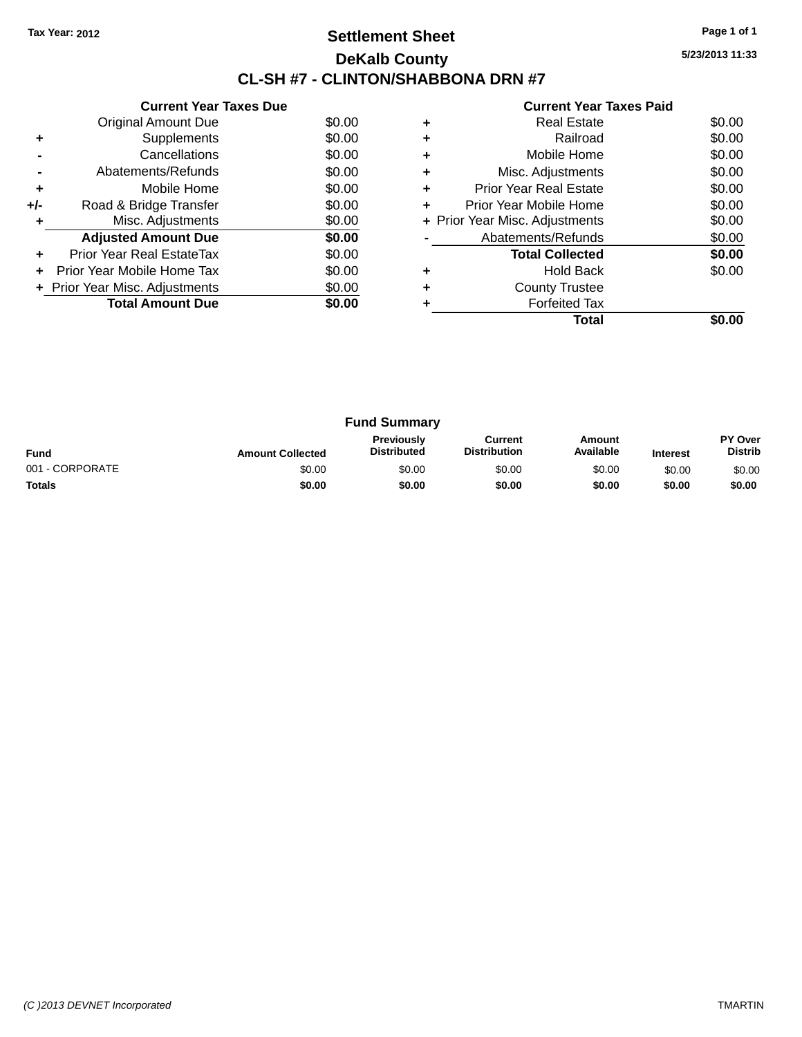Tax Year: 2012

# Settlement Sheet

## DeKalb County

## CL-SH #7 - CLINTON/SHABBONA DRN #7

5/23/2013 11:33

### Current Year Taxes Due

| | | |
|---|---|---|
| | Original Amount Due | $0.00 |
| + | Supplements | $0.00 |
| - | Cancellations | $0.00 |
| - | Abatements/Refunds | $0.00 |
| + | Mobile Home | $0.00 |
| +/- | Road & Bridge Transfer | $0.00 |
| + | Misc. Adjustments | $0.00 |
| | **Adjusted Amount Due** | **$0.00** |
| + | Prior Year Real EstateTax | $0.00 |
| + | Prior Year Mobile Home Tax | $0.00 |
| + | Prior Year Misc. Adjustments | $0.00 |
| | **Total Amount Due** | **$0.00** |

### Current Year Taxes Paid

| | | |
|---|---|---|
| + | Real Estate | $0.00 |
| + | Railroad | $0.00 |
| + | Mobile Home | $0.00 |
| + | Misc. Adjustments | $0.00 |
| + | Prior Year Real Estate | $0.00 |
| + | Prior Year Mobile Home | $0.00 |
| + | Prior Year Misc. Adjustments | $0.00 |
| - | Abatements/Refunds | $0.00 |
| | **Total Collected** | **$0.00** |
| + | Hold Back | $0.00 |
| + | County Trustee | |
| + | Forfeited Tax | |
| | **Total** | **$0.00** |

### Fund Summary

| Fund | Amount Collected | Previously Distributed | Current Distribution | Amount Available | Interest | PY Over Distrib |
|---|---|---|---|---|---|---|
| 001 - CORPORATE | $0.00 | $0.00 | $0.00 | $0.00 | $0.00 | $0.00 |
| **Totals** | **$0.00** | **$0.00** | **$0.00** | **$0.00** | **$0.00** | **$0.00** |

(C )2013 DEVNET Incorporated TMARTIN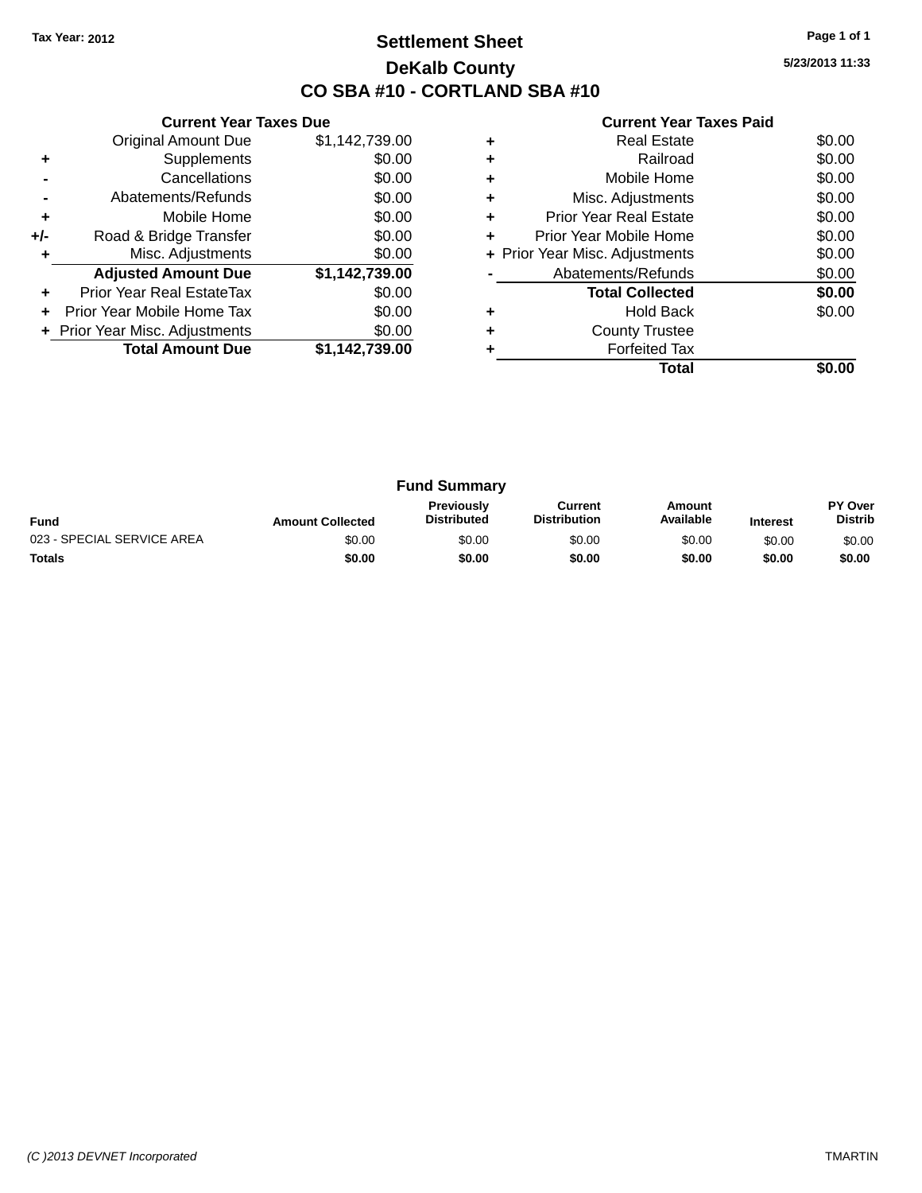Tax Year: 2012

# Settlement Sheet

## DeKalb County

## CO SBA #10 - CORTLAND SBA #10

5/23/2013 11:33

### Current Year Taxes Due

| | | |
|---|---|---|
| | Original Amount Due | $1,142,739.00 |
| + | Supplements | $0.00 |
| - | Cancellations | $0.00 |
| - | Abatements/Refunds | $0.00 |
| + | Mobile Home | $0.00 |
| +/- | Road & Bridge Transfer | $0.00 |
| + | Misc. Adjustments | $0.00 |
| | **Adjusted Amount Due** | **$1,142,739.00** |
| + | Prior Year Real EstateTax | $0.00 |
| + | Prior Year Mobile Home Tax | $0.00 |
| + | Prior Year Misc. Adjustments | $0.00 |
| | **Total Amount Due** | **$1,142,739.00** |

### Current Year Taxes Paid

| | | |
|---|---|---|
| + | Real Estate | $0.00 |
| + | Railroad | $0.00 |
| + | Mobile Home | $0.00 |
| + | Misc. Adjustments | $0.00 |
| + | Prior Year Real Estate | $0.00 |
| + | Prior Year Mobile Home | $0.00 |
| + | Prior Year Misc. Adjustments | $0.00 |
| - | Abatements/Refunds | $0.00 |
| | **Total Collected** | **$0.00** |
| + | Hold Back | $0.00 |
| + | County Trustee | |
| + | Forfeited Tax | |
| | **Total** | **$0.00** |

### Fund Summary

| Fund | Amount Collected | Previously Distributed | Current Distribution | Amount Available | Interest | PY Over Distrib |
|---|---|---|---|---|---|---|
| 023 - SPECIAL SERVICE AREA | $0.00 | $0.00 | $0.00 | $0.00 | $0.00 | $0.00 |
| **Totals** | **$0.00** | **$0.00** | **$0.00** | **$0.00** | **$0.00** | **$0.00** |

(C )2013 DEVNET Incorporated TMARTIN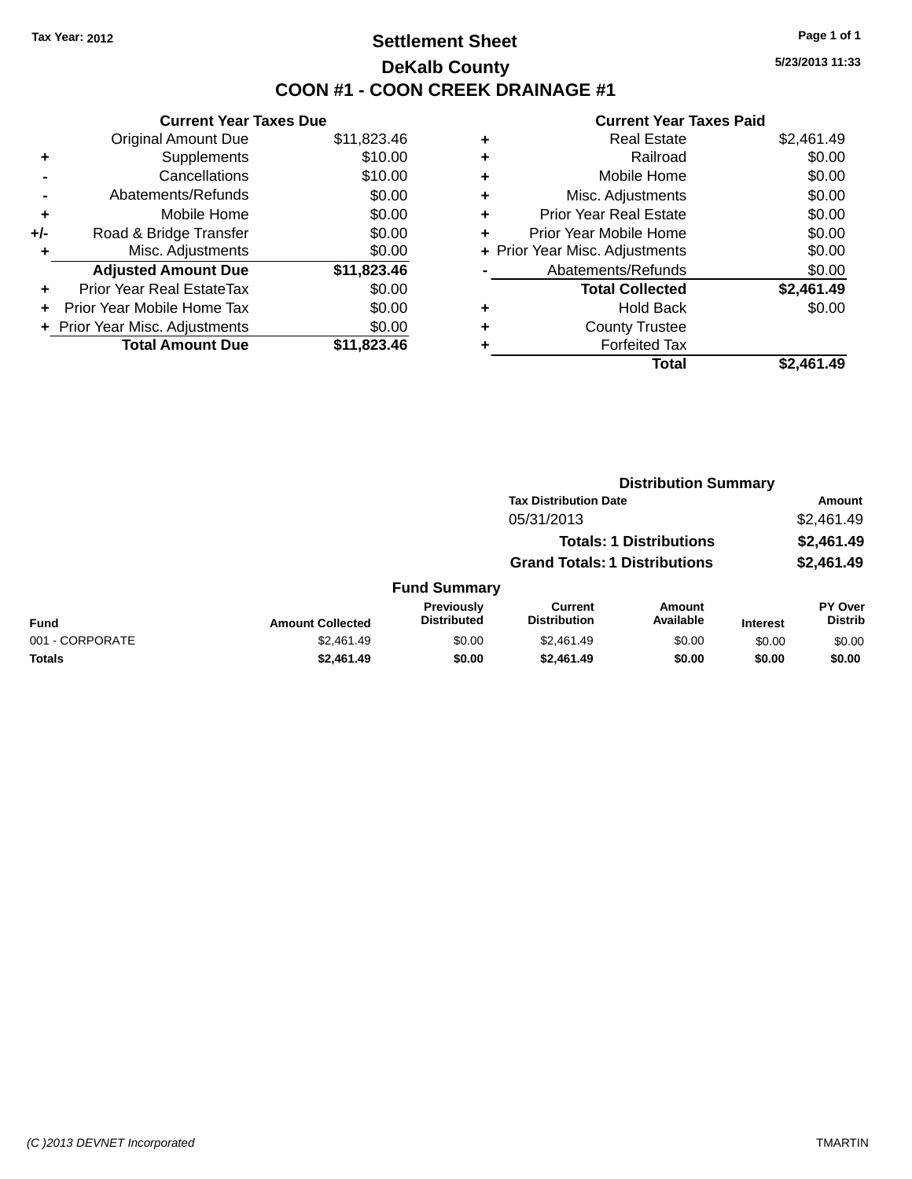Tax Year: 2012

# Settlement Sheet

## DeKalb County

## COON #1 - COON CREEK DRAINAGE #1

5/23/2013 11:33

**Current Year Taxes Due**

| | | |
|---|---|---|
| | Original Amount Due | $11,823.46 |
| + | Supplements | $10.00 |
| - | Cancellations | $10.00 |
| - | Abatements/Refunds | $0.00 |
| + | Mobile Home | $0.00 |
| +/- | Road & Bridge Transfer | $0.00 |
| + | Misc. Adjustments | $0.00 |
| | **Adjusted Amount Due** | **$11,823.46** |
| + | Prior Year Real EstateTax | $0.00 |
| + | Prior Year Mobile Home Tax | $0.00 |
| + | Prior Year Misc. Adjustments | $0.00 |
| | **Total Amount Due** | **$11,823.46** |

**Current Year Taxes Paid**

| | | |
|---|---|---|
| + | Real Estate | $2,461.49 |
| + | Railroad | $0.00 |
| + | Mobile Home | $0.00 |
| + | Misc. Adjustments | $0.00 |
| + | Prior Year Real Estate | $0.00 |
| + | Prior Year Mobile Home | $0.00 |
| + | Prior Year Misc. Adjustments | $0.00 |
| - | Abatements/Refunds | $0.00 |
| | **Total Collected** | **$2,461.49** |
| + | Hold Back | $0.00 |
| + | County Trustee | |
| + | Forfeited Tax | |
| | **Total** | **$2,461.49** |

**Distribution Summary**

| Tax Distribution Date | Amount |
|---|---|
| 05/31/2013 | $2,461.49 |
| **Totals: 1 Distributions** | **$2,461.49** |
| **Grand Totals: 1 Distributions** | **$2,461.49** |

**Fund Summary**

| Fund | Amount Collected | Previously Distributed | Current Distribution | Amount Available | Interest | PY Over Distrib |
|---|---|---|---|---|---|---|
| 001 - CORPORATE | $2,461.49 | $0.00 | $2,461.49 | $0.00 | $0.00 | $0.00 |
| **Totals** | **$2,461.49** | **$0.00** | **$2,461.49** | **$0.00** | **$0.00** | **$0.00** |

(C )2013 DEVNET Incorporated TMARTIN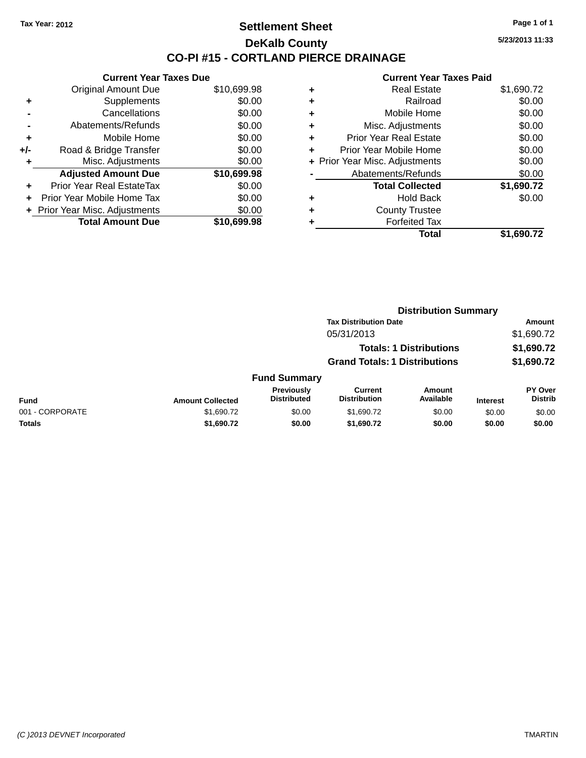Tax Year: 2012

# Settlement Sheet

## DeKalb County

## CO-PI #15 - CORTLAND PIERCE DRAINAGE

5/23/2013 11:33

### Current Year Taxes Due

| | | |
|---|---|---|
| | Original Amount Due | $10,699.98 |
| + | Supplements | $0.00 |
| - | Cancellations | $0.00 |
| - | Abatements/Refunds | $0.00 |
| + | Mobile Home | $0.00 |
| +/- | Road & Bridge Transfer | $0.00 |
| + | Misc. Adjustments | $0.00 |
| | **Adjusted Amount Due** | **$10,699.98** |
| + | Prior Year Real EstateTax | $0.00 |
| + | Prior Year Mobile Home Tax | $0.00 |
| + | Prior Year Misc. Adjustments | $0.00 |
| | **Total Amount Due** | **$10,699.98** |

### Current Year Taxes Paid

| | | |
|---|---|---|
| + | Real Estate | $1,690.72 |
| + | Railroad | $0.00 |
| + | Mobile Home | $0.00 |
| + | Misc. Adjustments | $0.00 |
| + | Prior Year Real Estate | $0.00 |
| + | Prior Year Mobile Home | $0.00 |
| + | Prior Year Misc. Adjustments | $0.00 |
| - | Abatements/Refunds | $0.00 |
| | **Total Collected** | **$1,690.72** |
| + | Hold Back | $0.00 |
| + | County Trustee | |
| + | Forfeited Tax | |
| | **Total** | **$1,690.72** |

### Distribution Summary

| Tax Distribution Date | Amount |
|---|---|
| 05/31/2013 | $1,690.72 |
| **Totals: 1 Distributions** | **$1,690.72** |
| **Grand Totals: 1 Distributions** | **$1,690.72** |

### Fund Summary

| Fund | Amount Collected | Previously Distributed | Current Distribution | Amount Available | Interest | PY Over Distrib |
|---|---|---|---|---|---|---|
| 001 - CORPORATE | $1,690.72 | $0.00 | $1,690.72 | $0.00 | $0.00 | $0.00 |
| **Totals** | **$1,690.72** | **$0.00** | **$1,690.72** | **$0.00** | **$0.00** | **$0.00** |

(C )2013 DEVNET Incorporated TMARTIN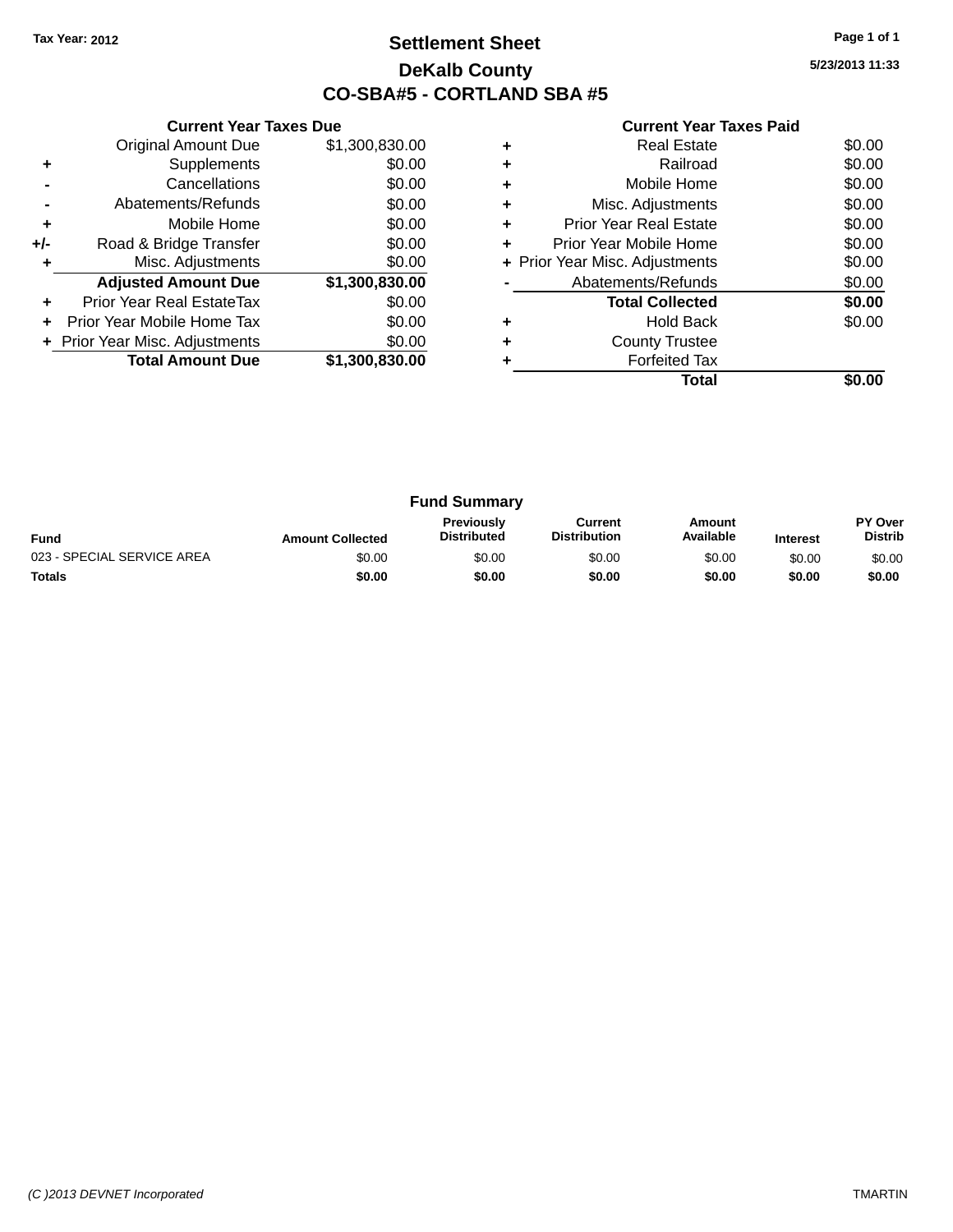Tax Year: 2012

# Settlement Sheet

## DeKalb County

## CO-SBA#5 - CORTLAND SBA #5

5/23/2013 11:33

### Current Year Taxes Due

| | | |
|---|---|---|
| | Original Amount Due | $1,300,830.00 |
| + | Supplements | $0.00 |
| - | Cancellations | $0.00 |
| - | Abatements/Refunds | $0.00 |
| + | Mobile Home | $0.00 |
| +/- | Road & Bridge Transfer | $0.00 |
| + | Misc. Adjustments | $0.00 |
| | **Adjusted Amount Due** | **$1,300,830.00** |
| + | Prior Year Real EstateTax | $0.00 |
| + | Prior Year Mobile Home Tax | $0.00 |
| + | Prior Year Misc. Adjustments | $0.00 |
| | **Total Amount Due** | **$1,300,830.00** |

### Current Year Taxes Paid

| | | |
|---|---|---|
| + | Real Estate | $0.00 |
| + | Railroad | $0.00 |
| + | Mobile Home | $0.00 |
| + | Misc. Adjustments | $0.00 |
| + | Prior Year Real Estate | $0.00 |
| + | Prior Year Mobile Home | $0.00 |
| + | Prior Year Misc. Adjustments | $0.00 |
| - | Abatements/Refunds | $0.00 |
| | **Total Collected** | **$0.00** |
| + | Hold Back | $0.00 |
| + | County Trustee | |
| + | Forfeited Tax | |
| | **Total** | **$0.00** |

### Fund Summary

| Fund | Amount Collected | Previously Distributed | Current Distribution | Amount Available | Interest | PY Over Distrib |
|---|---|---|---|---|---|---|
| 023 - SPECIAL SERVICE AREA | $0.00 | $0.00 | $0.00 | $0.00 | $0.00 | $0.00 |
| **Totals** | **$0.00** | **$0.00** | **$0.00** | **$0.00** | **$0.00** | **$0.00** |

(C )2013 DEVNET Incorporated TMARTIN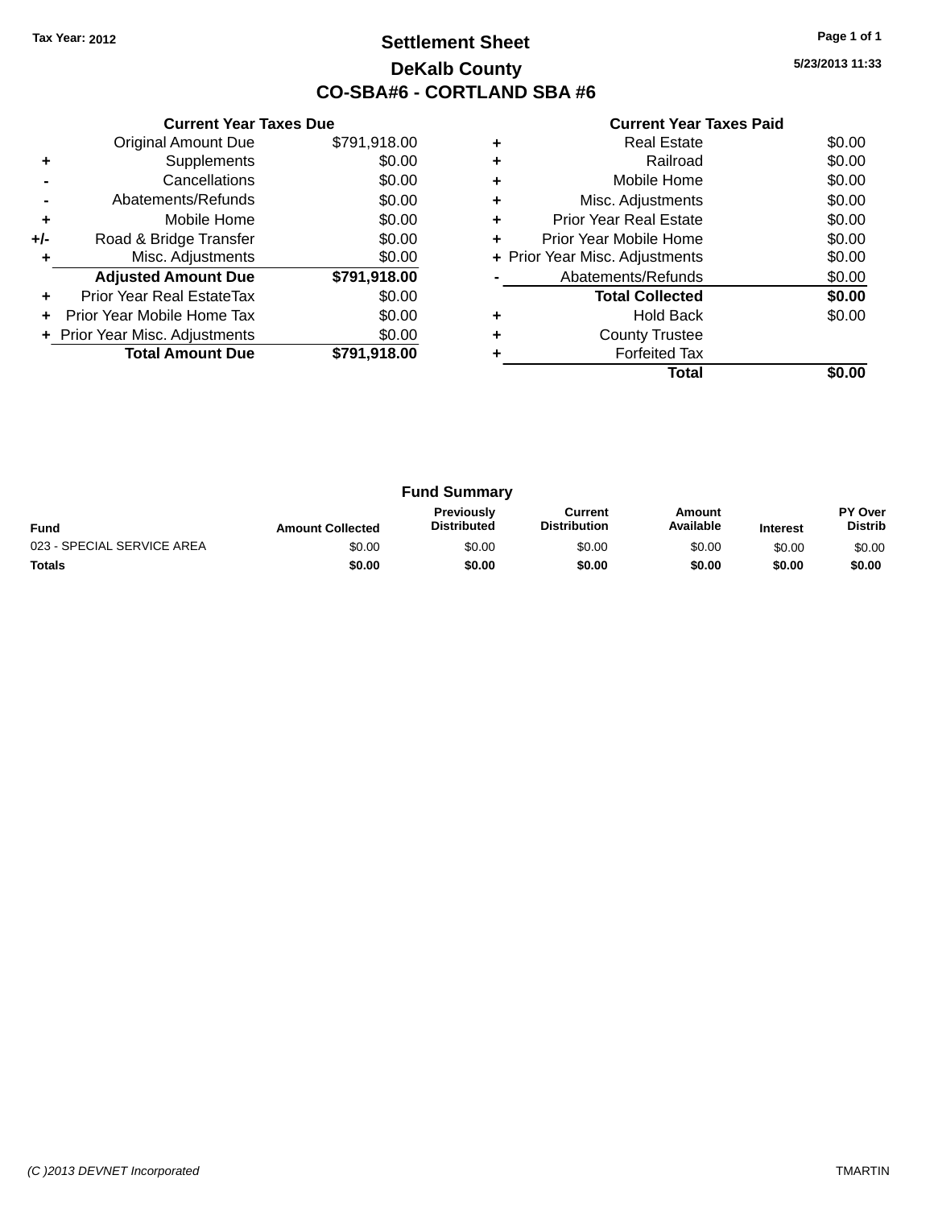Tax Year: 2012

# Settlement Sheet

## DeKalb County

## CO-SBA#6 - CORTLAND SBA #6

5/23/2013 11:33

### Current Year Taxes Due

| | | |
|---|---|---|
| | Original Amount Due | $791,918.00 |
| + | Supplements | $0.00 |
| - | Cancellations | $0.00 |
| - | Abatements/Refunds | $0.00 |
| + | Mobile Home | $0.00 |
| +/- | Road & Bridge Transfer | $0.00 |
| + | Misc. Adjustments | $0.00 |
| | **Adjusted Amount Due** | **$791,918.00** |
| + | Prior Year Real EstateTax | $0.00 |
| + | Prior Year Mobile Home Tax | $0.00 |
| + | Prior Year Misc. Adjustments | $0.00 |
| | **Total Amount Due** | **$791,918.00** |

### Current Year Taxes Paid

| | | |
|---|---|---|
| + | Real Estate | $0.00 |
| + | Railroad | $0.00 |
| + | Mobile Home | $0.00 |
| + | Misc. Adjustments | $0.00 |
| + | Prior Year Real Estate | $0.00 |
| + | Prior Year Mobile Home | $0.00 |
| + | Prior Year Misc. Adjustments | $0.00 |
| - | Abatements/Refunds | $0.00 |
| | **Total Collected** | **$0.00** |
| + | Hold Back | $0.00 |
| + | County Trustee | |
| + | Forfeited Tax | |
| | **Total** | **$0.00** |

### Fund Summary

| Fund | Amount Collected | Previously Distributed | Current Distribution | Amount Available | Interest | PY Over Distrib |
|---|---|---|---|---|---|---|
| 023 - SPECIAL SERVICE AREA | $0.00 | $0.00 | $0.00 | $0.00 | $0.00 | $0.00 |
| **Totals** | **$0.00** | **$0.00** | **$0.00** | **$0.00** | **$0.00** | **$0.00** |

(C )2013 DEVNET Incorporated

TMARTIN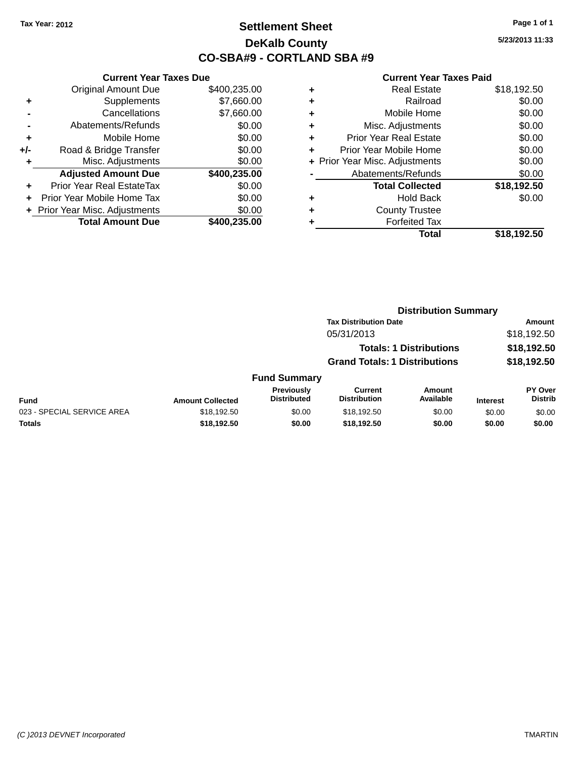Tax Year: 2012

# Settlement Sheet

## DeKalb County

## CO-SBA#9 - CORTLAND SBA #9

5/23/2013 11:33

### Current Year Taxes Due

| | | |
|---|---|---|
| | Original Amount Due | $400,235.00 |
| + | Supplements | $7,660.00 |
| - | Cancellations | $7,660.00 |
| - | Abatements/Refunds | $0.00 |
| + | Mobile Home | $0.00 |
| +/- | Road & Bridge Transfer | $0.00 |
| + | Misc. Adjustments | $0.00 |
| | **Adjusted Amount Due** | **$400,235.00** |
| + | Prior Year Real EstateTax | $0.00 |
| + | Prior Year Mobile Home Tax | $0.00 |
| + | Prior Year Misc. Adjustments | $0.00 |
| | **Total Amount Due** | **$400,235.00** |

### Current Year Taxes Paid

| | | |
|---|---|---|
| + | Real Estate | $18,192.50 |
| + | Railroad | $0.00 |
| + | Mobile Home | $0.00 |
| + | Misc. Adjustments | $0.00 |
| + | Prior Year Real Estate | $0.00 |
| + | Prior Year Mobile Home | $0.00 |
| + | Prior Year Misc. Adjustments | $0.00 |
| - | Abatements/Refunds | $0.00 |
| | **Total Collected** | **$18,192.50** |
| + | Hold Back | $0.00 |
| + | County Trustee | |
| + | Forfeited Tax | |
| | **Total** | **$18,192.50** |

### Distribution Summary

| Tax Distribution Date | Amount |
|---|---|
| 05/31/2013 | $18,192.50 |
| **Totals: 1 Distributions** | **$18,192.50** |
| **Grand Totals: 1 Distributions** | **$18,192.50** |

### Fund Summary

| Fund | Amount Collected | Previously Distributed | Current Distribution | Amount Available | Interest | PY Over Distrib |
|---|---|---|---|---|---|---|
| 023 - SPECIAL SERVICE AREA | $18,192.50 | $0.00 | $18,192.50 | $0.00 | $0.00 | $0.00 |
| **Totals** | **$18,192.50** | **$0.00** | **$18,192.50** | **$0.00** | **$0.00** | **$0.00** |

(C )2013 DEVNET Incorporated    TMARTIN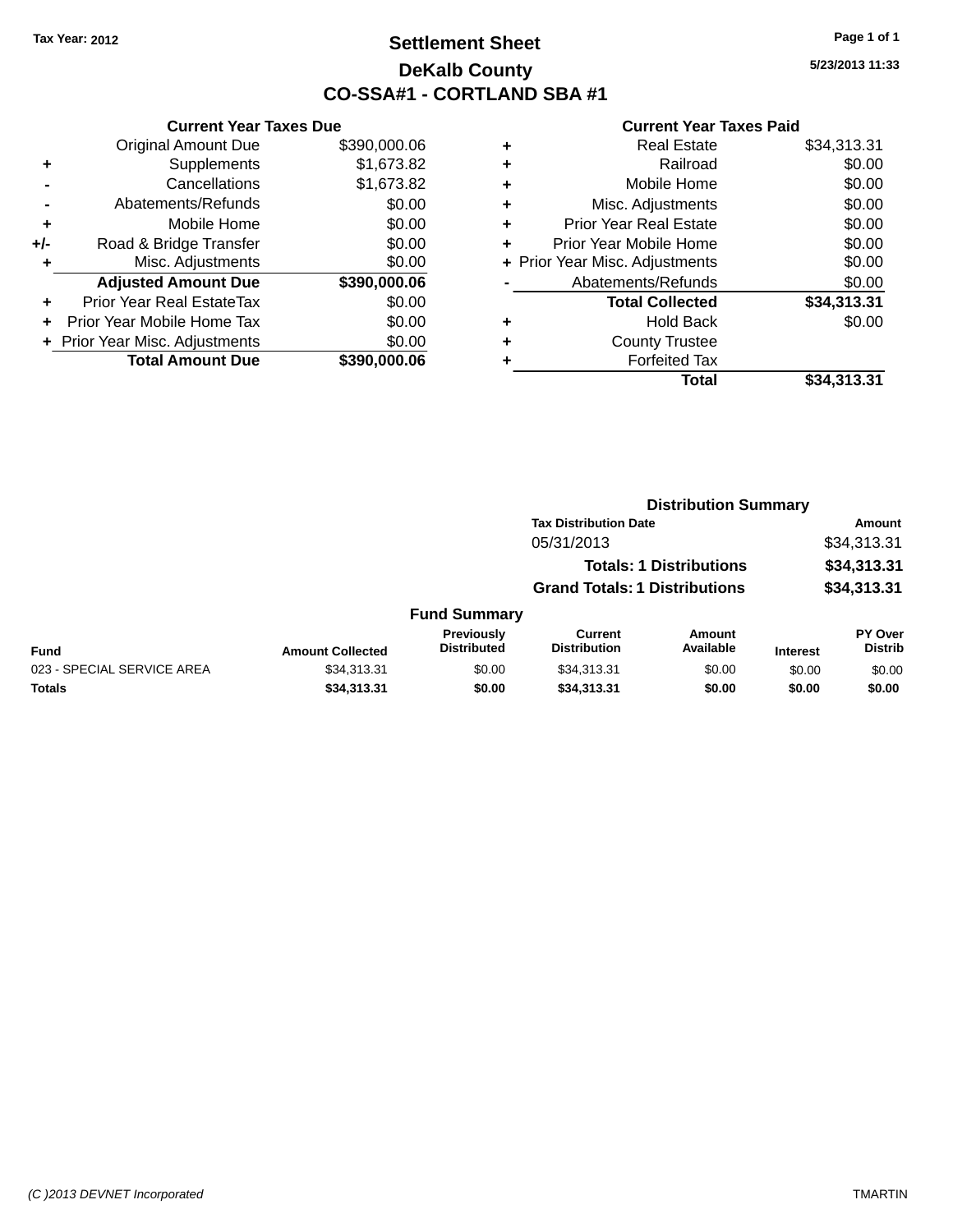Tax Year: 2012

# Settlement Sheet

## DeKalb County

## CO-SSA#1 - CORTLAND SBA #1

5/23/2013 11:33

| | Current Year Taxes Due | |
|---|---|---|
| | Original Amount Due | $390,000.06 |
| + | Supplements | $1,673.82 |
| - | Cancellations | $1,673.82 |
| - | Abatements/Refunds | $0.00 |
| + | Mobile Home | $0.00 |
| +/- | Road & Bridge Transfer | $0.00 |
| + | Misc. Adjustments | $0.00 |
| | **Adjusted Amount Due** | **$390,000.06** |
| + | Prior Year Real EstateTax | $0.00 |
| + | Prior Year Mobile Home Tax | $0.00 |
| + | Prior Year Misc. Adjustments | $0.00 |
| | **Total Amount Due** | **$390,000.06** |

| | Current Year Taxes Paid | |
|---|---|---|
| + | Real Estate | $34,313.31 |
| + | Railroad | $0.00 |
| + | Mobile Home | $0.00 |
| + | Misc. Adjustments | $0.00 |
| + | Prior Year Real Estate | $0.00 |
| + | Prior Year Mobile Home | $0.00 |
| + | Prior Year Misc. Adjustments | $0.00 |
| - | Abatements/Refunds | $0.00 |
| | **Total Collected** | **$34,313.31** |
| + | Hold Back | $0.00 |
| + | County Trustee | |
| + | Forfeited Tax | |
| | **Total** | **$34,313.31** |

### Distribution Summary

| Tax Distribution Date | Amount |
|---|---|
| 05/31/2013 | $34,313.31 |
| **Totals: 1 Distributions** | **$34,313.31** |
| **Grand Totals: 1 Distributions** | **$34,313.31** |

### Fund Summary

| Fund | Amount Collected | Previously Distributed | Current Distribution | Amount Available | Interest | PY Over Distrib |
|---|---|---|---|---|---|---|
| 023 - SPECIAL SERVICE AREA | $34,313.31 | $0.00 | $34,313.31 | $0.00 | $0.00 | $0.00 |
| **Totals** | **$34,313.31** | **$0.00** | **$34,313.31** | **$0.00** | **$0.00** | **$0.00** |

(C )2013 DEVNET Incorporated TMARTIN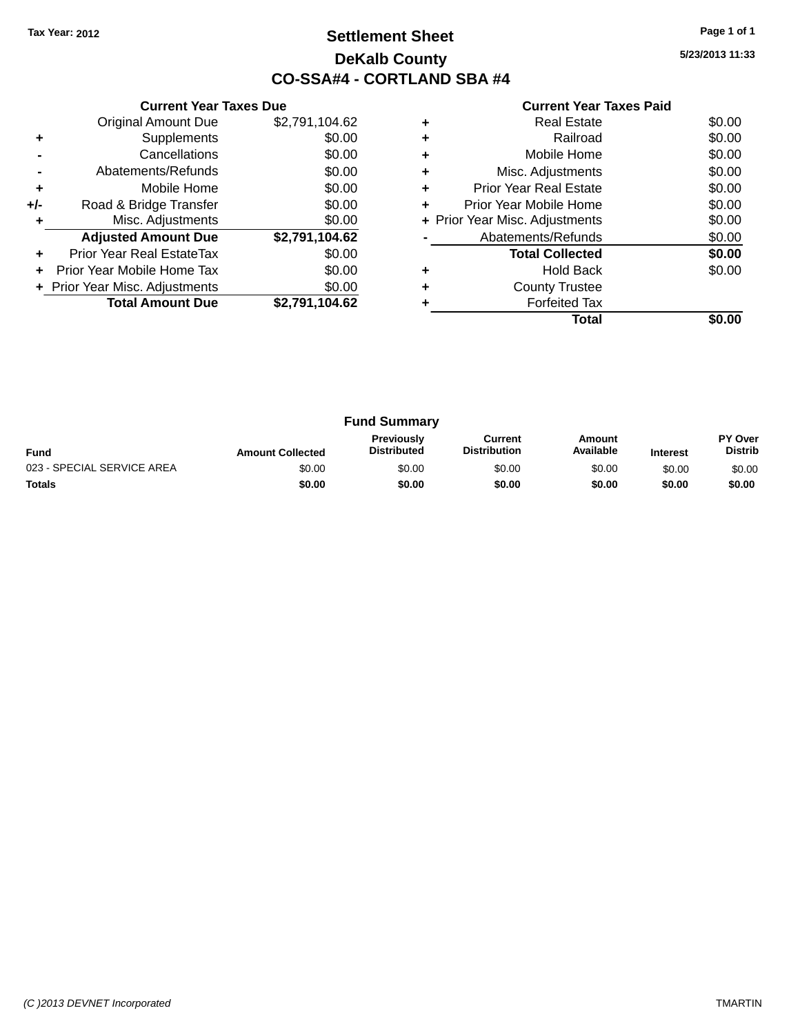Tax Year: 2012

# Settlement Sheet

## DeKalb County

## CO-SSA#4 - CORTLAND SBA #4

5/23/2013 11:33

### Current Year Taxes Due

| | | |
|---|---|---|
| | Original Amount Due | $2,791,104.62 |
| + | Supplements | $0.00 |
| - | Cancellations | $0.00 |
| - | Abatements/Refunds | $0.00 |
| + | Mobile Home | $0.00 |
| +/- | Road & Bridge Transfer | $0.00 |
| + | Misc. Adjustments | $0.00 |
| | **Adjusted Amount Due** | **$2,791,104.62** |
| + | Prior Year Real EstateTax | $0.00 |
| + | Prior Year Mobile Home Tax | $0.00 |
| + | Prior Year Misc. Adjustments | $0.00 |
| | **Total Amount Due** | **$2,791,104.62** |

### Current Year Taxes Paid

| | | |
|---|---|---|
| + | Real Estate | $0.00 |
| + | Railroad | $0.00 |
| + | Mobile Home | $0.00 |
| + | Misc. Adjustments | $0.00 |
| + | Prior Year Real Estate | $0.00 |
| + | Prior Year Mobile Home | $0.00 |
| + | Prior Year Misc. Adjustments | $0.00 |
| - | Abatements/Refunds | $0.00 |
| | **Total Collected** | **$0.00** |
| + | Hold Back | $0.00 |
| + | County Trustee | |
| + | Forfeited Tax | |
| | **Total** | **$0.00** |

### Fund Summary

| Fund | Amount Collected | Previously Distributed | Current Distribution | Amount Available | Interest | PY Over Distrib |
|---|---|---|---|---|---|---|
| 023 - SPECIAL SERVICE AREA | $0.00 | $0.00 | $0.00 | $0.00 | $0.00 | $0.00 |
| **Totals** | **$0.00** | **$0.00** | **$0.00** | **$0.00** | **$0.00** | **$0.00** |

(C )2013 DEVNET Incorporated TMARTIN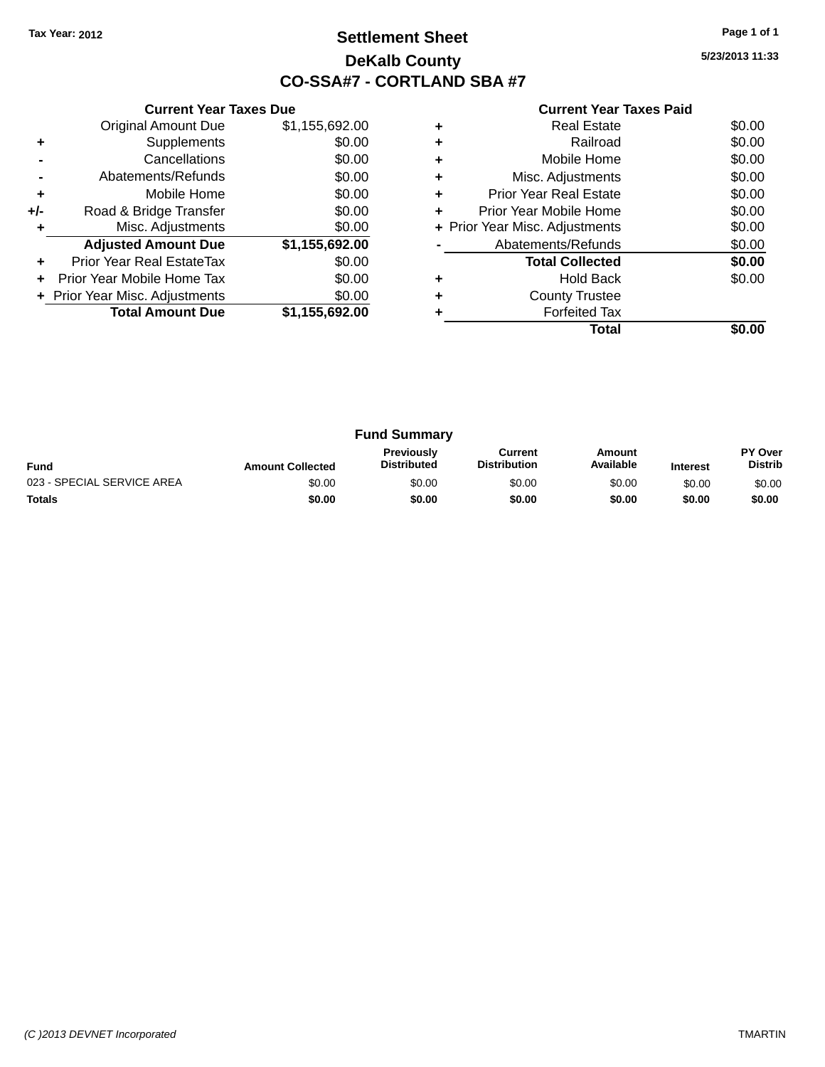Tax Year: 2012

# Settlement Sheet

## DeKalb County

## CO-SSA#7 - CORTLAND SBA #7

5/23/2013 11:33

### Current Year Taxes Due

| | | |
|---|---|---|
| | Original Amount Due | $1,155,692.00 |
| + | Supplements | $0.00 |
| - | Cancellations | $0.00 |
| - | Abatements/Refunds | $0.00 |
| + | Mobile Home | $0.00 |
| +/- | Road & Bridge Transfer | $0.00 |
| + | Misc. Adjustments | $0.00 |
| | **Adjusted Amount Due** | **$1,155,692.00** |
| + | Prior Year Real EstateTax | $0.00 |
| + | Prior Year Mobile Home Tax | $0.00 |
| + | Prior Year Misc. Adjustments | $0.00 |
| | **Total Amount Due** | **$1,155,692.00** |

### Current Year Taxes Paid

| | | |
|---|---|---|
| + | Real Estate | $0.00 |
| + | Railroad | $0.00 |
| + | Mobile Home | $0.00 |
| + | Misc. Adjustments | $0.00 |
| + | Prior Year Real Estate | $0.00 |
| + | Prior Year Mobile Home | $0.00 |
| + | Prior Year Misc. Adjustments | $0.00 |
| - | Abatements/Refunds | $0.00 |
| | **Total Collected** | **$0.00** |
| + | Hold Back | $0.00 |
| + | County Trustee | |
| + | Forfeited Tax | |
| | **Total** | **$0.00** |

### Fund Summary

| Fund | Amount Collected | Previously Distributed | Current Distribution | Amount Available | Interest | PY Over Distrib |
|---|---|---|---|---|---|---|
| 023 - SPECIAL SERVICE AREA | $0.00 | $0.00 | $0.00 | $0.00 | $0.00 | $0.00 |
| **Totals** | **$0.00** | **$0.00** | **$0.00** | **$0.00** | **$0.00** | **$0.00** |

(C )2013 DEVNET Incorporated TMARTIN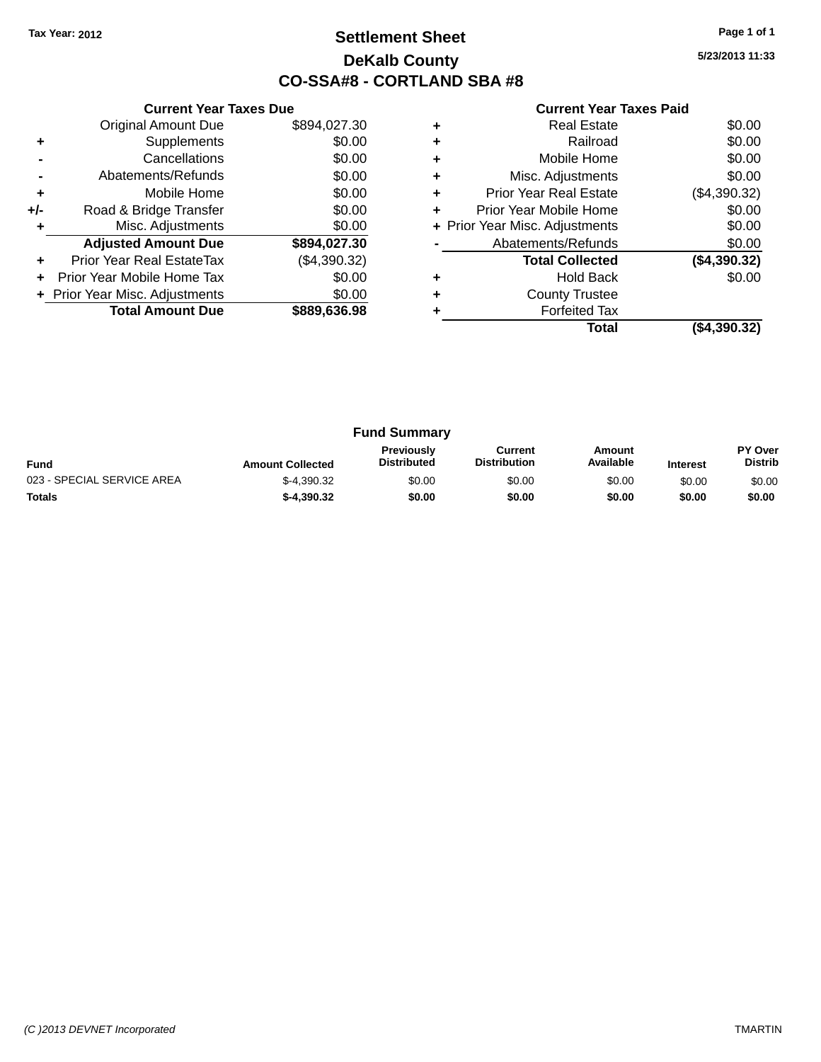Tax Year: 2012

# Settlement Sheet

## DeKalb County

## CO-SSA#8 - CORTLAND SBA #8

5/23/2013 11:33

### Current Year Taxes Due

| | | |
|---|---|---|
| | Original Amount Due | $894,027.30 |
| + | Supplements | $0.00 |
| - | Cancellations | $0.00 |
| - | Abatements/Refunds | $0.00 |
| + | Mobile Home | $0.00 |
| +/- | Road & Bridge Transfer | $0.00 |
| + | Misc. Adjustments | $0.00 |
| | **Adjusted Amount Due** | **$894,027.30** |
| + | Prior Year Real EstateTax | ($4,390.32) |
| + | Prior Year Mobile Home Tax | $0.00 |
| + | Prior Year Misc. Adjustments | $0.00 |
| | **Total Amount Due** | **$889,636.98** |

### Current Year Taxes Paid

| | | |
|---|---|---|
| + | Real Estate | $0.00 |
| + | Railroad | $0.00 |
| + | Mobile Home | $0.00 |
| + | Misc. Adjustments | $0.00 |
| + | Prior Year Real Estate | ($4,390.32) |
| + | Prior Year Mobile Home | $0.00 |
| + | Prior Year Misc. Adjustments | $0.00 |
| - | Abatements/Refunds | $0.00 |
| | **Total Collected** | **($4,390.32)** |
| + | Hold Back | $0.00 |
| + | County Trustee | |
| + | Forfeited Tax | |
| | **Total** | **($4,390.32)** |

### Fund Summary

| Fund | Amount Collected | Previously Distributed | Current Distribution | Amount Available | Interest | PY Over Distrib |
|---|---|---|---|---|---|---|
| 023 - SPECIAL SERVICE AREA | $-4,390.32 | $0.00 | $0.00 | $0.00 | $0.00 | $0.00 |
| **Totals** | **$-4,390.32** | **$0.00** | **$0.00** | **$0.00** | **$0.00** | **$0.00** |

(C )2013 DEVNET Incorporated TMARTIN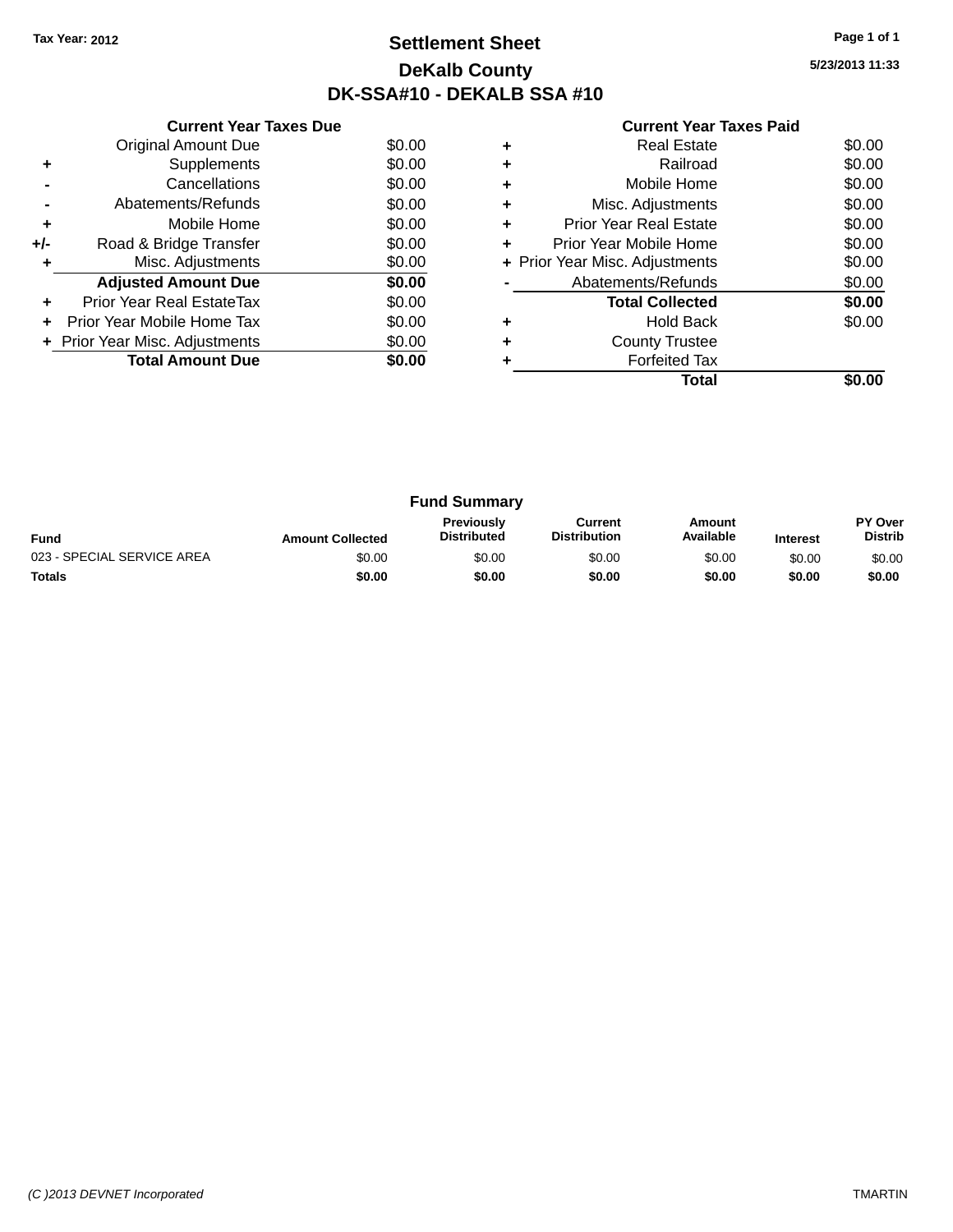Tax Year: 2012

# Settlement Sheet

## DeKalb County

## DK-SSA#10 - DEKALB SSA #10

5/23/2013 11:33

### Current Year Taxes Due

| | | |
|---|---|---|
| | Original Amount Due | $0.00 |
| + | Supplements | $0.00 |
| - | Cancellations | $0.00 |
| - | Abatements/Refunds | $0.00 |
| + | Mobile Home | $0.00 |
| +/- | Road & Bridge Transfer | $0.00 |
| + | Misc. Adjustments | $0.00 |
| | **Adjusted Amount Due** | **$0.00** |
| + | Prior Year Real EstateTax | $0.00 |
| + | Prior Year Mobile Home Tax | $0.00 |
| + | Prior Year Misc. Adjustments | $0.00 |
| | **Total Amount Due** | **$0.00** |

### Current Year Taxes Paid

| | | |
|---|---|---|
| + | Real Estate | $0.00 |
| + | Railroad | $0.00 |
| + | Mobile Home | $0.00 |
| + | Misc. Adjustments | $0.00 |
| + | Prior Year Real Estate | $0.00 |
| + | Prior Year Mobile Home | $0.00 |
| + | Prior Year Misc. Adjustments | $0.00 |
| - | Abatements/Refunds | $0.00 |
| | **Total Collected** | **$0.00** |
| + | Hold Back | $0.00 |
| + | County Trustee | |
| + | Forfeited Tax | |
| | **Total** | **$0.00** |

### Fund Summary

| Fund | Amount Collected | Previously Distributed | Current Distribution | Amount Available | Interest | PY Over Distrib |
|---|---|---|---|---|---|---|
| 023 - SPECIAL SERVICE AREA | $0.00 | $0.00 | $0.00 | $0.00 | $0.00 | $0.00 |
| **Totals** | **$0.00** | **$0.00** | **$0.00** | **$0.00** | **$0.00** | **$0.00** |

(C )2013 DEVNET Incorporated

TMARTIN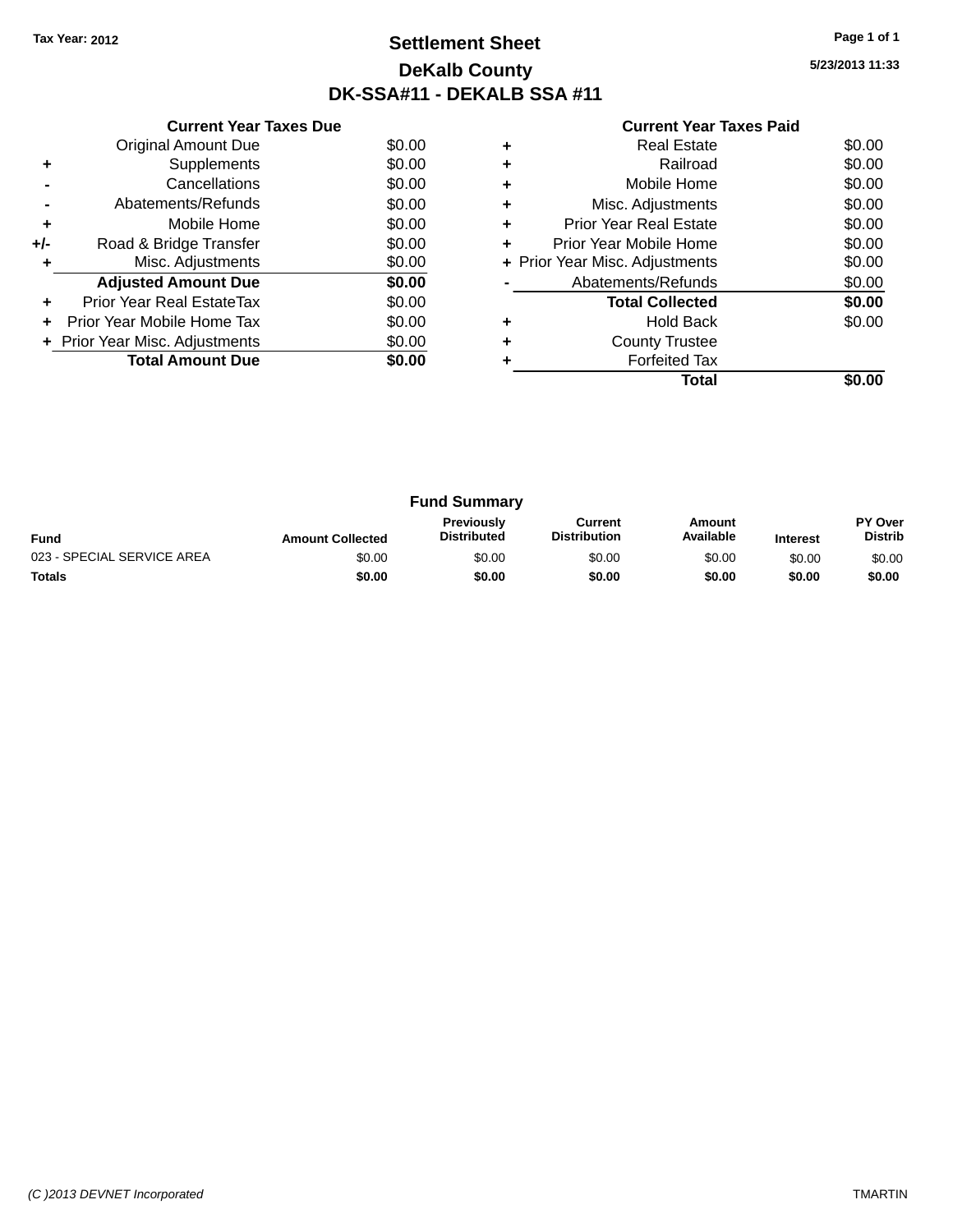Tax Year: 2012

# Settlement Sheet

## DeKalb County

## DK-SSA#11 - DEKALB SSA #11

5/23/2013 11:33

**Current Year Taxes Due**

| | | |
|---|---|---|
| | Original Amount Due | $0.00 |
| + | Supplements | $0.00 |
| - | Cancellations | $0.00 |
| - | Abatements/Refunds | $0.00 |
| + | Mobile Home | $0.00 |
| +/- | Road & Bridge Transfer | $0.00 |
| + | Misc. Adjustments | $0.00 |
| | **Adjusted Amount Due** | **$0.00** |
| + | Prior Year Real EstateTax | $0.00 |
| + | Prior Year Mobile Home Tax | $0.00 |
| + | Prior Year Misc. Adjustments | $0.00 |
| | **Total Amount Due** | **$0.00** |

**Current Year Taxes Paid**

| | | |
|---|---|---|
| + | Real Estate | $0.00 |
| + | Railroad | $0.00 |
| + | Mobile Home | $0.00 |
| + | Misc. Adjustments | $0.00 |
| + | Prior Year Real Estate | $0.00 |
| + | Prior Year Mobile Home | $0.00 |
| + | Prior Year Misc. Adjustments | $0.00 |
| - | Abatements/Refunds | $0.00 |
| | **Total Collected** | **$0.00** |
| + | Hold Back | $0.00 |
| + | County Trustee | |
| + | Forfeited Tax | |
| | **Total** | **$0.00** |

**Fund Summary**

| Fund | Amount Collected | Previously Distributed | Current Distribution | Amount Available | Interest | PY Over Distrib |
|---|---|---|---|---|---|---|
| 023 - SPECIAL SERVICE AREA | $0.00 | $0.00 | $0.00 | $0.00 | $0.00 | $0.00 |
| **Totals** | **$0.00** | **$0.00** | **$0.00** | **$0.00** | **$0.00** | **$0.00** |

(C )2013 DEVNET Incorporated TMARTIN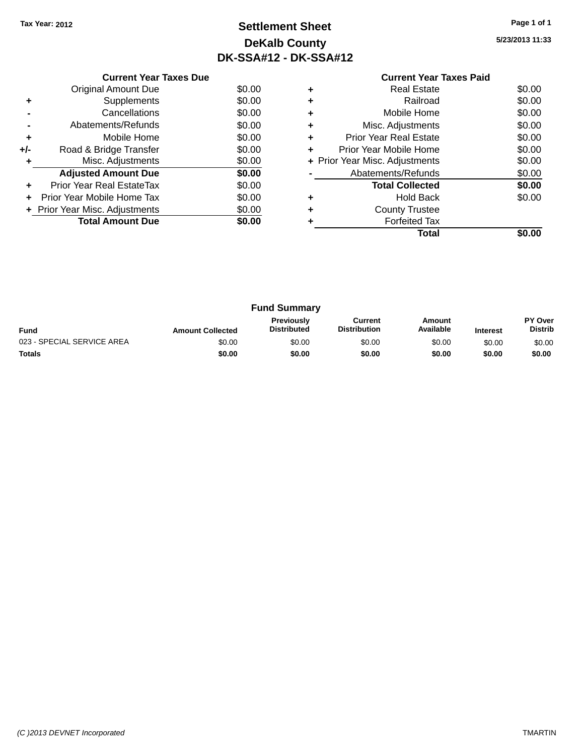Tax Year: 2012

# Settlement Sheet

## DeKalb County

## DK-SSA#12 - DK-SSA#12

5/23/2013 11:33

### Current Year Taxes Due

| | | |
|---|---|---|
| | Original Amount Due | $0.00 |
| + | Supplements | $0.00 |
| - | Cancellations | $0.00 |
| - | Abatements/Refunds | $0.00 |
| + | Mobile Home | $0.00 |
| +/- | Road & Bridge Transfer | $0.00 |
| + | Misc. Adjustments | $0.00 |
| | **Adjusted Amount Due** | **$0.00** |
| + | Prior Year Real EstateTax | $0.00 |
| + | Prior Year Mobile Home Tax | $0.00 |
| + | Prior Year Misc. Adjustments | $0.00 |
| | **Total Amount Due** | **$0.00** |

### Current Year Taxes Paid

| | | |
|---|---|---|
| + | Real Estate | $0.00 |
| + | Railroad | $0.00 |
| + | Mobile Home | $0.00 |
| + | Misc. Adjustments | $0.00 |
| + | Prior Year Real Estate | $0.00 |
| + | Prior Year Mobile Home | $0.00 |
| + | Prior Year Misc. Adjustments | $0.00 |
| - | Abatements/Refunds | $0.00 |
| | **Total Collected** | **$0.00** |
| + | Hold Back | $0.00 |
| + | County Trustee | |
| + | Forfeited Tax | |
| | **Total** | **$0.00** |

### Fund Summary

| Fund | Amount Collected | Previously Distributed | Current Distribution | Amount Available | Interest | PY Over Distrib |
|---|---|---|---|---|---|---|
| 023 - SPECIAL SERVICE AREA | $0.00 | $0.00 | $0.00 | $0.00 | $0.00 | $0.00 |
| **Totals** | **$0.00** | **$0.00** | **$0.00** | **$0.00** | **$0.00** | **$0.00** |

(C )2013 DEVNET Incorporated

TMARTIN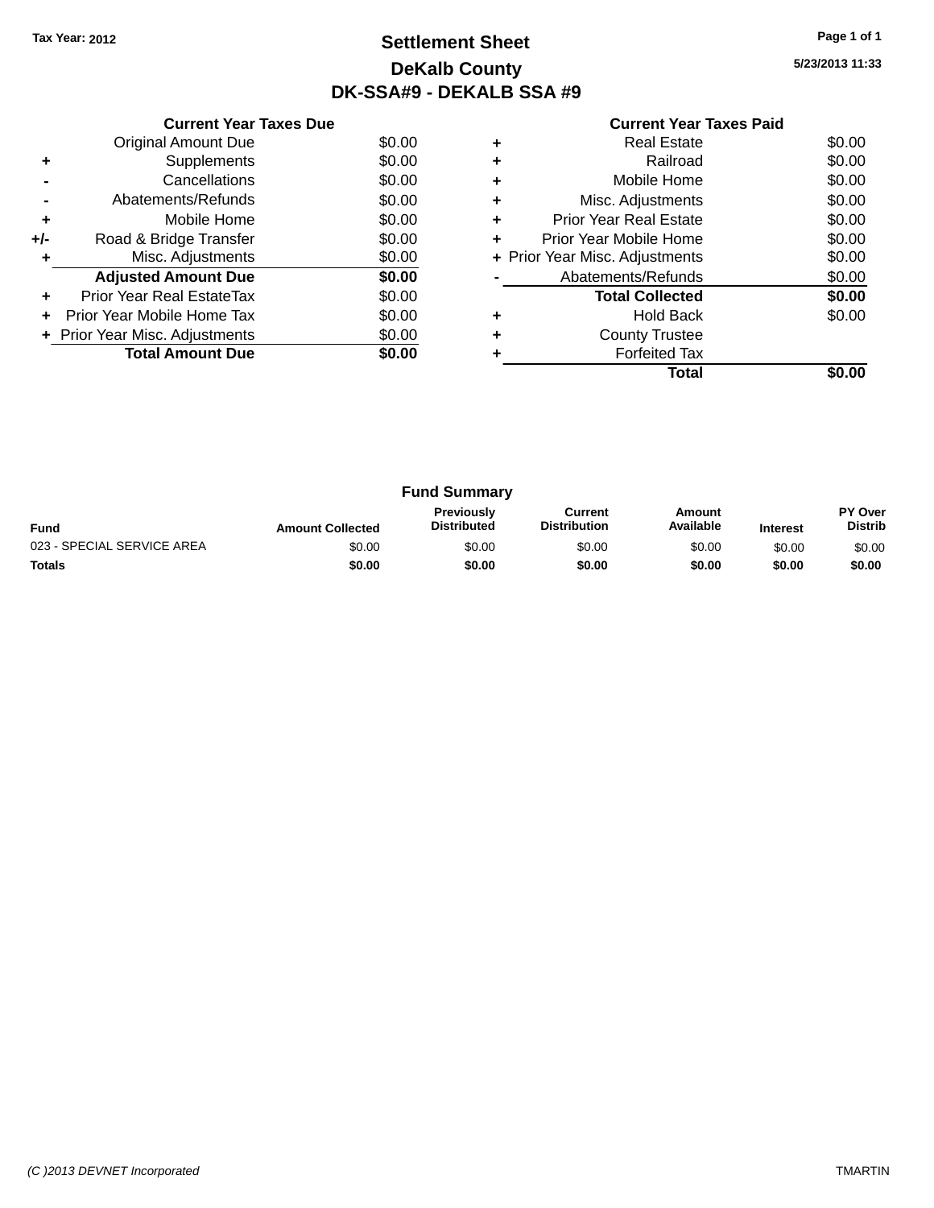Tax Year: 2012

# Settlement Sheet

## DeKalb County

## DK-SSA#9 - DEKALB SSA #9

5/23/2013 11:33

### Current Year Taxes Due

| | | |
|---|---|---|
| | Original Amount Due | $0.00 |
| + | Supplements | $0.00 |
| - | Cancellations | $0.00 |
| - | Abatements/Refunds | $0.00 |
| + | Mobile Home | $0.00 |
| +/- | Road & Bridge Transfer | $0.00 |
| + | Misc. Adjustments | $0.00 |
| | **Adjusted Amount Due** | **$0.00** |
| + | Prior Year Real EstateTax | $0.00 |
| + | Prior Year Mobile Home Tax | $0.00 |
| + | Prior Year Misc. Adjustments | $0.00 |
| | **Total Amount Due** | **$0.00** |

### Current Year Taxes Paid

| | | |
|---|---|---|
| + | Real Estate | $0.00 |
| + | Railroad | $0.00 |
| + | Mobile Home | $0.00 |
| + | Misc. Adjustments | $0.00 |
| + | Prior Year Real Estate | $0.00 |
| + | Prior Year Mobile Home | $0.00 |
| + | Prior Year Misc. Adjustments | $0.00 |
| - | Abatements/Refunds | $0.00 |
| | **Total Collected** | **$0.00** |
| + | Hold Back | $0.00 |
| + | County Trustee | |
| + | Forfeited Tax | |
| | **Total** | **$0.00** |

### Fund Summary

| Fund | Amount Collected | Previously Distributed | Current Distribution | Amount Available | Interest | PY Over Distrib |
|---|---|---|---|---|---|---|
| 023 - SPECIAL SERVICE AREA | $0.00 | $0.00 | $0.00 | $0.00 | $0.00 | $0.00 |
| **Totals** | **$0.00** | **$0.00** | **$0.00** | **$0.00** | **$0.00** | **$0.00** |

(C )2013 DEVNET Incorporated TMARTIN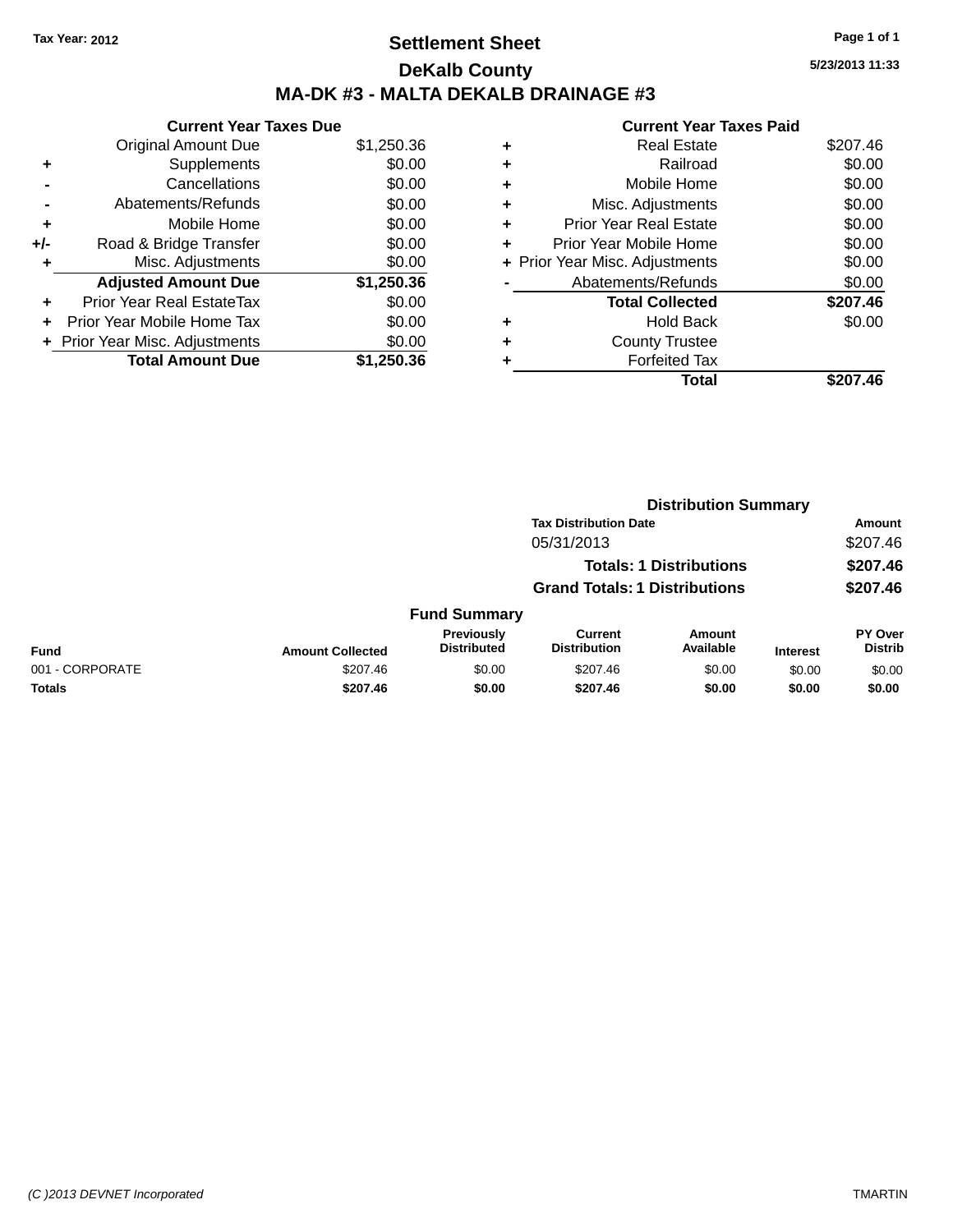Tax Year: 2012

# Settlement Sheet

## DeKalb County

## MA-DK #3 - MALTA DEKALB DRAINAGE #3

5/23/2013 11:33

**Current Year Taxes Due**

| | | |
|---|---|---|
| | Original Amount Due | $1,250.36 |
| + | Supplements | $0.00 |
| - | Cancellations | $0.00 |
| - | Abatements/Refunds | $0.00 |
| + | Mobile Home | $0.00 |
| +/- | Road & Bridge Transfer | $0.00 |
| + | Misc. Adjustments | $0.00 |
| | **Adjusted Amount Due** | **$1,250.36** |
| + | Prior Year Real EstateTax | $0.00 |
| + | Prior Year Mobile Home Tax | $0.00 |
| + | Prior Year Misc. Adjustments | $0.00 |
| | **Total Amount Due** | **$1,250.36** |

**Current Year Taxes Paid**

| | | |
|---|---|---|
| + | Real Estate | $207.46 |
| + | Railroad | $0.00 |
| + | Mobile Home | $0.00 |
| + | Misc. Adjustments | $0.00 |
| + | Prior Year Real Estate | $0.00 |
| + | Prior Year Mobile Home | $0.00 |
| + | Prior Year Misc. Adjustments | $0.00 |
| - | Abatements/Refunds | $0.00 |
| | **Total Collected** | **$207.46** |
| + | Hold Back | $0.00 |
| + | County Trustee | |
| + | Forfeited Tax | |
| | **Total** | **$207.46** |

**Distribution Summary**

| Tax Distribution Date | Amount |
|---|---|
| 05/31/2013 | $207.46 |
| **Totals: 1 Distributions** | **$207.46** |
| **Grand Totals: 1 Distributions** | **$207.46** |

**Fund Summary**

| Fund | Amount Collected | Previously Distributed | Current Distribution | Amount Available | Interest | PY Over Distrib |
|---|---|---|---|---|---|---|
| 001 - CORPORATE | $207.46 | $0.00 | $207.46 | $0.00 | $0.00 | $0.00 |
| **Totals** | **$207.46** | **$0.00** | **$207.46** | **$0.00** | **$0.00** | **$0.00** |

(C )2013 DEVNET Incorporated TMARTIN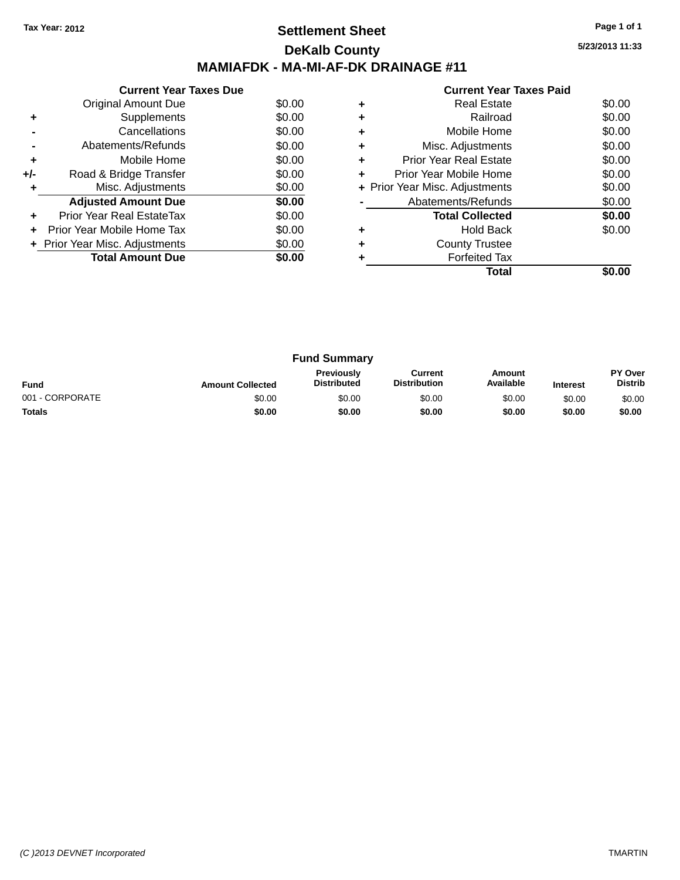Tax Year: 2012

# Settlement Sheet

## DeKalb County

## MAMIAFDK - MA-MI-AF-DK DRAINAGE #11

5/23/2013 11:33

### Current Year Taxes Due

| | | |
|---|---|---|
| | Original Amount Due | $0.00 |
| + | Supplements | $0.00 |
| - | Cancellations | $0.00 |
| - | Abatements/Refunds | $0.00 |
| + | Mobile Home | $0.00 |
| +/- | Road & Bridge Transfer | $0.00 |
| + | Misc. Adjustments | $0.00 |
| | **Adjusted Amount Due** | **$0.00** |
| + | Prior Year Real EstateTax | $0.00 |
| + | Prior Year Mobile Home Tax | $0.00 |
| + | Prior Year Misc. Adjustments | $0.00 |
| | **Total Amount Due** | **$0.00** |

### Current Year Taxes Paid

| | | |
|---|---|---|
| + | Real Estate | $0.00 |
| + | Railroad | $0.00 |
| + | Mobile Home | $0.00 |
| + | Misc. Adjustments | $0.00 |
| + | Prior Year Real Estate | $0.00 |
| + | Prior Year Mobile Home | $0.00 |
| + | Prior Year Misc. Adjustments | $0.00 |
| - | Abatements/Refunds | $0.00 |
| | **Total Collected** | **$0.00** |
| + | Hold Back | $0.00 |
| + | County Trustee | |
| + | Forfeited Tax | |
| | **Total** | **$0.00** |

### Fund Summary

| Fund | Amount Collected | Previously Distributed | Current Distribution | Amount Available | Interest | PY Over Distrib |
|---|---|---|---|---|---|---|
| 001 - CORPORATE | $0.00 | $0.00 | $0.00 | $0.00 | $0.00 | $0.00 |
| **Totals** | **$0.00** | **$0.00** | **$0.00** | **$0.00** | **$0.00** | **$0.00** |

(C )2013 DEVNET Incorporated TMARTIN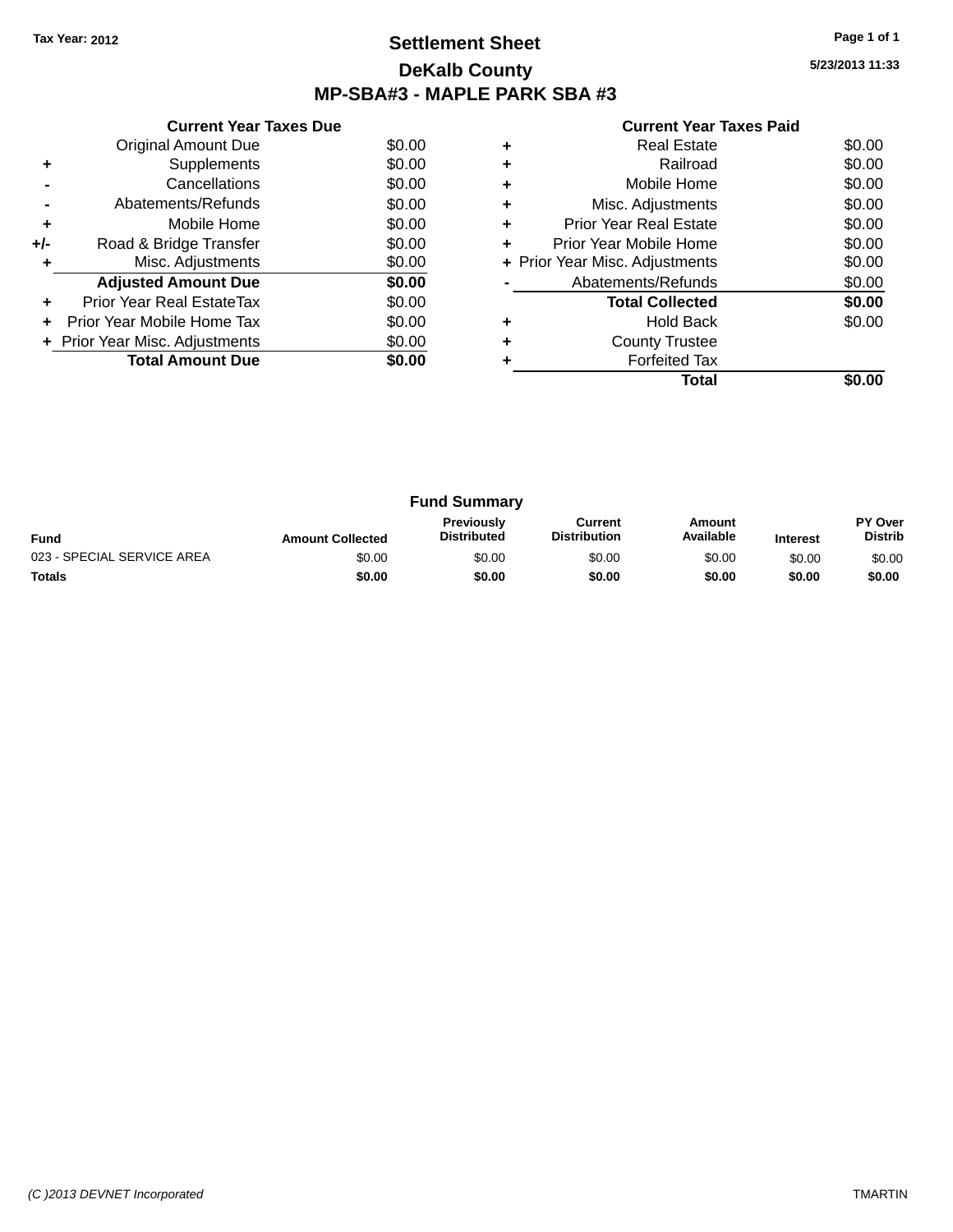Tax Year: 2012

# Settlement Sheet

## DeKalb County

## MP-SBA#3 - MAPLE PARK SBA #3

5/23/2013 11:33

### Current Year Taxes Due

| | | |
|---|---|---|
| | Original Amount Due | $0.00 |
| + | Supplements | $0.00 |
| - | Cancellations | $0.00 |
| - | Abatements/Refunds | $0.00 |
| + | Mobile Home | $0.00 |
| +/- | Road & Bridge Transfer | $0.00 |
| + | Misc. Adjustments | $0.00 |
| | **Adjusted Amount Due** | **$0.00** |
| + | Prior Year Real EstateTax | $0.00 |
| + | Prior Year Mobile Home Tax | $0.00 |
| + | Prior Year Misc. Adjustments | $0.00 |
| | **Total Amount Due** | **$0.00** |

### Current Year Taxes Paid

| | | |
|---|---|---|
| + | Real Estate | $0.00 |
| + | Railroad | $0.00 |
| + | Mobile Home | $0.00 |
| + | Misc. Adjustments | $0.00 |
| + | Prior Year Real Estate | $0.00 |
| + | Prior Year Mobile Home | $0.00 |
| + | Prior Year Misc. Adjustments | $0.00 |
| - | Abatements/Refunds | $0.00 |
| | **Total Collected** | **$0.00** |
| + | Hold Back | $0.00 |
| + | County Trustee | |
| + | Forfeited Tax | |
| | **Total** | **$0.00** |

### Fund Summary

| Fund | Amount Collected | Previously Distributed | Current Distribution | Amount Available | Interest | PY Over Distrib |
|---|---|---|---|---|---|---|
| 023 - SPECIAL SERVICE AREA | $0.00 | $0.00 | $0.00 | $0.00 | $0.00 | $0.00 |
| **Totals** | **$0.00** | **$0.00** | **$0.00** | **$0.00** | **$0.00** | **$0.00** |

(C )2013 DEVNET Incorporated TMARTIN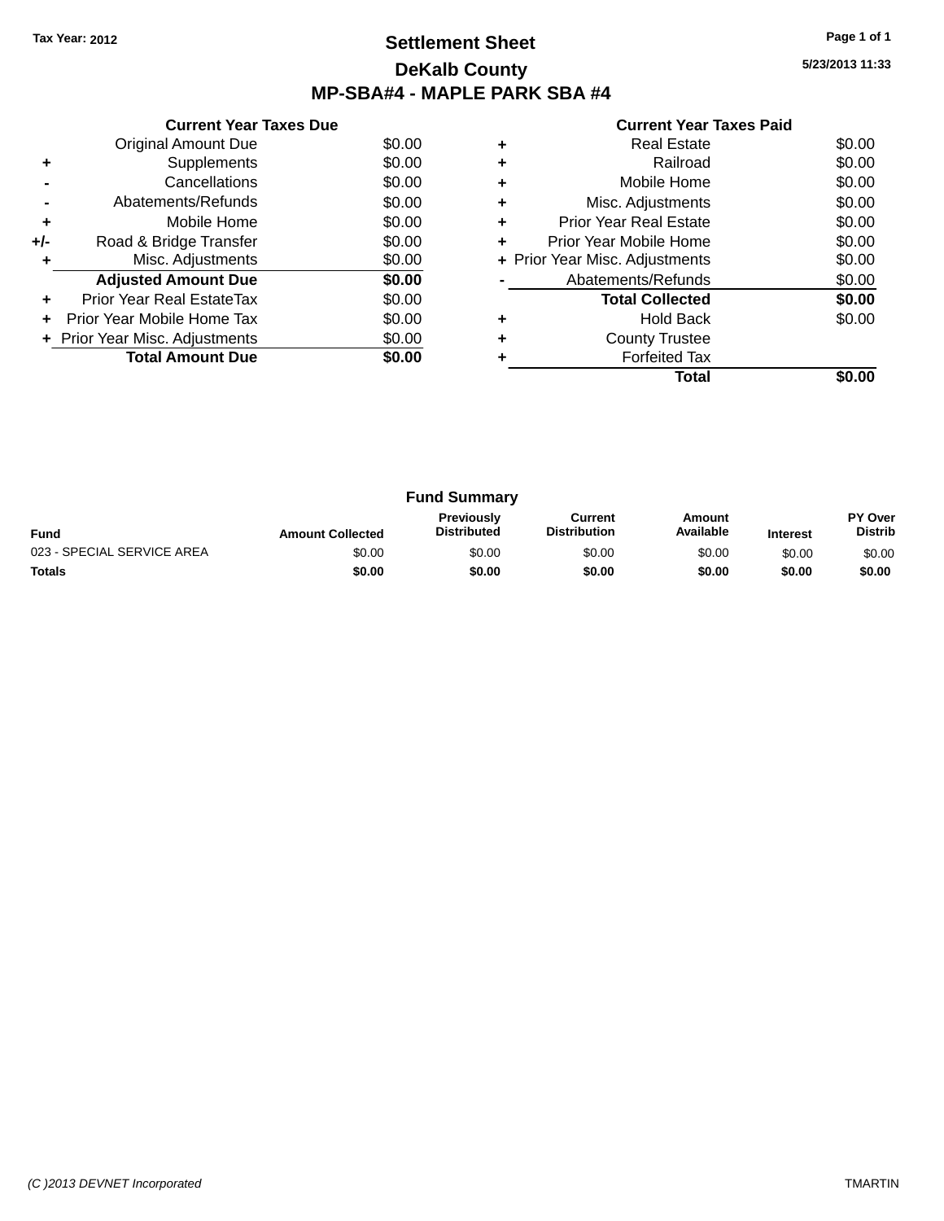Tax Year: 2012

# Settlement Sheet

## DeKalb County

## MP-SBA#4 - MAPLE PARK SBA #4

5/23/2013 11:33

### Current Year Taxes Due

| | | |
|---|---|---|
| | Original Amount Due | $0.00 |
| + | Supplements | $0.00 |
| - | Cancellations | $0.00 |
| - | Abatements/Refunds | $0.00 |
| + | Mobile Home | $0.00 |
| +/- | Road & Bridge Transfer | $0.00 |
| + | Misc. Adjustments | $0.00 |
| | **Adjusted Amount Due** | **$0.00** |
| + | Prior Year Real EstateTax | $0.00 |
| + | Prior Year Mobile Home Tax | $0.00 |
| + | Prior Year Misc. Adjustments | $0.00 |
| | **Total Amount Due** | **$0.00** |

### Current Year Taxes Paid

| | | |
|---|---|---|
| + | Real Estate | $0.00 |
| + | Railroad | $0.00 |
| + | Mobile Home | $0.00 |
| + | Misc. Adjustments | $0.00 |
| + | Prior Year Real Estate | $0.00 |
| + | Prior Year Mobile Home | $0.00 |
| + | Prior Year Misc. Adjustments | $0.00 |
| - | Abatements/Refunds | $0.00 |
| | **Total Collected** | **$0.00** |
| + | Hold Back | $0.00 |
| + | County Trustee | |
| + | Forfeited Tax | |
| | **Total** | **$0.00** |

### Fund Summary

| Fund | Amount Collected | Previously Distributed | Current Distribution | Amount Available | Interest | PY Over Distrib |
|---|---|---|---|---|---|---|
| 023 - SPECIAL SERVICE AREA | $0.00 | $0.00 | $0.00 | $0.00 | $0.00 | $0.00 |
| **Totals** | **$0.00** | **$0.00** | **$0.00** | **$0.00** | **$0.00** | **$0.00** |

(C )2013 DEVNET Incorporated TMARTIN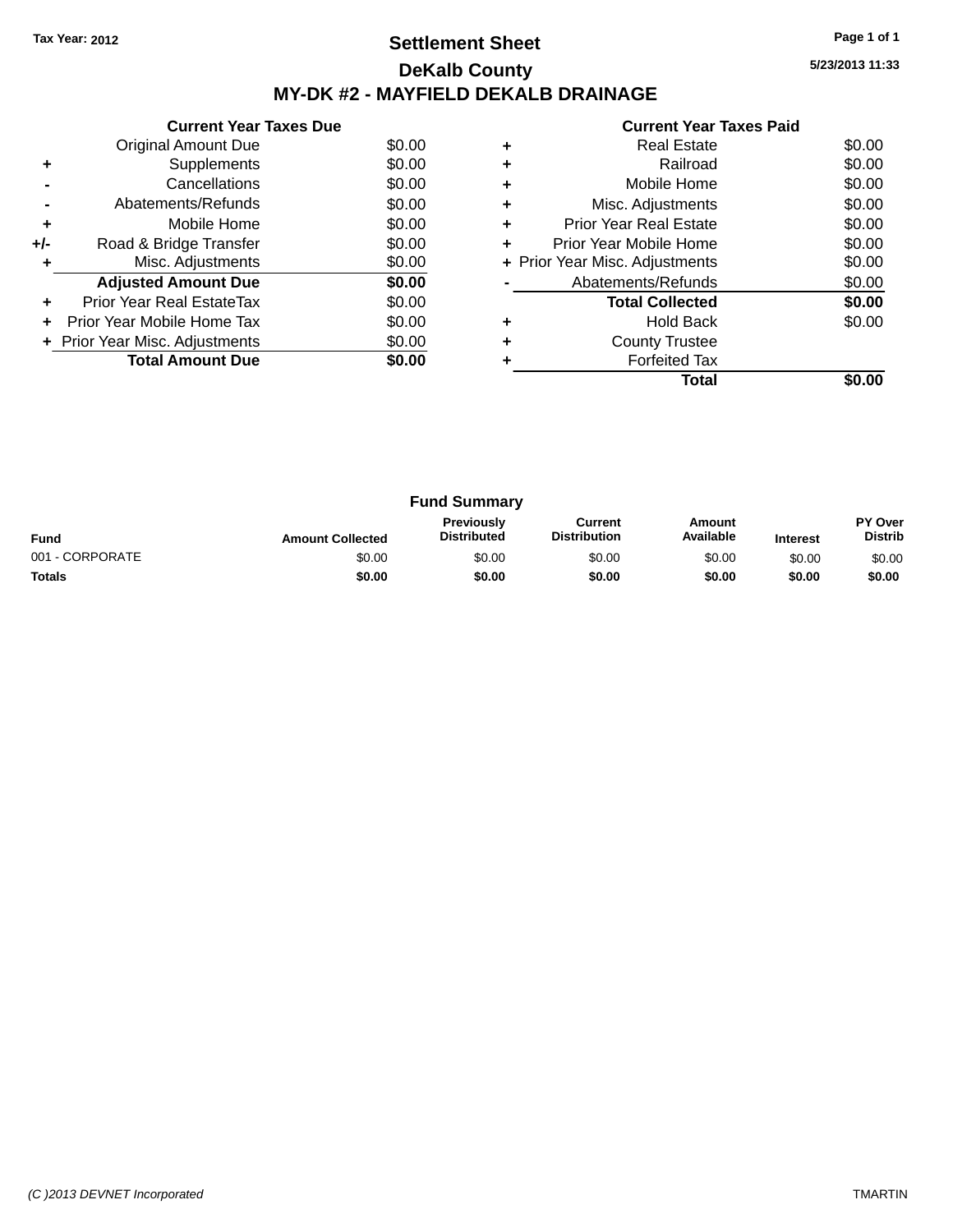Tax Year: 2012

# Settlement Sheet

## DeKalb County

## MY-DK #2 - MAYFIELD DEKALB DRAINAGE

5/23/2013 11:33

| | Current Year Taxes Due | |
|---|---|---|
| | Original Amount Due | $0.00 |
| + | Supplements | $0.00 |
| - | Cancellations | $0.00 |
| - | Abatements/Refunds | $0.00 |
| + | Mobile Home | $0.00 |
| +/- | Road & Bridge Transfer | $0.00 |
| + | Misc. Adjustments | $0.00 |
| | **Adjusted Amount Due** | **$0.00** |
| + | Prior Year Real EstateTax | $0.00 |
| + | Prior Year Mobile Home Tax | $0.00 |
| + | Prior Year Misc. Adjustments | $0.00 |
| | **Total Amount Due** | **$0.00** |

| | Current Year Taxes Paid | |
|---|---|---|
| + | Real Estate | $0.00 |
| + | Railroad | $0.00 |
| + | Mobile Home | $0.00 |
| + | Misc. Adjustments | $0.00 |
| + | Prior Year Real Estate | $0.00 |
| + | Prior Year Mobile Home | $0.00 |
| + | Prior Year Misc. Adjustments | $0.00 |
| - | Abatements/Refunds | $0.00 |
| | **Total Collected** | **$0.00** |
| + | Hold Back | $0.00 |
| + | County Trustee | |
| + | Forfeited Tax | |
| | **Total** | **$0.00** |

### Fund Summary

| Fund | Amount Collected | Previously Distributed | Current Distribution | Amount Available | Interest | PY Over Distrib |
|---|---|---|---|---|---|---|
| 001 - CORPORATE | $0.00 | $0.00 | $0.00 | $0.00 | $0.00 | $0.00 |
| **Totals** | **$0.00** | **$0.00** | **$0.00** | **$0.00** | **$0.00** | **$0.00** |

(C )2013 DEVNET Incorporated TMARTIN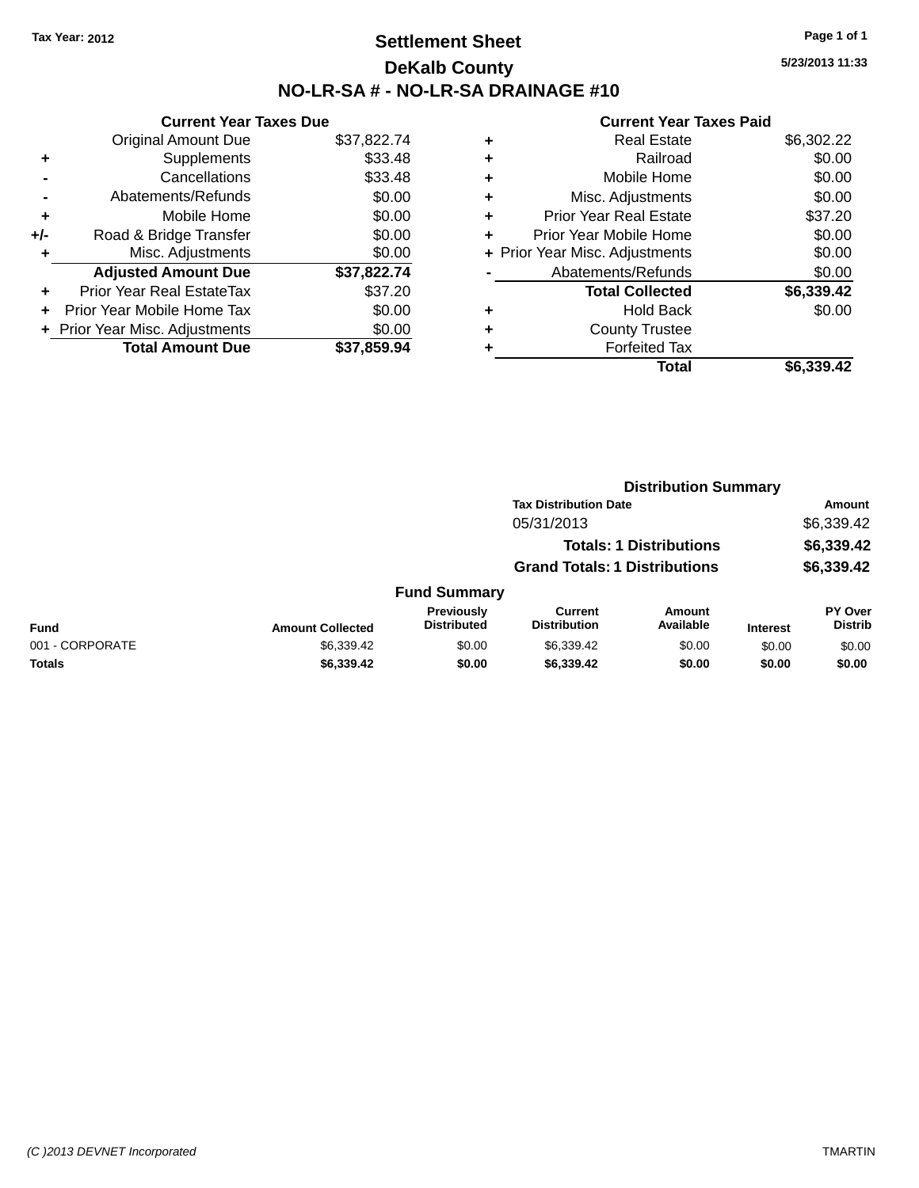Tax Year: 2012

# Settlement Sheet

## DeKalb County

## NO-LR-SA # - NO-LR-SA DRAINAGE #10

5/23/2013 11:33

### Current Year Taxes Due

| | | |
|---|---|---|
| | Original Amount Due | $37,822.74 |
| + | Supplements | $33.48 |
| - | Cancellations | $33.48 |
| - | Abatements/Refunds | $0.00 |
| + | Mobile Home | $0.00 |
| +/- | Road & Bridge Transfer | $0.00 |
| + | Misc. Adjustments | $0.00 |
| | **Adjusted Amount Due** | **$37,822.74** |
| + | Prior Year Real EstateTax | $37.20 |
| + | Prior Year Mobile Home Tax | $0.00 |
| + | Prior Year Misc. Adjustments | $0.00 |
| | **Total Amount Due** | **$37,859.94** |

### Current Year Taxes Paid

| | | |
|---|---|---|
| + | Real Estate | $6,302.22 |
| + | Railroad | $0.00 |
| + | Mobile Home | $0.00 |
| + | Misc. Adjustments | $0.00 |
| + | Prior Year Real Estate | $37.20 |
| + | Prior Year Mobile Home | $0.00 |
| + | Prior Year Misc. Adjustments | $0.00 |
| - | Abatements/Refunds | $0.00 |
| | **Total Collected** | **$6,339.42** |
| + | Hold Back | $0.00 |
| + | County Trustee | |
| + | Forfeited Tax | |
| | **Total** | **$6,339.42** |

### Distribution Summary

| Tax Distribution Date | Amount |
|---|---|
| 05/31/2013 | $6,339.42 |
| **Totals: 1 Distributions** | **$6,339.42** |
| **Grand Totals: 1 Distributions** | **$6,339.42** |

### Fund Summary

| Fund | Amount Collected | Previously Distributed | Current Distribution | Amount Available | Interest | PY Over Distrib |
|---|---|---|---|---|---|---|
| 001 - CORPORATE | $6,339.42 | $0.00 | $6,339.42 | $0.00 | $0.00 | $0.00 |
| **Totals** | **$6,339.42** | **$0.00** | **$6,339.42** | **$0.00** | **$0.00** | **$0.00** |

(C )2013 DEVNET Incorporated — TMARTIN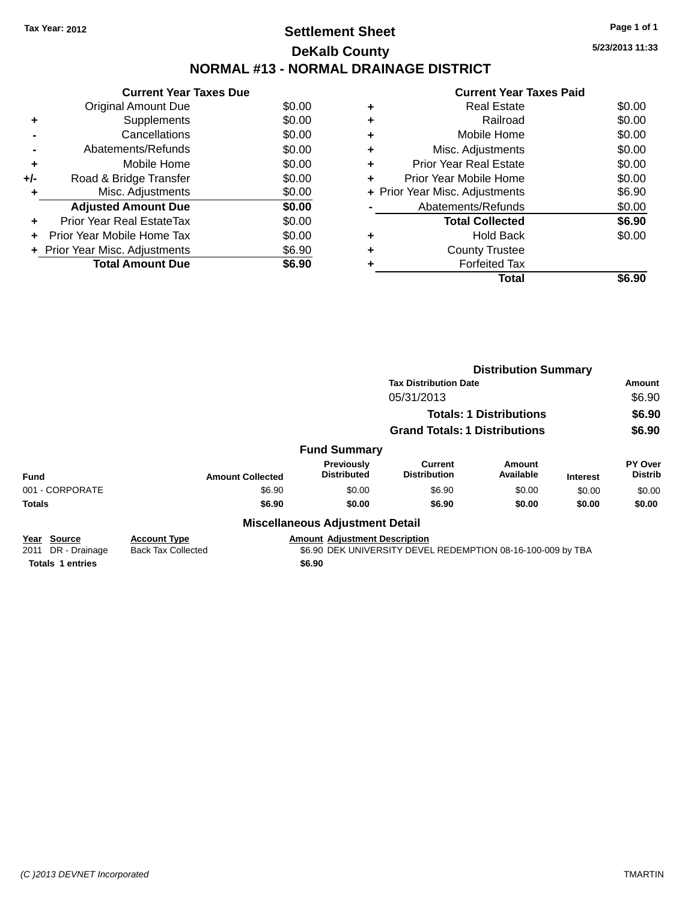Tax Year: 2012

# Settlement Sheet

## DeKalb County

## NORMAL #13 - NORMAL DRAINAGE DISTRICT

5/23/2013 11:33

### Current Year Taxes Due

| | | |
|---|---|---|
| | Original Amount Due | $0.00 |
| + | Supplements | $0.00 |
| - | Cancellations | $0.00 |
| - | Abatements/Refunds | $0.00 |
| + | Mobile Home | $0.00 |
| +/- | Road & Bridge Transfer | $0.00 |
| + | Misc. Adjustments | $0.00 |
| | **Adjusted Amount Due** | **$0.00** |
| + | Prior Year Real EstateTax | $0.00 |
| + | Prior Year Mobile Home Tax | $0.00 |
| + | Prior Year Misc. Adjustments | $6.90 |
| | **Total Amount Due** | **$6.90** |

### Current Year Taxes Paid

| | | |
|---|---|---|
| + | Real Estate | $0.00 |
| + | Railroad | $0.00 |
| + | Mobile Home | $0.00 |
| + | Misc. Adjustments | $0.00 |
| + | Prior Year Real Estate | $0.00 |
| + | Prior Year Mobile Home | $0.00 |
| + | Prior Year Misc. Adjustments | $6.90 |
| - | Abatements/Refunds | $0.00 |
| | **Total Collected** | **$6.90** |
| + | Hold Back | $0.00 |
| + | County Trustee | |
| + | Forfeited Tax | |
| | **Total** | **$6.90** |

### Distribution Summary

| Tax Distribution Date | Amount |
|---|---|
| 05/31/2013 | $6.90 |
| **Totals: 1 Distributions** | **$6.90** |
| **Grand Totals: 1 Distributions** | **$6.90** |

### Fund Summary

| Fund | Amount Collected | Previously Distributed | Current Distribution | Amount Available | Interest | PY Over Distrib |
|---|---|---|---|---|---|---|
| 001 - CORPORATE | $6.90 | $0.00 | $6.90 | $0.00 | $0.00 | $0.00 |
| **Totals** | **$6.90** | **$0.00** | **$6.90** | **$0.00** | **$0.00** | **$0.00** |

### Miscellaneous Adjustment Detail

| Year | Source | Account Type | Amount | Adjustment Description |
|---|---|---|---|---|
| 2011 | DR - Drainage | Back Tax Collected | $6.90 | DEK UNIVERSITY DEVEL REDEMPTION 08-16-100-009 by TBA |
| **Totals 1 entries** | | | **$6.90** | |

(C )2013 DEVNET Incorporated

TMARTIN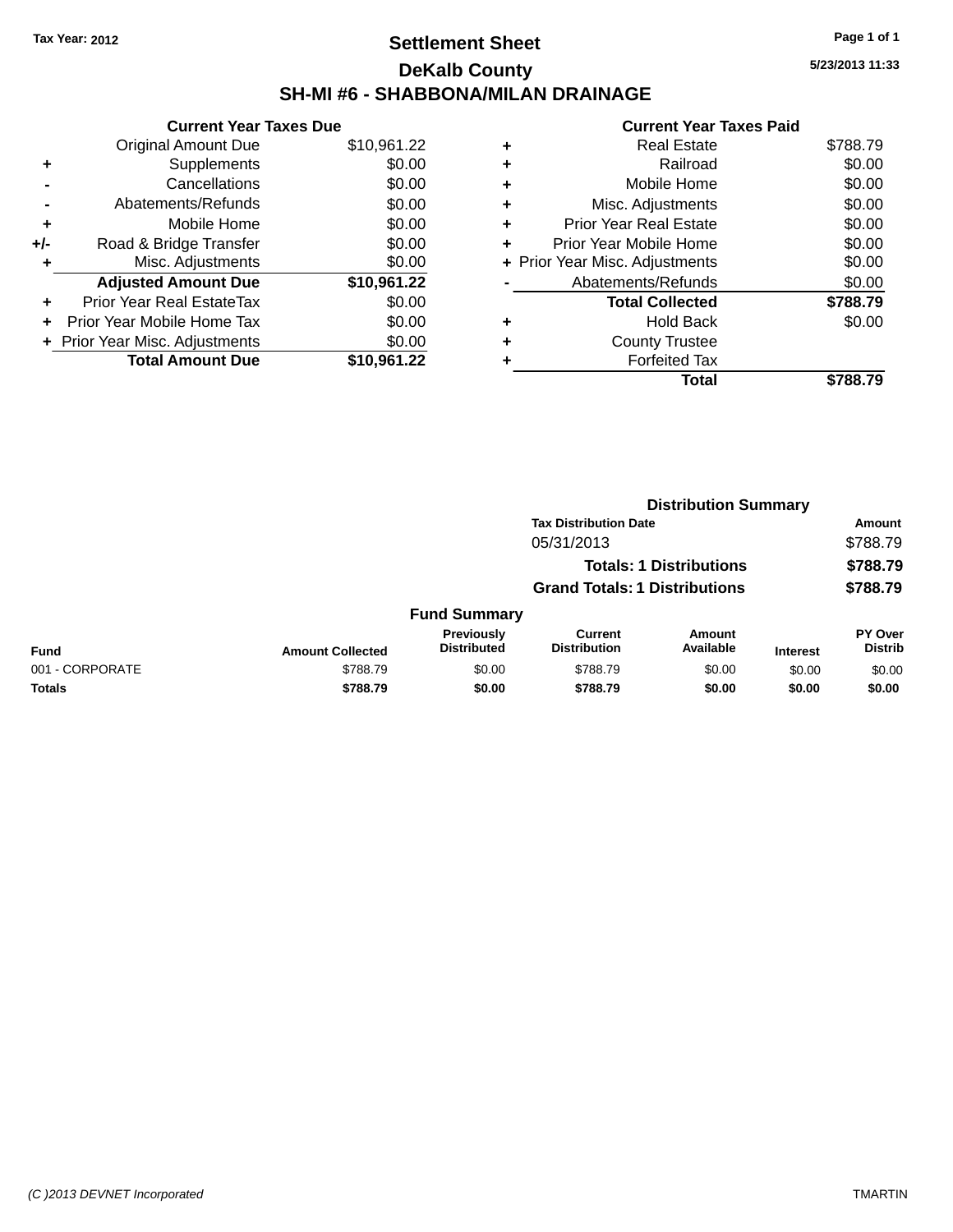Tax Year: 2012

# Settlement Sheet

## DeKalb County

## SH-MI #6 - SHABBONA/MILAN DRAINAGE

5/23/2013 11:33

### Current Year Taxes Due

| | | |
|---|---|---|
| | Original Amount Due | $10,961.22 |
| + | Supplements | $0.00 |
| - | Cancellations | $0.00 |
| - | Abatements/Refunds | $0.00 |
| + | Mobile Home | $0.00 |
| +/- | Road & Bridge Transfer | $0.00 |
| + | Misc. Adjustments | $0.00 |
| | **Adjusted Amount Due** | **$10,961.22** |
| + | Prior Year Real EstateTax | $0.00 |
| + | Prior Year Mobile Home Tax | $0.00 |
| + | Prior Year Misc. Adjustments | $0.00 |
| | **Total Amount Due** | **$10,961.22** |

### Current Year Taxes Paid

| | | |
|---|---|---|
| + | Real Estate | $788.79 |
| + | Railroad | $0.00 |
| + | Mobile Home | $0.00 |
| + | Misc. Adjustments | $0.00 |
| + | Prior Year Real Estate | $0.00 |
| + | Prior Year Mobile Home | $0.00 |
| + | Prior Year Misc. Adjustments | $0.00 |
| - | Abatements/Refunds | $0.00 |
| | **Total Collected** | **$788.79** |
| + | Hold Back | $0.00 |
| + | County Trustee | |
| + | Forfeited Tax | |
| | **Total** | **$788.79** |

### Distribution Summary

| Tax Distribution Date | Amount |
|---|---|
| 05/31/2013 | $788.79 |
| **Totals: 1 Distributions** | **$788.79** |
| **Grand Totals: 1 Distributions** | **$788.79** |

### Fund Summary

| Fund | Amount Collected | Previously Distributed | Current Distribution | Amount Available | Interest | PY Over Distrib |
|---|---|---|---|---|---|---|
| 001 - CORPORATE | $788.79 | $0.00 | $788.79 | $0.00 | $0.00 | $0.00 |
| **Totals** | **$788.79** | **$0.00** | **$788.79** | **$0.00** | **$0.00** | **$0.00** |

(C )2013 DEVNET Incorporated

TMARTIN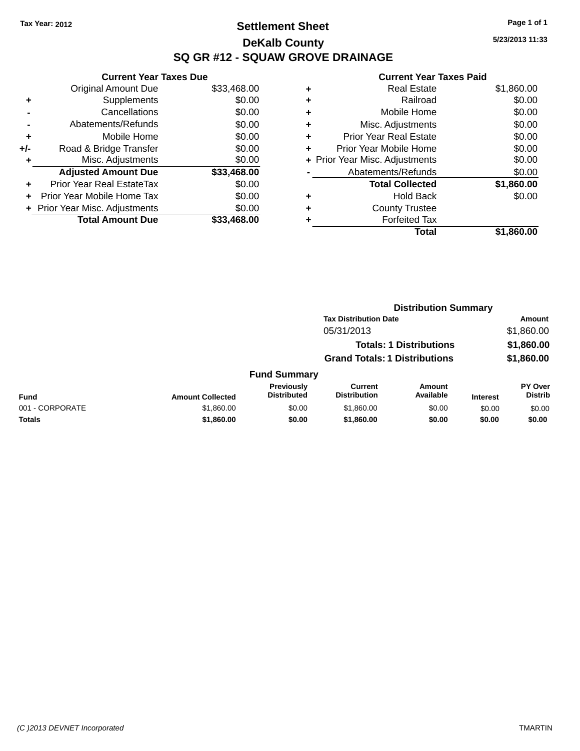Tax Year: 2012

# Settlement Sheet

## DeKalb County

## SQ GR #12 - SQUAW GROVE DRAINAGE

5/23/2013 11:33

### Current Year Taxes Due

| | | Amount |
|---|---|---|
| | Original Amount Due | $33,468.00 |
| + | Supplements | $0.00 |
| - | Cancellations | $0.00 |
| - | Abatements/Refunds | $0.00 |
| + | Mobile Home | $0.00 |
| +/- | Road & Bridge Transfer | $0.00 |
| + | Misc. Adjustments | $0.00 |
| | **Adjusted Amount Due** | **$33,468.00** |
| + | Prior Year Real EstateTax | $0.00 |
| + | Prior Year Mobile Home Tax | $0.00 |
| + | Prior Year Misc. Adjustments | $0.00 |
| | **Total Amount Due** | **$33,468.00** |

### Current Year Taxes Paid

| | | Amount |
|---|---|---|
| + | Real Estate | $1,860.00 |
| + | Railroad | $0.00 |
| + | Mobile Home | $0.00 |
| + | Misc. Adjustments | $0.00 |
| + | Prior Year Real Estate | $0.00 |
| + | Prior Year Mobile Home | $0.00 |
| + | Prior Year Misc. Adjustments | $0.00 |
| - | Abatements/Refunds | $0.00 |
| | **Total Collected** | **$1,860.00** |
| + | Hold Back | $0.00 |
| + | County Trustee | |
| + | Forfeited Tax | |
| | **Total** | **$1,860.00** |

### Distribution Summary

| Tax Distribution Date | Amount |
|---|---|
| 05/31/2013 | $1,860.00 |
| **Totals: 1 Distributions** | **$1,860.00** |
| **Grand Totals: 1 Distributions** | **$1,860.00** |

### Fund Summary

| Fund | Amount Collected | Previously Distributed | Current Distribution | Amount Available | Interest | PY Over Distrib |
|---|---|---|---|---|---|---|
| 001 - CORPORATE | $1,860.00 | $0.00 | $1,860.00 | $0.00 | $0.00 | $0.00 |
| **Totals** | **$1,860.00** | **$0.00** | **$1,860.00** | **$0.00** | **$0.00** | **$0.00** |

(C )2013 DEVNET Incorporated

TMARTIN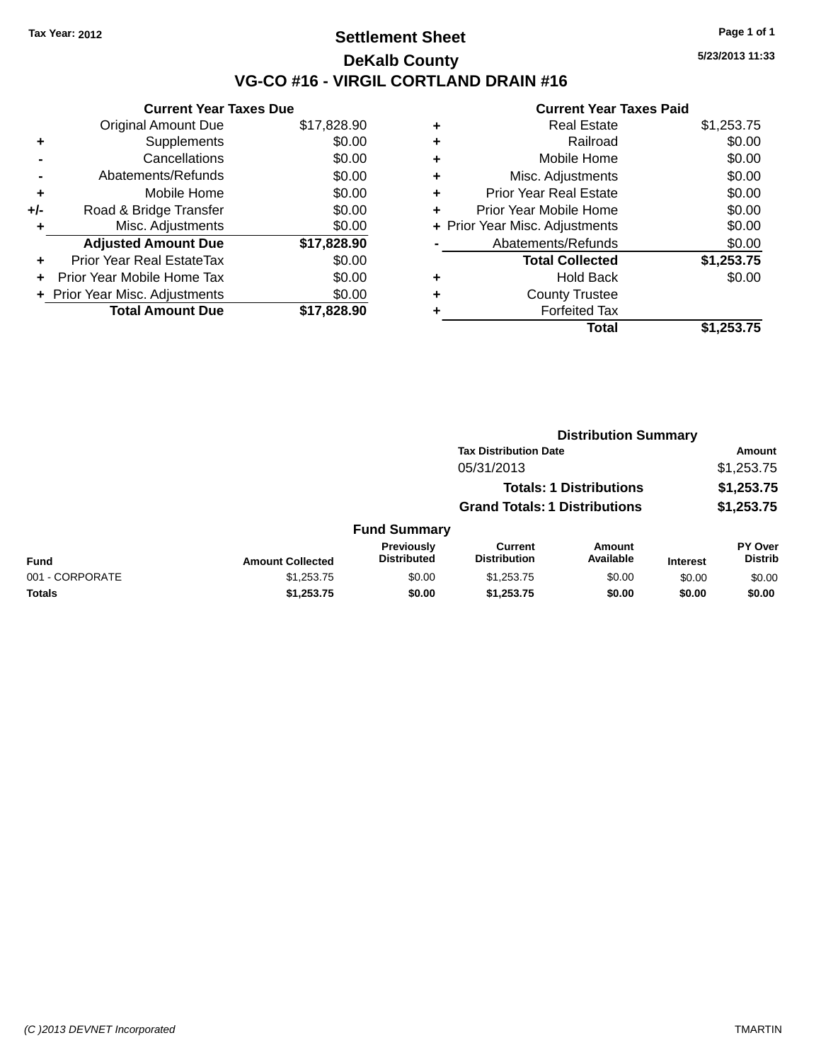Tax Year: 2012

# Settlement Sheet

## DeKalb County

## VG-CO #16 - VIRGIL CORTLAND DRAIN #16

5/23/2013 11:33

### Current Year Taxes Due

| | | |
|---|---|---|
| | Original Amount Due | $17,828.90 |
| + | Supplements | $0.00 |
| - | Cancellations | $0.00 |
| - | Abatements/Refunds | $0.00 |
| + | Mobile Home | $0.00 |
| +/- | Road & Bridge Transfer | $0.00 |
| + | Misc. Adjustments | $0.00 |
| | **Adjusted Amount Due** | **$17,828.90** |
| + | Prior Year Real EstateTax | $0.00 |
| + | Prior Year Mobile Home Tax | $0.00 |
| + | Prior Year Misc. Adjustments | $0.00 |
| | **Total Amount Due** | **$17,828.90** |

### Current Year Taxes Paid

| | | |
|---|---|---|
| + | Real Estate | $1,253.75 |
| + | Railroad | $0.00 |
| + | Mobile Home | $0.00 |
| + | Misc. Adjustments | $0.00 |
| + | Prior Year Real Estate | $0.00 |
| + | Prior Year Mobile Home | $0.00 |
| + | Prior Year Misc. Adjustments | $0.00 |
| - | Abatements/Refunds | $0.00 |
| | **Total Collected** | **$1,253.75** |
| + | Hold Back | $0.00 |
| + | County Trustee | |
| + | Forfeited Tax | |
| | **Total** | **$1,253.75** |

### Distribution Summary

| Tax Distribution Date | Amount |
|---|---|
| 05/31/2013 | $1,253.75 |
| **Totals: 1 Distributions** | **$1,253.75** |
| **Grand Totals: 1 Distributions** | **$1,253.75** |

### Fund Summary

| Fund | Amount Collected | Previously Distributed | Current Distribution | Amount Available | Interest | PY Over Distrib |
|---|---|---|---|---|---|---|
| 001 - CORPORATE | $1,253.75 | $0.00 | $1,253.75 | $0.00 | $0.00 | $0.00 |
| **Totals** | **$1,253.75** | **$0.00** | **$1,253.75** | **$0.00** | **$0.00** | **$0.00** |

(C )2013 DEVNET Incorporated TMARTIN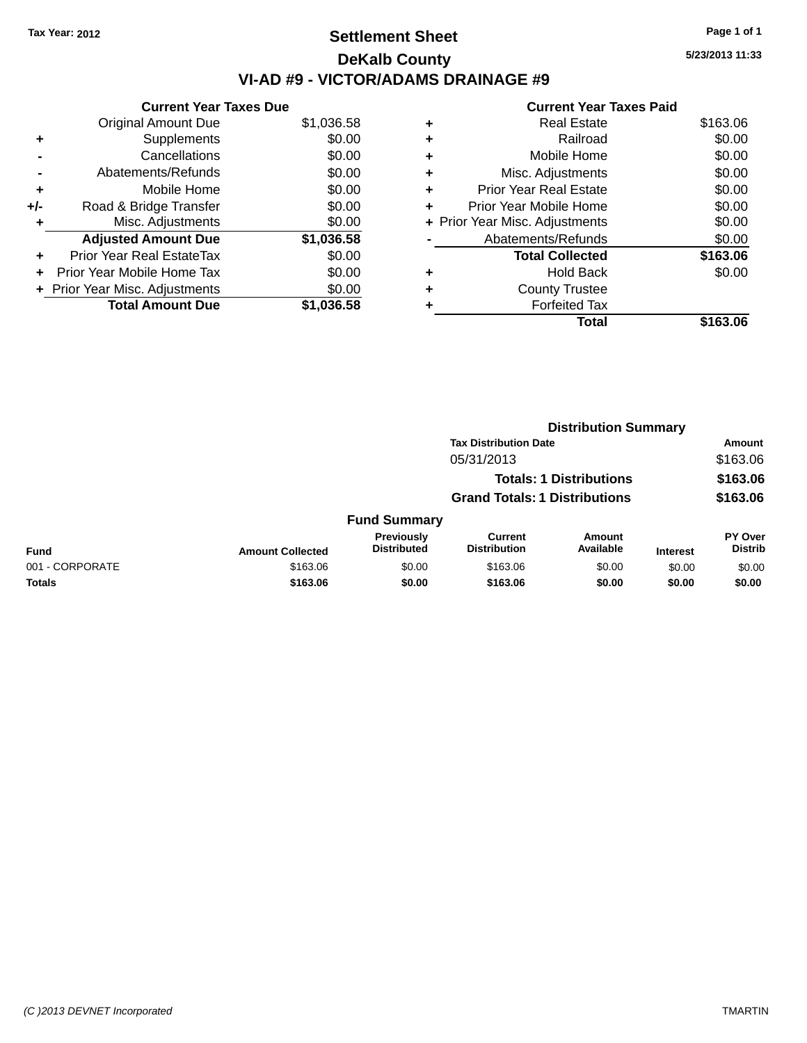Tax Year: 2012

# Settlement Sheet

## DeKalb County

## VI-AD #9 - VICTOR/ADAMS DRAINAGE #9

5/23/2013 11:33

| | Current Year Taxes Due | |
|---|---|---|
| | Original Amount Due | $1,036.58 |
| + | Supplements | $0.00 |
| - | Cancellations | $0.00 |
| - | Abatements/Refunds | $0.00 |
| + | Mobile Home | $0.00 |
| +/- | Road & Bridge Transfer | $0.00 |
| + | Misc. Adjustments | $0.00 |
| | **Adjusted Amount Due** | **$1,036.58** |
| + | Prior Year Real EstateTax | $0.00 |
| + | Prior Year Mobile Home Tax | $0.00 |
| + | Prior Year Misc. Adjustments | $0.00 |
| | **Total Amount Due** | **$1,036.58** |

| | Current Year Taxes Paid | |
|---|---|---|
| + | Real Estate | $163.06 |
| + | Railroad | $0.00 |
| + | Mobile Home | $0.00 |
| + | Misc. Adjustments | $0.00 |
| + | Prior Year Real Estate | $0.00 |
| + | Prior Year Mobile Home | $0.00 |
| + | Prior Year Misc. Adjustments | $0.00 |
| - | Abatements/Refunds | $0.00 |
| | **Total Collected** | **$163.06** |
| + | Hold Back | $0.00 |
| + | County Trustee | |
| + | Forfeited Tax | |
| | **Total** | **$163.06** |

### Distribution Summary

| Tax Distribution Date | Amount |
|---|---|
| 05/31/2013 | $163.06 |
| **Totals: 1 Distributions** | **$163.06** |
| **Grand Totals: 1 Distributions** | **$163.06** |

### Fund Summary

| Fund | Amount Collected | Previously Distributed | Current Distribution | Amount Available | Interest | PY Over Distrib |
|---|---|---|---|---|---|---|
| 001 - CORPORATE | $163.06 | $0.00 | $163.06 | $0.00 | $0.00 | $0.00 |
| **Totals** | **$163.06** | **$0.00** | **$163.06** | **$0.00** | **$0.00** | **$0.00** |

(C )2013 DEVNET Incorporated TMARTIN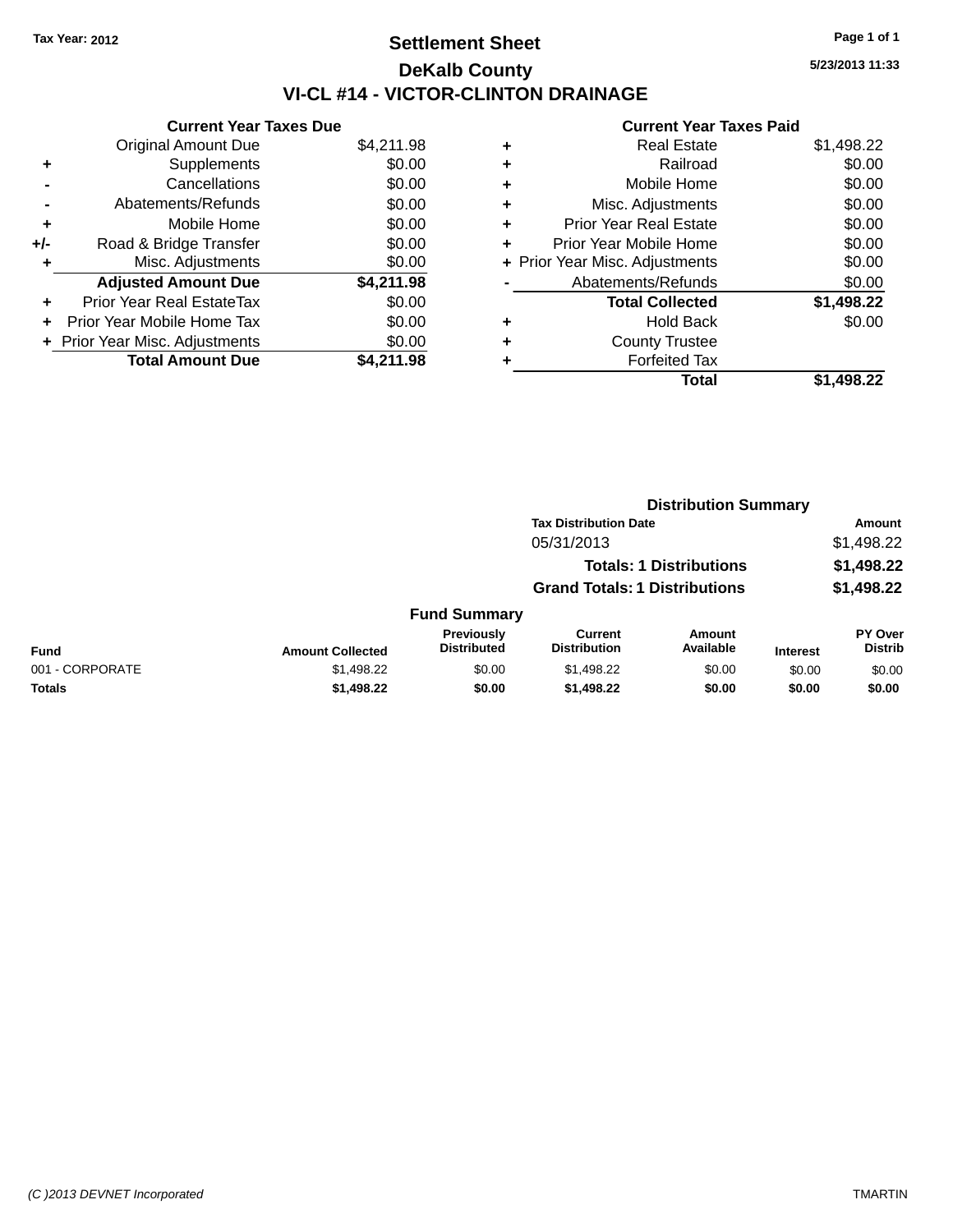**Tax Year: 2012**

# Settlement Sheet

## DeKalb County

## VI-CL #14 - VICTOR-CLINTON DRAINAGE

5/23/2013 11:33

### Current Year Taxes Due

| | | |
|---|---|---|
| | Original Amount Due | $4,211.98 |
| + | Supplements | $0.00 |
| - | Cancellations | $0.00 |
| - | Abatements/Refunds | $0.00 |
| + | Mobile Home | $0.00 |
| +/- | Road & Bridge Transfer | $0.00 |
| + | Misc. Adjustments | $0.00 |
| | **Adjusted Amount Due** | **$4,211.98** |
| + | Prior Year Real EstateTax | $0.00 |
| + | Prior Year Mobile Home Tax | $0.00 |
| + | Prior Year Misc. Adjustments | $0.00 |
| | **Total Amount Due** | **$4,211.98** |

### Current Year Taxes Paid

| | | |
|---|---|---|
| + | Real Estate | $1,498.22 |
| + | Railroad | $0.00 |
| + | Mobile Home | $0.00 |
| + | Misc. Adjustments | $0.00 |
| + | Prior Year Real Estate | $0.00 |
| + | Prior Year Mobile Home | $0.00 |
| + | Prior Year Misc. Adjustments | $0.00 |
| - | Abatements/Refunds | $0.00 |
| | **Total Collected** | **$1,498.22** |
| + | Hold Back | $0.00 |
| + | County Trustee | |
| + | Forfeited Tax | |
| | **Total** | **$1,498.22** |

### Distribution Summary

| Tax Distribution Date | Amount |
|---|---|
| 05/31/2013 | $1,498.22 |
| **Totals: 1 Distributions** | **$1,498.22** |
| **Grand Totals: 1 Distributions** | **$1,498.22** |

### Fund Summary

| Fund | Amount Collected | Previously Distributed | Current Distribution | Amount Available | Interest | PY Over Distrib |
|---|---|---|---|---|---|---|
| 001 - CORPORATE | $1,498.22 | $0.00 | $1,498.22 | $0.00 | $0.00 | $0.00 |
| **Totals** | **$1,498.22** | **$0.00** | **$1,498.22** | **$0.00** | **$0.00** | **$0.00** |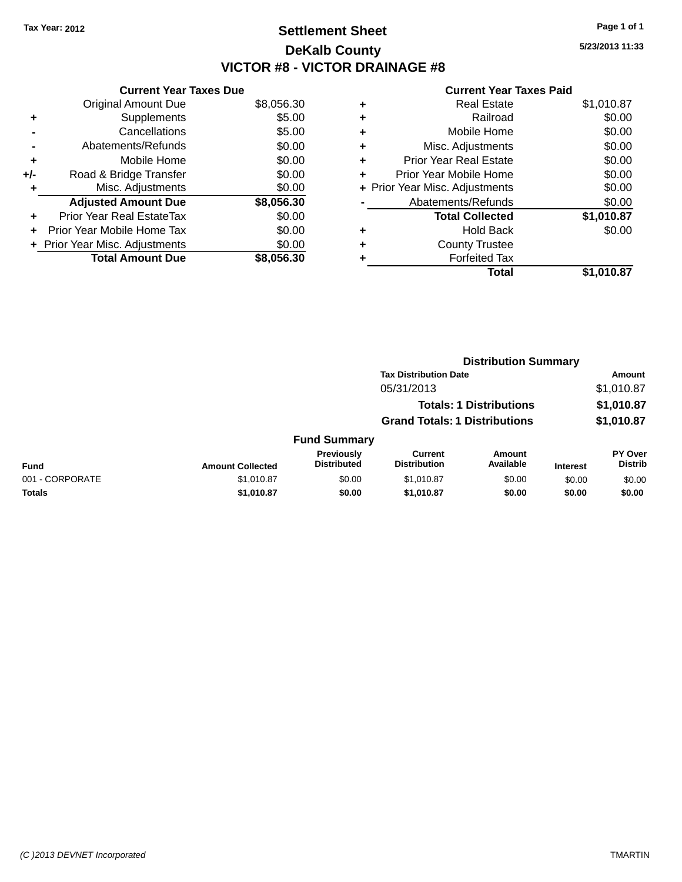Tax Year: 2012

# Settlement Sheet

## DeKalb County

## VICTOR #8 - VICTOR DRAINAGE #8

5/23/2013 11:33

### Current Year Taxes Due

| | | |
|---|---|---|
| | Original Amount Due | $8,056.30 |
| + | Supplements | $5.00 |
| - | Cancellations | $5.00 |
| - | Abatements/Refunds | $0.00 |
| + | Mobile Home | $0.00 |
| +/- | Road & Bridge Transfer | $0.00 |
| + | Misc. Adjustments | $0.00 |
| | **Adjusted Amount Due** | **$8,056.30** |
| + | Prior Year Real EstateTax | $0.00 |
| + | Prior Year Mobile Home Tax | $0.00 |
| + | Prior Year Misc. Adjustments | $0.00 |
| | **Total Amount Due** | **$8,056.30** |

### Current Year Taxes Paid

| | | |
|---|---|---|
| + | Real Estate | $1,010.87 |
| + | Railroad | $0.00 |
| + | Mobile Home | $0.00 |
| + | Misc. Adjustments | $0.00 |
| + | Prior Year Real Estate | $0.00 |
| + | Prior Year Mobile Home | $0.00 |
| + | Prior Year Misc. Adjustments | $0.00 |
| - | Abatements/Refunds | $0.00 |
| | **Total Collected** | **$1,010.87** |
| + | Hold Back | $0.00 |
| + | County Trustee | |
| + | Forfeited Tax | |
| | **Total** | **$1,010.87** |

### Distribution Summary

| Tax Distribution Date | Amount |
|---|---|
| 05/31/2013 | $1,010.87 |
| **Totals: 1 Distributions** | **$1,010.87** |
| **Grand Totals: 1 Distributions** | **$1,010.87** |

### Fund Summary

| Fund | Amount Collected | Previously Distributed | Current Distribution | Amount Available | Interest | PY Over Distrib |
|---|---|---|---|---|---|---|
| 001 - CORPORATE | $1,010.87 | $0.00 | $1,010.87 | $0.00 | $0.00 | $0.00 |
| **Totals** | **$1,010.87** | **$0.00** | **$1,010.87** | **$0.00** | **$0.00** | **$0.00** |

(C )2013 DEVNET Incorporated

TMARTIN